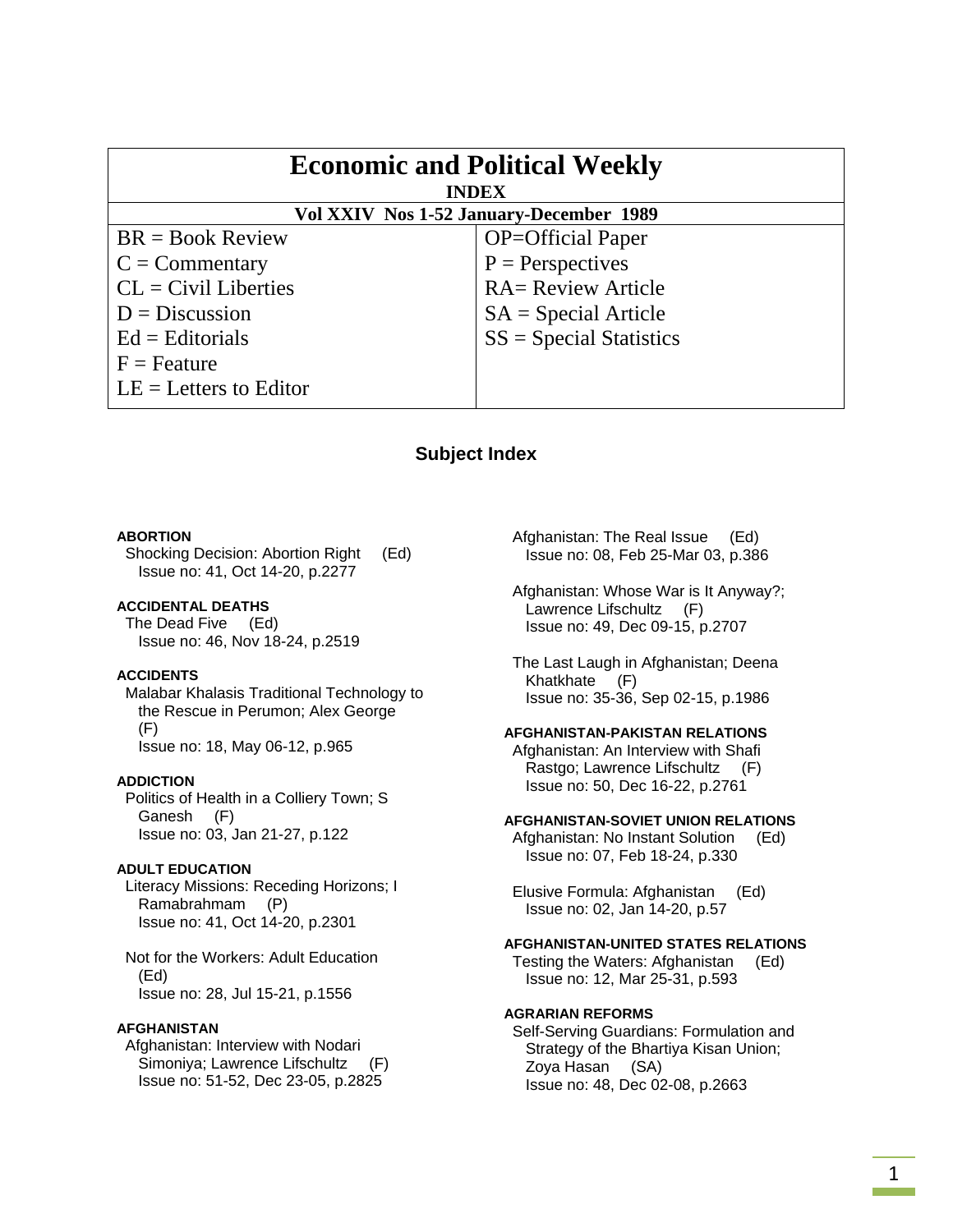# Economic and Political Weekly

## INDEX

### Vol XXIV Nos 1-52 January-December 1989

| | |
|---|---|
| BR = Book Review | OP=Official Paper |
| C = Commentary | P = Perspectives |
| CL = Civil Liberties | RA= Review Article |
| D = Discussion | SA = Special Article |
| Ed = Editorials | SS = Special Statistics |
| F = Feature | |
| LE = Letters to Editor | |

## Subject Index

**ABORTION**

Shocking Decision: Abortion Right (Ed)
Issue no: 41, Oct 14-20, p.2277

**ACCIDENTAL DEATHS**

The Dead Five (Ed)
Issue no: 46, Nov 18-24, p.2519

**ACCIDENTS**

Malabar Khalasis Traditional Technology to the Rescue in Perumon; Alex George (F)
Issue no: 18, May 06-12, p.965

**ADDICTION**

Politics of Health in a Colliery Town; S Ganesh (F)
Issue no: 03, Jan 21-27, p.122

**ADULT EDUCATION**

Literacy Missions: Receding Horizons; I Ramabrahmam (P)
Issue no: 41, Oct 14-20, p.2301

Not for the Workers: Adult Education (Ed)
Issue no: 28, Jul 15-21, p.1556

**AFGHANISTAN**

Afghanistan: Interview with Nodari Simoniya; Lawrence Lifschultz (F)
Issue no: 51-52, Dec 23-05, p.2825

Afghanistan: The Real Issue (Ed)
Issue no: 08, Feb 25-Mar 03, p.386

Afghanistan: Whose War is It Anyway?; Lawrence Lifschultz (F)
Issue no: 49, Dec 09-15, p.2707

The Last Laugh in Afghanistan; Deena Khatkhate (F)
Issue no: 35-36, Sep 02-15, p.1986

**AFGHANISTAN-PAKISTAN RELATIONS**

Afghanistan: An Interview with Shafi Rastgo; Lawrence Lifschultz (F)
Issue no: 50, Dec 16-22, p.2761

**AFGHANISTAN-SOVIET UNION RELATIONS**

Afghanistan: No Instant Solution (Ed)
Issue no: 07, Feb 18-24, p.330

Elusive Formula: Afghanistan (Ed)
Issue no: 02, Jan 14-20, p.57

**AFGHANISTAN-UNITED STATES RELATIONS**

Testing the Waters: Afghanistan (Ed)
Issue no: 12, Mar 25-31, p.593

**AGRARIAN REFORMS**

Self-Serving Guardians: Formulation and Strategy of the Bhartiya Kisan Union; Zoya Hasan (SA)
Issue no: 48, Dec 02-08, p.2663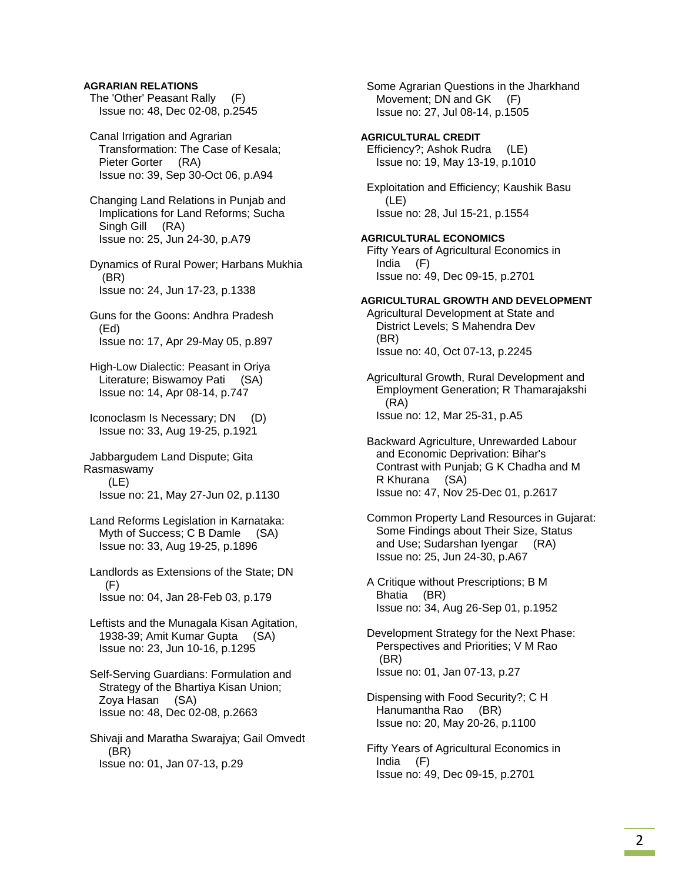**AGRARIAN RELATIONS**

The 'Other' Peasant Rally (F)
Issue no: 48, Dec 02-08, p.2545

Canal Irrigation and Agrarian Transformation: The Case of Kesala; Pieter Gorter (RA)
Issue no: 39, Sep 30-Oct 06, p.A94

Changing Land Relations in Punjab and Implications for Land Reforms; Sucha Singh Gill (RA)
Issue no: 25, Jun 24-30, p.A79

Dynamics of Rural Power; Harbans Mukhia (BR)
Issue no: 24, Jun 17-23, p.1338

Guns for the Goons: Andhra Pradesh (Ed)
Issue no: 17, Apr 29-May 05, p.897

High-Low Dialectic: Peasant in Oriya Literature; Biswamoy Pati (SA)
Issue no: 14, Apr 08-14, p.747

Iconoclasm Is Necessary; DN (D)
Issue no: 33, Aug 19-25, p.1921

Jabbargudem Land Dispute; Gita Rasmaswamy (LE)
Issue no: 21, May 27-Jun 02, p.1130

Land Reforms Legislation in Karnataka: Myth of Success; C B Damle (SA)
Issue no: 33, Aug 19-25, p.1896

Landlords as Extensions of the State; DN (F)
Issue no: 04, Jan 28-Feb 03, p.179

Leftists and the Munagala Kisan Agitation, 1938-39; Amit Kumar Gupta (SA)
Issue no: 23, Jun 10-16, p.1295

Self-Serving Guardians: Formulation and Strategy of the Bhartiya Kisan Union; Zoya Hasan (SA)
Issue no: 48, Dec 02-08, p.2663

Shivaji and Maratha Swarajya; Gail Omvedt (BR)
Issue no: 01, Jan 07-13, p.29

Some Agrarian Questions in the Jharkhand Movement; DN and GK (F)
Issue no: 27, Jul 08-14, p.1505

**AGRICULTURAL CREDIT**

Efficiency?; Ashok Rudra (LE)
Issue no: 19, May 13-19, p.1010

Exploitation and Efficiency; Kaushik Basu (LE)
Issue no: 28, Jul 15-21, p.1554

**AGRICULTURAL ECONOMICS**

Fifty Years of Agricultural Economics in India (F)
Issue no: 49, Dec 09-15, p.2701

**AGRICULTURAL GROWTH AND DEVELOPMENT**

Agricultural Development at State and District Levels; S Mahendra Dev (BR)
Issue no: 40, Oct 07-13, p.2245

Agricultural Growth, Rural Development and Employment Generation; R Thamarajakshi (RA)
Issue no: 12, Mar 25-31, p.A5

Backward Agriculture, Unrewarded Labour and Economic Deprivation: Bihar's Contrast with Punjab; G K Chadha and M R Khurana (SA)
Issue no: 47, Nov 25-Dec 01, p.2617

Common Property Land Resources in Gujarat: Some Findings about Their Size, Status and Use; Sudarshan Iyengar (RA)
Issue no: 25, Jun 24-30, p.A67

A Critique without Prescriptions; B M Bhatia (BR)
Issue no: 34, Aug 26-Sep 01, p.1952

Development Strategy for the Next Phase: Perspectives and Priorities; V M Rao (BR)
Issue no: 01, Jan 07-13, p.27

Dispensing with Food Security?; C H Hanumantha Rao (BR)
Issue no: 20, May 20-26, p.1100

Fifty Years of Agricultural Economics in India (F)
Issue no: 49, Dec 09-15, p.2701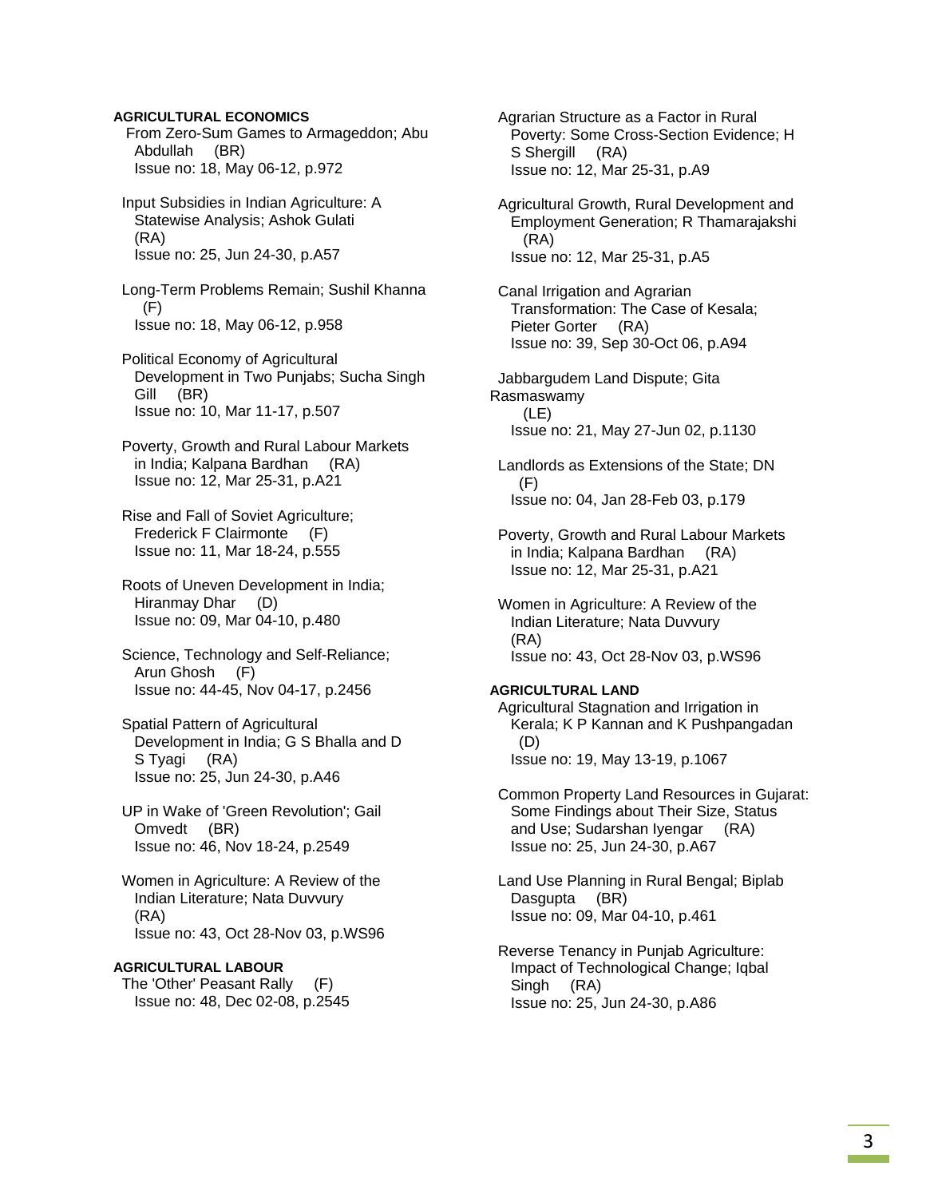**AGRICULTURAL ECONOMICS**

From Zero-Sum Games to Armageddon; Abu Abdullah (BR)
Issue no: 18, May 06-12, p.972

Input Subsidies in Indian Agriculture: A Statewise Analysis; Ashok Gulati (RA)
Issue no: 25, Jun 24-30, p.A57

Long-Term Problems Remain; Sushil Khanna (F)
Issue no: 18, May 06-12, p.958

Political Economy of Agricultural Development in Two Punjabs; Sucha Singh Gill (BR)
Issue no: 10, Mar 11-17, p.507

Poverty, Growth and Rural Labour Markets in India; Kalpana Bardhan (RA)
Issue no: 12, Mar 25-31, p.A21

Rise and Fall of Soviet Agriculture; Frederick F Clairmonte (F)
Issue no: 11, Mar 18-24, p.555

Roots of Uneven Development in India; Hiranmay Dhar (D)
Issue no: 09, Mar 04-10, p.480

Science, Technology and Self-Reliance; Arun Ghosh (F)
Issue no: 44-45, Nov 04-17, p.2456

Spatial Pattern of Agricultural Development in India; G S Bhalla and D S Tyagi (RA)
Issue no: 25, Jun 24-30, p.A46

UP in Wake of 'Green Revolution'; Gail Omvedt (BR)
Issue no: 46, Nov 18-24, p.2549

Women in Agriculture: A Review of the Indian Literature; Nata Duvvury (RA)
Issue no: 43, Oct 28-Nov 03, p.WS96

**AGRICULTURAL LABOUR**

The 'Other' Peasant Rally (F)
Issue no: 48, Dec 02-08, p.2545

Agrarian Structure as a Factor in Rural Poverty: Some Cross-Section Evidence; H S Shergill (RA)
Issue no: 12, Mar 25-31, p.A9

Agricultural Growth, Rural Development and Employment Generation; R Thamarajakshi (RA)
Issue no: 12, Mar 25-31, p.A5

Canal Irrigation and Agrarian Transformation: The Case of Kesala; Pieter Gorter (RA)
Issue no: 39, Sep 30-Oct 06, p.A94

Jabbargudem Land Dispute; Gita Rasmaswamy (LE)
Issue no: 21, May 27-Jun 02, p.1130

Landlords as Extensions of the State; DN (F)
Issue no: 04, Jan 28-Feb 03, p.179

Poverty, Growth and Rural Labour Markets in India; Kalpana Bardhan (RA)
Issue no: 12, Mar 25-31, p.A21

Women in Agriculture: A Review of the Indian Literature; Nata Duvvury (RA)
Issue no: 43, Oct 28-Nov 03, p.WS96

**AGRICULTURAL LAND**

Agricultural Stagnation and Irrigation in Kerala; K P Kannan and K Pushpangadan (D)
Issue no: 19, May 13-19, p.1067

Common Property Land Resources in Gujarat: Some Findings about Their Size, Status and Use; Sudarshan Iyengar (RA)
Issue no: 25, Jun 24-30, p.A67

Land Use Planning in Rural Bengal; Biplab Dasgupta (BR)
Issue no: 09, Mar 04-10, p.461

Reverse Tenancy in Punjab Agriculture: Impact of Technological Change; Iqbal Singh (RA)
Issue no: 25, Jun 24-30, p.A86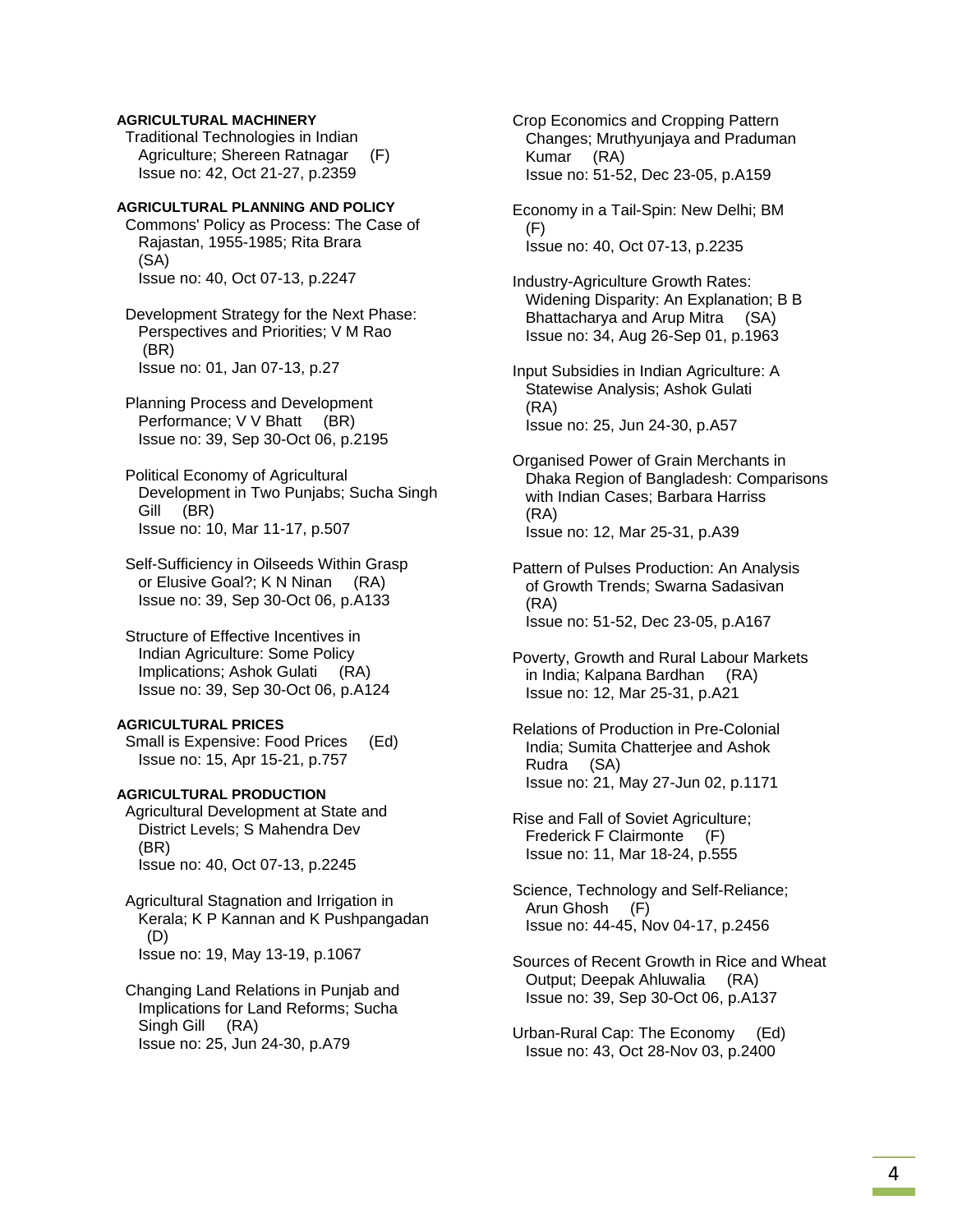**AGRICULTURAL MACHINERY**

Traditional Technologies in Indian Agriculture; Shereen Ratnagar (F)
Issue no: 42, Oct 21-27, p.2359

**AGRICULTURAL PLANNING AND POLICY**

Commons' Policy as Process: The Case of Rajastan, 1955-1985; Rita Brara (SA)
Issue no: 40, Oct 07-13, p.2247

Development Strategy for the Next Phase: Perspectives and Priorities; V M Rao (BR)
Issue no: 01, Jan 07-13, p.27

Planning Process and Development Performance; V V Bhatt (BR)
Issue no: 39, Sep 30-Oct 06, p.2195

Political Economy of Agricultural Development in Two Punjabs; Sucha Singh Gill (BR)
Issue no: 10, Mar 11-17, p.507

Self-Sufficiency in Oilseeds Within Grasp or Elusive Goal?; K N Ninan (RA)
Issue no: 39, Sep 30-Oct 06, p.A133

Structure of Effective Incentives in Indian Agriculture: Some Policy Implications; Ashok Gulati (RA)
Issue no: 39, Sep 30-Oct 06, p.A124

**AGRICULTURAL PRICES**

Small is Expensive: Food Prices (Ed)
Issue no: 15, Apr 15-21, p.757

**AGRICULTURAL PRODUCTION**

Agricultural Development at State and District Levels; S Mahendra Dev (BR)
Issue no: 40, Oct 07-13, p.2245

Agricultural Stagnation and Irrigation in Kerala; K P Kannan and K Pushpangadan (D)
Issue no: 19, May 13-19, p.1067

Changing Land Relations in Punjab and Implications for Land Reforms; Sucha Singh Gill (RA)
Issue no: 25, Jun 24-30, p.A79

Crop Economics and Cropping Pattern Changes; Mruthyunjaya and Praduman Kumar (RA)
Issue no: 51-52, Dec 23-05, p.A159

Economy in a Tail-Spin: New Delhi; BM (F)
Issue no: 40, Oct 07-13, p.2235

Industry-Agriculture Growth Rates: Widening Disparity: An Explanation; B B Bhattacharya and Arup Mitra (SA)
Issue no: 34, Aug 26-Sep 01, p.1963

Input Subsidies in Indian Agriculture: A Statewise Analysis; Ashok Gulati (RA)
Issue no: 25, Jun 24-30, p.A57

Organised Power of Grain Merchants in Dhaka Region of Bangladesh: Comparisons with Indian Cases; Barbara Harriss (RA)
Issue no: 12, Mar 25-31, p.A39

Pattern of Pulses Production: An Analysis of Growth Trends; Swarna Sadasivan (RA)
Issue no: 51-52, Dec 23-05, p.A167

Poverty, Growth and Rural Labour Markets in India; Kalpana Bardhan (RA)
Issue no: 12, Mar 25-31, p.A21

Relations of Production in Pre-Colonial India; Sumita Chatterjee and Ashok Rudra (SA)
Issue no: 21, May 27-Jun 02, p.1171

Rise and Fall of Soviet Agriculture; Frederick F Clairmonte (F)
Issue no: 11, Mar 18-24, p.555

Science, Technology and Self-Reliance; Arun Ghosh (F)
Issue no: 44-45, Nov 04-17, p.2456

Sources of Recent Growth in Rice and Wheat Output; Deepak Ahluwalia (RA)
Issue no: 39, Sep 30-Oct 06, p.A137

Urban-Rural Cap: The Economy (Ed)
Issue no: 43, Oct 28-Nov 03, p.2400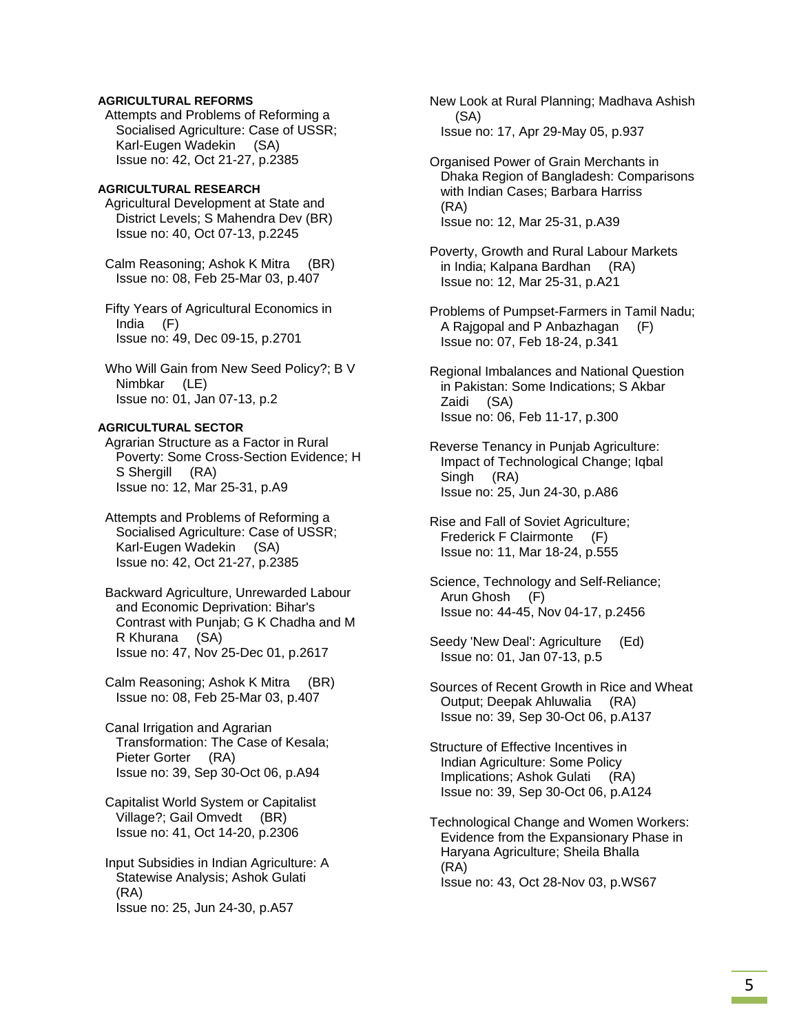**AGRICULTURAL REFORMS**

Attempts and Problems of Reforming a Socialised Agriculture: Case of USSR; Karl-Eugen Wadekin (SA)
Issue no: 42, Oct 21-27, p.2385

**AGRICULTURAL RESEARCH**

Agricultural Development at State and District Levels; S Mahendra Dev (BR)
Issue no: 40, Oct 07-13, p.2245

Calm Reasoning; Ashok K Mitra (BR)
Issue no: 08, Feb 25-Mar 03, p.407

Fifty Years of Agricultural Economics in India (F)
Issue no: 49, Dec 09-15, p.2701

Who Will Gain from New Seed Policy?; B V Nimbkar (LE)
Issue no: 01, Jan 07-13, p.2

**AGRICULTURAL SECTOR**

Agrarian Structure as a Factor in Rural Poverty: Some Cross-Section Evidence; H S Shergill (RA)
Issue no: 12, Mar 25-31, p.A9

Attempts and Problems of Reforming a Socialised Agriculture: Case of USSR; Karl-Eugen Wadekin (SA)
Issue no: 42, Oct 21-27, p.2385

Backward Agriculture, Unrewarded Labour and Economic Deprivation: Bihar's Contrast with Punjab; G K Chadha and M R Khurana (SA)
Issue no: 47, Nov 25-Dec 01, p.2617

Calm Reasoning; Ashok K Mitra (BR)
Issue no: 08, Feb 25-Mar 03, p.407

Canal Irrigation and Agrarian Transformation: The Case of Kesala; Pieter Gorter (RA)
Issue no: 39, Sep 30-Oct 06, p.A94

Capitalist World System or Capitalist Village?; Gail Omvedt (BR)
Issue no: 41, Oct 14-20, p.2306

Input Subsidies in Indian Agriculture: A Statewise Analysis; Ashok Gulati (RA)
Issue no: 25, Jun 24-30, p.A57

New Look at Rural Planning; Madhava Ashish (SA)
Issue no: 17, Apr 29-May 05, p.937

Organised Power of Grain Merchants in Dhaka Region of Bangladesh: Comparisons with Indian Cases; Barbara Harriss (RA)
Issue no: 12, Mar 25-31, p.A39

Poverty, Growth and Rural Labour Markets in India; Kalpana Bardhan (RA)
Issue no: 12, Mar 25-31, p.A21

Problems of Pumpset-Farmers in Tamil Nadu; A Rajgopal and P Anbazhagan (F)
Issue no: 07, Feb 18-24, p.341

Regional Imbalances and National Question in Pakistan: Some Indications; S Akbar Zaidi (SA)
Issue no: 06, Feb 11-17, p.300

Reverse Tenancy in Punjab Agriculture: Impact of Technological Change; Iqbal Singh (RA)
Issue no: 25, Jun 24-30, p.A86

Rise and Fall of Soviet Agriculture; Frederick F Clairmonte (F)
Issue no: 11, Mar 18-24, p.555

Science, Technology and Self-Reliance; Arun Ghosh (F)
Issue no: 44-45, Nov 04-17, p.2456

Seedy 'New Deal': Agriculture (Ed)
Issue no: 01, Jan 07-13, p.5

Sources of Recent Growth in Rice and Wheat Output; Deepak Ahluwalia (RA)
Issue no: 39, Sep 30-Oct 06, p.A137

Structure of Effective Incentives in Indian Agriculture: Some Policy Implications; Ashok Gulati (RA)
Issue no: 39, Sep 30-Oct 06, p.A124

Technological Change and Women Workers: Evidence from the Expansionary Phase in Haryana Agriculture; Sheila Bhalla (RA)
Issue no: 43, Oct 28-Nov 03, p.WS67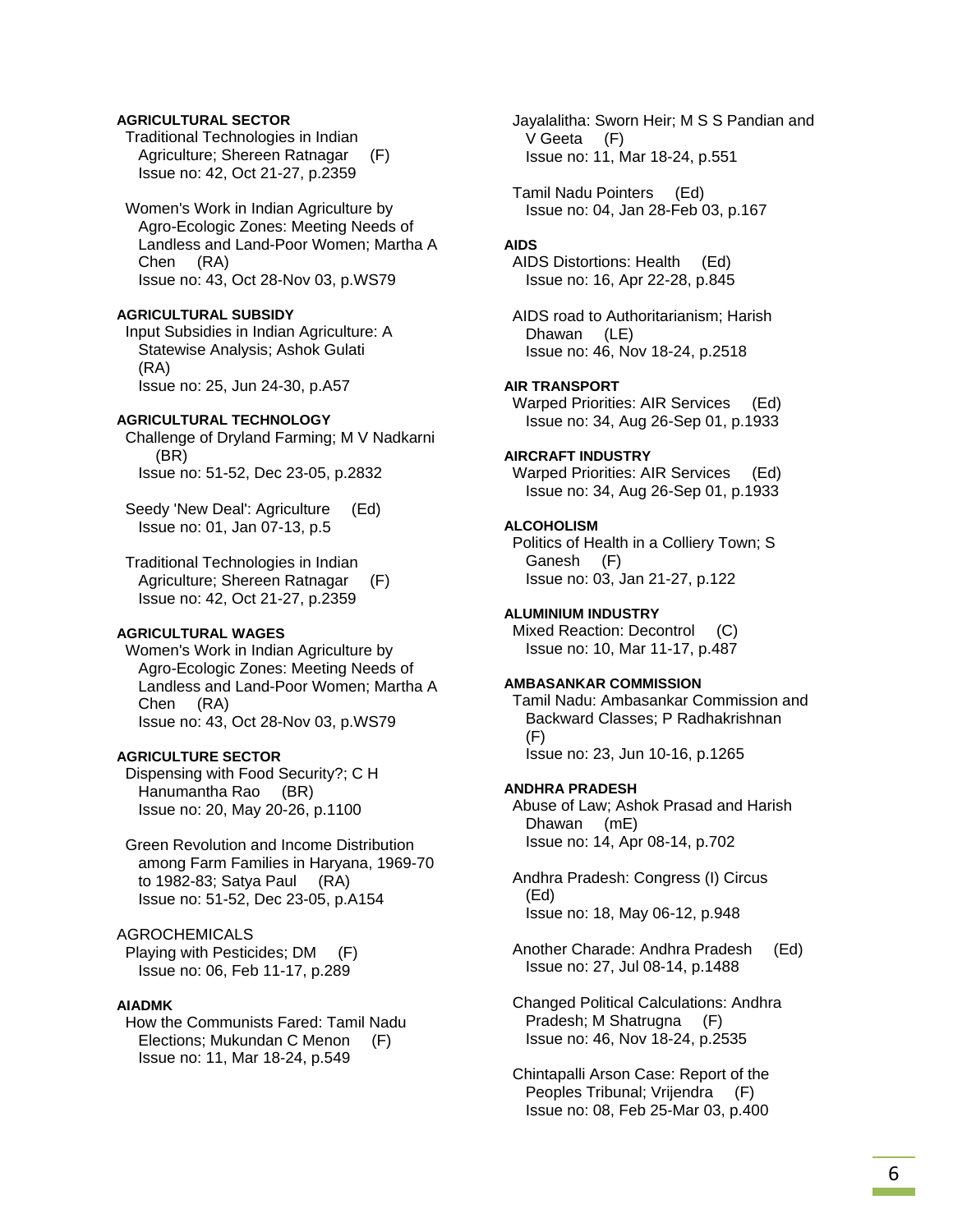**AGRICULTURAL SECTOR**

Traditional Technologies in Indian Agriculture; Shereen Ratnagar (F)
Issue no: 42, Oct 21-27, p.2359

Women's Work in Indian Agriculture by Agro-Ecologic Zones: Meeting Needs of Landless and Land-Poor Women; Martha A Chen (RA)
Issue no: 43, Oct 28-Nov 03, p.WS79

**AGRICULTURAL SUBSIDY**

Input Subsidies in Indian Agriculture: A Statewise Analysis; Ashok Gulati (RA)
Issue no: 25, Jun 24-30, p.A57

**AGRICULTURAL TECHNOLOGY**

Challenge of Dryland Farming; M V Nadkarni (BR)
Issue no: 51-52, Dec 23-05, p.2832

Seedy 'New Deal': Agriculture (Ed)
Issue no: 01, Jan 07-13, p.5

Traditional Technologies in Indian Agriculture; Shereen Ratnagar (F)
Issue no: 42, Oct 21-27, p.2359

**AGRICULTURAL WAGES**

Women's Work in Indian Agriculture by Agro-Ecologic Zones: Meeting Needs of Landless and Land-Poor Women; Martha A Chen (RA)
Issue no: 43, Oct 28-Nov 03, p.WS79

**AGRICULTURE SECTOR**

Dispensing with Food Security?; C H Hanumantha Rao (BR)
Issue no: 20, May 20-26, p.1100

Green Revolution and Income Distribution among Farm Families in Haryana, 1969-70 to 1982-83; Satya Paul (RA)
Issue no: 51-52, Dec 23-05, p.A154

AGROCHEMICALS

Playing with Pesticides; DM (F)
Issue no: 06, Feb 11-17, p.289

**AIADMK**

How the Communists Fared: Tamil Nadu Elections; Mukundan C Menon (F)
Issue no: 11, Mar 18-24, p.549

Jayalalitha: Sworn Heir; M S S Pandian and V Geeta (F)
Issue no: 11, Mar 18-24, p.551

Tamil Nadu Pointers (Ed)
Issue no: 04, Jan 28-Feb 03, p.167

**AIDS**

AIDS Distortions: Health (Ed)
Issue no: 16, Apr 22-28, p.845

AIDS road to Authoritarianism; Harish Dhawan (LE)
Issue no: 46, Nov 18-24, p.2518

**AIR TRANSPORT**

Warped Priorities: AIR Services (Ed)
Issue no: 34, Aug 26-Sep 01, p.1933

**AIRCRAFT INDUSTRY**

Warped Priorities: AIR Services (Ed)
Issue no: 34, Aug 26-Sep 01, p.1933

**ALCOHOLISM**

Politics of Health in a Colliery Town; S Ganesh (F)
Issue no: 03, Jan 21-27, p.122

**ALUMINIUM INDUSTRY**

Mixed Reaction: Decontrol (C)
Issue no: 10, Mar 11-17, p.487

**AMBASANKAR COMMISSION**

Tamil Nadu: Ambasankar Commission and Backward Classes; P Radhakrishnan (F)
Issue no: 23, Jun 10-16, p.1265

**ANDHRA PRADESH**

Abuse of Law; Ashok Prasad and Harish Dhawan (mE)
Issue no: 14, Apr 08-14, p.702

Andhra Pradesh: Congress (I) Circus (Ed)
Issue no: 18, May 06-12, p.948

Another Charade: Andhra Pradesh (Ed)
Issue no: 27, Jul 08-14, p.1488

Changed Political Calculations: Andhra Pradesh; M Shatrugna (F)
Issue no: 46, Nov 18-24, p.2535

Chintapalli Arson Case: Report of the Peoples Tribunal; Vrijendra (F)
Issue no: 08, Feb 25-Mar 03, p.400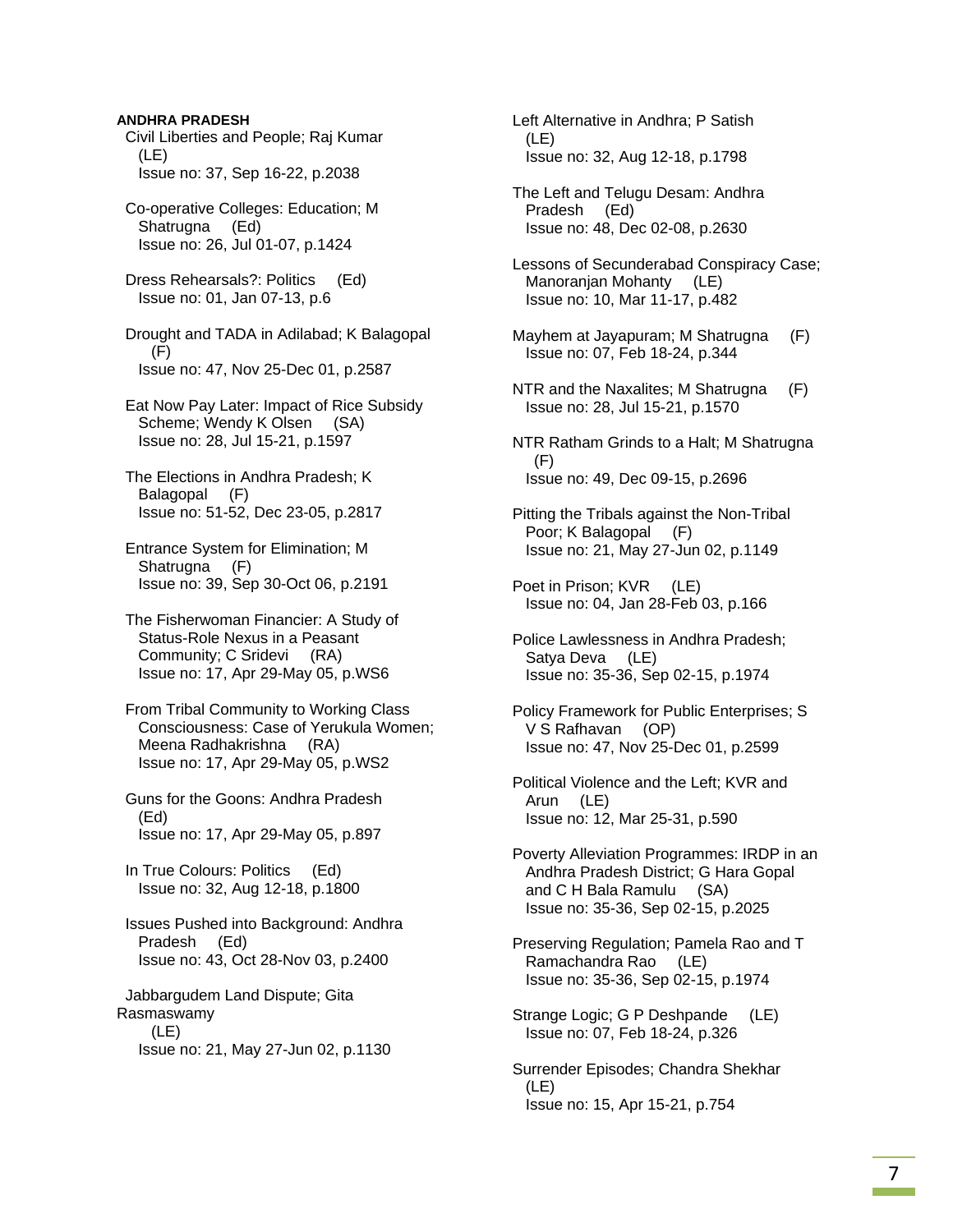**ANDHRA PRADESH**

Civil Liberties and People; Raj Kumar (LE)
Issue no: 37, Sep 16-22, p.2038

Co-operative Colleges: Education; M Shatrugna (Ed)
Issue no: 26, Jul 01-07, p.1424

Dress Rehearsals?: Politics (Ed)
Issue no: 01, Jan 07-13, p.6

Drought and TADA in Adilabad; K Balagopal (F)
Issue no: 47, Nov 25-Dec 01, p.2587

Eat Now Pay Later: Impact of Rice Subsidy Scheme; Wendy K Olsen (SA)
Issue no: 28, Jul 15-21, p.1597

The Elections in Andhra Pradesh; K Balagopal (F)
Issue no: 51-52, Dec 23-05, p.2817

Entrance System for Elimination; M Shatrugna (F)
Issue no: 39, Sep 30-Oct 06, p.2191

The Fisherwoman Financier: A Study of Status-Role Nexus in a Peasant Community; C Sridevi (RA)
Issue no: 17, Apr 29-May 05, p.WS6

From Tribal Community to Working Class Consciousness: Case of Yerukula Women; Meena Radhakrishna (RA)
Issue no: 17, Apr 29-May 05, p.WS2

Guns for the Goons: Andhra Pradesh (Ed)
Issue no: 17, Apr 29-May 05, p.897

In True Colours: Politics (Ed)
Issue no: 32, Aug 12-18, p.1800

Issues Pushed into Background: Andhra Pradesh (Ed)
Issue no: 43, Oct 28-Nov 03, p.2400

Jabbargudem Land Dispute; Gita Rasmaswamy (LE)
Issue no: 21, May 27-Jun 02, p.1130

Left Alternative in Andhra; P Satish (LE)
Issue no: 32, Aug 12-18, p.1798

The Left and Telugu Desam: Andhra Pradesh (Ed)
Issue no: 48, Dec 02-08, p.2630

Lessons of Secunderabad Conspiracy Case; Manoranjan Mohanty (LE)
Issue no: 10, Mar 11-17, p.482

Mayhem at Jayapuram; M Shatrugna (F)
Issue no: 07, Feb 18-24, p.344

NTR and the Naxalites; M Shatrugna (F)
Issue no: 28, Jul 15-21, p.1570

NTR Ratham Grinds to a Halt; M Shatrugna (F)
Issue no: 49, Dec 09-15, p.2696

Pitting the Tribals against the Non-Tribal Poor; K Balagopal (F)
Issue no: 21, May 27-Jun 02, p.1149

Poet in Prison; KVR (LE)
Issue no: 04, Jan 28-Feb 03, p.166

Police Lawlessness in Andhra Pradesh; Satya Deva (LE)
Issue no: 35-36, Sep 02-15, p.1974

Policy Framework for Public Enterprises; S V S Rafhavan (OP)
Issue no: 47, Nov 25-Dec 01, p.2599

Political Violence and the Left; KVR and Arun (LE)
Issue no: 12, Mar 25-31, p.590

Poverty Alleviation Programmes: IRDP in an Andhra Pradesh District; G Hara Gopal and C H Bala Ramulu (SA)
Issue no: 35-36, Sep 02-15, p.2025

Preserving Regulation; Pamela Rao and T Ramachandra Rao (LE)
Issue no: 35-36, Sep 02-15, p.1974

Strange Logic; G P Deshpande (LE)
Issue no: 07, Feb 18-24, p.326

Surrender Episodes; Chandra Shekhar (LE)
Issue no: 15, Apr 15-21, p.754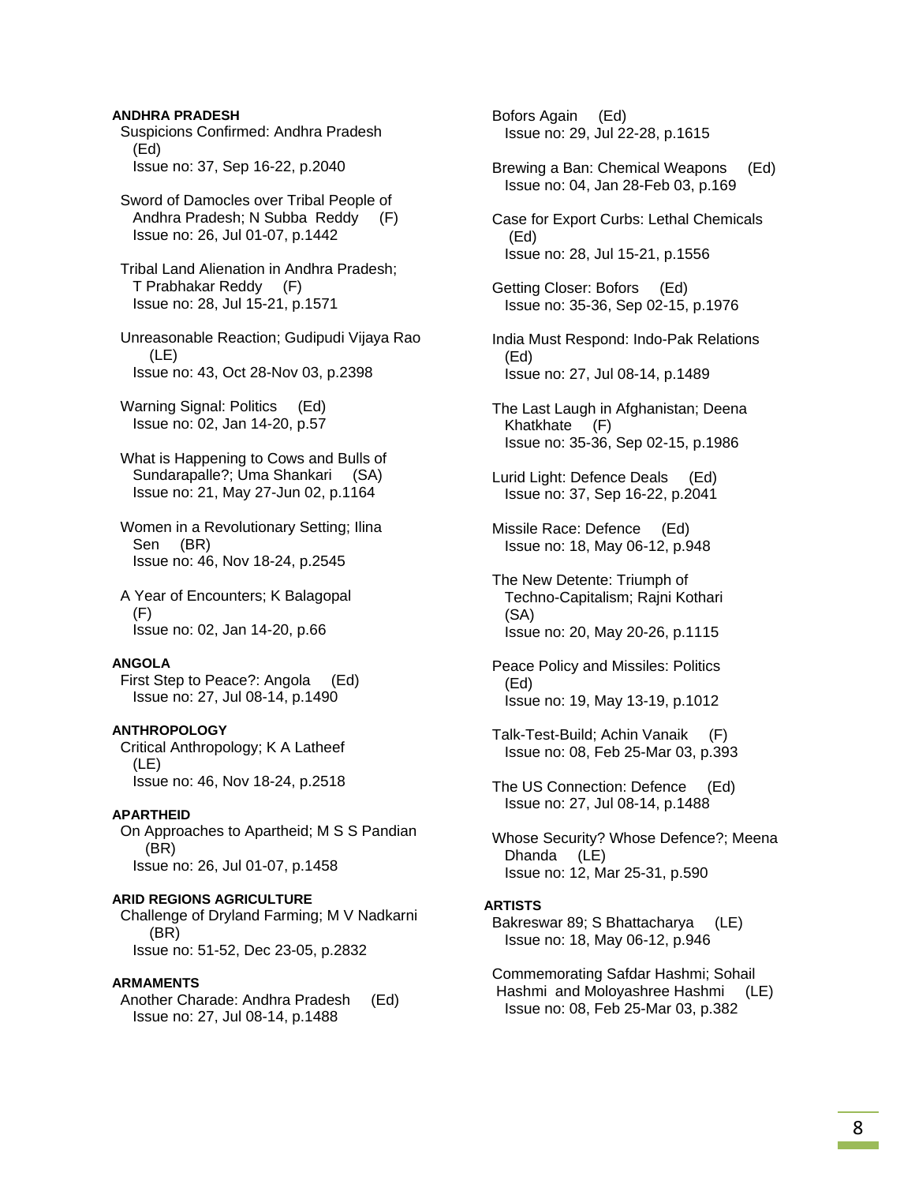**ANDHRA PRADESH**

Suspicions Confirmed: Andhra Pradesh (Ed)
Issue no: 37, Sep 16-22, p.2040

Sword of Damocles over Tribal People of Andhra Pradesh; N Subba Reddy (F)
Issue no: 26, Jul 01-07, p.1442

Tribal Land Alienation in Andhra Pradesh; T Prabhakar Reddy (F)
Issue no: 28, Jul 15-21, p.1571

Unreasonable Reaction; Gudipudi Vijaya Rao (LE)
Issue no: 43, Oct 28-Nov 03, p.2398

Warning Signal: Politics (Ed)
Issue no: 02, Jan 14-20, p.57

What is Happening to Cows and Bulls of Sundarapalle?; Uma Shankari (SA)
Issue no: 21, May 27-Jun 02, p.1164

Women in a Revolutionary Setting; Ilina Sen (BR)
Issue no: 46, Nov 18-24, p.2545

A Year of Encounters; K Balagopal (F)
Issue no: 02, Jan 14-20, p.66

**ANGOLA**

First Step to Peace?: Angola (Ed)
Issue no: 27, Jul 08-14, p.1490

**ANTHROPOLOGY**

Critical Anthropology; K A Latheef (LE)
Issue no: 46, Nov 18-24, p.2518

**APARTHEID**

On Approaches to Apartheid; M S S Pandian (BR)
Issue no: 26, Jul 01-07, p.1458

**ARID REGIONS AGRICULTURE**

Challenge of Dryland Farming; M V Nadkarni (BR)
Issue no: 51-52, Dec 23-05, p.2832

**ARMAMENTS**

Another Charade: Andhra Pradesh (Ed)
Issue no: 27, Jul 08-14, p.1488

Bofors Again (Ed)
Issue no: 29, Jul 22-28, p.1615

Brewing a Ban: Chemical Weapons (Ed)
Issue no: 04, Jan 28-Feb 03, p.169

Case for Export Curbs: Lethal Chemicals (Ed)
Issue no: 28, Jul 15-21, p.1556

Getting Closer: Bofors (Ed)
Issue no: 35-36, Sep 02-15, p.1976

India Must Respond: Indo-Pak Relations (Ed)
Issue no: 27, Jul 08-14, p.1489

The Last Laugh in Afghanistan; Deena Khatkhate (F)
Issue no: 35-36, Sep 02-15, p.1986

Lurid Light: Defence Deals (Ed)
Issue no: 37, Sep 16-22, p.2041

Missile Race: Defence (Ed)
Issue no: 18, May 06-12, p.948

The New Detente: Triumph of Techno-Capitalism; Rajni Kothari (SA)
Issue no: 20, May 20-26, p.1115

Peace Policy and Missiles: Politics (Ed)
Issue no: 19, May 13-19, p.1012

Talk-Test-Build; Achin Vanaik (F)
Issue no: 08, Feb 25-Mar 03, p.393

The US Connection: Defence (Ed)
Issue no: 27, Jul 08-14, p.1488

Whose Security? Whose Defence?; Meena Dhanda (LE)
Issue no: 12, Mar 25-31, p.590

**ARTISTS**

Bakreswar 89; S Bhattacharya (LE)
Issue no: 18, May 06-12, p.946

Commemorating Safdar Hashmi; Sohail Hashmi and Moloyashree Hashmi (LE)
Issue no: 08, Feb 25-Mar 03, p.382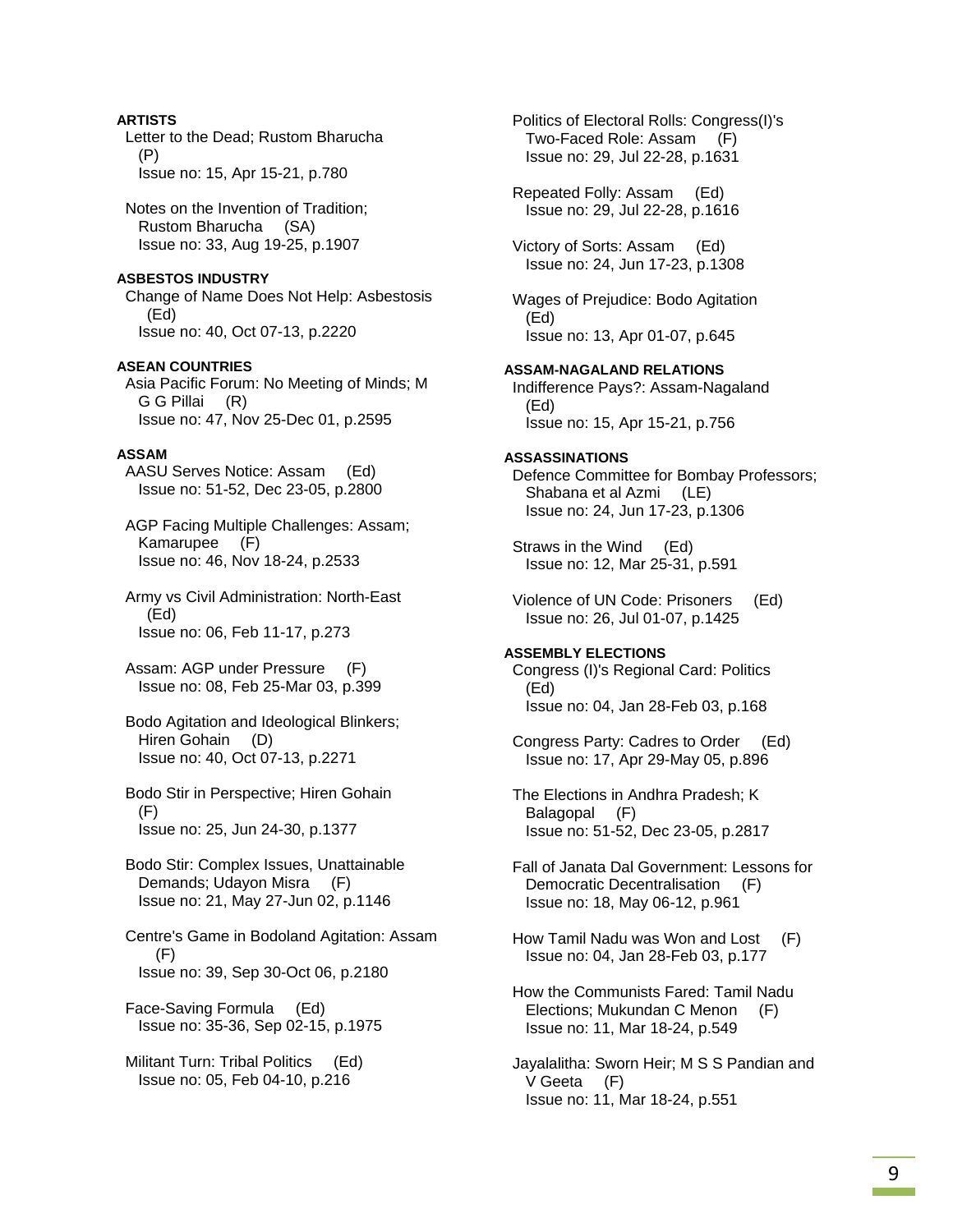**ARTISTS**

Letter to the Dead; Rustom Bharucha (P)
Issue no: 15, Apr 15-21, p.780

Notes on the Invention of Tradition; Rustom Bharucha (SA)
Issue no: 33, Aug 19-25, p.1907

**ASBESTOS INDUSTRY**

Change of Name Does Not Help: Asbestosis (Ed)
Issue no: 40, Oct 07-13, p.2220

**ASEAN COUNTRIES**

Asia Pacific Forum: No Meeting of Minds; M G G Pillai (R)
Issue no: 47, Nov 25-Dec 01, p.2595

**ASSAM**

AASU Serves Notice: Assam (Ed)
Issue no: 51-52, Dec 23-05, p.2800

AGP Facing Multiple Challenges: Assam; Kamarupee (F)
Issue no: 46, Nov 18-24, p.2533

Army vs Civil Administration: North-East (Ed)
Issue no: 06, Feb 11-17, p.273

Assam: AGP under Pressure (F)
Issue no: 08, Feb 25-Mar 03, p.399

Bodo Agitation and Ideological Blinkers; Hiren Gohain (D)
Issue no: 40, Oct 07-13, p.2271

Bodo Stir in Perspective; Hiren Gohain (F)
Issue no: 25, Jun 24-30, p.1377

Bodo Stir: Complex Issues, Unattainable Demands; Udayon Misra (F)
Issue no: 21, May 27-Jun 02, p.1146

Centre's Game in Bodoland Agitation: Assam (F)
Issue no: 39, Sep 30-Oct 06, p.2180

Face-Saving Formula (Ed)
Issue no: 35-36, Sep 02-15, p.1975

Militant Turn: Tribal Politics (Ed)
Issue no: 05, Feb 04-10, p.216

Politics of Electoral Rolls: Congress(I)'s Two-Faced Role: Assam (F)
Issue no: 29, Jul 22-28, p.1631

Repeated Folly: Assam (Ed)
Issue no: 29, Jul 22-28, p.1616

Victory of Sorts: Assam (Ed)
Issue no: 24, Jun 17-23, p.1308

Wages of Prejudice: Bodo Agitation (Ed)
Issue no: 13, Apr 01-07, p.645

**ASSAM-NAGALAND RELATIONS**

Indifference Pays?: Assam-Nagaland (Ed)
Issue no: 15, Apr 15-21, p.756

**ASSASSINATIONS**

Defence Committee for Bombay Professors; Shabana et al Azmi (LE)
Issue no: 24, Jun 17-23, p.1306

Straws in the Wind (Ed)
Issue no: 12, Mar 25-31, p.591

Violence of UN Code: Prisoners (Ed)
Issue no: 26, Jul 01-07, p.1425

**ASSEMBLY ELECTIONS**

Congress (I)'s Regional Card: Politics (Ed)
Issue no: 04, Jan 28-Feb 03, p.168

Congress Party: Cadres to Order (Ed)
Issue no: 17, Apr 29-May 05, p.896

The Elections in Andhra Pradesh; K Balagopal (F)
Issue no: 51-52, Dec 23-05, p.2817

Fall of Janata Dal Government: Lessons for Democratic Decentralisation (F)
Issue no: 18, May 06-12, p.961

How Tamil Nadu was Won and Lost (F)
Issue no: 04, Jan 28-Feb 03, p.177

How the Communists Fared: Tamil Nadu Elections; Mukundan C Menon (F)
Issue no: 11, Mar 18-24, p.549

Jayalalitha: Sworn Heir; M S S Pandian and V Geeta (F)
Issue no: 11, Mar 18-24, p.551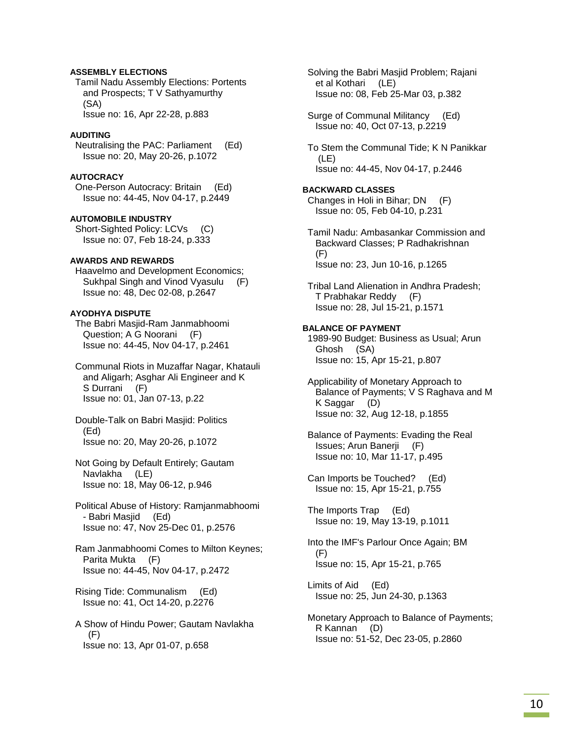**ASSEMBLY ELECTIONS**

Tamil Nadu Assembly Elections: Portents and Prospects; T V Sathyamurthy (SA)
Issue no: 16, Apr 22-28, p.883

**AUDITING**

Neutralising the PAC: Parliament (Ed)
Issue no: 20, May 20-26, p.1072

**AUTOCRACY**

One-Person Autocracy: Britain (Ed)
Issue no: 44-45, Nov 04-17, p.2449

**AUTOMOBILE INDUSTRY**

Short-Sighted Policy: LCVs (C)
Issue no: 07, Feb 18-24, p.333

**AWARDS AND REWARDS**

Haavelmo and Development Economics; Sukhpal Singh and Vinod Vyasulu (F)
Issue no: 48, Dec 02-08, p.2647

**AYODHYA DISPUTE**

The Babri Masjid-Ram Janmabhoomi Question; A G Noorani (F)
Issue no: 44-45, Nov 04-17, p.2461

Communal Riots in Muzaffar Nagar, Khatauli and Aligarh; Asghar Ali Engineer and K S Durrani (F)
Issue no: 01, Jan 07-13, p.22

Double-Talk on Babri Masjid: Politics (Ed)
Issue no: 20, May 20-26, p.1072

Not Going by Default Entirely; Gautam Navlakha (LE)
Issue no: 18, May 06-12, p.946

Political Abuse of History: Ramjanmabhoomi - Babri Masjid (Ed)
Issue no: 47, Nov 25-Dec 01, p.2576

Ram Janmabhoomi Comes to Milton Keynes; Parita Mukta (F)
Issue no: 44-45, Nov 04-17, p.2472

Rising Tide: Communalism (Ed)
Issue no: 41, Oct 14-20, p.2276

A Show of Hindu Power; Gautam Navlakha (F)
Issue no: 13, Apr 01-07, p.658

Solving the Babri Masjid Problem; Rajani et al Kothari (LE)
Issue no: 08, Feb 25-Mar 03, p.382

Surge of Communal Militancy (Ed)
Issue no: 40, Oct 07-13, p.2219

To Stem the Communal Tide; K N Panikkar (LE)
Issue no: 44-45, Nov 04-17, p.2446

**BACKWARD CLASSES**

Changes in Holi in Bihar; DN (F)
Issue no: 05, Feb 04-10, p.231

Tamil Nadu: Ambasankar Commission and Backward Classes; P Radhakrishnan (F)
Issue no: 23, Jun 10-16, p.1265

Tribal Land Alienation in Andhra Pradesh; T Prabhakar Reddy (F)
Issue no: 28, Jul 15-21, p.1571

**BALANCE OF PAYMENT**

1989-90 Budget: Business as Usual; Arun Ghosh (SA)
Issue no: 15, Apr 15-21, p.807

Applicability of Monetary Approach to Balance of Payments; V S Raghava and M K Saggar (D)
Issue no: 32, Aug 12-18, p.1855

Balance of Payments: Evading the Real Issues; Arun Banerji (F)
Issue no: 10, Mar 11-17, p.495

Can Imports be Touched? (Ed)
Issue no: 15, Apr 15-21, p.755

The Imports Trap (Ed)
Issue no: 19, May 13-19, p.1011

Into the IMF's Parlour Once Again; BM (F)
Issue no: 15, Apr 15-21, p.765

Limits of Aid (Ed)
Issue no: 25, Jun 24-30, p.1363

Monetary Approach to Balance of Payments; R Kannan (D)
Issue no: 51-52, Dec 23-05, p.2860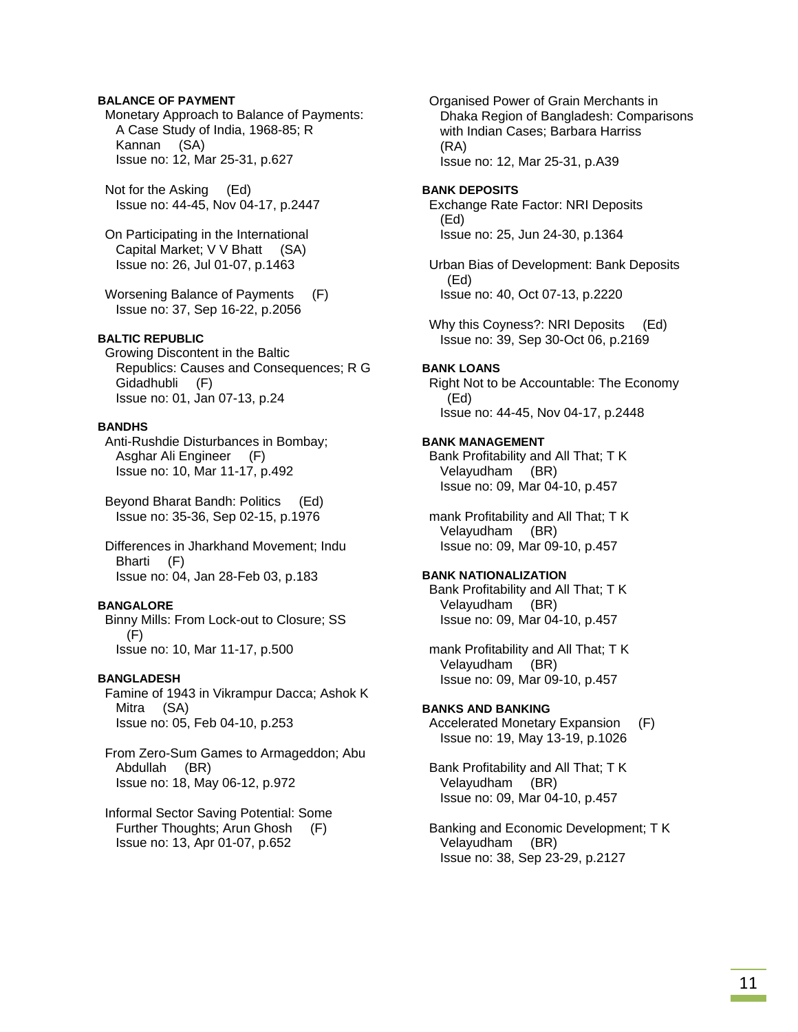**BALANCE OF PAYMENT**

Monetary Approach to Balance of Payments: A Case Study of India, 1968-85; R Kannan (SA)
Issue no: 12, Mar 25-31, p.627

Not for the Asking (Ed)
Issue no: 44-45, Nov 04-17, p.2447

On Participating in the International Capital Market; V V Bhatt (SA)
Issue no: 26, Jul 01-07, p.1463

Worsening Balance of Payments (F)
Issue no: 37, Sep 16-22, p.2056

**BALTIC REPUBLIC**

Growing Discontent in the Baltic Republics: Causes and Consequences; R G Gidadhubli (F)
Issue no: 01, Jan 07-13, p.24

**BANDHS**

Anti-Rushdie Disturbances in Bombay; Asghar Ali Engineer (F)
Issue no: 10, Mar 11-17, p.492

Beyond Bharat Bandh: Politics (Ed)
Issue no: 35-36, Sep 02-15, p.1976

Differences in Jharkhand Movement; Indu Bharti (F)
Issue no: 04, Jan 28-Feb 03, p.183

**BANGALORE**

Binny Mills: From Lock-out to Closure; SS (F)
Issue no: 10, Mar 11-17, p.500

**BANGLADESH**

Famine of 1943 in Vikrampur Dacca; Ashok K Mitra (SA)
Issue no: 05, Feb 04-10, p.253

From Zero-Sum Games to Armageddon; Abu Abdullah (BR)
Issue no: 18, May 06-12, p.972

Informal Sector Saving Potential: Some Further Thoughts; Arun Ghosh (F)
Issue no: 13, Apr 01-07, p.652

Organised Power of Grain Merchants in Dhaka Region of Bangladesh: Comparisons with Indian Cases; Barbara Harriss (RA)
Issue no: 12, Mar 25-31, p.A39

**BANK DEPOSITS**

Exchange Rate Factor: NRI Deposits (Ed)
Issue no: 25, Jun 24-30, p.1364

Urban Bias of Development: Bank Deposits (Ed)
Issue no: 40, Oct 07-13, p.2220

Why this Coyness?: NRI Deposits (Ed)
Issue no: 39, Sep 30-Oct 06, p.2169

**BANK LOANS**

Right Not to be Accountable: The Economy (Ed)
Issue no: 44-45, Nov 04-17, p.2448

**BANK MANAGEMENT**

Bank Profitability and All That; T K Velayudham (BR)
Issue no: 09, Mar 04-10, p.457

mank Profitability and All That; T K Velayudham (BR)
Issue no: 09, Mar 09-10, p.457

**BANK NATIONALIZATION**

Bank Profitability and All That; T K Velayudham (BR)
Issue no: 09, Mar 04-10, p.457

mank Profitability and All That; T K Velayudham (BR)
Issue no: 09, Mar 09-10, p.457

**BANKS AND BANKING**

Accelerated Monetary Expansion (F)
Issue no: 19, May 13-19, p.1026

Bank Profitability and All That; T K Velayudham (BR)
Issue no: 09, Mar 04-10, p.457

Banking and Economic Development; T K Velayudham (BR)
Issue no: 38, Sep 23-29, p.2127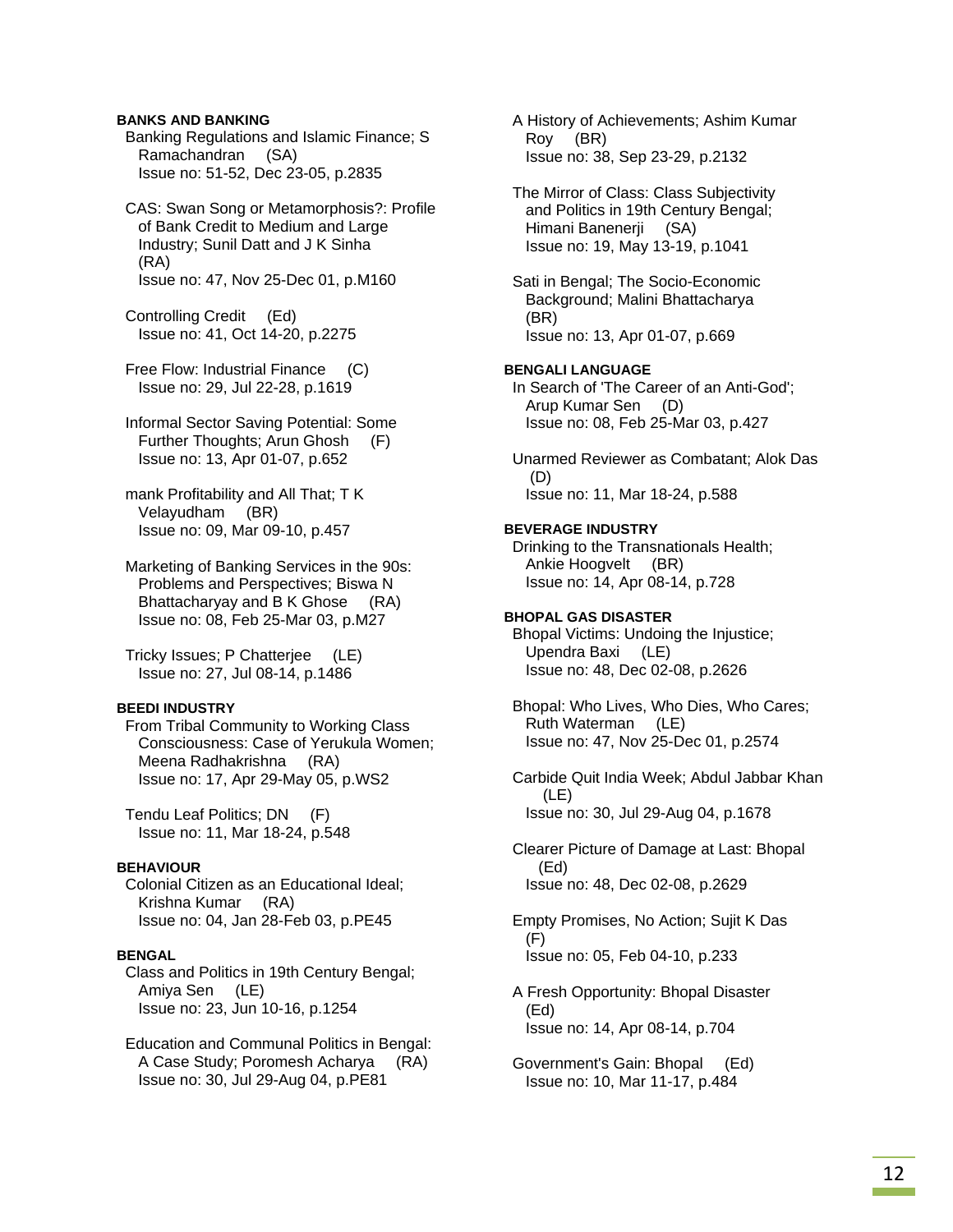**BANKS AND BANKING**

Banking Regulations and Islamic Finance; S Ramachandran (SA)
Issue no: 51-52, Dec 23-05, p.2835

CAS: Swan Song or Metamorphosis?: Profile of Bank Credit to Medium and Large Industry; Sunil Datt and J K Sinha (RA)
Issue no: 47, Nov 25-Dec 01, p.M160

Controlling Credit (Ed)
Issue no: 41, Oct 14-20, p.2275

Free Flow: Industrial Finance (C)
Issue no: 29, Jul 22-28, p.1619

Informal Sector Saving Potential: Some Further Thoughts; Arun Ghosh (F)
Issue no: 13, Apr 01-07, p.652

mank Profitability and All That; T K Velayudham (BR)
Issue no: 09, Mar 09-10, p.457

Marketing of Banking Services in the 90s: Problems and Perspectives; Biswa N Bhattacharyay and B K Ghose (RA)
Issue no: 08, Feb 25-Mar 03, p.M27

Tricky Issues; P Chatterjee (LE)
Issue no: 27, Jul 08-14, p.1486

**BEEDI INDUSTRY**

From Tribal Community to Working Class Consciousness: Case of Yerukula Women; Meena Radhakrishna (RA)
Issue no: 17, Apr 29-May 05, p.WS2

Tendu Leaf Politics; DN (F)
Issue no: 11, Mar 18-24, p.548

**BEHAVIOUR**

Colonial Citizen as an Educational Ideal; Krishna Kumar (RA)
Issue no: 04, Jan 28-Feb 03, p.PE45

**BENGAL**

Class and Politics in 19th Century Bengal; Amiya Sen (LE)
Issue no: 23, Jun 10-16, p.1254

Education and Communal Politics in Bengal: A Case Study; Poromesh Acharya (RA)
Issue no: 30, Jul 29-Aug 04, p.PE81

A History of Achievements; Ashim Kumar Roy (BR)
Issue no: 38, Sep 23-29, p.2132

The Mirror of Class: Class Subjectivity and Politics in 19th Century Bengal; Himani Banenerji (SA)
Issue no: 19, May 13-19, p.1041

Sati in Bengal; The Socio-Economic Background; Malini Bhattacharya (BR)
Issue no: 13, Apr 01-07, p.669

**BENGALI LANGUAGE**

In Search of 'The Career of an Anti-God'; Arup Kumar Sen (D)
Issue no: 08, Feb 25-Mar 03, p.427

Unarmed Reviewer as Combatant; Alok Das (D)
Issue no: 11, Mar 18-24, p.588

**BEVERAGE INDUSTRY**

Drinking to the Transnationals Health; Ankie Hoogvelt (BR)
Issue no: 14, Apr 08-14, p.728

**BHOPAL GAS DISASTER**

Bhopal Victims: Undoing the Injustice; Upendra Baxi (LE)
Issue no: 48, Dec 02-08, p.2626

Bhopal: Who Lives, Who Dies, Who Cares; Ruth Waterman (LE)
Issue no: 47, Nov 25-Dec 01, p.2574

Carbide Quit India Week; Abdul Jabbar Khan (LE)
Issue no: 30, Jul 29-Aug 04, p.1678

Clearer Picture of Damage at Last: Bhopal (Ed)
Issue no: 48, Dec 02-08, p.2629

Empty Promises, No Action; Sujit K Das (F)
Issue no: 05, Feb 04-10, p.233

A Fresh Opportunity: Bhopal Disaster (Ed)
Issue no: 14, Apr 08-14, p.704

Government's Gain: Bhopal (Ed)
Issue no: 10, Mar 11-17, p.484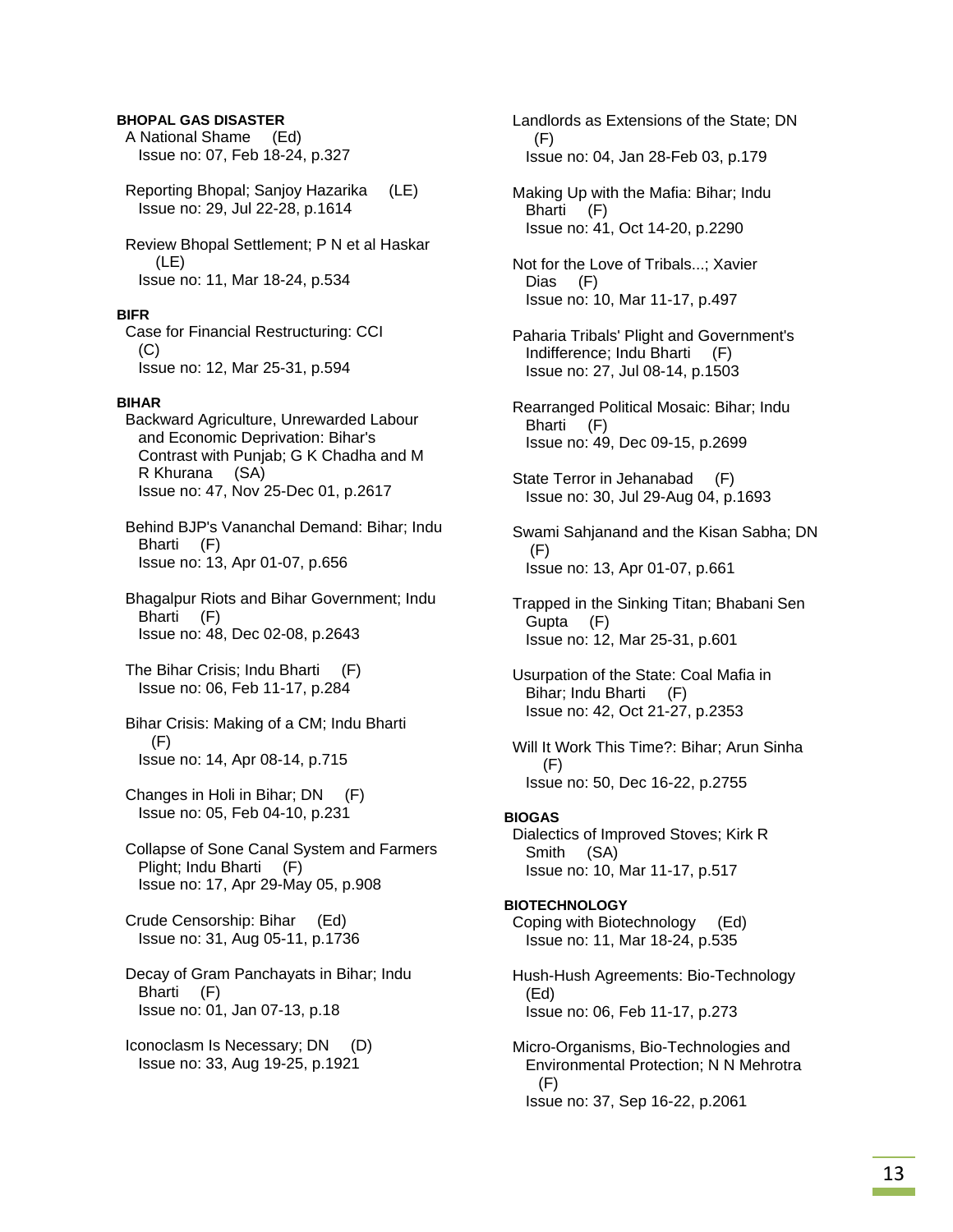**BHOPAL GAS DISASTER**

A National Shame (Ed)
Issue no: 07, Feb 18-24, p.327

Reporting Bhopal; Sanjoy Hazarika (LE)
Issue no: 29, Jul 22-28, p.1614

Review Bhopal Settlement; P N et al Haskar (LE)
Issue no: 11, Mar 18-24, p.534

**BIFR**

Case for Financial Restructuring: CCI (C)
Issue no: 12, Mar 25-31, p.594

**BIHAR**

Backward Agriculture, Unrewarded Labour and Economic Deprivation: Bihar's Contrast with Punjab; G K Chadha and M R Khurana (SA)
Issue no: 47, Nov 25-Dec 01, p.2617

Behind BJP's Vananchal Demand: Bihar; Indu Bharti (F)
Issue no: 13, Apr 01-07, p.656

Bhagalpur Riots and Bihar Government; Indu Bharti (F)
Issue no: 48, Dec 02-08, p.2643

The Bihar Crisis; Indu Bharti (F)
Issue no: 06, Feb 11-17, p.284

Bihar Crisis: Making of a CM; Indu Bharti (F)
Issue no: 14, Apr 08-14, p.715

Changes in Holi in Bihar; DN (F)
Issue no: 05, Feb 04-10, p.231

Collapse of Sone Canal System and Farmers Plight; Indu Bharti (F)
Issue no: 17, Apr 29-May 05, p.908

Crude Censorship: Bihar (Ed)
Issue no: 31, Aug 05-11, p.1736

Decay of Gram Panchayats in Bihar; Indu Bharti (F)
Issue no: 01, Jan 07-13, p.18

Iconoclasm Is Necessary; DN (D)
Issue no: 33, Aug 19-25, p.1921

Landlords as Extensions of the State; DN (F)
Issue no: 04, Jan 28-Feb 03, p.179

Making Up with the Mafia: Bihar; Indu Bharti (F)
Issue no: 41, Oct 14-20, p.2290

Not for the Love of Tribals...; Xavier Dias (F)
Issue no: 10, Mar 11-17, p.497

Paharia Tribals' Plight and Government's Indifference; Indu Bharti (F)
Issue no: 27, Jul 08-14, p.1503

Rearranged Political Mosaic: Bihar; Indu Bharti (F)
Issue no: 49, Dec 09-15, p.2699

State Terror in Jehanabad (F)
Issue no: 30, Jul 29-Aug 04, p.1693

Swami Sahjanand and the Kisan Sabha; DN (F)
Issue no: 13, Apr 01-07, p.661

Trapped in the Sinking Titan; Bhabani Sen Gupta (F)
Issue no: 12, Mar 25-31, p.601

Usurpation of the State: Coal Mafia in Bihar; Indu Bharti (F)
Issue no: 42, Oct 21-27, p.2353

Will It Work This Time?: Bihar; Arun Sinha (F)
Issue no: 50, Dec 16-22, p.2755

**BIOGAS**

Dialectics of Improved Stoves; Kirk R Smith (SA)
Issue no: 10, Mar 11-17, p.517

**BIOTECHNOLOGY**

Coping with Biotechnology (Ed)
Issue no: 11, Mar 18-24, p.535

Hush-Hush Agreements: Bio-Technology (Ed)
Issue no: 06, Feb 11-17, p.273

Micro-Organisms, Bio-Technologies and Environmental Protection; N N Mehrotra (F)
Issue no: 37, Sep 16-22, p.2061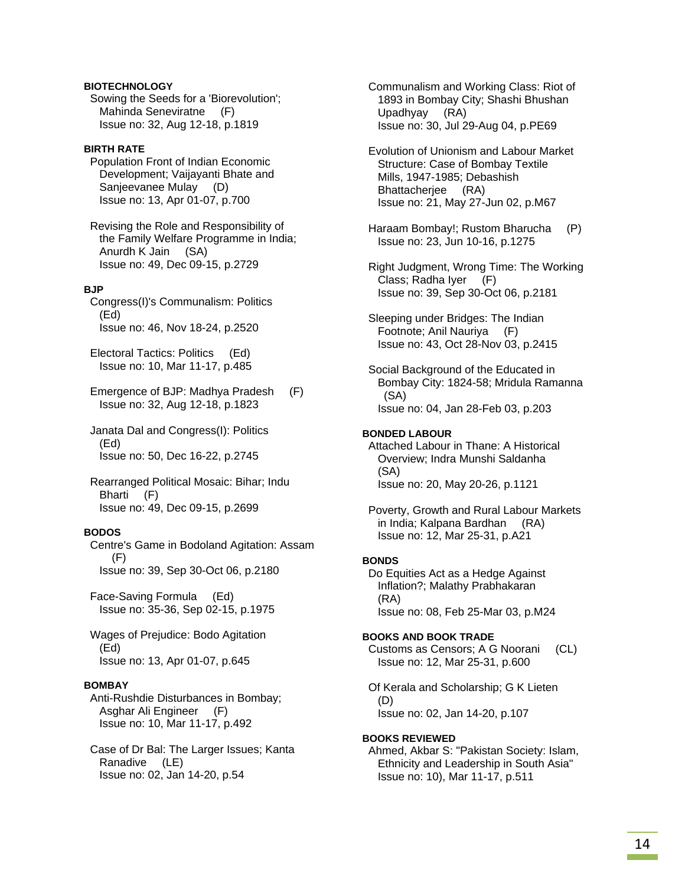**BIOTECHNOLOGY**

Sowing the Seeds for a 'Biorevolution'; Mahinda Seneviratne (F)
Issue no: 32, Aug 12-18, p.1819

**BIRTH RATE**

Population Front of Indian Economic Development; Vaijayanti Bhate and Sanjeevanee Mulay (D)
Issue no: 13, Apr 01-07, p.700

Revising the Role and Responsibility of the Family Welfare Programme in India; Anurdh K Jain (SA)
Issue no: 49, Dec 09-15, p.2729

**BJP**

Congress(I)'s Communalism: Politics (Ed)
Issue no: 46, Nov 18-24, p.2520

Electoral Tactics: Politics (Ed)
Issue no: 10, Mar 11-17, p.485

Emergence of BJP: Madhya Pradesh (F)
Issue no: 32, Aug 12-18, p.1823

Janata Dal and Congress(I): Politics (Ed)
Issue no: 50, Dec 16-22, p.2745

Rearranged Political Mosaic: Bihar; Indu Bharti (F)
Issue no: 49, Dec 09-15, p.2699

**BODOS**

Centre's Game in Bodoland Agitation: Assam (F)
Issue no: 39, Sep 30-Oct 06, p.2180

Face-Saving Formula (Ed)
Issue no: 35-36, Sep 02-15, p.1975

Wages of Prejudice: Bodo Agitation (Ed)
Issue no: 13, Apr 01-07, p.645

**BOMBAY**

Anti-Rushdie Disturbances in Bombay; Asghar Ali Engineer (F)
Issue no: 10, Mar 11-17, p.492

Case of Dr Bal: The Larger Issues; Kanta Ranadive (LE)
Issue no: 02, Jan 14-20, p.54

Communalism and Working Class: Riot of 1893 in Bombay City; Shashi Bhushan Upadhyay (RA)
Issue no: 30, Jul 29-Aug 04, p.PE69

Evolution of Unionism and Labour Market Structure: Case of Bombay Textile Mills, 1947-1985; Debashish Bhattacherjee (RA)
Issue no: 21, May 27-Jun 02, p.M67

Haraam Bombay!; Rustom Bharucha (P)
Issue no: 23, Jun 10-16, p.1275

Right Judgment, Wrong Time: The Working Class; Radha Iyer (F)
Issue no: 39, Sep 30-Oct 06, p.2181

Sleeping under Bridges: The Indian Footnote; Anil Nauriya (F)
Issue no: 43, Oct 28-Nov 03, p.2415

Social Background of the Educated in Bombay City: 1824-58; Mridula Ramanna (SA)
Issue no: 04, Jan 28-Feb 03, p.203

**BONDED LABOUR**

Attached Labour in Thane: A Historical Overview; Indra Munshi Saldanha (SA)
Issue no: 20, May 20-26, p.1121

Poverty, Growth and Rural Labour Markets in India; Kalpana Bardhan (RA)
Issue no: 12, Mar 25-31, p.A21

**BONDS**

Do Equities Act as a Hedge Against Inflation?; Malathy Prabhakaran (RA)
Issue no: 08, Feb 25-Mar 03, p.M24

**BOOKS AND BOOK TRADE**

Customs as Censors; A G Noorani (CL)
Issue no: 12, Mar 25-31, p.600

Of Kerala and Scholarship; G K Lieten (D)
Issue no: 02, Jan 14-20, p.107

**BOOKS REVIEWED**

Ahmed, Akbar S: "Pakistan Society: Islam, Ethnicity and Leadership in South Asia"
Issue no: 10), Mar 11-17, p.511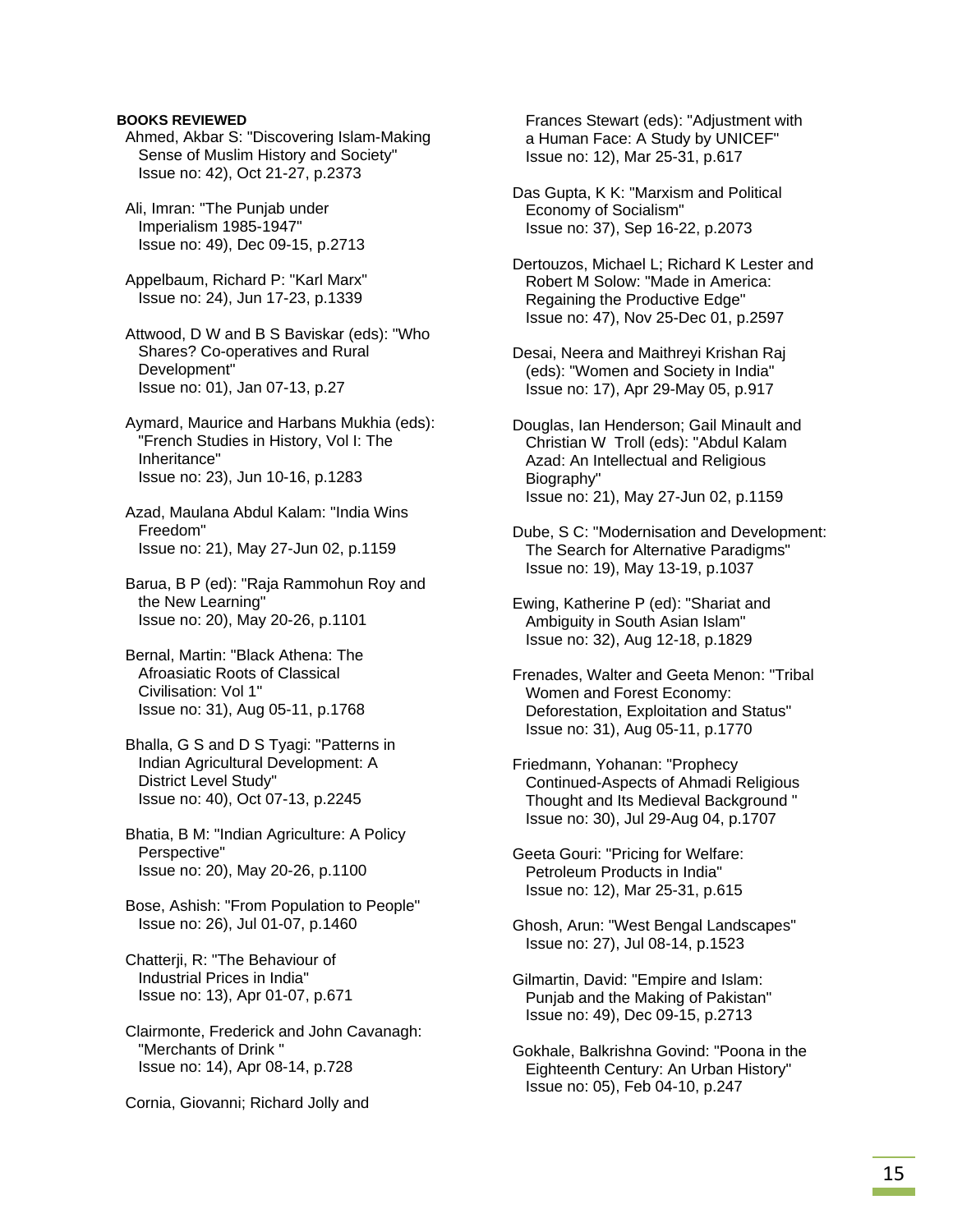**BOOKS REVIEWED**

Ahmed, Akbar S: "Discovering Islam-Making Sense of Muslim History and Society" Issue no: 42), Oct 21-27, p.2373

Ali, Imran: "The Punjab under Imperialism 1985-1947" Issue no: 49), Dec 09-15, p.2713

Appelbaum, Richard P: "Karl Marx" Issue no: 24), Jun 17-23, p.1339

Attwood, D W and B S Baviskar (eds): "Who Shares? Co-operatives and Rural Development" Issue no: 01), Jan 07-13, p.27

Aymard, Maurice and Harbans Mukhia (eds): "French Studies in History, Vol I: The Inheritance" Issue no: 23), Jun 10-16, p.1283

Azad, Maulana Abdul Kalam: "India Wins Freedom" Issue no: 21), May 27-Jun 02, p.1159

Barua, B P (ed): "Raja Rammohun Roy and the New Learning" Issue no: 20), May 20-26, p.1101

Bernal, Martin: "Black Athena: The Afroasiatic Roots of Classical Civilisation: Vol 1" Issue no: 31), Aug 05-11, p.1768

Bhalla, G S and D S Tyagi: "Patterns in Indian Agricultural Development: A District Level Study" Issue no: 40), Oct 07-13, p.2245

Bhatia, B M: "Indian Agriculture: A Policy Perspective" Issue no: 20), May 20-26, p.1100

Bose, Ashish: "From Population to People" Issue no: 26), Jul 01-07, p.1460

Chatterji, R: "The Behaviour of Industrial Prices in India" Issue no: 13), Apr 01-07, p.671

Clairmonte, Frederick and John Cavanagh: "Merchants of Drink " Issue no: 14), Apr 08-14, p.728

Cornia, Giovanni; Richard Jolly and Frances Stewart (eds): "Adjustment with a Human Face: A Study by UNICEF" Issue no: 12), Mar 25-31, p.617

Das Gupta, K K: "Marxism and Political Economy of Socialism" Issue no: 37), Sep 16-22, p.2073

Dertouzos, Michael L; Richard K Lester and Robert M Solow: "Made in America: Regaining the Productive Edge" Issue no: 47), Nov 25-Dec 01, p.2597

Desai, Neera and Maithreyi Krishan Raj (eds): "Women and Society in India" Issue no: 17), Apr 29-May 05, p.917

Douglas, Ian Henderson; Gail Minault and Christian W Troll (eds): "Abdul Kalam Azad: An Intellectual and Religious Biography" Issue no: 21), May 27-Jun 02, p.1159

Dube, S C: "Modernisation and Development: The Search for Alternative Paradigms" Issue no: 19), May 13-19, p.1037

Ewing, Katherine P (ed): "Shariat and Ambiguity in South Asian Islam" Issue no: 32), Aug 12-18, p.1829

Frenades, Walter and Geeta Menon: "Tribal Women and Forest Economy: Deforestation, Exploitation and Status" Issue no: 31), Aug 05-11, p.1770

Friedmann, Yohanan: "Prophecy Continued-Aspects of Ahmadi Religious Thought and Its Medieval Background " Issue no: 30), Jul 29-Aug 04, p.1707

Geeta Gouri: "Pricing for Welfare: Petroleum Products in India" Issue no: 12), Mar 25-31, p.615

Ghosh, Arun: "West Bengal Landscapes" Issue no: 27), Jul 08-14, p.1523

Gilmartin, David: "Empire and Islam: Punjab and the Making of Pakistan" Issue no: 49), Dec 09-15, p.2713

Gokhale, Balkrishna Govind: "Poona in the Eighteenth Century: An Urban History" Issue no: 05), Feb 04-10, p.247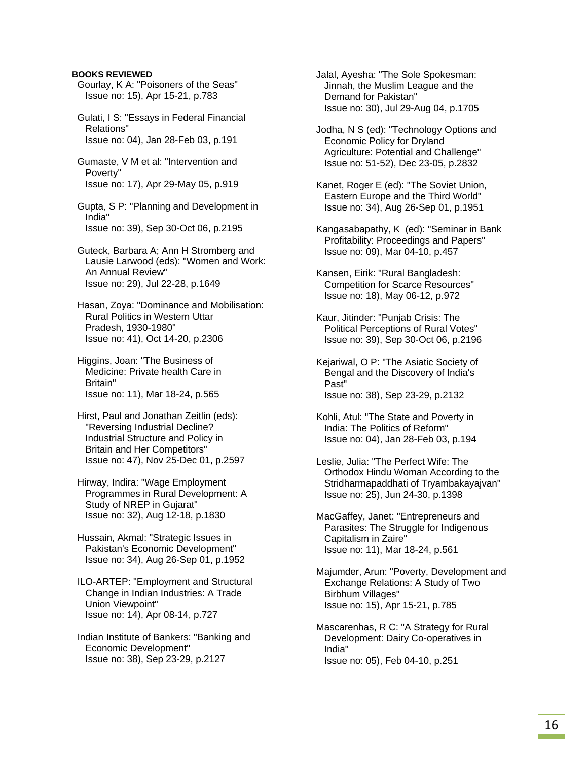**BOOKS REVIEWED**

Gourlay, K A: "Poisoners of the Seas"
Issue no: 15), Apr 15-21, p.783

Gulati, I S: "Essays in Federal Financial Relations"
Issue no: 04), Jan 28-Feb 03, p.191

Gumaste, V M et al: "Intervention and Poverty"
Issue no: 17), Apr 29-May 05, p.919

Gupta, S P: "Planning and Development in India"
Issue no: 39), Sep 30-Oct 06, p.2195

Guteck, Barbara A; Ann H Stromberg and Lausie Larwood (eds): "Women and Work: An Annual Review"
Issue no: 29), Jul 22-28, p.1649

Hasan, Zoya: "Dominance and Mobilisation: Rural Politics in Western Uttar Pradesh, 1930-1980"
Issue no: 41), Oct 14-20, p.2306

Higgins, Joan: "The Business of Medicine: Private health Care in Britain"
Issue no: 11), Mar 18-24, p.565

Hirst, Paul and Jonathan Zeitlin (eds): "Reversing Industrial Decline? Industrial Structure and Policy in Britain and Her Competitors"
Issue no: 47), Nov 25-Dec 01, p.2597

Hirway, Indira: "Wage Employment Programmes in Rural Development: A Study of NREP in Gujarat"
Issue no: 32), Aug 12-18, p.1830

Hussain, Akmal: "Strategic Issues in Pakistan's Economic Development"
Issue no: 34), Aug 26-Sep 01, p.1952

ILO-ARTEP: "Employment and Structural Change in Indian Industries: A Trade Union Viewpoint"
Issue no: 14), Apr 08-14, p.727

Indian Institute of Bankers: "Banking and Economic Development"
Issue no: 38), Sep 23-29, p.2127

Jalal, Ayesha: "The Sole Spokesman: Jinnah, the Muslim League and the Demand for Pakistan"
Issue no: 30), Jul 29-Aug 04, p.1705

Jodha, N S (ed): "Technology Options and Economic Policy for Dryland Agriculture: Potential and Challenge"
Issue no: 51-52), Dec 23-05, p.2832

Kanet, Roger E (ed): "The Soviet Union, Eastern Europe and the Third World"
Issue no: 34), Aug 26-Sep 01, p.1951

Kangasabapathy, K (ed): "Seminar in Bank Profitability: Proceedings and Papers"
Issue no: 09), Mar 04-10, p.457

Kansen, Eirik: "Rural Bangladesh: Competition for Scarce Resources"
Issue no: 18), May 06-12, p.972

Kaur, Jitinder: "Punjab Crisis: The Political Perceptions of Rural Votes"
Issue no: 39), Sep 30-Oct 06, p.2196

Kejariwal, O P: "The Asiatic Society of Bengal and the Discovery of India's Past"
Issue no: 38), Sep 23-29, p.2132

Kohli, Atul: "The State and Poverty in India: The Politics of Reform"
Issue no: 04), Jan 28-Feb 03, p.194

Leslie, Julia: "The Perfect Wife: The Orthodox Hindu Woman According to the Stridharmapaddhati of Tryambakayajvan"
Issue no: 25), Jun 24-30, p.1398

MacGaffey, Janet: "Entrepreneurs and Parasites: The Struggle for Indigenous Capitalism in Zaire"
Issue no: 11), Mar 18-24, p.561

Majumder, Arun: "Poverty, Development and Exchange Relations: A Study of Two Birbhum Villages"
Issue no: 15), Apr 15-21, p.785

Mascarenhas, R C: "A Strategy for Rural Development: Dairy Co-operatives in India"
Issue no: 05), Feb 04-10, p.251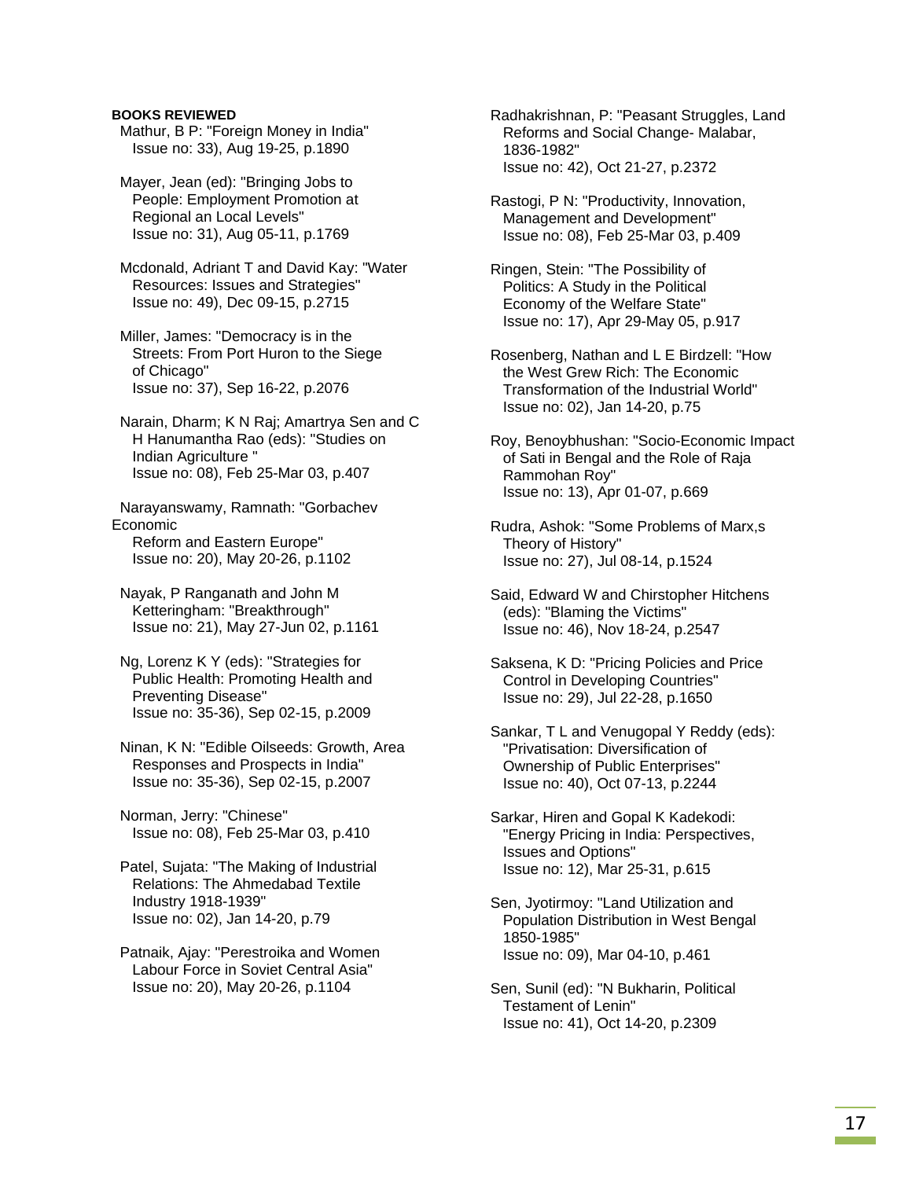**BOOKS REVIEWED**

Mathur, B P: "Foreign Money in India"
Issue no: 33), Aug 19-25, p.1890

Mayer, Jean (ed): "Bringing Jobs to People: Employment Promotion at Regional an Local Levels"
Issue no: 31), Aug 05-11, p.1769

Mcdonald, Adriant T and David Kay: "Water Resources: Issues and Strategies"
Issue no: 49), Dec 09-15, p.2715

Miller, James: "Democracy is in the Streets: From Port Huron to the Siege of Chicago"
Issue no: 37), Sep 16-22, p.2076

Narain, Dharm; K N Raj; Amartrya Sen and C H Hanumantha Rao (eds): "Studies on Indian Agriculture "
Issue no: 08), Feb 25-Mar 03, p.407

Narayanswamy, Ramnath: "Gorbachev Economic Reform and Eastern Europe"
Issue no: 20), May 20-26, p.1102

Nayak, P Ranganath and John M Ketteringham: "Breakthrough"
Issue no: 21), May 27-Jun 02, p.1161

Ng, Lorenz K Y (eds): "Strategies for Public Health: Promoting Health and Preventing Disease"
Issue no: 35-36), Sep 02-15, p.2009

Ninan, K N: "Edible Oilseeds: Growth, Area Responses and Prospects in India"
Issue no: 35-36), Sep 02-15, p.2007

Norman, Jerry: "Chinese"
Issue no: 08), Feb 25-Mar 03, p.410

Patel, Sujata: "The Making of Industrial Relations: The Ahmedabad Textile Industry 1918-1939"
Issue no: 02), Jan 14-20, p.79

Patnaik, Ajay: "Perestroika and Women Labour Force in Soviet Central Asia"
Issue no: 20), May 20-26, p.1104

Radhakrishnan, P: "Peasant Struggles, Land Reforms and Social Change- Malabar, 1836-1982"
Issue no: 42), Oct 21-27, p.2372

Rastogi, P N: "Productivity, Innovation, Management and Development"
Issue no: 08), Feb 25-Mar 03, p.409

Ringen, Stein: "The Possibility of Politics: A Study in the Political Economy of the Welfare State"
Issue no: 17), Apr 29-May 05, p.917

Rosenberg, Nathan and L E Birdzell: "How the West Grew Rich: The Economic Transformation of the Industrial World"
Issue no: 02), Jan 14-20, p.75

Roy, Benoybhushan: "Socio-Economic Impact of Sati in Bengal and the Role of Raja Rammohan Roy"
Issue no: 13), Apr 01-07, p.669

Rudra, Ashok: "Some Problems of Marx,s Theory of History"
Issue no: 27), Jul 08-14, p.1524

Said, Edward W and Chirstopher Hitchens (eds): "Blaming the Victims"
Issue no: 46), Nov 18-24, p.2547

Saksena, K D: "Pricing Policies and Price Control in Developing Countries"
Issue no: 29), Jul 22-28, p.1650

Sankar, T L and Venugopal Y Reddy (eds): "Privatisation: Diversification of Ownership of Public Enterprises"
Issue no: 40), Oct 07-13, p.2244

Sarkar, Hiren and Gopal K Kadekodi: "Energy Pricing in India: Perspectives, Issues and Options"
Issue no: 12), Mar 25-31, p.615

Sen, Jyotirmoy: "Land Utilization and Population Distribution in West Bengal 1850-1985"
Issue no: 09), Mar 04-10, p.461

Sen, Sunil (ed): "N Bukharin, Political Testament of Lenin"
Issue no: 41), Oct 14-20, p.2309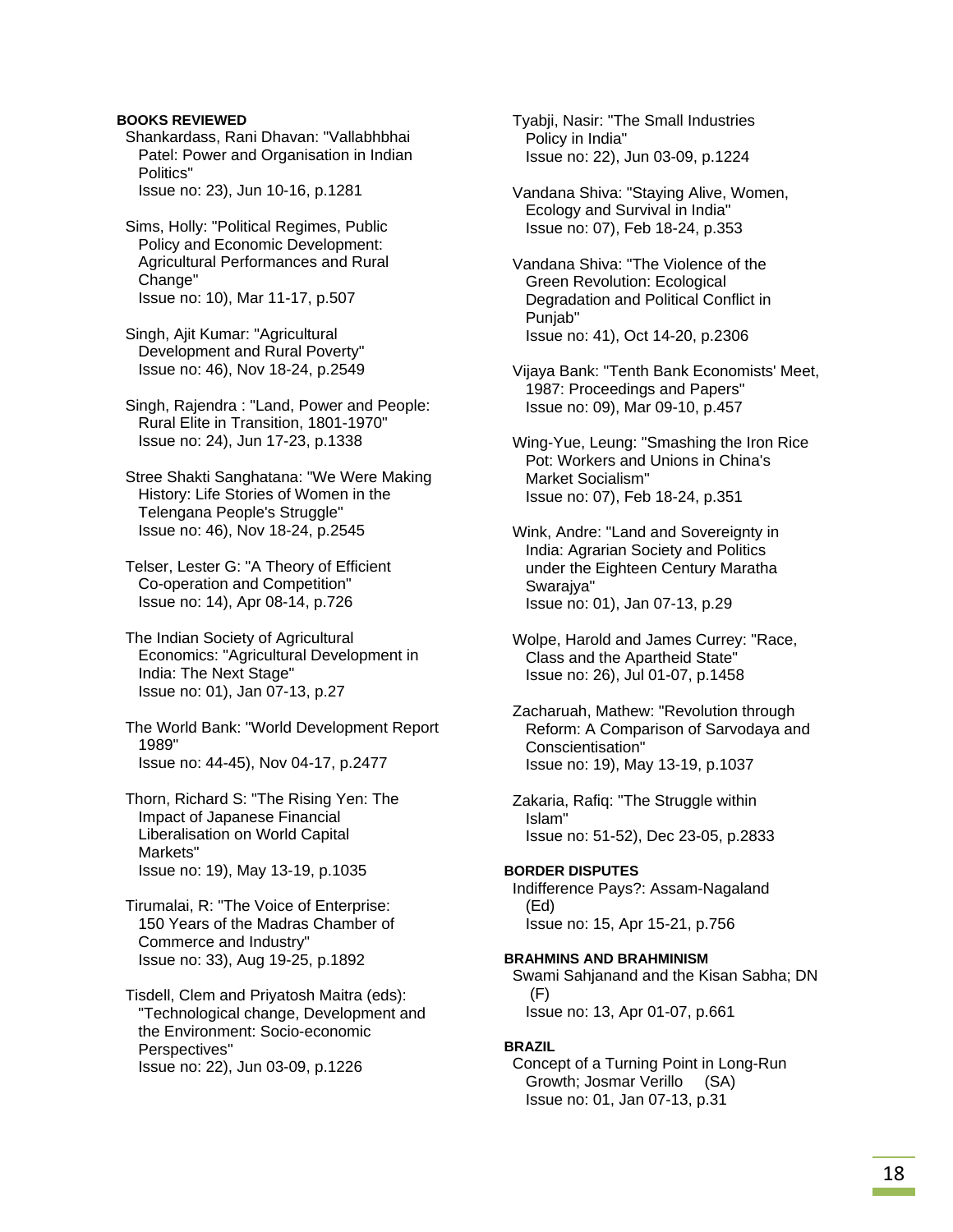**BOOKS REVIEWED**

Shankardass, Rani Dhavan: "Vallabhbhai Patel: Power and Organisation in Indian Politics"
Issue no: 23), Jun 10-16, p.1281

Sims, Holly: "Political Regimes, Public Policy and Economic Development: Agricultural Performances and Rural Change"
Issue no: 10), Mar 11-17, p.507

Singh, Ajit Kumar: "Agricultural Development and Rural Poverty"
Issue no: 46), Nov 18-24, p.2549

Singh, Rajendra : "Land, Power and People: Rural Elite in Transition, 1801-1970"
Issue no: 24), Jun 17-23, p.1338

Stree Shakti Sanghatana: "We Were Making History: Life Stories of Women in the Telengana People's Struggle"
Issue no: 46), Nov 18-24, p.2545

Telser, Lester G: "A Theory of Efficient Co-operation and Competition"
Issue no: 14), Apr 08-14, p.726

The Indian Society of Agricultural Economics: "Agricultural Development in India: The Next Stage"
Issue no: 01), Jan 07-13, p.27

The World Bank: "World Development Report 1989"
Issue no: 44-45), Nov 04-17, p.2477

Thorn, Richard S: "The Rising Yen: The Impact of Japanese Financial Liberalisation on World Capital Markets"
Issue no: 19), May 13-19, p.1035

Tirumalai, R: "The Voice of Enterprise: 150 Years of the Madras Chamber of Commerce and Industry"
Issue no: 33), Aug 19-25, p.1892

Tisdell, Clem and Priyatosh Maitra (eds): "Technological change, Development and the Environment: Socio-economic Perspectives"
Issue no: 22), Jun 03-09, p.1226

Tyabji, Nasir: "The Small Industries Policy in India"
Issue no: 22), Jun 03-09, p.1224

Vandana Shiva: "Staying Alive, Women, Ecology and Survival in India"
Issue no: 07), Feb 18-24, p.353

Vandana Shiva: "The Violence of the Green Revolution: Ecological Degradation and Political Conflict in Punjab"
Issue no: 41), Oct 14-20, p.2306

Vijaya Bank: "Tenth Bank Economists' Meet, 1987: Proceedings and Papers"
Issue no: 09), Mar 09-10, p.457

Wing-Yue, Leung: "Smashing the Iron Rice Pot: Workers and Unions in China's Market Socialism"
Issue no: 07), Feb 18-24, p.351

Wink, Andre: "Land and Sovereignty in India: Agrarian Society and Politics under the Eighteen Century Maratha Swarajya"
Issue no: 01), Jan 07-13, p.29

Wolpe, Harold and James Currey: "Race, Class and the Apartheid State"
Issue no: 26), Jul 01-07, p.1458

Zacharuah, Mathew: "Revolution through Reform: A Comparison of Sarvodaya and Conscientisation"
Issue no: 19), May 13-19, p.1037

Zakaria, Rafiq: "The Struggle within Islam"
Issue no: 51-52), Dec 23-05, p.2833

**BORDER DISPUTES**

Indifference Pays?: Assam-Nagaland (Ed)
Issue no: 15, Apr 15-21, p.756

**BRAHMINS AND BRAHMINISM**

Swami Sahjanand and the Kisan Sabha; DN (F)
Issue no: 13, Apr 01-07, p.661

**BRAZIL**

Concept of a Turning Point in Long-Run Growth; Josmar Verillo (SA)
Issue no: 01, Jan 07-13, p.31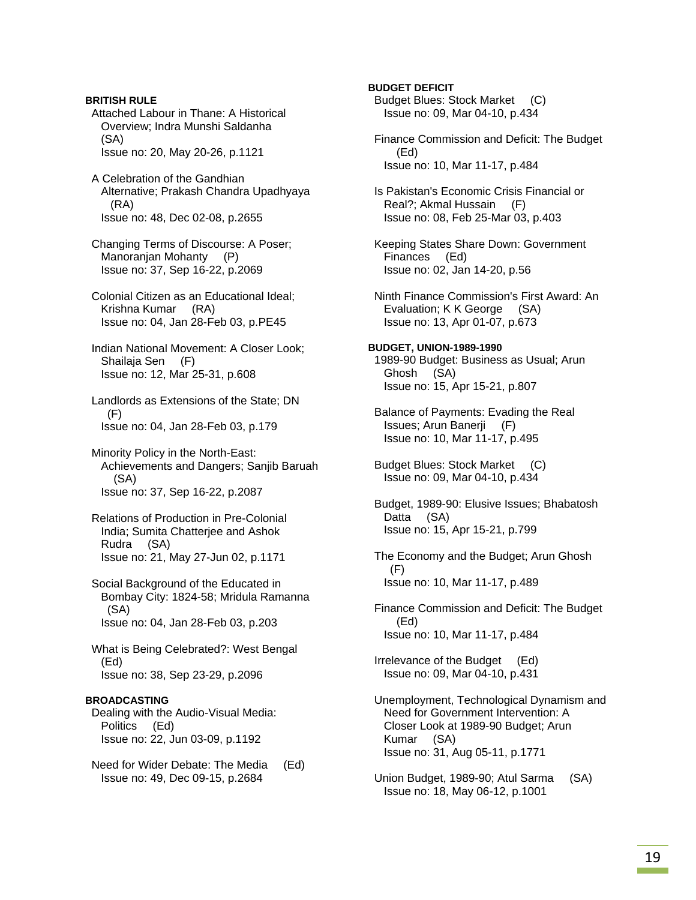**BRITISH RULE**

Attached Labour in Thane: A Historical Overview; Indra Munshi Saldanha (SA)
Issue no: 20, May 20-26, p.1121

A Celebration of the Gandhian Alternative; Prakash Chandra Upadhyaya (RA)
Issue no: 48, Dec 02-08, p.2655

Changing Terms of Discourse: A Poser; Manoranjan Mohanty (P)
Issue no: 37, Sep 16-22, p.2069

Colonial Citizen as an Educational Ideal; Krishna Kumar (RA)
Issue no: 04, Jan 28-Feb 03, p.PE45

Indian National Movement: A Closer Look; Shailaja Sen (F)
Issue no: 12, Mar 25-31, p.608

Landlords as Extensions of the State; DN (F)
Issue no: 04, Jan 28-Feb 03, p.179

Minority Policy in the North-East: Achievements and Dangers; Sanjib Baruah (SA)
Issue no: 37, Sep 16-22, p.2087

Relations of Production in Pre-Colonial India; Sumita Chatterjee and Ashok Rudra (SA)
Issue no: 21, May 27-Jun 02, p.1171

Social Background of the Educated in Bombay City: 1824-58; Mridula Ramanna (SA)
Issue no: 04, Jan 28-Feb 03, p.203

What is Being Celebrated?: West Bengal (Ed)
Issue no: 38, Sep 23-29, p.2096

**BROADCASTING**

Dealing with the Audio-Visual Media: Politics (Ed)
Issue no: 22, Jun 03-09, p.1192

Need for Wider Debate: The Media (Ed)
Issue no: 49, Dec 09-15, p.2684

**BUDGET DEFICIT**

Budget Blues: Stock Market (C)
Issue no: 09, Mar 04-10, p.434

Finance Commission and Deficit: The Budget (Ed)
Issue no: 10, Mar 11-17, p.484

Is Pakistan's Economic Crisis Financial or Real?; Akmal Hussain (F)
Issue no: 08, Feb 25-Mar 03, p.403

Keeping States Share Down: Government Finances (Ed)
Issue no: 02, Jan 14-20, p.56

Ninth Finance Commission's First Award: An Evaluation; K K George (SA)
Issue no: 13, Apr 01-07, p.673

**BUDGET, UNION-1989-1990**

1989-90 Budget: Business as Usual; Arun Ghosh (SA)
Issue no: 15, Apr 15-21, p.807

Balance of Payments: Evading the Real Issues; Arun Banerji (F)
Issue no: 10, Mar 11-17, p.495

Budget Blues: Stock Market (C)
Issue no: 09, Mar 04-10, p.434

Budget, 1989-90: Elusive Issues; Bhabatosh Datta (SA)
Issue no: 15, Apr 15-21, p.799

The Economy and the Budget; Arun Ghosh (F)
Issue no: 10, Mar 11-17, p.489

Finance Commission and Deficit: The Budget (Ed)
Issue no: 10, Mar 11-17, p.484

Irrelevance of the Budget (Ed)
Issue no: 09, Mar 04-10, p.431

Unemployment, Technological Dynamism and Need for Government Intervention: A Closer Look at 1989-90 Budget; Arun Kumar (SA)
Issue no: 31, Aug 05-11, p.1771

Union Budget, 1989-90; Atul Sarma (SA)
Issue no: 18, May 06-12, p.1001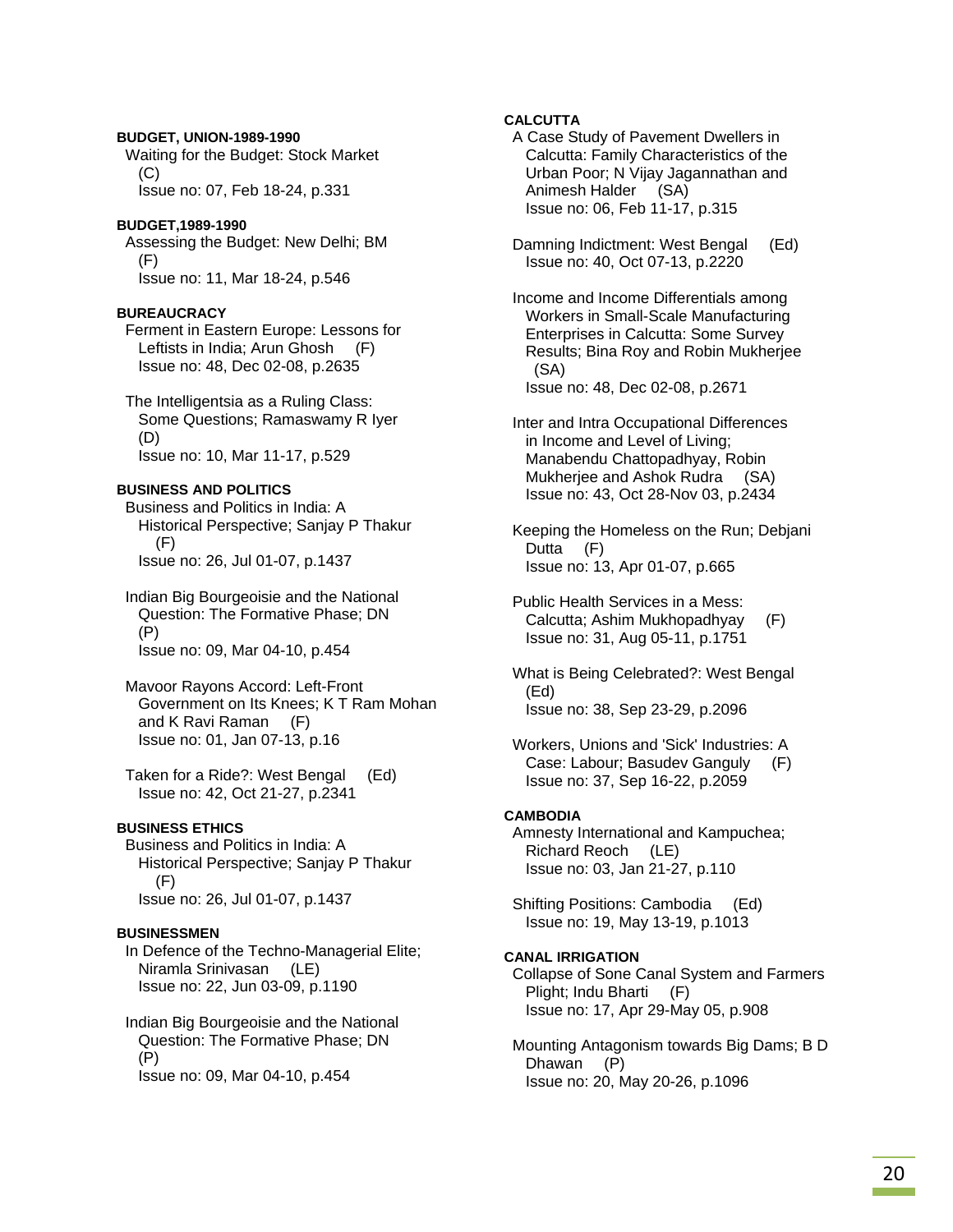**BUDGET, UNION-1989-1990**

Waiting for the Budget: Stock Market (C)
Issue no: 07, Feb 18-24, p.331

**BUDGET,1989-1990**

Assessing the Budget: New Delhi; BM (F)
Issue no: 11, Mar 18-24, p.546

**BUREAUCRACY**

Ferment in Eastern Europe: Lessons for Leftists in India; Arun Ghosh (F)
Issue no: 48, Dec 02-08, p.2635

The Intelligentsia as a Ruling Class: Some Questions; Ramaswamy R Iyer (D)
Issue no: 10, Mar 11-17, p.529

**BUSINESS AND POLITICS**

Business and Politics in India: A Historical Perspective; Sanjay P Thakur (F)
Issue no: 26, Jul 01-07, p.1437

Indian Big Bourgeoisie and the National Question: The Formative Phase; DN (P)
Issue no: 09, Mar 04-10, p.454

Mavoor Rayons Accord: Left-Front Government on Its Knees; K T Ram Mohan and K Ravi Raman (F)
Issue no: 01, Jan 07-13, p.16

Taken for a Ride?: West Bengal (Ed)
Issue no: 42, Oct 21-27, p.2341

**BUSINESS ETHICS**

Business and Politics in India: A Historical Perspective; Sanjay P Thakur (F)
Issue no: 26, Jul 01-07, p.1437

**BUSINESSMEN**

In Defence of the Techno-Managerial Elite; Niramla Srinivasan (LE)
Issue no: 22, Jun 03-09, p.1190

Indian Big Bourgeoisie and the National Question: The Formative Phase; DN (P)
Issue no: 09, Mar 04-10, p.454

**CALCUTTA**

A Case Study of Pavement Dwellers in Calcutta: Family Characteristics of the Urban Poor; N Vijay Jagannathan and Animesh Halder (SA)
Issue no: 06, Feb 11-17, p.315

Damning Indictment: West Bengal (Ed)
Issue no: 40, Oct 07-13, p.2220

Income and Income Differentials among Workers in Small-Scale Manufacturing Enterprises in Calcutta: Some Survey Results; Bina Roy and Robin Mukherjee (SA)
Issue no: 48, Dec 02-08, p.2671

Inter and Intra Occupational Differences in Income and Level of Living; Manabendu Chattopadhyay, Robin Mukherjee and Ashok Rudra (SA)
Issue no: 43, Oct 28-Nov 03, p.2434

Keeping the Homeless on the Run; Debjani Dutta (F)
Issue no: 13, Apr 01-07, p.665

Public Health Services in a Mess: Calcutta; Ashim Mukhopadhyay (F)
Issue no: 31, Aug 05-11, p.1751

What is Being Celebrated?: West Bengal (Ed)
Issue no: 38, Sep 23-29, p.2096

Workers, Unions and 'Sick' Industries: A Case: Labour; Basudev Ganguly (F)
Issue no: 37, Sep 16-22, p.2059

**CAMBODIA**

Amnesty International and Kampuchea; Richard Reoch (LE)
Issue no: 03, Jan 21-27, p.110

Shifting Positions: Cambodia (Ed)
Issue no: 19, May 13-19, p.1013

**CANAL IRRIGATION**

Collapse of Sone Canal System and Farmers Plight; Indu Bharti (F)
Issue no: 17, Apr 29-May 05, p.908

Mounting Antagonism towards Big Dams; B D Dhawan (P)
Issue no: 20, May 20-26, p.1096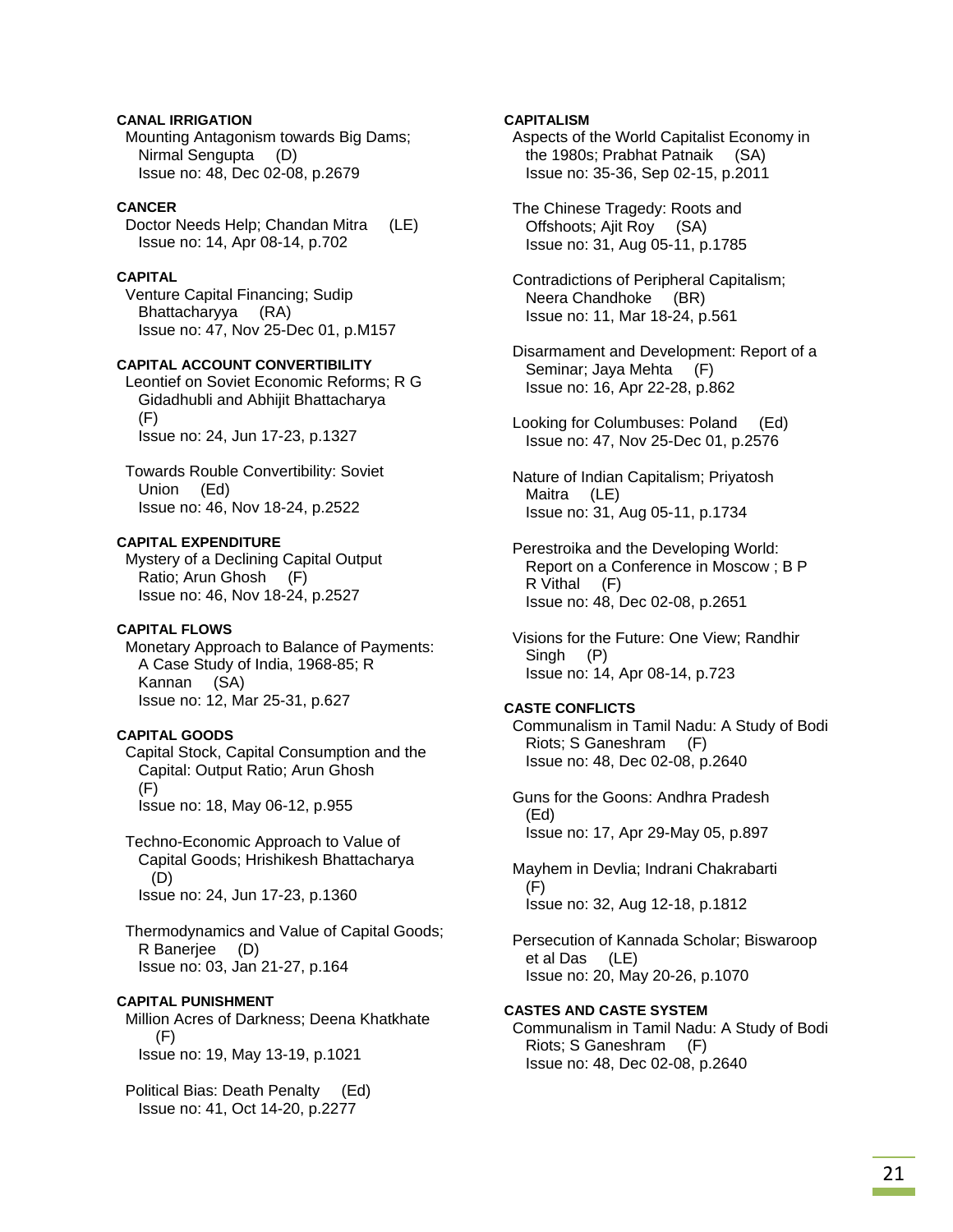**CANAL IRRIGATION**

Mounting Antagonism towards Big Dams; Nirmal Sengupta (D)
Issue no: 48, Dec 02-08, p.2679

**CANCER**

Doctor Needs Help; Chandan Mitra (LE)
Issue no: 14, Apr 08-14, p.702

**CAPITAL**

Venture Capital Financing; Sudip Bhattacharyya (RA)
Issue no: 47, Nov 25-Dec 01, p.M157

**CAPITAL ACCOUNT CONVERTIBILITY**

Leontief on Soviet Economic Reforms; R G Gidadhubli and Abhijit Bhattacharya (F)
Issue no: 24, Jun 17-23, p.1327

Towards Rouble Convertibility: Soviet Union (Ed)
Issue no: 46, Nov 18-24, p.2522

**CAPITAL EXPENDITURE**

Mystery of a Declining Capital Output Ratio; Arun Ghosh (F)
Issue no: 46, Nov 18-24, p.2527

**CAPITAL FLOWS**

Monetary Approach to Balance of Payments: A Case Study of India, 1968-85; R Kannan (SA)
Issue no: 12, Mar 25-31, p.627

**CAPITAL GOODS**

Capital Stock, Capital Consumption and the Capital: Output Ratio; Arun Ghosh (F)
Issue no: 18, May 06-12, p.955

Techno-Economic Approach to Value of Capital Goods; Hrishikesh Bhattacharya (D)
Issue no: 24, Jun 17-23, p.1360

Thermodynamics and Value of Capital Goods; R Banerjee (D)
Issue no: 03, Jan 21-27, p.164

**CAPITAL PUNISHMENT**

Million Acres of Darkness; Deena Khatkhate (F)
Issue no: 19, May 13-19, p.1021

Political Bias: Death Penalty (Ed)
Issue no: 41, Oct 14-20, p.2277

**CAPITALISM**

Aspects of the World Capitalist Economy in the 1980s; Prabhat Patnaik (SA)
Issue no: 35-36, Sep 02-15, p.2011

The Chinese Tragedy: Roots and Offshoots; Ajit Roy (SA)
Issue no: 31, Aug 05-11, p.1785

Contradictions of Peripheral Capitalism; Neera Chandhoke (BR)
Issue no: 11, Mar 18-24, p.561

Disarmament and Development: Report of a Seminar; Jaya Mehta (F)
Issue no: 16, Apr 22-28, p.862

Looking for Columbuses: Poland (Ed)
Issue no: 47, Nov 25-Dec 01, p.2576

Nature of Indian Capitalism; Priyatosh Maitra (LE)
Issue no: 31, Aug 05-11, p.1734

Perestroika and the Developing World: Report on a Conference in Moscow ; B P R Vithal (F)
Issue no: 48, Dec 02-08, p.2651

Visions for the Future: One View; Randhir Singh (P)
Issue no: 14, Apr 08-14, p.723

**CASTE CONFLICTS**

Communalism in Tamil Nadu: A Study of Bodi Riots; S Ganeshram (F)
Issue no: 48, Dec 02-08, p.2640

Guns for the Goons: Andhra Pradesh (Ed)
Issue no: 17, Apr 29-May 05, p.897

Mayhem in Devlia; Indrani Chakrabarti (F)
Issue no: 32, Aug 12-18, p.1812

Persecution of Kannada Scholar; Biswaroop et al Das (LE)
Issue no: 20, May 20-26, p.1070

**CASTES AND CASTE SYSTEM**

Communalism in Tamil Nadu: A Study of Bodi Riots; S Ganeshram (F)
Issue no: 48, Dec 02-08, p.2640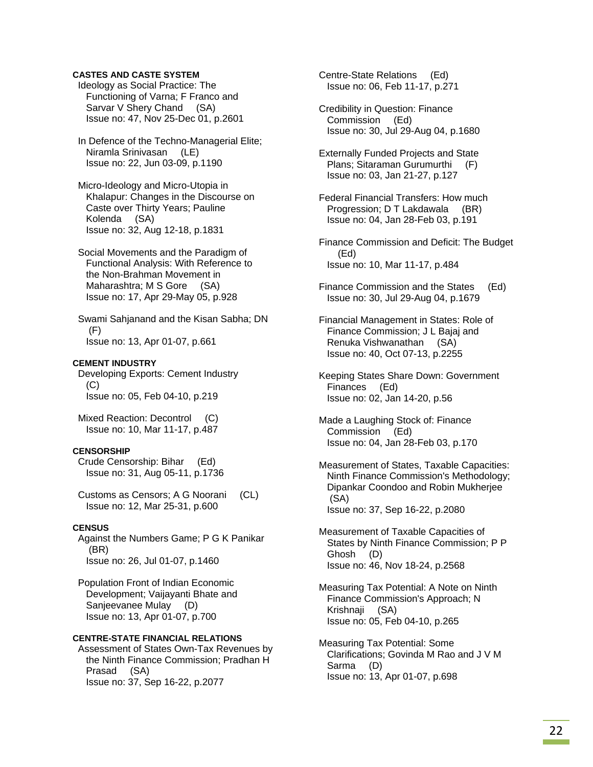**CASTES AND CASTE SYSTEM**

Ideology as Social Practice: The Functioning of Varna; F Franco and Sarvar V Shery Chand (SA)
Issue no: 47, Nov 25-Dec 01, p.2601

In Defence of the Techno-Managerial Elite; Niramla Srinivasan (LE)
Issue no: 22, Jun 03-09, p.1190

Micro-Ideology and Micro-Utopia in Khalapur: Changes in the Discourse on Caste over Thirty Years; Pauline Kolenda (SA)
Issue no: 32, Aug 12-18, p.1831

Social Movements and the Paradigm of Functional Analysis: With Reference to the Non-Brahman Movement in Maharashtra; M S Gore (SA)
Issue no: 17, Apr 29-May 05, p.928

Swami Sahjanand and the Kisan Sabha; DN (F)
Issue no: 13, Apr 01-07, p.661

**CEMENT INDUSTRY**

Developing Exports: Cement Industry (C)
Issue no: 05, Feb 04-10, p.219

Mixed Reaction: Decontrol (C)
Issue no: 10, Mar 11-17, p.487

**CENSORSHIP**

Crude Censorship: Bihar (Ed)
Issue no: 31, Aug 05-11, p.1736

Customs as Censors; A G Noorani (CL)
Issue no: 12, Mar 25-31, p.600

**CENSUS**

Against the Numbers Game; P G K Panikar (BR)
Issue no: 26, Jul 01-07, p.1460

Population Front of Indian Economic Development; Vaijayanti Bhate and Sanjeevanee Mulay (D)
Issue no: 13, Apr 01-07, p.700

**CENTRE-STATE FINANCIAL RELATIONS**

Assessment of States Own-Tax Revenues by the Ninth Finance Commission; Pradhan H Prasad (SA)
Issue no: 37, Sep 16-22, p.2077

Centre-State Relations (Ed)
Issue no: 06, Feb 11-17, p.271

Credibility in Question: Finance Commission (Ed)
Issue no: 30, Jul 29-Aug 04, p.1680

Externally Funded Projects and State Plans; Sitaraman Gurumurthi (F)
Issue no: 03, Jan 21-27, p.127

Federal Financial Transfers: How much Progression; D T Lakdawala (BR)
Issue no: 04, Jan 28-Feb 03, p.191

Finance Commission and Deficit: The Budget (Ed)
Issue no: 10, Mar 11-17, p.484

Finance Commission and the States (Ed)
Issue no: 30, Jul 29-Aug 04, p.1679

Financial Management in States: Role of Finance Commission; J L Bajaj and Renuka Vishwanathan (SA)
Issue no: 40, Oct 07-13, p.2255

Keeping States Share Down: Government Finances (Ed)
Issue no: 02, Jan 14-20, p.56

Made a Laughing Stock of: Finance Commission (Ed)
Issue no: 04, Jan 28-Feb 03, p.170

Measurement of States, Taxable Capacities: Ninth Finance Commission's Methodology; Dipankar Coondoo and Robin Mukherjee (SA)
Issue no: 37, Sep 16-22, p.2080

Measurement of Taxable Capacities of States by Ninth Finance Commission; P P Ghosh (D)
Issue no: 46, Nov 18-24, p.2568

Measuring Tax Potential: A Note on Ninth Finance Commission's Approach; N Krishnaji (SA)
Issue no: 05, Feb 04-10, p.265

Measuring Tax Potential: Some Clarifications; Govinda M Rao and J V M Sarma (D)
Issue no: 13, Apr 01-07, p.698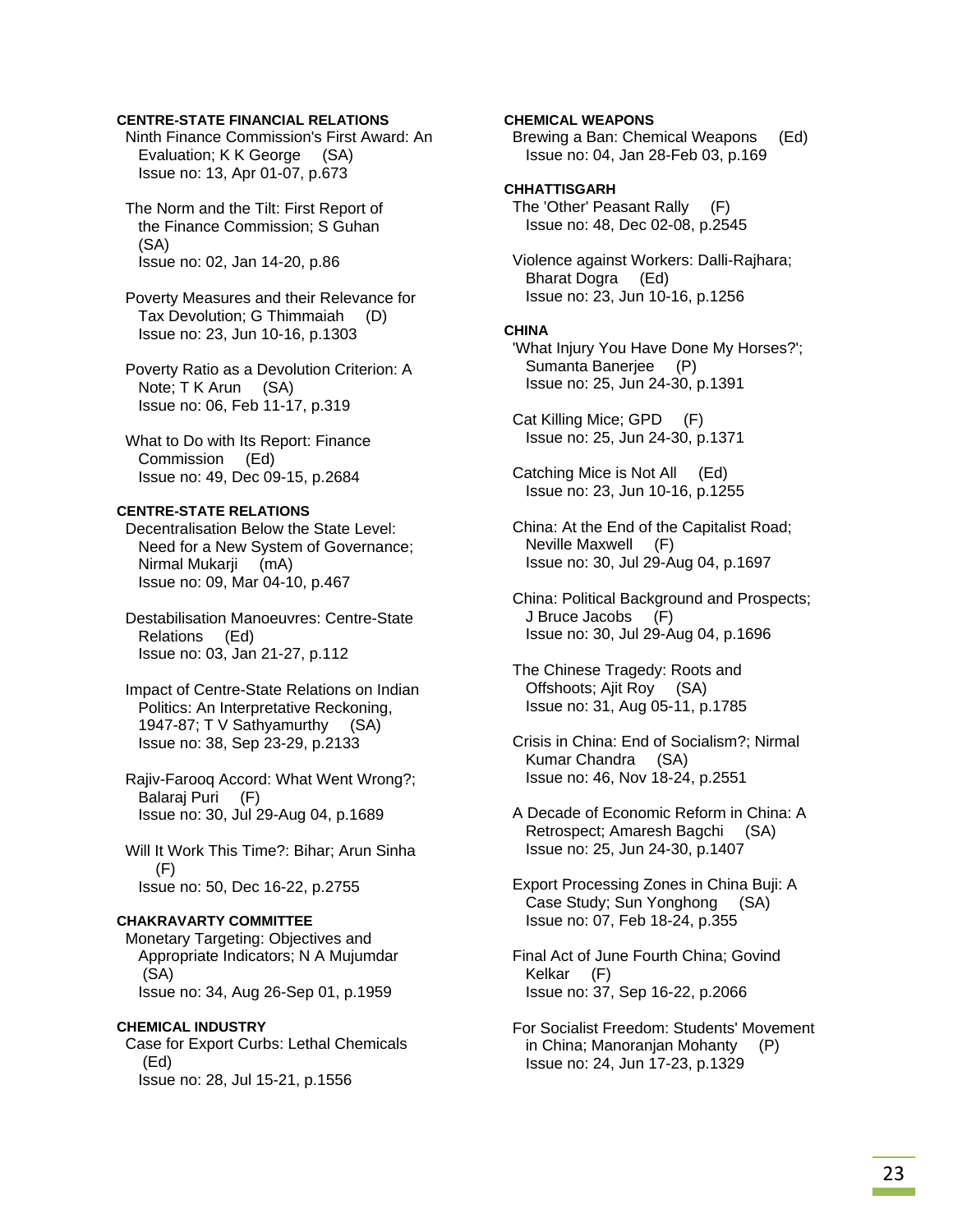**CENTRE-STATE FINANCIAL RELATIONS**

Ninth Finance Commission's First Award: An Evaluation; K K George (SA)
Issue no: 13, Apr 01-07, p.673

The Norm and the Tilt: First Report of the Finance Commission; S Guhan (SA)
Issue no: 02, Jan 14-20, p.86

Poverty Measures and their Relevance for Tax Devolution; G Thimmaiah (D)
Issue no: 23, Jun 10-16, p.1303

Poverty Ratio as a Devolution Criterion: A Note; T K Arun (SA)
Issue no: 06, Feb 11-17, p.319

What to Do with Its Report: Finance Commission (Ed)
Issue no: 49, Dec 09-15, p.2684

**CENTRE-STATE RELATIONS**

Decentralisation Below the State Level: Need for a New System of Governance; Nirmal Mukarji (mA)
Issue no: 09, Mar 04-10, p.467

Destabilisation Manoeuvres: Centre-State Relations (Ed)
Issue no: 03, Jan 21-27, p.112

Impact of Centre-State Relations on Indian Politics: An Interpretative Reckoning, 1947-87; T V Sathyamurthy (SA)
Issue no: 38, Sep 23-29, p.2133

Rajiv-Farooq Accord: What Went Wrong?; Balaraj Puri (F)
Issue no: 30, Jul 29-Aug 04, p.1689

Will It Work This Time?: Bihar; Arun Sinha (F)
Issue no: 50, Dec 16-22, p.2755

**CHAKRAVARTY COMMITTEE**

Monetary Targeting: Objectives and Appropriate Indicators; N A Mujumdar (SA)
Issue no: 34, Aug 26-Sep 01, p.1959

**CHEMICAL INDUSTRY**

Case for Export Curbs: Lethal Chemicals (Ed)
Issue no: 28, Jul 15-21, p.1556

**CHEMICAL WEAPONS**

Brewing a Ban: Chemical Weapons (Ed)
Issue no: 04, Jan 28-Feb 03, p.169

**CHHATTISGARH**

The 'Other' Peasant Rally (F)
Issue no: 48, Dec 02-08, p.2545

Violence against Workers: Dalli-Rajhara; Bharat Dogra (Ed)
Issue no: 23, Jun 10-16, p.1256

**CHINA**

'What Injury You Have Done My Horses?'; Sumanta Banerjee (P)
Issue no: 25, Jun 24-30, p.1391

Cat Killing Mice; GPD (F)
Issue no: 25, Jun 24-30, p.1371

Catching Mice is Not All (Ed)
Issue no: 23, Jun 10-16, p.1255

China: At the End of the Capitalist Road; Neville Maxwell (F)
Issue no: 30, Jul 29-Aug 04, p.1697

China: Political Background and Prospects; J Bruce Jacobs (F)
Issue no: 30, Jul 29-Aug 04, p.1696

The Chinese Tragedy: Roots and Offshoots; Ajit Roy (SA)
Issue no: 31, Aug 05-11, p.1785

Crisis in China: End of Socialism?; Nirmal Kumar Chandra (SA)
Issue no: 46, Nov 18-24, p.2551

A Decade of Economic Reform in China: A Retrospect; Amaresh Bagchi (SA)
Issue no: 25, Jun 24-30, p.1407

Export Processing Zones in China Buji: A Case Study; Sun Yonghong (SA)
Issue no: 07, Feb 18-24, p.355

Final Act of June Fourth China; Govind Kelkar (F)
Issue no: 37, Sep 16-22, p.2066

For Socialist Freedom: Students' Movement in China; Manoranjan Mohanty (P)
Issue no: 24, Jun 17-23, p.1329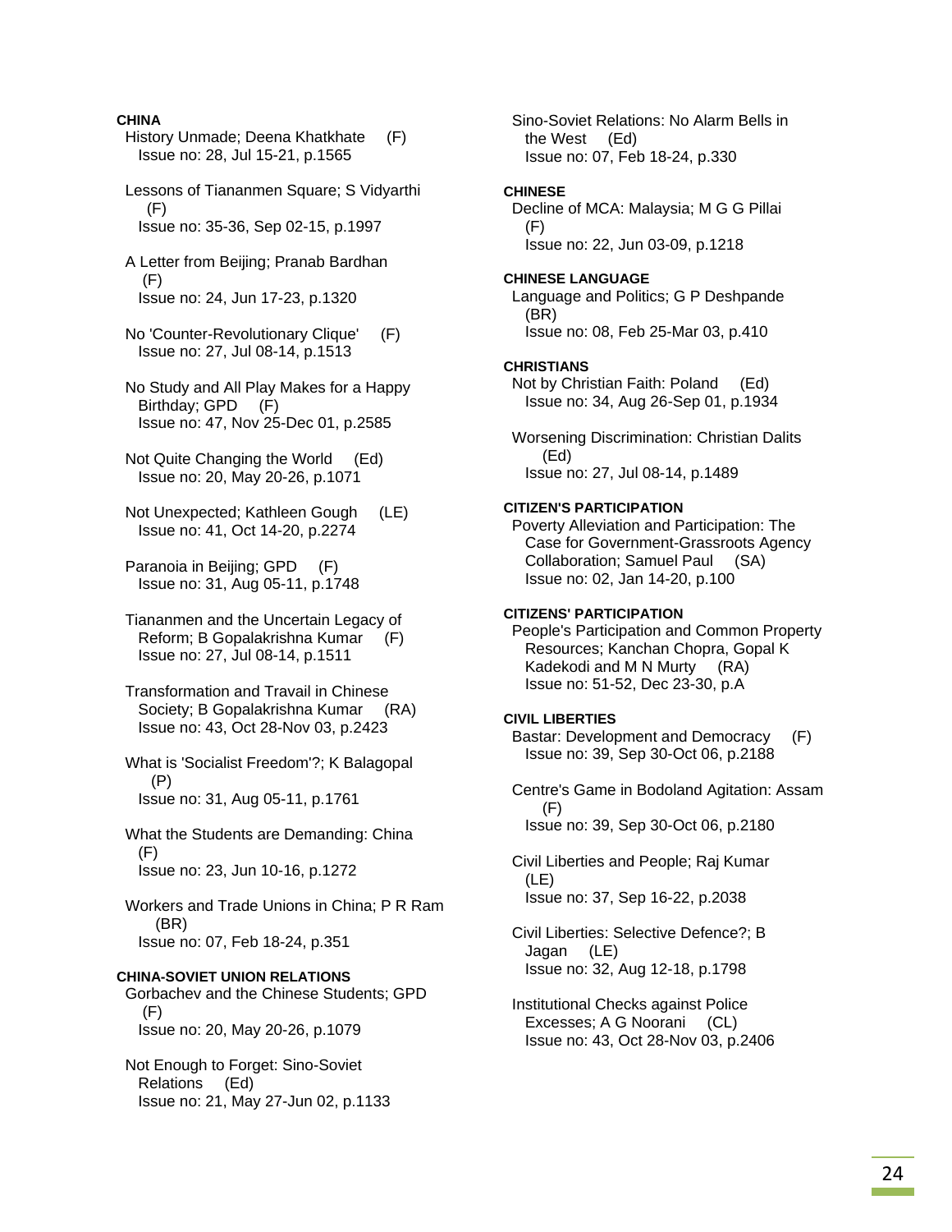**CHINA**

History Unmade; Deena Khatkhate (F)
Issue no: 28, Jul 15-21, p.1565

Lessons of Tiananmen Square; S Vidyarthi (F)
Issue no: 35-36, Sep 02-15, p.1997

A Letter from Beijing; Pranab Bardhan (F)
Issue no: 24, Jun 17-23, p.1320

No 'Counter-Revolutionary Clique' (F)
Issue no: 27, Jul 08-14, p.1513

No Study and All Play Makes for a Happy Birthday; GPD (F)
Issue no: 47, Nov 25-Dec 01, p.2585

Not Quite Changing the World (Ed)
Issue no: 20, May 20-26, p.1071

Not Unexpected; Kathleen Gough (LE)
Issue no: 41, Oct 14-20, p.2274

Paranoia in Beijing; GPD (F)
Issue no: 31, Aug 05-11, p.1748

Tiananmen and the Uncertain Legacy of Reform; B Gopalakrishna Kumar (F)
Issue no: 27, Jul 08-14, p.1511

Transformation and Travail in Chinese Society; B Gopalakrishna Kumar (RA)
Issue no: 43, Oct 28-Nov 03, p.2423

What is 'Socialist Freedom'?; K Balagopal (P)
Issue no: 31, Aug 05-11, p.1761

What the Students are Demanding: China (F)
Issue no: 23, Jun 10-16, p.1272

Workers and Trade Unions in China; P R Ram (BR)
Issue no: 07, Feb 18-24, p.351

**CHINA-SOVIET UNION RELATIONS**

Gorbachev and the Chinese Students; GPD (F)
Issue no: 20, May 20-26, p.1079

Not Enough to Forget: Sino-Soviet Relations (Ed)
Issue no: 21, May 27-Jun 02, p.1133

Sino-Soviet Relations: No Alarm Bells in the West (Ed)
Issue no: 07, Feb 18-24, p.330

**CHINESE**

Decline of MCA: Malaysia; M G G Pillai (F)
Issue no: 22, Jun 03-09, p.1218

**CHINESE LANGUAGE**

Language and Politics; G P Deshpande (BR)
Issue no: 08, Feb 25-Mar 03, p.410

**CHRISTIANS**

Not by Christian Faith: Poland (Ed)
Issue no: 34, Aug 26-Sep 01, p.1934

Worsening Discrimination: Christian Dalits (Ed)
Issue no: 27, Jul 08-14, p.1489

**CITIZEN'S PARTICIPATION**

Poverty Alleviation and Participation: The Case for Government-Grassroots Agency Collaboration; Samuel Paul (SA)
Issue no: 02, Jan 14-20, p.100

**CITIZENS' PARTICIPATION**

People's Participation and Common Property Resources; Kanchan Chopra, Gopal K Kadekodi and M N Murty (RA)
Issue no: 51-52, Dec 23-30, p.A

**CIVIL LIBERTIES**

Bastar: Development and Democracy (F)
Issue no: 39, Sep 30-Oct 06, p.2188

Centre's Game in Bodoland Agitation: Assam (F)
Issue no: 39, Sep 30-Oct 06, p.2180

Civil Liberties and People; Raj Kumar (LE)
Issue no: 37, Sep 16-22, p.2038

Civil Liberties: Selective Defence?; B Jagan (LE)
Issue no: 32, Aug 12-18, p.1798

Institutional Checks against Police Excesses; A G Noorani (CL)
Issue no: 43, Oct 28-Nov 03, p.2406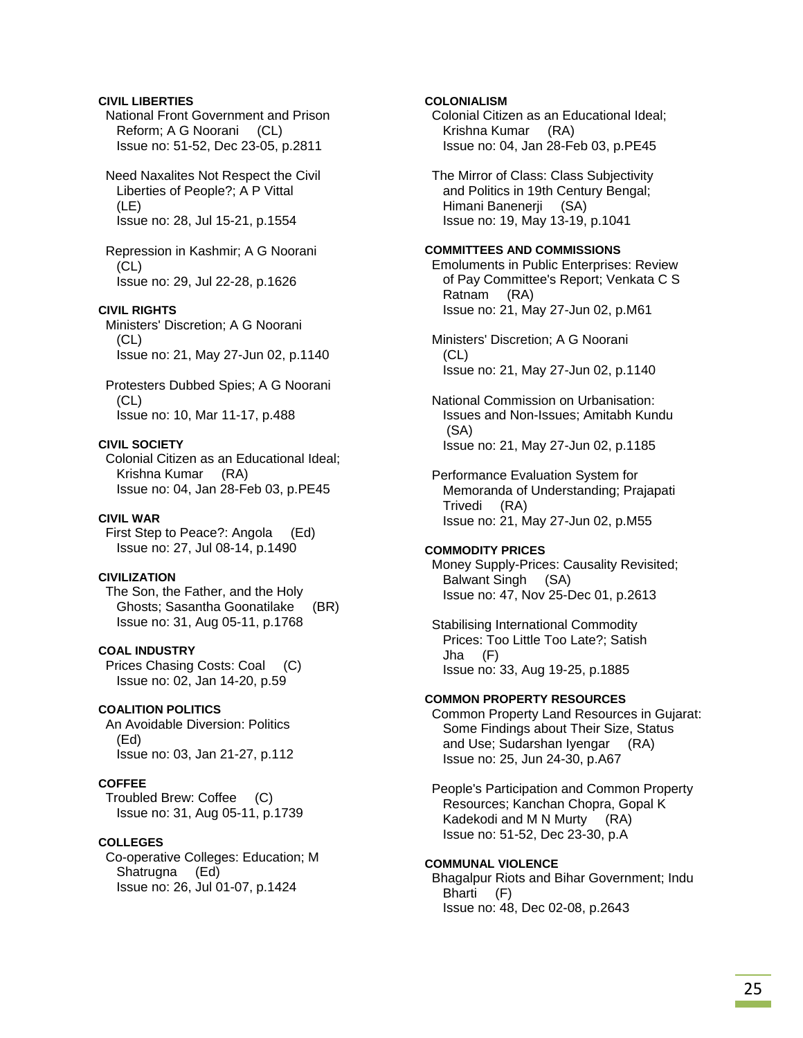**CIVIL LIBERTIES**

National Front Government and Prison Reform; A G Noorani (CL)
Issue no: 51-52, Dec 23-05, p.2811

Need Naxalites Not Respect the Civil Liberties of People?; A P Vittal (LE)
Issue no: 28, Jul 15-21, p.1554

Repression in Kashmir; A G Noorani (CL)
Issue no: 29, Jul 22-28, p.1626

**CIVIL RIGHTS**

Ministers' Discretion; A G Noorani (CL)
Issue no: 21, May 27-Jun 02, p.1140

Protesters Dubbed Spies; A G Noorani (CL)
Issue no: 10, Mar 11-17, p.488

**CIVIL SOCIETY**

Colonial Citizen as an Educational Ideal; Krishna Kumar (RA)
Issue no: 04, Jan 28-Feb 03, p.PE45

**CIVIL WAR**

First Step to Peace?: Angola (Ed)
Issue no: 27, Jul 08-14, p.1490

**CIVILIZATION**

The Son, the Father, and the Holy Ghosts; Sasantha Goonatilake (BR)
Issue no: 31, Aug 05-11, p.1768

**COAL INDUSTRY**

Prices Chasing Costs: Coal (C)
Issue no: 02, Jan 14-20, p.59

**COALITION POLITICS**

An Avoidable Diversion: Politics (Ed)
Issue no: 03, Jan 21-27, p.112

**COFFEE**

Troubled Brew: Coffee (C)
Issue no: 31, Aug 05-11, p.1739

**COLLEGES**

Co-operative Colleges: Education; M Shatrugna (Ed)
Issue no: 26, Jul 01-07, p.1424

**COLONIALISM**

Colonial Citizen as an Educational Ideal; Krishna Kumar (RA)
Issue no: 04, Jan 28-Feb 03, p.PE45

The Mirror of Class: Class Subjectivity and Politics in 19th Century Bengal; Himani Banenerji (SA)
Issue no: 19, May 13-19, p.1041

**COMMITTEES AND COMMISSIONS**

Emoluments in Public Enterprises: Review of Pay Committee's Report; Venkata C S Ratnam (RA)
Issue no: 21, May 27-Jun 02, p.M61

Ministers' Discretion; A G Noorani (CL)
Issue no: 21, May 27-Jun 02, p.1140

National Commission on Urbanisation: Issues and Non-Issues; Amitabh Kundu (SA)
Issue no: 21, May 27-Jun 02, p.1185

Performance Evaluation System for Memoranda of Understanding; Prajapati Trivedi (RA)
Issue no: 21, May 27-Jun 02, p.M55

**COMMODITY PRICES**

Money Supply-Prices: Causality Revisited; Balwant Singh (SA)
Issue no: 47, Nov 25-Dec 01, p.2613

Stabilising International Commodity Prices: Too Little Too Late?; Satish Jha (F)
Issue no: 33, Aug 19-25, p.1885

**COMMON PROPERTY RESOURCES**

Common Property Land Resources in Gujarat: Some Findings about Their Size, Status and Use; Sudarshan Iyengar (RA)
Issue no: 25, Jun 24-30, p.A67

People's Participation and Common Property Resources; Kanchan Chopra, Gopal K Kadekodi and M N Murty (RA)
Issue no: 51-52, Dec 23-30, p.A

**COMMUNAL VIOLENCE**

Bhagalpur Riots and Bihar Government; Indu Bharti (F)
Issue no: 48, Dec 02-08, p.2643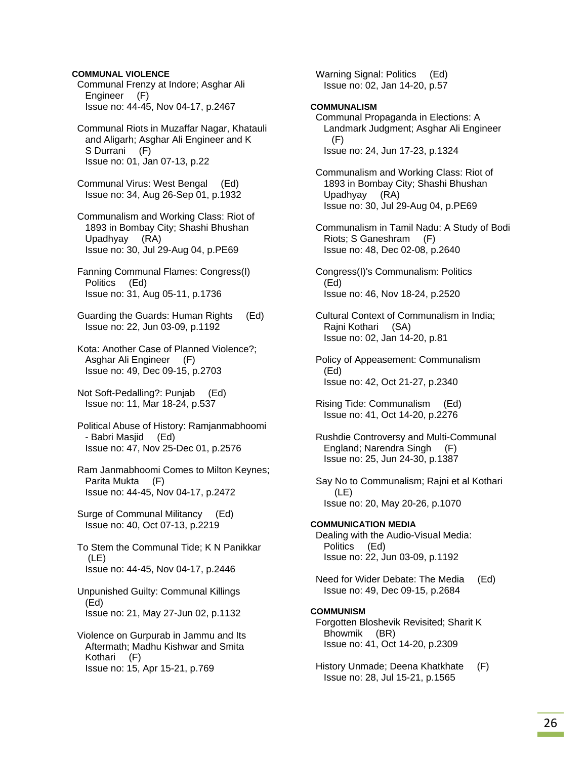**COMMUNAL VIOLENCE**

Communal Frenzy at Indore; Asghar Ali Engineer (F)
Issue no: 44-45, Nov 04-17, p.2467

Communal Riots in Muzaffar Nagar, Khatauli and Aligarh; Asghar Ali Engineer and K S Durrani (F)
Issue no: 01, Jan 07-13, p.22

Communal Virus: West Bengal (Ed)
Issue no: 34, Aug 26-Sep 01, p.1932

Communalism and Working Class: Riot of 1893 in Bombay City; Shashi Bhushan Upadhyay (RA)
Issue no: 30, Jul 29-Aug 04, p.PE69

Fanning Communal Flames: Congress(I) Politics (Ed)
Issue no: 31, Aug 05-11, p.1736

Guarding the Guards: Human Rights (Ed)
Issue no: 22, Jun 03-09, p.1192

Kota: Another Case of Planned Violence?; Asghar Ali Engineer (F)
Issue no: 49, Dec 09-15, p.2703

Not Soft-Pedalling?: Punjab (Ed)
Issue no: 11, Mar 18-24, p.537

Political Abuse of History: Ramjanmabhoomi - Babri Masjid (Ed)
Issue no: 47, Nov 25-Dec 01, p.2576

Ram Janmabhoomi Comes to Milton Keynes; Parita Mukta (F)
Issue no: 44-45, Nov 04-17, p.2472

Surge of Communal Militancy (Ed)
Issue no: 40, Oct 07-13, p.2219

To Stem the Communal Tide; K N Panikkar (LE)
Issue no: 44-45, Nov 04-17, p.2446

Unpunished Guilty: Communal Killings (Ed)
Issue no: 21, May 27-Jun 02, p.1132

Violence on Gurpurab in Jammu and Its Aftermath; Madhu Kishwar and Smita Kothari (F)
Issue no: 15, Apr 15-21, p.769

Warning Signal: Politics (Ed)
Issue no: 02, Jan 14-20, p.57

**COMMUNALISM**

Communal Propaganda in Elections: A Landmark Judgment; Asghar Ali Engineer (F)
Issue no: 24, Jun 17-23, p.1324

Communalism and Working Class: Riot of 1893 in Bombay City; Shashi Bhushan Upadhyay (RA)
Issue no: 30, Jul 29-Aug 04, p.PE69

Communalism in Tamil Nadu: A Study of Bodi Riots; S Ganeshram (F)
Issue no: 48, Dec 02-08, p.2640

Congress(I)'s Communalism: Politics (Ed)
Issue no: 46, Nov 18-24, p.2520

Cultural Context of Communalism in India; Rajni Kothari (SA)
Issue no: 02, Jan 14-20, p.81

Policy of Appeasement: Communalism (Ed)
Issue no: 42, Oct 21-27, p.2340

Rising Tide: Communalism (Ed)
Issue no: 41, Oct 14-20, p.2276

Rushdie Controversy and Multi-Communal England; Narendra Singh (F)
Issue no: 25, Jun 24-30, p.1387

Say No to Communalism; Rajni et al Kothari (LE)
Issue no: 20, May 20-26, p.1070

**COMMUNICATION MEDIA**

Dealing with the Audio-Visual Media: Politics (Ed)
Issue no: 22, Jun 03-09, p.1192

Need for Wider Debate: The Media (Ed)
Issue no: 49, Dec 09-15, p.2684

**COMMUNISM**

Forgotten Bloshevik Revisited; Sharit K Bhowmik (BR)
Issue no: 41, Oct 14-20, p.2309

History Unmade; Deena Khatkhate (F)
Issue no: 28, Jul 15-21, p.1565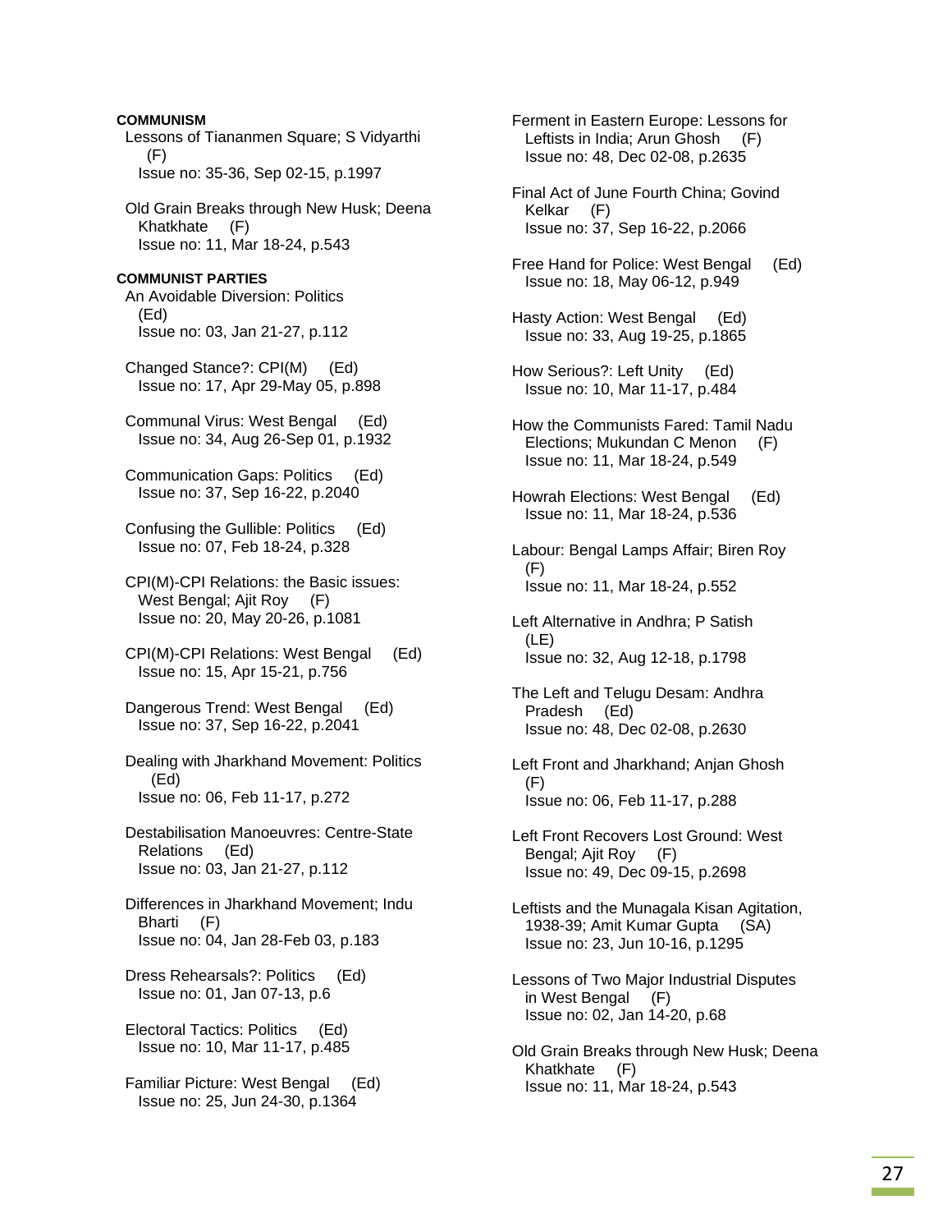**COMMUNISM**

Lessons of Tiananmen Square; S Vidyarthi (F)
Issue no: 35-36, Sep 02-15, p.1997

Old Grain Breaks through New Husk; Deena Khatkhate (F)
Issue no: 11, Mar 18-24, p.543

**COMMUNIST PARTIES**

An Avoidable Diversion: Politics (Ed)
Issue no: 03, Jan 21-27, p.112

Changed Stance?: CPI(M) (Ed)
Issue no: 17, Apr 29-May 05, p.898

Communal Virus: West Bengal (Ed)
Issue no: 34, Aug 26-Sep 01, p.1932

Communication Gaps: Politics (Ed)
Issue no: 37, Sep 16-22, p.2040

Confusing the Gullible: Politics (Ed)
Issue no: 07, Feb 18-24, p.328

CPI(M)-CPI Relations: the Basic issues: West Bengal; Ajit Roy (F)
Issue no: 20, May 20-26, p.1081

CPI(M)-CPI Relations: West Bengal (Ed)
Issue no: 15, Apr 15-21, p.756

Dangerous Trend: West Bengal (Ed)
Issue no: 37, Sep 16-22, p.2041

Dealing with Jharkhand Movement: Politics (Ed)
Issue no: 06, Feb 11-17, p.272

Destabilisation Manoeuvres: Centre-State Relations (Ed)
Issue no: 03, Jan 21-27, p.112

Differences in Jharkhand Movement; Indu Bharti (F)
Issue no: 04, Jan 28-Feb 03, p.183

Dress Rehearsals?: Politics (Ed)
Issue no: 01, Jan 07-13, p.6

Electoral Tactics: Politics (Ed)
Issue no: 10, Mar 11-17, p.485

Familiar Picture: West Bengal (Ed)
Issue no: 25, Jun 24-30, p.1364

Ferment in Eastern Europe: Lessons for Leftists in India; Arun Ghosh (F)
Issue no: 48, Dec 02-08, p.2635

Final Act of June Fourth China; Govind Kelkar (F)
Issue no: 37, Sep 16-22, p.2066

Free Hand for Police: West Bengal (Ed)
Issue no: 18, May 06-12, p.949

Hasty Action: West Bengal (Ed)
Issue no: 33, Aug 19-25, p.1865

How Serious?: Left Unity (Ed)
Issue no: 10, Mar 11-17, p.484

How the Communists Fared: Tamil Nadu Elections; Mukundan C Menon (F)
Issue no: 11, Mar 18-24, p.549

Howrah Elections: West Bengal (Ed)
Issue no: 11, Mar 18-24, p.536

Labour: Bengal Lamps Affair; Biren Roy (F)
Issue no: 11, Mar 18-24, p.552

Left Alternative in Andhra; P Satish (LE)
Issue no: 32, Aug 12-18, p.1798

The Left and Telugu Desam: Andhra Pradesh (Ed)
Issue no: 48, Dec 02-08, p.2630

Left Front and Jharkhand; Anjan Ghosh (F)
Issue no: 06, Feb 11-17, p.288

Left Front Recovers Lost Ground: West Bengal; Ajit Roy (F)
Issue no: 49, Dec 09-15, p.2698

Leftists and the Munagala Kisan Agitation, 1938-39; Amit Kumar Gupta (SA)
Issue no: 23, Jun 10-16, p.1295

Lessons of Two Major Industrial Disputes in West Bengal (F)
Issue no: 02, Jan 14-20, p.68

Old Grain Breaks through New Husk; Deena Khatkhate (F)
Issue no: 11, Mar 18-24, p.543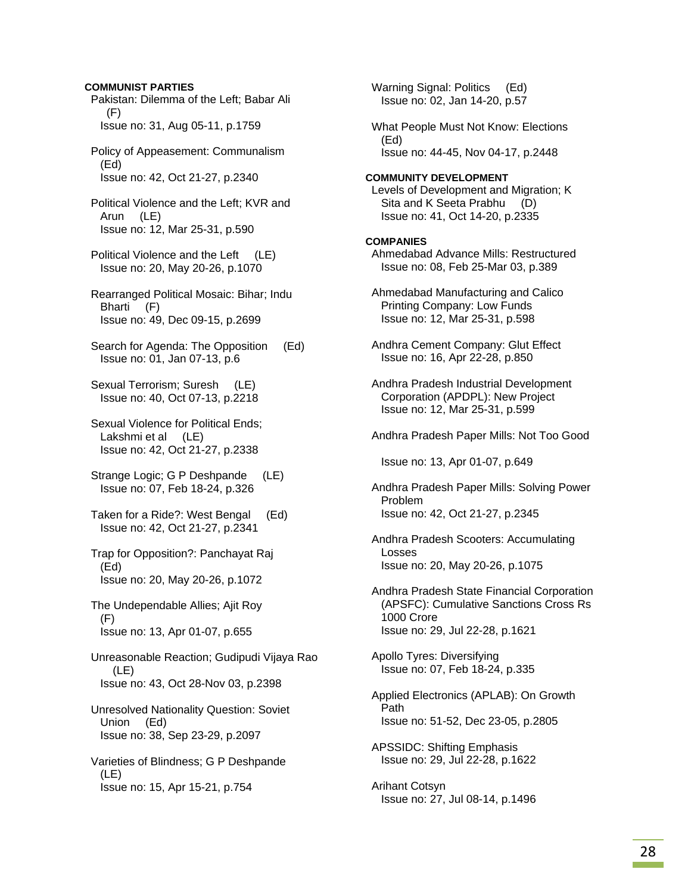**COMMUNIST PARTIES**

Pakistan: Dilemma of the Left; Babar Ali (F)
Issue no: 31, Aug 05-11, p.1759

Policy of Appeasement: Communalism (Ed)
Issue no: 42, Oct 21-27, p.2340

Political Violence and the Left; KVR and Arun (LE)
Issue no: 12, Mar 25-31, p.590

Political Violence and the Left (LE)
Issue no: 20, May 20-26, p.1070

Rearranged Political Mosaic: Bihar; Indu Bharti (F)
Issue no: 49, Dec 09-15, p.2699

Search for Agenda: The Opposition (Ed)
Issue no: 01, Jan 07-13, p.6

Sexual Terrorism; Suresh (LE)
Issue no: 40, Oct 07-13, p.2218

Sexual Violence for Political Ends; Lakshmi et al (LE)
Issue no: 42, Oct 21-27, p.2338

Strange Logic; G P Deshpande (LE)
Issue no: 07, Feb 18-24, p.326

Taken for a Ride?: West Bengal (Ed)
Issue no: 42, Oct 21-27, p.2341

Trap for Opposition?: Panchayat Raj (Ed)
Issue no: 20, May 20-26, p.1072

The Undependable Allies; Ajit Roy (F)
Issue no: 13, Apr 01-07, p.655

Unreasonable Reaction; Gudipudi Vijaya Rao (LE)
Issue no: 43, Oct 28-Nov 03, p.2398

Unresolved Nationality Question: Soviet Union (Ed)
Issue no: 38, Sep 23-29, p.2097

Varieties of Blindness; G P Deshpande (LE)
Issue no: 15, Apr 15-21, p.754

Warning Signal: Politics (Ed)
Issue no: 02, Jan 14-20, p.57

What People Must Not Know: Elections (Ed)
Issue no: 44-45, Nov 04-17, p.2448

**COMMUNITY DEVELOPMENT**

Levels of Development and Migration; K Sita and K Seeta Prabhu (D)
Issue no: 41, Oct 14-20, p.2335

**COMPANIES**

Ahmedabad Advance Mills: Restructured
Issue no: 08, Feb 25-Mar 03, p.389

Ahmedabad Manufacturing and Calico Printing Company: Low Funds
Issue no: 12, Mar 25-31, p.598

Andhra Cement Company: Glut Effect
Issue no: 16, Apr 22-28, p.850

Andhra Pradesh Industrial Development Corporation (APDPL): New Project
Issue no: 12, Mar 25-31, p.599

Andhra Pradesh Paper Mills: Not Too Good
Issue no: 13, Apr 01-07, p.649

Andhra Pradesh Paper Mills: Solving Power Problem
Issue no: 42, Oct 21-27, p.2345

Andhra Pradesh Scooters: Accumulating Losses
Issue no: 20, May 20-26, p.1075

Andhra Pradesh State Financial Corporation (APSFC): Cumulative Sanctions Cross Rs 1000 Crore
Issue no: 29, Jul 22-28, p.1621

Apollo Tyres: Diversifying
Issue no: 07, Feb 18-24, p.335

Applied Electronics (APLAB): On Growth Path
Issue no: 51-52, Dec 23-05, p.2805

APSSIDC: Shifting Emphasis
Issue no: 29, Jul 22-28, p.1622

Arihant Cotsyn
Issue no: 27, Jul 08-14, p.1496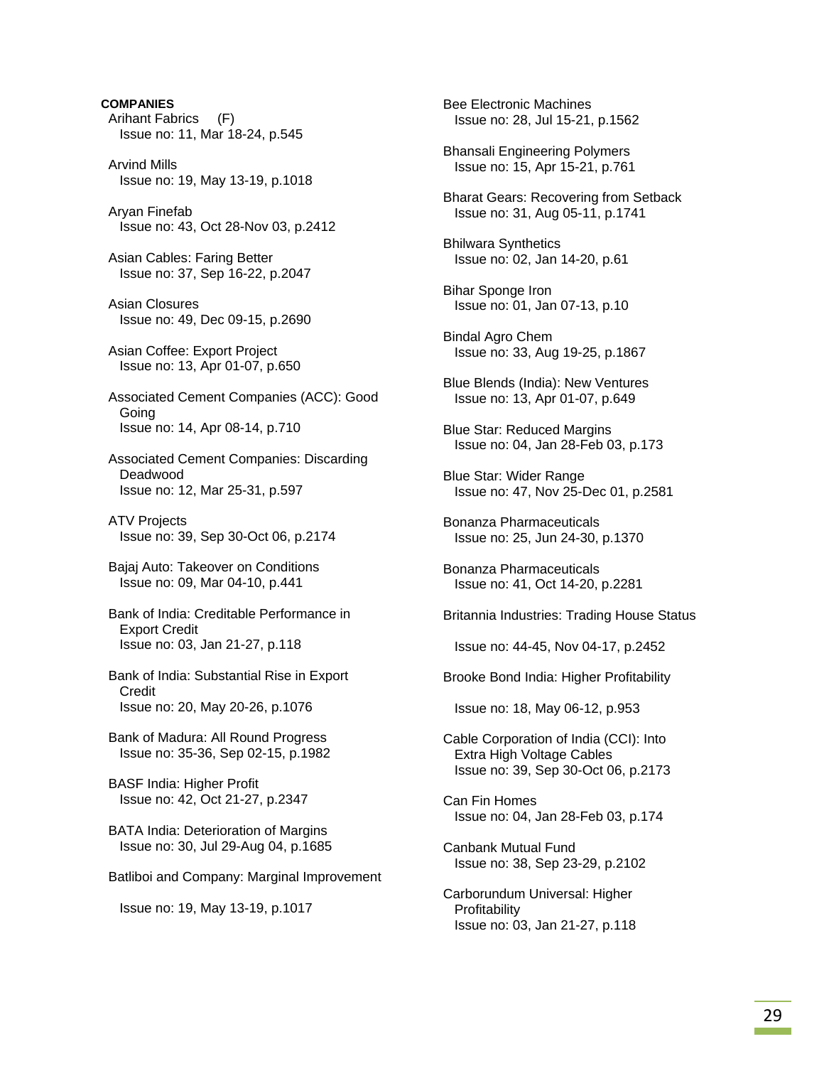**COMPANIES**

Arihant Fabrics (F)
Issue no: 11, Mar 18-24, p.545

Arvind Mills
Issue no: 19, May 13-19, p.1018

Aryan Finefab
Issue no: 43, Oct 28-Nov 03, p.2412

Asian Cables: Faring Better
Issue no: 37, Sep 16-22, p.2047

Asian Closures
Issue no: 49, Dec 09-15, p.2690

Asian Coffee: Export Project
Issue no: 13, Apr 01-07, p.650

Associated Cement Companies (ACC): Good Going
Issue no: 14, Apr 08-14, p.710

Associated Cement Companies: Discarding Deadwood
Issue no: 12, Mar 25-31, p.597

ATV Projects
Issue no: 39, Sep 30-Oct 06, p.2174

Bajaj Auto: Takeover on Conditions
Issue no: 09, Mar 04-10, p.441

Bank of India: Creditable Performance in Export Credit
Issue no: 03, Jan 21-27, p.118

Bank of India: Substantial Rise in Export Credit
Issue no: 20, May 20-26, p.1076

Bank of Madura: All Round Progress
Issue no: 35-36, Sep 02-15, p.1982

BASF India: Higher Profit
Issue no: 42, Oct 21-27, p.2347

BATA India: Deterioration of Margins
Issue no: 30, Jul 29-Aug 04, p.1685

Batliboi and Company: Marginal Improvement

Issue no: 19, May 13-19, p.1017

Bee Electronic Machines
Issue no: 28, Jul 15-21, p.1562

Bhansali Engineering Polymers
Issue no: 15, Apr 15-21, p.761

Bharat Gears: Recovering from Setback
Issue no: 31, Aug 05-11, p.1741

Bhilwara Synthetics
Issue no: 02, Jan 14-20, p.61

Bihar Sponge Iron
Issue no: 01, Jan 07-13, p.10

Bindal Agro Chem
Issue no: 33, Aug 19-25, p.1867

Blue Blends (India): New Ventures
Issue no: 13, Apr 01-07, p.649

Blue Star: Reduced Margins
Issue no: 04, Jan 28-Feb 03, p.173

Blue Star: Wider Range
Issue no: 47, Nov 25-Dec 01, p.2581

Bonanza Pharmaceuticals
Issue no: 25, Jun 24-30, p.1370

Bonanza Pharmaceuticals
Issue no: 41, Oct 14-20, p.2281

Britannia Industries: Trading House Status

Issue no: 44-45, Nov 04-17, p.2452

Brooke Bond India: Higher Profitability

Issue no: 18, May 06-12, p.953

Cable Corporation of India (CCI): Into Extra High Voltage Cables
Issue no: 39, Sep 30-Oct 06, p.2173

Can Fin Homes
Issue no: 04, Jan 28-Feb 03, p.174

Canbank Mutual Fund
Issue no: 38, Sep 23-29, p.2102

Carborundum Universal: Higher Profitability
Issue no: 03, Jan 21-27, p.118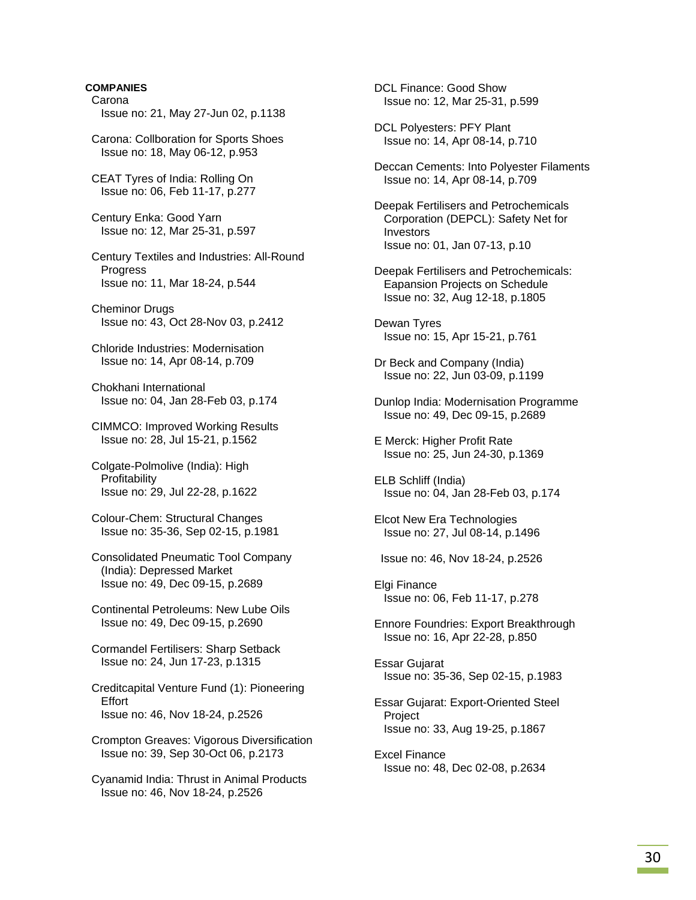**COMPANIES**

Carona
Issue no: 21, May 27-Jun 02, p.1138

Carona: Collboration for Sports Shoes
Issue no: 18, May 06-12, p.953

CEAT Tyres of India: Rolling On
Issue no: 06, Feb 11-17, p.277

Century Enka: Good Yarn
Issue no: 12, Mar 25-31, p.597

Century Textiles and Industries: All-Round Progress
Issue no: 11, Mar 18-24, p.544

Cheminor Drugs
Issue no: 43, Oct 28-Nov 03, p.2412

Chloride Industries: Modernisation
Issue no: 14, Apr 08-14, p.709

Chokhani International
Issue no: 04, Jan 28-Feb 03, p.174

CIMMCO: Improved Working Results
Issue no: 28, Jul 15-21, p.1562

Colgate-Polmolive (India): High Profitability
Issue no: 29, Jul 22-28, p.1622

Colour-Chem: Structural Changes
Issue no: 35-36, Sep 02-15, p.1981

Consolidated Pneumatic Tool Company (India): Depressed Market
Issue no: 49, Dec 09-15, p.2689

Continental Petroleums: New Lube Oils
Issue no: 49, Dec 09-15, p.2690

Cormandel Fertilisers: Sharp Setback
Issue no: 24, Jun 17-23, p.1315

Creditcapital Venture Fund (1): Pioneering Effort
Issue no: 46, Nov 18-24, p.2526

Crompton Greaves: Vigorous Diversification
Issue no: 39, Sep 30-Oct 06, p.2173

Cyanamid India: Thrust in Animal Products
Issue no: 46, Nov 18-24, p.2526

DCL Finance: Good Show
Issue no: 12, Mar 25-31, p.599

DCL Polyesters: PFY Plant
Issue no: 14, Apr 08-14, p.710

Deccan Cements: Into Polyester Filaments
Issue no: 14, Apr 08-14, p.709

Deepak Fertilisers and Petrochemicals Corporation (DEPCL): Safety Net for Investors
Issue no: 01, Jan 07-13, p.10

Deepak Fertilisers and Petrochemicals: Eapansion Projects on Schedule
Issue no: 32, Aug 12-18, p.1805

Dewan Tyres
Issue no: 15, Apr 15-21, p.761

Dr Beck and Company (India)
Issue no: 22, Jun 03-09, p.1199

Dunlop India: Modernisation Programme
Issue no: 49, Dec 09-15, p.2689

E Merck: Higher Profit Rate
Issue no: 25, Jun 24-30, p.1369

ELB Schliff (India)
Issue no: 04, Jan 28-Feb 03, p.174

Elcot New Era Technologies
Issue no: 27, Jul 08-14, p.1496

Issue no: 46, Nov 18-24, p.2526

Elgi Finance
Issue no: 06, Feb 11-17, p.278

Ennore Foundries: Export Breakthrough
Issue no: 16, Apr 22-28, p.850

Essar Gujarat
Issue no: 35-36, Sep 02-15, p.1983

Essar Gujarat: Export-Oriented Steel Project
Issue no: 33, Aug 19-25, p.1867

Excel Finance
Issue no: 48, Dec 02-08, p.2634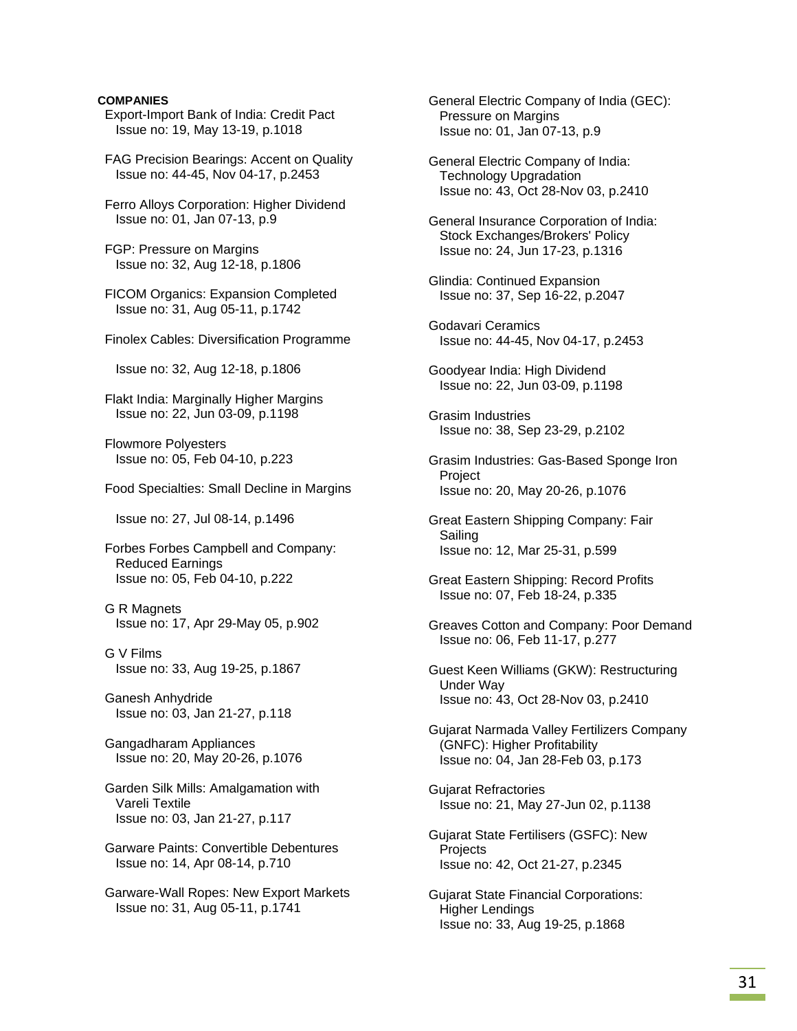**COMPANIES**

Export-Import Bank of India: Credit Pact
Issue no: 19, May 13-19, p.1018

FAG Precision Bearings: Accent on Quality
Issue no: 44-45, Nov 04-17, p.2453

Ferro Alloys Corporation: Higher Dividend
Issue no: 01, Jan 07-13, p.9

FGP: Pressure on Margins
Issue no: 32, Aug 12-18, p.1806

FICOM Organics: Expansion Completed
Issue no: 31, Aug 05-11, p.1742

Finolex Cables: Diversification Programme
Issue no: 32, Aug 12-18, p.1806

Flakt India: Marginally Higher Margins
Issue no: 22, Jun 03-09, p.1198

Flowmore Polyesters
Issue no: 05, Feb 04-10, p.223

Food Specialties: Small Decline in Margins
Issue no: 27, Jul 08-14, p.1496

Forbes Forbes Campbell and Company: Reduced Earnings
Issue no: 05, Feb 04-10, p.222

G R Magnets
Issue no: 17, Apr 29-May 05, p.902

G V Films
Issue no: 33, Aug 19-25, p.1867

Ganesh Anhydride
Issue no: 03, Jan 21-27, p.118

Gangadharam Appliances
Issue no: 20, May 20-26, p.1076

Garden Silk Mills: Amalgamation with Vareli Textile
Issue no: 03, Jan 21-27, p.117

Garware Paints: Convertible Debentures
Issue no: 14, Apr 08-14, p.710

Garware-Wall Ropes: New Export Markets
Issue no: 31, Aug 05-11, p.1741

General Electric Company of India (GEC): Pressure on Margins
Issue no: 01, Jan 07-13, p.9

General Electric Company of India: Technology Upgradation
Issue no: 43, Oct 28-Nov 03, p.2410

General Insurance Corporation of India: Stock Exchanges/Brokers' Policy
Issue no: 24, Jun 17-23, p.1316

Glindia: Continued Expansion
Issue no: 37, Sep 16-22, p.2047

Godavari Ceramics
Issue no: 44-45, Nov 04-17, p.2453

Goodyear India: High Dividend
Issue no: 22, Jun 03-09, p.1198

Grasim Industries
Issue no: 38, Sep 23-29, p.2102

Grasim Industries: Gas-Based Sponge Iron Project
Issue no: 20, May 20-26, p.1076

Great Eastern Shipping Company: Fair Sailing
Issue no: 12, Mar 25-31, p.599

Great Eastern Shipping: Record Profits
Issue no: 07, Feb 18-24, p.335

Greaves Cotton and Company: Poor Demand
Issue no: 06, Feb 11-17, p.277

Guest Keen Williams (GKW): Restructuring Under Way
Issue no: 43, Oct 28-Nov 03, p.2410

Gujarat Narmada Valley Fertilizers Company (GNFC): Higher Profitability
Issue no: 04, Jan 28-Feb 03, p.173

Gujarat Refractories
Issue no: 21, May 27-Jun 02, p.1138

Gujarat State Fertilisers (GSFC): New Projects
Issue no: 42, Oct 21-27, p.2345

Gujarat State Financial Corporations: Higher Lendings
Issue no: 33, Aug 19-25, p.1868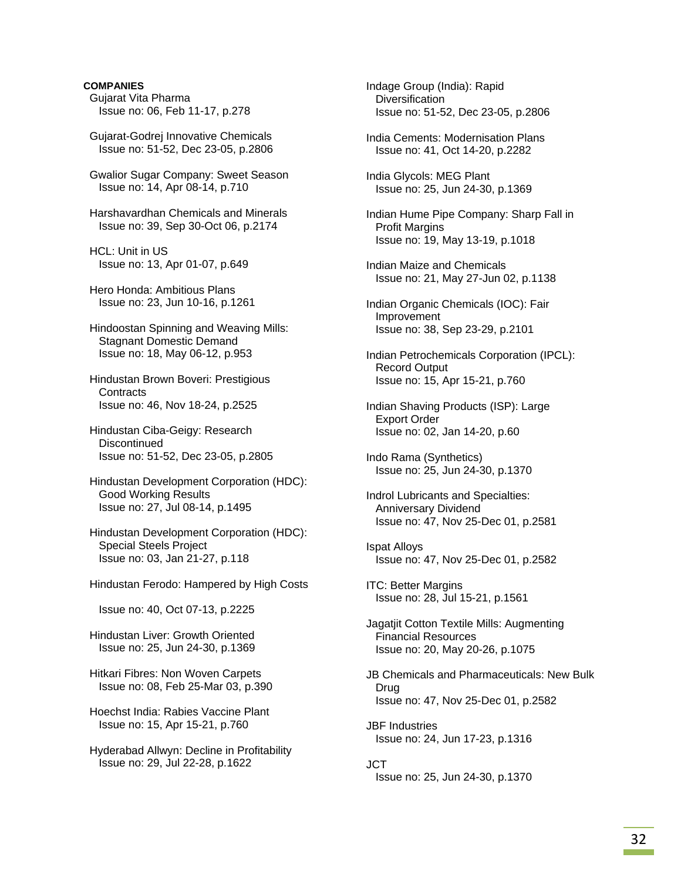**COMPANIES**

Gujarat Vita Pharma
Issue no: 06, Feb 11-17, p.278

Gujarat-Godrej Innovative Chemicals
Issue no: 51-52, Dec 23-05, p.2806

Gwalior Sugar Company: Sweet Season
Issue no: 14, Apr 08-14, p.710

Harshavardhan Chemicals and Minerals
Issue no: 39, Sep 30-Oct 06, p.2174

HCL: Unit in US
Issue no: 13, Apr 01-07, p.649

Hero Honda: Ambitious Plans
Issue no: 23, Jun 10-16, p.1261

Hindoostan Spinning and Weaving Mills: Stagnant Domestic Demand
Issue no: 18, May 06-12, p.953

Hindustan Brown Boveri: Prestigious Contracts
Issue no: 46, Nov 18-24, p.2525

Hindustan Ciba-Geigy: Research Discontinued
Issue no: 51-52, Dec 23-05, p.2805

Hindustan Development Corporation (HDC): Good Working Results
Issue no: 27, Jul 08-14, p.1495

Hindustan Development Corporation (HDC): Special Steels Project
Issue no: 03, Jan 21-27, p.118

Hindustan Ferodo: Hampered by High Costs
Issue no: 40, Oct 07-13, p.2225

Hindustan Liver: Growth Oriented
Issue no: 25, Jun 24-30, p.1369

Hitkari Fibres: Non Woven Carpets
Issue no: 08, Feb 25-Mar 03, p.390

Hoechst India: Rabies Vaccine Plant
Issue no: 15, Apr 15-21, p.760

Hyderabad Allwyn: Decline in Profitability
Issue no: 29, Jul 22-28, p.1622

Indage Group (India): Rapid Diversification
Issue no: 51-52, Dec 23-05, p.2806

India Cements: Modernisation Plans
Issue no: 41, Oct 14-20, p.2282

India Glycols: MEG Plant
Issue no: 25, Jun 24-30, p.1369

Indian Hume Pipe Company: Sharp Fall in Profit Margins
Issue no: 19, May 13-19, p.1018

Indian Maize and Chemicals
Issue no: 21, May 27-Jun 02, p.1138

Indian Organic Chemicals (IOC): Fair Improvement
Issue no: 38, Sep 23-29, p.2101

Indian Petrochemicals Corporation (IPCL): Record Output
Issue no: 15, Apr 15-21, p.760

Indian Shaving Products (ISP): Large Export Order
Issue no: 02, Jan 14-20, p.60

Indo Rama (Synthetics)
Issue no: 25, Jun 24-30, p.1370

Indrol Lubricants and Specialties: Anniversary Dividend
Issue no: 47, Nov 25-Dec 01, p.2581

Ispat Alloys
Issue no: 47, Nov 25-Dec 01, p.2582

ITC: Better Margins
Issue no: 28, Jul 15-21, p.1561

Jagatjit Cotton Textile Mills: Augmenting Financial Resources
Issue no: 20, May 20-26, p.1075

JB Chemicals and Pharmaceuticals: New Bulk Drug
Issue no: 47, Nov 25-Dec 01, p.2582

JBF Industries
Issue no: 24, Jun 17-23, p.1316

JCT
Issue no: 25, Jun 24-30, p.1370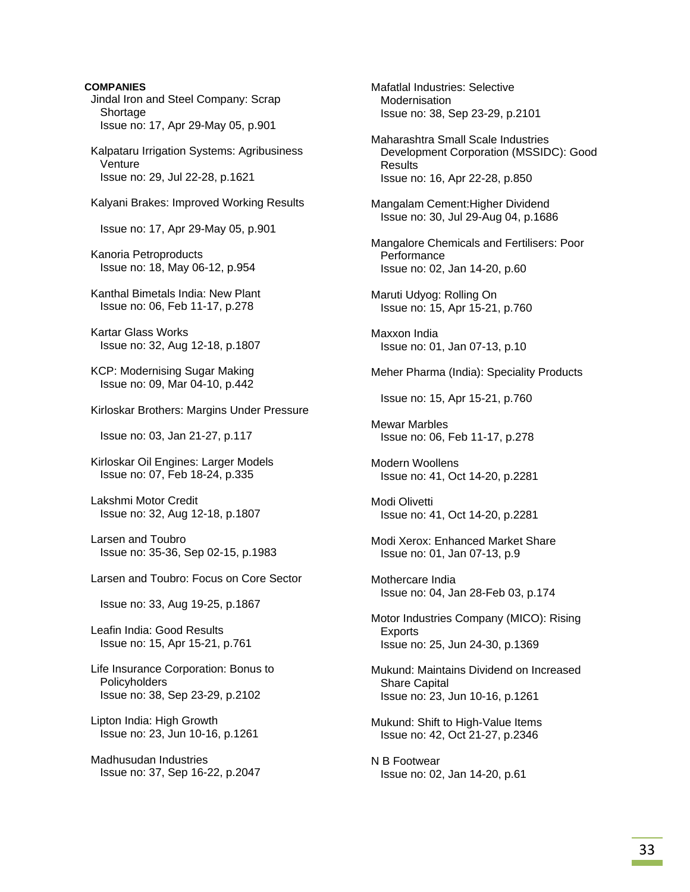**COMPANIES**

Jindal Iron and Steel Company: Scrap Shortage
Issue no: 17, Apr 29-May 05, p.901

Kalpataru Irrigation Systems: Agribusiness Venture
Issue no: 29, Jul 22-28, p.1621

Kalyani Brakes: Improved Working Results
Issue no: 17, Apr 29-May 05, p.901

Kanoria Petroproducts
Issue no: 18, May 06-12, p.954

Kanthal Bimetals India: New Plant
Issue no: 06, Feb 11-17, p.278

Kartar Glass Works
Issue no: 32, Aug 12-18, p.1807

KCP: Modernising Sugar Making
Issue no: 09, Mar 04-10, p.442

Kirloskar Brothers: Margins Under Pressure
Issue no: 03, Jan 21-27, p.117

Kirloskar Oil Engines: Larger Models
Issue no: 07, Feb 18-24, p.335

Lakshmi Motor Credit
Issue no: 32, Aug 12-18, p.1807

Larsen and Toubro
Issue no: 35-36, Sep 02-15, p.1983

Larsen and Toubro: Focus on Core Sector
Issue no: 33, Aug 19-25, p.1867

Leafin India: Good Results
Issue no: 15, Apr 15-21, p.761

Life Insurance Corporation: Bonus to Policyholders
Issue no: 38, Sep 23-29, p.2102

Lipton India: High Growth
Issue no: 23, Jun 10-16, p.1261

Madhusudan Industries
Issue no: 37, Sep 16-22, p.2047

Mafatlal Industries: Selective Modernisation
Issue no: 38, Sep 23-29, p.2101

Maharashtra Small Scale Industries Development Corporation (MSSIDC): Good Results
Issue no: 16, Apr 22-28, p.850

Mangalam Cement:Higher Dividend
Issue no: 30, Jul 29-Aug 04, p.1686

Mangalore Chemicals and Fertilisers: Poor Performance
Issue no: 02, Jan 14-20, p.60

Maruti Udyog: Rolling On
Issue no: 15, Apr 15-21, p.760

Maxxon India
Issue no: 01, Jan 07-13, p.10

Meher Pharma (India): Speciality Products
Issue no: 15, Apr 15-21, p.760

Mewar Marbles
Issue no: 06, Feb 11-17, p.278

Modern Woollens
Issue no: 41, Oct 14-20, p.2281

Modi Olivetti
Issue no: 41, Oct 14-20, p.2281

Modi Xerox: Enhanced Market Share
Issue no: 01, Jan 07-13, p.9

Mothercare India
Issue no: 04, Jan 28-Feb 03, p.174

Motor Industries Company (MICO): Rising Exports
Issue no: 25, Jun 24-30, p.1369

Mukund: Maintains Dividend on Increased Share Capital
Issue no: 23, Jun 10-16, p.1261

Mukund: Shift to High-Value Items
Issue no: 42, Oct 21-27, p.2346

N B Footwear
Issue no: 02, Jan 14-20, p.61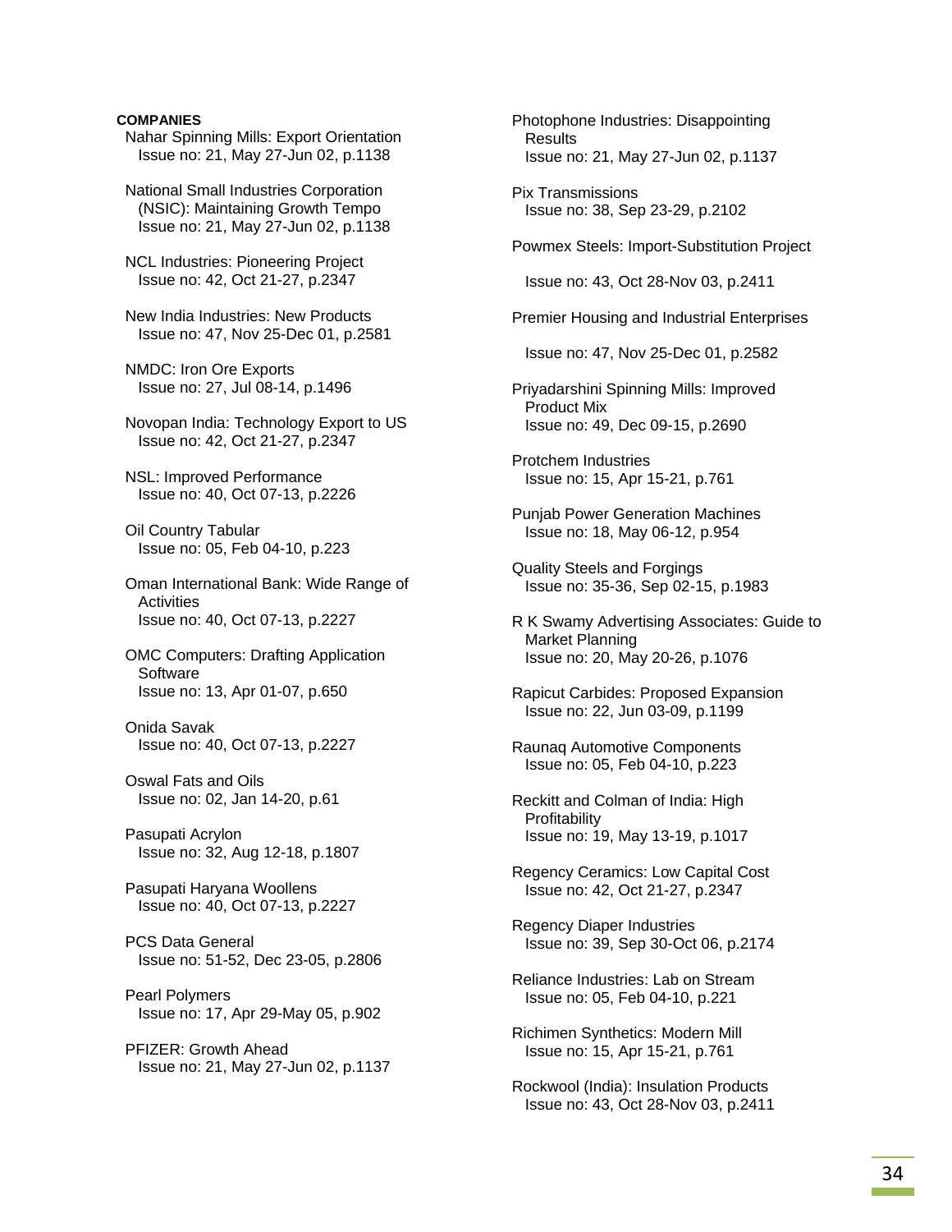**COMPANIES**

Nahar Spinning Mills: Export Orientation
Issue no: 21, May 27-Jun 02, p.1138

National Small Industries Corporation (NSIC): Maintaining Growth Tempo
Issue no: 21, May 27-Jun 02, p.1138

NCL Industries: Pioneering Project
Issue no: 42, Oct 21-27, p.2347

New India Industries: New Products
Issue no: 47, Nov 25-Dec 01, p.2581

NMDC: Iron Ore Exports
Issue no: 27, Jul 08-14, p.1496

Novopan India: Technology Export to US
Issue no: 42, Oct 21-27, p.2347

NSL: Improved Performance
Issue no: 40, Oct 07-13, p.2226

Oil Country Tabular
Issue no: 05, Feb 04-10, p.223

Oman International Bank: Wide Range of Activities
Issue no: 40, Oct 07-13, p.2227

OMC Computers: Drafting Application Software
Issue no: 13, Apr 01-07, p.650

Onida Savak
Issue no: 40, Oct 07-13, p.2227

Oswal Fats and Oils
Issue no: 02, Jan 14-20, p.61

Pasupati Acrylon
Issue no: 32, Aug 12-18, p.1807

Pasupati Haryana Woollens
Issue no: 40, Oct 07-13, p.2227

PCS Data General
Issue no: 51-52, Dec 23-05, p.2806

Pearl Polymers
Issue no: 17, Apr 29-May 05, p.902

PFIZER: Growth Ahead
Issue no: 21, May 27-Jun 02, p.1137

Photophone Industries: Disappointing Results
Issue no: 21, May 27-Jun 02, p.1137

Pix Transmissions
Issue no: 38, Sep 23-29, p.2102

Powmex Steels: Import-Substitution Project
Issue no: 43, Oct 28-Nov 03, p.2411

Premier Housing and Industrial Enterprises
Issue no: 47, Nov 25-Dec 01, p.2582

Priyadarshini Spinning Mills: Improved Product Mix
Issue no: 49, Dec 09-15, p.2690

Protchem Industries
Issue no: 15, Apr 15-21, p.761

Punjab Power Generation Machines
Issue no: 18, May 06-12, p.954

Quality Steels and Forgings
Issue no: 35-36, Sep 02-15, p.1983

R K Swamy Advertising Associates: Guide to Market Planning
Issue no: 20, May 20-26, p.1076

Rapicut Carbides: Proposed Expansion
Issue no: 22, Jun 03-09, p.1199

Raunaq Automotive Components
Issue no: 05, Feb 04-10, p.223

Reckitt and Colman of India: High Profitability
Issue no: 19, May 13-19, p.1017

Regency Ceramics: Low Capital Cost
Issue no: 42, Oct 21-27, p.2347

Regency Diaper Industries
Issue no: 39, Sep 30-Oct 06, p.2174

Reliance Industries: Lab on Stream
Issue no: 05, Feb 04-10, p.221

Richimen Synthetics: Modern Mill
Issue no: 15, Apr 15-21, p.761

Rockwool (India): Insulation Products
Issue no: 43, Oct 28-Nov 03, p.2411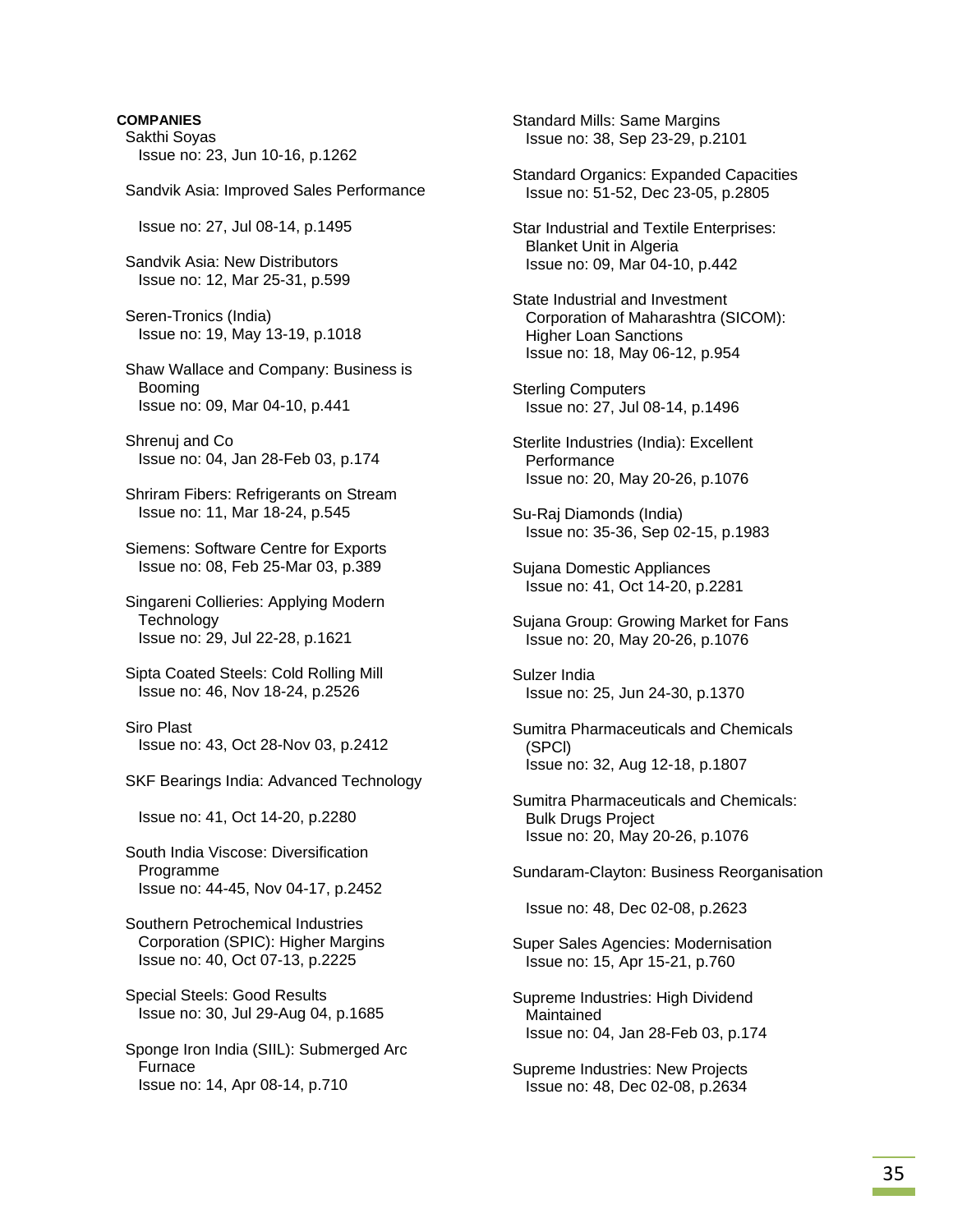**COMPANIES**

Sakthi Soyas
Issue no: 23, Jun 10-16, p.1262

Sandvik Asia: Improved Sales Performance
Issue no: 27, Jul 08-14, p.1495

Sandvik Asia: New Distributors
Issue no: 12, Mar 25-31, p.599

Seren-Tronics (India)
Issue no: 19, May 13-19, p.1018

Shaw Wallace and Company: Business is Booming
Issue no: 09, Mar 04-10, p.441

Shrenuj and Co
Issue no: 04, Jan 28-Feb 03, p.174

Shriram Fibers: Refrigerants on Stream
Issue no: 11, Mar 18-24, p.545

Siemens: Software Centre for Exports
Issue no: 08, Feb 25-Mar 03, p.389

Singareni Collieries: Applying Modern Technology
Issue no: 29, Jul 22-28, p.1621

Sipta Coated Steels: Cold Rolling Mill
Issue no: 46, Nov 18-24, p.2526

Siro Plast
Issue no: 43, Oct 28-Nov 03, p.2412

SKF Bearings India: Advanced Technology
Issue no: 41, Oct 14-20, p.2280

South India Viscose: Diversification Programme
Issue no: 44-45, Nov 04-17, p.2452

Southern Petrochemical Industries Corporation (SPIC): Higher Margins
Issue no: 40, Oct 07-13, p.2225

Special Steels: Good Results
Issue no: 30, Jul 29-Aug 04, p.1685

Sponge Iron India (SIIL): Submerged Arc Furnace
Issue no: 14, Apr 08-14, p.710

Standard Mills: Same Margins
Issue no: 38, Sep 23-29, p.2101

Standard Organics: Expanded Capacities
Issue no: 51-52, Dec 23-05, p.2805

Star Industrial and Textile Enterprises: Blanket Unit in Algeria
Issue no: 09, Mar 04-10, p.442

State Industrial and Investment Corporation of Maharashtra (SICOM): Higher Loan Sanctions
Issue no: 18, May 06-12, p.954

Sterling Computers
Issue no: 27, Jul 08-14, p.1496

Sterlite Industries (India): Excellent Performance
Issue no: 20, May 20-26, p.1076

Su-Raj Diamonds (India)
Issue no: 35-36, Sep 02-15, p.1983

Sujana Domestic Appliances
Issue no: 41, Oct 14-20, p.2281

Sujana Group: Growing Market for Fans
Issue no: 20, May 20-26, p.1076

Sulzer India
Issue no: 25, Jun 24-30, p.1370

Sumitra Pharmaceuticals and Chemicals (SPCl)
Issue no: 32, Aug 12-18, p.1807

Sumitra Pharmaceuticals and Chemicals: Bulk Drugs Project
Issue no: 20, May 20-26, p.1076

Sundaram-Clayton: Business Reorganisation
Issue no: 48, Dec 02-08, p.2623

Super Sales Agencies: Modernisation
Issue no: 15, Apr 15-21, p.760

Supreme Industries: High Dividend Maintained
Issue no: 04, Jan 28-Feb 03, p.174

Supreme Industries: New Projects
Issue no: 48, Dec 02-08, p.2634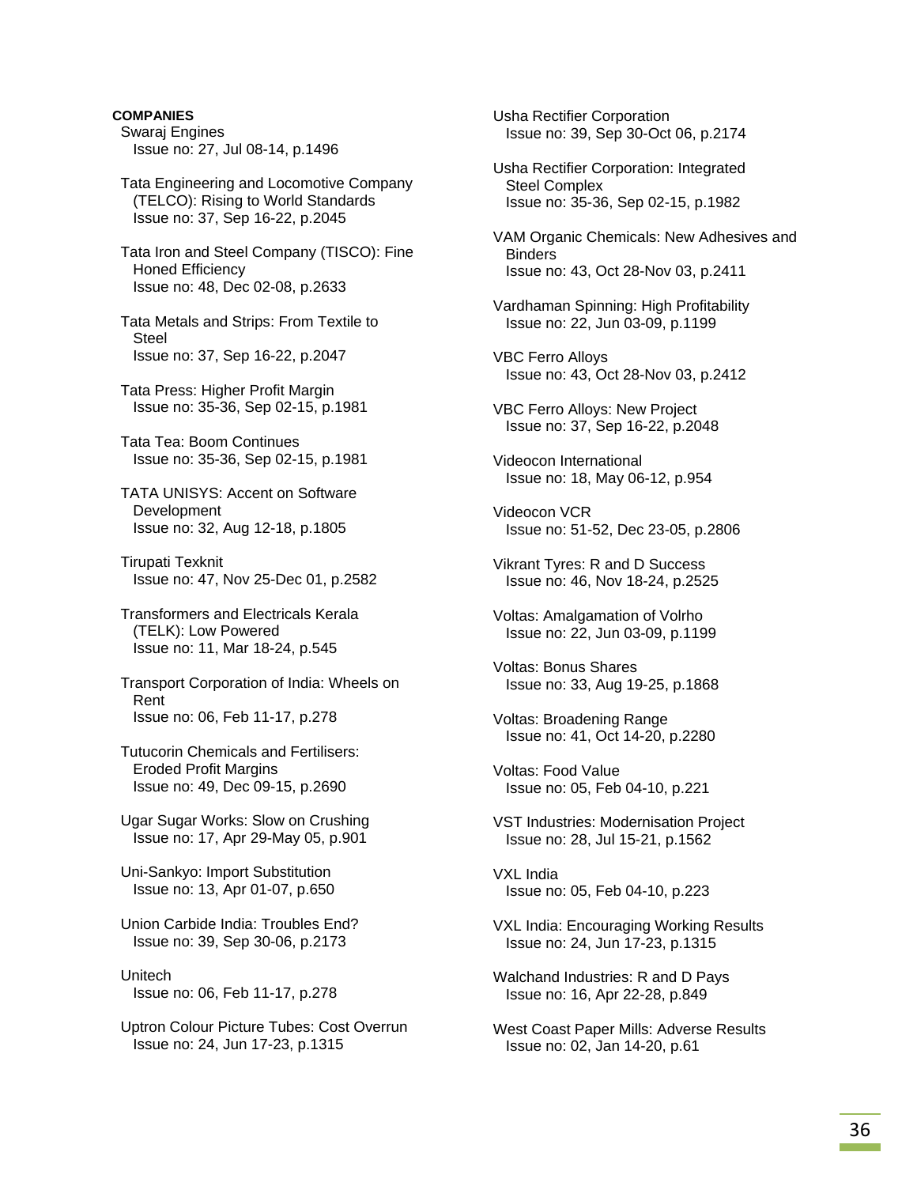**COMPANIES**

Swaraj Engines
Issue no: 27, Jul 08-14, p.1496

Tata Engineering and Locomotive Company (TELCO): Rising to World Standards
Issue no: 37, Sep 16-22, p.2045

Tata Iron and Steel Company (TISCO): Fine Honed Efficiency
Issue no: 48, Dec 02-08, p.2633

Tata Metals and Strips: From Textile to Steel
Issue no: 37, Sep 16-22, p.2047

Tata Press: Higher Profit Margin
Issue no: 35-36, Sep 02-15, p.1981

Tata Tea: Boom Continues
Issue no: 35-36, Sep 02-15, p.1981

TATA UNISYS: Accent on Software Development
Issue no: 32, Aug 12-18, p.1805

Tirupati Texknit
Issue no: 47, Nov 25-Dec 01, p.2582

Transformers and Electricals Kerala (TELK): Low Powered
Issue no: 11, Mar 18-24, p.545

Transport Corporation of India: Wheels on Rent
Issue no: 06, Feb 11-17, p.278

Tutucorin Chemicals and Fertilisers: Eroded Profit Margins
Issue no: 49, Dec 09-15, p.2690

Ugar Sugar Works: Slow on Crushing
Issue no: 17, Apr 29-May 05, p.901

Uni-Sankyo: Import Substitution
Issue no: 13, Apr 01-07, p.650

Union Carbide India: Troubles End?
Issue no: 39, Sep 30-06, p.2173

Unitech
Issue no: 06, Feb 11-17, p.278

Uptron Colour Picture Tubes: Cost Overrun
Issue no: 24, Jun 17-23, p.1315

Usha Rectifier Corporation
Issue no: 39, Sep 30-Oct 06, p.2174

Usha Rectifier Corporation: Integrated Steel Complex
Issue no: 35-36, Sep 02-15, p.1982

VAM Organic Chemicals: New Adhesives and Binders
Issue no: 43, Oct 28-Nov 03, p.2411

Vardhaman Spinning: High Profitability
Issue no: 22, Jun 03-09, p.1199

VBC Ferro Alloys
Issue no: 43, Oct 28-Nov 03, p.2412

VBC Ferro Alloys: New Project
Issue no: 37, Sep 16-22, p.2048

Videocon International
Issue no: 18, May 06-12, p.954

Videocon VCR
Issue no: 51-52, Dec 23-05, p.2806

Vikrant Tyres: R and D Success
Issue no: 46, Nov 18-24, p.2525

Voltas: Amalgamation of Volrho
Issue no: 22, Jun 03-09, p.1199

Voltas: Bonus Shares
Issue no: 33, Aug 19-25, p.1868

Voltas: Broadening Range
Issue no: 41, Oct 14-20, p.2280

Voltas: Food Value
Issue no: 05, Feb 04-10, p.221

VST Industries: Modernisation Project
Issue no: 28, Jul 15-21, p.1562

VXL India
Issue no: 05, Feb 04-10, p.223

VXL India: Encouraging Working Results
Issue no: 24, Jun 17-23, p.1315

Walchand Industries: R and D Pays
Issue no: 16, Apr 22-28, p.849

West Coast Paper Mills: Adverse Results
Issue no: 02, Jan 14-20, p.61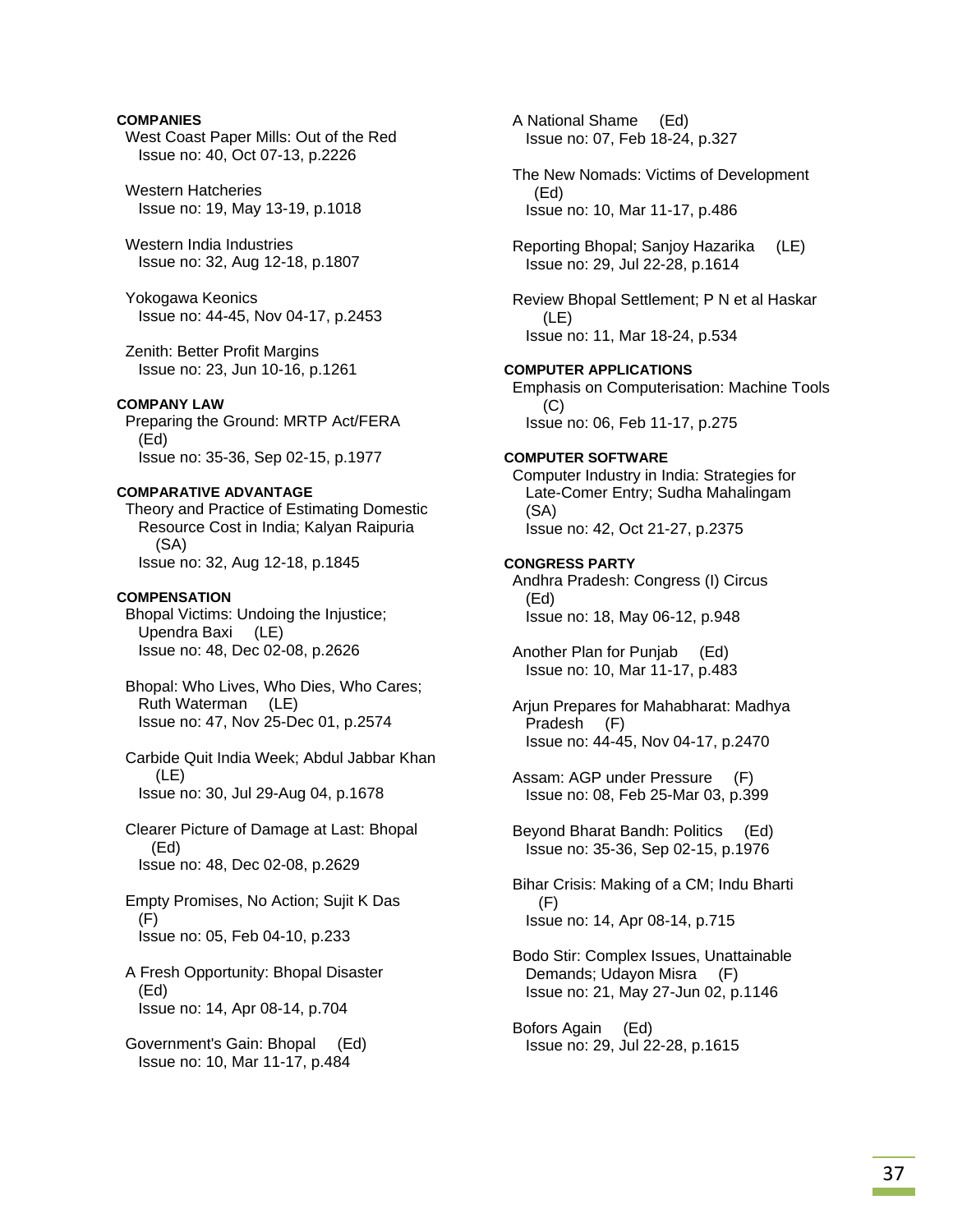**COMPANIES**

West Coast Paper Mills: Out of the Red
Issue no: 40, Oct 07-13, p.2226

Western Hatcheries
Issue no: 19, May 13-19, p.1018

Western India Industries
Issue no: 32, Aug 12-18, p.1807

Yokogawa Keonics
Issue no: 44-45, Nov 04-17, p.2453

Zenith: Better Profit Margins
Issue no: 23, Jun 10-16, p.1261

**COMPANY LAW**

Preparing the Ground: MRTP Act/FERA (Ed)
Issue no: 35-36, Sep 02-15, p.1977

**COMPARATIVE ADVANTAGE**

Theory and Practice of Estimating Domestic Resource Cost in India; Kalyan Raipuria (SA)
Issue no: 32, Aug 12-18, p.1845

**COMPENSATION**

Bhopal Victims: Undoing the Injustice; Upendra Baxi (LE)
Issue no: 48, Dec 02-08, p.2626

Bhopal: Who Lives, Who Dies, Who Cares; Ruth Waterman (LE)
Issue no: 47, Nov 25-Dec 01, p.2574

Carbide Quit India Week; Abdul Jabbar Khan (LE)
Issue no: 30, Jul 29-Aug 04, p.1678

Clearer Picture of Damage at Last: Bhopal (Ed)
Issue no: 48, Dec 02-08, p.2629

Empty Promises, No Action; Sujit K Das (F)
Issue no: 05, Feb 04-10, p.233

A Fresh Opportunity: Bhopal Disaster (Ed)
Issue no: 14, Apr 08-14, p.704

Government's Gain: Bhopal (Ed)
Issue no: 10, Mar 11-17, p.484

A National Shame (Ed)
Issue no: 07, Feb 18-24, p.327

The New Nomads: Victims of Development (Ed)
Issue no: 10, Mar 11-17, p.486

Reporting Bhopal; Sanjoy Hazarika (LE)
Issue no: 29, Jul 22-28, p.1614

Review Bhopal Settlement; P N et al Haskar (LE)
Issue no: 11, Mar 18-24, p.534

**COMPUTER APPLICATIONS**

Emphasis on Computerisation: Machine Tools (C)
Issue no: 06, Feb 11-17, p.275

**COMPUTER SOFTWARE**

Computer Industry in India: Strategies for Late-Comer Entry; Sudha Mahalingam (SA)
Issue no: 42, Oct 21-27, p.2375

**CONGRESS PARTY**

Andhra Pradesh: Congress (I) Circus (Ed)
Issue no: 18, May 06-12, p.948

Another Plan for Punjab (Ed)
Issue no: 10, Mar 11-17, p.483

Arjun Prepares for Mahabharat: Madhya Pradesh (F)
Issue no: 44-45, Nov 04-17, p.2470

Assam: AGP under Pressure (F)
Issue no: 08, Feb 25-Mar 03, p.399

Beyond Bharat Bandh: Politics (Ed)
Issue no: 35-36, Sep 02-15, p.1976

Bihar Crisis: Making of a CM; Indu Bharti (F)
Issue no: 14, Apr 08-14, p.715

Bodo Stir: Complex Issues, Unattainable Demands; Udayon Misra (F)
Issue no: 21, May 27-Jun 02, p.1146

Bofors Again (Ed)
Issue no: 29, Jul 22-28, p.1615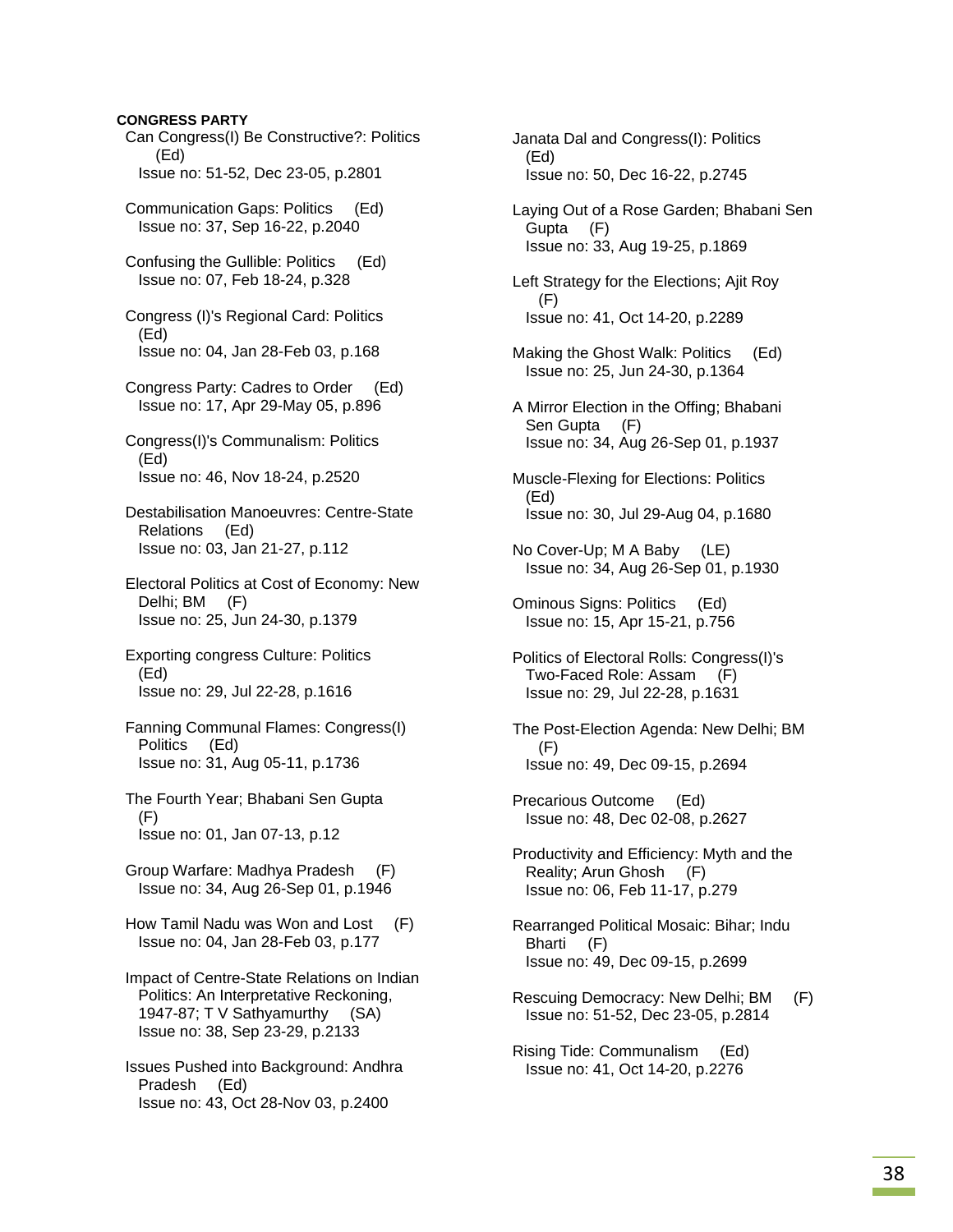**CONGRESS PARTY**

Can Congress(I) Be Constructive?: Politics (Ed)
Issue no: 51-52, Dec 23-05, p.2801

Communication Gaps: Politics (Ed)
Issue no: 37, Sep 16-22, p.2040

Confusing the Gullible: Politics (Ed)
Issue no: 07, Feb 18-24, p.328

Congress (I)'s Regional Card: Politics (Ed)
Issue no: 04, Jan 28-Feb 03, p.168

Congress Party: Cadres to Order (Ed)
Issue no: 17, Apr 29-May 05, p.896

Congress(I)'s Communalism: Politics (Ed)
Issue no: 46, Nov 18-24, p.2520

Destabilisation Manoeuvres: Centre-State Relations (Ed)
Issue no: 03, Jan 21-27, p.112

Electoral Politics at Cost of Economy: New Delhi; BM (F)
Issue no: 25, Jun 24-30, p.1379

Exporting congress Culture: Politics (Ed)
Issue no: 29, Jul 22-28, p.1616

Fanning Communal Flames: Congress(I) Politics (Ed)
Issue no: 31, Aug 05-11, p.1736

The Fourth Year; Bhabani Sen Gupta (F)
Issue no: 01, Jan 07-13, p.12

Group Warfare: Madhya Pradesh (F)
Issue no: 34, Aug 26-Sep 01, p.1946

How Tamil Nadu was Won and Lost (F)
Issue no: 04, Jan 28-Feb 03, p.177

Impact of Centre-State Relations on Indian Politics: An Interpretative Reckoning, 1947-87; T V Sathyamurthy (SA)
Issue no: 38, Sep 23-29, p.2133

Issues Pushed into Background: Andhra Pradesh (Ed)
Issue no: 43, Oct 28-Nov 03, p.2400

Janata Dal and Congress(I): Politics (Ed)
Issue no: 50, Dec 16-22, p.2745

Laying Out of a Rose Garden; Bhabani Sen Gupta (F)
Issue no: 33, Aug 19-25, p.1869

Left Strategy for the Elections; Ajit Roy (F)
Issue no: 41, Oct 14-20, p.2289

Making the Ghost Walk: Politics (Ed)
Issue no: 25, Jun 24-30, p.1364

A Mirror Election in the Offing; Bhabani Sen Gupta (F)
Issue no: 34, Aug 26-Sep 01, p.1937

Muscle-Flexing for Elections: Politics (Ed)
Issue no: 30, Jul 29-Aug 04, p.1680

No Cover-Up; M A Baby (LE)
Issue no: 34, Aug 26-Sep 01, p.1930

Ominous Signs: Politics (Ed)
Issue no: 15, Apr 15-21, p.756

Politics of Electoral Rolls: Congress(I)'s Two-Faced Role: Assam (F)
Issue no: 29, Jul 22-28, p.1631

The Post-Election Agenda: New Delhi; BM (F)
Issue no: 49, Dec 09-15, p.2694

Precarious Outcome (Ed)
Issue no: 48, Dec 02-08, p.2627

Productivity and Efficiency: Myth and the Reality; Arun Ghosh (F)
Issue no: 06, Feb 11-17, p.279

Rearranged Political Mosaic: Bihar; Indu Bharti (F)
Issue no: 49, Dec 09-15, p.2699

Rescuing Democracy: New Delhi; BM (F)
Issue no: 51-52, Dec 23-05, p.2814

Rising Tide: Communalism (Ed)
Issue no: 41, Oct 14-20, p.2276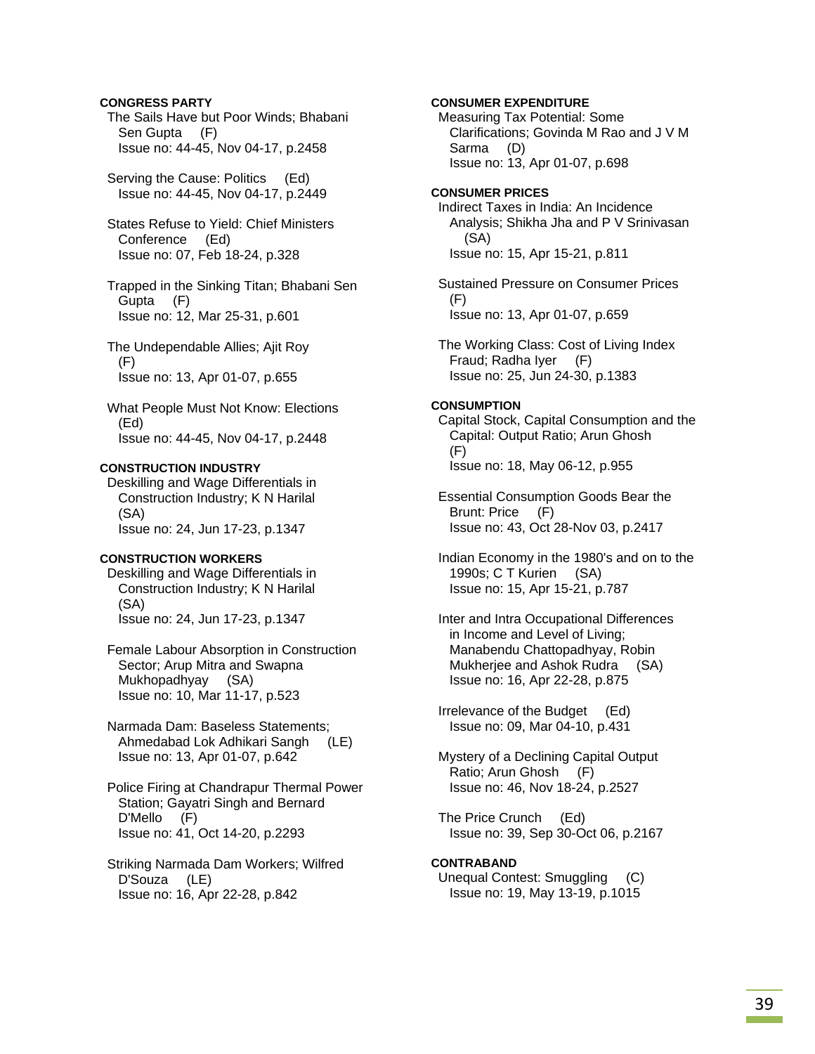**CONGRESS PARTY**

The Sails Have but Poor Winds; Bhabani Sen Gupta (F)
Issue no: 44-45, Nov 04-17, p.2458

Serving the Cause: Politics (Ed)
Issue no: 44-45, Nov 04-17, p.2449

States Refuse to Yield: Chief Ministers Conference (Ed)
Issue no: 07, Feb 18-24, p.328

Trapped in the Sinking Titan; Bhabani Sen Gupta (F)
Issue no: 12, Mar 25-31, p.601

The Undependable Allies; Ajit Roy (F)
Issue no: 13, Apr 01-07, p.655

What People Must Not Know: Elections (Ed)
Issue no: 44-45, Nov 04-17, p.2448

**CONSTRUCTION INDUSTRY**

Deskilling and Wage Differentials in Construction Industry; K N Harilal (SA)
Issue no: 24, Jun 17-23, p.1347

**CONSTRUCTION WORKERS**

Deskilling and Wage Differentials in Construction Industry; K N Harilal (SA)
Issue no: 24, Jun 17-23, p.1347

Female Labour Absorption in Construction Sector; Arup Mitra and Swapna Mukhopadhyay (SA)
Issue no: 10, Mar 11-17, p.523

Narmada Dam: Baseless Statements; Ahmedabad Lok Adhikari Sangh (LE)
Issue no: 13, Apr 01-07, p.642

Police Firing at Chandrapur Thermal Power Station; Gayatri Singh and Bernard D'Mello (F)
Issue no: 41, Oct 14-20, p.2293

Striking Narmada Dam Workers; Wilfred D'Souza (LE)
Issue no: 16, Apr 22-28, p.842

**CONSUMER EXPENDITURE**

Measuring Tax Potential: Some Clarifications; Govinda M Rao and J V M Sarma (D)
Issue no: 13, Apr 01-07, p.698

**CONSUMER PRICES**

Indirect Taxes in India: An Incidence Analysis; Shikha Jha and P V Srinivasan (SA)
Issue no: 15, Apr 15-21, p.811

Sustained Pressure on Consumer Prices (F)
Issue no: 13, Apr 01-07, p.659

The Working Class: Cost of Living Index Fraud; Radha Iyer (F)
Issue no: 25, Jun 24-30, p.1383

**CONSUMPTION**

Capital Stock, Capital Consumption and the Capital: Output Ratio; Arun Ghosh (F)
Issue no: 18, May 06-12, p.955

Essential Consumption Goods Bear the Brunt: Price (F)
Issue no: 43, Oct 28-Nov 03, p.2417

Indian Economy in the 1980's and on to the 1990s; C T Kurien (SA)
Issue no: 15, Apr 15-21, p.787

Inter and Intra Occupational Differences in Income and Level of Living; Manabendu Chattopadhyay, Robin Mukherjee and Ashok Rudra (SA)
Issue no: 16, Apr 22-28, p.875

Irrelevance of the Budget (Ed)
Issue no: 09, Mar 04-10, p.431

Mystery of a Declining Capital Output Ratio; Arun Ghosh (F)
Issue no: 46, Nov 18-24, p.2527

The Price Crunch (Ed)
Issue no: 39, Sep 30-Oct 06, p.2167

**CONTRABAND**

Unequal Contest: Smuggling (C)
Issue no: 19, May 13-19, p.1015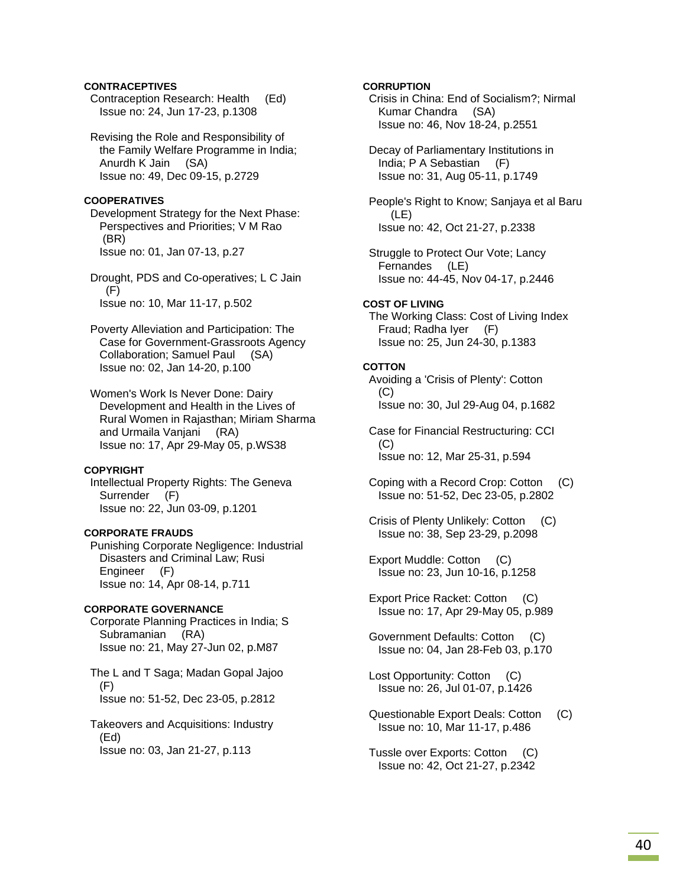**CONTRACEPTIVES**

Contraception Research: Health (Ed)
Issue no: 24, Jun 17-23, p.1308

Revising the Role and Responsibility of the Family Welfare Programme in India; Anurdh K Jain (SA)
Issue no: 49, Dec 09-15, p.2729

**COOPERATIVES**

Development Strategy for the Next Phase: Perspectives and Priorities; V M Rao (BR)
Issue no: 01, Jan 07-13, p.27

Drought, PDS and Co-operatives; L C Jain (F)
Issue no: 10, Mar 11-17, p.502

Poverty Alleviation and Participation: The Case for Government-Grassroots Agency Collaboration; Samuel Paul (SA)
Issue no: 02, Jan 14-20, p.100

Women's Work Is Never Done: Dairy Development and Health in the Lives of Rural Women in Rajasthan; Miriam Sharma and Urmaila Vanjani (RA)
Issue no: 17, Apr 29-May 05, p.WS38

**COPYRIGHT**

Intellectual Property Rights: The Geneva Surrender (F)
Issue no: 22, Jun 03-09, p.1201

**CORPORATE FRAUDS**

Punishing Corporate Negligence: Industrial Disasters and Criminal Law; Rusi Engineer (F)
Issue no: 14, Apr 08-14, p.711

**CORPORATE GOVERNANCE**

Corporate Planning Practices in India; S Subramanian (RA)
Issue no: 21, May 27-Jun 02, p.M87

The L and T Saga; Madan Gopal Jajoo (F)
Issue no: 51-52, Dec 23-05, p.2812

Takeovers and Acquisitions: Industry (Ed)
Issue no: 03, Jan 21-27, p.113

**CORRUPTION**

Crisis in China: End of Socialism?; Nirmal Kumar Chandra (SA)
Issue no: 46, Nov 18-24, p.2551

Decay of Parliamentary Institutions in India; P A Sebastian (F)
Issue no: 31, Aug 05-11, p.1749

People's Right to Know; Sanjaya et al Baru (LE)
Issue no: 42, Oct 21-27, p.2338

Struggle to Protect Our Vote; Lancy Fernandes (LE)
Issue no: 44-45, Nov 04-17, p.2446

**COST OF LIVING**

The Working Class: Cost of Living Index Fraud; Radha Iyer (F)
Issue no: 25, Jun 24-30, p.1383

**COTTON**

Avoiding a 'Crisis of Plenty': Cotton (C)
Issue no: 30, Jul 29-Aug 04, p.1682

Case for Financial Restructuring: CCI (C)
Issue no: 12, Mar 25-31, p.594

Coping with a Record Crop: Cotton (C)
Issue no: 51-52, Dec 23-05, p.2802

Crisis of Plenty Unlikely: Cotton (C)
Issue no: 38, Sep 23-29, p.2098

Export Muddle: Cotton (C)
Issue no: 23, Jun 10-16, p.1258

Export Price Racket: Cotton (C)
Issue no: 17, Apr 29-May 05, p.989

Government Defaults: Cotton (C)
Issue no: 04, Jan 28-Feb 03, p.170

Lost Opportunity: Cotton (C)
Issue no: 26, Jul 01-07, p.1426

Questionable Export Deals: Cotton (C)
Issue no: 10, Mar 11-17, p.486

Tussle over Exports: Cotton (C)
Issue no: 42, Oct 21-27, p.2342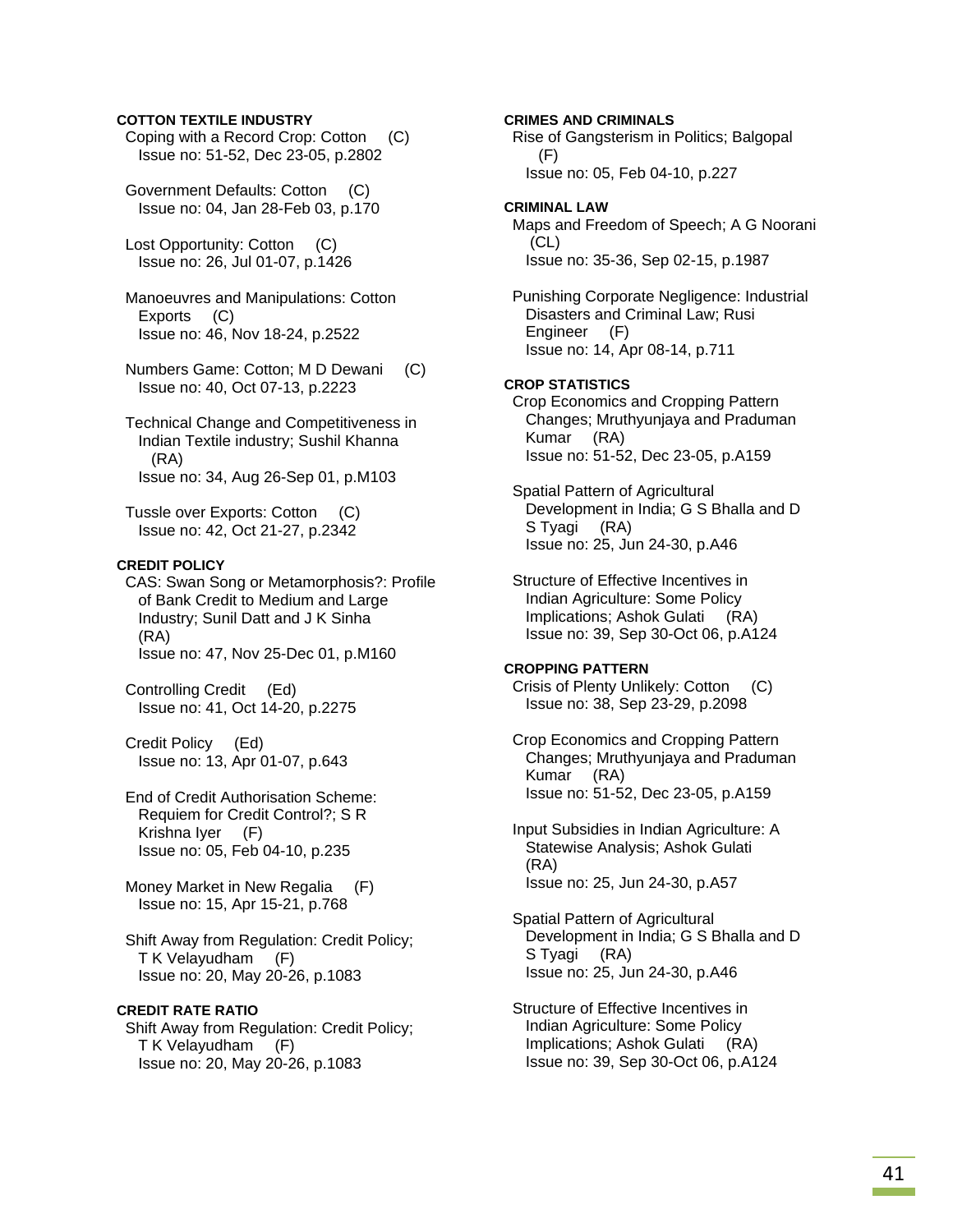**COTTON TEXTILE INDUSTRY**

Coping with a Record Crop: Cotton (C)
Issue no: 51-52, Dec 23-05, p.2802

Government Defaults: Cotton (C)
Issue no: 04, Jan 28-Feb 03, p.170

Lost Opportunity: Cotton (C)
Issue no: 26, Jul 01-07, p.1426

Manoeuvres and Manipulations: Cotton Exports (C)
Issue no: 46, Nov 18-24, p.2522

Numbers Game: Cotton; M D Dewani (C)
Issue no: 40, Oct 07-13, p.2223

Technical Change and Competitiveness in Indian Textile industry; Sushil Khanna (RA)
Issue no: 34, Aug 26-Sep 01, p.M103

Tussle over Exports: Cotton (C)
Issue no: 42, Oct 21-27, p.2342

**CREDIT POLICY**

CAS: Swan Song or Metamorphosis?: Profile of Bank Credit to Medium and Large Industry; Sunil Datt and J K Sinha (RA)
Issue no: 47, Nov 25-Dec 01, p.M160

Controlling Credit (Ed)
Issue no: 41, Oct 14-20, p.2275

Credit Policy (Ed)
Issue no: 13, Apr 01-07, p.643

End of Credit Authorisation Scheme: Requiem for Credit Control?; S R Krishna Iyer (F)
Issue no: 05, Feb 04-10, p.235

Money Market in New Regalia (F)
Issue no: 15, Apr 15-21, p.768

Shift Away from Regulation: Credit Policy; T K Velayudham (F)
Issue no: 20, May 20-26, p.1083

**CREDIT RATE RATIO**

Shift Away from Regulation: Credit Policy; T K Velayudham (F)
Issue no: 20, May 20-26, p.1083

**CRIMES AND CRIMINALS**

Rise of Gangsterism in Politics; Balgopal (F)
Issue no: 05, Feb 04-10, p.227

**CRIMINAL LAW**

Maps and Freedom of Speech; A G Noorani (CL)
Issue no: 35-36, Sep 02-15, p.1987

Punishing Corporate Negligence: Industrial Disasters and Criminal Law; Rusi Engineer (F)
Issue no: 14, Apr 08-14, p.711

**CROP STATISTICS**

Crop Economics and Cropping Pattern Changes; Mruthyunjaya and Praduman Kumar (RA)
Issue no: 51-52, Dec 23-05, p.A159

Spatial Pattern of Agricultural Development in India; G S Bhalla and D S Tyagi (RA)
Issue no: 25, Jun 24-30, p.A46

Structure of Effective Incentives in Indian Agriculture: Some Policy Implications; Ashok Gulati (RA)
Issue no: 39, Sep 30-Oct 06, p.A124

**CROPPING PATTERN**

Crisis of Plenty Unlikely: Cotton (C)
Issue no: 38, Sep 23-29, p.2098

Crop Economics and Cropping Pattern Changes; Mruthyunjaya and Praduman Kumar (RA)
Issue no: 51-52, Dec 23-05, p.A159

Input Subsidies in Indian Agriculture: A Statewise Analysis; Ashok Gulati (RA)
Issue no: 25, Jun 24-30, p.A57

Spatial Pattern of Agricultural Development in India; G S Bhalla and D S Tyagi (RA)
Issue no: 25, Jun 24-30, p.A46

Structure of Effective Incentives in Indian Agriculture: Some Policy Implications; Ashok Gulati (RA)
Issue no: 39, Sep 30-Oct 06, p.A124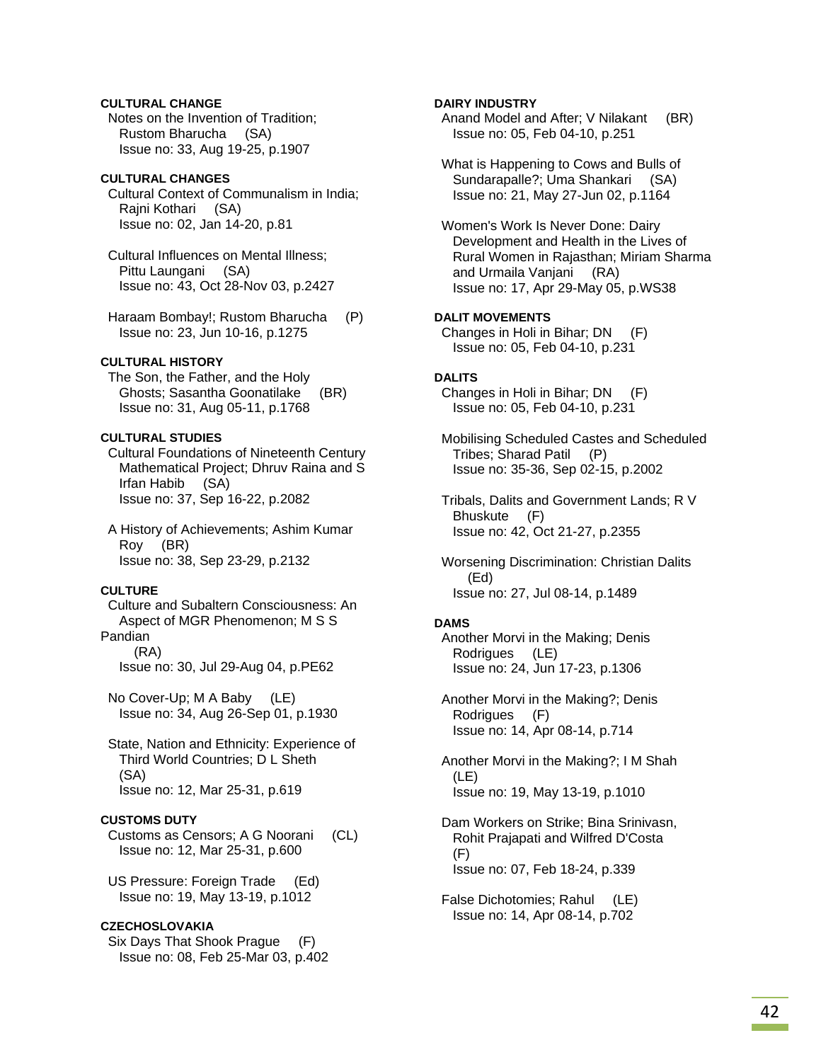**CULTURAL CHANGE**

Notes on the Invention of Tradition; Rustom Bharucha (SA)
Issue no: 33, Aug 19-25, p.1907

**CULTURAL CHANGES**

Cultural Context of Communalism in India; Rajni Kothari (SA)
Issue no: 02, Jan 14-20, p.81

Cultural Influences on Mental Illness; Pittu Laungani (SA)
Issue no: 43, Oct 28-Nov 03, p.2427

Haraam Bombay!; Rustom Bharucha (P)
Issue no: 23, Jun 10-16, p.1275

**CULTURAL HISTORY**

The Son, the Father, and the Holy Ghosts; Sasantha Goonatilake (BR)
Issue no: 31, Aug 05-11, p.1768

**CULTURAL STUDIES**

Cultural Foundations of Nineteenth Century Mathematical Project; Dhruv Raina and S Irfan Habib (SA)
Issue no: 37, Sep 16-22, p.2082

A History of Achievements; Ashim Kumar Roy (BR)
Issue no: 38, Sep 23-29, p.2132

**CULTURE**

Culture and Subaltern Consciousness: An Aspect of MGR Phenomenon; M S S Pandian (RA)
Issue no: 30, Jul 29-Aug 04, p.PE62

No Cover-Up; M A Baby (LE)
Issue no: 34, Aug 26-Sep 01, p.1930

State, Nation and Ethnicity: Experience of Third World Countries; D L Sheth (SA)
Issue no: 12, Mar 25-31, p.619

**CUSTOMS DUTY**

Customs as Censors; A G Noorani (CL)
Issue no: 12, Mar 25-31, p.600

US Pressure: Foreign Trade (Ed)
Issue no: 19, May 13-19, p.1012

**CZECHOSLOVAKIA**

Six Days That Shook Prague (F)
Issue no: 08, Feb 25-Mar 03, p.402

**DAIRY INDUSTRY**

Anand Model and After; V Nilakant (BR)
Issue no: 05, Feb 04-10, p.251

What is Happening to Cows and Bulls of Sundarapalle?; Uma Shankari (SA)
Issue no: 21, May 27-Jun 02, p.1164

Women's Work Is Never Done: Dairy Development and Health in the Lives of Rural Women in Rajasthan; Miriam Sharma and Urmaila Vanjani (RA)
Issue no: 17, Apr 29-May 05, p.WS38

**DALIT MOVEMENTS**

Changes in Holi in Bihar; DN (F)
Issue no: 05, Feb 04-10, p.231

**DALITS**

Changes in Holi in Bihar; DN (F)
Issue no: 05, Feb 04-10, p.231

Mobilising Scheduled Castes and Scheduled Tribes; Sharad Patil (P)
Issue no: 35-36, Sep 02-15, p.2002

Tribals, Dalits and Government Lands; R V Bhuskute (F)
Issue no: 42, Oct 21-27, p.2355

Worsening Discrimination: Christian Dalits (Ed)
Issue no: 27, Jul 08-14, p.1489

**DAMS**

Another Morvi in the Making; Denis Rodrigues (LE)
Issue no: 24, Jun 17-23, p.1306

Another Morvi in the Making?; Denis Rodrigues (F)
Issue no: 14, Apr 08-14, p.714

Another Morvi in the Making?; I M Shah (LE)
Issue no: 19, May 13-19, p.1010

Dam Workers on Strike; Bina Srinivasn, Rohit Prajapati and Wilfred D'Costa (F)
Issue no: 07, Feb 18-24, p.339

False Dichotomies; Rahul (LE)
Issue no: 14, Apr 08-14, p.702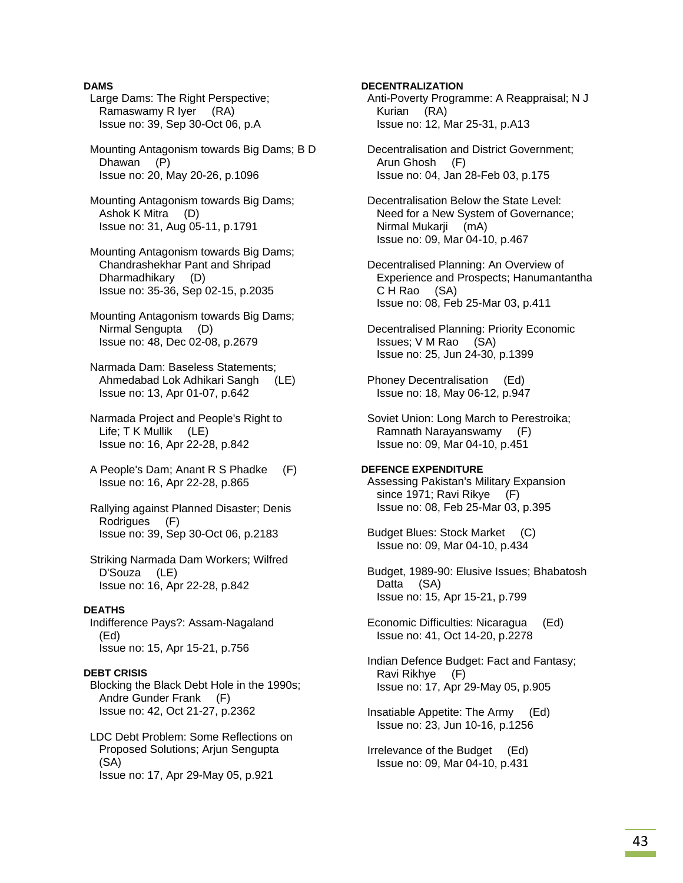**DAMS**

Large Dams: The Right Perspective; Ramaswamy R Iyer (RA)
Issue no: 39, Sep 30-Oct 06, p.A

Mounting Antagonism towards Big Dams; B D Dhawan (P)
Issue no: 20, May 20-26, p.1096

Mounting Antagonism towards Big Dams; Ashok K Mitra (D)
Issue no: 31, Aug 05-11, p.1791

Mounting Antagonism towards Big Dams; Chandrashekhar Pant and Shripad Dharmadhikary (D)
Issue no: 35-36, Sep 02-15, p.2035

Mounting Antagonism towards Big Dams; Nirmal Sengupta (D)
Issue no: 48, Dec 02-08, p.2679

Narmada Dam: Baseless Statements; Ahmedabad Lok Adhikari Sangh (LE)
Issue no: 13, Apr 01-07, p.642

Narmada Project and People's Right to Life; T K Mullik (LE)
Issue no: 16, Apr 22-28, p.842

A People's Dam; Anant R S Phadke (F)
Issue no: 16, Apr 22-28, p.865

Rallying against Planned Disaster; Denis Rodrigues (F)
Issue no: 39, Sep 30-Oct 06, p.2183

Striking Narmada Dam Workers; Wilfred D'Souza (LE)
Issue no: 16, Apr 22-28, p.842

**DEATHS**

Indifference Pays?: Assam-Nagaland (Ed)
Issue no: 15, Apr 15-21, p.756

**DEBT CRISIS**

Blocking the Black Debt Hole in the 1990s; Andre Gunder Frank (F)
Issue no: 42, Oct 21-27, p.2362

LDC Debt Problem: Some Reflections on Proposed Solutions; Arjun Sengupta (SA)
Issue no: 17, Apr 29-May 05, p.921

**DECENTRALIZATION**

Anti-Poverty Programme: A Reappraisal; N J Kurian (RA)
Issue no: 12, Mar 25-31, p.A13

Decentralisation and District Government; Arun Ghosh (F)
Issue no: 04, Jan 28-Feb 03, p.175

Decentralisation Below the State Level: Need for a New System of Governance; Nirmal Mukarji (mA)
Issue no: 09, Mar 04-10, p.467

Decentralised Planning: An Overview of Experience and Prospects; Hanumantantha C H Rao (SA)
Issue no: 08, Feb 25-Mar 03, p.411

Decentralised Planning: Priority Economic Issues; V M Rao (SA)
Issue no: 25, Jun 24-30, p.1399

Phoney Decentralisation (Ed)
Issue no: 18, May 06-12, p.947

Soviet Union: Long March to Perestroika; Ramnath Narayanswamy (F)
Issue no: 09, Mar 04-10, p.451

**DEFENCE EXPENDITURE**

Assessing Pakistan's Military Expansion since 1971; Ravi Rikye (F)
Issue no: 08, Feb 25-Mar 03, p.395

Budget Blues: Stock Market (C)
Issue no: 09, Mar 04-10, p.434

Budget, 1989-90: Elusive Issues; Bhabatosh Datta (SA)
Issue no: 15, Apr 15-21, p.799

Economic Difficulties: Nicaragua (Ed)
Issue no: 41, Oct 14-20, p.2278

Indian Defence Budget: Fact and Fantasy; Ravi Rikhye (F)
Issue no: 17, Apr 29-May 05, p.905

Insatiable Appetite: The Army (Ed)
Issue no: 23, Jun 10-16, p.1256

Irrelevance of the Budget (Ed)
Issue no: 09, Mar 04-10, p.431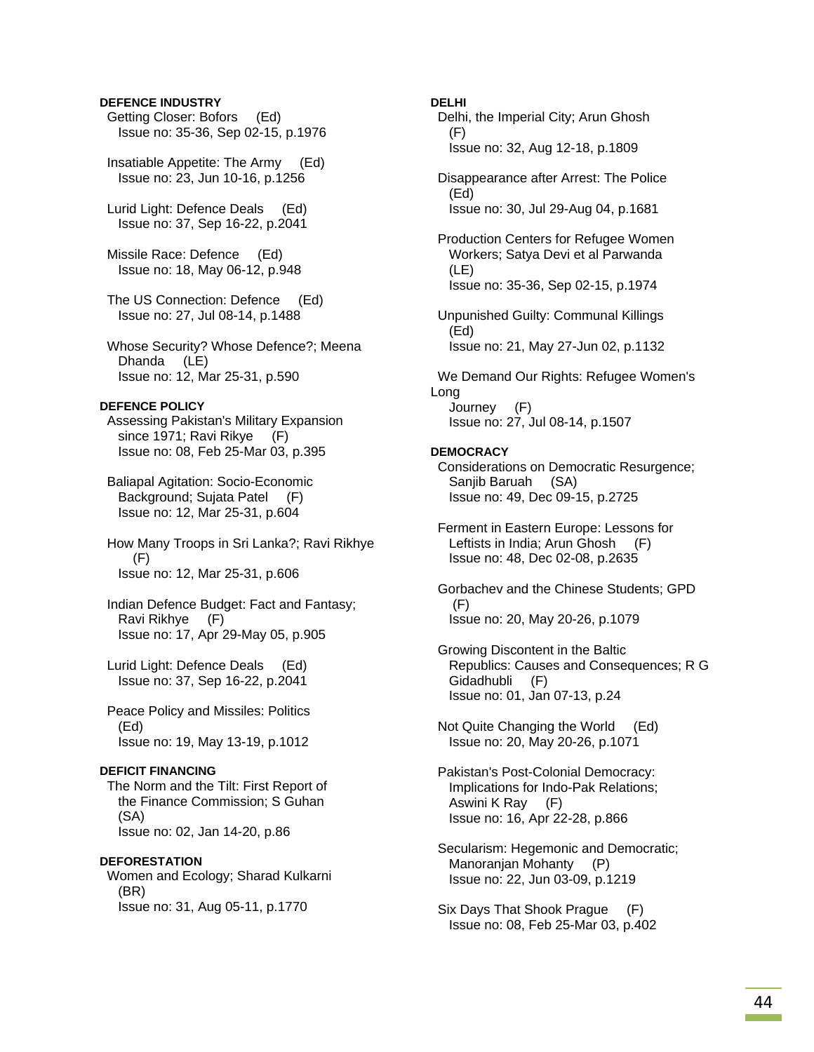**DEFENCE INDUSTRY**

Getting Closer: Bofors (Ed)
Issue no: 35-36, Sep 02-15, p.1976

Insatiable Appetite: The Army (Ed)
Issue no: 23, Jun 10-16, p.1256

Lurid Light: Defence Deals (Ed)
Issue no: 37, Sep 16-22, p.2041

Missile Race: Defence (Ed)
Issue no: 18, May 06-12, p.948

The US Connection: Defence (Ed)
Issue no: 27, Jul 08-14, p.1488

Whose Security? Whose Defence?; Meena Dhanda (LE)
Issue no: 12, Mar 25-31, p.590

**DEFENCE POLICY**

Assessing Pakistan's Military Expansion since 1971; Ravi Rikye (F)
Issue no: 08, Feb 25-Mar 03, p.395

Baliapal Agitation: Socio-Economic Background; Sujata Patel (F)
Issue no: 12, Mar 25-31, p.604

How Many Troops in Sri Lanka?; Ravi Rikhye (F)
Issue no: 12, Mar 25-31, p.606

Indian Defence Budget: Fact and Fantasy; Ravi Rikhye (F)
Issue no: 17, Apr 29-May 05, p.905

Lurid Light: Defence Deals (Ed)
Issue no: 37, Sep 16-22, p.2041

Peace Policy and Missiles: Politics (Ed)
Issue no: 19, May 13-19, p.1012

**DEFICIT FINANCING**

The Norm and the Tilt: First Report of the Finance Commission; S Guhan (SA)
Issue no: 02, Jan 14-20, p.86

**DEFORESTATION**

Women and Ecology; Sharad Kulkarni (BR)
Issue no: 31, Aug 05-11, p.1770

**DELHI**

Delhi, the Imperial City; Arun Ghosh (F)
Issue no: 32, Aug 12-18, p.1809

Disappearance after Arrest: The Police (Ed)
Issue no: 30, Jul 29-Aug 04, p.1681

Production Centers for Refugee Women Workers; Satya Devi et al Parwanda (LE)
Issue no: 35-36, Sep 02-15, p.1974

Unpunished Guilty: Communal Killings (Ed)
Issue no: 21, May 27-Jun 02, p.1132

We Demand Our Rights: Refugee Women's Long Journey (F)
Issue no: 27, Jul 08-14, p.1507

**DEMOCRACY**

Considerations on Democratic Resurgence; Sanjib Baruah (SA)
Issue no: 49, Dec 09-15, p.2725

Ferment in Eastern Europe: Lessons for Leftists in India; Arun Ghosh (F)
Issue no: 48, Dec 02-08, p.2635

Gorbachev and the Chinese Students; GPD (F)
Issue no: 20, May 20-26, p.1079

Growing Discontent in the Baltic Republics: Causes and Consequences; R G Gidadhubli (F)
Issue no: 01, Jan 07-13, p.24

Not Quite Changing the World (Ed)
Issue no: 20, May 20-26, p.1071

Pakistan's Post-Colonial Democracy: Implications for Indo-Pak Relations; Aswini K Ray (F)
Issue no: 16, Apr 22-28, p.866

Secularism: Hegemonic and Democratic; Manoranjan Mohanty (P)
Issue no: 22, Jun 03-09, p.1219

Six Days That Shook Prague (F)
Issue no: 08, Feb 25-Mar 03, p.402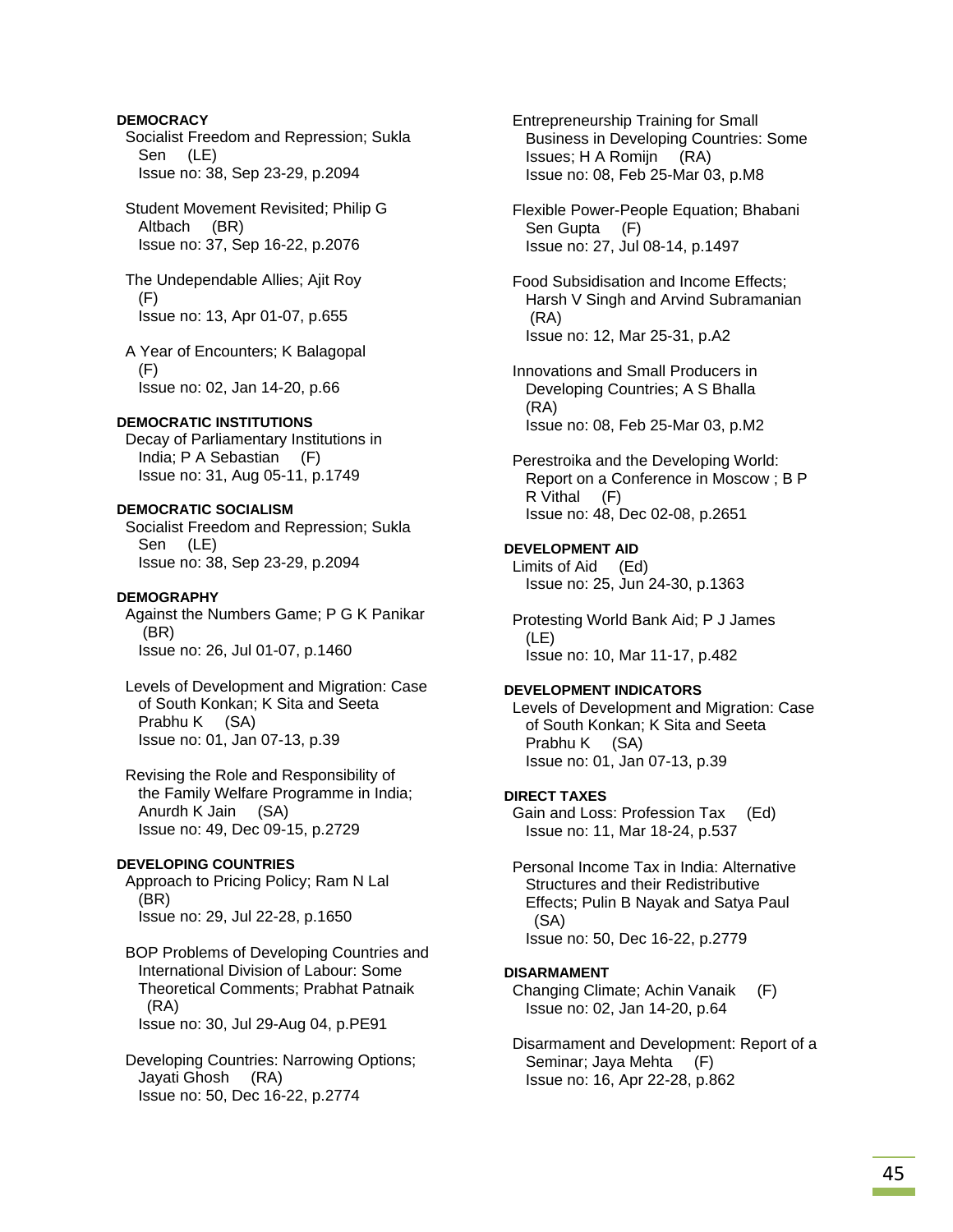**DEMOCRACY**

Socialist Freedom and Repression; Sukla Sen (LE)
Issue no: 38, Sep 23-29, p.2094

Student Movement Revisited; Philip G Altbach (BR)
Issue no: 37, Sep 16-22, p.2076

The Undependable Allies; Ajit Roy (F)
Issue no: 13, Apr 01-07, p.655

A Year of Encounters; K Balagopal (F)
Issue no: 02, Jan 14-20, p.66

**DEMOCRATIC INSTITUTIONS**

Decay of Parliamentary Institutions in India; P A Sebastian (F)
Issue no: 31, Aug 05-11, p.1749

**DEMOCRATIC SOCIALISM**

Socialist Freedom and Repression; Sukla Sen (LE)
Issue no: 38, Sep 23-29, p.2094

**DEMOGRAPHY**

Against the Numbers Game; P G K Panikar (BR)
Issue no: 26, Jul 01-07, p.1460

Levels of Development and Migration: Case of South Konkan; K Sita and Seeta Prabhu K (SA)
Issue no: 01, Jan 07-13, p.39

Revising the Role and Responsibility of the Family Welfare Programme in India; Anurdh K Jain (SA)
Issue no: 49, Dec 09-15, p.2729

**DEVELOPING COUNTRIES**

Approach to Pricing Policy; Ram N Lal (BR)
Issue no: 29, Jul 22-28, p.1650

BOP Problems of Developing Countries and International Division of Labour: Some Theoretical Comments; Prabhat Patnaik (RA)
Issue no: 30, Jul 29-Aug 04, p.PE91

Developing Countries: Narrowing Options; Jayati Ghosh (RA)
Issue no: 50, Dec 16-22, p.2774

Entrepreneurship Training for Small Business in Developing Countries: Some Issues; H A Romijn (RA)
Issue no: 08, Feb 25-Mar 03, p.M8

Flexible Power-People Equation; Bhabani Sen Gupta (F)
Issue no: 27, Jul 08-14, p.1497

Food Subsidisation and Income Effects; Harsh V Singh and Arvind Subramanian (RA)
Issue no: 12, Mar 25-31, p.A2

Innovations and Small Producers in Developing Countries; A S Bhalla (RA)
Issue no: 08, Feb 25-Mar 03, p.M2

Perestroika and the Developing World: Report on a Conference in Moscow ; B P R Vithal (F)
Issue no: 48, Dec 02-08, p.2651

**DEVELOPMENT AID**

Limits of Aid (Ed)
Issue no: 25, Jun 24-30, p.1363

Protesting World Bank Aid; P J James (LE)
Issue no: 10, Mar 11-17, p.482

**DEVELOPMENT INDICATORS**

Levels of Development and Migration: Case of South Konkan; K Sita and Seeta Prabhu K (SA)
Issue no: 01, Jan 07-13, p.39

**DIRECT TAXES**

Gain and Loss: Profession Tax (Ed)
Issue no: 11, Mar 18-24, p.537

Personal Income Tax in India: Alternative Structures and their Redistributive Effects; Pulin B Nayak and Satya Paul (SA)
Issue no: 50, Dec 16-22, p.2779

**DISARMAMENT**

Changing Climate; Achin Vanaik (F)
Issue no: 02, Jan 14-20, p.64

Disarmament and Development: Report of a Seminar; Jaya Mehta (F)
Issue no: 16, Apr 22-28, p.862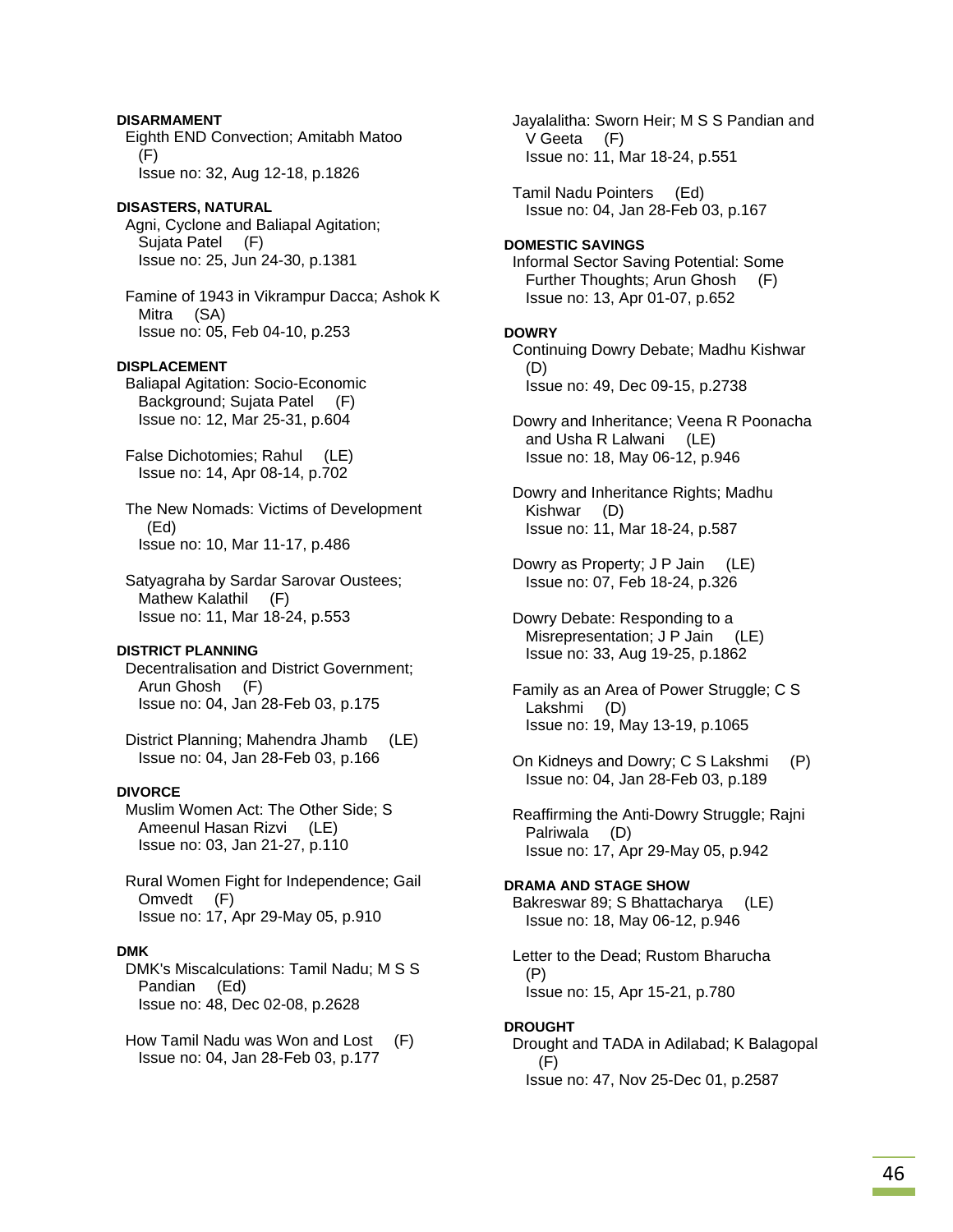**DISARMAMENT**

Eighth END Convection; Amitabh Matoo (F)
Issue no: 32, Aug 12-18, p.1826

**DISASTERS, NATURAL**

Agni, Cyclone and Baliapal Agitation; Sujata Patel (F)
Issue no: 25, Jun 24-30, p.1381

Famine of 1943 in Vikrampur Dacca; Ashok K Mitra (SA)
Issue no: 05, Feb 04-10, p.253

**DISPLACEMENT**

Baliapal Agitation: Socio-Economic Background; Sujata Patel (F)
Issue no: 12, Mar 25-31, p.604

False Dichotomies; Rahul (LE)
Issue no: 14, Apr 08-14, p.702

The New Nomads: Victims of Development (Ed)
Issue no: 10, Mar 11-17, p.486

Satyagraha by Sardar Sarovar Oustees; Mathew Kalathil (F)
Issue no: 11, Mar 18-24, p.553

**DISTRICT PLANNING**

Decentralisation and District Government; Arun Ghosh (F)
Issue no: 04, Jan 28-Feb 03, p.175

District Planning; Mahendra Jhamb (LE)
Issue no: 04, Jan 28-Feb 03, p.166

**DIVORCE**

Muslim Women Act: The Other Side; S Ameenul Hasan Rizvi (LE)
Issue no: 03, Jan 21-27, p.110

Rural Women Fight for Independence; Gail Omvedt (F)
Issue no: 17, Apr 29-May 05, p.910

**DMK**

DMK's Miscalculations: Tamil Nadu; M S S Pandian (Ed)
Issue no: 48, Dec 02-08, p.2628

How Tamil Nadu was Won and Lost (F)
Issue no: 04, Jan 28-Feb 03, p.177

Jayalalitha: Sworn Heir; M S S Pandian and V Geeta (F)
Issue no: 11, Mar 18-24, p.551

Tamil Nadu Pointers (Ed)
Issue no: 04, Jan 28-Feb 03, p.167

**DOMESTIC SAVINGS**

Informal Sector Saving Potential: Some Further Thoughts; Arun Ghosh (F)
Issue no: 13, Apr 01-07, p.652

**DOWRY**

Continuing Dowry Debate; Madhu Kishwar (D)
Issue no: 49, Dec 09-15, p.2738

Dowry and Inheritance; Veena R Poonacha and Usha R Lalwani (LE)
Issue no: 18, May 06-12, p.946

Dowry and Inheritance Rights; Madhu Kishwar (D)
Issue no: 11, Mar 18-24, p.587

Dowry as Property; J P Jain (LE)
Issue no: 07, Feb 18-24, p.326

Dowry Debate: Responding to a Misrepresentation; J P Jain (LE)
Issue no: 33, Aug 19-25, p.1862

Family as an Area of Power Struggle; C S Lakshmi (D)
Issue no: 19, May 13-19, p.1065

On Kidneys and Dowry; C S Lakshmi (P)
Issue no: 04, Jan 28-Feb 03, p.189

Reaffirming the Anti-Dowry Struggle; Rajni Palriwala (D)
Issue no: 17, Apr 29-May 05, p.942

**DRAMA AND STAGE SHOW**

Bakreswar 89; S Bhattacharya (LE)
Issue no: 18, May 06-12, p.946

Letter to the Dead; Rustom Bharucha (P)
Issue no: 15, Apr 15-21, p.780

**DROUGHT**

Drought and TADA in Adilabad; K Balagopal (F)
Issue no: 47, Nov 25-Dec 01, p.2587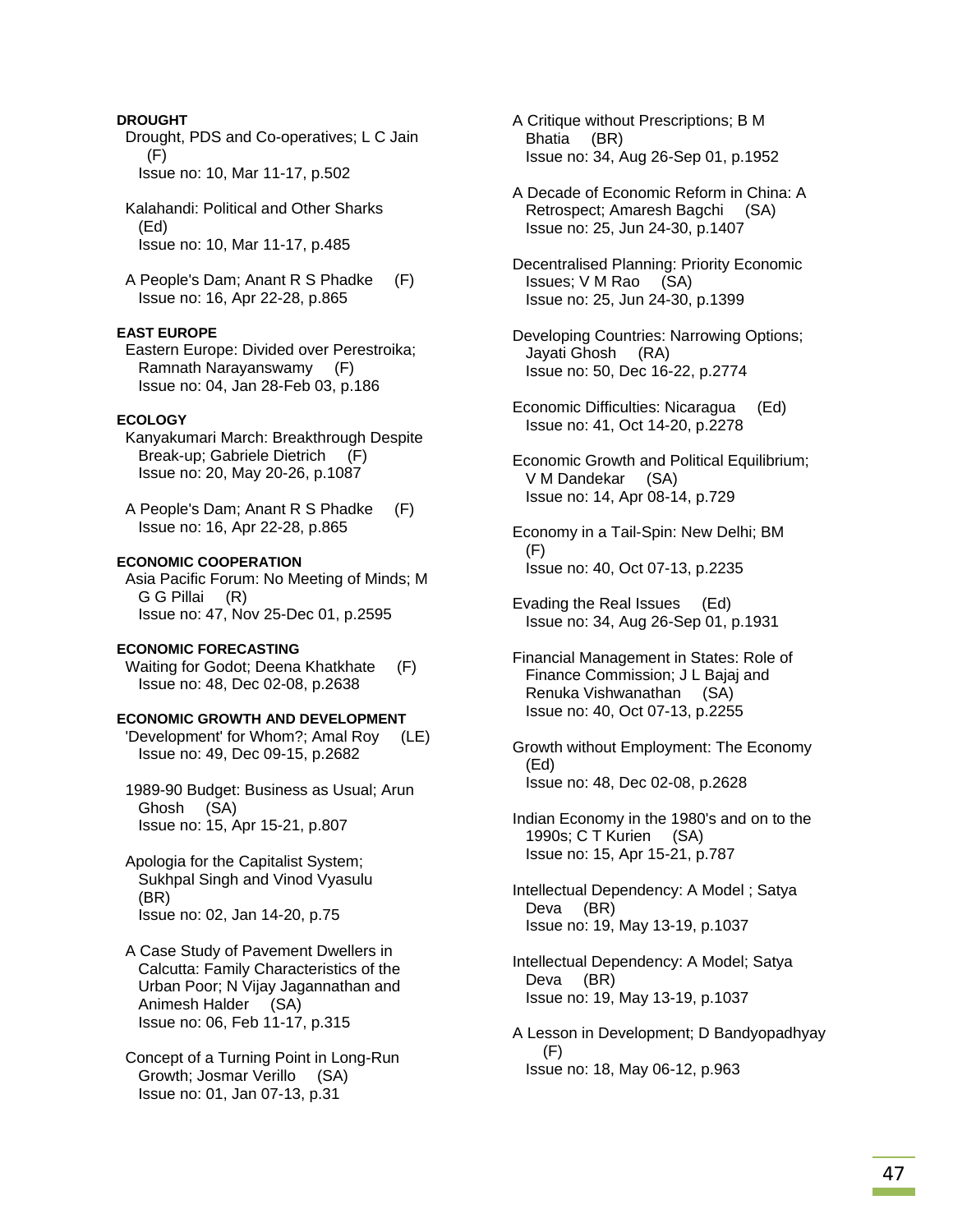**DROUGHT**

Drought, PDS and Co-operatives; L C Jain (F)
Issue no: 10, Mar 11-17, p.502

Kalahandi: Political and Other Sharks (Ed)
Issue no: 10, Mar 11-17, p.485

A People's Dam; Anant R S Phadke (F)
Issue no: 16, Apr 22-28, p.865

**EAST EUROPE**

Eastern Europe: Divided over Perestroika; Ramnath Narayanswamy (F)
Issue no: 04, Jan 28-Feb 03, p.186

**ECOLOGY**

Kanyakumari March: Breakthrough Despite Break-up; Gabriele Dietrich (F)
Issue no: 20, May 20-26, p.1087

A People's Dam; Anant R S Phadke (F)
Issue no: 16, Apr 22-28, p.865

**ECONOMIC COOPERATION**

Asia Pacific Forum: No Meeting of Minds; M G G Pillai (R)
Issue no: 47, Nov 25-Dec 01, p.2595

**ECONOMIC FORECASTING**

Waiting for Godot; Deena Khatkhate (F)
Issue no: 48, Dec 02-08, p.2638

**ECONOMIC GROWTH AND DEVELOPMENT**

'Development' for Whom?; Amal Roy (LE)
Issue no: 49, Dec 09-15, p.2682

1989-90 Budget: Business as Usual; Arun Ghosh (SA)
Issue no: 15, Apr 15-21, p.807

Apologia for the Capitalist System; Sukhpal Singh and Vinod Vyasulu (BR)
Issue no: 02, Jan 14-20, p.75

A Case Study of Pavement Dwellers in Calcutta: Family Characteristics of the Urban Poor; N Vijay Jagannathan and Animesh Halder (SA)
Issue no: 06, Feb 11-17, p.315

Concept of a Turning Point in Long-Run Growth; Josmar Verillo (SA)
Issue no: 01, Jan 07-13, p.31

A Critique without Prescriptions; B M Bhatia (BR)
Issue no: 34, Aug 26-Sep 01, p.1952

A Decade of Economic Reform in China: A Retrospect; Amaresh Bagchi (SA)
Issue no: 25, Jun 24-30, p.1407

Decentralised Planning: Priority Economic Issues; V M Rao (SA)
Issue no: 25, Jun 24-30, p.1399

Developing Countries: Narrowing Options; Jayati Ghosh (RA)
Issue no: 50, Dec 16-22, p.2774

Economic Difficulties: Nicaragua (Ed)
Issue no: 41, Oct 14-20, p.2278

Economic Growth and Political Equilibrium; V M Dandekar (SA)
Issue no: 14, Apr 08-14, p.729

Economy in a Tail-Spin: New Delhi; BM (F)
Issue no: 40, Oct 07-13, p.2235

Evading the Real Issues (Ed)
Issue no: 34, Aug 26-Sep 01, p.1931

Financial Management in States: Role of Finance Commission; J L Bajaj and Renuka Vishwanathan (SA)
Issue no: 40, Oct 07-13, p.2255

Growth without Employment: The Economy (Ed)
Issue no: 48, Dec 02-08, p.2628

Indian Economy in the 1980's and on to the 1990s; C T Kurien (SA)
Issue no: 15, Apr 15-21, p.787

Intellectual Dependency: A Model ; Satya Deva (BR)
Issue no: 19, May 13-19, p.1037

Intellectual Dependency: A Model; Satya Deva (BR)
Issue no: 19, May 13-19, p.1037

A Lesson in Development; D Bandyopadhyay (F)
Issue no: 18, May 06-12, p.963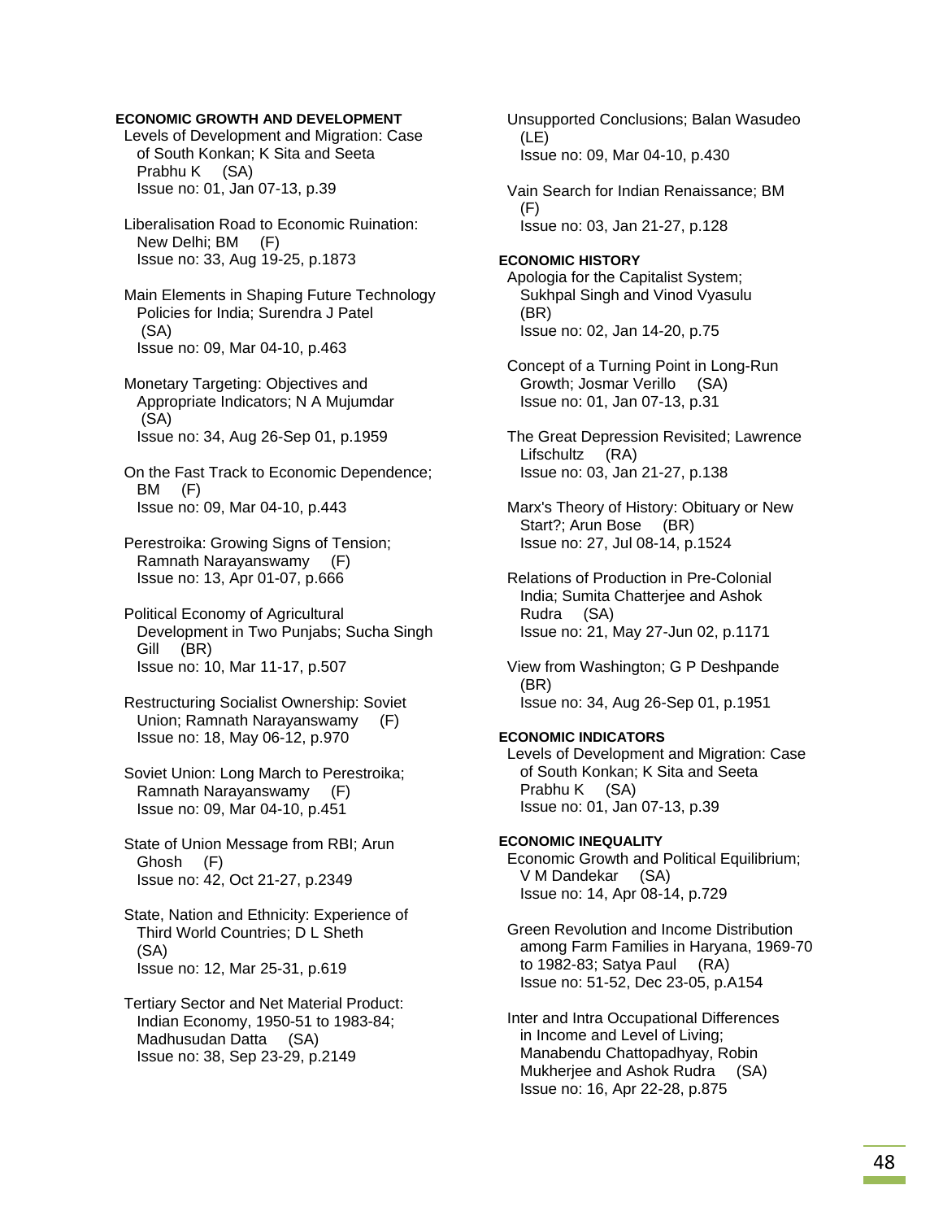### ECONOMIC GROWTH AND DEVELOPMENT

Levels of Development and Migration: Case of South Konkan; K Sita and Seeta Prabhu K (SA)
Issue no: 01, Jan 07-13, p.39

Liberalisation Road to Economic Ruination: New Delhi; BM (F)
Issue no: 33, Aug 19-25, p.1873

Main Elements in Shaping Future Technology Policies for India; Surendra J Patel (SA)
Issue no: 09, Mar 04-10, p.463

Monetary Targeting: Objectives and Appropriate Indicators; N A Mujumdar (SA)
Issue no: 34, Aug 26-Sep 01, p.1959

On the Fast Track to Economic Dependence; BM (F)
Issue no: 09, Mar 04-10, p.443

Perestroika: Growing Signs of Tension; Ramnath Narayanswamy (F)
Issue no: 13, Apr 01-07, p.666

Political Economy of Agricultural Development in Two Punjabs; Sucha Singh Gill (BR)
Issue no: 10, Mar 11-17, p.507

Restructuring Socialist Ownership: Soviet Union; Ramnath Narayanswamy (F)
Issue no: 18, May 06-12, p.970

Soviet Union: Long March to Perestroika; Ramnath Narayanswamy (F)
Issue no: 09, Mar 04-10, p.451

State of Union Message from RBI; Arun Ghosh (F)
Issue no: 42, Oct 21-27, p.2349

State, Nation and Ethnicity: Experience of Third World Countries; D L Sheth (SA)
Issue no: 12, Mar 25-31, p.619

Tertiary Sector and Net Material Product: Indian Economy, 1950-51 to 1983-84; Madhusudan Datta (SA)
Issue no: 38, Sep 23-29, p.2149

Unsupported Conclusions; Balan Wasudeo (LE)
Issue no: 09, Mar 04-10, p.430

Vain Search for Indian Renaissance; BM (F)
Issue no: 03, Jan 21-27, p.128

### ECONOMIC HISTORY

Apologia for the Capitalist System; Sukhpal Singh and Vinod Vyasulu (BR)
Issue no: 02, Jan 14-20, p.75

Concept of a Turning Point in Long-Run Growth; Josmar Verillo (SA)
Issue no: 01, Jan 07-13, p.31

The Great Depression Revisited; Lawrence Lifschultz (RA)
Issue no: 03, Jan 21-27, p.138

Marx's Theory of History: Obituary or New Start?; Arun Bose (BR)
Issue no: 27, Jul 08-14, p.1524

Relations of Production in Pre-Colonial India; Sumita Chatterjee and Ashok Rudra (SA)
Issue no: 21, May 27-Jun 02, p.1171

View from Washington; G P Deshpande (BR)
Issue no: 34, Aug 26-Sep 01, p.1951

### ECONOMIC INDICATORS

Levels of Development and Migration: Case of South Konkan; K Sita and Seeta Prabhu K (SA)
Issue no: 01, Jan 07-13, p.39

### ECONOMIC INEQUALITY

Economic Growth and Political Equilibrium; V M Dandekar (SA)
Issue no: 14, Apr 08-14, p.729

Green Revolution and Income Distribution among Farm Families in Haryana, 1969-70 to 1982-83; Satya Paul (RA)
Issue no: 51-52, Dec 23-05, p.A154

Inter and Intra Occupational Differences in Income and Level of Living; Manabendu Chattopadhyay, Robin Mukherjee and Ashok Rudra (SA)
Issue no: 16, Apr 22-28, p.875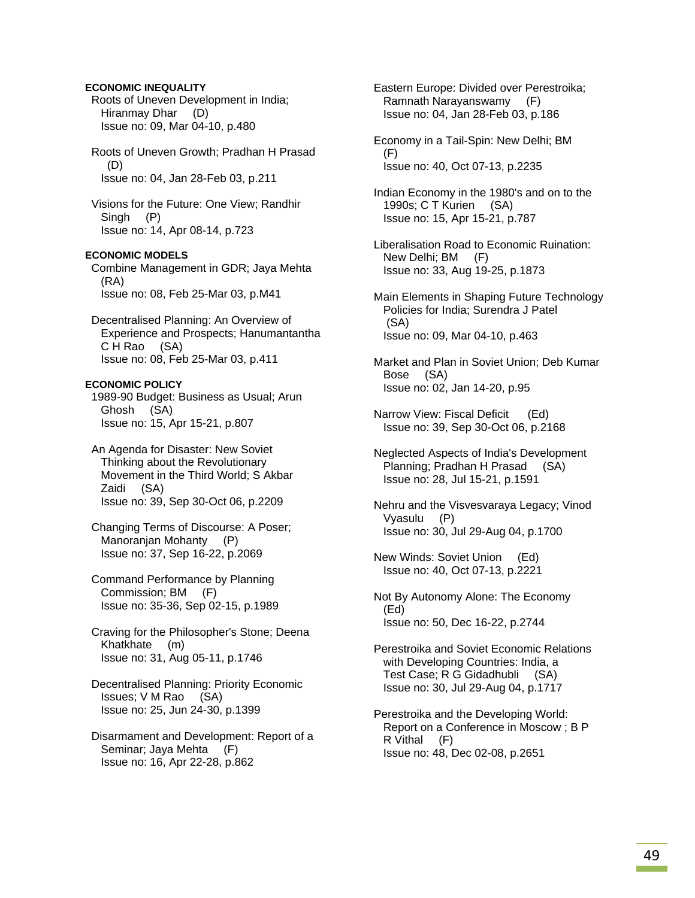**ECONOMIC INEQUALITY**

Roots of Uneven Development in India; Hiranmay Dhar (D)
Issue no: 09, Mar 04-10, p.480

Roots of Uneven Growth; Pradhan H Prasad (D)
Issue no: 04, Jan 28-Feb 03, p.211

Visions for the Future: One View; Randhir Singh (P)
Issue no: 14, Apr 08-14, p.723

**ECONOMIC MODELS**

Combine Management in GDR; Jaya Mehta (RA)
Issue no: 08, Feb 25-Mar 03, p.M41

Decentralised Planning: An Overview of Experience and Prospects; Hanumantantha C H Rao (SA)
Issue no: 08, Feb 25-Mar 03, p.411

**ECONOMIC POLICY**

1989-90 Budget: Business as Usual; Arun Ghosh (SA)
Issue no: 15, Apr 15-21, p.807

An Agenda for Disaster: New Soviet Thinking about the Revolutionary Movement in the Third World; S Akbar Zaidi (SA)
Issue no: 39, Sep 30-Oct 06, p.2209

Changing Terms of Discourse: A Poser; Manoranjan Mohanty (P)
Issue no: 37, Sep 16-22, p.2069

Command Performance by Planning Commission; BM (F)
Issue no: 35-36, Sep 02-15, p.1989

Craving for the Philosopher's Stone; Deena Khatkhate (m)
Issue no: 31, Aug 05-11, p.1746

Decentralised Planning: Priority Economic Issues; V M Rao (SA)
Issue no: 25, Jun 24-30, p.1399

Disarmament and Development: Report of a Seminar; Jaya Mehta (F)
Issue no: 16, Apr 22-28, p.862

Eastern Europe: Divided over Perestroika; Ramnath Narayanswamy (F)
Issue no: 04, Jan 28-Feb 03, p.186

Economy in a Tail-Spin: New Delhi; BM (F)
Issue no: 40, Oct 07-13, p.2235

Indian Economy in the 1980's and on to the 1990s; C T Kurien (SA)
Issue no: 15, Apr 15-21, p.787

Liberalisation Road to Economic Ruination: New Delhi; BM (F)
Issue no: 33, Aug 19-25, p.1873

Main Elements in Shaping Future Technology Policies for India; Surendra J Patel (SA)
Issue no: 09, Mar 04-10, p.463

Market and Plan in Soviet Union; Deb Kumar Bose (SA)
Issue no: 02, Jan 14-20, p.95

Narrow View: Fiscal Deficit (Ed)
Issue no: 39, Sep 30-Oct 06, p.2168

Neglected Aspects of India's Development Planning; Pradhan H Prasad (SA)
Issue no: 28, Jul 15-21, p.1591

Nehru and the Visvesvaraya Legacy; Vinod Vyasulu (P)
Issue no: 30, Jul 29-Aug 04, p.1700

New Winds: Soviet Union (Ed)
Issue no: 40, Oct 07-13, p.2221

Not By Autonomy Alone: The Economy (Ed)
Issue no: 50, Dec 16-22, p.2744

Perestroika and Soviet Economic Relations with Developing Countries: India, a Test Case; R G Gidadhubli (SA)
Issue no: 30, Jul 29-Aug 04, p.1717

Perestroika and the Developing World: Report on a Conference in Moscow ; B P R Vithal (F)
Issue no: 48, Dec 02-08, p.2651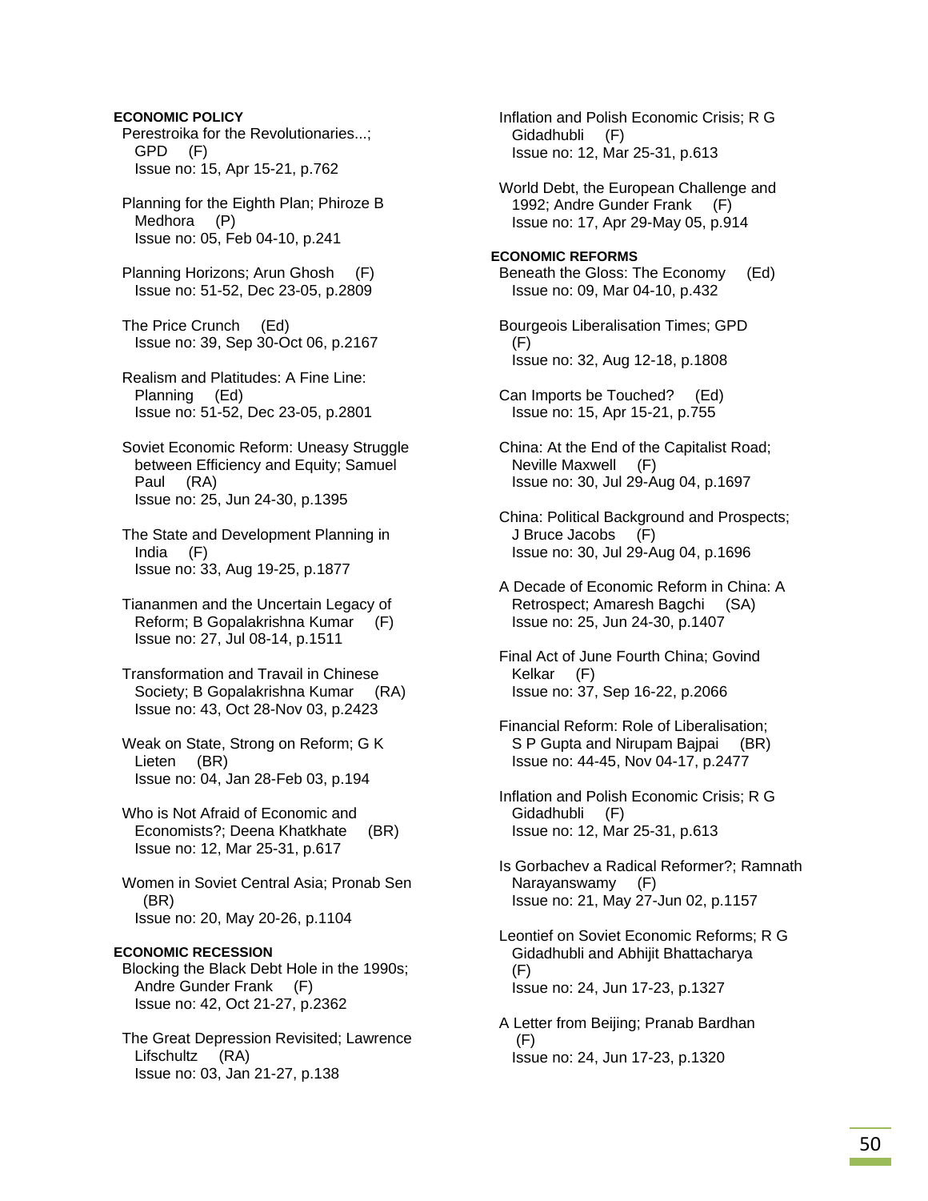**ECONOMIC POLICY**

Perestroika for the Revolutionaries...; GPD (F)
Issue no: 15, Apr 15-21, p.762

Planning for the Eighth Plan; Phiroze B Medhora (P)
Issue no: 05, Feb 04-10, p.241

Planning Horizons; Arun Ghosh (F)
Issue no: 51-52, Dec 23-05, p.2809

The Price Crunch (Ed)
Issue no: 39, Sep 30-Oct 06, p.2167

Realism and Platitudes: A Fine Line: Planning (Ed)
Issue no: 51-52, Dec 23-05, p.2801

Soviet Economic Reform: Uneasy Struggle between Efficiency and Equity; Samuel Paul (RA)
Issue no: 25, Jun 24-30, p.1395

The State and Development Planning in India (F)
Issue no: 33, Aug 19-25, p.1877

Tiananmen and the Uncertain Legacy of Reform; B Gopalakrishna Kumar (F)
Issue no: 27, Jul 08-14, p.1511

Transformation and Travail in Chinese Society; B Gopalakrishna Kumar (RA)
Issue no: 43, Oct 28-Nov 03, p.2423

Weak on State, Strong on Reform; G K Lieten (BR)
Issue no: 04, Jan 28-Feb 03, p.194

Who is Not Afraid of Economic and Economists?; Deena Khatkhate (BR)
Issue no: 12, Mar 25-31, p.617

Women in Soviet Central Asia; Pronab Sen (BR)
Issue no: 20, May 20-26, p.1104

**ECONOMIC RECESSION**

Blocking the Black Debt Hole in the 1990s; Andre Gunder Frank (F)
Issue no: 42, Oct 21-27, p.2362

The Great Depression Revisited; Lawrence Lifschultz (RA)
Issue no: 03, Jan 21-27, p.138

Inflation and Polish Economic Crisis; R G Gidadhubli (F)
Issue no: 12, Mar 25-31, p.613

World Debt, the European Challenge and 1992; Andre Gunder Frank (F)
Issue no: 17, Apr 29-May 05, p.914

**ECONOMIC REFORMS**

Beneath the Gloss: The Economy (Ed)
Issue no: 09, Mar 04-10, p.432

Bourgeois Liberalisation Times; GPD (F)
Issue no: 32, Aug 12-18, p.1808

Can Imports be Touched? (Ed)
Issue no: 15, Apr 15-21, p.755

China: At the End of the Capitalist Road; Neville Maxwell (F)
Issue no: 30, Jul 29-Aug 04, p.1697

China: Political Background and Prospects; J Bruce Jacobs (F)
Issue no: 30, Jul 29-Aug 04, p.1696

A Decade of Economic Reform in China: A Retrospect; Amaresh Bagchi (SA)
Issue no: 25, Jun 24-30, p.1407

Final Act of June Fourth China; Govind Kelkar (F)
Issue no: 37, Sep 16-22, p.2066

Financial Reform: Role of Liberalisation; S P Gupta and Nirupam Bajpai (BR)
Issue no: 44-45, Nov 04-17, p.2477

Inflation and Polish Economic Crisis; R G Gidadhubli (F)
Issue no: 12, Mar 25-31, p.613

Is Gorbachev a Radical Reformer?; Ramnath Narayanswamy (F)
Issue no: 21, May 27-Jun 02, p.1157

Leontief on Soviet Economic Reforms; R G Gidadhubli and Abhijit Bhattacharya (F)
Issue no: 24, Jun 17-23, p.1327

A Letter from Beijing; Pranab Bardhan (F)
Issue no: 24, Jun 17-23, p.1320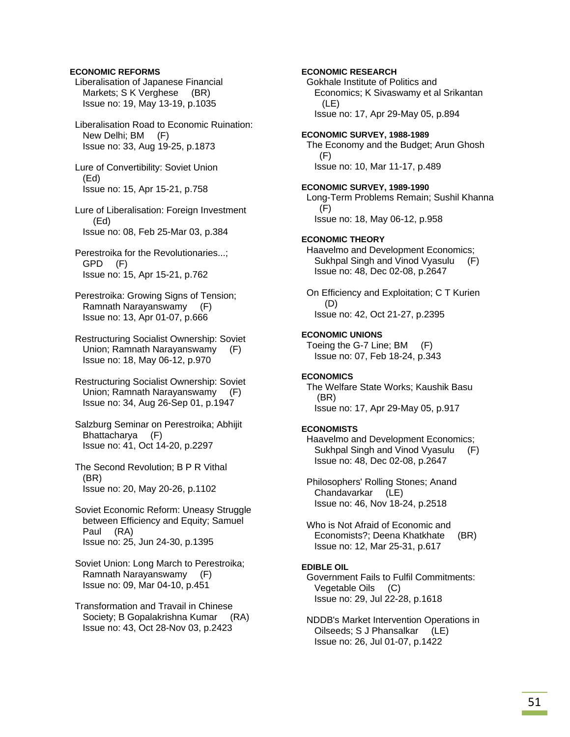**ECONOMIC REFORMS**

Liberalisation of Japanese Financial Markets; S K Verghese (BR)
Issue no: 19, May 13-19, p.1035

Liberalisation Road to Economic Ruination: New Delhi; BM (F)
Issue no: 33, Aug 19-25, p.1873

Lure of Convertibility: Soviet Union (Ed)
Issue no: 15, Apr 15-21, p.758

Lure of Liberalisation: Foreign Investment (Ed)
Issue no: 08, Feb 25-Mar 03, p.384

Perestroika for the Revolutionaries...; GPD (F)
Issue no: 15, Apr 15-21, p.762

Perestroika: Growing Signs of Tension; Ramnath Narayanswamy (F)
Issue no: 13, Apr 01-07, p.666

Restructuring Socialist Ownership: Soviet Union; Ramnath Narayanswamy (F)
Issue no: 18, May 06-12, p.970

Restructuring Socialist Ownership: Soviet Union; Ramnath Narayanswamy (F)
Issue no: 34, Aug 26-Sep 01, p.1947

Salzburg Seminar on Perestroika; Abhijit Bhattacharya (F)
Issue no: 41, Oct 14-20, p.2297

The Second Revolution; B P R Vithal (BR)
Issue no: 20, May 20-26, p.1102

Soviet Economic Reform: Uneasy Struggle between Efficiency and Equity; Samuel Paul (RA)
Issue no: 25, Jun 24-30, p.1395

Soviet Union: Long March to Perestroika; Ramnath Narayanswamy (F)
Issue no: 09, Mar 04-10, p.451

Transformation and Travail in Chinese Society; B Gopalakrishna Kumar (RA)
Issue no: 43, Oct 28-Nov 03, p.2423

**ECONOMIC RESEARCH**

Gokhale Institute of Politics and Economics; K Sivaswamy et al Srikantan (LE)
Issue no: 17, Apr 29-May 05, p.894

**ECONOMIC SURVEY, 1988-1989**

The Economy and the Budget; Arun Ghosh (F)
Issue no: 10, Mar 11-17, p.489

**ECONOMIC SURVEY, 1989-1990**

Long-Term Problems Remain; Sushil Khanna (F)
Issue no: 18, May 06-12, p.958

**ECONOMIC THEORY**

Haavelmo and Development Economics; Sukhpal Singh and Vinod Vyasulu (F)
Issue no: 48, Dec 02-08, p.2647

On Efficiency and Exploitation; C T Kurien (D)
Issue no: 42, Oct 21-27, p.2395

**ECONOMIC UNIONS**

Toeing the G-7 Line; BM (F)
Issue no: 07, Feb 18-24, p.343

**ECONOMICS**

The Welfare State Works; Kaushik Basu (BR)
Issue no: 17, Apr 29-May 05, p.917

**ECONOMISTS**

Haavelmo and Development Economics; Sukhpal Singh and Vinod Vyasulu (F)
Issue no: 48, Dec 02-08, p.2647

Philosophers' Rolling Stones; Anand Chandavarkar (LE)
Issue no: 46, Nov 18-24, p.2518

Who is Not Afraid of Economic and Economists?; Deena Khatkhate (BR)
Issue no: 12, Mar 25-31, p.617

**EDIBLE OIL**

Government Fails to Fulfil Commitments: Vegetable Oils (C)
Issue no: 29, Jul 22-28, p.1618

NDDB's Market Intervention Operations in Oilseeds; S J Phansalkar (LE)
Issue no: 26, Jul 01-07, p.1422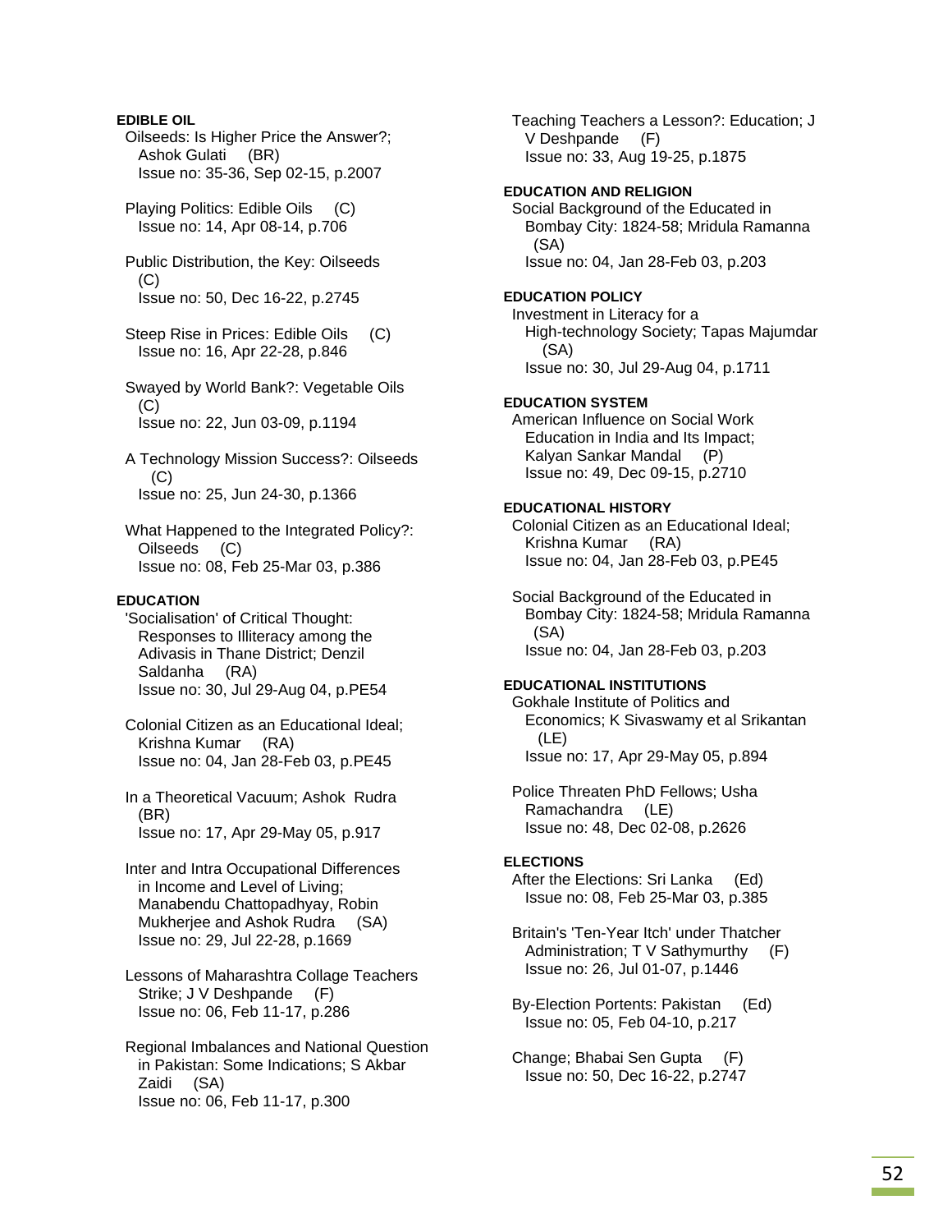**EDIBLE OIL**

Oilseeds: Is Higher Price the Answer?; Ashok Gulati (BR)
Issue no: 35-36, Sep 02-15, p.2007

Playing Politics: Edible Oils (C)
Issue no: 14, Apr 08-14, p.706

Public Distribution, the Key: Oilseeds (C)
Issue no: 50, Dec 16-22, p.2745

Steep Rise in Prices: Edible Oils (C)
Issue no: 16, Apr 22-28, p.846

Swayed by World Bank?: Vegetable Oils (C)
Issue no: 22, Jun 03-09, p.1194

A Technology Mission Success?: Oilseeds (C)
Issue no: 25, Jun 24-30, p.1366

What Happened to the Integrated Policy?: Oilseeds (C)
Issue no: 08, Feb 25-Mar 03, p.386

**EDUCATION**

'Socialisation' of Critical Thought: Responses to Illiteracy among the Adivasis in Thane District; Denzil Saldanha (RA)
Issue no: 30, Jul 29-Aug 04, p.PE54

Colonial Citizen as an Educational Ideal; Krishna Kumar (RA)
Issue no: 04, Jan 28-Feb 03, p.PE45

In a Theoretical Vacuum; Ashok Rudra (BR)
Issue no: 17, Apr 29-May 05, p.917

Inter and Intra Occupational Differences in Income and Level of Living; Manabendu Chattopadhyay, Robin Mukherjee and Ashok Rudra (SA)
Issue no: 29, Jul 22-28, p.1669

Lessons of Maharashtra Collage Teachers Strike; J V Deshpande (F)
Issue no: 06, Feb 11-17, p.286

Regional Imbalances and National Question in Pakistan: Some Indications; S Akbar Zaidi (SA)
Issue no: 06, Feb 11-17, p.300

Teaching Teachers a Lesson?: Education; J V Deshpande (F)
Issue no: 33, Aug 19-25, p.1875

**EDUCATION AND RELIGION**

Social Background of the Educated in Bombay City: 1824-58; Mridula Ramanna (SA)
Issue no: 04, Jan 28-Feb 03, p.203

**EDUCATION POLICY**

Investment in Literacy for a High-technology Society; Tapas Majumdar (SA)
Issue no: 30, Jul 29-Aug 04, p.1711

**EDUCATION SYSTEM**

American Influence on Social Work Education in India and Its Impact; Kalyan Sankar Mandal (P)
Issue no: 49, Dec 09-15, p.2710

**EDUCATIONAL HISTORY**

Colonial Citizen as an Educational Ideal; Krishna Kumar (RA)
Issue no: 04, Jan 28-Feb 03, p.PE45

Social Background of the Educated in Bombay City: 1824-58; Mridula Ramanna (SA)
Issue no: 04, Jan 28-Feb 03, p.203

**EDUCATIONAL INSTITUTIONS**

Gokhale Institute of Politics and Economics; K Sivaswamy et al Srikantan (LE)
Issue no: 17, Apr 29-May 05, p.894

Police Threaten PhD Fellows; Usha Ramachandra (LE)
Issue no: 48, Dec 02-08, p.2626

**ELECTIONS**

After the Elections: Sri Lanka (Ed)
Issue no: 08, Feb 25-Mar 03, p.385

Britain's 'Ten-Year Itch' under Thatcher Administration; T V Sathymurthy (F)
Issue no: 26, Jul 01-07, p.1446

By-Election Portents: Pakistan (Ed)
Issue no: 05, Feb 04-10, p.217

Change; Bhabai Sen Gupta (F)
Issue no: 50, Dec 16-22, p.2747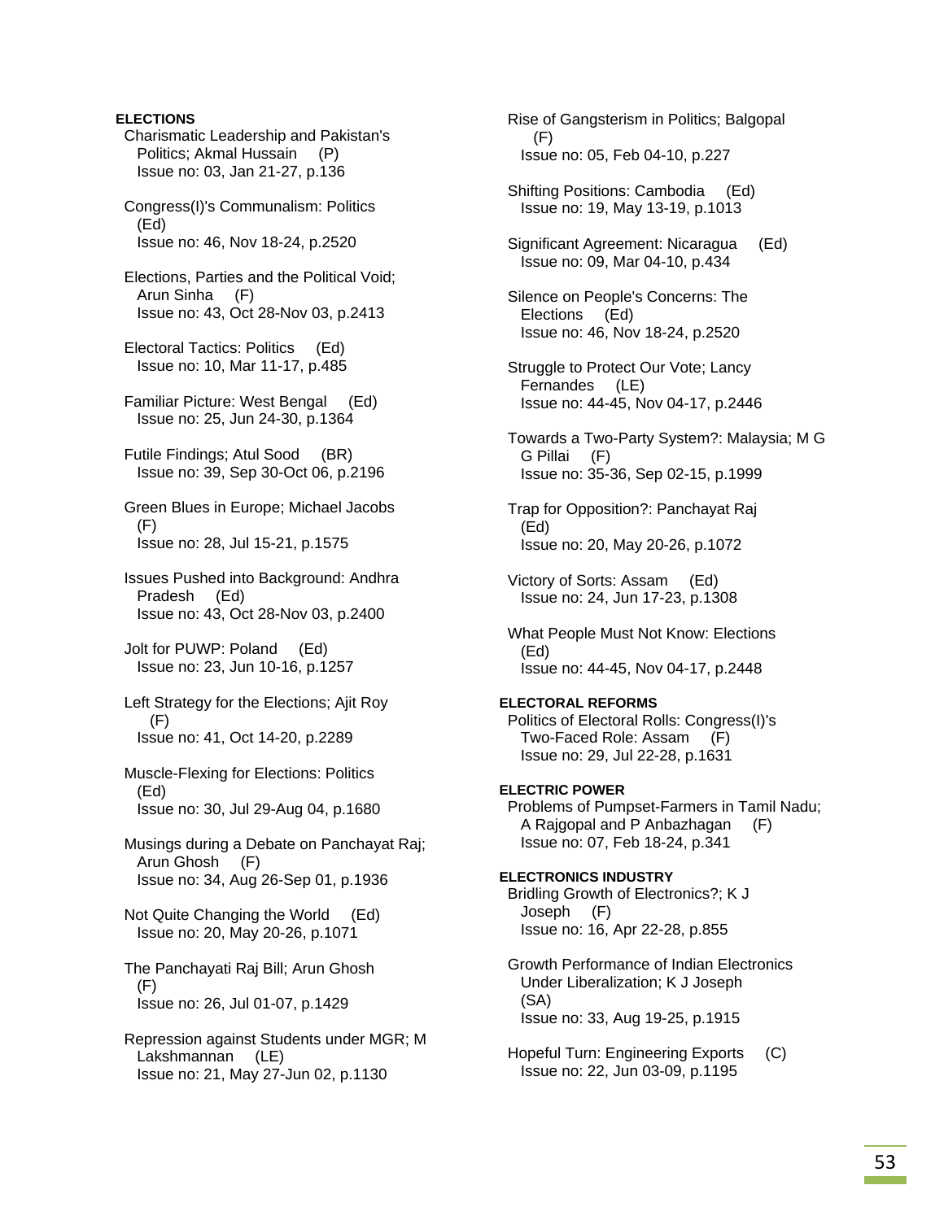**ELECTIONS**

Charismatic Leadership and Pakistan's Politics; Akmal Hussain (P)
Issue no: 03, Jan 21-27, p.136

Congress(I)'s Communalism: Politics (Ed)
Issue no: 46, Nov 18-24, p.2520

Elections, Parties and the Political Void; Arun Sinha (F)
Issue no: 43, Oct 28-Nov 03, p.2413

Electoral Tactics: Politics (Ed)
Issue no: 10, Mar 11-17, p.485

Familiar Picture: West Bengal (Ed)
Issue no: 25, Jun 24-30, p.1364

Futile Findings; Atul Sood (BR)
Issue no: 39, Sep 30-Oct 06, p.2196

Green Blues in Europe; Michael Jacobs (F)
Issue no: 28, Jul 15-21, p.1575

Issues Pushed into Background: Andhra Pradesh (Ed)
Issue no: 43, Oct 28-Nov 03, p.2400

Jolt for PUWP: Poland (Ed)
Issue no: 23, Jun 10-16, p.1257

Left Strategy for the Elections; Ajit Roy (F)
Issue no: 41, Oct 14-20, p.2289

Muscle-Flexing for Elections: Politics (Ed)
Issue no: 30, Jul 29-Aug 04, p.1680

Musings during a Debate on Panchayat Raj; Arun Ghosh (F)
Issue no: 34, Aug 26-Sep 01, p.1936

Not Quite Changing the World (Ed)
Issue no: 20, May 20-26, p.1071

The Panchayati Raj Bill; Arun Ghosh (F)
Issue no: 26, Jul 01-07, p.1429

Repression against Students under MGR; M Lakshmannan (LE)
Issue no: 21, May 27-Jun 02, p.1130

Rise of Gangsterism in Politics; Balgopal (F)
Issue no: 05, Feb 04-10, p.227

Shifting Positions: Cambodia (Ed)
Issue no: 19, May 13-19, p.1013

Significant Agreement: Nicaragua (Ed)
Issue no: 09, Mar 04-10, p.434

Silence on People's Concerns: The Elections (Ed)
Issue no: 46, Nov 18-24, p.2520

Struggle to Protect Our Vote; Lancy Fernandes (LE)
Issue no: 44-45, Nov 04-17, p.2446

Towards a Two-Party System?: Malaysia; M G G Pillai (F)
Issue no: 35-36, Sep 02-15, p.1999

Trap for Opposition?: Panchayat Raj (Ed)
Issue no: 20, May 20-26, p.1072

Victory of Sorts: Assam (Ed)
Issue no: 24, Jun 17-23, p.1308

What People Must Not Know: Elections (Ed)
Issue no: 44-45, Nov 04-17, p.2448

**ELECTORAL REFORMS**

Politics of Electoral Rolls: Congress(I)'s Two-Faced Role: Assam (F)
Issue no: 29, Jul 22-28, p.1631

**ELECTRIC POWER**

Problems of Pumpset-Farmers in Tamil Nadu; A Rajgopal and P Anbazhagan (F)
Issue no: 07, Feb 18-24, p.341

**ELECTRONICS INDUSTRY**

Bridling Growth of Electronics?; K J Joseph (F)
Issue no: 16, Apr 22-28, p.855

Growth Performance of Indian Electronics Under Liberalization; K J Joseph (SA)
Issue no: 33, Aug 19-25, p.1915

Hopeful Turn: Engineering Exports (C)
Issue no: 22, Jun 03-09, p.1195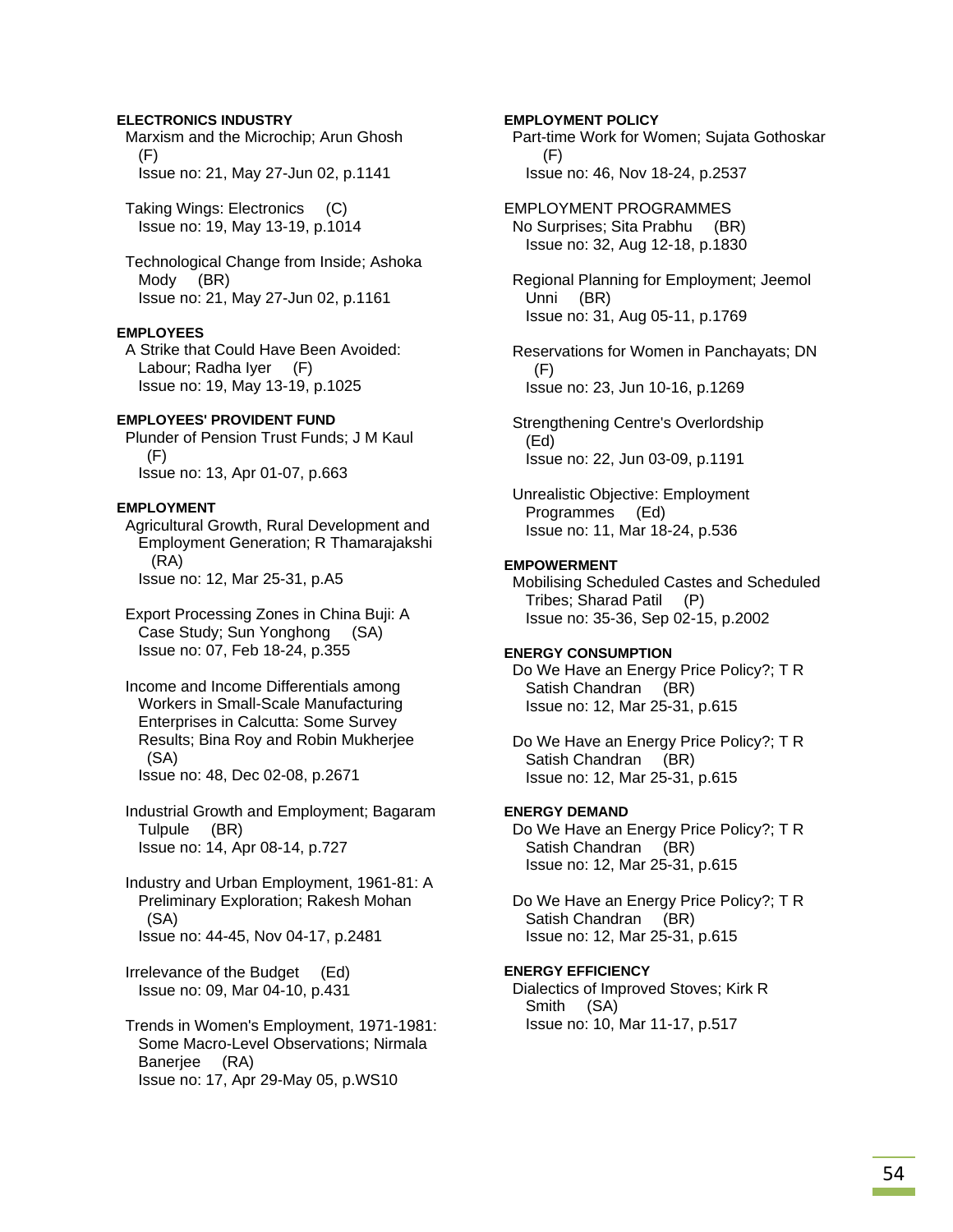**ELECTRONICS INDUSTRY**

Marxism and the Microchip; Arun Ghosh (F)
Issue no: 21, May 27-Jun 02, p.1141

Taking Wings: Electronics (C)
Issue no: 19, May 13-19, p.1014

Technological Change from Inside; Ashoka Mody (BR)
Issue no: 21, May 27-Jun 02, p.1161

**EMPLOYEES**

A Strike that Could Have Been Avoided: Labour; Radha Iyer (F)
Issue no: 19, May 13-19, p.1025

**EMPLOYEES' PROVIDENT FUND**

Plunder of Pension Trust Funds; J M Kaul (F)
Issue no: 13, Apr 01-07, p.663

**EMPLOYMENT**

Agricultural Growth, Rural Development and Employment Generation; R Thamarajakshi (RA)
Issue no: 12, Mar 25-31, p.A5

Export Processing Zones in China Buji: A Case Study; Sun Yonghong (SA)
Issue no: 07, Feb 18-24, p.355

Income and Income Differentials among Workers in Small-Scale Manufacturing Enterprises in Calcutta: Some Survey Results; Bina Roy and Robin Mukherjee (SA)
Issue no: 48, Dec 02-08, p.2671

Industrial Growth and Employment; Bagaram Tulpule (BR)
Issue no: 14, Apr 08-14, p.727

Industry and Urban Employment, 1961-81: A Preliminary Exploration; Rakesh Mohan (SA)
Issue no: 44-45, Nov 04-17, p.2481

Irrelevance of the Budget (Ed)
Issue no: 09, Mar 04-10, p.431

Trends in Women's Employment, 1971-1981: Some Macro-Level Observations; Nirmala Banerjee (RA)
Issue no: 17, Apr 29-May 05, p.WS10

**EMPLOYMENT POLICY**

Part-time Work for Women; Sujata Gothoskar (F)
Issue no: 46, Nov 18-24, p.2537

EMPLOYMENT PROGRAMMES

No Surprises; Sita Prabhu (BR)
Issue no: 32, Aug 12-18, p.1830

Regional Planning for Employment; Jeemol Unni (BR)
Issue no: 31, Aug 05-11, p.1769

Reservations for Women in Panchayats; DN (F)
Issue no: 23, Jun 10-16, p.1269

Strengthening Centre's Overlordship (Ed)
Issue no: 22, Jun 03-09, p.1191

Unrealistic Objective: Employment Programmes (Ed)
Issue no: 11, Mar 18-24, p.536

**EMPOWERMENT**

Mobilising Scheduled Castes and Scheduled Tribes; Sharad Patil (P)
Issue no: 35-36, Sep 02-15, p.2002

**ENERGY CONSUMPTION**

Do We Have an Energy Price Policy?; T R Satish Chandran (BR)
Issue no: 12, Mar 25-31, p.615

Do We Have an Energy Price Policy?; T R Satish Chandran (BR)
Issue no: 12, Mar 25-31, p.615

**ENERGY DEMAND**

Do We Have an Energy Price Policy?; T R Satish Chandran (BR)
Issue no: 12, Mar 25-31, p.615

Do We Have an Energy Price Policy?; T R Satish Chandran (BR)
Issue no: 12, Mar 25-31, p.615

**ENERGY EFFICIENCY**

Dialectics of Improved Stoves; Kirk R Smith (SA)
Issue no: 10, Mar 11-17, p.517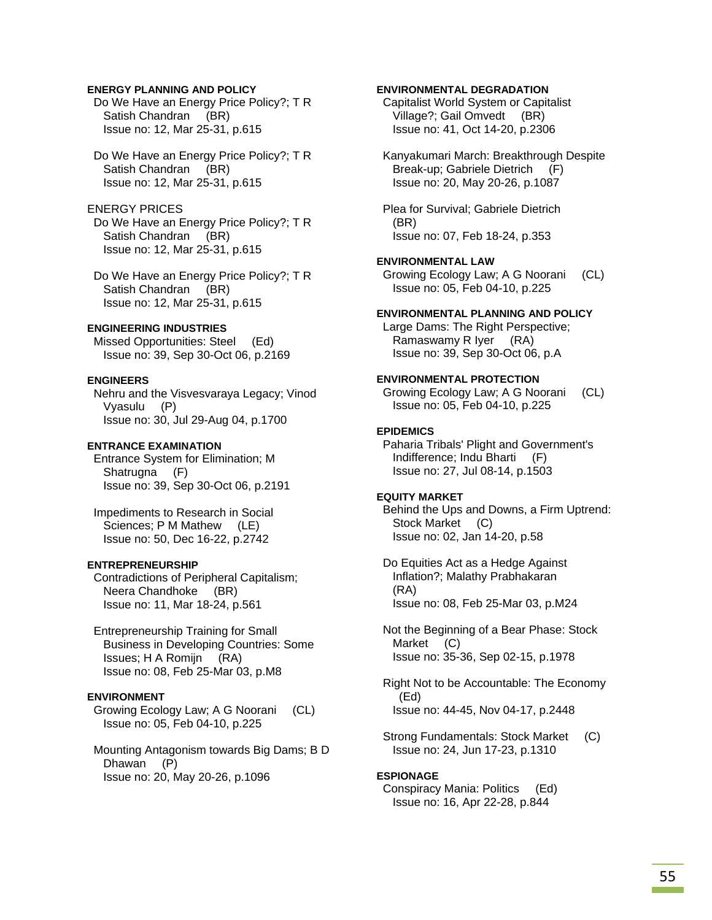**ENERGY PLANNING AND POLICY**

Do We Have an Energy Price Policy?; T R Satish Chandran (BR)
Issue no: 12, Mar 25-31, p.615

Do We Have an Energy Price Policy?; T R Satish Chandran (BR)
Issue no: 12, Mar 25-31, p.615

ENERGY PRICES

Do We Have an Energy Price Policy?; T R Satish Chandran (BR)
Issue no: 12, Mar 25-31, p.615

Do We Have an Energy Price Policy?; T R Satish Chandran (BR)
Issue no: 12, Mar 25-31, p.615

**ENGINEERING INDUSTRIES**

Missed Opportunities: Steel (Ed)
Issue no: 39, Sep 30-Oct 06, p.2169

**ENGINEERS**

Nehru and the Visvesvaraya Legacy; Vinod Vyasulu (P)
Issue no: 30, Jul 29-Aug 04, p.1700

**ENTRANCE EXAMINATION**

Entrance System for Elimination; M Shatrugna (F)
Issue no: 39, Sep 30-Oct 06, p.2191

Impediments to Research in Social Sciences; P M Mathew (LE)
Issue no: 50, Dec 16-22, p.2742

**ENTREPRENEURSHIP**

Contradictions of Peripheral Capitalism; Neera Chandhoke (BR)
Issue no: 11, Mar 18-24, p.561

Entrepreneurship Training for Small Business in Developing Countries: Some Issues; H A Romijn (RA)
Issue no: 08, Feb 25-Mar 03, p.M8

**ENVIRONMENT**

Growing Ecology Law; A G Noorani (CL)
Issue no: 05, Feb 04-10, p.225

Mounting Antagonism towards Big Dams; B D Dhawan (P)
Issue no: 20, May 20-26, p.1096

**ENVIRONMENTAL DEGRADATION**

Capitalist World System or Capitalist Village?; Gail Omvedt (BR)
Issue no: 41, Oct 14-20, p.2306

Kanyakumari March: Breakthrough Despite Break-up; Gabriele Dietrich (F)
Issue no: 20, May 20-26, p.1087

Plea for Survival; Gabriele Dietrich (BR)
Issue no: 07, Feb 18-24, p.353

**ENVIRONMENTAL LAW**

Growing Ecology Law; A G Noorani (CL)
Issue no: 05, Feb 04-10, p.225

**ENVIRONMENTAL PLANNING AND POLICY**

Large Dams: The Right Perspective; Ramaswamy R Iyer (RA)
Issue no: 39, Sep 30-Oct 06, p.A

**ENVIRONMENTAL PROTECTION**

Growing Ecology Law; A G Noorani (CL)
Issue no: 05, Feb 04-10, p.225

**EPIDEMICS**

Paharia Tribals' Plight and Government's Indifference; Indu Bharti (F)
Issue no: 27, Jul 08-14, p.1503

**EQUITY MARKET**

Behind the Ups and Downs, a Firm Uptrend: Stock Market (C)
Issue no: 02, Jan 14-20, p.58

Do Equities Act as a Hedge Against Inflation?; Malathy Prabhakaran (RA)
Issue no: 08, Feb 25-Mar 03, p.M24

Not the Beginning of a Bear Phase: Stock Market (C)
Issue no: 35-36, Sep 02-15, p.1978

Right Not to be Accountable: The Economy (Ed)
Issue no: 44-45, Nov 04-17, p.2448

Strong Fundamentals: Stock Market (C)
Issue no: 24, Jun 17-23, p.1310

**ESPIONAGE**

Conspiracy Mania: Politics (Ed)
Issue no: 16, Apr 22-28, p.844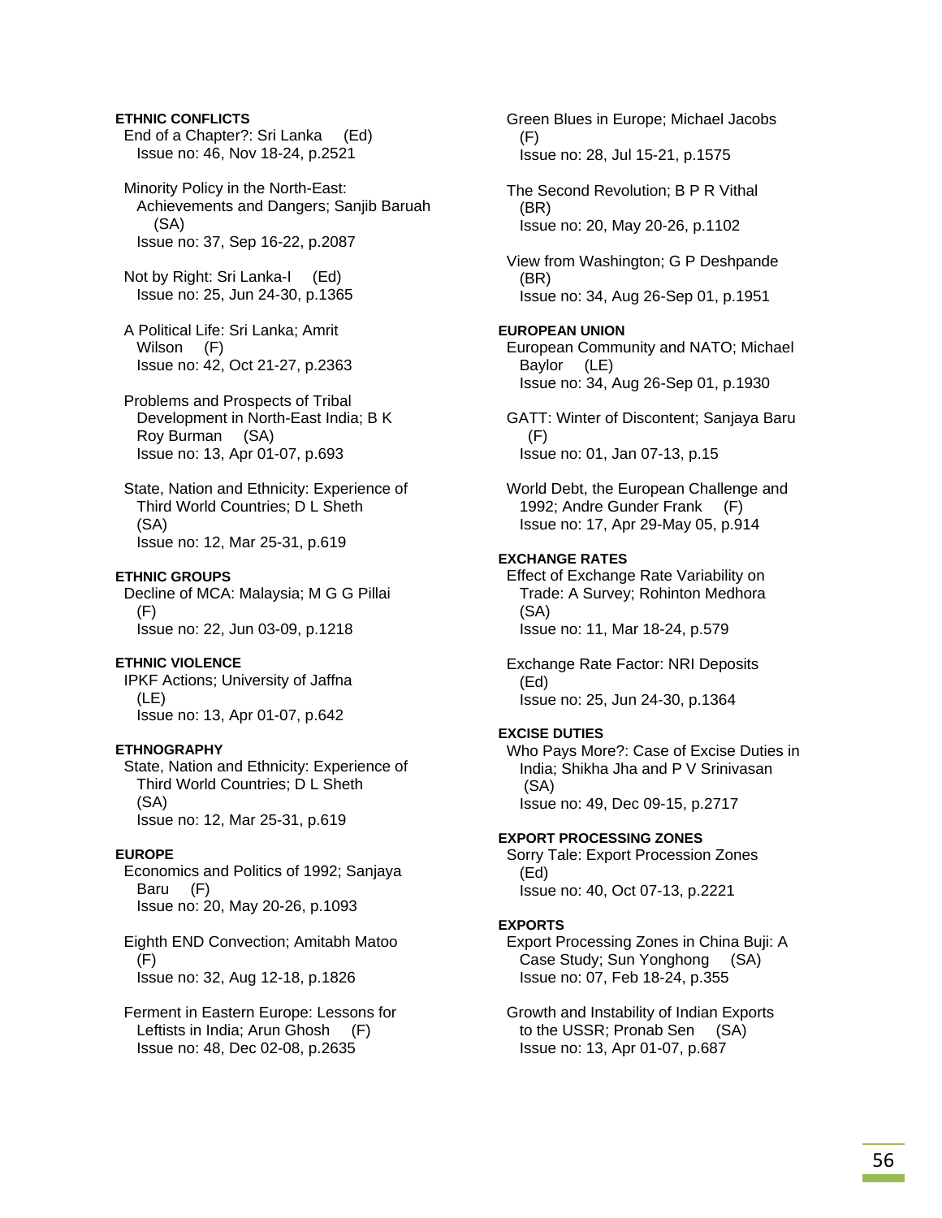**ETHNIC CONFLICTS**

End of a Chapter?: Sri Lanka (Ed)
Issue no: 46, Nov 18-24, p.2521

Minority Policy in the North-East: Achievements and Dangers; Sanjib Baruah (SA)
Issue no: 37, Sep 16-22, p.2087

Not by Right: Sri Lanka-I (Ed)
Issue no: 25, Jun 24-30, p.1365

A Political Life: Sri Lanka; Amrit Wilson (F)
Issue no: 42, Oct 21-27, p.2363

Problems and Prospects of Tribal Development in North-East India; B K Roy Burman (SA)
Issue no: 13, Apr 01-07, p.693

State, Nation and Ethnicity: Experience of Third World Countries; D L Sheth (SA)
Issue no: 12, Mar 25-31, p.619

**ETHNIC GROUPS**

Decline of MCA: Malaysia; M G G Pillai (F)
Issue no: 22, Jun 03-09, p.1218

**ETHNIC VIOLENCE**

IPKF Actions; University of Jaffna (LE)
Issue no: 13, Apr 01-07, p.642

**ETHNOGRAPHY**

State, Nation and Ethnicity: Experience of Third World Countries; D L Sheth (SA)
Issue no: 12, Mar 25-31, p.619

**EUROPE**

Economics and Politics of 1992; Sanjaya Baru (F)
Issue no: 20, May 20-26, p.1093

Eighth END Convection; Amitabh Matoo (F)
Issue no: 32, Aug 12-18, p.1826

Ferment in Eastern Europe: Lessons for Leftists in India; Arun Ghosh (F)
Issue no: 48, Dec 02-08, p.2635

Green Blues in Europe; Michael Jacobs (F)
Issue no: 28, Jul 15-21, p.1575

The Second Revolution; B P R Vithal (BR)
Issue no: 20, May 20-26, p.1102

View from Washington; G P Deshpande (BR)
Issue no: 34, Aug 26-Sep 01, p.1951

**EUROPEAN UNION**

European Community and NATO; Michael Baylor (LE)
Issue no: 34, Aug 26-Sep 01, p.1930

GATT: Winter of Discontent; Sanjaya Baru (F)
Issue no: 01, Jan 07-13, p.15

World Debt, the European Challenge and 1992; Andre Gunder Frank (F)
Issue no: 17, Apr 29-May 05, p.914

**EXCHANGE RATES**

Effect of Exchange Rate Variability on Trade: A Survey; Rohinton Medhora (SA)
Issue no: 11, Mar 18-24, p.579

Exchange Rate Factor: NRI Deposits (Ed)
Issue no: 25, Jun 24-30, p.1364

**EXCISE DUTIES**

Who Pays More?: Case of Excise Duties in India; Shikha Jha and P V Srinivasan (SA)
Issue no: 49, Dec 09-15, p.2717

**EXPORT PROCESSING ZONES**

Sorry Tale: Export Procession Zones (Ed)
Issue no: 40, Oct 07-13, p.2221

**EXPORTS**

Export Processing Zones in China Buji: A Case Study; Sun Yonghong (SA)
Issue no: 07, Feb 18-24, p.355

Growth and Instability of Indian Exports to the USSR; Pronab Sen (SA)
Issue no: 13, Apr 01-07, p.687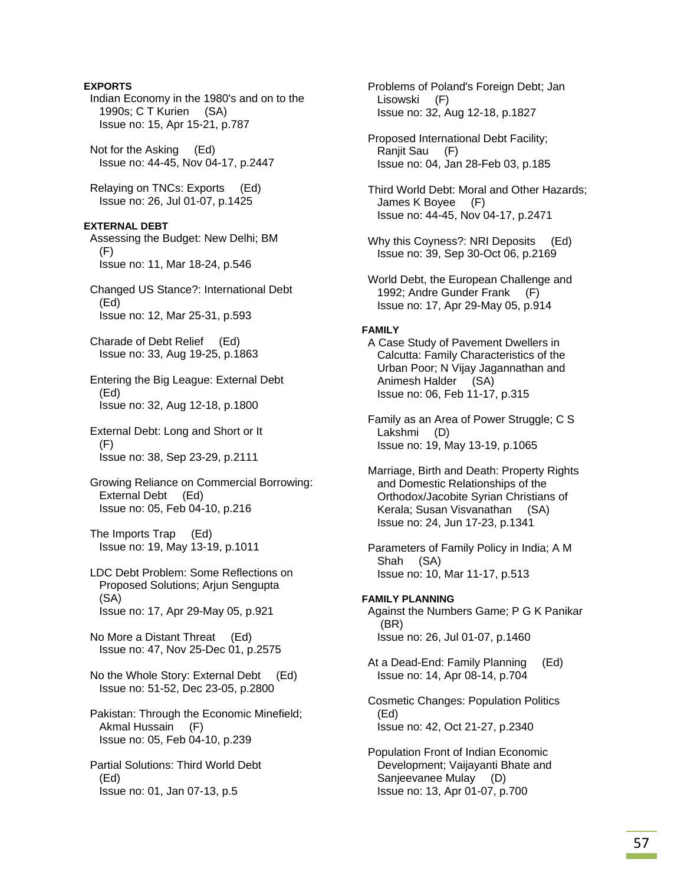**EXPORTS**

Indian Economy in the 1980's and on to the 1990s; C T Kurien (SA)
Issue no: 15, Apr 15-21, p.787

Not for the Asking (Ed)
Issue no: 44-45, Nov 04-17, p.2447

Relaying on TNCs: Exports (Ed)
Issue no: 26, Jul 01-07, p.1425

**EXTERNAL DEBT**

Assessing the Budget: New Delhi; BM (F)
Issue no: 11, Mar 18-24, p.546

Changed US Stance?: International Debt (Ed)
Issue no: 12, Mar 25-31, p.593

Charade of Debt Relief (Ed)
Issue no: 33, Aug 19-25, p.1863

Entering the Big League: External Debt (Ed)
Issue no: 32, Aug 12-18, p.1800

External Debt: Long and Short or It (F)
Issue no: 38, Sep 23-29, p.2111

Growing Reliance on Commercial Borrowing: External Debt (Ed)
Issue no: 05, Feb 04-10, p.216

The Imports Trap (Ed)
Issue no: 19, May 13-19, p.1011

LDC Debt Problem: Some Reflections on Proposed Solutions; Arjun Sengupta (SA)
Issue no: 17, Apr 29-May 05, p.921

No More a Distant Threat (Ed)
Issue no: 47, Nov 25-Dec 01, p.2575

No the Whole Story: External Debt (Ed)
Issue no: 51-52, Dec 23-05, p.2800

Pakistan: Through the Economic Minefield; Akmal Hussain (F)
Issue no: 05, Feb 04-10, p.239

Partial Solutions: Third World Debt (Ed)
Issue no: 01, Jan 07-13, p.5

Problems of Poland's Foreign Debt; Jan Lisowski (F)
Issue no: 32, Aug 12-18, p.1827

Proposed International Debt Facility; Ranjit Sau (F)
Issue no: 04, Jan 28-Feb 03, p.185

Third World Debt: Moral and Other Hazards; James K Boyee (F)
Issue no: 44-45, Nov 04-17, p.2471

Why this Coyness?: NRI Deposits (Ed)
Issue no: 39, Sep 30-Oct 06, p.2169

World Debt, the European Challenge and 1992; Andre Gunder Frank (F)
Issue no: 17, Apr 29-May 05, p.914

**FAMILY**

A Case Study of Pavement Dwellers in Calcutta: Family Characteristics of the Urban Poor; N Vijay Jagannathan and Animesh Halder (SA)
Issue no: 06, Feb 11-17, p.315

Family as an Area of Power Struggle; C S Lakshmi (D)
Issue no: 19, May 13-19, p.1065

Marriage, Birth and Death: Property Rights and Domestic Relationships of the Orthodox/Jacobite Syrian Christians of Kerala; Susan Visvanathan (SA)
Issue no: 24, Jun 17-23, p.1341

Parameters of Family Policy in India; A M Shah (SA)
Issue no: 10, Mar 11-17, p.513

**FAMILY PLANNING**

Against the Numbers Game; P G K Panikar (BR)
Issue no: 26, Jul 01-07, p.1460

At a Dead-End: Family Planning (Ed)
Issue no: 14, Apr 08-14, p.704

Cosmetic Changes: Population Politics (Ed)
Issue no: 42, Oct 21-27, p.2340

Population Front of Indian Economic Development; Vaijayanti Bhate and Sanjeevanee Mulay (D)
Issue no: 13, Apr 01-07, p.700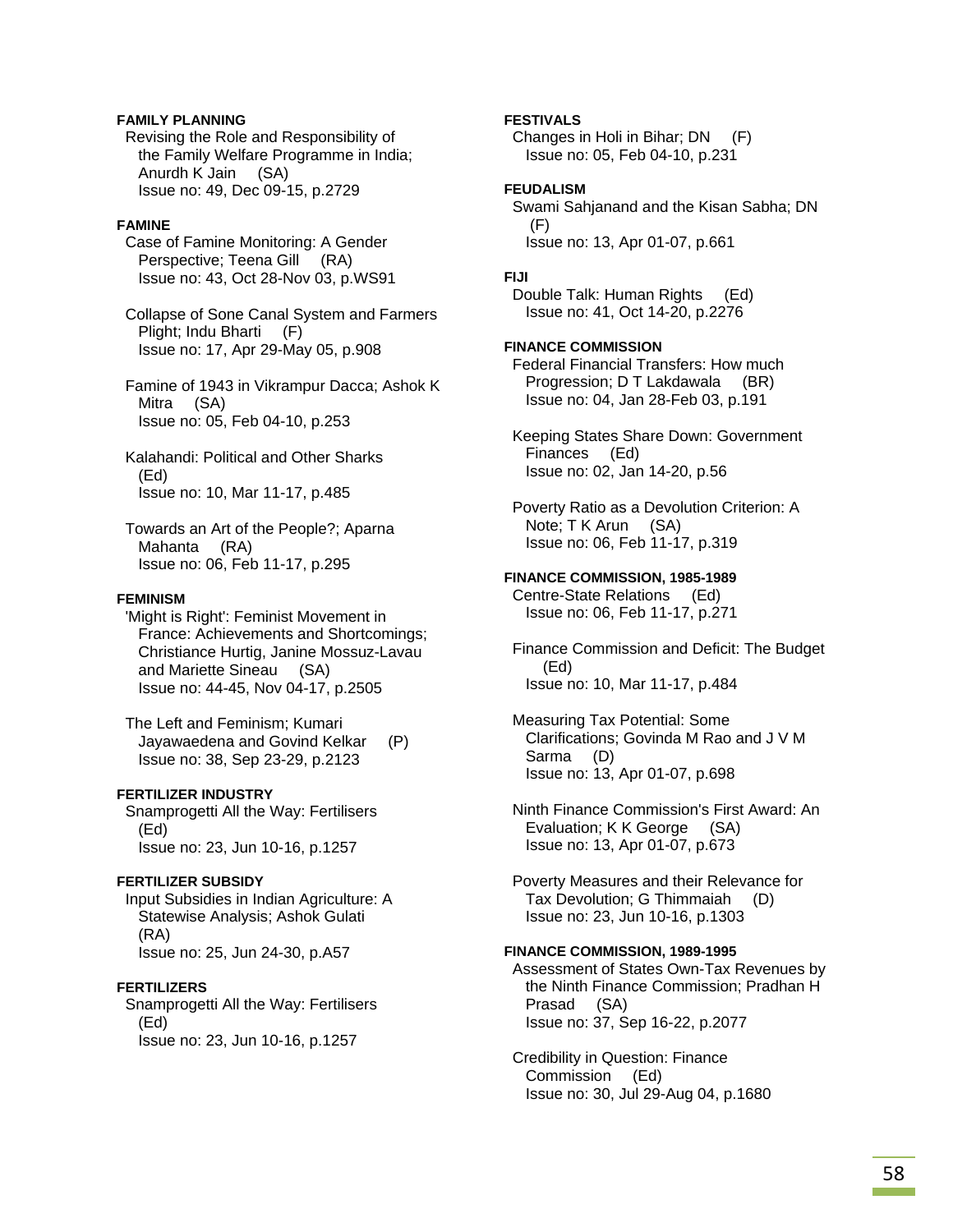**FAMILY PLANNING**

Revising the Role and Responsibility of the Family Welfare Programme in India; Anurdh K Jain (SA)
Issue no: 49, Dec 09-15, p.2729

**FAMINE**

Case of Famine Monitoring: A Gender Perspective; Teena Gill (RA)
Issue no: 43, Oct 28-Nov 03, p.WS91

Collapse of Sone Canal System and Farmers Plight; Indu Bharti (F)
Issue no: 17, Apr 29-May 05, p.908

Famine of 1943 in Vikrampur Dacca; Ashok K Mitra (SA)
Issue no: 05, Feb 04-10, p.253

Kalahandi: Political and Other Sharks (Ed)
Issue no: 10, Mar 11-17, p.485

Towards an Art of the People?; Aparna Mahanta (RA)
Issue no: 06, Feb 11-17, p.295

**FEMINISM**

'Might is Right': Feminist Movement in France: Achievements and Shortcomings; Christiance Hurtig, Janine Mossuz-Lavau and Mariette Sineau (SA)
Issue no: 44-45, Nov 04-17, p.2505

The Left and Feminism; Kumari Jayawaedena and Govind Kelkar (P)
Issue no: 38, Sep 23-29, p.2123

**FERTILIZER INDUSTRY**

Snamprogetti All the Way: Fertilisers (Ed)
Issue no: 23, Jun 10-16, p.1257

**FERTILIZER SUBSIDY**

Input Subsidies in Indian Agriculture: A Statewise Analysis; Ashok Gulati (RA)
Issue no: 25, Jun 24-30, p.A57

**FERTILIZERS**

Snamprogetti All the Way: Fertilisers (Ed)
Issue no: 23, Jun 10-16, p.1257

**FESTIVALS**

Changes in Holi in Bihar; DN (F)
Issue no: 05, Feb 04-10, p.231

**FEUDALISM**

Swami Sahjanand and the Kisan Sabha; DN (F)
Issue no: 13, Apr 01-07, p.661

**FIJI**

Double Talk: Human Rights (Ed)
Issue no: 41, Oct 14-20, p.2276

**FINANCE COMMISSION**

Federal Financial Transfers: How much Progression; D T Lakdawala (BR)
Issue no: 04, Jan 28-Feb 03, p.191

Keeping States Share Down: Government Finances (Ed)
Issue no: 02, Jan 14-20, p.56

Poverty Ratio as a Devolution Criterion: A Note; T K Arun (SA)
Issue no: 06, Feb 11-17, p.319

**FINANCE COMMISSION, 1985-1989**

Centre-State Relations (Ed)
Issue no: 06, Feb 11-17, p.271

Finance Commission and Deficit: The Budget (Ed)
Issue no: 10, Mar 11-17, p.484

Measuring Tax Potential: Some Clarifications; Govinda M Rao and J V M Sarma (D)
Issue no: 13, Apr 01-07, p.698

Ninth Finance Commission's First Award: An Evaluation; K K George (SA)
Issue no: 13, Apr 01-07, p.673

Poverty Measures and their Relevance for Tax Devolution; G Thimmaiah (D)
Issue no: 23, Jun 10-16, p.1303

**FINANCE COMMISSION, 1989-1995**

Assessment of States Own-Tax Revenues by the Ninth Finance Commission; Pradhan H Prasad (SA)
Issue no: 37, Sep 16-22, p.2077

Credibility in Question: Finance Commission (Ed)
Issue no: 30, Jul 29-Aug 04, p.1680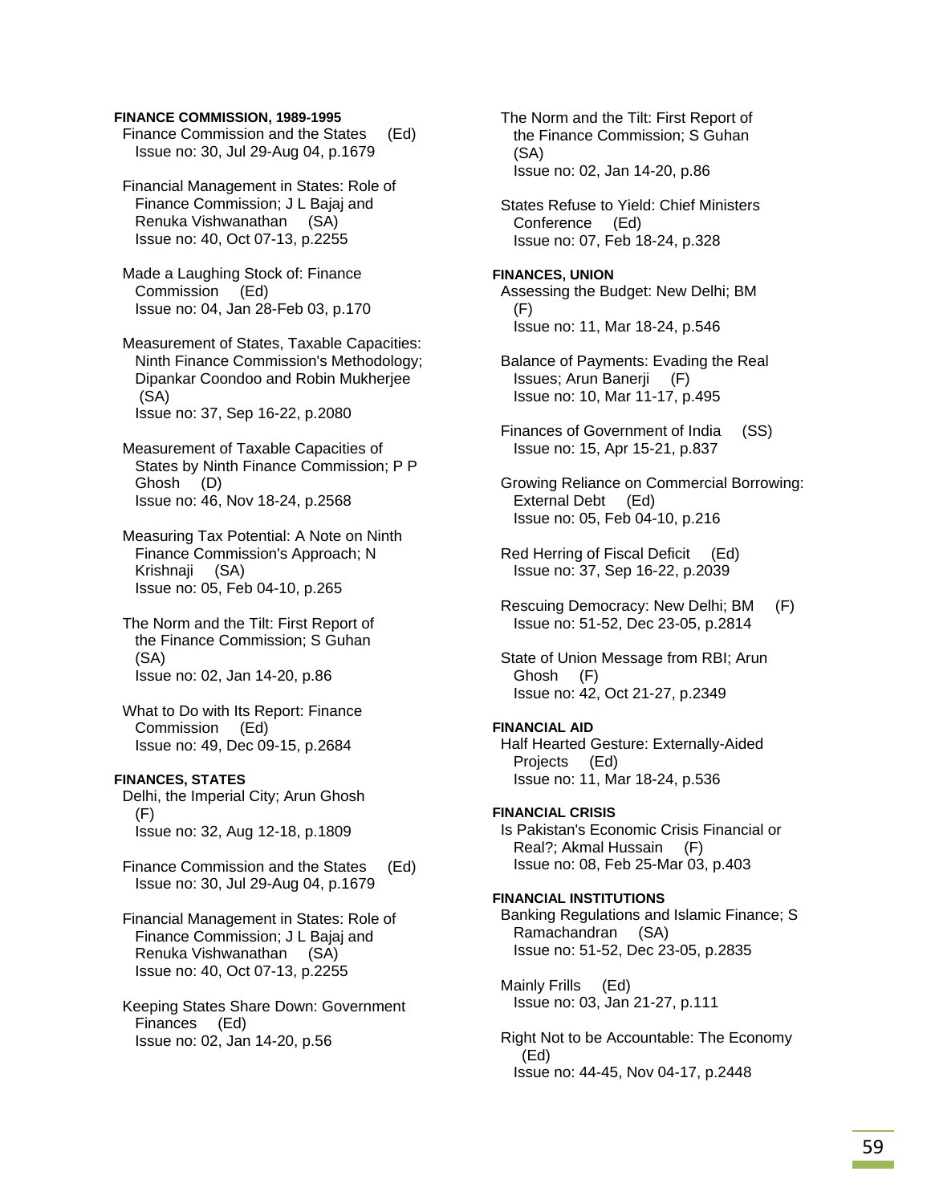**FINANCE COMMISSION, 1989-1995**

Finance Commission and the States (Ed)
Issue no: 30, Jul 29-Aug 04, p.1679

Financial Management in States: Role of Finance Commission; J L Bajaj and Renuka Vishwanathan (SA)
Issue no: 40, Oct 07-13, p.2255

Made a Laughing Stock of: Finance Commission (Ed)
Issue no: 04, Jan 28-Feb 03, p.170

Measurement of States, Taxable Capacities: Ninth Finance Commission's Methodology; Dipankar Coondoo and Robin Mukherjee (SA)
Issue no: 37, Sep 16-22, p.2080

Measurement of Taxable Capacities of States by Ninth Finance Commission; P P Ghosh (D)
Issue no: 46, Nov 18-24, p.2568

Measuring Tax Potential: A Note on Ninth Finance Commission's Approach; N Krishnaji (SA)
Issue no: 05, Feb 04-10, p.265

The Norm and the Tilt: First Report of the Finance Commission; S Guhan (SA)
Issue no: 02, Jan 14-20, p.86

What to Do with Its Report: Finance Commission (Ed)
Issue no: 49, Dec 09-15, p.2684

**FINANCES, STATES**

Delhi, the Imperial City; Arun Ghosh (F)
Issue no: 32, Aug 12-18, p.1809

Finance Commission and the States (Ed)
Issue no: 30, Jul 29-Aug 04, p.1679

Financial Management in States: Role of Finance Commission; J L Bajaj and Renuka Vishwanathan (SA)
Issue no: 40, Oct 07-13, p.2255

Keeping States Share Down: Government Finances (Ed)
Issue no: 02, Jan 14-20, p.56

The Norm and the Tilt: First Report of the Finance Commission; S Guhan (SA)
Issue no: 02, Jan 14-20, p.86

States Refuse to Yield: Chief Ministers Conference (Ed)
Issue no: 07, Feb 18-24, p.328

**FINANCES, UNION**

Assessing the Budget: New Delhi; BM (F)
Issue no: 11, Mar 18-24, p.546

Balance of Payments: Evading the Real Issues; Arun Banerji (F)
Issue no: 10, Mar 11-17, p.495

Finances of Government of India (SS)
Issue no: 15, Apr 15-21, p.837

Growing Reliance on Commercial Borrowing: External Debt (Ed)
Issue no: 05, Feb 04-10, p.216

Red Herring of Fiscal Deficit (Ed)
Issue no: 37, Sep 16-22, p.2039

Rescuing Democracy: New Delhi; BM (F)
Issue no: 51-52, Dec 23-05, p.2814

State of Union Message from RBI; Arun Ghosh (F)
Issue no: 42, Oct 21-27, p.2349

**FINANCIAL AID**

Half Hearted Gesture: Externally-Aided Projects (Ed)
Issue no: 11, Mar 18-24, p.536

**FINANCIAL CRISIS**

Is Pakistan's Economic Crisis Financial or Real?; Akmal Hussain (F)
Issue no: 08, Feb 25-Mar 03, p.403

**FINANCIAL INSTITUTIONS**

Banking Regulations and Islamic Finance; S Ramachandran (SA)
Issue no: 51-52, Dec 23-05, p.2835

Mainly Frills (Ed)
Issue no: 03, Jan 21-27, p.111

Right Not to be Accountable: The Economy (Ed)
Issue no: 44-45, Nov 04-17, p.2448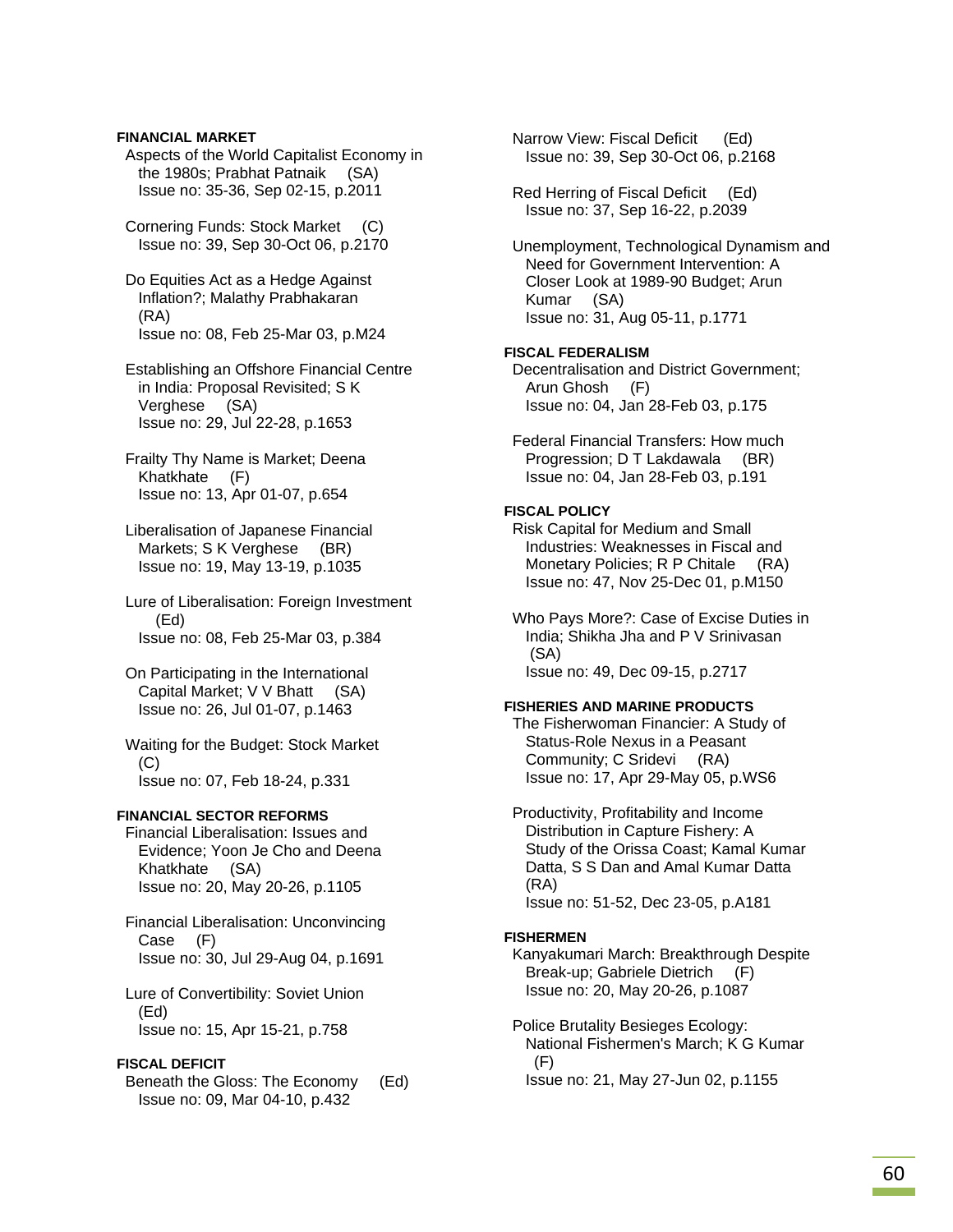**FINANCIAL MARKET**

Aspects of the World Capitalist Economy in the 1980s; Prabhat Patnaik (SA)
Issue no: 35-36, Sep 02-15, p.2011

Cornering Funds: Stock Market (C)
Issue no: 39, Sep 30-Oct 06, p.2170

Do Equities Act as a Hedge Against Inflation?; Malathy Prabhakaran (RA)
Issue no: 08, Feb 25-Mar 03, p.M24

Establishing an Offshore Financial Centre in India: Proposal Revisited; S K Verghese (SA)
Issue no: 29, Jul 22-28, p.1653

Frailty Thy Name is Market; Deena Khatkhate (F)
Issue no: 13, Apr 01-07, p.654

Liberalisation of Japanese Financial Markets; S K Verghese (BR)
Issue no: 19, May 13-19, p.1035

Lure of Liberalisation: Foreign Investment (Ed)
Issue no: 08, Feb 25-Mar 03, p.384

On Participating in the International Capital Market; V V Bhatt (SA)
Issue no: 26, Jul 01-07, p.1463

Waiting for the Budget: Stock Market (C)
Issue no: 07, Feb 18-24, p.331

**FINANCIAL SECTOR REFORMS**

Financial Liberalisation: Issues and Evidence; Yoon Je Cho and Deena Khatkhate (SA)
Issue no: 20, May 20-26, p.1105

Financial Liberalisation: Unconvincing Case (F)
Issue no: 30, Jul 29-Aug 04, p.1691

Lure of Convertibility: Soviet Union (Ed)
Issue no: 15, Apr 15-21, p.758

**FISCAL DEFICIT**

Beneath the Gloss: The Economy (Ed)
Issue no: 09, Mar 04-10, p.432

Narrow View: Fiscal Deficit (Ed)
Issue no: 39, Sep 30-Oct 06, p.2168

Red Herring of Fiscal Deficit (Ed)
Issue no: 37, Sep 16-22, p.2039

Unemployment, Technological Dynamism and Need for Government Intervention: A Closer Look at 1989-90 Budget; Arun Kumar (SA)
Issue no: 31, Aug 05-11, p.1771

**FISCAL FEDERALISM**

Decentralisation and District Government; Arun Ghosh (F)
Issue no: 04, Jan 28-Feb 03, p.175

Federal Financial Transfers: How much Progression; D T Lakdawala (BR)
Issue no: 04, Jan 28-Feb 03, p.191

**FISCAL POLICY**

Risk Capital for Medium and Small Industries: Weaknesses in Fiscal and Monetary Policies; R P Chitale (RA)
Issue no: 47, Nov 25-Dec 01, p.M150

Who Pays More?: Case of Excise Duties in India; Shikha Jha and P V Srinivasan (SA)
Issue no: 49, Dec 09-15, p.2717

**FISHERIES AND MARINE PRODUCTS**

The Fisherwoman Financier: A Study of Status-Role Nexus in a Peasant Community; C Sridevi (RA)
Issue no: 17, Apr 29-May 05, p.WS6

Productivity, Profitability and Income Distribution in Capture Fishery: A Study of the Orissa Coast; Kamal Kumar Datta, S S Dan and Amal Kumar Datta (RA)
Issue no: 51-52, Dec 23-05, p.A181

**FISHERMEN**

Kanyakumari March: Breakthrough Despite Break-up; Gabriele Dietrich (F)
Issue no: 20, May 20-26, p.1087

Police Brutality Besieges Ecology: National Fishermen's March; K G Kumar (F)
Issue no: 21, May 27-Jun 02, p.1155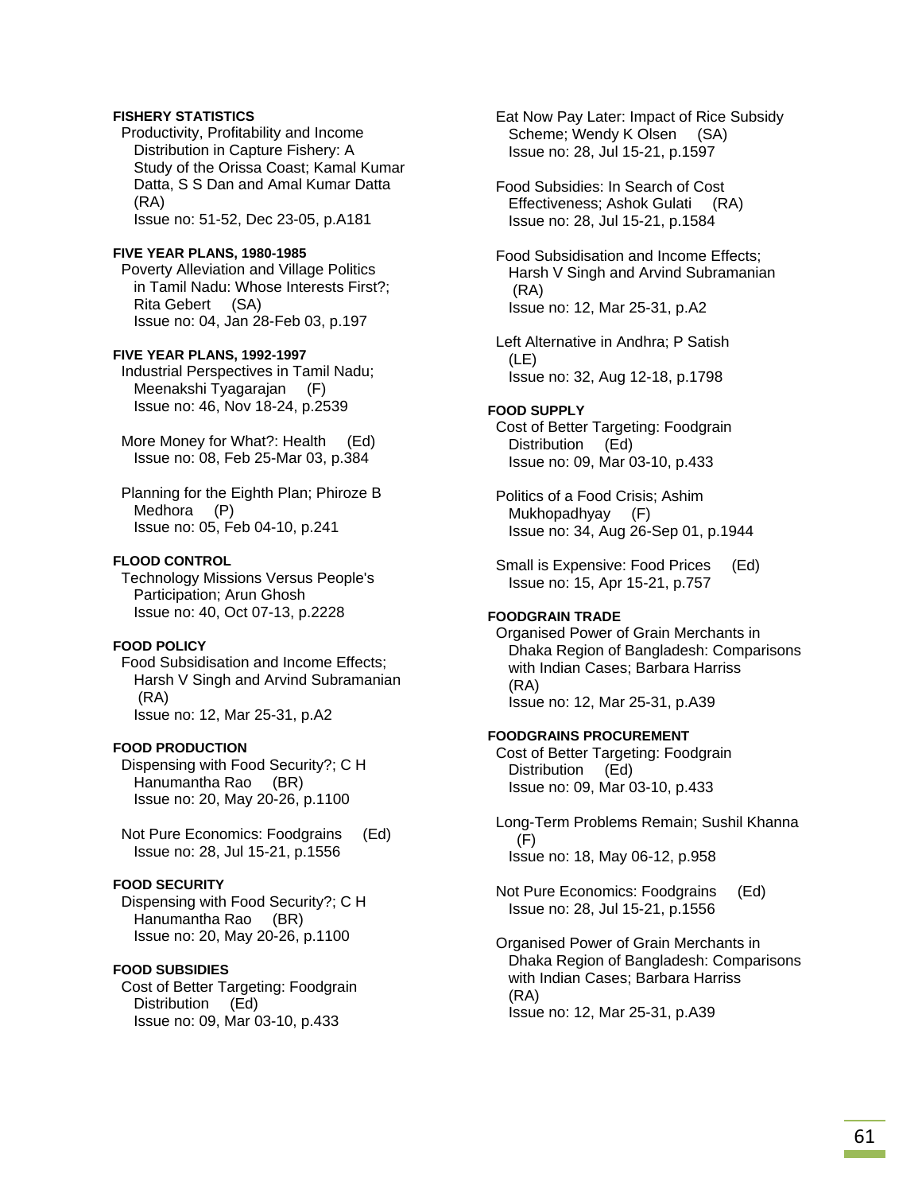**FISHERY STATISTICS**

Productivity, Profitability and Income Distribution in Capture Fishery: A Study of the Orissa Coast; Kamal Kumar Datta, S S Dan and Amal Kumar Datta (RA)
Issue no: 51-52, Dec 23-05, p.A181

**FIVE YEAR PLANS, 1980-1985**

Poverty Alleviation and Village Politics in Tamil Nadu: Whose Interests First?; Rita Gebert (SA)
Issue no: 04, Jan 28-Feb 03, p.197

**FIVE YEAR PLANS, 1992-1997**

Industrial Perspectives in Tamil Nadu; Meenakshi Tyagarajan (F)
Issue no: 46, Nov 18-24, p.2539

More Money for What?: Health (Ed)
Issue no: 08, Feb 25-Mar 03, p.384

Planning for the Eighth Plan; Phiroze B Medhora (P)
Issue no: 05, Feb 04-10, p.241

**FLOOD CONTROL**

Technology Missions Versus People's Participation; Arun Ghosh
Issue no: 40, Oct 07-13, p.2228

**FOOD POLICY**

Food Subsidisation and Income Effects; Harsh V Singh and Arvind Subramanian (RA)
Issue no: 12, Mar 25-31, p.A2

**FOOD PRODUCTION**

Dispensing with Food Security?; C H Hanumantha Rao (BR)
Issue no: 20, May 20-26, p.1100

Not Pure Economics: Foodgrains (Ed)
Issue no: 28, Jul 15-21, p.1556

**FOOD SECURITY**

Dispensing with Food Security?; C H Hanumantha Rao (BR)
Issue no: 20, May 20-26, p.1100

**FOOD SUBSIDIES**

Cost of Better Targeting: Foodgrain Distribution (Ed)
Issue no: 09, Mar 03-10, p.433

Eat Now Pay Later: Impact of Rice Subsidy Scheme; Wendy K Olsen (SA)
Issue no: 28, Jul 15-21, p.1597

Food Subsidies: In Search of Cost Effectiveness; Ashok Gulati (RA)
Issue no: 28, Jul 15-21, p.1584

Food Subsidisation and Income Effects; Harsh V Singh and Arvind Subramanian (RA)
Issue no: 12, Mar 25-31, p.A2

Left Alternative in Andhra; P Satish (LE)
Issue no: 32, Aug 12-18, p.1798

**FOOD SUPPLY**

Cost of Better Targeting: Foodgrain Distribution (Ed)
Issue no: 09, Mar 03-10, p.433

Politics of a Food Crisis; Ashim Mukhopadhyay (F)
Issue no: 34, Aug 26-Sep 01, p.1944

Small is Expensive: Food Prices (Ed)
Issue no: 15, Apr 15-21, p.757

**FOODGRAIN TRADE**

Organised Power of Grain Merchants in Dhaka Region of Bangladesh: Comparisons with Indian Cases; Barbara Harriss (RA)
Issue no: 12, Mar 25-31, p.A39

**FOODGRAINS PROCUREMENT**

Cost of Better Targeting: Foodgrain Distribution (Ed)
Issue no: 09, Mar 03-10, p.433

Long-Term Problems Remain; Sushil Khanna (F)
Issue no: 18, May 06-12, p.958

Not Pure Economics: Foodgrains (Ed)
Issue no: 28, Jul 15-21, p.1556

Organised Power of Grain Merchants in Dhaka Region of Bangladesh: Comparisons with Indian Cases; Barbara Harriss (RA)
Issue no: 12, Mar 25-31, p.A39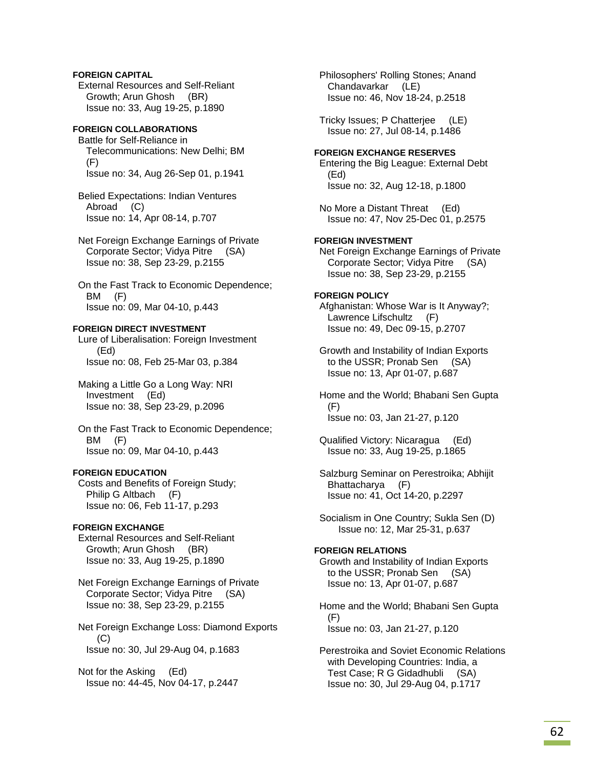**FOREIGN CAPITAL**

External Resources and Self-Reliant Growth; Arun Ghosh (BR)
Issue no: 33, Aug 19-25, p.1890

**FOREIGN COLLABORATIONS**

Battle for Self-Reliance in Telecommunications: New Delhi; BM (F)
Issue no: 34, Aug 26-Sep 01, p.1941

Belied Expectations: Indian Ventures Abroad (C)
Issue no: 14, Apr 08-14, p.707

Net Foreign Exchange Earnings of Private Corporate Sector; Vidya Pitre (SA)
Issue no: 38, Sep 23-29, p.2155

On the Fast Track to Economic Dependence; BM (F)
Issue no: 09, Mar 04-10, p.443

**FOREIGN DIRECT INVESTMENT**

Lure of Liberalisation: Foreign Investment (Ed)
Issue no: 08, Feb 25-Mar 03, p.384

Making a Little Go a Long Way: NRI Investment (Ed)
Issue no: 38, Sep 23-29, p.2096

On the Fast Track to Economic Dependence; BM (F)
Issue no: 09, Mar 04-10, p.443

**FOREIGN EDUCATION**

Costs and Benefits of Foreign Study; Philip G Altbach (F)
Issue no: 06, Feb 11-17, p.293

**FOREIGN EXCHANGE**

External Resources and Self-Reliant Growth; Arun Ghosh (BR)
Issue no: 33, Aug 19-25, p.1890

Net Foreign Exchange Earnings of Private Corporate Sector; Vidya Pitre (SA)
Issue no: 38, Sep 23-29, p.2155

Net Foreign Exchange Loss: Diamond Exports (C)
Issue no: 30, Jul 29-Aug 04, p.1683

Not for the Asking (Ed)
Issue no: 44-45, Nov 04-17, p.2447

Philosophers' Rolling Stones; Anand Chandavarkar (LE)
Issue no: 46, Nov 18-24, p.2518

Tricky Issues; P Chatterjee (LE)
Issue no: 27, Jul 08-14, p.1486

**FOREIGN EXCHANGE RESERVES**

Entering the Big League: External Debt (Ed)
Issue no: 32, Aug 12-18, p.1800

No More a Distant Threat (Ed)
Issue no: 47, Nov 25-Dec 01, p.2575

**FOREIGN INVESTMENT**

Net Foreign Exchange Earnings of Private Corporate Sector; Vidya Pitre (SA)
Issue no: 38, Sep 23-29, p.2155

**FOREIGN POLICY**

Afghanistan: Whose War is It Anyway?; Lawrence Lifschultz (F)
Issue no: 49, Dec 09-15, p.2707

Growth and Instability of Indian Exports to the USSR; Pronab Sen (SA)
Issue no: 13, Apr 01-07, p.687

Home and the World; Bhabani Sen Gupta (F)
Issue no: 03, Jan 21-27, p.120

Qualified Victory: Nicaragua (Ed)
Issue no: 33, Aug 19-25, p.1865

Salzburg Seminar on Perestroika; Abhijit Bhattacharya (F)
Issue no: 41, Oct 14-20, p.2297

Socialism in One Country; Sukla Sen (D)
Issue no: 12, Mar 25-31, p.637

**FOREIGN RELATIONS**

Growth and Instability of Indian Exports to the USSR; Pronab Sen (SA)
Issue no: 13, Apr 01-07, p.687

Home and the World; Bhabani Sen Gupta (F)
Issue no: 03, Jan 21-27, p.120

Perestroika and Soviet Economic Relations with Developing Countries: India, a Test Case; R G Gidadhubli (SA)
Issue no: 30, Jul 29-Aug 04, p.1717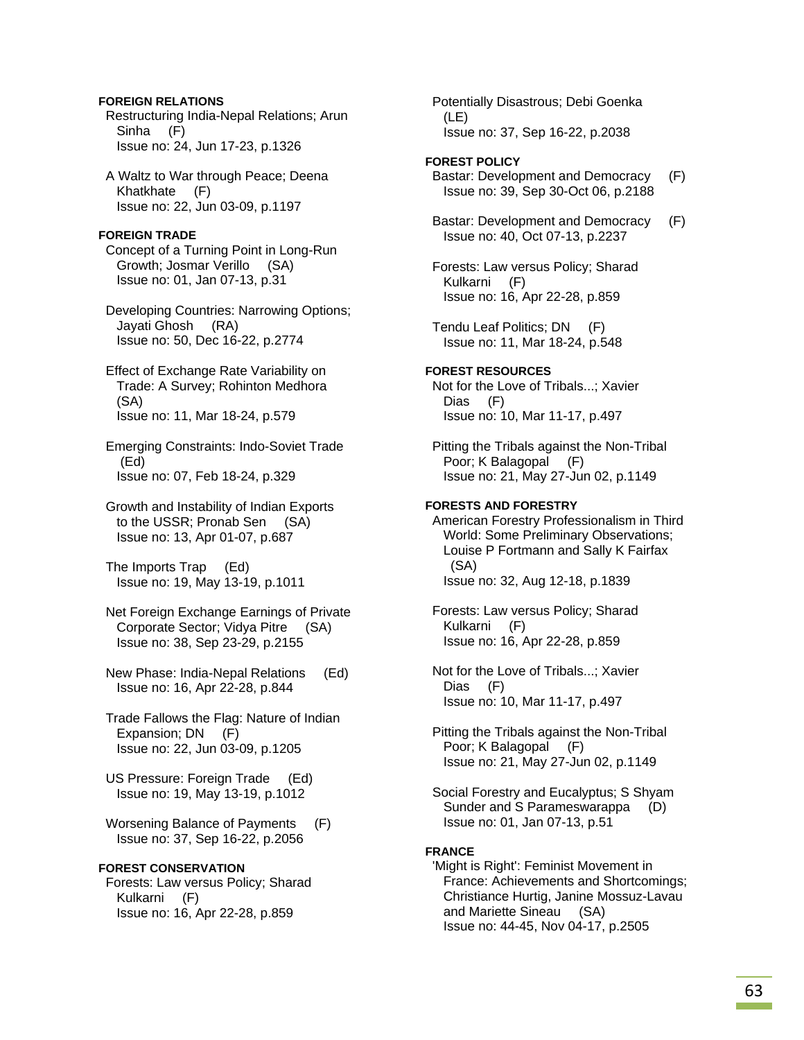**FOREIGN RELATIONS**

Restructuring India-Nepal Relations; Arun Sinha (F)
Issue no: 24, Jun 17-23, p.1326

A Waltz to War through Peace; Deena Khatkhate (F)
Issue no: 22, Jun 03-09, p.1197

**FOREIGN TRADE**

Concept of a Turning Point in Long-Run Growth; Josmar Verillo (SA)
Issue no: 01, Jan 07-13, p.31

Developing Countries: Narrowing Options; Jayati Ghosh (RA)
Issue no: 50, Dec 16-22, p.2774

Effect of Exchange Rate Variability on Trade: A Survey; Rohinton Medhora (SA)
Issue no: 11, Mar 18-24, p.579

Emerging Constraints: Indo-Soviet Trade (Ed)
Issue no: 07, Feb 18-24, p.329

Growth and Instability of Indian Exports to the USSR; Pronab Sen (SA)
Issue no: 13, Apr 01-07, p.687

The Imports Trap (Ed)
Issue no: 19, May 13-19, p.1011

Net Foreign Exchange Earnings of Private Corporate Sector; Vidya Pitre (SA)
Issue no: 38, Sep 23-29, p.2155

New Phase: India-Nepal Relations (Ed)
Issue no: 16, Apr 22-28, p.844

Trade Fallows the Flag: Nature of Indian Expansion; DN (F)
Issue no: 22, Jun 03-09, p.1205

US Pressure: Foreign Trade (Ed)
Issue no: 19, May 13-19, p.1012

Worsening Balance of Payments (F)
Issue no: 37, Sep 16-22, p.2056

**FOREST CONSERVATION**

Forests: Law versus Policy; Sharad Kulkarni (F)
Issue no: 16, Apr 22-28, p.859

Potentially Disastrous; Debi Goenka (LE)
Issue no: 37, Sep 16-22, p.2038

**FOREST POLICY**

Bastar: Development and Democracy (F)
Issue no: 39, Sep 30-Oct 06, p.2188

Bastar: Development and Democracy (F)
Issue no: 40, Oct 07-13, p.2237

Forests: Law versus Policy; Sharad Kulkarni (F)
Issue no: 16, Apr 22-28, p.859

Tendu Leaf Politics; DN (F)
Issue no: 11, Mar 18-24, p.548

**FOREST RESOURCES**

Not for the Love of Tribals...; Xavier Dias (F)
Issue no: 10, Mar 11-17, p.497

Pitting the Tribals against the Non-Tribal Poor; K Balagopal (F)
Issue no: 21, May 27-Jun 02, p.1149

**FORESTS AND FORESTRY**

American Forestry Professionalism in Third World: Some Preliminary Observations; Louise P Fortmann and Sally K Fairfax (SA)
Issue no: 32, Aug 12-18, p.1839

Forests: Law versus Policy; Sharad Kulkarni (F)
Issue no: 16, Apr 22-28, p.859

Not for the Love of Tribals...; Xavier Dias (F)
Issue no: 10, Mar 11-17, p.497

Pitting the Tribals against the Non-Tribal Poor; K Balagopal (F)
Issue no: 21, May 27-Jun 02, p.1149

Social Forestry and Eucalyptus; S Shyam Sunder and S Parameswarappa (D)
Issue no: 01, Jan 07-13, p.51

**FRANCE**

'Might is Right': Feminist Movement in France: Achievements and Shortcomings; Christiance Hurtig, Janine Mossuz-Lavau and Mariette Sineau (SA)
Issue no: 44-45, Nov 04-17, p.2505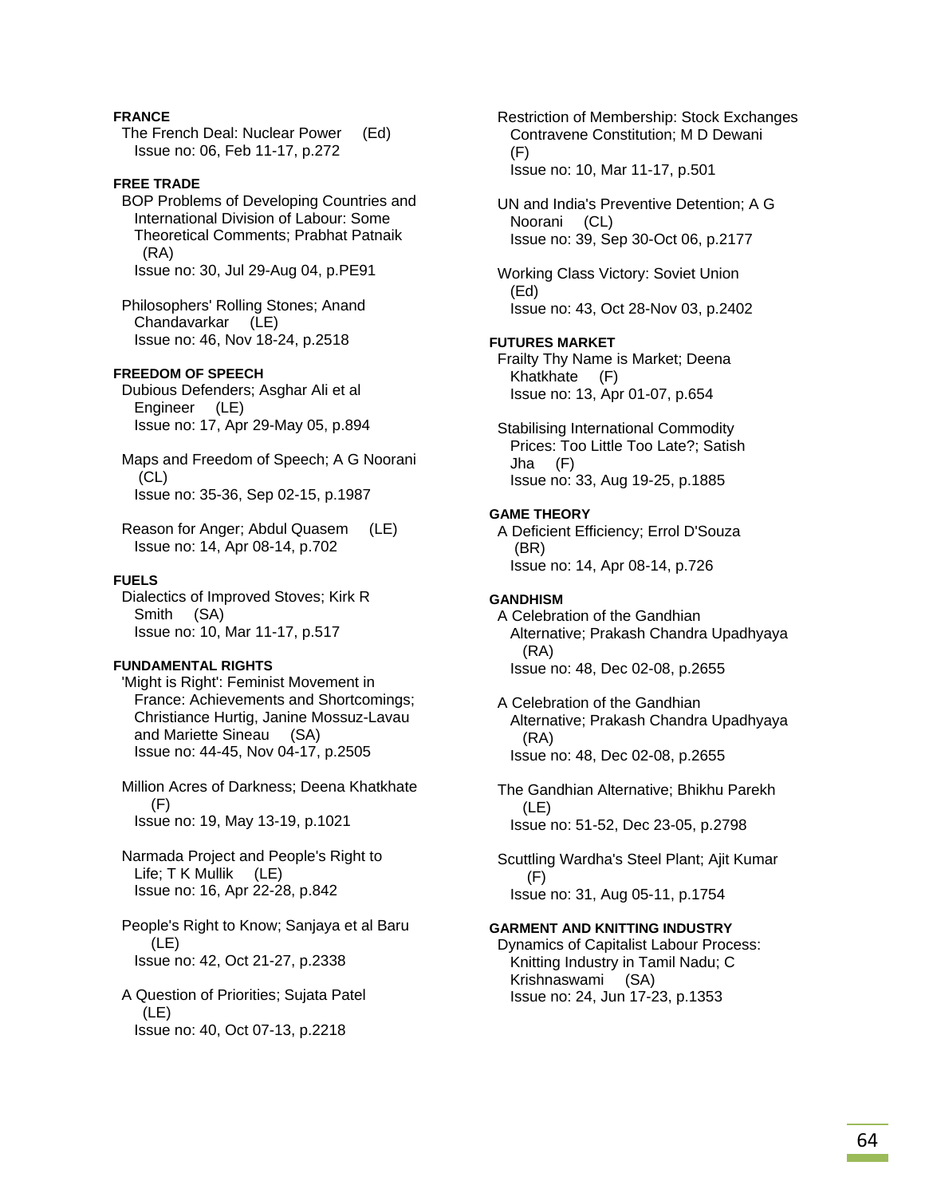**FRANCE**

The French Deal: Nuclear Power (Ed)
Issue no: 06, Feb 11-17, p.272

**FREE TRADE**

BOP Problems of Developing Countries and International Division of Labour: Some Theoretical Comments; Prabhat Patnaik (RA)
Issue no: 30, Jul 29-Aug 04, p.PE91

Philosophers' Rolling Stones; Anand Chandavarkar (LE)
Issue no: 46, Nov 18-24, p.2518

**FREEDOM OF SPEECH**

Dubious Defenders; Asghar Ali et al Engineer (LE)
Issue no: 17, Apr 29-May 05, p.894

Maps and Freedom of Speech; A G Noorani (CL)
Issue no: 35-36, Sep 02-15, p.1987

Reason for Anger; Abdul Quasem (LE)
Issue no: 14, Apr 08-14, p.702

**FUELS**

Dialectics of Improved Stoves; Kirk R Smith (SA)
Issue no: 10, Mar 11-17, p.517

**FUNDAMENTAL RIGHTS**

'Might is Right': Feminist Movement in France: Achievements and Shortcomings; Christiance Hurtig, Janine Mossuz-Lavau and Mariette Sineau (SA)
Issue no: 44-45, Nov 04-17, p.2505

Million Acres of Darkness; Deena Khatkhate (F)
Issue no: 19, May 13-19, p.1021

Narmada Project and People's Right to Life; T K Mullik (LE)
Issue no: 16, Apr 22-28, p.842

People's Right to Know; Sanjaya et al Baru (LE)
Issue no: 42, Oct 21-27, p.2338

A Question of Priorities; Sujata Patel (LE)
Issue no: 40, Oct 07-13, p.2218

Restriction of Membership: Stock Exchanges Contravene Constitution; M D Dewani (F)
Issue no: 10, Mar 11-17, p.501

UN and India's Preventive Detention; A G Noorani (CL)
Issue no: 39, Sep 30-Oct 06, p.2177

Working Class Victory: Soviet Union (Ed)
Issue no: 43, Oct 28-Nov 03, p.2402

**FUTURES MARKET**

Frailty Thy Name is Market; Deena Khatkhate (F)
Issue no: 13, Apr 01-07, p.654

Stabilising International Commodity Prices: Too Little Too Late?; Satish Jha (F)
Issue no: 33, Aug 19-25, p.1885

**GAME THEORY**

A Deficient Efficiency; Errol D'Souza (BR)
Issue no: 14, Apr 08-14, p.726

**GANDHISM**

A Celebration of the Gandhian Alternative; Prakash Chandra Upadhyaya (RA)
Issue no: 48, Dec 02-08, p.2655

A Celebration of the Gandhian Alternative; Prakash Chandra Upadhyaya (RA)
Issue no: 48, Dec 02-08, p.2655

The Gandhian Alternative; Bhikhu Parekh (LE)
Issue no: 51-52, Dec 23-05, p.2798

Scuttling Wardha's Steel Plant; Ajit Kumar (F)
Issue no: 31, Aug 05-11, p.1754

**GARMENT AND KNITTING INDUSTRY**

Dynamics of Capitalist Labour Process: Knitting Industry in Tamil Nadu; C Krishnaswami (SA)
Issue no: 24, Jun 17-23, p.1353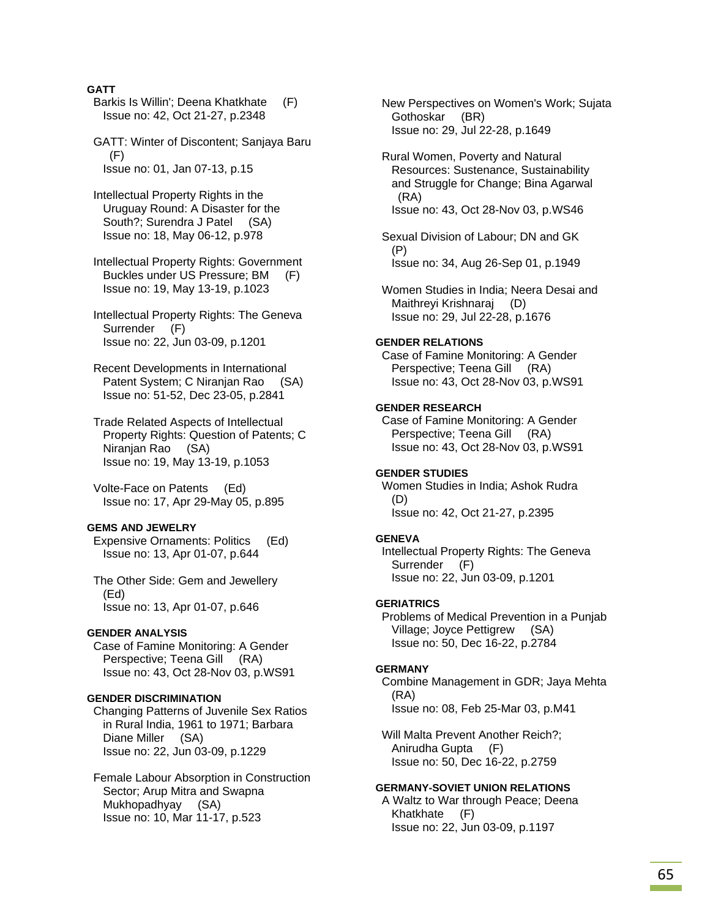**GATT**

Barkis Is Willin'; Deena Khatkhate (F)
Issue no: 42, Oct 21-27, p.2348

GATT: Winter of Discontent; Sanjaya Baru (F)
Issue no: 01, Jan 07-13, p.15

Intellectual Property Rights in the Uruguay Round: A Disaster for the South?; Surendra J Patel (SA)
Issue no: 18, May 06-12, p.978

Intellectual Property Rights: Government Buckles under US Pressure; BM (F)
Issue no: 19, May 13-19, p.1023

Intellectual Property Rights: The Geneva Surrender (F)
Issue no: 22, Jun 03-09, p.1201

Recent Developments in International Patent System; C Niranjan Rao (SA)
Issue no: 51-52, Dec 23-05, p.2841

Trade Related Aspects of Intellectual Property Rights: Question of Patents; C Niranjan Rao (SA)
Issue no: 19, May 13-19, p.1053

Volte-Face on Patents (Ed)
Issue no: 17, Apr 29-May 05, p.895

**GEMS AND JEWELRY**

Expensive Ornaments: Politics (Ed)
Issue no: 13, Apr 01-07, p.644

The Other Side: Gem and Jewellery (Ed)
Issue no: 13, Apr 01-07, p.646

**GENDER ANALYSIS**

Case of Famine Monitoring: A Gender Perspective; Teena Gill (RA)
Issue no: 43, Oct 28-Nov 03, p.WS91

**GENDER DISCRIMINATION**

Changing Patterns of Juvenile Sex Ratios in Rural India, 1961 to 1971; Barbara Diane Miller (SA)
Issue no: 22, Jun 03-09, p.1229

Female Labour Absorption in Construction Sector; Arup Mitra and Swapna Mukhopadhyay (SA)
Issue no: 10, Mar 11-17, p.523

New Perspectives on Women's Work; Sujata Gothoskar (BR)
Issue no: 29, Jul 22-28, p.1649

Rural Women, Poverty and Natural Resources: Sustenance, Sustainability and Struggle for Change; Bina Agarwal (RA)
Issue no: 43, Oct 28-Nov 03, p.WS46

Sexual Division of Labour; DN and GK (P)
Issue no: 34, Aug 26-Sep 01, p.1949

Women Studies in India; Neera Desai and Maithreyi Krishnaraj (D)
Issue no: 29, Jul 22-28, p.1676

**GENDER RELATIONS**

Case of Famine Monitoring: A Gender Perspective; Teena Gill (RA)
Issue no: 43, Oct 28-Nov 03, p.WS91

**GENDER RESEARCH**

Case of Famine Monitoring: A Gender Perspective; Teena Gill (RA)
Issue no: 43, Oct 28-Nov 03, p.WS91

**GENDER STUDIES**

Women Studies in India; Ashok Rudra (D)
Issue no: 42, Oct 21-27, p.2395

**GENEVA**

Intellectual Property Rights: The Geneva Surrender (F)
Issue no: 22, Jun 03-09, p.1201

**GERIATRICS**

Problems of Medical Prevention in a Punjab Village; Joyce Pettigrew (SA)
Issue no: 50, Dec 16-22, p.2784

**GERMANY**

Combine Management in GDR; Jaya Mehta (RA)
Issue no: 08, Feb 25-Mar 03, p.M41

Will Malta Prevent Another Reich?; Anirudha Gupta (F)
Issue no: 50, Dec 16-22, p.2759

**GERMANY-SOVIET UNION RELATIONS**

A Waltz to War through Peace; Deena Khatkhate (F)
Issue no: 22, Jun 03-09, p.1197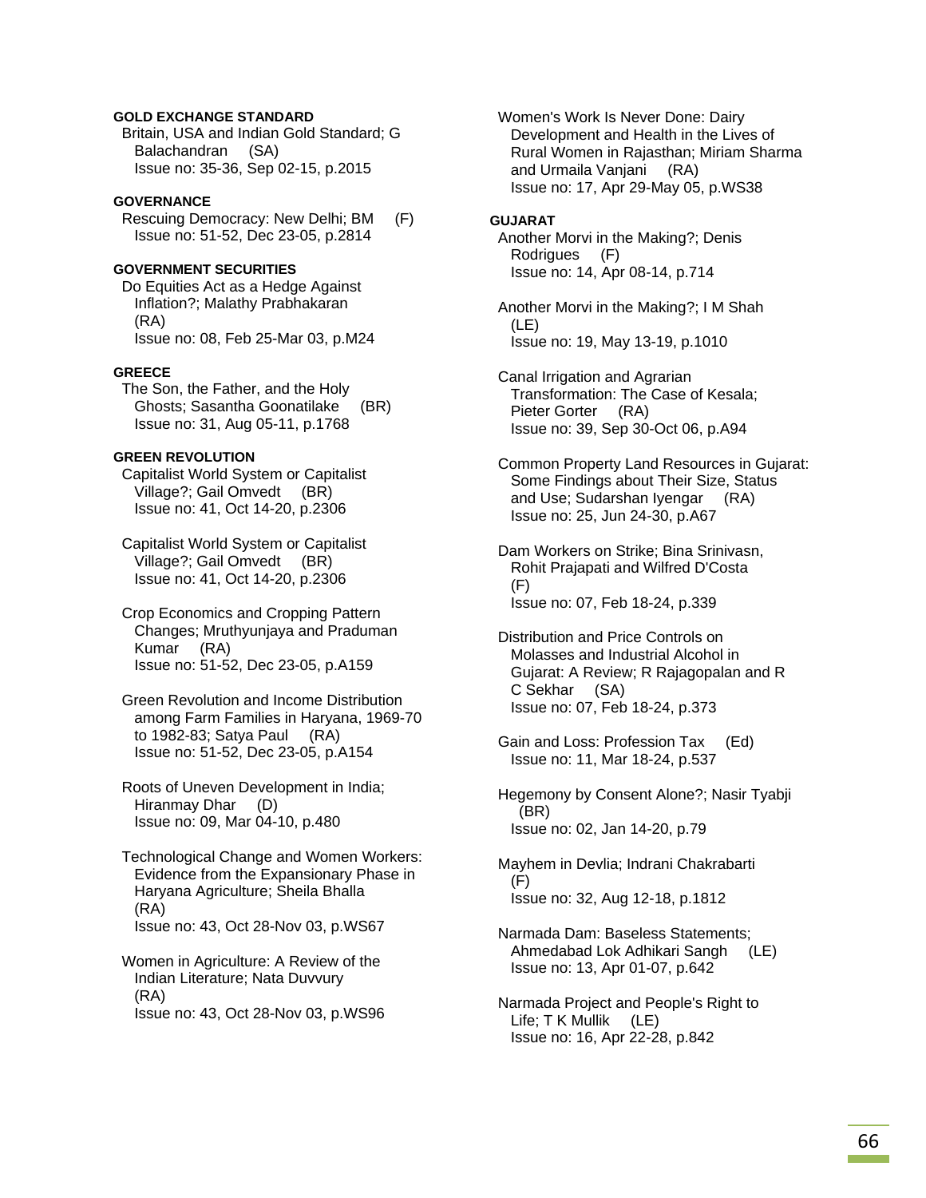**GOLD EXCHANGE STANDARD**

Britain, USA and Indian Gold Standard; G Balachandran (SA)
Issue no: 35-36, Sep 02-15, p.2015

**GOVERNANCE**

Rescuing Democracy: New Delhi; BM (F)
Issue no: 51-52, Dec 23-05, p.2814

**GOVERNMENT SECURITIES**

Do Equities Act as a Hedge Against Inflation?; Malathy Prabhakaran (RA)
Issue no: 08, Feb 25-Mar 03, p.M24

**GREECE**

The Son, the Father, and the Holy Ghosts; Sasantha Goonatilake (BR)
Issue no: 31, Aug 05-11, p.1768

**GREEN REVOLUTION**

Capitalist World System or Capitalist Village?; Gail Omvedt (BR)
Issue no: 41, Oct 14-20, p.2306

Capitalist World System or Capitalist Village?; Gail Omvedt (BR)
Issue no: 41, Oct 14-20, p.2306

Crop Economics and Cropping Pattern Changes; Mruthyunjaya and Praduman Kumar (RA)
Issue no: 51-52, Dec 23-05, p.A159

Green Revolution and Income Distribution among Farm Families in Haryana, 1969-70 to 1982-83; Satya Paul (RA)
Issue no: 51-52, Dec 23-05, p.A154

Roots of Uneven Development in India; Hiranmay Dhar (D)
Issue no: 09, Mar 04-10, p.480

Technological Change and Women Workers: Evidence from the Expansionary Phase in Haryana Agriculture; Sheila Bhalla (RA)
Issue no: 43, Oct 28-Nov 03, p.WS67

Women in Agriculture: A Review of the Indian Literature; Nata Duvvury (RA)
Issue no: 43, Oct 28-Nov 03, p.WS96

Women's Work Is Never Done: Dairy Development and Health in the Lives of Rural Women in Rajasthan; Miriam Sharma and Urmaila Vanjani (RA)
Issue no: 17, Apr 29-May 05, p.WS38

**GUJARAT**

Another Morvi in the Making?; Denis Rodrigues (F)
Issue no: 14, Apr 08-14, p.714

Another Morvi in the Making?; I M Shah (LE)
Issue no: 19, May 13-19, p.1010

Canal Irrigation and Agrarian Transformation: The Case of Kesala; Pieter Gorter (RA)
Issue no: 39, Sep 30-Oct 06, p.A94

Common Property Land Resources in Gujarat: Some Findings about Their Size, Status and Use; Sudarshan Iyengar (RA)
Issue no: 25, Jun 24-30, p.A67

Dam Workers on Strike; Bina Srinivasn, Rohit Prajapati and Wilfred D'Costa (F)
Issue no: 07, Feb 18-24, p.339

Distribution and Price Controls on Molasses and Industrial Alcohol in Gujarat: A Review; R Rajagopalan and R C Sekhar (SA)
Issue no: 07, Feb 18-24, p.373

Gain and Loss: Profession Tax (Ed)
Issue no: 11, Mar 18-24, p.537

Hegemony by Consent Alone?; Nasir Tyabji (BR)
Issue no: 02, Jan 14-20, p.79

Mayhem in Devlia; Indrani Chakrabarti (F)
Issue no: 32, Aug 12-18, p.1812

Narmada Dam: Baseless Statements; Ahmedabad Lok Adhikari Sangh (LE)
Issue no: 13, Apr 01-07, p.642

Narmada Project and People's Right to Life; T K Mullik (LE)
Issue no: 16, Apr 22-28, p.842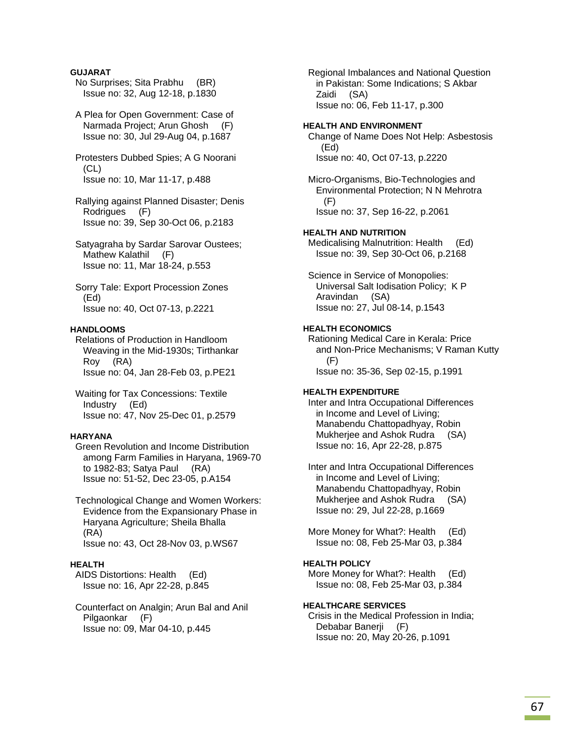#### GUJARAT

No Surprises; Sita Prabhu (BR)
Issue no: 32, Aug 12-18, p.1830

A Plea for Open Government: Case of Narmada Project; Arun Ghosh (F)
Issue no: 30, Jul 29-Aug 04, p.1687

Protesters Dubbed Spies; A G Noorani (CL)
Issue no: 10, Mar 11-17, p.488

Rallying against Planned Disaster; Denis Rodrigues (F)
Issue no: 39, Sep 30-Oct 06, p.2183

Satyagraha by Sardar Sarovar Oustees; Mathew Kalathil (F)
Issue no: 11, Mar 18-24, p.553

Sorry Tale: Export Procession Zones (Ed)
Issue no: 40, Oct 07-13, p.2221

#### HANDLOOMS

Relations of Production in Handloom Weaving in the Mid-1930s; Tirthankar Roy (RA)
Issue no: 04, Jan 28-Feb 03, p.PE21

Waiting for Tax Concessions: Textile Industry (Ed)
Issue no: 47, Nov 25-Dec 01, p.2579

#### HARYANA

Green Revolution and Income Distribution among Farm Families in Haryana, 1969-70 to 1982-83; Satya Paul (RA)
Issue no: 51-52, Dec 23-05, p.A154

Technological Change and Women Workers: Evidence from the Expansionary Phase in Haryana Agriculture; Sheila Bhalla (RA)
Issue no: 43, Oct 28-Nov 03, p.WS67

#### HEALTH

AIDS Distortions: Health (Ed)
Issue no: 16, Apr 22-28, p.845

Counterfact on Analgin; Arun Bal and Anil Pilgaonkar (F)
Issue no: 09, Mar 04-10, p.445

Regional Imbalances and National Question in Pakistan: Some Indications; S Akbar Zaidi (SA)
Issue no: 06, Feb 11-17, p.300

#### HEALTH AND ENVIRONMENT

Change of Name Does Not Help: Asbestosis (Ed)
Issue no: 40, Oct 07-13, p.2220

Micro-Organisms, Bio-Technologies and Environmental Protection; N N Mehrotra (F)
Issue no: 37, Sep 16-22, p.2061

#### HEALTH AND NUTRITION

Medicalising Malnutrition: Health (Ed)
Issue no: 39, Sep 30-Oct 06, p.2168

Science in Service of Monopolies: Universal Salt Iodisation Policy; K P Aravindan (SA)
Issue no: 27, Jul 08-14, p.1543

#### HEALTH ECONOMICS

Rationing Medical Care in Kerala: Price and Non-Price Mechanisms; V Raman Kutty (F)
Issue no: 35-36, Sep 02-15, p.1991

#### HEALTH EXPENDITURE

Inter and Intra Occupational Differences in Income and Level of Living; Manabendu Chattopadhyay, Robin Mukherjee and Ashok Rudra (SA)
Issue no: 16, Apr 22-28, p.875

Inter and Intra Occupational Differences in Income and Level of Living; Manabendu Chattopadhyay, Robin Mukherjee and Ashok Rudra (SA)
Issue no: 29, Jul 22-28, p.1669

More Money for What?: Health (Ed)
Issue no: 08, Feb 25-Mar 03, p.384

#### HEALTH POLICY

More Money for What?: Health (Ed)
Issue no: 08, Feb 25-Mar 03, p.384

#### HEALTHCARE SERVICES

Crisis in the Medical Profession in India; Debabar Banerji (F)
Issue no: 20, May 20-26, p.1091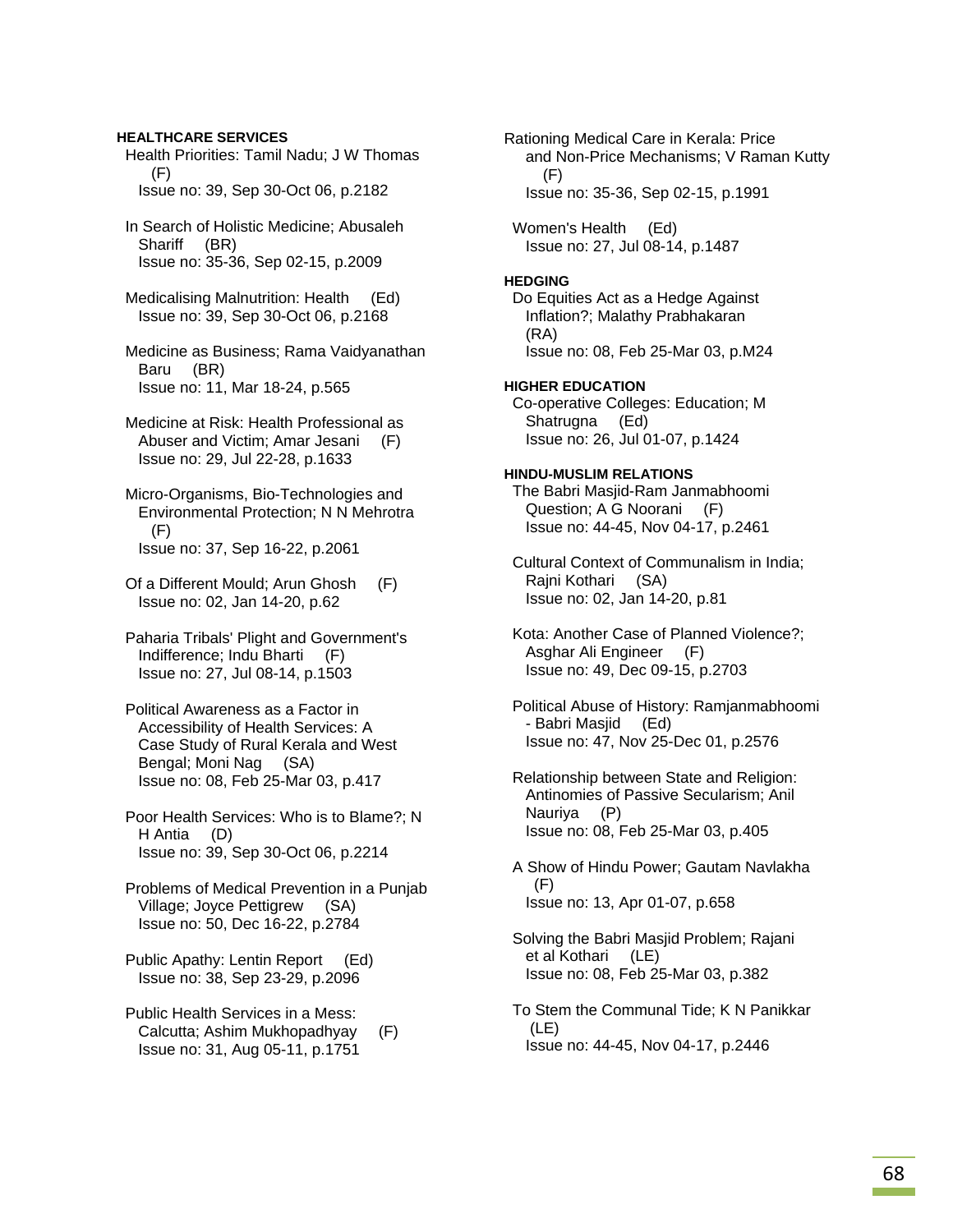**HEALTHCARE SERVICES**

Health Priorities: Tamil Nadu; J W Thomas (F)
Issue no: 39, Sep 30-Oct 06, p.2182

In Search of Holistic Medicine; Abusaleh Shariff (BR)
Issue no: 35-36, Sep 02-15, p.2009

Medicalising Malnutrition: Health (Ed)
Issue no: 39, Sep 30-Oct 06, p.2168

Medicine as Business; Rama Vaidyanathan Baru (BR)
Issue no: 11, Mar 18-24, p.565

Medicine at Risk: Health Professional as Abuser and Victim; Amar Jesani (F)
Issue no: 29, Jul 22-28, p.1633

Micro-Organisms, Bio-Technologies and Environmental Protection; N N Mehrotra (F)
Issue no: 37, Sep 16-22, p.2061

Of a Different Mould; Arun Ghosh (F)
Issue no: 02, Jan 14-20, p.62

Paharia Tribals' Plight and Government's Indifference; Indu Bharti (F)
Issue no: 27, Jul 08-14, p.1503

Political Awareness as a Factor in Accessibility of Health Services: A Case Study of Rural Kerala and West Bengal; Moni Nag (SA)
Issue no: 08, Feb 25-Mar 03, p.417

Poor Health Services: Who is to Blame?; N H Antia (D)
Issue no: 39, Sep 30-Oct 06, p.2214

Problems of Medical Prevention in a Punjab Village; Joyce Pettigrew (SA)
Issue no: 50, Dec 16-22, p.2784

Public Apathy: Lentin Report (Ed)
Issue no: 38, Sep 23-29, p.2096

Public Health Services in a Mess: Calcutta; Ashim Mukhopadhyay (F)
Issue no: 31, Aug 05-11, p.1751

Rationing Medical Care in Kerala: Price and Non-Price Mechanisms; V Raman Kutty (F)
Issue no: 35-36, Sep 02-15, p.1991

Women's Health (Ed)
Issue no: 27, Jul 08-14, p.1487

**HEDGING**

Do Equities Act as a Hedge Against Inflation?; Malathy Prabhakaran (RA)
Issue no: 08, Feb 25-Mar 03, p.M24

**HIGHER EDUCATION**

Co-operative Colleges: Education; M Shatrugna (Ed)
Issue no: 26, Jul 01-07, p.1424

**HINDU-MUSLIM RELATIONS**

The Babri Masjid-Ram Janmabhoomi Question; A G Noorani (F)
Issue no: 44-45, Nov 04-17, p.2461

Cultural Context of Communalism in India; Rajni Kothari (SA)
Issue no: 02, Jan 14-20, p.81

Kota: Another Case of Planned Violence?; Asghar Ali Engineer (F)
Issue no: 49, Dec 09-15, p.2703

Political Abuse of History: Ramjanmabhoomi - Babri Masjid (Ed)
Issue no: 47, Nov 25-Dec 01, p.2576

Relationship between State and Religion: Antinomies of Passive Secularism; Anil Nauriya (P)
Issue no: 08, Feb 25-Mar 03, p.405

A Show of Hindu Power; Gautam Navlakha (F)
Issue no: 13, Apr 01-07, p.658

Solving the Babri Masjid Problem; Rajani et al Kothari (LE)
Issue no: 08, Feb 25-Mar 03, p.382

To Stem the Communal Tide; K N Panikkar (LE)
Issue no: 44-45, Nov 04-17, p.2446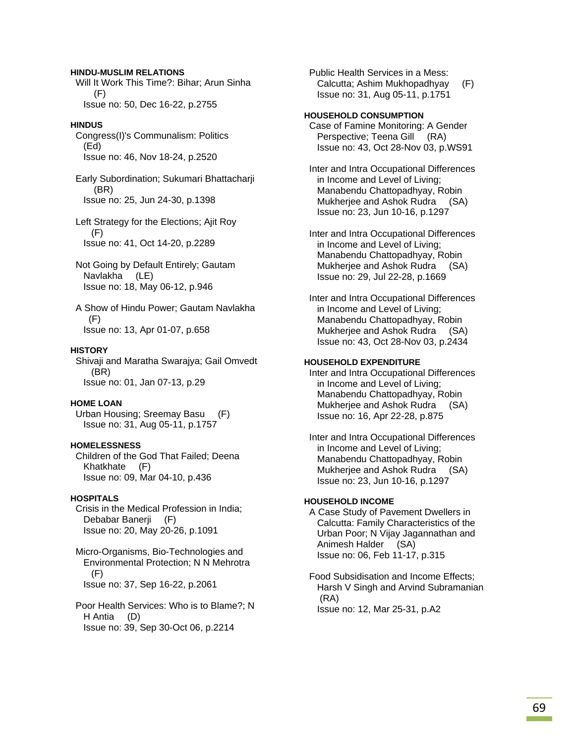**HINDU-MUSLIM RELATIONS**

Will It Work This Time?: Bihar; Arun Sinha (F)
Issue no: 50, Dec 16-22, p.2755

**HINDUS**

Congress(I)'s Communalism: Politics (Ed)
Issue no: 46, Nov 18-24, p.2520

Early Subordination; Sukumari Bhattacharji (BR)
Issue no: 25, Jun 24-30, p.1398

Left Strategy for the Elections; Ajit Roy (F)
Issue no: 41, Oct 14-20, p.2289

Not Going by Default Entirely; Gautam Navlakha (LE)
Issue no: 18, May 06-12, p.946

A Show of Hindu Power; Gautam Navlakha (F)
Issue no: 13, Apr 01-07, p.658

**HISTORY**

Shivaji and Maratha Swarajya; Gail Omvedt (BR)
Issue no: 01, Jan 07-13, p.29

**HOME LOAN**

Urban Housing; Sreemay Basu (F)
Issue no: 31, Aug 05-11, p.1757

**HOMELESSNESS**

Children of the God That Failed; Deena Khatkhate (F)
Issue no: 09, Mar 04-10, p.436

**HOSPITALS**

Crisis in the Medical Profession in India; Debabar Banerji (F)
Issue no: 20, May 20-26, p.1091

Micro-Organisms, Bio-Technologies and Environmental Protection; N N Mehrotra (F)
Issue no: 37, Sep 16-22, p.2061

Poor Health Services: Who is to Blame?; N H Antia (D)
Issue no: 39, Sep 30-Oct 06, p.2214

Public Health Services in a Mess: Calcutta; Ashim Mukhopadhyay (F)
Issue no: 31, Aug 05-11, p.1751

**HOUSEHOLD CONSUMPTION**

Case of Famine Monitoring: A Gender Perspective; Teena Gill (RA)
Issue no: 43, Oct 28-Nov 03, p.WS91

Inter and Intra Occupational Differences in Income and Level of Living; Manabendu Chattopadhyay, Robin Mukherjee and Ashok Rudra (SA)
Issue no: 23, Jun 10-16, p.1297

Inter and Intra Occupational Differences in Income and Level of Living; Manabendu Chattopadhyay, Robin Mukherjee and Ashok Rudra (SA)
Issue no: 29, Jul 22-28, p.1669

Inter and Intra Occupational Differences in Income and Level of Living; Manabendu Chattopadhyay, Robin Mukherjee and Ashok Rudra (SA)
Issue no: 43, Oct 28-Nov 03, p.2434

**HOUSEHOLD EXPENDITURE**

Inter and Intra Occupational Differences in Income and Level of Living; Manabendu Chattopadhyay, Robin Mukherjee and Ashok Rudra (SA)
Issue no: 16, Apr 22-28, p.875

Inter and Intra Occupational Differences in Income and Level of Living; Manabendu Chattopadhyay, Robin Mukherjee and Ashok Rudra (SA)
Issue no: 23, Jun 10-16, p.1297

**HOUSEHOLD INCOME**

A Case Study of Pavement Dwellers in Calcutta: Family Characteristics of the Urban Poor; N Vijay Jagannathan and Animesh Halder (SA)
Issue no: 06, Feb 11-17, p.315

Food Subsidisation and Income Effects; Harsh V Singh and Arvind Subramanian (RA)
Issue no: 12, Mar 25-31, p.A2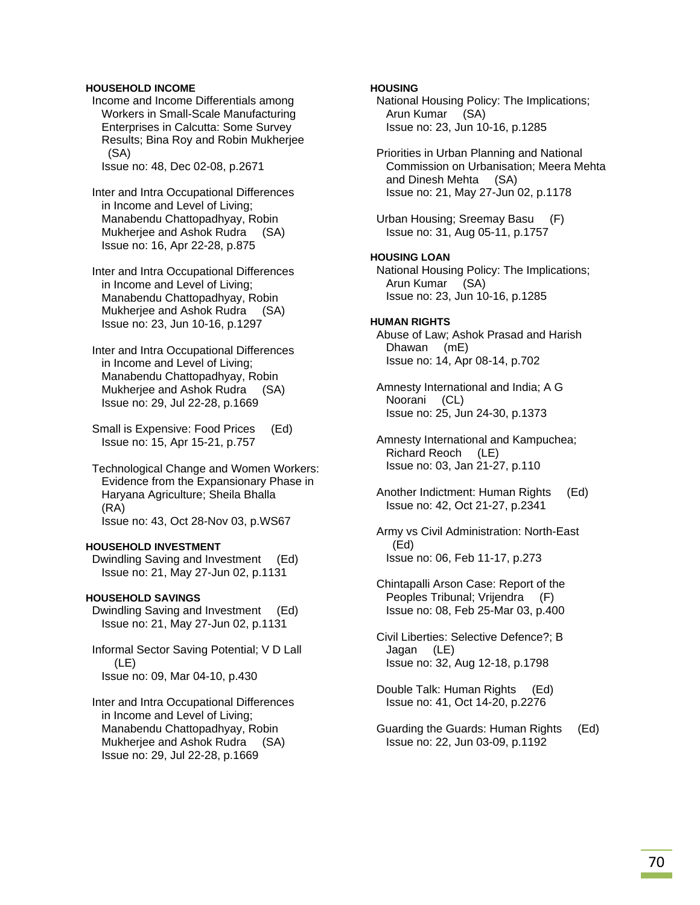**HOUSEHOLD INCOME**

Income and Income Differentials among Workers in Small-Scale Manufacturing Enterprises in Calcutta: Some Survey Results; Bina Roy and Robin Mukherjee (SA)
Issue no: 48, Dec 02-08, p.2671

Inter and Intra Occupational Differences in Income and Level of Living; Manabendu Chattopadhyay, Robin Mukherjee and Ashok Rudra (SA)
Issue no: 16, Apr 22-28, p.875

Inter and Intra Occupational Differences in Income and Level of Living; Manabendu Chattopadhyay, Robin Mukherjee and Ashok Rudra (SA)
Issue no: 23, Jun 10-16, p.1297

Inter and Intra Occupational Differences in Income and Level of Living; Manabendu Chattopadhyay, Robin Mukherjee and Ashok Rudra (SA)
Issue no: 29, Jul 22-28, p.1669

Small is Expensive: Food Prices (Ed)
Issue no: 15, Apr 15-21, p.757

Technological Change and Women Workers: Evidence from the Expansionary Phase in Haryana Agriculture; Sheila Bhalla (RA)
Issue no: 43, Oct 28-Nov 03, p.WS67

**HOUSEHOLD INVESTMENT**

Dwindling Saving and Investment (Ed)
Issue no: 21, May 27-Jun 02, p.1131

**HOUSEHOLD SAVINGS**

Dwindling Saving and Investment (Ed)
Issue no: 21, May 27-Jun 02, p.1131

Informal Sector Saving Potential; V D Lall (LE)
Issue no: 09, Mar 04-10, p.430

Inter and Intra Occupational Differences in Income and Level of Living; Manabendu Chattopadhyay, Robin Mukherjee and Ashok Rudra (SA)
Issue no: 29, Jul 22-28, p.1669

**HOUSING**

National Housing Policy: The Implications; Arun Kumar (SA)
Issue no: 23, Jun 10-16, p.1285

Priorities in Urban Planning and National Commission on Urbanisation; Meera Mehta and Dinesh Mehta (SA)
Issue no: 21, May 27-Jun 02, p.1178

Urban Housing; Sreemay Basu (F)
Issue no: 31, Aug 05-11, p.1757

**HOUSING LOAN**

National Housing Policy: The Implications; Arun Kumar (SA)
Issue no: 23, Jun 10-16, p.1285

**HUMAN RIGHTS**

Abuse of Law; Ashok Prasad and Harish Dhawan (mE)
Issue no: 14, Apr 08-14, p.702

Amnesty International and India; A G Noorani (CL)
Issue no: 25, Jun 24-30, p.1373

Amnesty International and Kampuchea; Richard Reoch (LE)
Issue no: 03, Jan 21-27, p.110

Another Indictment: Human Rights (Ed)
Issue no: 42, Oct 21-27, p.2341

Army vs Civil Administration: North-East (Ed)
Issue no: 06, Feb 11-17, p.273

Chintapalli Arson Case: Report of the Peoples Tribunal; Vrijendra (F)
Issue no: 08, Feb 25-Mar 03, p.400

Civil Liberties: Selective Defence?; B Jagan (LE)
Issue no: 32, Aug 12-18, p.1798

Double Talk: Human Rights (Ed)
Issue no: 41, Oct 14-20, p.2276

Guarding the Guards: Human Rights (Ed)
Issue no: 22, Jun 03-09, p.1192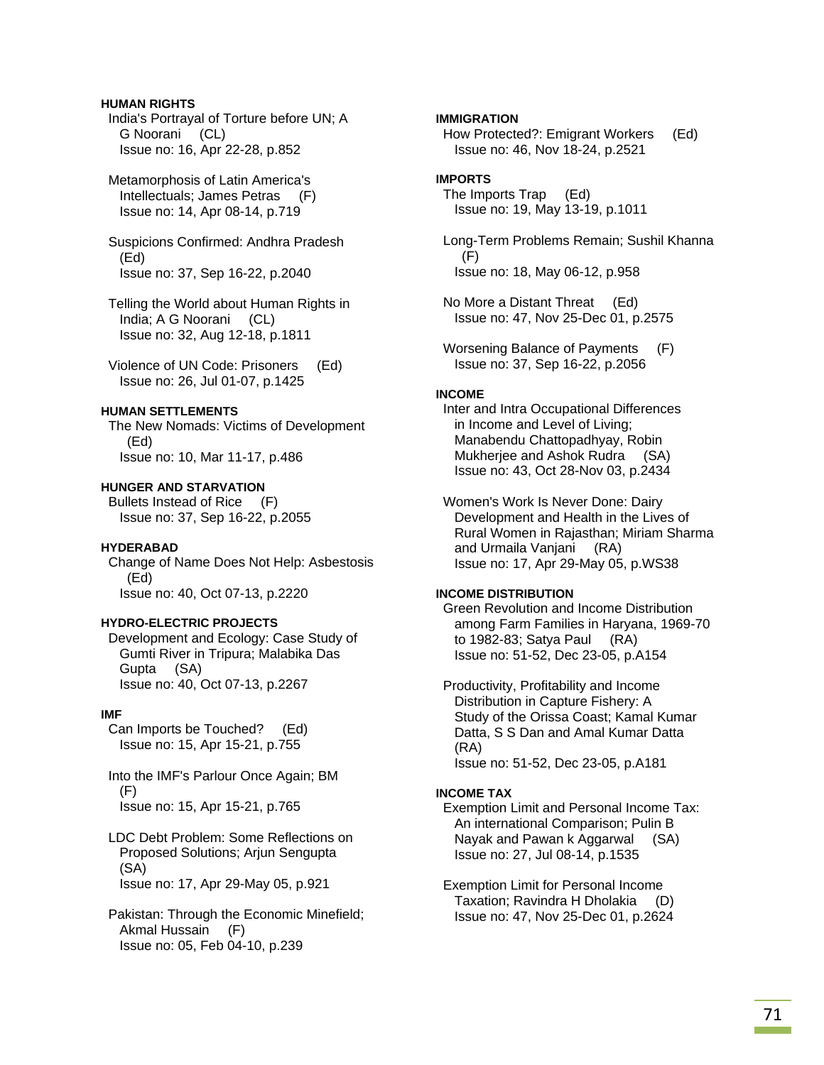**HUMAN RIGHTS**

India's Portrayal of Torture before UN; A G Noorani (CL)
Issue no: 16, Apr 22-28, p.852

Metamorphosis of Latin America's Intellectuals; James Petras (F)
Issue no: 14, Apr 08-14, p.719

Suspicions Confirmed: Andhra Pradesh (Ed)
Issue no: 37, Sep 16-22, p.2040

Telling the World about Human Rights in India; A G Noorani (CL)
Issue no: 32, Aug 12-18, p.1811

Violence of UN Code: Prisoners (Ed)
Issue no: 26, Jul 01-07, p.1425

**HUMAN SETTLEMENTS**

The New Nomads: Victims of Development (Ed)
Issue no: 10, Mar 11-17, p.486

**HUNGER AND STARVATION**

Bullets Instead of Rice (F)
Issue no: 37, Sep 16-22, p.2055

**HYDERABAD**

Change of Name Does Not Help: Asbestosis (Ed)
Issue no: 40, Oct 07-13, p.2220

**HYDRO-ELECTRIC PROJECTS**

Development and Ecology: Case Study of Gumti River in Tripura; Malabika Das Gupta (SA)
Issue no: 40, Oct 07-13, p.2267

**IMF**

Can Imports be Touched? (Ed)
Issue no: 15, Apr 15-21, p.755

Into the IMF's Parlour Once Again; BM (F)
Issue no: 15, Apr 15-21, p.765

LDC Debt Problem: Some Reflections on Proposed Solutions; Arjun Sengupta (SA)
Issue no: 17, Apr 29-May 05, p.921

Pakistan: Through the Economic Minefield; Akmal Hussain (F)
Issue no: 05, Feb 04-10, p.239

**IMMIGRATION**

How Protected?: Emigrant Workers (Ed)
Issue no: 46, Nov 18-24, p.2521

**IMPORTS**

The Imports Trap (Ed)
Issue no: 19, May 13-19, p.1011

Long-Term Problems Remain; Sushil Khanna (F)
Issue no: 18, May 06-12, p.958

No More a Distant Threat (Ed)
Issue no: 47, Nov 25-Dec 01, p.2575

Worsening Balance of Payments (F)
Issue no: 37, Sep 16-22, p.2056

**INCOME**

Inter and Intra Occupational Differences in Income and Level of Living; Manabendu Chattopadhyay, Robin Mukherjee and Ashok Rudra (SA)
Issue no: 43, Oct 28-Nov 03, p.2434

Women's Work Is Never Done: Dairy Development and Health in the Lives of Rural Women in Rajasthan; Miriam Sharma and Urmaila Vanjani (RA)
Issue no: 17, Apr 29-May 05, p.WS38

**INCOME DISTRIBUTION**

Green Revolution and Income Distribution among Farm Families in Haryana, 1969-70 to 1982-83; Satya Paul (RA)
Issue no: 51-52, Dec 23-05, p.A154

Productivity, Profitability and Income Distribution in Capture Fishery: A Study of the Orissa Coast; Kamal Kumar Datta, S S Dan and Amal Kumar Datta (RA)
Issue no: 51-52, Dec 23-05, p.A181

**INCOME TAX**

Exemption Limit and Personal Income Tax: An international Comparison; Pulin B Nayak and Pawan k Aggarwal (SA)
Issue no: 27, Jul 08-14, p.1535

Exemption Limit for Personal Income Taxation; Ravindra H Dholakia (D)
Issue no: 47, Nov 25-Dec 01, p.2624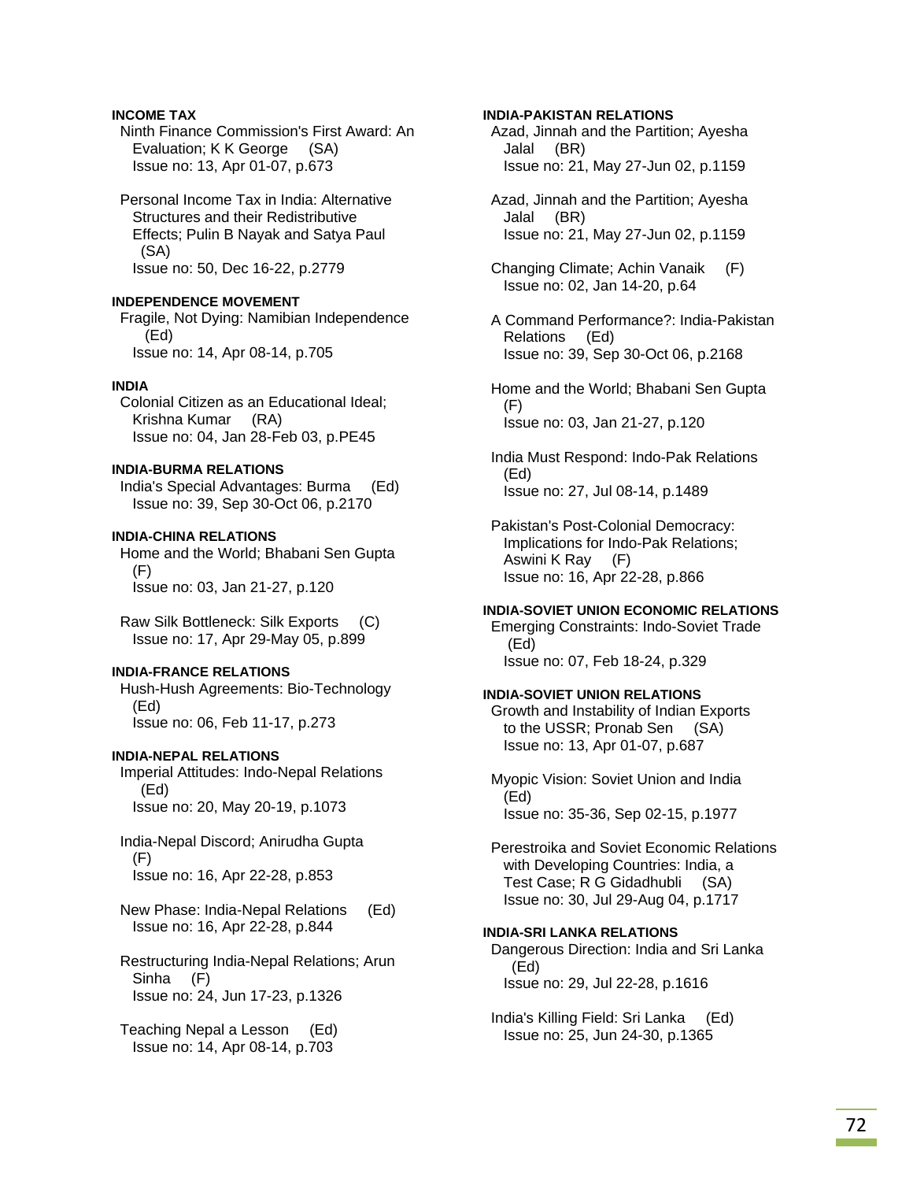**INCOME TAX**

Ninth Finance Commission's First Award: An Evaluation; K K George (SA)
Issue no: 13, Apr 01-07, p.673

Personal Income Tax in India: Alternative Structures and their Redistributive Effects; Pulin B Nayak and Satya Paul (SA)
Issue no: 50, Dec 16-22, p.2779

**INDEPENDENCE MOVEMENT**

Fragile, Not Dying: Namibian Independence (Ed)
Issue no: 14, Apr 08-14, p.705

**INDIA**

Colonial Citizen as an Educational Ideal; Krishna Kumar (RA)
Issue no: 04, Jan 28-Feb 03, p.PE45

**INDIA-BURMA RELATIONS**

India's Special Advantages: Burma (Ed)
Issue no: 39, Sep 30-Oct 06, p.2170

**INDIA-CHINA RELATIONS**

Home and the World; Bhabani Sen Gupta (F)
Issue no: 03, Jan 21-27, p.120

Raw Silk Bottleneck: Silk Exports (C)
Issue no: 17, Apr 29-May 05, p.899

**INDIA-FRANCE RELATIONS**

Hush-Hush Agreements: Bio-Technology (Ed)
Issue no: 06, Feb 11-17, p.273

**INDIA-NEPAL RELATIONS**

Imperial Attitudes: Indo-Nepal Relations (Ed)
Issue no: 20, May 20-19, p.1073

India-Nepal Discord; Anirudha Gupta (F)
Issue no: 16, Apr 22-28, p.853

New Phase: India-Nepal Relations (Ed)
Issue no: 16, Apr 22-28, p.844

Restructuring India-Nepal Relations; Arun Sinha (F)
Issue no: 24, Jun 17-23, p.1326

Teaching Nepal a Lesson (Ed)
Issue no: 14, Apr 08-14, p.703

**INDIA-PAKISTAN RELATIONS**

Azad, Jinnah and the Partition; Ayesha Jalal (BR)
Issue no: 21, May 27-Jun 02, p.1159

Azad, Jinnah and the Partition; Ayesha Jalal (BR)
Issue no: 21, May 27-Jun 02, p.1159

Changing Climate; Achin Vanaik (F)
Issue no: 02, Jan 14-20, p.64

A Command Performance?: India-Pakistan Relations (Ed)
Issue no: 39, Sep 30-Oct 06, p.2168

Home and the World; Bhabani Sen Gupta (F)
Issue no: 03, Jan 21-27, p.120

India Must Respond: Indo-Pak Relations (Ed)
Issue no: 27, Jul 08-14, p.1489

Pakistan's Post-Colonial Democracy: Implications for Indo-Pak Relations; Aswini K Ray (F)
Issue no: 16, Apr 22-28, p.866

**INDIA-SOVIET UNION ECONOMIC RELATIONS**

Emerging Constraints: Indo-Soviet Trade (Ed)
Issue no: 07, Feb 18-24, p.329

**INDIA-SOVIET UNION RELATIONS**

Growth and Instability of Indian Exports to the USSR; Pronab Sen (SA)
Issue no: 13, Apr 01-07, p.687

Myopic Vision: Soviet Union and India (Ed)
Issue no: 35-36, Sep 02-15, p.1977

Perestroika and Soviet Economic Relations with Developing Countries: India, a Test Case; R G Gidadhubli (SA)
Issue no: 30, Jul 29-Aug 04, p.1717

**INDIA-SRI LANKA RELATIONS**

Dangerous Direction: India and Sri Lanka (Ed)
Issue no: 29, Jul 22-28, p.1616

India's Killing Field: Sri Lanka (Ed)
Issue no: 25, Jun 24-30, p.1365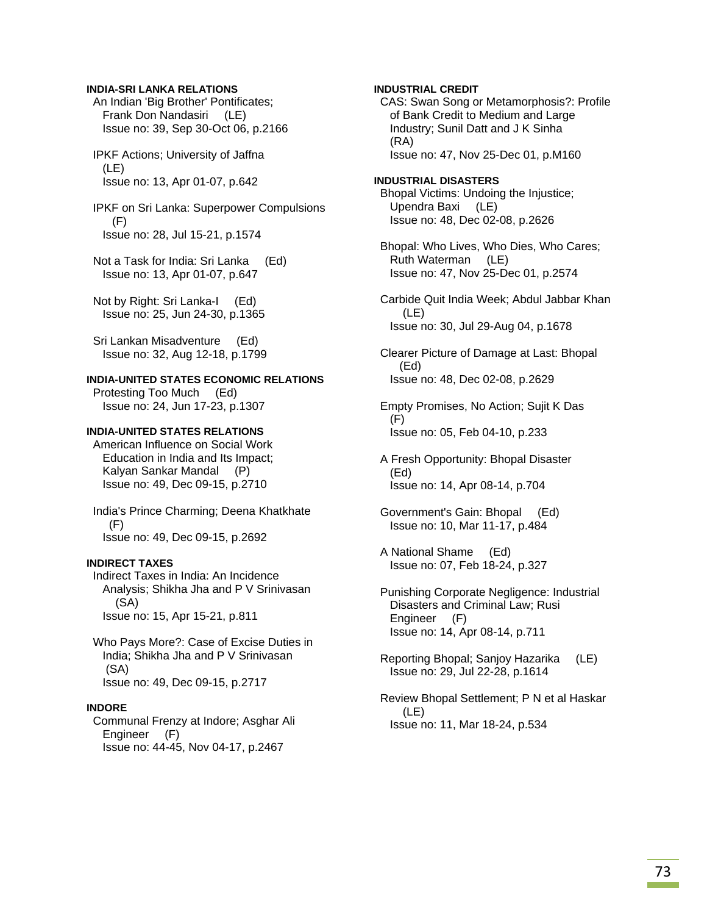**INDIA-SRI LANKA RELATIONS**

An Indian 'Big Brother' Pontificates; Frank Don Nandasiri (LE)
Issue no: 39, Sep 30-Oct 06, p.2166

IPKF Actions; University of Jaffna (LE)
Issue no: 13, Apr 01-07, p.642

IPKF on Sri Lanka: Superpower Compulsions (F)
Issue no: 28, Jul 15-21, p.1574

Not a Task for India: Sri Lanka (Ed)
Issue no: 13, Apr 01-07, p.647

Not by Right: Sri Lanka-I (Ed)
Issue no: 25, Jun 24-30, p.1365

Sri Lankan Misadventure (Ed)
Issue no: 32, Aug 12-18, p.1799

**INDIA-UNITED STATES ECONOMIC RELATIONS**

Protesting Too Much (Ed)
Issue no: 24, Jun 17-23, p.1307

**INDIA-UNITED STATES RELATIONS**

American Influence on Social Work Education in India and Its Impact; Kalyan Sankar Mandal (P)
Issue no: 49, Dec 09-15, p.2710

India's Prince Charming; Deena Khatkhate (F)
Issue no: 49, Dec 09-15, p.2692

**INDIRECT TAXES**

Indirect Taxes in India: An Incidence Analysis; Shikha Jha and P V Srinivasan (SA)
Issue no: 15, Apr 15-21, p.811

Who Pays More?: Case of Excise Duties in India; Shikha Jha and P V Srinivasan (SA)
Issue no: 49, Dec 09-15, p.2717

**INDORE**

Communal Frenzy at Indore; Asghar Ali Engineer (F)
Issue no: 44-45, Nov 04-17, p.2467

**INDUSTRIAL CREDIT**

CAS: Swan Song or Metamorphosis?: Profile of Bank Credit to Medium and Large Industry; Sunil Datt and J K Sinha (RA)
Issue no: 47, Nov 25-Dec 01, p.M160

**INDUSTRIAL DISASTERS**

Bhopal Victims: Undoing the Injustice; Upendra Baxi (LE)
Issue no: 48, Dec 02-08, p.2626

Bhopal: Who Lives, Who Dies, Who Cares; Ruth Waterman (LE)
Issue no: 47, Nov 25-Dec 01, p.2574

Carbide Quit India Week; Abdul Jabbar Khan (LE)
Issue no: 30, Jul 29-Aug 04, p.1678

Clearer Picture of Damage at Last: Bhopal (Ed)
Issue no: 48, Dec 02-08, p.2629

Empty Promises, No Action; Sujit K Das (F)
Issue no: 05, Feb 04-10, p.233

A Fresh Opportunity: Bhopal Disaster (Ed)
Issue no: 14, Apr 08-14, p.704

Government's Gain: Bhopal (Ed)
Issue no: 10, Mar 11-17, p.484

A National Shame (Ed)
Issue no: 07, Feb 18-24, p.327

Punishing Corporate Negligence: Industrial Disasters and Criminal Law; Rusi Engineer (F)
Issue no: 14, Apr 08-14, p.711

Reporting Bhopal; Sanjoy Hazarika (LE)
Issue no: 29, Jul 22-28, p.1614

Review Bhopal Settlement; P N et al Haskar (LE)
Issue no: 11, Mar 18-24, p.534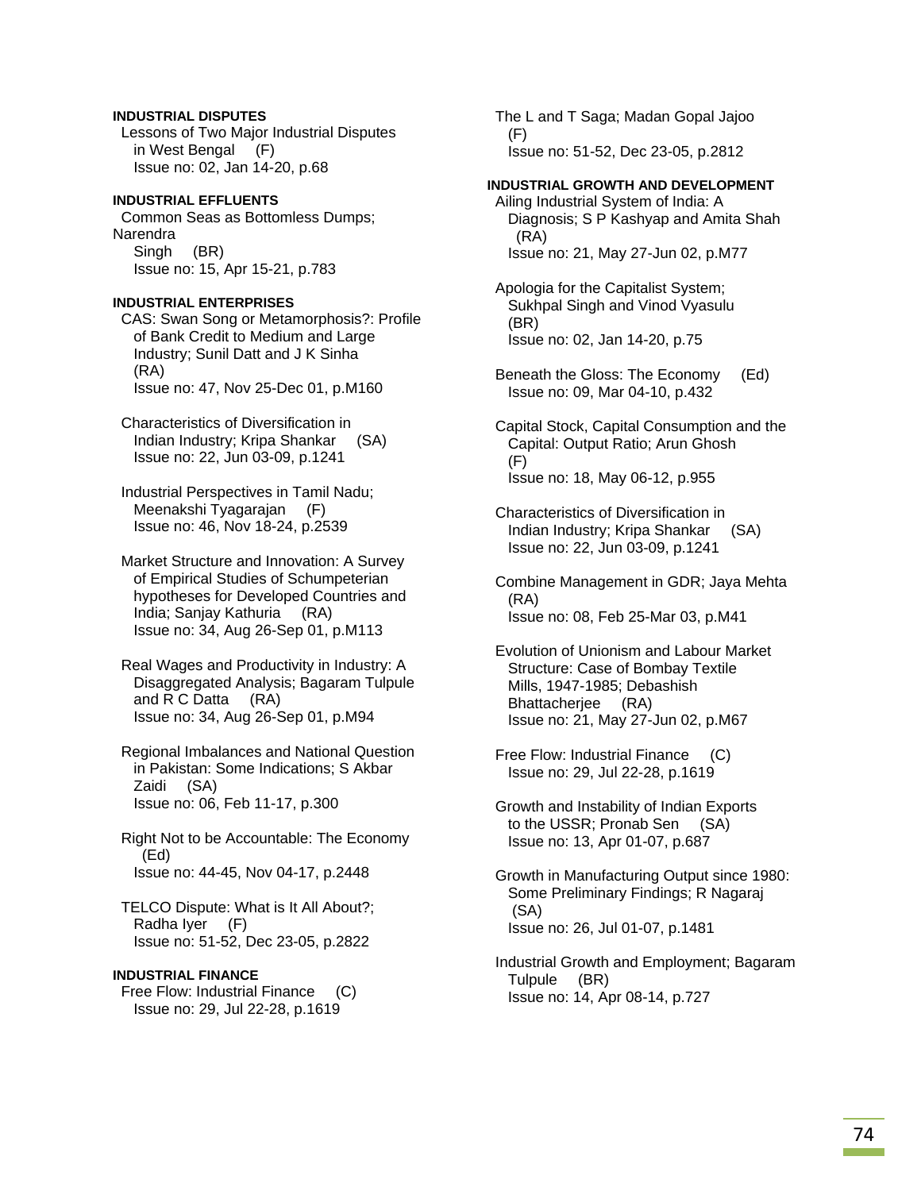**INDUSTRIAL DISPUTES**

Lessons of Two Major Industrial Disputes in West Bengal (F)
Issue no: 02, Jan 14-20, p.68

**INDUSTRIAL EFFLUENTS**

Common Seas as Bottomless Dumps; Narendra Singh (BR)
Issue no: 15, Apr 15-21, p.783

**INDUSTRIAL ENTERPRISES**

CAS: Swan Song or Metamorphosis?: Profile of Bank Credit to Medium and Large Industry; Sunil Datt and J K Sinha (RA)
Issue no: 47, Nov 25-Dec 01, p.M160

Characteristics of Diversification in Indian Industry; Kripa Shankar (SA)
Issue no: 22, Jun 03-09, p.1241

Industrial Perspectives in Tamil Nadu; Meenakshi Tyagarajan (F)
Issue no: 46, Nov 18-24, p.2539

Market Structure and Innovation: A Survey of Empirical Studies of Schumpeterian hypotheses for Developed Countries and India; Sanjay Kathuria (RA)
Issue no: 34, Aug 26-Sep 01, p.M113

Real Wages and Productivity in Industry: A Disaggregated Analysis; Bagaram Tulpule and R C Datta (RA)
Issue no: 34, Aug 26-Sep 01, p.M94

Regional Imbalances and National Question in Pakistan: Some Indications; S Akbar Zaidi (SA)
Issue no: 06, Feb 11-17, p.300

Right Not to be Accountable: The Economy (Ed)
Issue no: 44-45, Nov 04-17, p.2448

TELCO Dispute: What is It All About?; Radha Iyer (F)
Issue no: 51-52, Dec 23-05, p.2822

**INDUSTRIAL FINANCE**

Free Flow: Industrial Finance (C)
Issue no: 29, Jul 22-28, p.1619

The L and T Saga; Madan Gopal Jajoo (F)
Issue no: 51-52, Dec 23-05, p.2812

**INDUSTRIAL GROWTH AND DEVELOPMENT**

Ailing Industrial System of India: A Diagnosis; S P Kashyap and Amita Shah (RA)
Issue no: 21, May 27-Jun 02, p.M77

Apologia for the Capitalist System; Sukhpal Singh and Vinod Vyasulu (BR)
Issue no: 02, Jan 14-20, p.75

Beneath the Gloss: The Economy (Ed)
Issue no: 09, Mar 04-10, p.432

Capital Stock, Capital Consumption and the Capital: Output Ratio; Arun Ghosh (F)
Issue no: 18, May 06-12, p.955

Characteristics of Diversification in Indian Industry; Kripa Shankar (SA)
Issue no: 22, Jun 03-09, p.1241

Combine Management in GDR; Jaya Mehta (RA)
Issue no: 08, Feb 25-Mar 03, p.M41

Evolution of Unionism and Labour Market Structure: Case of Bombay Textile Mills, 1947-1985; Debashish Bhattacherjee (RA)
Issue no: 21, May 27-Jun 02, p.M67

Free Flow: Industrial Finance (C)
Issue no: 29, Jul 22-28, p.1619

Growth and Instability of Indian Exports to the USSR; Pronab Sen (SA)
Issue no: 13, Apr 01-07, p.687

Growth in Manufacturing Output since 1980: Some Preliminary Findings; R Nagaraj (SA)
Issue no: 26, Jul 01-07, p.1481

Industrial Growth and Employment; Bagaram Tulpule (BR)
Issue no: 14, Apr 08-14, p.727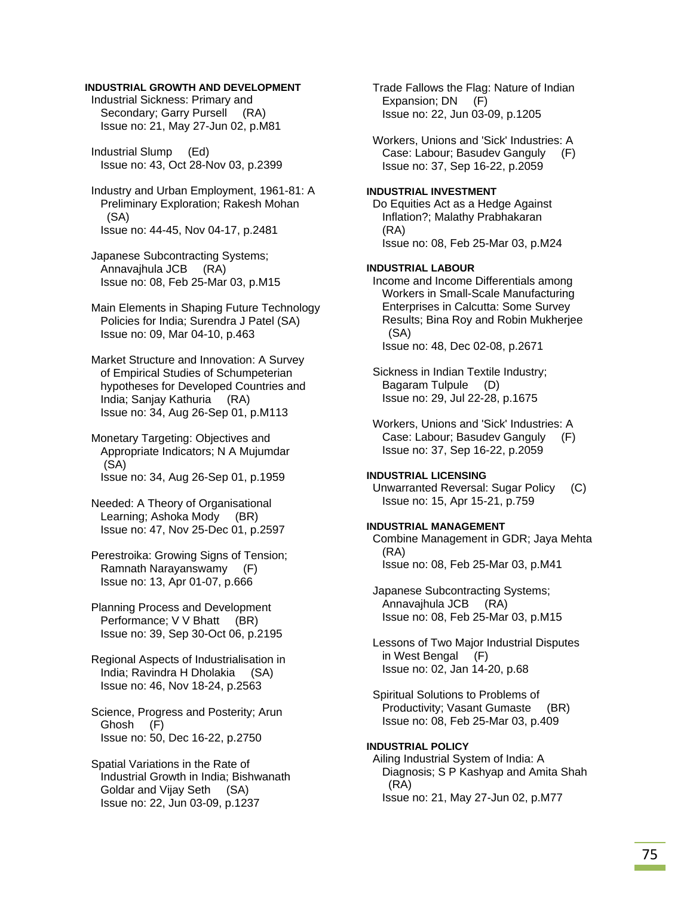**INDUSTRIAL GROWTH AND DEVELOPMENT**

Industrial Sickness: Primary and Secondary; Garry Pursell (RA)
Issue no: 21, May 27-Jun 02, p.M81

Industrial Slump (Ed)
Issue no: 43, Oct 28-Nov 03, p.2399

Industry and Urban Employment, 1961-81: A Preliminary Exploration; Rakesh Mohan (SA)
Issue no: 44-45, Nov 04-17, p.2481

Japanese Subcontracting Systems; Annavajhula JCB (RA)
Issue no: 08, Feb 25-Mar 03, p.M15

Main Elements in Shaping Future Technology Policies for India; Surendra J Patel (SA)
Issue no: 09, Mar 04-10, p.463

Market Structure and Innovation: A Survey of Empirical Studies of Schumpeterian hypotheses for Developed Countries and India; Sanjay Kathuria (RA)
Issue no: 34, Aug 26-Sep 01, p.M113

Monetary Targeting: Objectives and Appropriate Indicators; N A Mujumdar (SA)
Issue no: 34, Aug 26-Sep 01, p.1959

Needed: A Theory of Organisational Learning; Ashoka Mody (BR)
Issue no: 47, Nov 25-Dec 01, p.2597

Perestroika: Growing Signs of Tension; Ramnath Narayanswamy (F)
Issue no: 13, Apr 01-07, p.666

Planning Process and Development Performance; V V Bhatt (BR)
Issue no: 39, Sep 30-Oct 06, p.2195

Regional Aspects of Industrialisation in India; Ravindra H Dholakia (SA)
Issue no: 46, Nov 18-24, p.2563

Science, Progress and Posterity; Arun Ghosh (F)
Issue no: 50, Dec 16-22, p.2750

Spatial Variations in the Rate of Industrial Growth in India; Bishwanath Goldar and Vijay Seth (SA)
Issue no: 22, Jun 03-09, p.1237

Trade Fallows the Flag: Nature of Indian Expansion; DN (F)
Issue no: 22, Jun 03-09, p.1205

Workers, Unions and 'Sick' Industries: A Case: Labour; Basudev Ganguly (F)
Issue no: 37, Sep 16-22, p.2059

**INDUSTRIAL INVESTMENT**

Do Equities Act as a Hedge Against Inflation?; Malathy Prabhakaran (RA)
Issue no: 08, Feb 25-Mar 03, p.M24

**INDUSTRIAL LABOUR**

Income and Income Differentials among Workers in Small-Scale Manufacturing Enterprises in Calcutta: Some Survey Results; Bina Roy and Robin Mukherjee (SA)
Issue no: 48, Dec 02-08, p.2671

Sickness in Indian Textile Industry; Bagaram Tulpule (D)
Issue no: 29, Jul 22-28, p.1675

Workers, Unions and 'Sick' Industries: A Case: Labour; Basudev Ganguly (F)
Issue no: 37, Sep 16-22, p.2059

**INDUSTRIAL LICENSING**

Unwarranted Reversal: Sugar Policy (C)
Issue no: 15, Apr 15-21, p.759

**INDUSTRIAL MANAGEMENT**

Combine Management in GDR; Jaya Mehta (RA)
Issue no: 08, Feb 25-Mar 03, p.M41

Japanese Subcontracting Systems; Annavajhula JCB (RA)
Issue no: 08, Feb 25-Mar 03, p.M15

Lessons of Two Major Industrial Disputes in West Bengal (F)
Issue no: 02, Jan 14-20, p.68

Spiritual Solutions to Problems of Productivity; Vasant Gumaste (BR)
Issue no: 08, Feb 25-Mar 03, p.409

**INDUSTRIAL POLICY**

Ailing Industrial System of India: A Diagnosis; S P Kashyap and Amita Shah (RA)
Issue no: 21, May 27-Jun 02, p.M77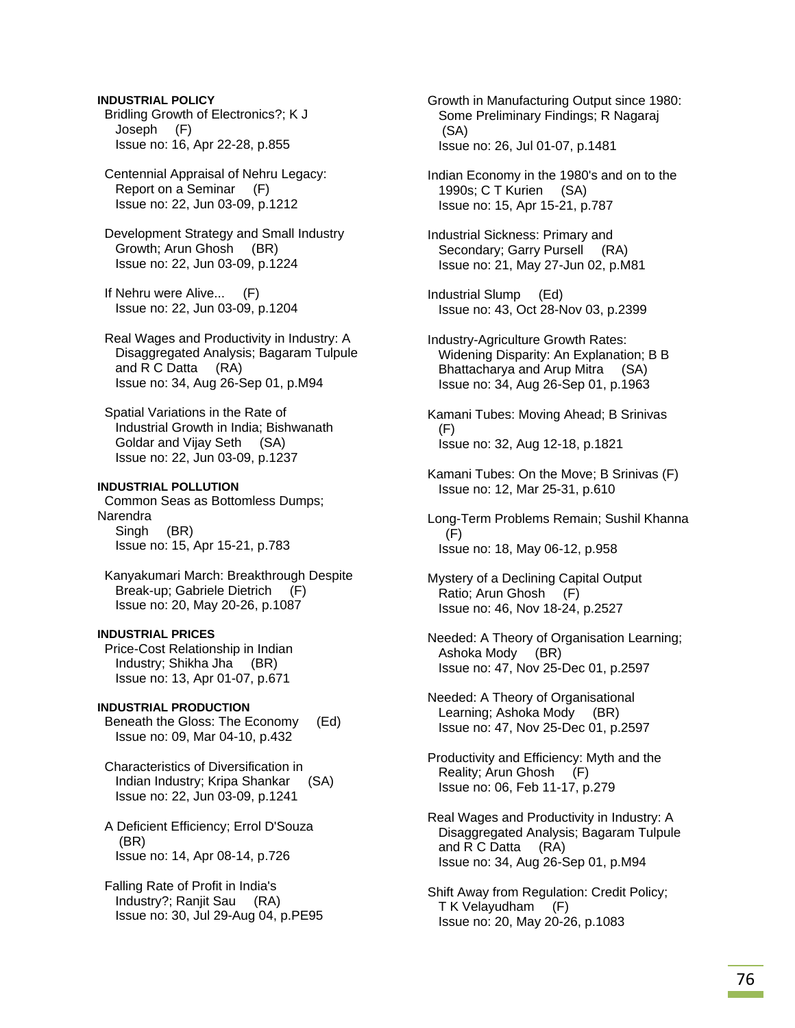**INDUSTRIAL POLICY**

Bridling Growth of Electronics?; K J Joseph (F)
Issue no: 16, Apr 22-28, p.855

Centennial Appraisal of Nehru Legacy: Report on a Seminar (F)
Issue no: 22, Jun 03-09, p.1212

Development Strategy and Small Industry Growth; Arun Ghosh (BR)
Issue no: 22, Jun 03-09, p.1224

If Nehru were Alive... (F)
Issue no: 22, Jun 03-09, p.1204

Real Wages and Productivity in Industry: A Disaggregated Analysis; Bagaram Tulpule and R C Datta (RA)
Issue no: 34, Aug 26-Sep 01, p.M94

Spatial Variations in the Rate of Industrial Growth in India; Bishwanath Goldar and Vijay Seth (SA)
Issue no: 22, Jun 03-09, p.1237

**INDUSTRIAL POLLUTION**

Common Seas as Bottomless Dumps; Narendra Singh (BR)
Issue no: 15, Apr 15-21, p.783

Kanyakumari March: Breakthrough Despite Break-up; Gabriele Dietrich (F)
Issue no: 20, May 20-26, p.1087

**INDUSTRIAL PRICES**

Price-Cost Relationship in Indian Industry; Shikha Jha (BR)
Issue no: 13, Apr 01-07, p.671

**INDUSTRIAL PRODUCTION**

Beneath the Gloss: The Economy (Ed)
Issue no: 09, Mar 04-10, p.432

Characteristics of Diversification in Indian Industry; Kripa Shankar (SA)
Issue no: 22, Jun 03-09, p.1241

A Deficient Efficiency; Errol D'Souza (BR)
Issue no: 14, Apr 08-14, p.726

Falling Rate of Profit in India's Industry?; Ranjit Sau (RA)
Issue no: 30, Jul 29-Aug 04, p.PE95

Growth in Manufacturing Output since 1980: Some Preliminary Findings; R Nagaraj (SA)
Issue no: 26, Jul 01-07, p.1481

Indian Economy in the 1980's and on to the 1990s; C T Kurien (SA)
Issue no: 15, Apr 15-21, p.787

Industrial Sickness: Primary and Secondary; Garry Pursell (RA)
Issue no: 21, May 27-Jun 02, p.M81

Industrial Slump (Ed)
Issue no: 43, Oct 28-Nov 03, p.2399

Industry-Agriculture Growth Rates: Widening Disparity: An Explanation; B B Bhattacharya and Arup Mitra (SA)
Issue no: 34, Aug 26-Sep 01, p.1963

Kamani Tubes: Moving Ahead; B Srinivas (F)
Issue no: 32, Aug 12-18, p.1821

Kamani Tubes: On the Move; B Srinivas (F)
Issue no: 12, Mar 25-31, p.610

Long-Term Problems Remain; Sushil Khanna (F)
Issue no: 18, May 06-12, p.958

Mystery of a Declining Capital Output Ratio; Arun Ghosh (F)
Issue no: 46, Nov 18-24, p.2527

Needed: A Theory of Organisation Learning; Ashoka Mody (BR)
Issue no: 47, Nov 25-Dec 01, p.2597

Needed: A Theory of Organisational Learning; Ashoka Mody (BR)
Issue no: 47, Nov 25-Dec 01, p.2597

Productivity and Efficiency: Myth and the Reality; Arun Ghosh (F)
Issue no: 06, Feb 11-17, p.279

Real Wages and Productivity in Industry: A Disaggregated Analysis; Bagaram Tulpule and R C Datta (RA)
Issue no: 34, Aug 26-Sep 01, p.M94

Shift Away from Regulation: Credit Policy; T K Velayudham (F)
Issue no: 20, May 20-26, p.1083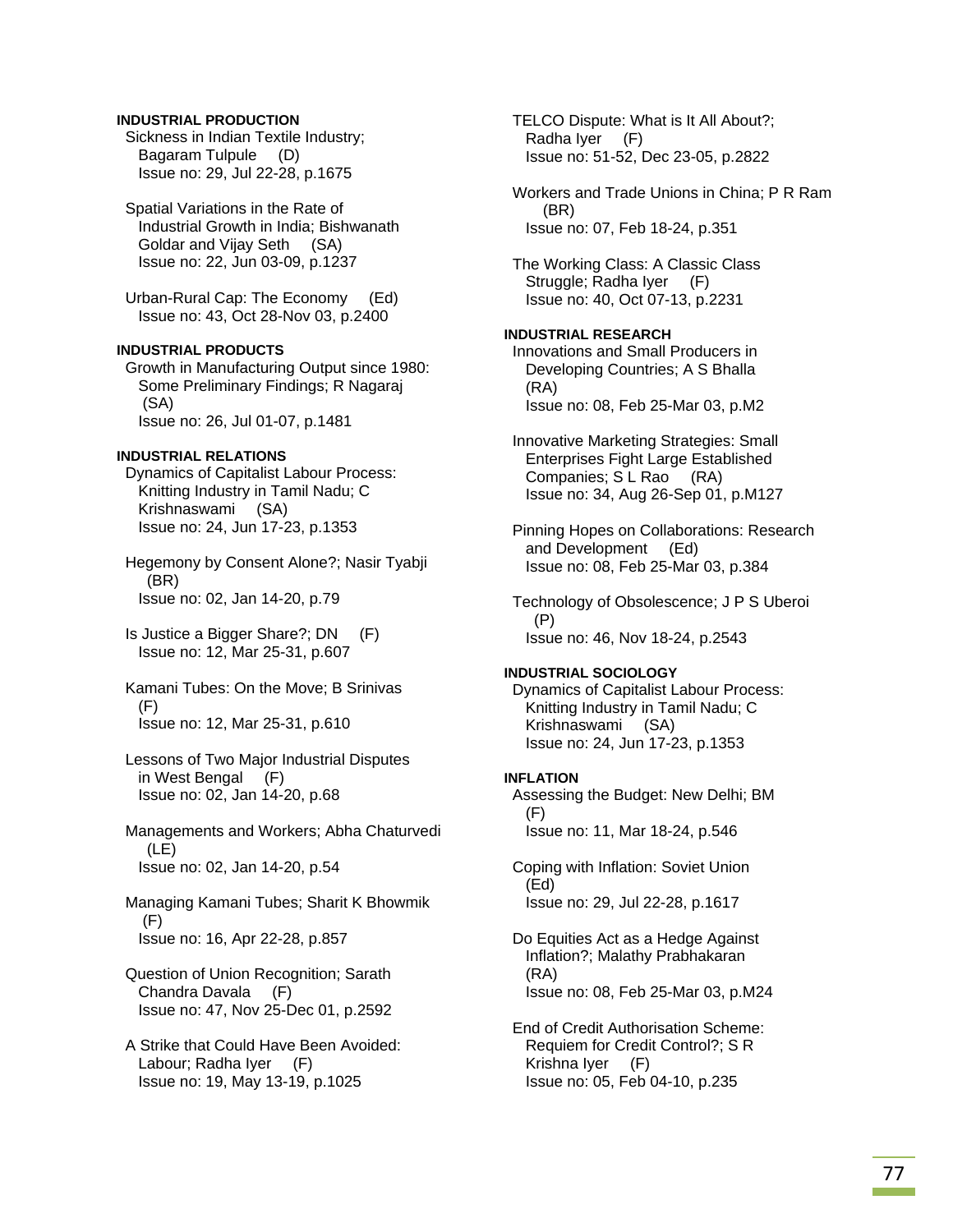**INDUSTRIAL PRODUCTION**

Sickness in Indian Textile Industry; Bagaram Tulpule (D)
Issue no: 29, Jul 22-28, p.1675

Spatial Variations in the Rate of Industrial Growth in India; Bishwanath Goldar and Vijay Seth (SA)
Issue no: 22, Jun 03-09, p.1237

Urban-Rural Cap: The Economy (Ed)
Issue no: 43, Oct 28-Nov 03, p.2400

**INDUSTRIAL PRODUCTS**

Growth in Manufacturing Output since 1980: Some Preliminary Findings; R Nagaraj (SA)
Issue no: 26, Jul 01-07, p.1481

**INDUSTRIAL RELATIONS**

Dynamics of Capitalist Labour Process: Knitting Industry in Tamil Nadu; C Krishnaswami (SA)
Issue no: 24, Jun 17-23, p.1353

Hegemony by Consent Alone?; Nasir Tyabji (BR)
Issue no: 02, Jan 14-20, p.79

Is Justice a Bigger Share?; DN (F)
Issue no: 12, Mar 25-31, p.607

Kamani Tubes: On the Move; B Srinivas (F)
Issue no: 12, Mar 25-31, p.610

Lessons of Two Major Industrial Disputes in West Bengal (F)
Issue no: 02, Jan 14-20, p.68

Managements and Workers; Abha Chaturvedi (LE)
Issue no: 02, Jan 14-20, p.54

Managing Kamani Tubes; Sharit K Bhowmik (F)
Issue no: 16, Apr 22-28, p.857

Question of Union Recognition; Sarath Chandra Davala (F)
Issue no: 47, Nov 25-Dec 01, p.2592

A Strike that Could Have Been Avoided: Labour; Radha Iyer (F)
Issue no: 19, May 13-19, p.1025

TELCO Dispute: What is It All About?; Radha Iyer (F)
Issue no: 51-52, Dec 23-05, p.2822

Workers and Trade Unions in China; P R Ram (BR)
Issue no: 07, Feb 18-24, p.351

The Working Class: A Classic Class Struggle; Radha Iyer (F)
Issue no: 40, Oct 07-13, p.2231

**INDUSTRIAL RESEARCH**

Innovations and Small Producers in Developing Countries; A S Bhalla (RA)
Issue no: 08, Feb 25-Mar 03, p.M2

Innovative Marketing Strategies: Small Enterprises Fight Large Established Companies; S L Rao (RA)
Issue no: 34, Aug 26-Sep 01, p.M127

Pinning Hopes on Collaborations: Research and Development (Ed)
Issue no: 08, Feb 25-Mar 03, p.384

Technology of Obsolescence; J P S Uberoi (P)
Issue no: 46, Nov 18-24, p.2543

**INDUSTRIAL SOCIOLOGY**

Dynamics of Capitalist Labour Process: Knitting Industry in Tamil Nadu; C Krishnaswami (SA)
Issue no: 24, Jun 17-23, p.1353

**INFLATION**

Assessing the Budget: New Delhi; BM (F)
Issue no: 11, Mar 18-24, p.546

Coping with Inflation: Soviet Union (Ed)
Issue no: 29, Jul 22-28, p.1617

Do Equities Act as a Hedge Against Inflation?; Malathy Prabhakaran (RA)
Issue no: 08, Feb 25-Mar 03, p.M24

End of Credit Authorisation Scheme: Requiem for Credit Control?; S R Krishna Iyer (F)
Issue no: 05, Feb 04-10, p.235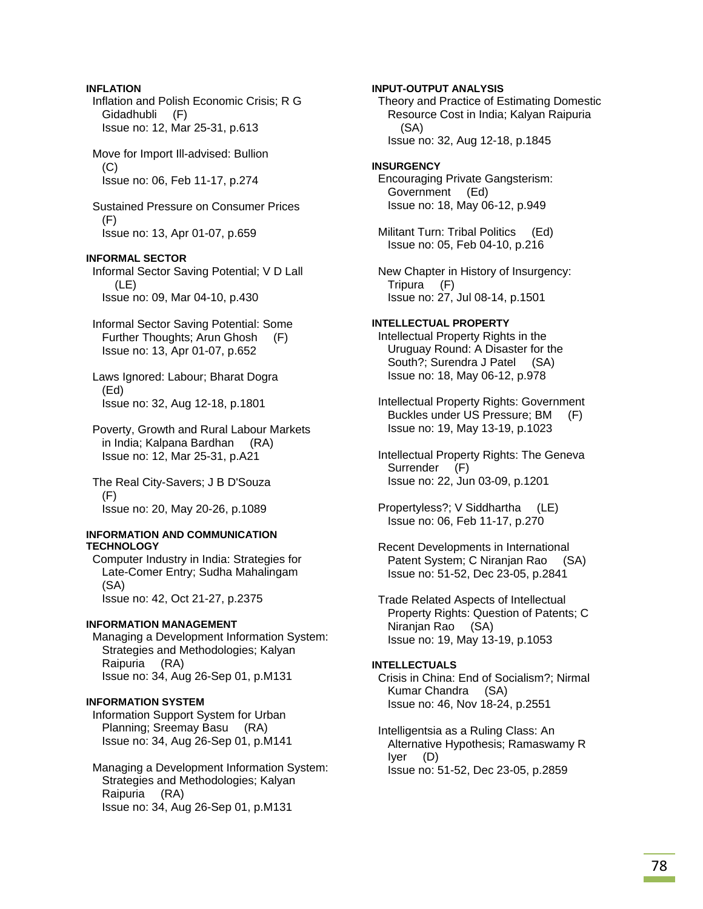**INFLATION**

Inflation and Polish Economic Crisis; R G Gidadhubli (F)
Issue no: 12, Mar 25-31, p.613

Move for Import Ill-advised: Bullion (C)
Issue no: 06, Feb 11-17, p.274

Sustained Pressure on Consumer Prices (F)
Issue no: 13, Apr 01-07, p.659

**INFORMAL SECTOR**

Informal Sector Saving Potential; V D Lall (LE)
Issue no: 09, Mar 04-10, p.430

Informal Sector Saving Potential: Some Further Thoughts; Arun Ghosh (F)
Issue no: 13, Apr 01-07, p.652

Laws Ignored: Labour; Bharat Dogra (Ed)
Issue no: 32, Aug 12-18, p.1801

Poverty, Growth and Rural Labour Markets in India; Kalpana Bardhan (RA)
Issue no: 12, Mar 25-31, p.A21

The Real City-Savers; J B D'Souza (F)
Issue no: 20, May 20-26, p.1089

**INFORMATION AND COMMUNICATION TECHNOLOGY**

Computer Industry in India: Strategies for Late-Comer Entry; Sudha Mahalingam (SA)
Issue no: 42, Oct 21-27, p.2375

**INFORMATION MANAGEMENT**

Managing a Development Information System: Strategies and Methodologies; Kalyan Raipuria (RA)
Issue no: 34, Aug 26-Sep 01, p.M131

**INFORMATION SYSTEM**

Information Support System for Urban Planning; Sreemay Basu (RA)
Issue no: 34, Aug 26-Sep 01, p.M141

Managing a Development Information System: Strategies and Methodologies; Kalyan Raipuria (RA)
Issue no: 34, Aug 26-Sep 01, p.M131

**INPUT-OUTPUT ANALYSIS**

Theory and Practice of Estimating Domestic Resource Cost in India; Kalyan Raipuria (SA)
Issue no: 32, Aug 12-18, p.1845

**INSURGENCY**

Encouraging Private Gangsterism: Government (Ed)
Issue no: 18, May 06-12, p.949

Militant Turn: Tribal Politics (Ed)
Issue no: 05, Feb 04-10, p.216

New Chapter in History of Insurgency: Tripura (F)
Issue no: 27, Jul 08-14, p.1501

**INTELLECTUAL PROPERTY**

Intellectual Property Rights in the Uruguay Round: A Disaster for the South?; Surendra J Patel (SA)
Issue no: 18, May 06-12, p.978

Intellectual Property Rights: Government Buckles under US Pressure; BM (F)
Issue no: 19, May 13-19, p.1023

Intellectual Property Rights: The Geneva Surrender (F)
Issue no: 22, Jun 03-09, p.1201

Propertyless?; V Siddhartha (LE)
Issue no: 06, Feb 11-17, p.270

Recent Developments in International Patent System; C Niranjan Rao (SA)
Issue no: 51-52, Dec 23-05, p.2841

Trade Related Aspects of Intellectual Property Rights: Question of Patents; C Niranjan Rao (SA)
Issue no: 19, May 13-19, p.1053

**INTELLECTUALS**

Crisis in China: End of Socialism?; Nirmal Kumar Chandra (SA)
Issue no: 46, Nov 18-24, p.2551

Intelligentsia as a Ruling Class: An Alternative Hypothesis; Ramaswamy R Iyer (D)
Issue no: 51-52, Dec 23-05, p.2859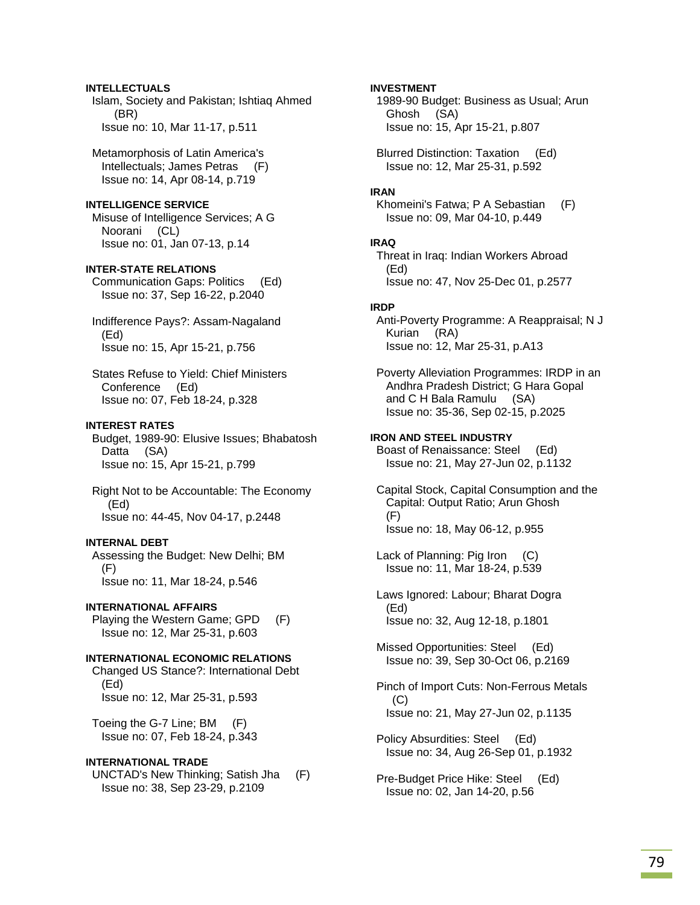**INTELLECTUALS**

Islam, Society and Pakistan; Ishtiaq Ahmed (BR)
Issue no: 10, Mar 11-17, p.511

Metamorphosis of Latin America's Intellectuals; James Petras (F)
Issue no: 14, Apr 08-14, p.719

**INTELLIGENCE SERVICE**

Misuse of Intelligence Services; A G Noorani (CL)
Issue no: 01, Jan 07-13, p.14

**INTER-STATE RELATIONS**

Communication Gaps: Politics (Ed)
Issue no: 37, Sep 16-22, p.2040

Indifference Pays?: Assam-Nagaland (Ed)
Issue no: 15, Apr 15-21, p.756

States Refuse to Yield: Chief Ministers Conference (Ed)
Issue no: 07, Feb 18-24, p.328

**INTEREST RATES**

Budget, 1989-90: Elusive Issues; Bhabatosh Datta (SA)
Issue no: 15, Apr 15-21, p.799

Right Not to be Accountable: The Economy (Ed)
Issue no: 44-45, Nov 04-17, p.2448

**INTERNAL DEBT**

Assessing the Budget: New Delhi; BM (F)
Issue no: 11, Mar 18-24, p.546

**INTERNATIONAL AFFAIRS**

Playing the Western Game; GPD (F)
Issue no: 12, Mar 25-31, p.603

**INTERNATIONAL ECONOMIC RELATIONS**

Changed US Stance?: International Debt (Ed)
Issue no: 12, Mar 25-31, p.593

Toeing the G-7 Line; BM (F)
Issue no: 07, Feb 18-24, p.343

**INTERNATIONAL TRADE**

UNCTAD's New Thinking; Satish Jha (F)
Issue no: 38, Sep 23-29, p.2109

**INVESTMENT**

1989-90 Budget: Business as Usual; Arun Ghosh (SA)
Issue no: 15, Apr 15-21, p.807

Blurred Distinction: Taxation (Ed)
Issue no: 12, Mar 25-31, p.592

**IRAN**

Khomeini's Fatwa; P A Sebastian (F)
Issue no: 09, Mar 04-10, p.449

**IRAQ**

Threat in Iraq: Indian Workers Abroad (Ed)
Issue no: 47, Nov 25-Dec 01, p.2577

**IRDP**

Anti-Poverty Programme: A Reappraisal; N J Kurian (RA)
Issue no: 12, Mar 25-31, p.A13

Poverty Alleviation Programmes: IRDP in an Andhra Pradesh District; G Hara Gopal and C H Bala Ramulu (SA)
Issue no: 35-36, Sep 02-15, p.2025

**IRON AND STEEL INDUSTRY**

Boast of Renaissance: Steel (Ed)
Issue no: 21, May 27-Jun 02, p.1132

Capital Stock, Capital Consumption and the Capital: Output Ratio; Arun Ghosh (F)
Issue no: 18, May 06-12, p.955

Lack of Planning: Pig Iron (C)
Issue no: 11, Mar 18-24, p.539

Laws Ignored: Labour; Bharat Dogra (Ed)
Issue no: 32, Aug 12-18, p.1801

Missed Opportunities: Steel (Ed)
Issue no: 39, Sep 30-Oct 06, p.2169

Pinch of Import Cuts: Non-Ferrous Metals (C)
Issue no: 21, May 27-Jun 02, p.1135

Policy Absurdities: Steel (Ed)
Issue no: 34, Aug 26-Sep 01, p.1932

Pre-Budget Price Hike: Steel (Ed)
Issue no: 02, Jan 14-20, p.56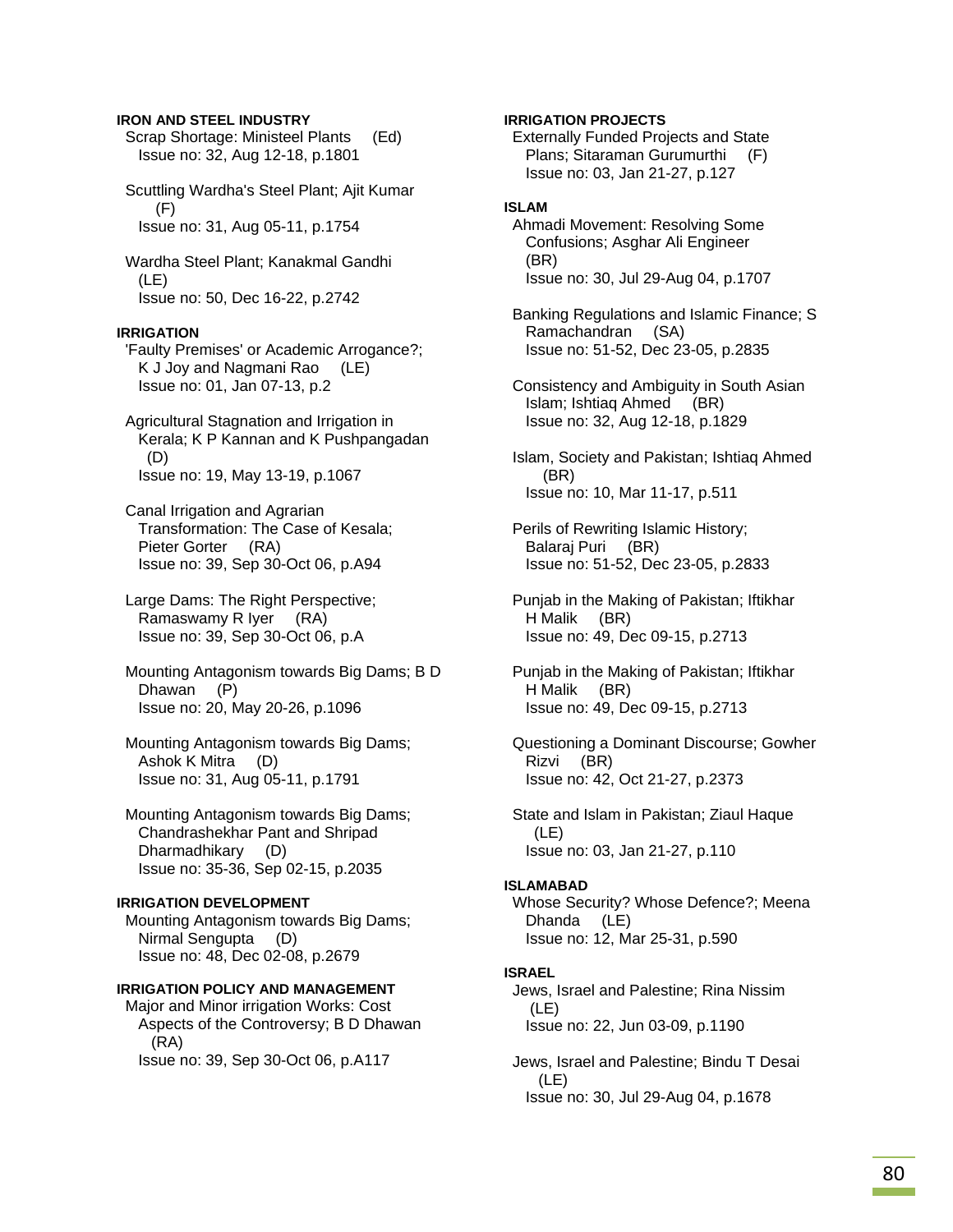**IRON AND STEEL INDUSTRY**

Scrap Shortage: Ministeel Plants (Ed)
Issue no: 32, Aug 12-18, p.1801

Scuttling Wardha's Steel Plant; Ajit Kumar (F)
Issue no: 31, Aug 05-11, p.1754

Wardha Steel Plant; Kanakmal Gandhi (LE)
Issue no: 50, Dec 16-22, p.2742

**IRRIGATION**

'Faulty Premises' or Academic Arrogance?; K J Joy and Nagmani Rao (LE)
Issue no: 01, Jan 07-13, p.2

Agricultural Stagnation and Irrigation in Kerala; K P Kannan and K Pushpangadan (D)
Issue no: 19, May 13-19, p.1067

Canal Irrigation and Agrarian Transformation: The Case of Kesala; Pieter Gorter (RA)
Issue no: 39, Sep 30-Oct 06, p.A94

Large Dams: The Right Perspective; Ramaswamy R Iyer (RA)
Issue no: 39, Sep 30-Oct 06, p.A

Mounting Antagonism towards Big Dams; B D Dhawan (P)
Issue no: 20, May 20-26, p.1096

Mounting Antagonism towards Big Dams; Ashok K Mitra (D)
Issue no: 31, Aug 05-11, p.1791

Mounting Antagonism towards Big Dams; Chandrashekhar Pant and Shripad Dharmadhikary (D)
Issue no: 35-36, Sep 02-15, p.2035

**IRRIGATION DEVELOPMENT**

Mounting Antagonism towards Big Dams; Nirmal Sengupta (D)
Issue no: 48, Dec 02-08, p.2679

**IRRIGATION POLICY AND MANAGEMENT**

Major and Minor irrigation Works: Cost Aspects of the Controversy; B D Dhawan (RA)
Issue no: 39, Sep 30-Oct 06, p.A117

**IRRIGATION PROJECTS**

Externally Funded Projects and State Plans; Sitaraman Gurumurthi (F)
Issue no: 03, Jan 21-27, p.127

**ISLAM**

Ahmadi Movement: Resolving Some Confusions; Asghar Ali Engineer (BR)
Issue no: 30, Jul 29-Aug 04, p.1707

Banking Regulations and Islamic Finance; S Ramachandran (SA)
Issue no: 51-52, Dec 23-05, p.2835

Consistency and Ambiguity in South Asian Islam; Ishtiaq Ahmed (BR)
Issue no: 32, Aug 12-18, p.1829

Islam, Society and Pakistan; Ishtiaq Ahmed (BR)
Issue no: 10, Mar 11-17, p.511

Perils of Rewriting Islamic History; Balaraj Puri (BR)
Issue no: 51-52, Dec 23-05, p.2833

Punjab in the Making of Pakistan; Iftikhar H Malik (BR)
Issue no: 49, Dec 09-15, p.2713

Punjab in the Making of Pakistan; Iftikhar H Malik (BR)
Issue no: 49, Dec 09-15, p.2713

Questioning a Dominant Discourse; Gowher Rizvi (BR)
Issue no: 42, Oct 21-27, p.2373

State and Islam in Pakistan; Ziaul Haque (LE)
Issue no: 03, Jan 21-27, p.110

**ISLAMABAD**

Whose Security? Whose Defence?; Meena Dhanda (LE)
Issue no: 12, Mar 25-31, p.590

**ISRAEL**

Jews, Israel and Palestine; Rina Nissim (LE)
Issue no: 22, Jun 03-09, p.1190

Jews, Israel and Palestine; Bindu T Desai (LE)
Issue no: 30, Jul 29-Aug 04, p.1678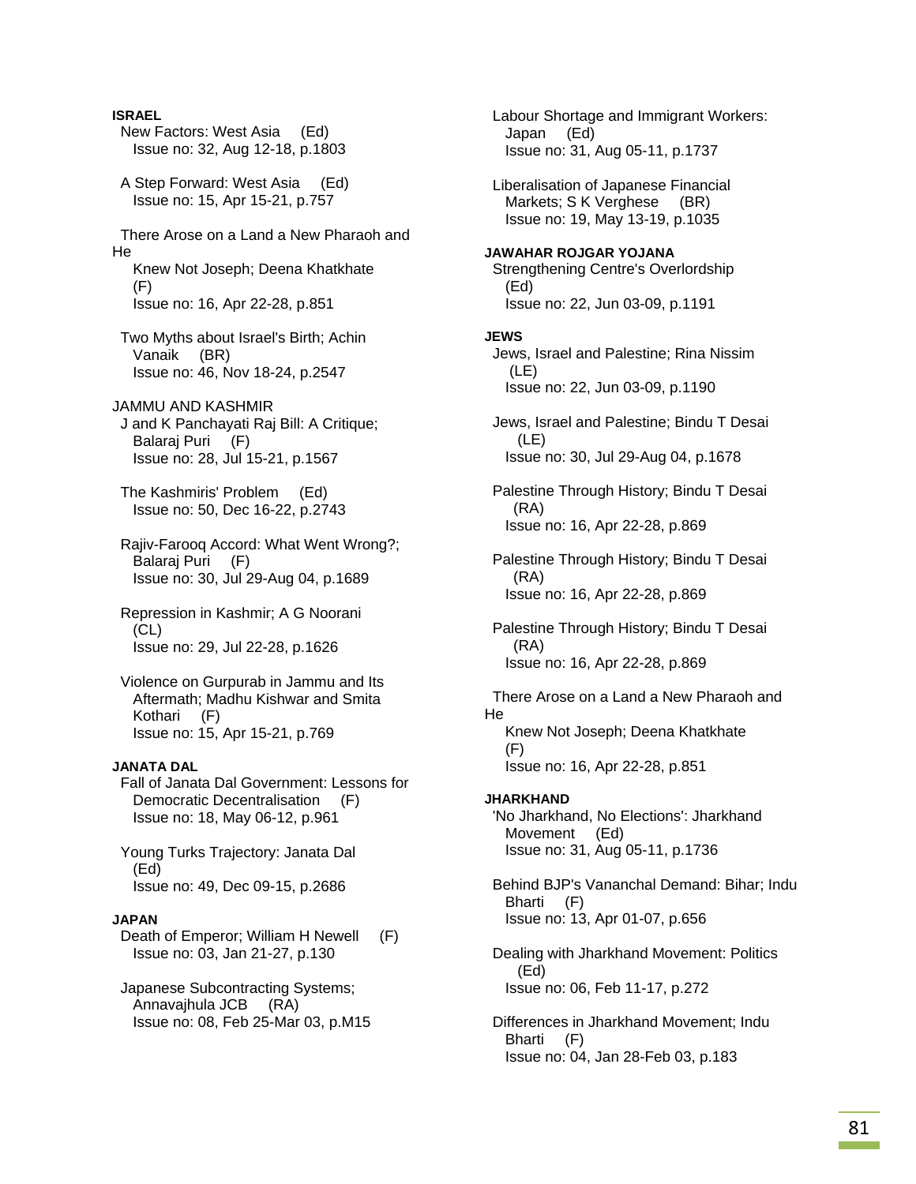**ISRAEL**

New Factors: West Asia (Ed)
Issue no: 32, Aug 12-18, p.1803

A Step Forward: West Asia (Ed)
Issue no: 15, Apr 15-21, p.757

There Arose on a Land a New Pharaoh and He Knew Not Joseph; Deena Khatkhate (F)
Issue no: 16, Apr 22-28, p.851

Two Myths about Israel's Birth; Achin Vanaik (BR)
Issue no: 46, Nov 18-24, p.2547

JAMMU AND KASHMIR

J and K Panchayati Raj Bill: A Critique; Balaraj Puri (F)
Issue no: 28, Jul 15-21, p.1567

The Kashmiris' Problem (Ed)
Issue no: 50, Dec 16-22, p.2743

Rajiv-Farooq Accord: What Went Wrong?; Balaraj Puri (F)
Issue no: 30, Jul 29-Aug 04, p.1689

Repression in Kashmir; A G Noorani (CL)
Issue no: 29, Jul 22-28, p.1626

Violence on Gurpurab in Jammu and Its Aftermath; Madhu Kishwar and Smita Kothari (F)
Issue no: 15, Apr 15-21, p.769

**JANATA DAL**

Fall of Janata Dal Government: Lessons for Democratic Decentralisation (F)
Issue no: 18, May 06-12, p.961

Young Turks Trajectory: Janata Dal (Ed)
Issue no: 49, Dec 09-15, p.2686

**JAPAN**

Death of Emperor; William H Newell (F)
Issue no: 03, Jan 21-27, p.130

Japanese Subcontracting Systems; Annavajhula JCB (RA)
Issue no: 08, Feb 25-Mar 03, p.M15

Labour Shortage and Immigrant Workers: Japan (Ed)
Issue no: 31, Aug 05-11, p.1737

Liberalisation of Japanese Financial Markets; S K Verghese (BR)
Issue no: 19, May 13-19, p.1035

**JAWAHAR ROJGAR YOJANA**

Strengthening Centre's Overlordship (Ed)
Issue no: 22, Jun 03-09, p.1191

**JEWS**

Jews, Israel and Palestine; Rina Nissim (LE)
Issue no: 22, Jun 03-09, p.1190

Jews, Israel and Palestine; Bindu T Desai (LE)
Issue no: 30, Jul 29-Aug 04, p.1678

Palestine Through History; Bindu T Desai (RA)
Issue no: 16, Apr 22-28, p.869

Palestine Through History; Bindu T Desai (RA)
Issue no: 16, Apr 22-28, p.869

Palestine Through History; Bindu T Desai (RA)
Issue no: 16, Apr 22-28, p.869

There Arose on a Land a New Pharaoh and He Knew Not Joseph; Deena Khatkhate (F)
Issue no: 16, Apr 22-28, p.851

**JHARKHAND**

'No Jharkhand, No Elections': Jharkhand Movement (Ed)
Issue no: 31, Aug 05-11, p.1736

Behind BJP's Vananchal Demand: Bihar; Indu Bharti (F)
Issue no: 13, Apr 01-07, p.656

Dealing with Jharkhand Movement: Politics (Ed)
Issue no: 06, Feb 11-17, p.272

Differences in Jharkhand Movement; Indu Bharti (F)
Issue no: 04, Jan 28-Feb 03, p.183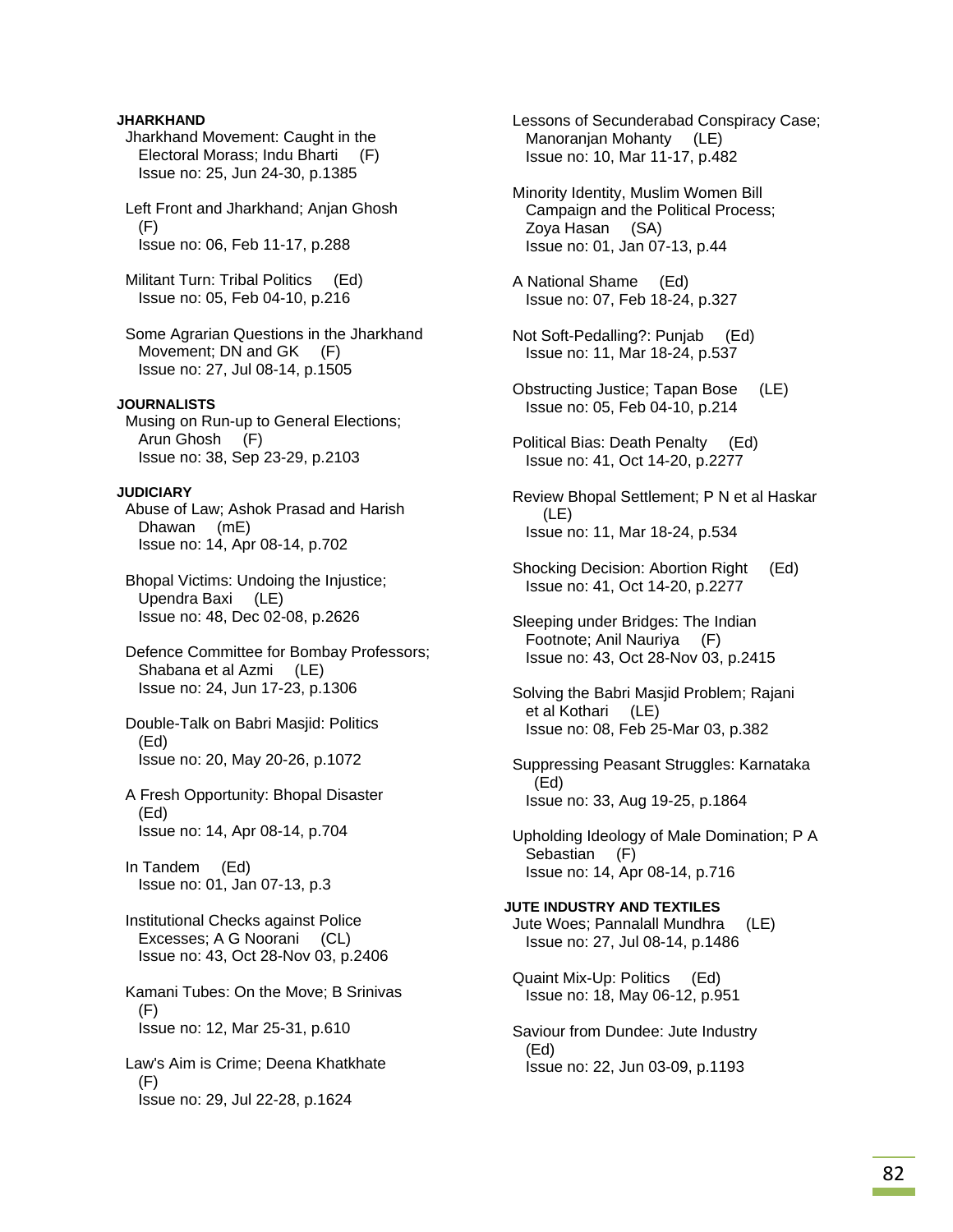**JHARKHAND**

Jharkhand Movement: Caught in the Electoral Morass; Indu Bharti (F)
Issue no: 25, Jun 24-30, p.1385

Left Front and Jharkhand; Anjan Ghosh (F)
Issue no: 06, Feb 11-17, p.288

Militant Turn: Tribal Politics (Ed)
Issue no: 05, Feb 04-10, p.216

Some Agrarian Questions in the Jharkhand Movement; DN and GK (F)
Issue no: 27, Jul 08-14, p.1505

**JOURNALISTS**

Musing on Run-up to General Elections; Arun Ghosh (F)
Issue no: 38, Sep 23-29, p.2103

**JUDICIARY**

Abuse of Law; Ashok Prasad and Harish Dhawan (mE)
Issue no: 14, Apr 08-14, p.702

Bhopal Victims: Undoing the Injustice; Upendra Baxi (LE)
Issue no: 48, Dec 02-08, p.2626

Defence Committee for Bombay Professors; Shabana et al Azmi (LE)
Issue no: 24, Jun 17-23, p.1306

Double-Talk on Babri Masjid: Politics (Ed)
Issue no: 20, May 20-26, p.1072

A Fresh Opportunity: Bhopal Disaster (Ed)
Issue no: 14, Apr 08-14, p.704

In Tandem (Ed)
Issue no: 01, Jan 07-13, p.3

Institutional Checks against Police Excesses; A G Noorani (CL)
Issue no: 43, Oct 28-Nov 03, p.2406

Kamani Tubes: On the Move; B Srinivas (F)
Issue no: 12, Mar 25-31, p.610

Law's Aim is Crime; Deena Khatkhate (F)
Issue no: 29, Jul 22-28, p.1624

Lessons of Secunderabad Conspiracy Case; Manoranjan Mohanty (LE)
Issue no: 10, Mar 11-17, p.482

Minority Identity, Muslim Women Bill Campaign and the Political Process; Zoya Hasan (SA)
Issue no: 01, Jan 07-13, p.44

A National Shame (Ed)
Issue no: 07, Feb 18-24, p.327

Not Soft-Pedalling?: Punjab (Ed)
Issue no: 11, Mar 18-24, p.537

Obstructing Justice; Tapan Bose (LE)
Issue no: 05, Feb 04-10, p.214

Political Bias: Death Penalty (Ed)
Issue no: 41, Oct 14-20, p.2277

Review Bhopal Settlement; P N et al Haskar (LE)
Issue no: 11, Mar 18-24, p.534

Shocking Decision: Abortion Right (Ed)
Issue no: 41, Oct 14-20, p.2277

Sleeping under Bridges: The Indian Footnote; Anil Nauriya (F)
Issue no: 43, Oct 28-Nov 03, p.2415

Solving the Babri Masjid Problem; Rajani et al Kothari (LE)
Issue no: 08, Feb 25-Mar 03, p.382

Suppressing Peasant Struggles: Karnataka (Ed)
Issue no: 33, Aug 19-25, p.1864

Upholding Ideology of Male Domination; P A Sebastian (F)
Issue no: 14, Apr 08-14, p.716

**JUTE INDUSTRY AND TEXTILES**

Jute Woes; Pannalall Mundhra (LE)
Issue no: 27, Jul 08-14, p.1486

Quaint Mix-Up: Politics (Ed)
Issue no: 18, May 06-12, p.951

Saviour from Dundee: Jute Industry (Ed)
Issue no: 22, Jun 03-09, p.1193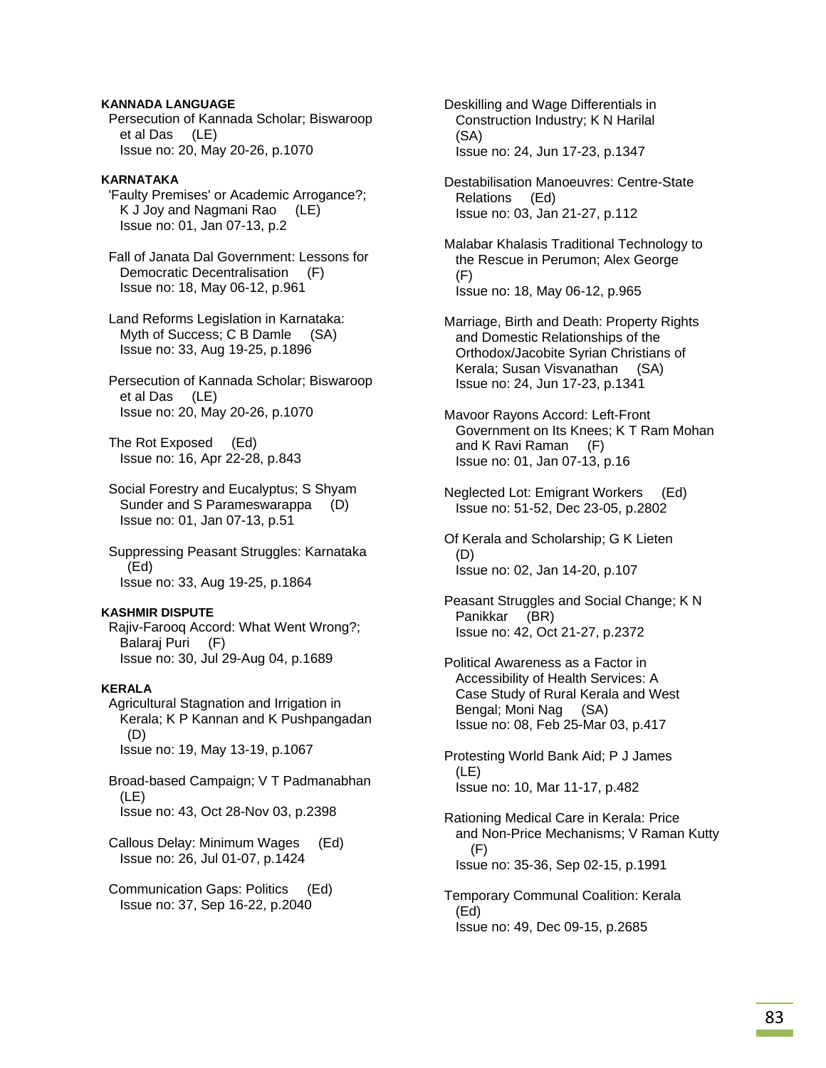**KANNADA LANGUAGE**

Persecution of Kannada Scholar; Biswaroop et al Das (LE)
Issue no: 20, May 20-26, p.1070

**KARNATAKA**

'Faulty Premises' or Academic Arrogance?; K J Joy and Nagmani Rao (LE)
Issue no: 01, Jan 07-13, p.2

Fall of Janata Dal Government: Lessons for Democratic Decentralisation (F)
Issue no: 18, May 06-12, p.961

Land Reforms Legislation in Karnataka: Myth of Success; C B Damle (SA)
Issue no: 33, Aug 19-25, p.1896

Persecution of Kannada Scholar; Biswaroop et al Das (LE)
Issue no: 20, May 20-26, p.1070

The Rot Exposed (Ed)
Issue no: 16, Apr 22-28, p.843

Social Forestry and Eucalyptus; S Shyam Sunder and S Parameswarappa (D)
Issue no: 01, Jan 07-13, p.51

Suppressing Peasant Struggles: Karnataka (Ed)
Issue no: 33, Aug 19-25, p.1864

**KASHMIR DISPUTE**

Rajiv-Farooq Accord: What Went Wrong?; Balaraj Puri (F)
Issue no: 30, Jul 29-Aug 04, p.1689

**KERALA**

Agricultural Stagnation and Irrigation in Kerala; K P Kannan and K Pushpangadan (D)
Issue no: 19, May 13-19, p.1067

Broad-based Campaign; V T Padmanabhan (LE)
Issue no: 43, Oct 28-Nov 03, p.2398

Callous Delay: Minimum Wages (Ed)
Issue no: 26, Jul 01-07, p.1424

Communication Gaps: Politics (Ed)
Issue no: 37, Sep 16-22, p.2040

Deskilling and Wage Differentials in Construction Industry; K N Harilal (SA)
Issue no: 24, Jun 17-23, p.1347

Destabilisation Manoeuvres: Centre-State Relations (Ed)
Issue no: 03, Jan 21-27, p.112

Malabar Khalasis Traditional Technology to the Rescue in Perumon; Alex George (F)
Issue no: 18, May 06-12, p.965

Marriage, Birth and Death: Property Rights and Domestic Relationships of the Orthodox/Jacobite Syrian Christians of Kerala; Susan Visvanathan (SA)
Issue no: 24, Jun 17-23, p.1341

Mavoor Rayons Accord: Left-Front Government on Its Knees; K T Ram Mohan and K Ravi Raman (F)
Issue no: 01, Jan 07-13, p.16

Neglected Lot: Emigrant Workers (Ed)
Issue no: 51-52, Dec 23-05, p.2802

Of Kerala and Scholarship; G K Lieten (D)
Issue no: 02, Jan 14-20, p.107

Peasant Struggles and Social Change; K N Panikkar (BR)
Issue no: 42, Oct 21-27, p.2372

Political Awareness as a Factor in Accessibility of Health Services: A Case Study of Rural Kerala and West Bengal; Moni Nag (SA)
Issue no: 08, Feb 25-Mar 03, p.417

Protesting World Bank Aid; P J James (LE)
Issue no: 10, Mar 11-17, p.482

Rationing Medical Care in Kerala: Price and Non-Price Mechanisms; V Raman Kutty (F)
Issue no: 35-36, Sep 02-15, p.1991

Temporary Communal Coalition: Kerala (Ed)
Issue no: 49, Dec 09-15, p.2685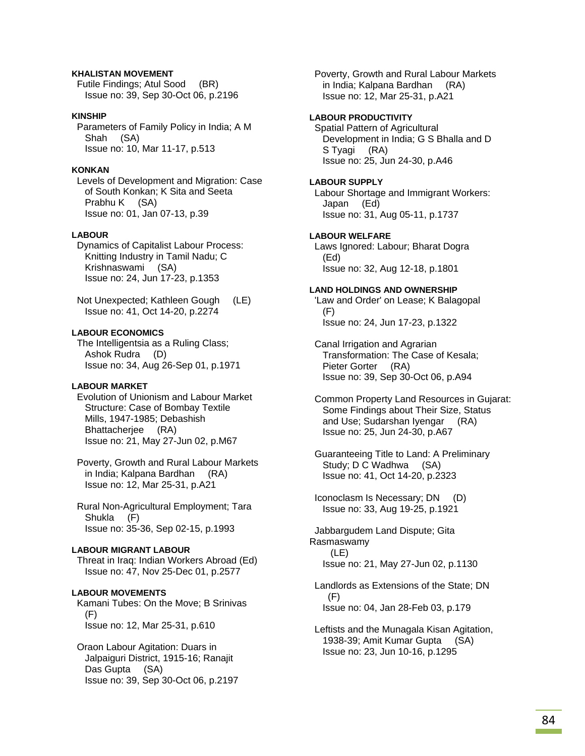**KHALISTAN MOVEMENT**

Futile Findings; Atul Sood (BR)
Issue no: 39, Sep 30-Oct 06, p.2196

**KINSHIP**

Parameters of Family Policy in India; A M Shah (SA)
Issue no: 10, Mar 11-17, p.513

**KONKAN**

Levels of Development and Migration: Case of South Konkan; K Sita and Seeta Prabhu K (SA)
Issue no: 01, Jan 07-13, p.39

**LABOUR**

Dynamics of Capitalist Labour Process: Knitting Industry in Tamil Nadu; C Krishnaswami (SA)
Issue no: 24, Jun 17-23, p.1353

Not Unexpected; Kathleen Gough (LE)
Issue no: 41, Oct 14-20, p.2274

**LABOUR ECONOMICS**

The Intelligentsia as a Ruling Class; Ashok Rudra (D)
Issue no: 34, Aug 26-Sep 01, p.1971

**LABOUR MARKET**

Evolution of Unionism and Labour Market Structure: Case of Bombay Textile Mills, 1947-1985; Debashish Bhattacherjee (RA)
Issue no: 21, May 27-Jun 02, p.M67

Poverty, Growth and Rural Labour Markets in India; Kalpana Bardhan (RA)
Issue no: 12, Mar 25-31, p.A21

Rural Non-Agricultural Employment; Tara Shukla (F)
Issue no: 35-36, Sep 02-15, p.1993

**LABOUR MIGRANT LABOUR**

Threat in Iraq: Indian Workers Abroad (Ed)
Issue no: 47, Nov 25-Dec 01, p.2577

**LABOUR MOVEMENTS**

Kamani Tubes: On the Move; B Srinivas (F)
Issue no: 12, Mar 25-31, p.610

Oraon Labour Agitation: Duars in Jalpaiguri District, 1915-16; Ranajit Das Gupta (SA)
Issue no: 39, Sep 30-Oct 06, p.2197

Poverty, Growth and Rural Labour Markets in India; Kalpana Bardhan (RA)
Issue no: 12, Mar 25-31, p.A21

**LABOUR PRODUCTIVITY**

Spatial Pattern of Agricultural Development in India; G S Bhalla and D S Tyagi (RA)
Issue no: 25, Jun 24-30, p.A46

**LABOUR SUPPLY**

Labour Shortage and Immigrant Workers: Japan (Ed)
Issue no: 31, Aug 05-11, p.1737

**LABOUR WELFARE**

Laws Ignored: Labour; Bharat Dogra (Ed)
Issue no: 32, Aug 12-18, p.1801

**LAND HOLDINGS AND OWNERSHIP**

'Law and Order' on Lease; K Balagopal (F)
Issue no: 24, Jun 17-23, p.1322

Canal Irrigation and Agrarian Transformation: The Case of Kesala; Pieter Gorter (RA)
Issue no: 39, Sep 30-Oct 06, p.A94

Common Property Land Resources in Gujarat: Some Findings about Their Size, Status and Use; Sudarshan Iyengar (RA)
Issue no: 25, Jun 24-30, p.A67

Guaranteeing Title to Land: A Preliminary Study; D C Wadhwa (SA)
Issue no: 41, Oct 14-20, p.2323

Iconoclasm Is Necessary; DN (D)
Issue no: 33, Aug 19-25, p.1921

Jabbargudem Land Dispute; Gita Rasmaswamy (LE)
Issue no: 21, May 27-Jun 02, p.1130

Landlords as Extensions of the State; DN (F)
Issue no: 04, Jan 28-Feb 03, p.179

Leftists and the Munagala Kisan Agitation, 1938-39; Amit Kumar Gupta (SA)
Issue no: 23, Jun 10-16, p.1295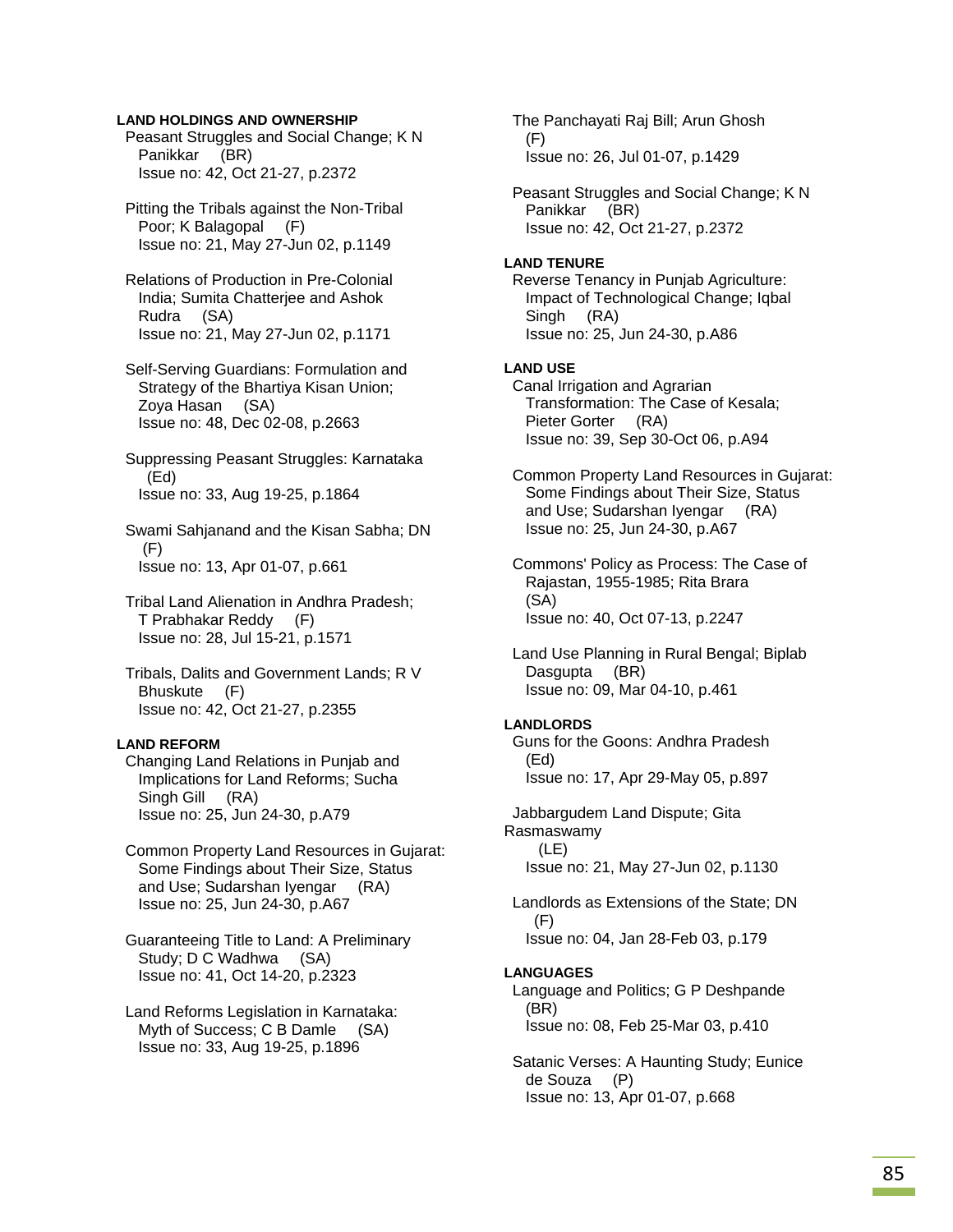**LAND HOLDINGS AND OWNERSHIP**

Peasant Struggles and Social Change; K N Panikkar (BR)
Issue no: 42, Oct 21-27, p.2372

Pitting the Tribals against the Non-Tribal Poor; K Balagopal (F)
Issue no: 21, May 27-Jun 02, p.1149

Relations of Production in Pre-Colonial India; Sumita Chatterjee and Ashok Rudra (SA)
Issue no: 21, May 27-Jun 02, p.1171

Self-Serving Guardians: Formulation and Strategy of the Bhartiya Kisan Union; Zoya Hasan (SA)
Issue no: 48, Dec 02-08, p.2663

Suppressing Peasant Struggles: Karnataka (Ed)
Issue no: 33, Aug 19-25, p.1864

Swami Sahjanand and the Kisan Sabha; DN (F)
Issue no: 13, Apr 01-07, p.661

Tribal Land Alienation in Andhra Pradesh; T Prabhakar Reddy (F)
Issue no: 28, Jul 15-21, p.1571

Tribals, Dalits and Government Lands; R V Bhuskute (F)
Issue no: 42, Oct 21-27, p.2355

**LAND REFORM**

Changing Land Relations in Punjab and Implications for Land Reforms; Sucha Singh Gill (RA)
Issue no: 25, Jun 24-30, p.A79

Common Property Land Resources in Gujarat: Some Findings about Their Size, Status and Use; Sudarshan Iyengar (RA)
Issue no: 25, Jun 24-30, p.A67

Guaranteeing Title to Land: A Preliminary Study; D C Wadhwa (SA)
Issue no: 41, Oct 14-20, p.2323

Land Reforms Legislation in Karnataka: Myth of Success; C B Damle (SA)
Issue no: 33, Aug 19-25, p.1896

The Panchayati Raj Bill; Arun Ghosh (F)
Issue no: 26, Jul 01-07, p.1429

Peasant Struggles and Social Change; K N Panikkar (BR)
Issue no: 42, Oct 21-27, p.2372

**LAND TENURE**

Reverse Tenancy in Punjab Agriculture: Impact of Technological Change; Iqbal Singh (RA)
Issue no: 25, Jun 24-30, p.A86

**LAND USE**

Canal Irrigation and Agrarian Transformation: The Case of Kesala; Pieter Gorter (RA)
Issue no: 39, Sep 30-Oct 06, p.A94

Common Property Land Resources in Gujarat: Some Findings about Their Size, Status and Use; Sudarshan Iyengar (RA)
Issue no: 25, Jun 24-30, p.A67

Commons' Policy as Process: The Case of Rajastan, 1955-1985; Rita Brara (SA)
Issue no: 40, Oct 07-13, p.2247

Land Use Planning in Rural Bengal; Biplab Dasgupta (BR)
Issue no: 09, Mar 04-10, p.461

**LANDLORDS**

Guns for the Goons: Andhra Pradesh (Ed)
Issue no: 17, Apr 29-May 05, p.897

Jabbargudem Land Dispute; Gita Rasmaswamy (LE)
Issue no: 21, May 27-Jun 02, p.1130

Landlords as Extensions of the State; DN (F)
Issue no: 04, Jan 28-Feb 03, p.179

**LANGUAGES**

Language and Politics; G P Deshpande (BR)
Issue no: 08, Feb 25-Mar 03, p.410

Satanic Verses: A Haunting Study; Eunice de Souza (P)
Issue no: 13, Apr 01-07, p.668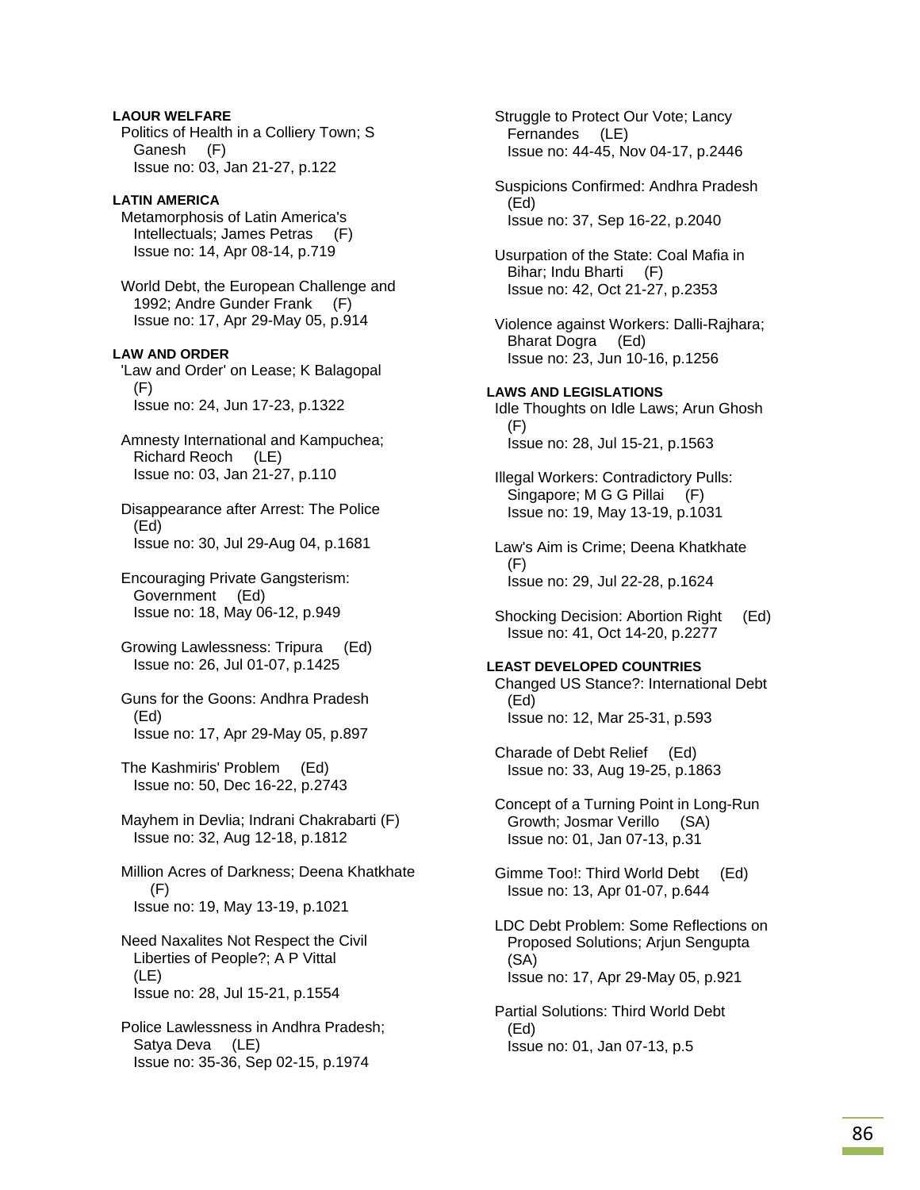**LAOUR WELFARE**

Politics of Health in a Colliery Town; S Ganesh (F)
Issue no: 03, Jan 21-27, p.122

**LATIN AMERICA**

Metamorphosis of Latin America's Intellectuals; James Petras (F)
Issue no: 14, Apr 08-14, p.719

World Debt, the European Challenge and 1992; Andre Gunder Frank (F)
Issue no: 17, Apr 29-May 05, p.914

**LAW AND ORDER**

'Law and Order' on Lease; K Balagopal (F)
Issue no: 24, Jun 17-23, p.1322

Amnesty International and Kampuchea; Richard Reoch (LE)
Issue no: 03, Jan 21-27, p.110

Disappearance after Arrest: The Police (Ed)
Issue no: 30, Jul 29-Aug 04, p.1681

Encouraging Private Gangsterism: Government (Ed)
Issue no: 18, May 06-12, p.949

Growing Lawlessness: Tripura (Ed)
Issue no: 26, Jul 01-07, p.1425

Guns for the Goons: Andhra Pradesh (Ed)
Issue no: 17, Apr 29-May 05, p.897

The Kashmiris' Problem (Ed)
Issue no: 50, Dec 16-22, p.2743

Mayhem in Devlia; Indrani Chakrabarti (F)
Issue no: 32, Aug 12-18, p.1812

Million Acres of Darkness; Deena Khatkhate (F)
Issue no: 19, May 13-19, p.1021

Need Naxalites Not Respect the Civil Liberties of People?; A P Vittal (LE)
Issue no: 28, Jul 15-21, p.1554

Police Lawlessness in Andhra Pradesh; Satya Deva (LE)
Issue no: 35-36, Sep 02-15, p.1974

Struggle to Protect Our Vote; Lancy Fernandes (LE)
Issue no: 44-45, Nov 04-17, p.2446

Suspicions Confirmed: Andhra Pradesh (Ed)
Issue no: 37, Sep 16-22, p.2040

Usurpation of the State: Coal Mafia in Bihar; Indu Bharti (F)
Issue no: 42, Oct 21-27, p.2353

Violence against Workers: Dalli-Rajhara; Bharat Dogra (Ed)
Issue no: 23, Jun 10-16, p.1256

**LAWS AND LEGISLATIONS**

Idle Thoughts on Idle Laws; Arun Ghosh (F)
Issue no: 28, Jul 15-21, p.1563

Illegal Workers: Contradictory Pulls: Singapore; M G G Pillai (F)
Issue no: 19, May 13-19, p.1031

Law's Aim is Crime; Deena Khatkhate (F)
Issue no: 29, Jul 22-28, p.1624

Shocking Decision: Abortion Right (Ed)
Issue no: 41, Oct 14-20, p.2277

**LEAST DEVELOPED COUNTRIES**

Changed US Stance?: International Debt (Ed)
Issue no: 12, Mar 25-31, p.593

Charade of Debt Relief (Ed)
Issue no: 33, Aug 19-25, p.1863

Concept of a Turning Point in Long-Run Growth; Josmar Verillo (SA)
Issue no: 01, Jan 07-13, p.31

Gimme Too!: Third World Debt (Ed)
Issue no: 13, Apr 01-07, p.644

LDC Debt Problem: Some Reflections on Proposed Solutions; Arjun Sengupta (SA)
Issue no: 17, Apr 29-May 05, p.921

Partial Solutions: Third World Debt (Ed)
Issue no: 01, Jan 07-13, p.5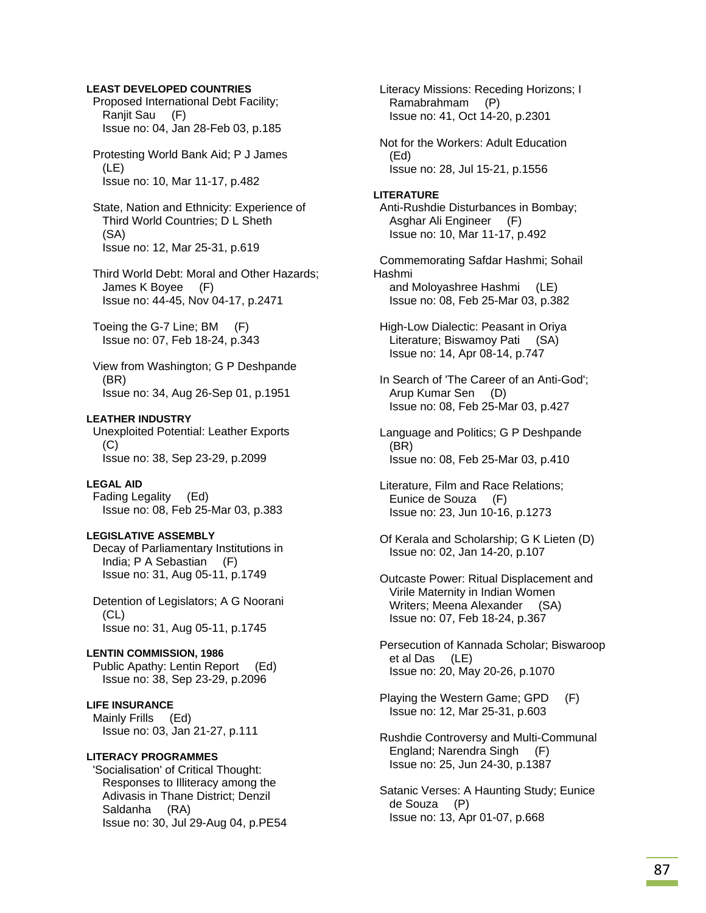**LEAST DEVELOPED COUNTRIES**

Proposed International Debt Facility; Ranjit Sau (F)
Issue no: 04, Jan 28-Feb 03, p.185

Protesting World Bank Aid; P J James (LE)
Issue no: 10, Mar 11-17, p.482

State, Nation and Ethnicity: Experience of Third World Countries; D L Sheth (SA)
Issue no: 12, Mar 25-31, p.619

Third World Debt: Moral and Other Hazards; James K Boyee (F)
Issue no: 44-45, Nov 04-17, p.2471

Toeing the G-7 Line; BM (F)
Issue no: 07, Feb 18-24, p.343

View from Washington; G P Deshpande (BR)
Issue no: 34, Aug 26-Sep 01, p.1951

**LEATHER INDUSTRY**

Unexploited Potential: Leather Exports (C)
Issue no: 38, Sep 23-29, p.2099

**LEGAL AID**

Fading Legality (Ed)
Issue no: 08, Feb 25-Mar 03, p.383

**LEGISLATIVE ASSEMBLY**

Decay of Parliamentary Institutions in India; P A Sebastian (F)
Issue no: 31, Aug 05-11, p.1749

Detention of Legislators; A G Noorani (CL)
Issue no: 31, Aug 05-11, p.1745

**LENTIN COMMISSION, 1986**

Public Apathy: Lentin Report (Ed)
Issue no: 38, Sep 23-29, p.2096

**LIFE INSURANCE**

Mainly Frills (Ed)
Issue no: 03, Jan 21-27, p.111

**LITERACY PROGRAMMES**

'Socialisation' of Critical Thought: Responses to Illiteracy among the Adivasis in Thane District; Denzil Saldanha (RA)
Issue no: 30, Jul 29-Aug 04, p.PE54

Literacy Missions: Receding Horizons; I Ramabrahmam (P)
Issue no: 41, Oct 14-20, p.2301

Not for the Workers: Adult Education (Ed)
Issue no: 28, Jul 15-21, p.1556

**LITERATURE**

Anti-Rushdie Disturbances in Bombay; Asghar Ali Engineer (F)
Issue no: 10, Mar 11-17, p.492

Commemorating Safdar Hashmi; Sohail Hashmi and Moloyashree Hashmi (LE)
Issue no: 08, Feb 25-Mar 03, p.382

High-Low Dialectic: Peasant in Oriya Literature; Biswamoy Pati (SA)
Issue no: 14, Apr 08-14, p.747

In Search of 'The Career of an Anti-God'; Arup Kumar Sen (D)
Issue no: 08, Feb 25-Mar 03, p.427

Language and Politics; G P Deshpande (BR)
Issue no: 08, Feb 25-Mar 03, p.410

Literature, Film and Race Relations; Eunice de Souza (F)
Issue no: 23, Jun 10-16, p.1273

Of Kerala and Scholarship; G K Lieten (D)
Issue no: 02, Jan 14-20, p.107

Outcaste Power: Ritual Displacement and Virile Maternity in Indian Women Writers; Meena Alexander (SA)
Issue no: 07, Feb 18-24, p.367

Persecution of Kannada Scholar; Biswaroop et al Das (LE)
Issue no: 20, May 20-26, p.1070

Playing the Western Game; GPD (F)
Issue no: 12, Mar 25-31, p.603

Rushdie Controversy and Multi-Communal England; Narendra Singh (F)
Issue no: 25, Jun 24-30, p.1387

Satanic Verses: A Haunting Study; Eunice de Souza (P)
Issue no: 13, Apr 01-07, p.668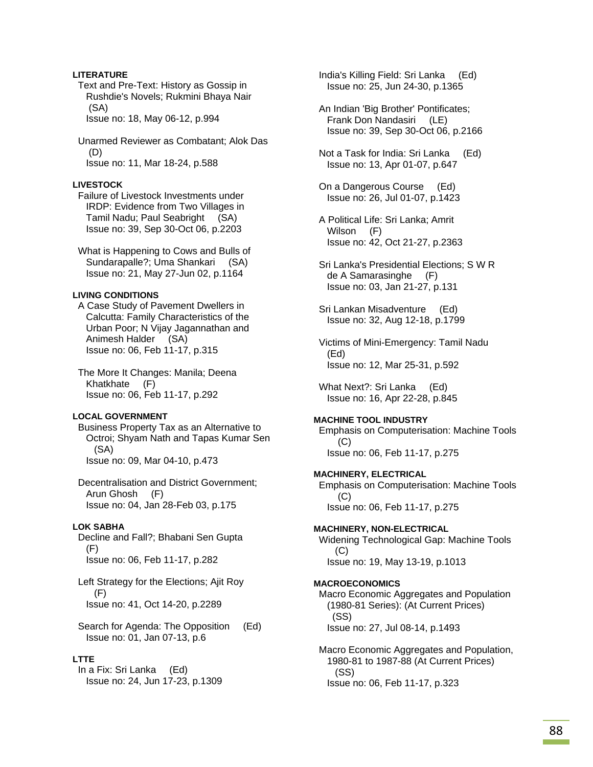**LITERATURE**

Text and Pre-Text: History as Gossip in Rushdie's Novels; Rukmini Bhaya Nair (SA)
Issue no: 18, May 06-12, p.994

Unarmed Reviewer as Combatant; Alok Das (D)
Issue no: 11, Mar 18-24, p.588

**LIVESTOCK**

Failure of Livestock Investments under IRDP: Evidence from Two Villages in Tamil Nadu; Paul Seabright (SA)
Issue no: 39, Sep 30-Oct 06, p.2203

What is Happening to Cows and Bulls of Sundarapalle?; Uma Shankari (SA)
Issue no: 21, May 27-Jun 02, p.1164

**LIVING CONDITIONS**

A Case Study of Pavement Dwellers in Calcutta: Family Characteristics of the Urban Poor; N Vijay Jagannathan and Animesh Halder (SA)
Issue no: 06, Feb 11-17, p.315

The More It Changes: Manila; Deena Khatkhate (F)
Issue no: 06, Feb 11-17, p.292

**LOCAL GOVERNMENT**

Business Property Tax as an Alternative to Octroi; Shyam Nath and Tapas Kumar Sen (SA)
Issue no: 09, Mar 04-10, p.473

Decentralisation and District Government; Arun Ghosh (F)
Issue no: 04, Jan 28-Feb 03, p.175

**LOK SABHA**

Decline and Fall?; Bhabani Sen Gupta (F)
Issue no: 06, Feb 11-17, p.282

Left Strategy for the Elections; Ajit Roy (F)
Issue no: 41, Oct 14-20, p.2289

Search for Agenda: The Opposition (Ed)
Issue no: 01, Jan 07-13, p.6

**LTTE**

In a Fix: Sri Lanka (Ed)
Issue no: 24, Jun 17-23, p.1309

India's Killing Field: Sri Lanka (Ed)
Issue no: 25, Jun 24-30, p.1365

An Indian 'Big Brother' Pontificates; Frank Don Nandasiri (LE)
Issue no: 39, Sep 30-Oct 06, p.2166

Not a Task for India: Sri Lanka (Ed)
Issue no: 13, Apr 01-07, p.647

On a Dangerous Course (Ed)
Issue no: 26, Jul 01-07, p.1423

A Political Life: Sri Lanka; Amrit Wilson (F)
Issue no: 42, Oct 21-27, p.2363

Sri Lanka's Presidential Elections; S W R de A Samarasinghe (F)
Issue no: 03, Jan 21-27, p.131

Sri Lankan Misadventure (Ed)
Issue no: 32, Aug 12-18, p.1799

Victims of Mini-Emergency: Tamil Nadu (Ed)
Issue no: 12, Mar 25-31, p.592

What Next?: Sri Lanka (Ed)
Issue no: 16, Apr 22-28, p.845

**MACHINE TOOL INDUSTRY**

Emphasis on Computerisation: Machine Tools (C)
Issue no: 06, Feb 11-17, p.275

**MACHINERY, ELECTRICAL**

Emphasis on Computerisation: Machine Tools (C)
Issue no: 06, Feb 11-17, p.275

**MACHINERY, NON-ELECTRICAL**

Widening Technological Gap: Machine Tools (C)
Issue no: 19, May 13-19, p.1013

**MACROECONOMICS**

Macro Economic Aggregates and Population (1980-81 Series): (At Current Prices) (SS)
Issue no: 27, Jul 08-14, p.1493

Macro Economic Aggregates and Population, 1980-81 to 1987-88 (At Current Prices) (SS)
Issue no: 06, Feb 11-17, p.323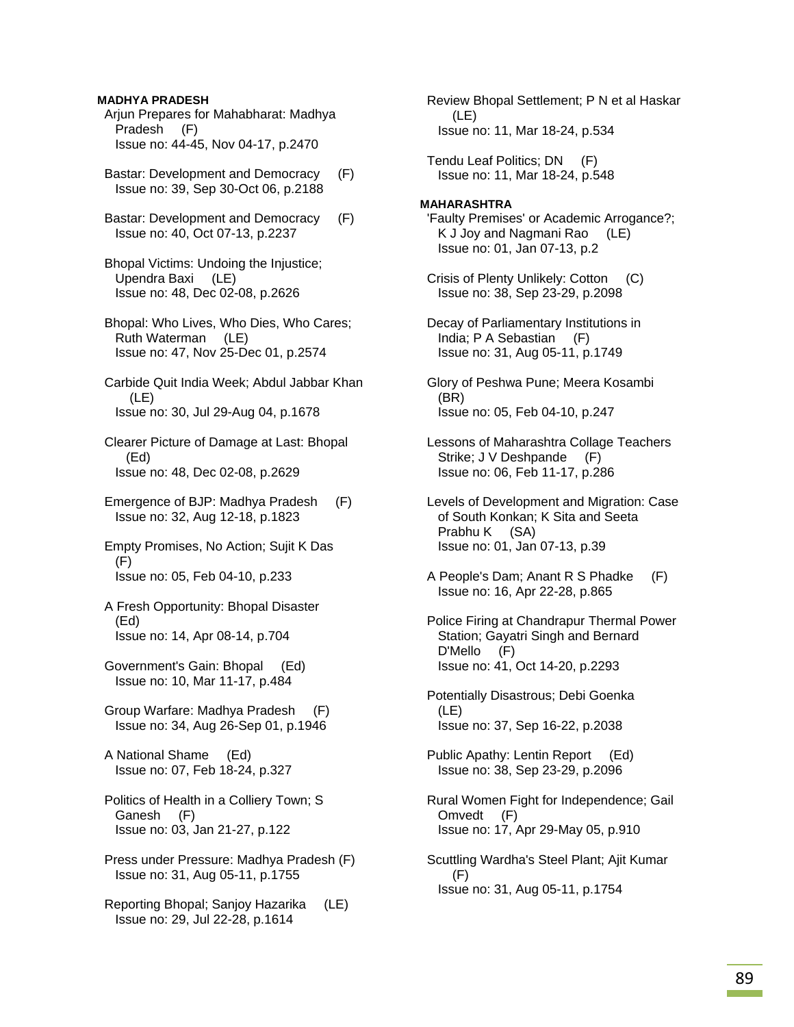**MADHYA PRADESH**

Arjun Prepares for Mahabharat: Madhya Pradesh (F)
Issue no: 44-45, Nov 04-17, p.2470

Bastar: Development and Democracy (F)
Issue no: 39, Sep 30-Oct 06, p.2188

Bastar: Development and Democracy (F)
Issue no: 40, Oct 07-13, p.2237

Bhopal Victims: Undoing the Injustice; Upendra Baxi (LE)
Issue no: 48, Dec 02-08, p.2626

Bhopal: Who Lives, Who Dies, Who Cares; Ruth Waterman (LE)
Issue no: 47, Nov 25-Dec 01, p.2574

Carbide Quit India Week; Abdul Jabbar Khan (LE)
Issue no: 30, Jul 29-Aug 04, p.1678

Clearer Picture of Damage at Last: Bhopal (Ed)
Issue no: 48, Dec 02-08, p.2629

Emergence of BJP: Madhya Pradesh (F)
Issue no: 32, Aug 12-18, p.1823

Empty Promises, No Action; Sujit K Das (F)
Issue no: 05, Feb 04-10, p.233

A Fresh Opportunity: Bhopal Disaster (Ed)
Issue no: 14, Apr 08-14, p.704

Government's Gain: Bhopal (Ed)
Issue no: 10, Mar 11-17, p.484

Group Warfare: Madhya Pradesh (F)
Issue no: 34, Aug 26-Sep 01, p.1946

A National Shame (Ed)
Issue no: 07, Feb 18-24, p.327

Politics of Health in a Colliery Town; S Ganesh (F)
Issue no: 03, Jan 21-27, p.122

Press under Pressure: Madhya Pradesh (F)
Issue no: 31, Aug 05-11, p.1755

Reporting Bhopal; Sanjoy Hazarika (LE)
Issue no: 29, Jul 22-28, p.1614

Review Bhopal Settlement; P N et al Haskar (LE)
Issue no: 11, Mar 18-24, p.534

Tendu Leaf Politics; DN (F)
Issue no: 11, Mar 18-24, p.548

**MAHARASHTRA**

'Faulty Premises' or Academic Arrogance?; K J Joy and Nagmani Rao (LE)
Issue no: 01, Jan 07-13, p.2

Crisis of Plenty Unlikely: Cotton (C)
Issue no: 38, Sep 23-29, p.2098

Decay of Parliamentary Institutions in India; P A Sebastian (F)
Issue no: 31, Aug 05-11, p.1749

Glory of Peshwa Pune; Meera Kosambi (BR)
Issue no: 05, Feb 04-10, p.247

Lessons of Maharashtra Collage Teachers Strike; J V Deshpande (F)
Issue no: 06, Feb 11-17, p.286

Levels of Development and Migration: Case of South Konkan; K Sita and Seeta Prabhu K (SA)
Issue no: 01, Jan 07-13, p.39

A People's Dam; Anant R S Phadke (F)
Issue no: 16, Apr 22-28, p.865

Police Firing at Chandrapur Thermal Power Station; Gayatri Singh and Bernard D'Mello (F)
Issue no: 41, Oct 14-20, p.2293

Potentially Disastrous; Debi Goenka (LE)
Issue no: 37, Sep 16-22, p.2038

Public Apathy: Lentin Report (Ed)
Issue no: 38, Sep 23-29, p.2096

Rural Women Fight for Independence; Gail Omvedt (F)
Issue no: 17, Apr 29-May 05, p.910

Scuttling Wardha's Steel Plant; Ajit Kumar (F)
Issue no: 31, Aug 05-11, p.1754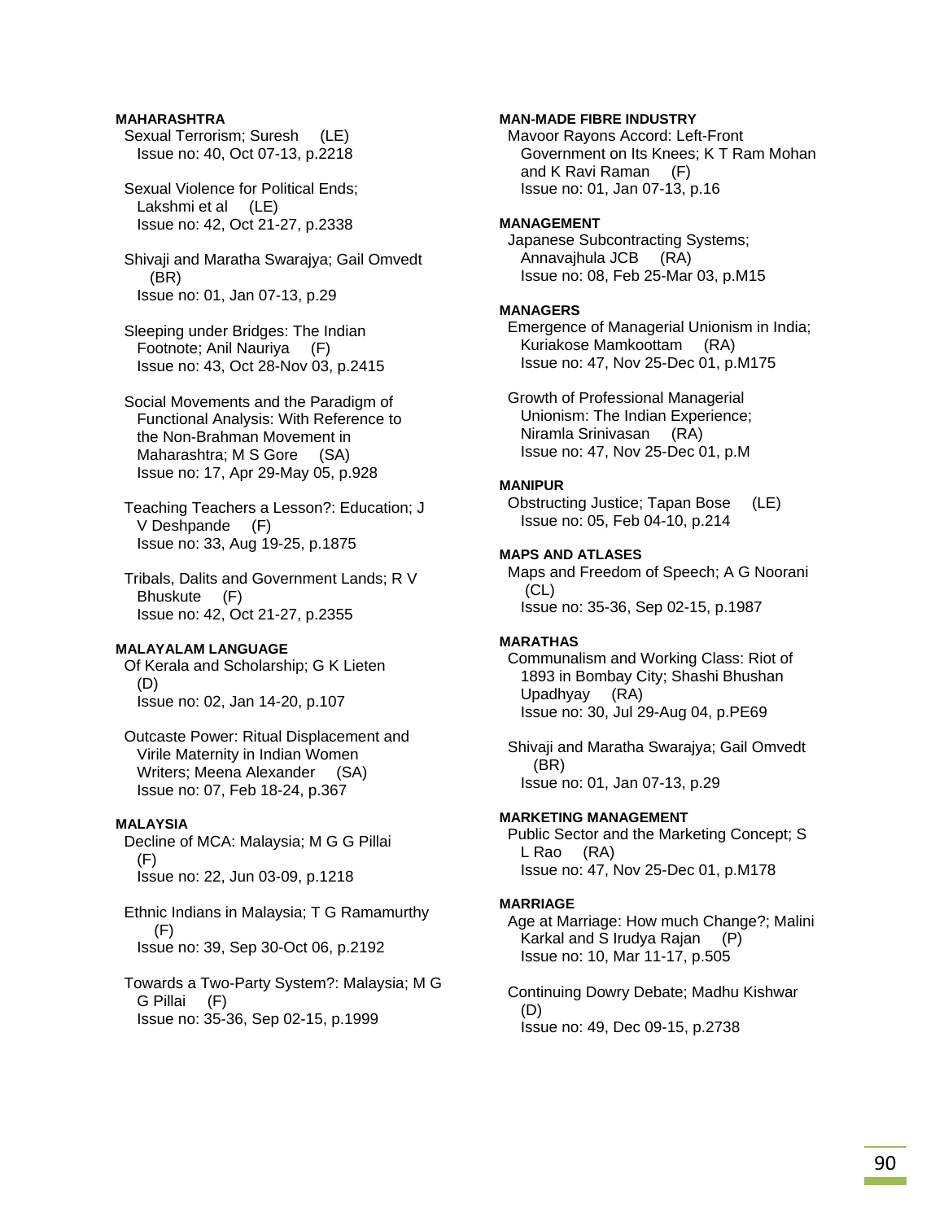**MAHARASHTRA**

Sexual Terrorism; Suresh (LE)
Issue no: 40, Oct 07-13, p.2218

Sexual Violence for Political Ends; Lakshmi et al (LE)
Issue no: 42, Oct 21-27, p.2338

Shivaji and Maratha Swarajya; Gail Omvedt (BR)
Issue no: 01, Jan 07-13, p.29

Sleeping under Bridges: The Indian Footnote; Anil Nauriya (F)
Issue no: 43, Oct 28-Nov 03, p.2415

Social Movements and the Paradigm of Functional Analysis: With Reference to the Non-Brahman Movement in Maharashtra; M S Gore (SA)
Issue no: 17, Apr 29-May 05, p.928

Teaching Teachers a Lesson?: Education; J V Deshpande (F)
Issue no: 33, Aug 19-25, p.1875

Tribals, Dalits and Government Lands; R V Bhuskute (F)
Issue no: 42, Oct 21-27, p.2355

**MALAYALAM LANGUAGE**

Of Kerala and Scholarship; G K Lieten (D)
Issue no: 02, Jan 14-20, p.107

Outcaste Power: Ritual Displacement and Virile Maternity in Indian Women Writers; Meena Alexander (SA)
Issue no: 07, Feb 18-24, p.367

**MALAYSIA**

Decline of MCA: Malaysia; M G G Pillai (F)
Issue no: 22, Jun 03-09, p.1218

Ethnic Indians in Malaysia; T G Ramamurthy (F)
Issue no: 39, Sep 30-Oct 06, p.2192

Towards a Two-Party System?: Malaysia; M G G Pillai (F)
Issue no: 35-36, Sep 02-15, p.1999

**MAN-MADE FIBRE INDUSTRY**

Mavoor Rayons Accord: Left-Front Government on Its Knees; K T Ram Mohan and K Ravi Raman (F)
Issue no: 01, Jan 07-13, p.16

**MANAGEMENT**

Japanese Subcontracting Systems; Annavajhula JCB (RA)
Issue no: 08, Feb 25-Mar 03, p.M15

**MANAGERS**

Emergence of Managerial Unionism in India; Kuriakose Mamkoottam (RA)
Issue no: 47, Nov 25-Dec 01, p.M175

Growth of Professional Managerial Unionism: The Indian Experience; Niramla Srinivasan (RA)
Issue no: 47, Nov 25-Dec 01, p.M

**MANIPUR**

Obstructing Justice; Tapan Bose (LE)
Issue no: 05, Feb 04-10, p.214

**MAPS AND ATLASES**

Maps and Freedom of Speech; A G Noorani (CL)
Issue no: 35-36, Sep 02-15, p.1987

**MARATHAS**

Communalism and Working Class: Riot of 1893 in Bombay City; Shashi Bhushan Upadhyay (RA)
Issue no: 30, Jul 29-Aug 04, p.PE69

Shivaji and Maratha Swarajya; Gail Omvedt (BR)
Issue no: 01, Jan 07-13, p.29

**MARKETING MANAGEMENT**

Public Sector and the Marketing Concept; S L Rao (RA)
Issue no: 47, Nov 25-Dec 01, p.M178

**MARRIAGE**

Age at Marriage: How much Change?; Malini Karkal and S Irudya Rajan (P)
Issue no: 10, Mar 11-17, p.505

Continuing Dowry Debate; Madhu Kishwar (D)
Issue no: 49, Dec 09-15, p.2738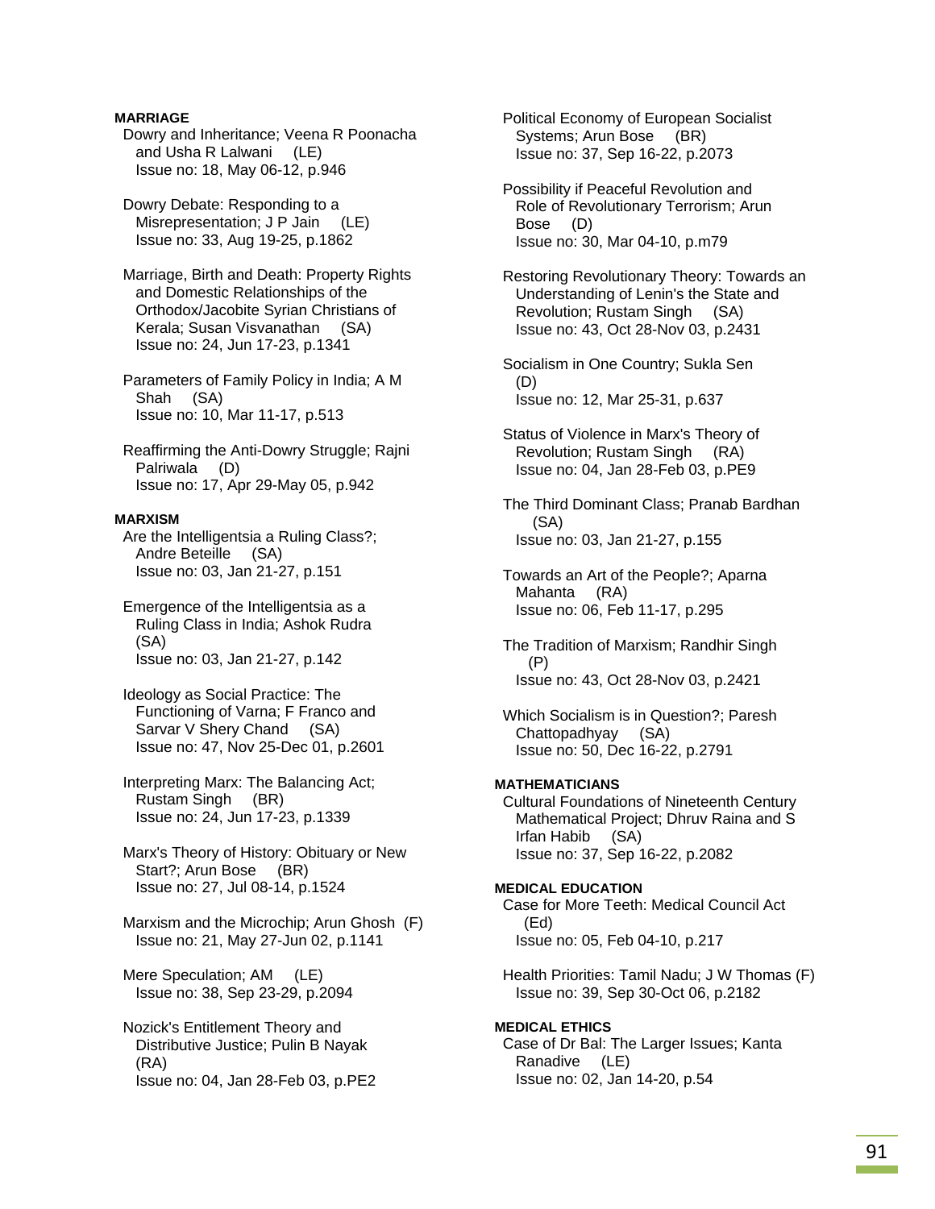**MARRIAGE**

Dowry and Inheritance; Veena R Poonacha and Usha R Lalwani (LE)
Issue no: 18, May 06-12, p.946

Dowry Debate: Responding to a Misrepresentation; J P Jain (LE)
Issue no: 33, Aug 19-25, p.1862

Marriage, Birth and Death: Property Rights and Domestic Relationships of the Orthodox/Jacobite Syrian Christians of Kerala; Susan Visvanathan (SA)
Issue no: 24, Jun 17-23, p.1341

Parameters of Family Policy in India; A M Shah (SA)
Issue no: 10, Mar 11-17, p.513

Reaffirming the Anti-Dowry Struggle; Rajni Palriwala (D)
Issue no: 17, Apr 29-May 05, p.942

**MARXISM**

Are the Intelligentsia a Ruling Class?; Andre Beteille (SA)
Issue no: 03, Jan 21-27, p.151

Emergence of the Intelligentsia as a Ruling Class in India; Ashok Rudra (SA)
Issue no: 03, Jan 21-27, p.142

Ideology as Social Practice: The Functioning of Varna; F Franco and Sarvar V Shery Chand (SA)
Issue no: 47, Nov 25-Dec 01, p.2601

Interpreting Marx: The Balancing Act; Rustam Singh (BR)
Issue no: 24, Jun 17-23, p.1339

Marx's Theory of History: Obituary or New Start?; Arun Bose (BR)
Issue no: 27, Jul 08-14, p.1524

Marxism and the Microchip; Arun Ghosh (F)
Issue no: 21, May 27-Jun 02, p.1141

Mere Speculation; AM (LE)
Issue no: 38, Sep 23-29, p.2094

Nozick's Entitlement Theory and Distributive Justice; Pulin B Nayak (RA)
Issue no: 04, Jan 28-Feb 03, p.PE2

Political Economy of European Socialist Systems; Arun Bose (BR)
Issue no: 37, Sep 16-22, p.2073

Possibility if Peaceful Revolution and Role of Revolutionary Terrorism; Arun Bose (D)
Issue no: 30, Mar 04-10, p.m79

Restoring Revolutionary Theory: Towards an Understanding of Lenin's the State and Revolution; Rustam Singh (SA)
Issue no: 43, Oct 28-Nov 03, p.2431

Socialism in One Country; Sukla Sen (D)
Issue no: 12, Mar 25-31, p.637

Status of Violence in Marx's Theory of Revolution; Rustam Singh (RA)
Issue no: 04, Jan 28-Feb 03, p.PE9

The Third Dominant Class; Pranab Bardhan (SA)
Issue no: 03, Jan 21-27, p.155

Towards an Art of the People?; Aparna Mahanta (RA)
Issue no: 06, Feb 11-17, p.295

The Tradition of Marxism; Randhir Singh (P)
Issue no: 43, Oct 28-Nov 03, p.2421

Which Socialism is in Question?; Paresh Chattopadhyay (SA)
Issue no: 50, Dec 16-22, p.2791

**MATHEMATICIANS**

Cultural Foundations of Nineteenth Century Mathematical Project; Dhruv Raina and S Irfan Habib (SA)
Issue no: 37, Sep 16-22, p.2082

**MEDICAL EDUCATION**

Case for More Teeth: Medical Council Act (Ed)
Issue no: 05, Feb 04-10, p.217

Health Priorities: Tamil Nadu; J W Thomas (F)
Issue no: 39, Sep 30-Oct 06, p.2182

**MEDICAL ETHICS**

Case of Dr Bal: The Larger Issues; Kanta Ranadive (LE)
Issue no: 02, Jan 14-20, p.54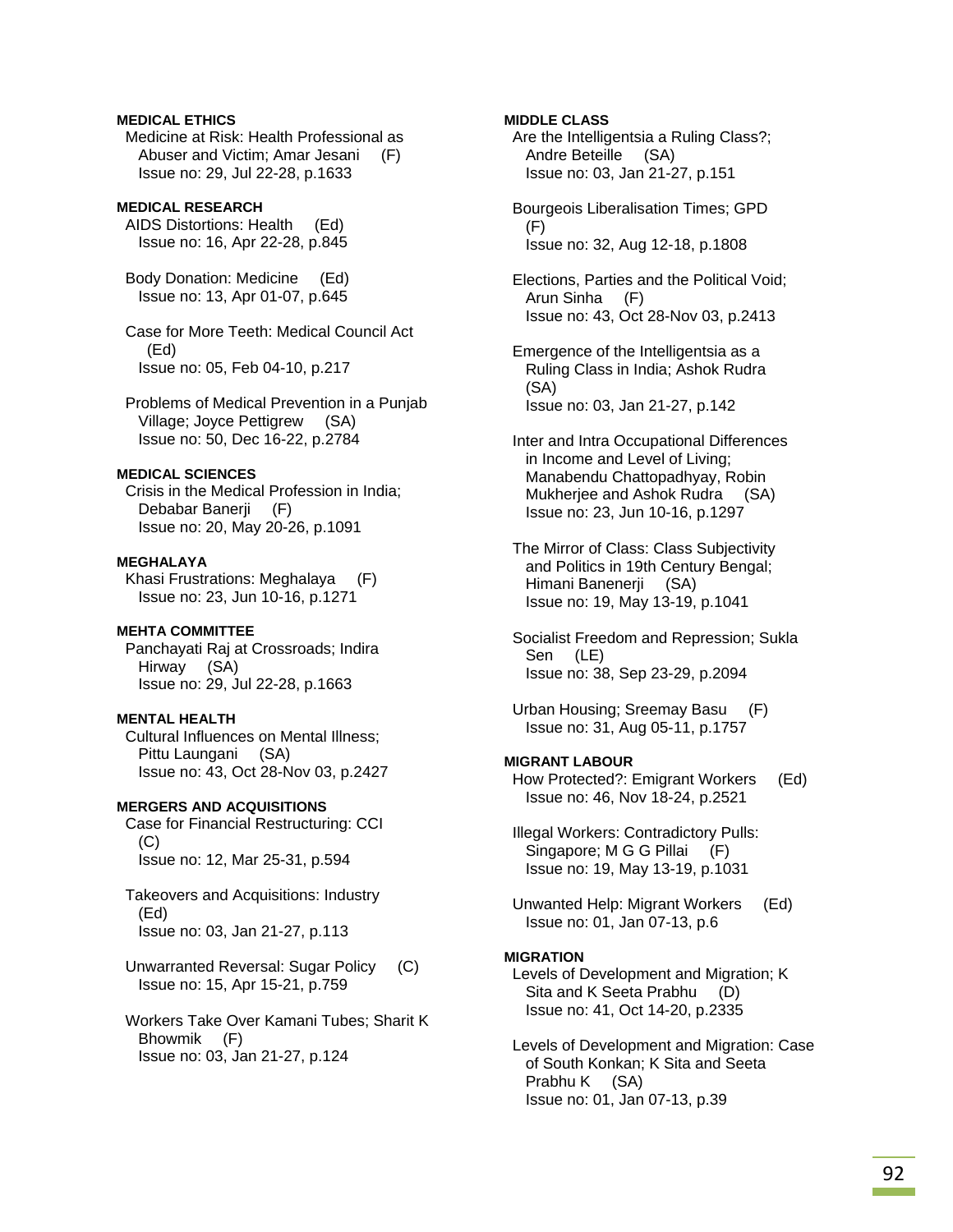**MEDICAL ETHICS**

Medicine at Risk: Health Professional as Abuser and Victim; Amar Jesani (F)
Issue no: 29, Jul 22-28, p.1633

**MEDICAL RESEARCH**

AIDS Distortions: Health (Ed)
Issue no: 16, Apr 22-28, p.845

Body Donation: Medicine (Ed)
Issue no: 13, Apr 01-07, p.645

Case for More Teeth: Medical Council Act (Ed)
Issue no: 05, Feb 04-10, p.217

Problems of Medical Prevention in a Punjab Village; Joyce Pettigrew (SA)
Issue no: 50, Dec 16-22, p.2784

**MEDICAL SCIENCES**

Crisis in the Medical Profession in India; Debabar Banerji (F)
Issue no: 20, May 20-26, p.1091

**MEGHALAYA**

Khasi Frustrations: Meghalaya (F)
Issue no: 23, Jun 10-16, p.1271

**MEHTA COMMITTEE**

Panchayati Raj at Crossroads; Indira Hirway (SA)
Issue no: 29, Jul 22-28, p.1663

**MENTAL HEALTH**

Cultural Influences on Mental Illness; Pittu Laungani (SA)
Issue no: 43, Oct 28-Nov 03, p.2427

**MERGERS AND ACQUISITIONS**

Case for Financial Restructuring: CCI (C)
Issue no: 12, Mar 25-31, p.594

Takeovers and Acquisitions: Industry (Ed)
Issue no: 03, Jan 21-27, p.113

Unwarranted Reversal: Sugar Policy (C)
Issue no: 15, Apr 15-21, p.759

Workers Take Over Kamani Tubes; Sharit K Bhowmik (F)
Issue no: 03, Jan 21-27, p.124

**MIDDLE CLASS**

Are the Intelligentsia a Ruling Class?; Andre Beteille (SA)
Issue no: 03, Jan 21-27, p.151

Bourgeois Liberalisation Times; GPD (F)
Issue no: 32, Aug 12-18, p.1808

Elections, Parties and the Political Void; Arun Sinha (F)
Issue no: 43, Oct 28-Nov 03, p.2413

Emergence of the Intelligentsia as a Ruling Class in India; Ashok Rudra (SA)
Issue no: 03, Jan 21-27, p.142

Inter and Intra Occupational Differences in Income and Level of Living; Manabendu Chattopadhyay, Robin Mukherjee and Ashok Rudra (SA)
Issue no: 23, Jun 10-16, p.1297

The Mirror of Class: Class Subjectivity and Politics in 19th Century Bengal; Himani Banenerji (SA)
Issue no: 19, May 13-19, p.1041

Socialist Freedom and Repression; Sukla Sen (LE)
Issue no: 38, Sep 23-29, p.2094

Urban Housing; Sreemay Basu (F)
Issue no: 31, Aug 05-11, p.1757

**MIGRANT LABOUR**

How Protected?: Emigrant Workers (Ed)
Issue no: 46, Nov 18-24, p.2521

Illegal Workers: Contradictory Pulls: Singapore; M G G Pillai (F)
Issue no: 19, May 13-19, p.1031

Unwanted Help: Migrant Workers (Ed)
Issue no: 01, Jan 07-13, p.6

**MIGRATION**

Levels of Development and Migration; K Sita and K Seeta Prabhu (D)
Issue no: 41, Oct 14-20, p.2335

Levels of Development and Migration: Case of South Konkan; K Sita and Seeta Prabhu K (SA)
Issue no: 01, Jan 07-13, p.39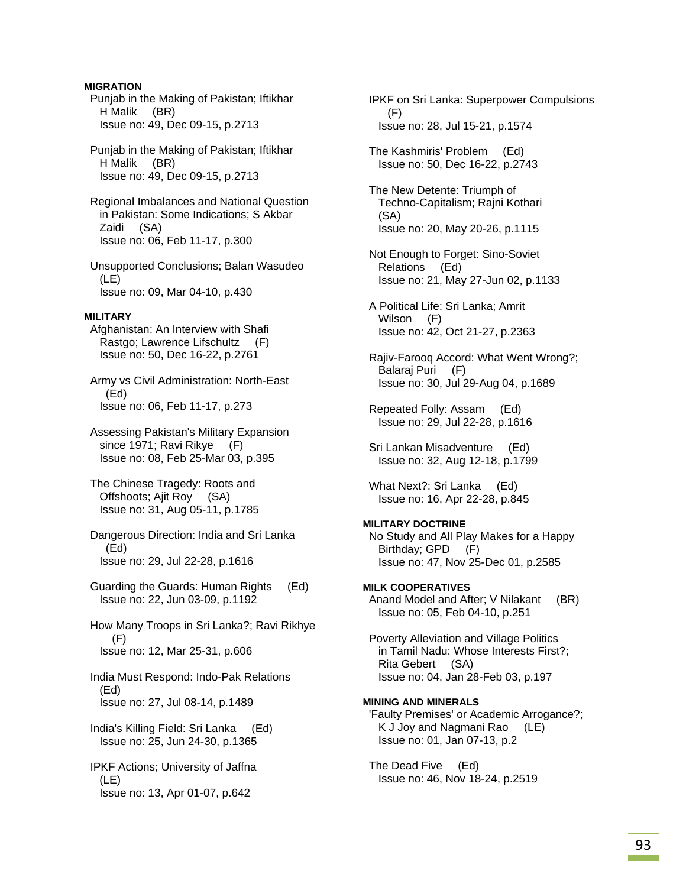**MIGRATION**

Punjab in the Making of Pakistan; Iftikhar H Malik (BR)
Issue no: 49, Dec 09-15, p.2713

Punjab in the Making of Pakistan; Iftikhar H Malik (BR)
Issue no: 49, Dec 09-15, p.2713

Regional Imbalances and National Question in Pakistan: Some Indications; S Akbar Zaidi (SA)
Issue no: 06, Feb 11-17, p.300

Unsupported Conclusions; Balan Wasudeo (LE)
Issue no: 09, Mar 04-10, p.430

**MILITARY**

Afghanistan: An Interview with Shafi Rastgo; Lawrence Lifschultz (F)
Issue no: 50, Dec 16-22, p.2761

Army vs Civil Administration: North-East (Ed)
Issue no: 06, Feb 11-17, p.273

Assessing Pakistan's Military Expansion since 1971; Ravi Rikye (F)
Issue no: 08, Feb 25-Mar 03, p.395

The Chinese Tragedy: Roots and Offshoots; Ajit Roy (SA)
Issue no: 31, Aug 05-11, p.1785

Dangerous Direction: India and Sri Lanka (Ed)
Issue no: 29, Jul 22-28, p.1616

Guarding the Guards: Human Rights (Ed)
Issue no: 22, Jun 03-09, p.1192

How Many Troops in Sri Lanka?; Ravi Rikhye (F)
Issue no: 12, Mar 25-31, p.606

India Must Respond: Indo-Pak Relations (Ed)
Issue no: 27, Jul 08-14, p.1489

India's Killing Field: Sri Lanka (Ed)
Issue no: 25, Jun 24-30, p.1365

IPKF Actions; University of Jaffna (LE)
Issue no: 13, Apr 01-07, p.642

IPKF on Sri Lanka: Superpower Compulsions (F)
Issue no: 28, Jul 15-21, p.1574

The Kashmiris' Problem (Ed)
Issue no: 50, Dec 16-22, p.2743

The New Detente: Triumph of Techno-Capitalism; Rajni Kothari (SA)
Issue no: 20, May 20-26, p.1115

Not Enough to Forget: Sino-Soviet Relations (Ed)
Issue no: 21, May 27-Jun 02, p.1133

A Political Life: Sri Lanka; Amrit Wilson (F)
Issue no: 42, Oct 21-27, p.2363

Rajiv-Farooq Accord: What Went Wrong?; Balaraj Puri (F)
Issue no: 30, Jul 29-Aug 04, p.1689

Repeated Folly: Assam (Ed)
Issue no: 29, Jul 22-28, p.1616

Sri Lankan Misadventure (Ed)
Issue no: 32, Aug 12-18, p.1799

What Next?: Sri Lanka (Ed)
Issue no: 16, Apr 22-28, p.845

**MILITARY DOCTRINE**

No Study and All Play Makes for a Happy Birthday; GPD (F)
Issue no: 47, Nov 25-Dec 01, p.2585

**MILK COOPERATIVES**

Anand Model and After; V Nilakant (BR)
Issue no: 05, Feb 04-10, p.251

Poverty Alleviation and Village Politics in Tamil Nadu: Whose Interests First?; Rita Gebert (SA)
Issue no: 04, Jan 28-Feb 03, p.197

**MINING AND MINERALS**

'Faulty Premises' or Academic Arrogance?; K J Joy and Nagmani Rao (LE)
Issue no: 01, Jan 07-13, p.2

The Dead Five (Ed)
Issue no: 46, Nov 18-24, p.2519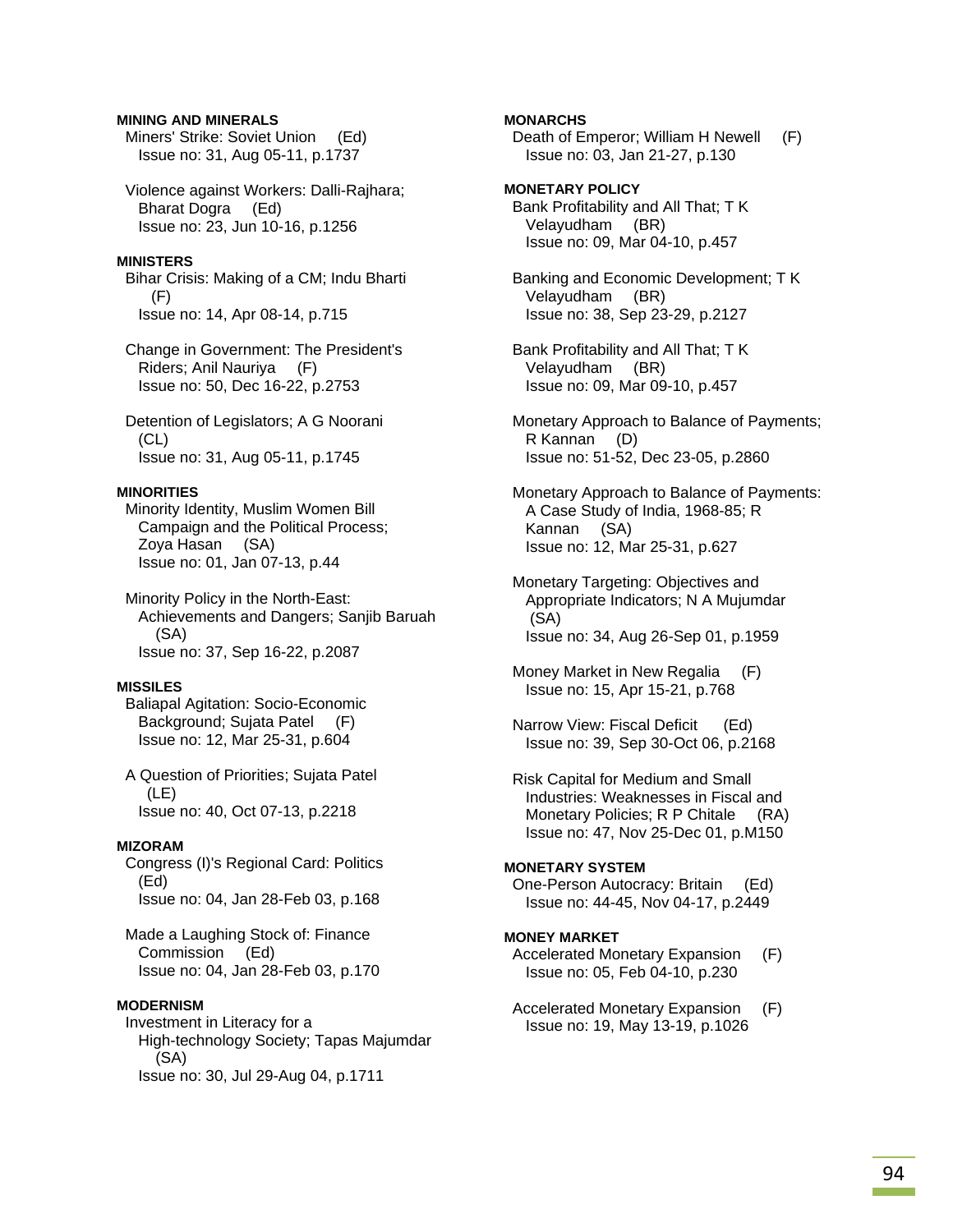**MINING AND MINERALS**

Miners' Strike: Soviet Union (Ed)
Issue no: 31, Aug 05-11, p.1737

Violence against Workers: Dalli-Rajhara; Bharat Dogra (Ed)
Issue no: 23, Jun 10-16, p.1256

**MINISTERS**

Bihar Crisis: Making of a CM; Indu Bharti (F)
Issue no: 14, Apr 08-14, p.715

Change in Government: The President's Riders; Anil Nauriya (F)
Issue no: 50, Dec 16-22, p.2753

Detention of Legislators; A G Noorani (CL)
Issue no: 31, Aug 05-11, p.1745

**MINORITIES**

Minority Identity, Muslim Women Bill Campaign and the Political Process; Zoya Hasan (SA)
Issue no: 01, Jan 07-13, p.44

Minority Policy in the North-East: Achievements and Dangers; Sanjib Baruah (SA)
Issue no: 37, Sep 16-22, p.2087

**MISSILES**

Baliapal Agitation: Socio-Economic Background; Sujata Patel (F)
Issue no: 12, Mar 25-31, p.604

A Question of Priorities; Sujata Patel (LE)
Issue no: 40, Oct 07-13, p.2218

**MIZORAM**

Congress (I)'s Regional Card: Politics (Ed)
Issue no: 04, Jan 28-Feb 03, p.168

Made a Laughing Stock of: Finance Commission (Ed)
Issue no: 04, Jan 28-Feb 03, p.170

**MODERNISM**

Investment in Literacy for a High-technology Society; Tapas Majumdar (SA)
Issue no: 30, Jul 29-Aug 04, p.1711

**MONARCHS**

Death of Emperor; William H Newell (F)
Issue no: 03, Jan 21-27, p.130

**MONETARY POLICY**

Bank Profitability and All That; T K Velayudham (BR)
Issue no: 09, Mar 04-10, p.457

Banking and Economic Development; T K Velayudham (BR)
Issue no: 38, Sep 23-29, p.2127

Bank Profitability and All That; T K Velayudham (BR)
Issue no: 09, Mar 09-10, p.457

Monetary Approach to Balance of Payments; R Kannan (D)
Issue no: 51-52, Dec 23-05, p.2860

Monetary Approach to Balance of Payments: A Case Study of India, 1968-85; R Kannan (SA)
Issue no: 12, Mar 25-31, p.627

Monetary Targeting: Objectives and Appropriate Indicators; N A Mujumdar (SA)
Issue no: 34, Aug 26-Sep 01, p.1959

Money Market in New Regalia (F)
Issue no: 15, Apr 15-21, p.768

Narrow View: Fiscal Deficit (Ed)
Issue no: 39, Sep 30-Oct 06, p.2168

Risk Capital for Medium and Small Industries: Weaknesses in Fiscal and Monetary Policies; R P Chitale (RA)
Issue no: 47, Nov 25-Dec 01, p.M150

**MONETARY SYSTEM**

One-Person Autocracy: Britain (Ed)
Issue no: 44-45, Nov 04-17, p.2449

**MONEY MARKET**

Accelerated Monetary Expansion (F)
Issue no: 05, Feb 04-10, p.230

Accelerated Monetary Expansion (F)
Issue no: 19, May 13-19, p.1026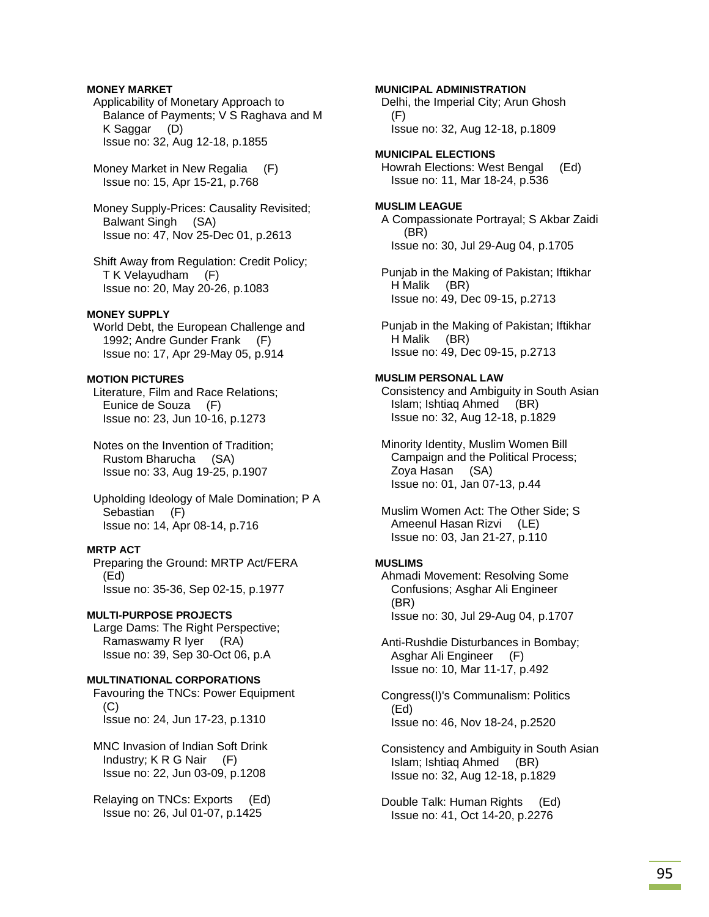**MONEY MARKET**

Applicability of Monetary Approach to Balance of Payments; V S Raghava and M K Saggar (D)
Issue no: 32, Aug 12-18, p.1855

Money Market in New Regalia (F)
Issue no: 15, Apr 15-21, p.768

Money Supply-Prices: Causality Revisited; Balwant Singh (SA)
Issue no: 47, Nov 25-Dec 01, p.2613

Shift Away from Regulation: Credit Policy; T K Velayudham (F)
Issue no: 20, May 20-26, p.1083

**MONEY SUPPLY**

World Debt, the European Challenge and 1992; Andre Gunder Frank (F)
Issue no: 17, Apr 29-May 05, p.914

**MOTION PICTURES**

Literature, Film and Race Relations; Eunice de Souza (F)
Issue no: 23, Jun 10-16, p.1273

Notes on the Invention of Tradition; Rustom Bharucha (SA)
Issue no: 33, Aug 19-25, p.1907

Upholding Ideology of Male Domination; P A Sebastian (F)
Issue no: 14, Apr 08-14, p.716

**MRTP ACT**

Preparing the Ground: MRTP Act/FERA (Ed)
Issue no: 35-36, Sep 02-15, p.1977

**MULTI-PURPOSE PROJECTS**

Large Dams: The Right Perspective; Ramaswamy R Iyer (RA)
Issue no: 39, Sep 30-Oct 06, p.A

**MULTINATIONAL CORPORATIONS**

Favouring the TNCs: Power Equipment (C)
Issue no: 24, Jun 17-23, p.1310

MNC Invasion of Indian Soft Drink Industry; K R G Nair (F)
Issue no: 22, Jun 03-09, p.1208

Relaying on TNCs: Exports (Ed)
Issue no: 26, Jul 01-07, p.1425

**MUNICIPAL ADMINISTRATION**

Delhi, the Imperial City; Arun Ghosh (F)
Issue no: 32, Aug 12-18, p.1809

**MUNICIPAL ELECTIONS**

Howrah Elections: West Bengal (Ed)
Issue no: 11, Mar 18-24, p.536

**MUSLIM LEAGUE**

A Compassionate Portrayal; S Akbar Zaidi (BR)
Issue no: 30, Jul 29-Aug 04, p.1705

Punjab in the Making of Pakistan; Iftikhar H Malik (BR)
Issue no: 49, Dec 09-15, p.2713

Punjab in the Making of Pakistan; Iftikhar H Malik (BR)
Issue no: 49, Dec 09-15, p.2713

**MUSLIM PERSONAL LAW**

Consistency and Ambiguity in South Asian Islam; Ishtiaq Ahmed (BR)
Issue no: 32, Aug 12-18, p.1829

Minority Identity, Muslim Women Bill Campaign and the Political Process; Zoya Hasan (SA)
Issue no: 01, Jan 07-13, p.44

Muslim Women Act: The Other Side; S Ameenul Hasan Rizvi (LE)
Issue no: 03, Jan 21-27, p.110

**MUSLIMS**

Ahmadi Movement: Resolving Some Confusions; Asghar Ali Engineer (BR)
Issue no: 30, Jul 29-Aug 04, p.1707

Anti-Rushdie Disturbances in Bombay; Asghar Ali Engineer (F)
Issue no: 10, Mar 11-17, p.492

Congress(I)'s Communalism: Politics (Ed)
Issue no: 46, Nov 18-24, p.2520

Consistency and Ambiguity in South Asian Islam; Ishtiaq Ahmed (BR)
Issue no: 32, Aug 12-18, p.1829

Double Talk: Human Rights (Ed)
Issue no: 41, Oct 14-20, p.2276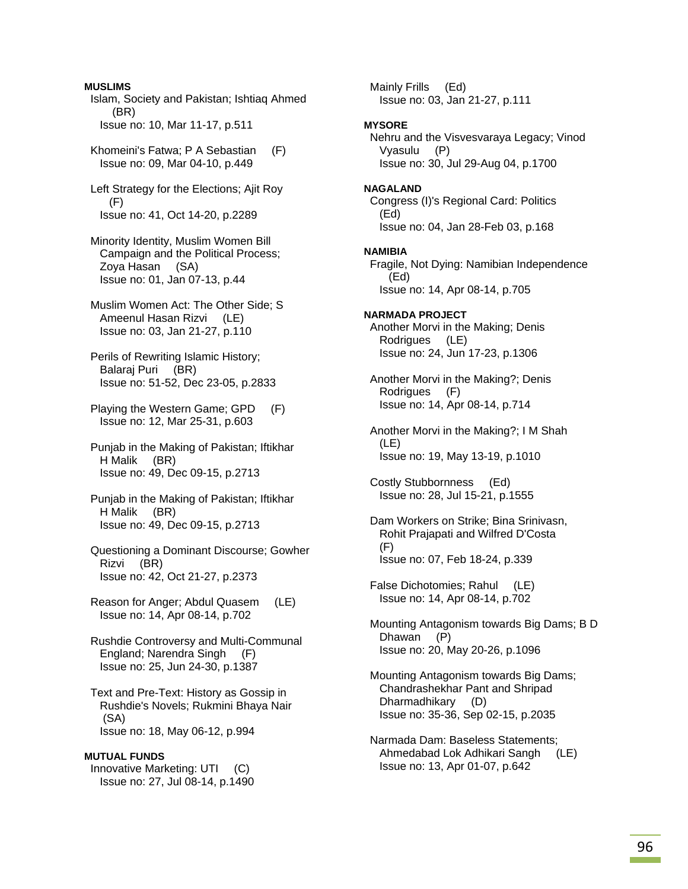**MUSLIMS**

Islam, Society and Pakistan; Ishtiaq Ahmed (BR)
Issue no: 10, Mar 11-17, p.511

Khomeini's Fatwa; P A Sebastian (F)
Issue no: 09, Mar 04-10, p.449

Left Strategy for the Elections; Ajit Roy (F)
Issue no: 41, Oct 14-20, p.2289

Minority Identity, Muslim Women Bill Campaign and the Political Process; Zoya Hasan (SA)
Issue no: 01, Jan 07-13, p.44

Muslim Women Act: The Other Side; S Ameenul Hasan Rizvi (LE)
Issue no: 03, Jan 21-27, p.110

Perils of Rewriting Islamic History; Balaraj Puri (BR)
Issue no: 51-52, Dec 23-05, p.2833

Playing the Western Game; GPD (F)
Issue no: 12, Mar 25-31, p.603

Punjab in the Making of Pakistan; Iftikhar H Malik (BR)
Issue no: 49, Dec 09-15, p.2713

Punjab in the Making of Pakistan; Iftikhar H Malik (BR)
Issue no: 49, Dec 09-15, p.2713

Questioning a Dominant Discourse; Gowher Rizvi (BR)
Issue no: 42, Oct 21-27, p.2373

Reason for Anger; Abdul Quasem (LE)
Issue no: 14, Apr 08-14, p.702

Rushdie Controversy and Multi-Communal England; Narendra Singh (F)
Issue no: 25, Jun 24-30, p.1387

Text and Pre-Text: History as Gossip in Rushdie's Novels; Rukmini Bhaya Nair (SA)
Issue no: 18, May 06-12, p.994

**MUTUAL FUNDS**

Innovative Marketing: UTI (C)
Issue no: 27, Jul 08-14, p.1490

Mainly Frills (Ed)
Issue no: 03, Jan 21-27, p.111

**MYSORE**

Nehru and the Visvesvaraya Legacy; Vinod Vyasulu (P)
Issue no: 30, Jul 29-Aug 04, p.1700

**NAGALAND**

Congress (I)'s Regional Card: Politics (Ed)
Issue no: 04, Jan 28-Feb 03, p.168

**NAMIBIA**

Fragile, Not Dying: Namibian Independence (Ed)
Issue no: 14, Apr 08-14, p.705

**NARMADA PROJECT**

Another Morvi in the Making; Denis Rodrigues (LE)
Issue no: 24, Jun 17-23, p.1306

Another Morvi in the Making?; Denis Rodrigues (F)
Issue no: 14, Apr 08-14, p.714

Another Morvi in the Making?; I M Shah (LE)
Issue no: 19, May 13-19, p.1010

Costly Stubbornness (Ed)
Issue no: 28, Jul 15-21, p.1555

Dam Workers on Strike; Bina Srinivasn, Rohit Prajapati and Wilfred D'Costa (F)
Issue no: 07, Feb 18-24, p.339

False Dichotomies; Rahul (LE)
Issue no: 14, Apr 08-14, p.702

Mounting Antagonism towards Big Dams; B D Dhawan (P)
Issue no: 20, May 20-26, p.1096

Mounting Antagonism towards Big Dams; Chandrashekhar Pant and Shripad Dharmadhikary (D)
Issue no: 35-36, Sep 02-15, p.2035

Narmada Dam: Baseless Statements; Ahmedabad Lok Adhikari Sangh (LE)
Issue no: 13, Apr 01-07, p.642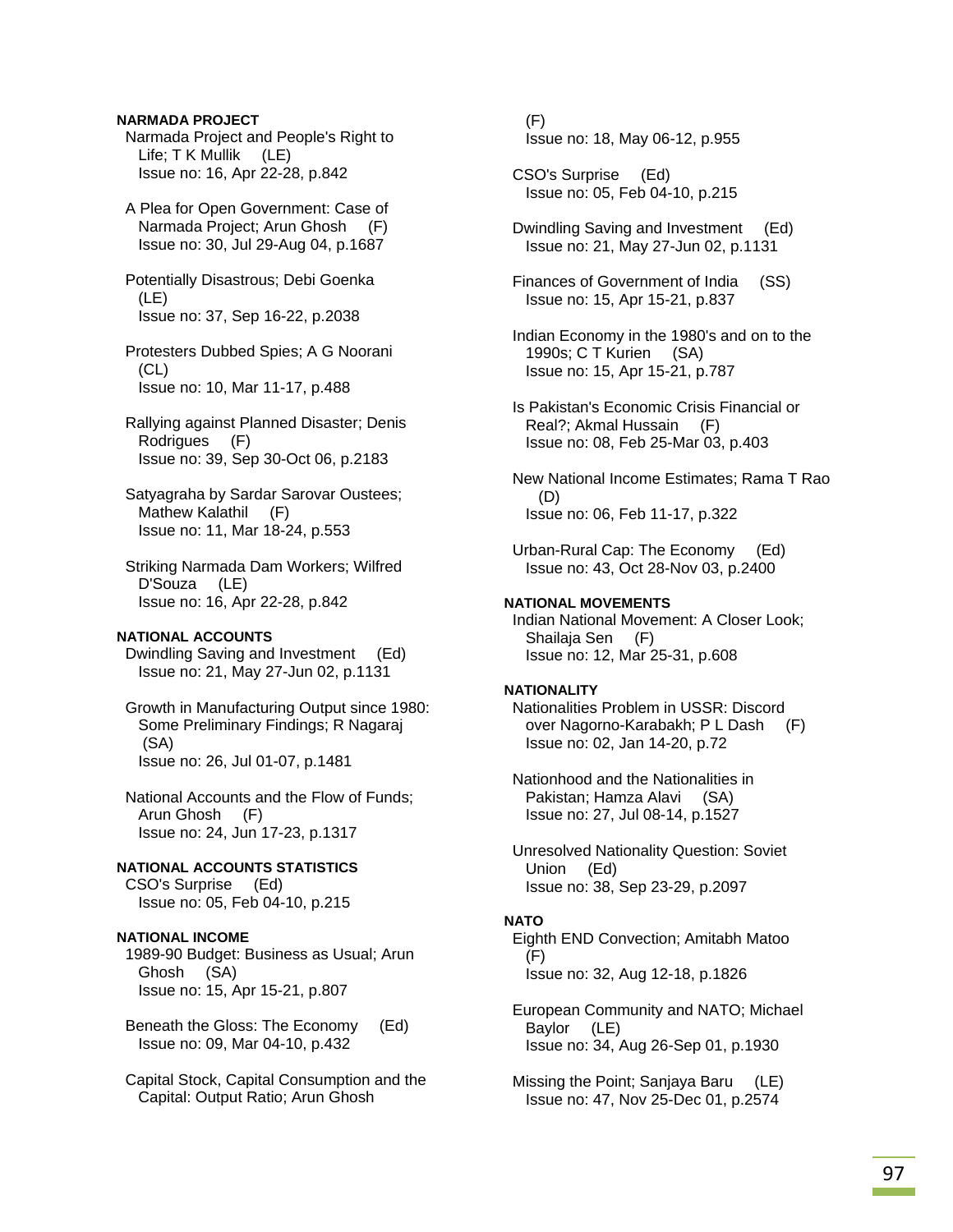**NARMADA PROJECT**

Narmada Project and People's Right to Life; T K Mullik (LE)
Issue no: 16, Apr 22-28, p.842

A Plea for Open Government: Case of Narmada Project; Arun Ghosh (F)
Issue no: 30, Jul 29-Aug 04, p.1687

Potentially Disastrous; Debi Goenka (LE)
Issue no: 37, Sep 16-22, p.2038

Protesters Dubbed Spies; A G Noorani (CL)
Issue no: 10, Mar 11-17, p.488

Rallying against Planned Disaster; Denis Rodrigues (F)
Issue no: 39, Sep 30-Oct 06, p.2183

Satyagraha by Sardar Sarovar Oustees; Mathew Kalathil (F)
Issue no: 11, Mar 18-24, p.553

Striking Narmada Dam Workers; Wilfred D'Souza (LE)
Issue no: 16, Apr 22-28, p.842

**NATIONAL ACCOUNTS**

Dwindling Saving and Investment (Ed)
Issue no: 21, May 27-Jun 02, p.1131

Growth in Manufacturing Output since 1980: Some Preliminary Findings; R Nagaraj (SA)
Issue no: 26, Jul 01-07, p.1481

National Accounts and the Flow of Funds; Arun Ghosh (F)
Issue no: 24, Jun 17-23, p.1317

**NATIONAL ACCOUNTS STATISTICS**

CSO's Surprise (Ed)
Issue no: 05, Feb 04-10, p.215

**NATIONAL INCOME**

1989-90 Budget: Business as Usual; Arun Ghosh (SA)
Issue no: 15, Apr 15-21, p.807

Beneath the Gloss: The Economy (Ed)
Issue no: 09, Mar 04-10, p.432

Capital Stock, Capital Consumption and the Capital: Output Ratio; Arun Ghosh (F)
Issue no: 18, May 06-12, p.955

CSO's Surprise (Ed)
Issue no: 05, Feb 04-10, p.215

Dwindling Saving and Investment (Ed)
Issue no: 21, May 27-Jun 02, p.1131

Finances of Government of India (SS)
Issue no: 15, Apr 15-21, p.837

Indian Economy in the 1980's and on to the 1990s; C T Kurien (SA)
Issue no: 15, Apr 15-21, p.787

Is Pakistan's Economic Crisis Financial or Real?; Akmal Hussain (F)
Issue no: 08, Feb 25-Mar 03, p.403

New National Income Estimates; Rama T Rao (D)
Issue no: 06, Feb 11-17, p.322

Urban-Rural Cap: The Economy (Ed)
Issue no: 43, Oct 28-Nov 03, p.2400

**NATIONAL MOVEMENTS**

Indian National Movement: A Closer Look; Shailaja Sen (F)
Issue no: 12, Mar 25-31, p.608

**NATIONALITY**

Nationalities Problem in USSR: Discord over Nagorno-Karabakh; P L Dash (F)
Issue no: 02, Jan 14-20, p.72

Nationhood and the Nationalities in Pakistan; Hamza Alavi (SA)
Issue no: 27, Jul 08-14, p.1527

Unresolved Nationality Question: Soviet Union (Ed)
Issue no: 38, Sep 23-29, p.2097

**NATO**

Eighth END Convection; Amitabh Matoo (F)
Issue no: 32, Aug 12-18, p.1826

European Community and NATO; Michael Baylor (LE)
Issue no: 34, Aug 26-Sep 01, p.1930

Missing the Point; Sanjaya Baru (LE)
Issue no: 47, Nov 25-Dec 01, p.2574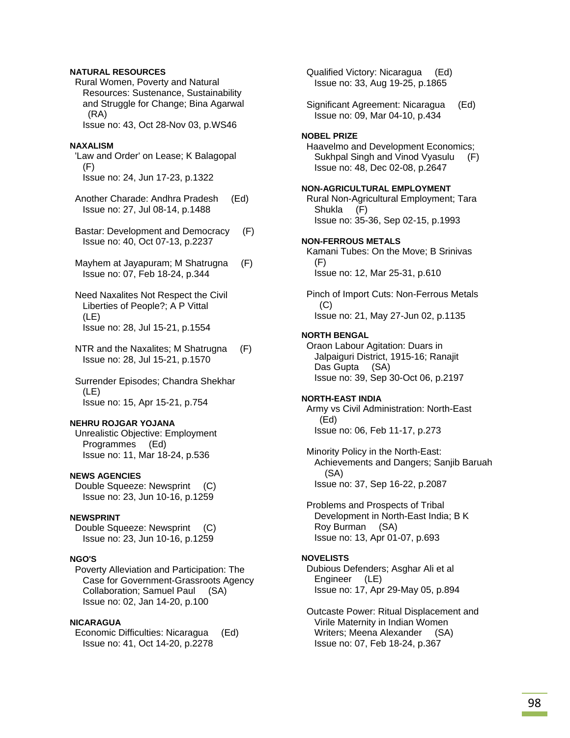**NATURAL RESOURCES**

Rural Women, Poverty and Natural Resources: Sustenance, Sustainability and Struggle for Change; Bina Agarwal (RA)
Issue no: 43, Oct 28-Nov 03, p.WS46

**NAXALISM**

'Law and Order' on Lease; K Balagopal (F)
Issue no: 24, Jun 17-23, p.1322

Another Charade: Andhra Pradesh (Ed)
Issue no: 27, Jul 08-14, p.1488

Bastar: Development and Democracy (F)
Issue no: 40, Oct 07-13, p.2237

Mayhem at Jayapuram; M Shatrugna (F)
Issue no: 07, Feb 18-24, p.344

Need Naxalites Not Respect the Civil Liberties of People?; A P Vittal (LE)
Issue no: 28, Jul 15-21, p.1554

NTR and the Naxalites; M Shatrugna (F)
Issue no: 28, Jul 15-21, p.1570

Surrender Episodes; Chandra Shekhar (LE)
Issue no: 15, Apr 15-21, p.754

**NEHRU ROJGAR YOJANA**

Unrealistic Objective: Employment Programmes (Ed)
Issue no: 11, Mar 18-24, p.536

**NEWS AGENCIES**

Double Squeeze: Newsprint (C)
Issue no: 23, Jun 10-16, p.1259

**NEWSPRINT**

Double Squeeze: Newsprint (C)
Issue no: 23, Jun 10-16, p.1259

**NGO'S**

Poverty Alleviation and Participation: The Case for Government-Grassroots Agency Collaboration; Samuel Paul (SA)
Issue no: 02, Jan 14-20, p.100

**NICARAGUA**

Economic Difficulties: Nicaragua (Ed)
Issue no: 41, Oct 14-20, p.2278

Qualified Victory: Nicaragua (Ed)
Issue no: 33, Aug 19-25, p.1865

Significant Agreement: Nicaragua (Ed)
Issue no: 09, Mar 04-10, p.434

**NOBEL PRIZE**

Haavelmo and Development Economics; Sukhpal Singh and Vinod Vyasulu (F)
Issue no: 48, Dec 02-08, p.2647

**NON-AGRICULTURAL EMPLOYMENT**

Rural Non-Agricultural Employment; Tara Shukla (F)
Issue no: 35-36, Sep 02-15, p.1993

**NON-FERROUS METALS**

Kamani Tubes: On the Move; B Srinivas (F)
Issue no: 12, Mar 25-31, p.610

Pinch of Import Cuts: Non-Ferrous Metals (C)
Issue no: 21, May 27-Jun 02, p.1135

**NORTH BENGAL**

Oraon Labour Agitation: Duars in Jalpaiguri District, 1915-16; Ranajit Das Gupta (SA)
Issue no: 39, Sep 30-Oct 06, p.2197

**NORTH-EAST INDIA**

Army vs Civil Administration: North-East (Ed)
Issue no: 06, Feb 11-17, p.273

Minority Policy in the North-East: Achievements and Dangers; Sanjib Baruah (SA)
Issue no: 37, Sep 16-22, p.2087

Problems and Prospects of Tribal Development in North-East India; B K Roy Burman (SA)
Issue no: 13, Apr 01-07, p.693

**NOVELISTS**

Dubious Defenders; Asghar Ali et al Engineer (LE)
Issue no: 17, Apr 29-May 05, p.894

Outcaste Power: Ritual Displacement and Virile Maternity in Indian Women Writers; Meena Alexander (SA)
Issue no: 07, Feb 18-24, p.367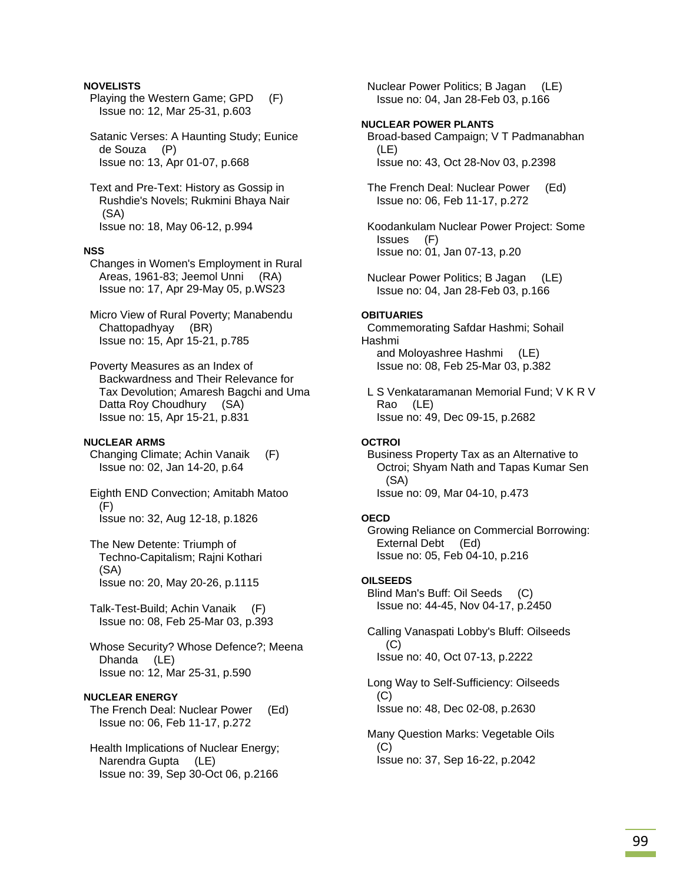**NOVELISTS**

Playing the Western Game; GPD (F)
Issue no: 12, Mar 25-31, p.603

Satanic Verses: A Haunting Study; Eunice de Souza (P)
Issue no: 13, Apr 01-07, p.668

Text and Pre-Text: History as Gossip in Rushdie's Novels; Rukmini Bhaya Nair (SA)
Issue no: 18, May 06-12, p.994

**NSS**

Changes in Women's Employment in Rural Areas, 1961-83; Jeemol Unni (RA)
Issue no: 17, Apr 29-May 05, p.WS23

Micro View of Rural Poverty; Manabendu Chattopadhyay (BR)
Issue no: 15, Apr 15-21, p.785

Poverty Measures as an Index of Backwardness and Their Relevance for Tax Devolution; Amaresh Bagchi and Uma Datta Roy Choudhury (SA)
Issue no: 15, Apr 15-21, p.831

**NUCLEAR ARMS**

Changing Climate; Achin Vanaik (F)
Issue no: 02, Jan 14-20, p.64

Eighth END Convection; Amitabh Matoo (F)
Issue no: 32, Aug 12-18, p.1826

The New Detente: Triumph of Techno-Capitalism; Rajni Kothari (SA)
Issue no: 20, May 20-26, p.1115

Talk-Test-Build; Achin Vanaik (F)
Issue no: 08, Feb 25-Mar 03, p.393

Whose Security? Whose Defence?; Meena Dhanda (LE)
Issue no: 12, Mar 25-31, p.590

**NUCLEAR ENERGY**

The French Deal: Nuclear Power (Ed)
Issue no: 06, Feb 11-17, p.272

Health Implications of Nuclear Energy; Narendra Gupta (LE)
Issue no: 39, Sep 30-Oct 06, p.2166

Nuclear Power Politics; B Jagan (LE)
Issue no: 04, Jan 28-Feb 03, p.166

**NUCLEAR POWER PLANTS**

Broad-based Campaign; V T Padmanabhan (LE)
Issue no: 43, Oct 28-Nov 03, p.2398

The French Deal: Nuclear Power (Ed)
Issue no: 06, Feb 11-17, p.272

Koodankulam Nuclear Power Project: Some Issues (F)
Issue no: 01, Jan 07-13, p.20

Nuclear Power Politics; B Jagan (LE)
Issue no: 04, Jan 28-Feb 03, p.166

**OBITUARIES**

Commemorating Safdar Hashmi; Sohail Hashmi and Moloyashree Hashmi (LE)
Issue no: 08, Feb 25-Mar 03, p.382

L S Venkataramanan Memorial Fund; V K R V Rao (LE)
Issue no: 49, Dec 09-15, p.2682

**OCTROI**

Business Property Tax as an Alternative to Octroi; Shyam Nath and Tapas Kumar Sen (SA)
Issue no: 09, Mar 04-10, p.473

**OECD**

Growing Reliance on Commercial Borrowing: External Debt (Ed)
Issue no: 05, Feb 04-10, p.216

**OILSEEDS**

Blind Man's Buff: Oil Seeds (C)
Issue no: 44-45, Nov 04-17, p.2450

Calling Vanaspati Lobby's Bluff: Oilseeds (C)
Issue no: 40, Oct 07-13, p.2222

Long Way to Self-Sufficiency: Oilseeds (C)
Issue no: 48, Dec 02-08, p.2630

Many Question Marks: Vegetable Oils (C)
Issue no: 37, Sep 16-22, p.2042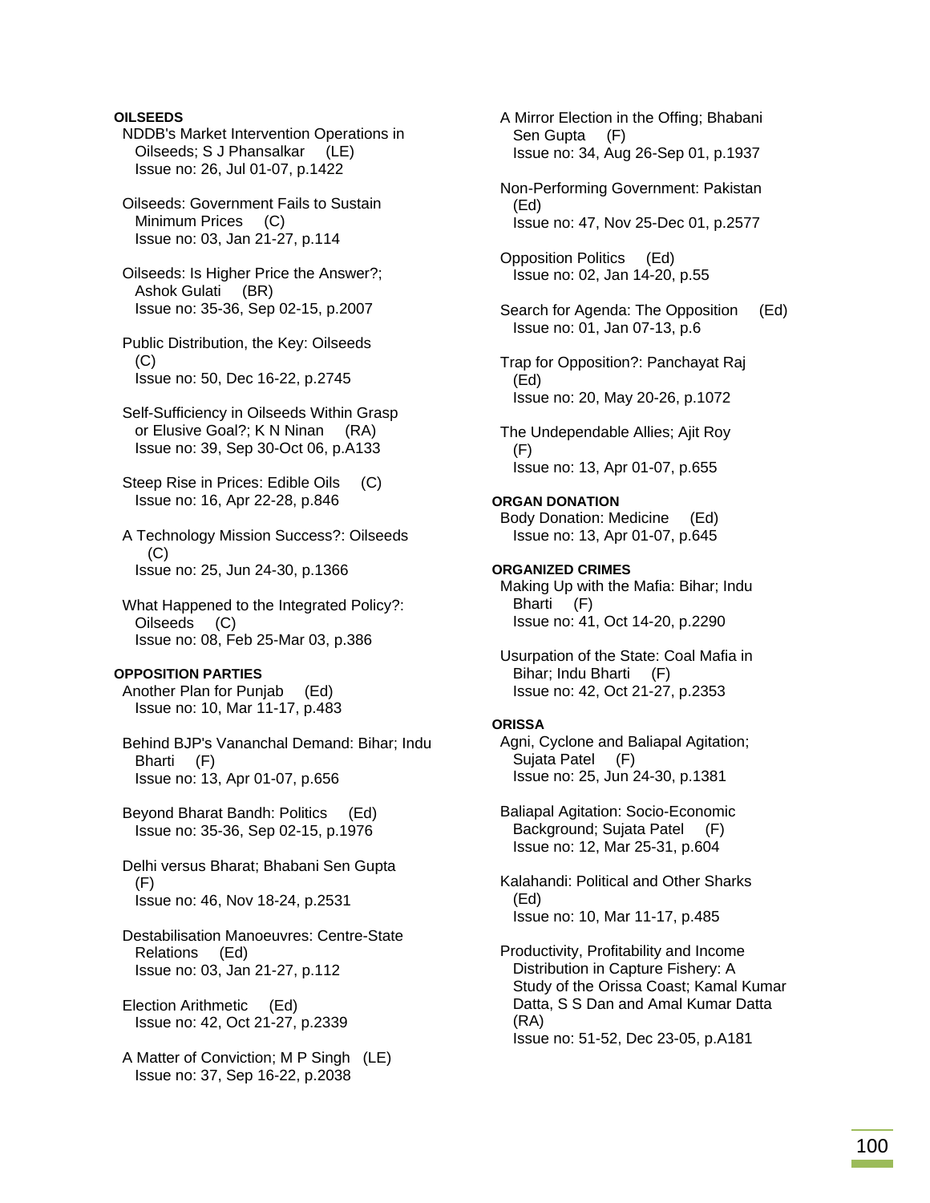**OILSEEDS**

NDDB's Market Intervention Operations in Oilseeds; S J Phansalkar (LE)
Issue no: 26, Jul 01-07, p.1422

Oilseeds: Government Fails to Sustain Minimum Prices (C)
Issue no: 03, Jan 21-27, p.114

Oilseeds: Is Higher Price the Answer?; Ashok Gulati (BR)
Issue no: 35-36, Sep 02-15, p.2007

Public Distribution, the Key: Oilseeds (C)
Issue no: 50, Dec 16-22, p.2745

Self-Sufficiency in Oilseeds Within Grasp or Elusive Goal?; K N Ninan (RA)
Issue no: 39, Sep 30-Oct 06, p.A133

Steep Rise in Prices: Edible Oils (C)
Issue no: 16, Apr 22-28, p.846

A Technology Mission Success?: Oilseeds (C)
Issue no: 25, Jun 24-30, p.1366

What Happened to the Integrated Policy?: Oilseeds (C)
Issue no: 08, Feb 25-Mar 03, p.386

**OPPOSITION PARTIES**

Another Plan for Punjab (Ed)
Issue no: 10, Mar 11-17, p.483

Behind BJP's Vananchal Demand: Bihar; Indu Bharti (F)
Issue no: 13, Apr 01-07, p.656

Beyond Bharat Bandh: Politics (Ed)
Issue no: 35-36, Sep 02-15, p.1976

Delhi versus Bharat; Bhabani Sen Gupta (F)
Issue no: 46, Nov 18-24, p.2531

Destabilisation Manoeuvres: Centre-State Relations (Ed)
Issue no: 03, Jan 21-27, p.112

Election Arithmetic (Ed)
Issue no: 42, Oct 21-27, p.2339

A Matter of Conviction; M P Singh (LE)
Issue no: 37, Sep 16-22, p.2038

A Mirror Election in the Offing; Bhabani Sen Gupta (F)
Issue no: 34, Aug 26-Sep 01, p.1937

Non-Performing Government: Pakistan (Ed)
Issue no: 47, Nov 25-Dec 01, p.2577

Opposition Politics (Ed)
Issue no: 02, Jan 14-20, p.55

Search for Agenda: The Opposition (Ed)
Issue no: 01, Jan 07-13, p.6

Trap for Opposition?: Panchayat Raj (Ed)
Issue no: 20, May 20-26, p.1072

The Undependable Allies; Ajit Roy (F)
Issue no: 13, Apr 01-07, p.655

**ORGAN DONATION**

Body Donation: Medicine (Ed)
Issue no: 13, Apr 01-07, p.645

**ORGANIZED CRIMES**

Making Up with the Mafia: Bihar; Indu Bharti (F)
Issue no: 41, Oct 14-20, p.2290

Usurpation of the State: Coal Mafia in Bihar; Indu Bharti (F)
Issue no: 42, Oct 21-27, p.2353

**ORISSA**

Agni, Cyclone and Baliapal Agitation; Sujata Patel (F)
Issue no: 25, Jun 24-30, p.1381

Baliapal Agitation: Socio-Economic Background; Sujata Patel (F)
Issue no: 12, Mar 25-31, p.604

Kalahandi: Political and Other Sharks (Ed)
Issue no: 10, Mar 11-17, p.485

Productivity, Profitability and Income Distribution in Capture Fishery: A Study of the Orissa Coast; Kamal Kumar Datta, S S Dan and Amal Kumar Datta (RA)
Issue no: 51-52, Dec 23-05, p.A181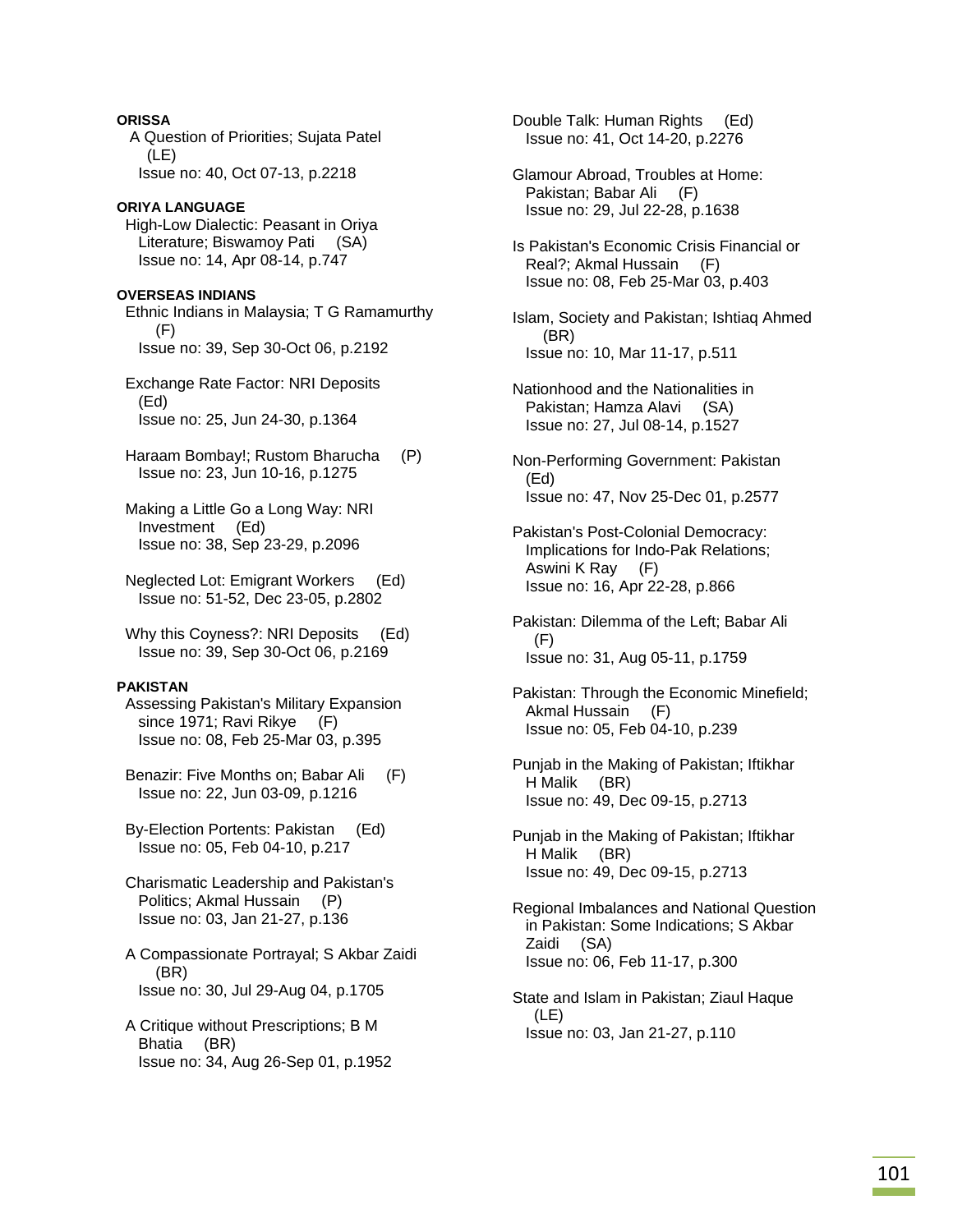**ORISSA**

A Question of Priorities; Sujata Patel (LE)
Issue no: 40, Oct 07-13, p.2218

**ORIYA LANGUAGE**

High-Low Dialectic: Peasant in Oriya Literature; Biswamoy Pati (SA)
Issue no: 14, Apr 08-14, p.747

**OVERSEAS INDIANS**

Ethnic Indians in Malaysia; T G Ramamurthy (F)
Issue no: 39, Sep 30-Oct 06, p.2192

Exchange Rate Factor: NRI Deposits (Ed)
Issue no: 25, Jun 24-30, p.1364

Haraam Bombay!; Rustom Bharucha (P)
Issue no: 23, Jun 10-16, p.1275

Making a Little Go a Long Way: NRI Investment (Ed)
Issue no: 38, Sep 23-29, p.2096

Neglected Lot: Emigrant Workers (Ed)
Issue no: 51-52, Dec 23-05, p.2802

Why this Coyness?: NRI Deposits (Ed)
Issue no: 39, Sep 30-Oct 06, p.2169

**PAKISTAN**

Assessing Pakistan's Military Expansion since 1971; Ravi Rikye (F)
Issue no: 08, Feb 25-Mar 03, p.395

Benazir: Five Months on; Babar Ali (F)
Issue no: 22, Jun 03-09, p.1216

By-Election Portents: Pakistan (Ed)
Issue no: 05, Feb 04-10, p.217

Charismatic Leadership and Pakistan's Politics; Akmal Hussain (P)
Issue no: 03, Jan 21-27, p.136

A Compassionate Portrayal; S Akbar Zaidi (BR)
Issue no: 30, Jul 29-Aug 04, p.1705

A Critique without Prescriptions; B M Bhatia (BR)
Issue no: 34, Aug 26-Sep 01, p.1952

Double Talk: Human Rights (Ed)
Issue no: 41, Oct 14-20, p.2276

Glamour Abroad, Troubles at Home: Pakistan; Babar Ali (F)
Issue no: 29, Jul 22-28, p.1638

Is Pakistan's Economic Crisis Financial or Real?; Akmal Hussain (F)
Issue no: 08, Feb 25-Mar 03, p.403

Islam, Society and Pakistan; Ishtiaq Ahmed (BR)
Issue no: 10, Mar 11-17, p.511

Nationhood and the Nationalities in Pakistan; Hamza Alavi (SA)
Issue no: 27, Jul 08-14, p.1527

Non-Performing Government: Pakistan (Ed)
Issue no: 47, Nov 25-Dec 01, p.2577

Pakistan's Post-Colonial Democracy: Implications for Indo-Pak Relations; Aswini K Ray (F)
Issue no: 16, Apr 22-28, p.866

Pakistan: Dilemma of the Left; Babar Ali (F)
Issue no: 31, Aug 05-11, p.1759

Pakistan: Through the Economic Minefield; Akmal Hussain (F)
Issue no: 05, Feb 04-10, p.239

Punjab in the Making of Pakistan; Iftikhar H Malik (BR)
Issue no: 49, Dec 09-15, p.2713

Punjab in the Making of Pakistan; Iftikhar H Malik (BR)
Issue no: 49, Dec 09-15, p.2713

Regional Imbalances and National Question in Pakistan: Some Indications; S Akbar Zaidi (SA)
Issue no: 06, Feb 11-17, p.300

State and Islam in Pakistan; Ziaul Haque (LE)
Issue no: 03, Jan 21-27, p.110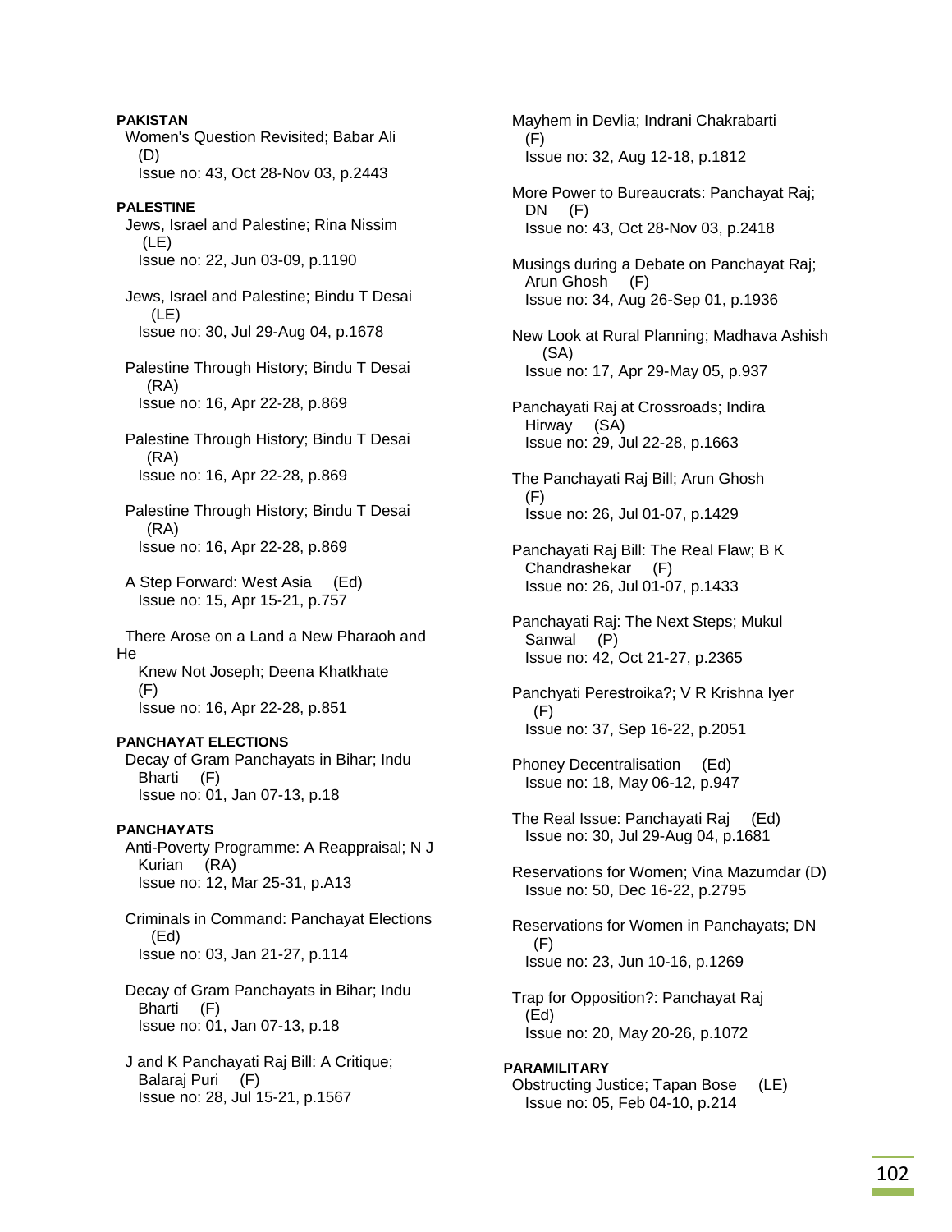**PAKISTAN**

Women's Question Revisited; Babar Ali (D)
Issue no: 43, Oct 28-Nov 03, p.2443

**PALESTINE**

Jews, Israel and Palestine; Rina Nissim (LE)
Issue no: 22, Jun 03-09, p.1190

Jews, Israel and Palestine; Bindu T Desai (LE)
Issue no: 30, Jul 29-Aug 04, p.1678

Palestine Through History; Bindu T Desai (RA)
Issue no: 16, Apr 22-28, p.869

Palestine Through History; Bindu T Desai (RA)
Issue no: 16, Apr 22-28, p.869

Palestine Through History; Bindu T Desai (RA)
Issue no: 16, Apr 22-28, p.869

A Step Forward: West Asia (Ed)
Issue no: 15, Apr 15-21, p.757

There Arose on a Land a New Pharaoh and He
Knew Not Joseph; Deena Khatkhate (F)
Issue no: 16, Apr 22-28, p.851

**PANCHAYAT ELECTIONS**

Decay of Gram Panchayats in Bihar; Indu Bharti (F)
Issue no: 01, Jan 07-13, p.18

**PANCHAYATS**

Anti-Poverty Programme: A Reappraisal; N J Kurian (RA)
Issue no: 12, Mar 25-31, p.A13

Criminals in Command: Panchayat Elections (Ed)
Issue no: 03, Jan 21-27, p.114

Decay of Gram Panchayats in Bihar; Indu Bharti (F)
Issue no: 01, Jan 07-13, p.18

J and K Panchayati Raj Bill: A Critique; Balaraj Puri (F)
Issue no: 28, Jul 15-21, p.1567

Mayhem in Devlia; Indrani Chakrabarti (F)
Issue no: 32, Aug 12-18, p.1812

More Power to Bureaucrats: Panchayat Raj; DN (F)
Issue no: 43, Oct 28-Nov 03, p.2418

Musings during a Debate on Panchayat Raj; Arun Ghosh (F)
Issue no: 34, Aug 26-Sep 01, p.1936

New Look at Rural Planning; Madhava Ashish (SA)
Issue no: 17, Apr 29-May 05, p.937

Panchayati Raj at Crossroads; Indira Hirway (SA)
Issue no: 29, Jul 22-28, p.1663

The Panchayati Raj Bill; Arun Ghosh (F)
Issue no: 26, Jul 01-07, p.1429

Panchayati Raj Bill: The Real Flaw; B K Chandrashekar (F)
Issue no: 26, Jul 01-07, p.1433

Panchayati Raj: The Next Steps; Mukul Sanwal (P)
Issue no: 42, Oct 21-27, p.2365

Panchyati Perestroika?; V R Krishna Iyer (F)
Issue no: 37, Sep 16-22, p.2051

Phoney Decentralisation (Ed)
Issue no: 18, May 06-12, p.947

The Real Issue: Panchayati Raj (Ed)
Issue no: 30, Jul 29-Aug 04, p.1681

Reservations for Women; Vina Mazumdar (D)
Issue no: 50, Dec 16-22, p.2795

Reservations for Women in Panchayats; DN (F)
Issue no: 23, Jun 10-16, p.1269

Trap for Opposition?: Panchayat Raj (Ed)
Issue no: 20, May 20-26, p.1072

**PARAMILITARY**

Obstructing Justice; Tapan Bose (LE)
Issue no: 05, Feb 04-10, p.214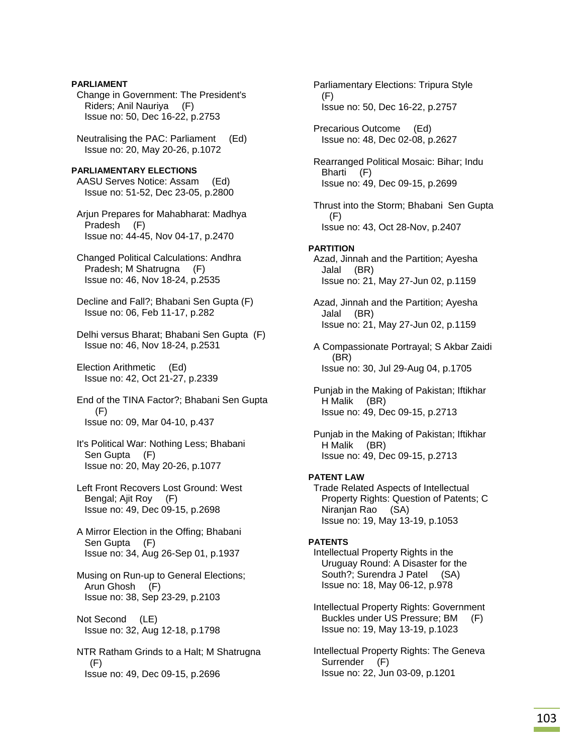**PARLIAMENT**

Change in Government: The President's Riders; Anil Nauriya (F)
Issue no: 50, Dec 16-22, p.2753

Neutralising the PAC: Parliament (Ed)
Issue no: 20, May 20-26, p.1072

**PARLIAMENTARY ELECTIONS**

AASU Serves Notice: Assam (Ed)
Issue no: 51-52, Dec 23-05, p.2800

Arjun Prepares for Mahabharat: Madhya Pradesh (F)
Issue no: 44-45, Nov 04-17, p.2470

Changed Political Calculations: Andhra Pradesh; M Shatrugna (F)
Issue no: 46, Nov 18-24, p.2535

Decline and Fall?; Bhabani Sen Gupta (F)
Issue no: 06, Feb 11-17, p.282

Delhi versus Bharat; Bhabani Sen Gupta (F)
Issue no: 46, Nov 18-24, p.2531

Election Arithmetic (Ed)
Issue no: 42, Oct 21-27, p.2339

End of the TINA Factor?; Bhabani Sen Gupta (F)
Issue no: 09, Mar 04-10, p.437

It's Political War: Nothing Less; Bhabani Sen Gupta (F)
Issue no: 20, May 20-26, p.1077

Left Front Recovers Lost Ground: West Bengal; Ajit Roy (F)
Issue no: 49, Dec 09-15, p.2698

A Mirror Election in the Offing; Bhabani Sen Gupta (F)
Issue no: 34, Aug 26-Sep 01, p.1937

Musing on Run-up to General Elections; Arun Ghosh (F)
Issue no: 38, Sep 23-29, p.2103

Not Second (LE)
Issue no: 32, Aug 12-18, p.1798

NTR Ratham Grinds to a Halt; M Shatrugna (F)
Issue no: 49, Dec 09-15, p.2696

Parliamentary Elections: Tripura Style (F)
Issue no: 50, Dec 16-22, p.2757

Precarious Outcome (Ed)
Issue no: 48, Dec 02-08, p.2627

Rearranged Political Mosaic: Bihar; Indu Bharti (F)
Issue no: 49, Dec 09-15, p.2699

Thrust into the Storm; Bhabani Sen Gupta (F)
Issue no: 43, Oct 28-Nov, p.2407

**PARTITION**

Azad, Jinnah and the Partition; Ayesha Jalal (BR)
Issue no: 21, May 27-Jun 02, p.1159

Azad, Jinnah and the Partition; Ayesha Jalal (BR)
Issue no: 21, May 27-Jun 02, p.1159

A Compassionate Portrayal; S Akbar Zaidi (BR)
Issue no: 30, Jul 29-Aug 04, p.1705

Punjab in the Making of Pakistan; Iftikhar H Malik (BR)
Issue no: 49, Dec 09-15, p.2713

Punjab in the Making of Pakistan; Iftikhar H Malik (BR)
Issue no: 49, Dec 09-15, p.2713

**PATENT LAW**

Trade Related Aspects of Intellectual Property Rights: Question of Patents; C Niranjan Rao (SA)
Issue no: 19, May 13-19, p.1053

**PATENTS**

Intellectual Property Rights in the Uruguay Round: A Disaster for the South?; Surendra J Patel (SA)
Issue no: 18, May 06-12, p.978

Intellectual Property Rights: Government Buckles under US Pressure; BM (F)
Issue no: 19, May 13-19, p.1023

Intellectual Property Rights: The Geneva Surrender (F)
Issue no: 22, Jun 03-09, p.1201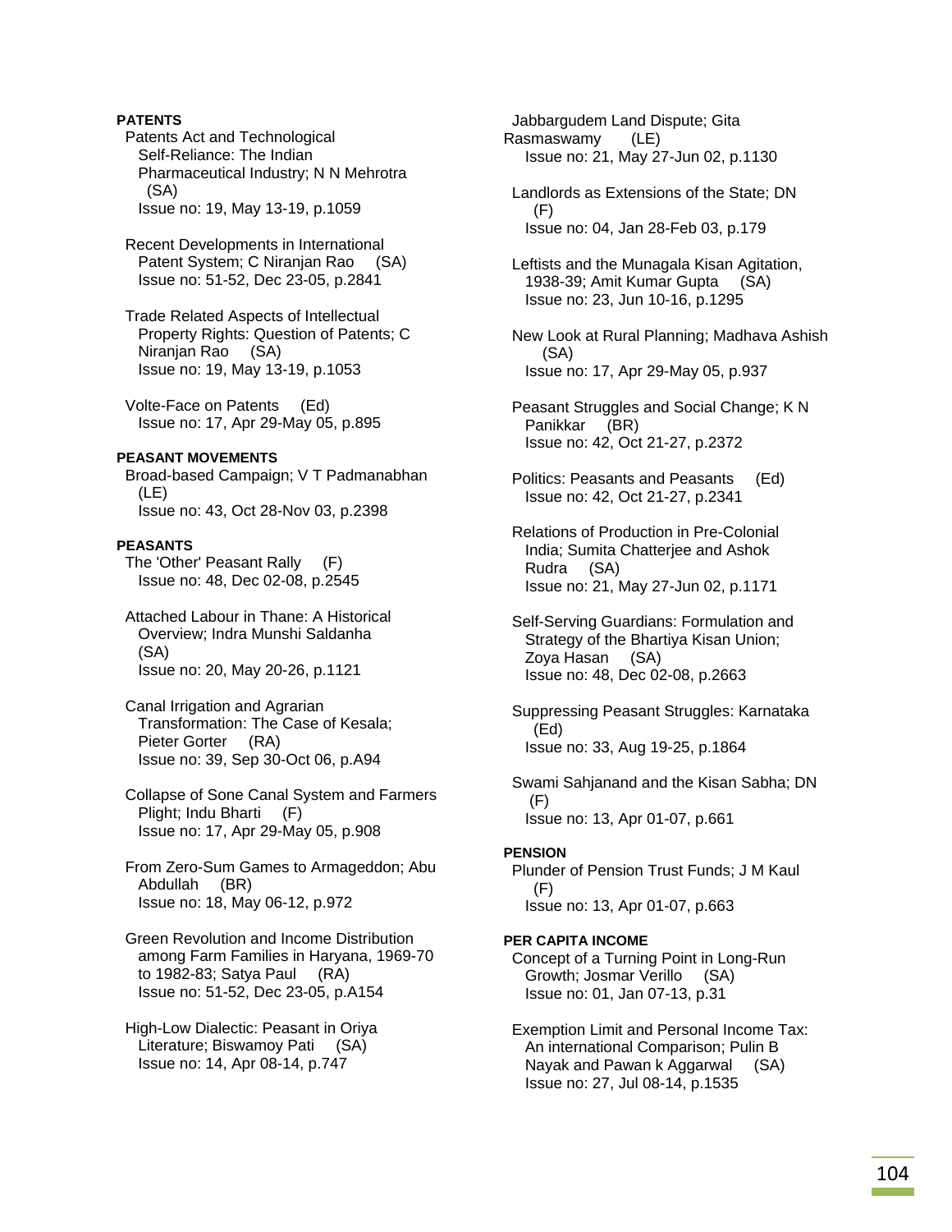**PATENTS**

Patents Act and Technological Self-Reliance: The Indian Pharmaceutical Industry; N N Mehrotra (SA)
Issue no: 19, May 13-19, p.1059

Recent Developments in International Patent System; C Niranjan Rao (SA)
Issue no: 51-52, Dec 23-05, p.2841

Trade Related Aspects of Intellectual Property Rights: Question of Patents; C Niranjan Rao (SA)
Issue no: 19, May 13-19, p.1053

Volte-Face on Patents (Ed)
Issue no: 17, Apr 29-May 05, p.895

**PEASANT MOVEMENTS**

Broad-based Campaign; V T Padmanabhan (LE)
Issue no: 43, Oct 28-Nov 03, p.2398

**PEASANTS**

The 'Other' Peasant Rally (F)
Issue no: 48, Dec 02-08, p.2545

Attached Labour in Thane: A Historical Overview; Indra Munshi Saldanha (SA)
Issue no: 20, May 20-26, p.1121

Canal Irrigation and Agrarian Transformation: The Case of Kesala; Pieter Gorter (RA)
Issue no: 39, Sep 30-Oct 06, p.A94

Collapse of Sone Canal System and Farmers Plight; Indu Bharti (F)
Issue no: 17, Apr 29-May 05, p.908

From Zero-Sum Games to Armageddon; Abu Abdullah (BR)
Issue no: 18, May 06-12, p.972

Green Revolution and Income Distribution among Farm Families in Haryana, 1969-70 to 1982-83; Satya Paul (RA)
Issue no: 51-52, Dec 23-05, p.A154

High-Low Dialectic: Peasant in Oriya Literature; Biswamoy Pati (SA)
Issue no: 14, Apr 08-14, p.747

Jabbargudem Land Dispute; Gita Rasmaswamy (LE)
Issue no: 21, May 27-Jun 02, p.1130

Landlords as Extensions of the State; DN (F)
Issue no: 04, Jan 28-Feb 03, p.179

Leftists and the Munagala Kisan Agitation, 1938-39; Amit Kumar Gupta (SA)
Issue no: 23, Jun 10-16, p.1295

New Look at Rural Planning; Madhava Ashish (SA)
Issue no: 17, Apr 29-May 05, p.937

Peasant Struggles and Social Change; K N Panikkar (BR)
Issue no: 42, Oct 21-27, p.2372

Politics: Peasants and Peasants (Ed)
Issue no: 42, Oct 21-27, p.2341

Relations of Production in Pre-Colonial India; Sumita Chatterjee and Ashok Rudra (SA)
Issue no: 21, May 27-Jun 02, p.1171

Self-Serving Guardians: Formulation and Strategy of the Bhartiya Kisan Union; Zoya Hasan (SA)
Issue no: 48, Dec 02-08, p.2663

Suppressing Peasant Struggles: Karnataka (Ed)
Issue no: 33, Aug 19-25, p.1864

Swami Sahjanand and the Kisan Sabha; DN (F)
Issue no: 13, Apr 01-07, p.661

**PENSION**

Plunder of Pension Trust Funds; J M Kaul (F)
Issue no: 13, Apr 01-07, p.663

**PER CAPITA INCOME**

Concept of a Turning Point in Long-Run Growth; Josmar Verillo (SA)
Issue no: 01, Jan 07-13, p.31

Exemption Limit and Personal Income Tax: An international Comparison; Pulin B Nayak and Pawan k Aggarwal (SA)
Issue no: 27, Jul 08-14, p.1535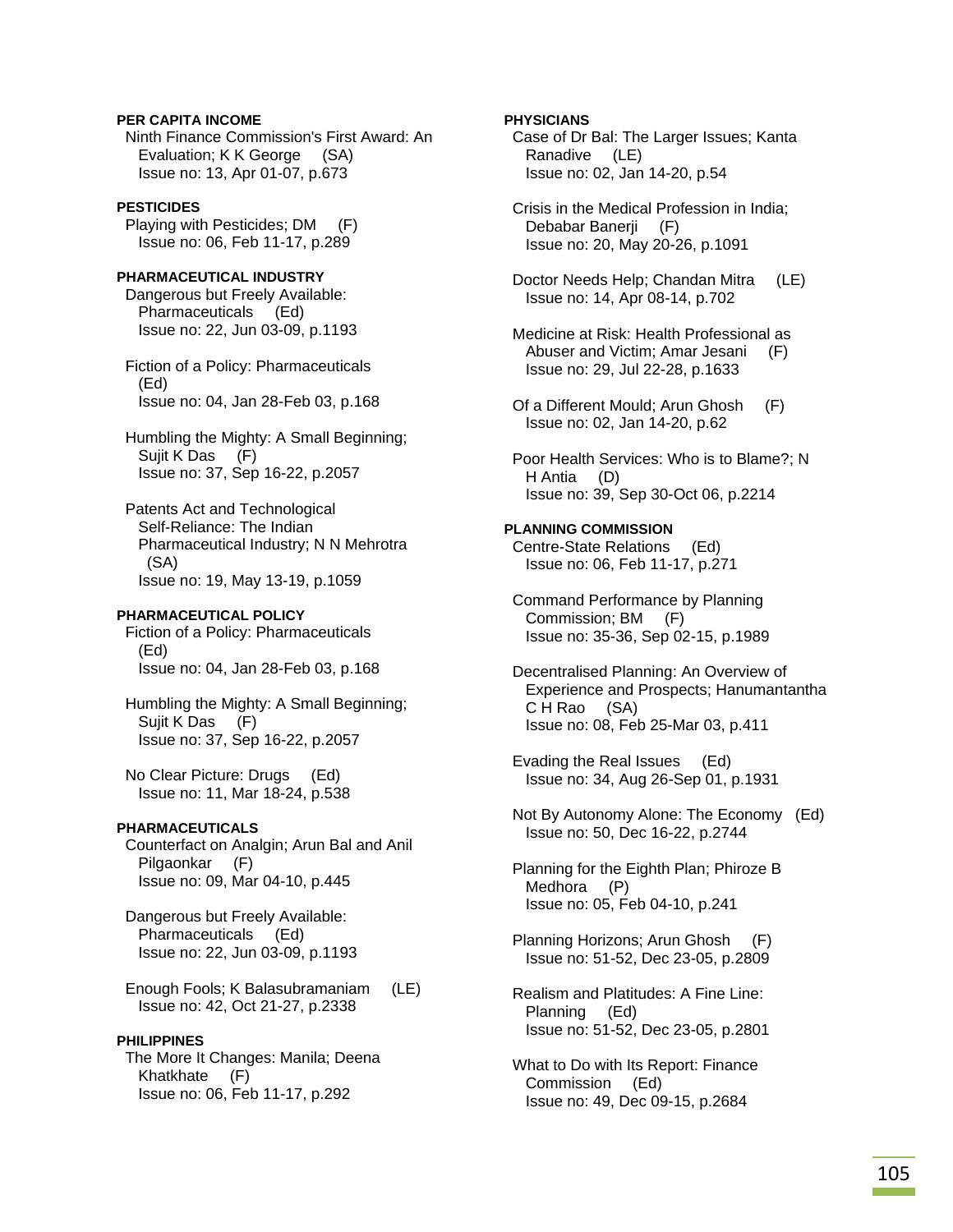**PER CAPITA INCOME**

Ninth Finance Commission's First Award: An Evaluation; K K George (SA)
Issue no: 13, Apr 01-07, p.673

**PESTICIDES**

Playing with Pesticides; DM (F)
Issue no: 06, Feb 11-17, p.289

**PHARMACEUTICAL INDUSTRY**

Dangerous but Freely Available: Pharmaceuticals (Ed)
Issue no: 22, Jun 03-09, p.1193

Fiction of a Policy: Pharmaceuticals (Ed)
Issue no: 04, Jan 28-Feb 03, p.168

Humbling the Mighty: A Small Beginning; Sujit K Das (F)
Issue no: 37, Sep 16-22, p.2057

Patents Act and Technological Self-Reliance: The Indian Pharmaceutical Industry; N N Mehrotra (SA)
Issue no: 19, May 13-19, p.1059

**PHARMACEUTICAL POLICY**

Fiction of a Policy: Pharmaceuticals (Ed)
Issue no: 04, Jan 28-Feb 03, p.168

Humbling the Mighty: A Small Beginning; Sujit K Das (F)
Issue no: 37, Sep 16-22, p.2057

No Clear Picture: Drugs (Ed)
Issue no: 11, Mar 18-24, p.538

**PHARMACEUTICALS**

Counterfact on Analgin; Arun Bal and Anil Pilgaonkar (F)
Issue no: 09, Mar 04-10, p.445

Dangerous but Freely Available: Pharmaceuticals (Ed)
Issue no: 22, Jun 03-09, p.1193

Enough Fools; K Balasubramaniam (LE)
Issue no: 42, Oct 21-27, p.2338

**PHILIPPINES**

The More It Changes: Manila; Deena Khatkhate (F)
Issue no: 06, Feb 11-17, p.292

**PHYSICIANS**

Case of Dr Bal: The Larger Issues; Kanta Ranadive (LE)
Issue no: 02, Jan 14-20, p.54

Crisis in the Medical Profession in India; Debabar Banerji (F)
Issue no: 20, May 20-26, p.1091

Doctor Needs Help; Chandan Mitra (LE)
Issue no: 14, Apr 08-14, p.702

Medicine at Risk: Health Professional as Abuser and Victim; Amar Jesani (F)
Issue no: 29, Jul 22-28, p.1633

Of a Different Mould; Arun Ghosh (F)
Issue no: 02, Jan 14-20, p.62

Poor Health Services: Who is to Blame?; N H Antia (D)
Issue no: 39, Sep 30-Oct 06, p.2214

**PLANNING COMMISSION**

Centre-State Relations (Ed)
Issue no: 06, Feb 11-17, p.271

Command Performance by Planning Commission; BM (F)
Issue no: 35-36, Sep 02-15, p.1989

Decentralised Planning: An Overview of Experience and Prospects; Hanumantantha C H Rao (SA)
Issue no: 08, Feb 25-Mar 03, p.411

Evading the Real Issues (Ed)
Issue no: 34, Aug 26-Sep 01, p.1931

Not By Autonomy Alone: The Economy (Ed)
Issue no: 50, Dec 16-22, p.2744

Planning for the Eighth Plan; Phiroze B Medhora (P)
Issue no: 05, Feb 04-10, p.241

Planning Horizons; Arun Ghosh (F)
Issue no: 51-52, Dec 23-05, p.2809

Realism and Platitudes: A Fine Line: Planning (Ed)
Issue no: 51-52, Dec 23-05, p.2801

What to Do with Its Report: Finance Commission (Ed)
Issue no: 49, Dec 09-15, p.2684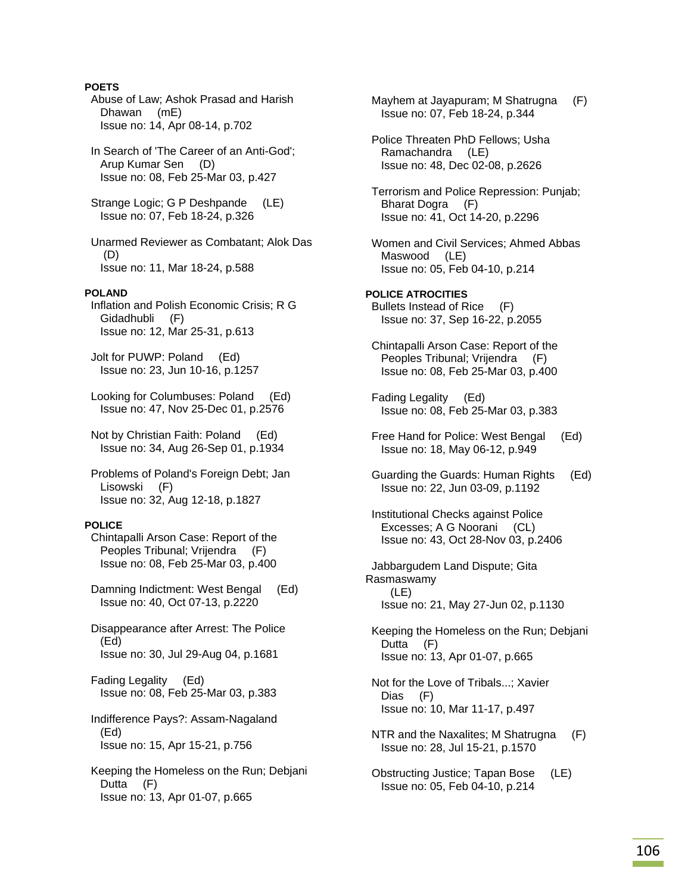**POETS**

Abuse of Law; Ashok Prasad and Harish Dhawan (mE)
Issue no: 14, Apr 08-14, p.702

In Search of 'The Career of an Anti-God'; Arup Kumar Sen (D)
Issue no: 08, Feb 25-Mar 03, p.427

Strange Logic; G P Deshpande (LE)
Issue no: 07, Feb 18-24, p.326

Unarmed Reviewer as Combatant; Alok Das (D)
Issue no: 11, Mar 18-24, p.588

**POLAND**

Inflation and Polish Economic Crisis; R G Gidadhubli (F)
Issue no: 12, Mar 25-31, p.613

Jolt for PUWP: Poland (Ed)
Issue no: 23, Jun 10-16, p.1257

Looking for Columbuses: Poland (Ed)
Issue no: 47, Nov 25-Dec 01, p.2576

Not by Christian Faith: Poland (Ed)
Issue no: 34, Aug 26-Sep 01, p.1934

Problems of Poland's Foreign Debt; Jan Lisowski (F)
Issue no: 32, Aug 12-18, p.1827

**POLICE**

Chintapalli Arson Case: Report of the Peoples Tribunal; Vrijendra (F)
Issue no: 08, Feb 25-Mar 03, p.400

Damning Indictment: West Bengal (Ed)
Issue no: 40, Oct 07-13, p.2220

Disappearance after Arrest: The Police (Ed)
Issue no: 30, Jul 29-Aug 04, p.1681

Fading Legality (Ed)
Issue no: 08, Feb 25-Mar 03, p.383

Indifference Pays?: Assam-Nagaland (Ed)
Issue no: 15, Apr 15-21, p.756

Keeping the Homeless on the Run; Debjani Dutta (F)
Issue no: 13, Apr 01-07, p.665

Mayhem at Jayapuram; M Shatrugna (F)
Issue no: 07, Feb 18-24, p.344

Police Threaten PhD Fellows; Usha Ramachandra (LE)
Issue no: 48, Dec 02-08, p.2626

Terrorism and Police Repression: Punjab; Bharat Dogra (F)
Issue no: 41, Oct 14-20, p.2296

Women and Civil Services; Ahmed Abbas Maswood (LE)
Issue no: 05, Feb 04-10, p.214

**POLICE ATROCITIES**

Bullets Instead of Rice (F)
Issue no: 37, Sep 16-22, p.2055

Chintapalli Arson Case: Report of the Peoples Tribunal; Vrijendra (F)
Issue no: 08, Feb 25-Mar 03, p.400

Fading Legality (Ed)
Issue no: 08, Feb 25-Mar 03, p.383

Free Hand for Police: West Bengal (Ed)
Issue no: 18, May 06-12, p.949

Guarding the Guards: Human Rights (Ed)
Issue no: 22, Jun 03-09, p.1192

Institutional Checks against Police Excesses; A G Noorani (CL)
Issue no: 43, Oct 28-Nov 03, p.2406

Jabbargudem Land Dispute; Gita Rasmaswamy (LE)
Issue no: 21, May 27-Jun 02, p.1130

Keeping the Homeless on the Run; Debjani Dutta (F)
Issue no: 13, Apr 01-07, p.665

Not for the Love of Tribals...; Xavier Dias (F)
Issue no: 10, Mar 11-17, p.497

NTR and the Naxalites; M Shatrugna (F)
Issue no: 28, Jul 15-21, p.1570

Obstructing Justice; Tapan Bose (LE)
Issue no: 05, Feb 04-10, p.214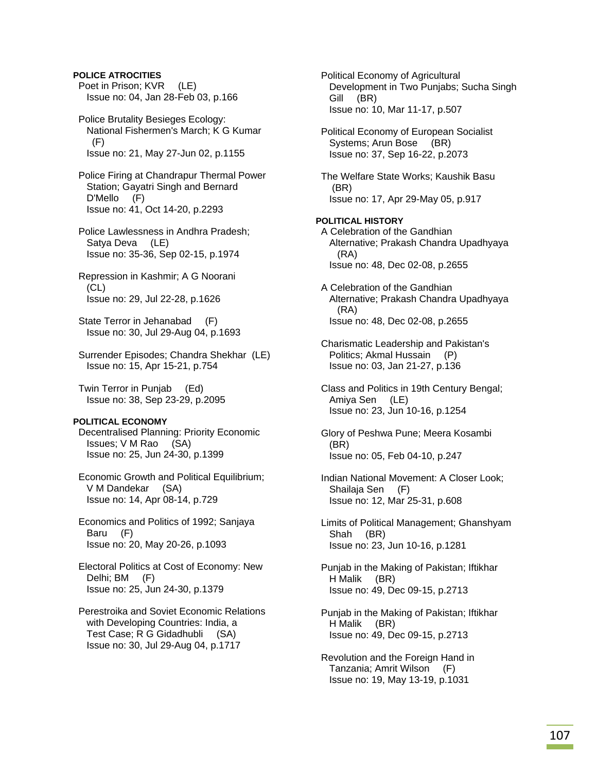**POLICE ATROCITIES**

Poet in Prison; KVR (LE)
Issue no: 04, Jan 28-Feb 03, p.166

Police Brutality Besieges Ecology: National Fishermen's March; K G Kumar (F)
Issue no: 21, May 27-Jun 02, p.1155

Police Firing at Chandrapur Thermal Power Station; Gayatri Singh and Bernard D'Mello (F)
Issue no: 41, Oct 14-20, p.2293

Police Lawlessness in Andhra Pradesh; Satya Deva (LE)
Issue no: 35-36, Sep 02-15, p.1974

Repression in Kashmir; A G Noorani (CL)
Issue no: 29, Jul 22-28, p.1626

State Terror in Jehanabad (F)
Issue no: 30, Jul 29-Aug 04, p.1693

Surrender Episodes; Chandra Shekhar (LE)
Issue no: 15, Apr 15-21, p.754

Twin Terror in Punjab (Ed)
Issue no: 38, Sep 23-29, p.2095

**POLITICAL ECONOMY**

Decentralised Planning: Priority Economic Issues; V M Rao (SA)
Issue no: 25, Jun 24-30, p.1399

Economic Growth and Political Equilibrium; V M Dandekar (SA)
Issue no: 14, Apr 08-14, p.729

Economics and Politics of 1992; Sanjaya Baru (F)
Issue no: 20, May 20-26, p.1093

Electoral Politics at Cost of Economy: New Delhi; BM (F)
Issue no: 25, Jun 24-30, p.1379

Perestroika and Soviet Economic Relations with Developing Countries: India, a Test Case; R G Gidadhubli (SA)
Issue no: 30, Jul 29-Aug 04, p.1717

Political Economy of Agricultural Development in Two Punjabs; Sucha Singh Gill (BR)
Issue no: 10, Mar 11-17, p.507

Political Economy of European Socialist Systems; Arun Bose (BR)
Issue no: 37, Sep 16-22, p.2073

The Welfare State Works; Kaushik Basu (BR)
Issue no: 17, Apr 29-May 05, p.917

**POLITICAL HISTORY**

A Celebration of the Gandhian Alternative; Prakash Chandra Upadhyaya (RA)
Issue no: 48, Dec 02-08, p.2655

A Celebration of the Gandhian Alternative; Prakash Chandra Upadhyaya (RA)
Issue no: 48, Dec 02-08, p.2655

Charismatic Leadership and Pakistan's Politics; Akmal Hussain (P)
Issue no: 03, Jan 21-27, p.136

Class and Politics in 19th Century Bengal; Amiya Sen (LE)
Issue no: 23, Jun 10-16, p.1254

Glory of Peshwa Pune; Meera Kosambi (BR)
Issue no: 05, Feb 04-10, p.247

Indian National Movement: A Closer Look; Shailaja Sen (F)
Issue no: 12, Mar 25-31, p.608

Limits of Political Management; Ghanshyam Shah (BR)
Issue no: 23, Jun 10-16, p.1281

Punjab in the Making of Pakistan; Iftikhar H Malik (BR)
Issue no: 49, Dec 09-15, p.2713

Punjab in the Making of Pakistan; Iftikhar H Malik (BR)
Issue no: 49, Dec 09-15, p.2713

Revolution and the Foreign Hand in Tanzania; Amrit Wilson (F)
Issue no: 19, May 13-19, p.1031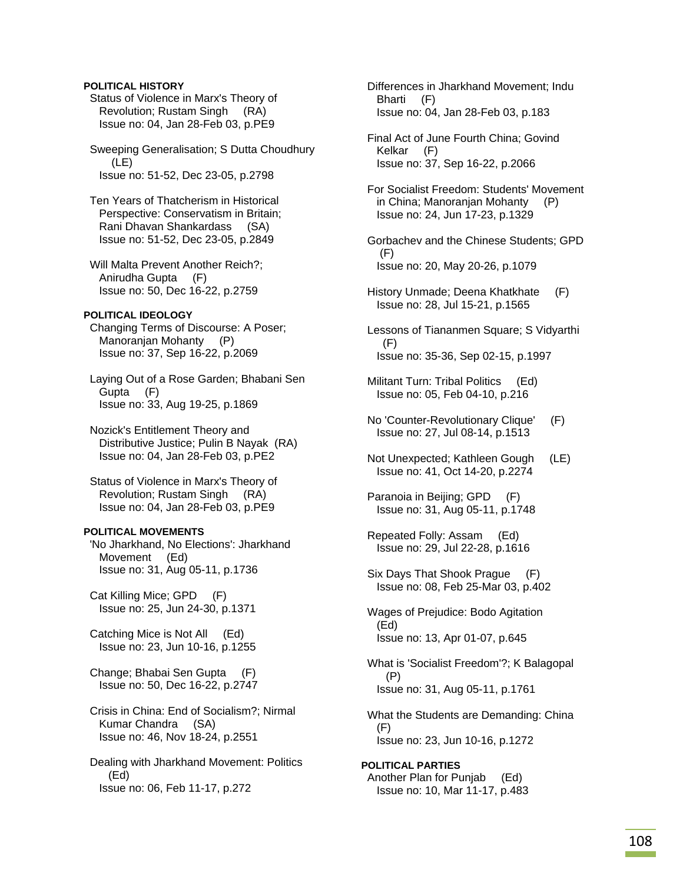**POLITICAL HISTORY**

Status of Violence in Marx's Theory of Revolution; Rustam Singh (RA)
Issue no: 04, Jan 28-Feb 03, p.PE9

Sweeping Generalisation; S Dutta Choudhury (LE)
Issue no: 51-52, Dec 23-05, p.2798

Ten Years of Thatcherism in Historical Perspective: Conservatism in Britain; Rani Dhavan Shankardass (SA)
Issue no: 51-52, Dec 23-05, p.2849

Will Malta Prevent Another Reich?; Anirudha Gupta (F)
Issue no: 50, Dec 16-22, p.2759

**POLITICAL IDEOLOGY**

Changing Terms of Discourse: A Poser; Manoranjan Mohanty (P)
Issue no: 37, Sep 16-22, p.2069

Laying Out of a Rose Garden; Bhabani Sen Gupta (F)
Issue no: 33, Aug 19-25, p.1869

Nozick's Entitlement Theory and Distributive Justice; Pulin B Nayak (RA)
Issue no: 04, Jan 28-Feb 03, p.PE2

Status of Violence in Marx's Theory of Revolution; Rustam Singh (RA)
Issue no: 04, Jan 28-Feb 03, p.PE9

**POLITICAL MOVEMENTS**

'No Jharkhand, No Elections': Jharkhand Movement (Ed)
Issue no: 31, Aug 05-11, p.1736

Cat Killing Mice; GPD (F)
Issue no: 25, Jun 24-30, p.1371

Catching Mice is Not All (Ed)
Issue no: 23, Jun 10-16, p.1255

Change; Bhabai Sen Gupta (F)
Issue no: 50, Dec 16-22, p.2747

Crisis in China: End of Socialism?; Nirmal Kumar Chandra (SA)
Issue no: 46, Nov 18-24, p.2551

Dealing with Jharkhand Movement: Politics (Ed)
Issue no: 06, Feb 11-17, p.272

Differences in Jharkhand Movement; Indu Bharti (F)
Issue no: 04, Jan 28-Feb 03, p.183

Final Act of June Fourth China; Govind Kelkar (F)
Issue no: 37, Sep 16-22, p.2066

For Socialist Freedom: Students' Movement in China; Manoranjan Mohanty (P)
Issue no: 24, Jun 17-23, p.1329

Gorbachev and the Chinese Students; GPD (F)
Issue no: 20, May 20-26, p.1079

History Unmade; Deena Khatkhate (F)
Issue no: 28, Jul 15-21, p.1565

Lessons of Tiananmen Square; S Vidyarthi (F)
Issue no: 35-36, Sep 02-15, p.1997

Militant Turn: Tribal Politics (Ed)
Issue no: 05, Feb 04-10, p.216

No 'Counter-Revolutionary Clique' (F)
Issue no: 27, Jul 08-14, p.1513

Not Unexpected; Kathleen Gough (LE)
Issue no: 41, Oct 14-20, p.2274

Paranoia in Beijing; GPD (F)
Issue no: 31, Aug 05-11, p.1748

Repeated Folly: Assam (Ed)
Issue no: 29, Jul 22-28, p.1616

Six Days That Shook Prague (F)
Issue no: 08, Feb 25-Mar 03, p.402

Wages of Prejudice: Bodo Agitation (Ed)
Issue no: 13, Apr 01-07, p.645

What is 'Socialist Freedom'?; K Balagopal (P)
Issue no: 31, Aug 05-11, p.1761

What the Students are Demanding: China (F)
Issue no: 23, Jun 10-16, p.1272

**POLITICAL PARTIES**

Another Plan for Punjab (Ed)
Issue no: 10, Mar 11-17, p.483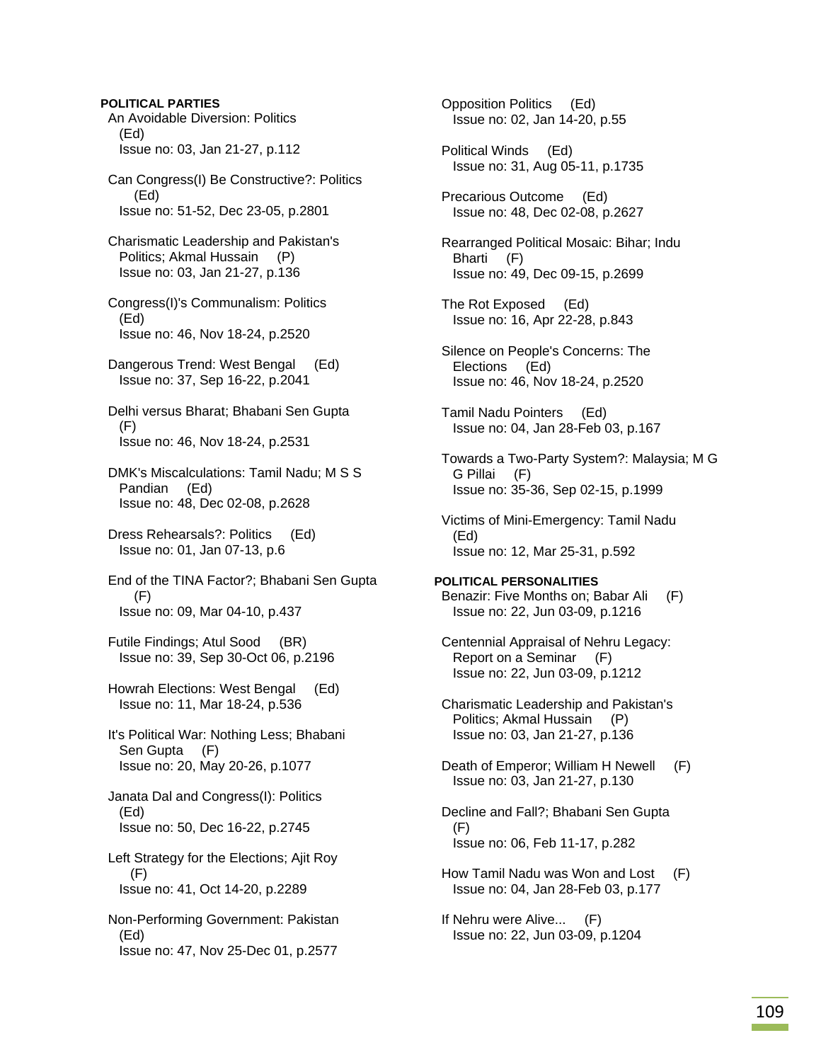**POLITICAL PARTIES**

An Avoidable Diversion: Politics (Ed)
Issue no: 03, Jan 21-27, p.112

Can Congress(I) Be Constructive?: Politics (Ed)
Issue no: 51-52, Dec 23-05, p.2801

Charismatic Leadership and Pakistan's Politics; Akmal Hussain (P)
Issue no: 03, Jan 21-27, p.136

Congress(I)'s Communalism: Politics (Ed)
Issue no: 46, Nov 18-24, p.2520

Dangerous Trend: West Bengal (Ed)
Issue no: 37, Sep 16-22, p.2041

Delhi versus Bharat; Bhabani Sen Gupta (F)
Issue no: 46, Nov 18-24, p.2531

DMK's Miscalculations: Tamil Nadu; M S S Pandian (Ed)
Issue no: 48, Dec 02-08, p.2628

Dress Rehearsals?: Politics (Ed)
Issue no: 01, Jan 07-13, p.6

End of the TINA Factor?; Bhabani Sen Gupta (F)
Issue no: 09, Mar 04-10, p.437

Futile Findings; Atul Sood (BR)
Issue no: 39, Sep 30-Oct 06, p.2196

Howrah Elections: West Bengal (Ed)
Issue no: 11, Mar 18-24, p.536

It's Political War: Nothing Less; Bhabani Sen Gupta (F)
Issue no: 20, May 20-26, p.1077

Janata Dal and Congress(I): Politics (Ed)
Issue no: 50, Dec 16-22, p.2745

Left Strategy for the Elections; Ajit Roy (F)
Issue no: 41, Oct 14-20, p.2289

Non-Performing Government: Pakistan (Ed)
Issue no: 47, Nov 25-Dec 01, p.2577

Opposition Politics (Ed)
Issue no: 02, Jan 14-20, p.55

Political Winds (Ed)
Issue no: 31, Aug 05-11, p.1735

Precarious Outcome (Ed)
Issue no: 48, Dec 02-08, p.2627

Rearranged Political Mosaic: Bihar; Indu Bharti (F)
Issue no: 49, Dec 09-15, p.2699

The Rot Exposed (Ed)
Issue no: 16, Apr 22-28, p.843

Silence on People's Concerns: The Elections (Ed)
Issue no: 46, Nov 18-24, p.2520

Tamil Nadu Pointers (Ed)
Issue no: 04, Jan 28-Feb 03, p.167

Towards a Two-Party System?: Malaysia; M G G Pillai (F)
Issue no: 35-36, Sep 02-15, p.1999

Victims of Mini-Emergency: Tamil Nadu (Ed)
Issue no: 12, Mar 25-31, p.592

**POLITICAL PERSONALITIES**

Benazir: Five Months on; Babar Ali (F)
Issue no: 22, Jun 03-09, p.1216

Centennial Appraisal of Nehru Legacy: Report on a Seminar (F)
Issue no: 22, Jun 03-09, p.1212

Charismatic Leadership and Pakistan's Politics; Akmal Hussain (P)
Issue no: 03, Jan 21-27, p.136

Death of Emperor; William H Newell (F)
Issue no: 03, Jan 21-27, p.130

Decline and Fall?; Bhabani Sen Gupta (F)
Issue no: 06, Feb 11-17, p.282

How Tamil Nadu was Won and Lost (F)
Issue no: 04, Jan 28-Feb 03, p.177

If Nehru were Alive... (F)
Issue no: 22, Jun 03-09, p.1204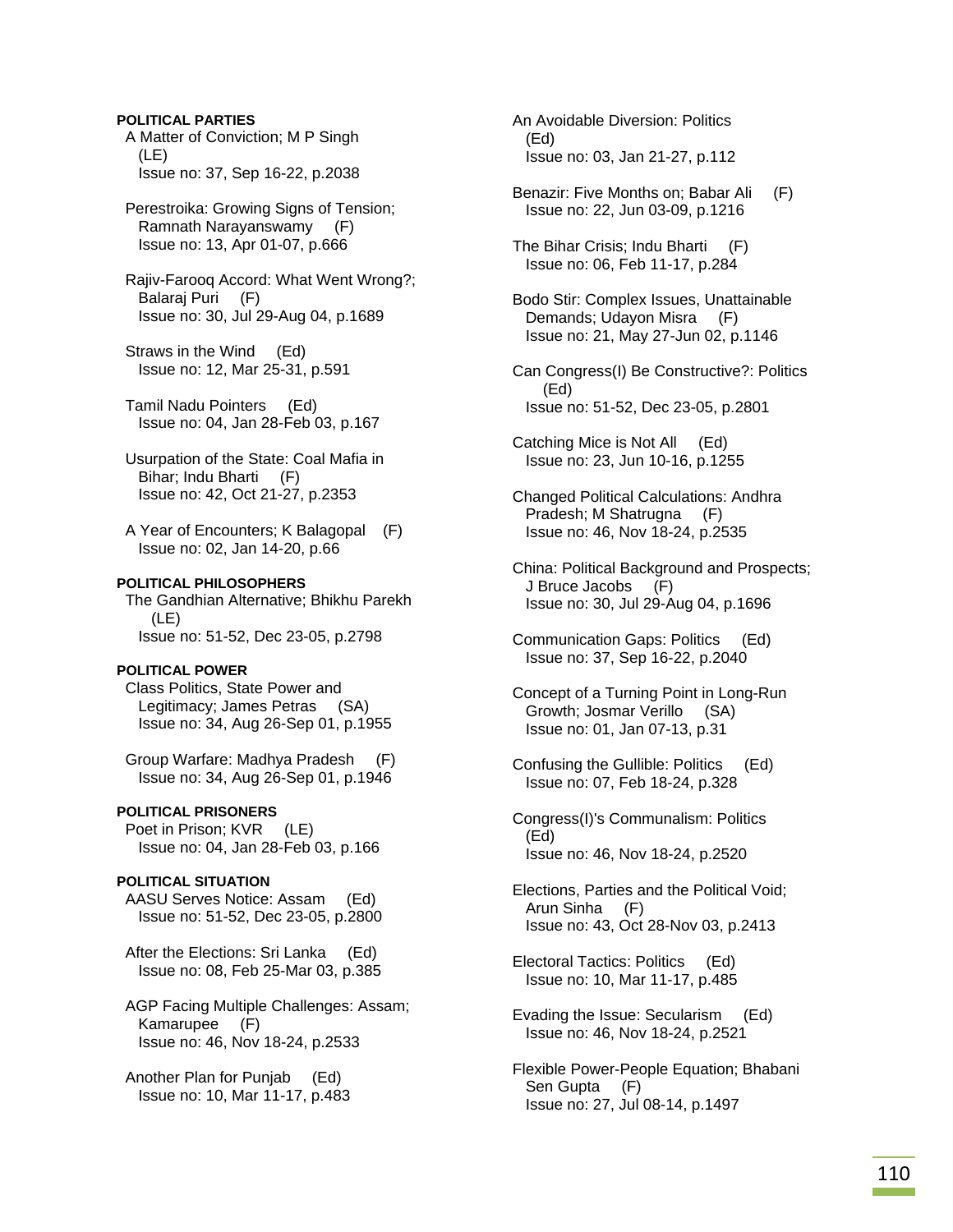#### POLITICAL PARTIES

A Matter of Conviction; M P Singh (LE)
Issue no: 37, Sep 16-22, p.2038

Perestroika: Growing Signs of Tension; Ramnath Narayanswamy (F)
Issue no: 13, Apr 01-07, p.666

Rajiv-Farooq Accord: What Went Wrong?; Balaraj Puri (F)
Issue no: 30, Jul 29-Aug 04, p.1689

Straws in the Wind (Ed)
Issue no: 12, Mar 25-31, p.591

Tamil Nadu Pointers (Ed)
Issue no: 04, Jan 28-Feb 03, p.167

Usurpation of the State: Coal Mafia in Bihar; Indu Bharti (F)
Issue no: 42, Oct 21-27, p.2353

A Year of Encounters; K Balagopal (F)
Issue no: 02, Jan 14-20, p.66

#### POLITICAL PHILOSOPHERS

The Gandhian Alternative; Bhikhu Parekh (LE)
Issue no: 51-52, Dec 23-05, p.2798

#### POLITICAL POWER

Class Politics, State Power and Legitimacy; James Petras (SA)
Issue no: 34, Aug 26-Sep 01, p.1955

Group Warfare: Madhya Pradesh (F)
Issue no: 34, Aug 26-Sep 01, p.1946

#### POLITICAL PRISONERS

Poet in Prison; KVR (LE)
Issue no: 04, Jan 28-Feb 03, p.166

#### POLITICAL SITUATION

AASU Serves Notice: Assam (Ed)
Issue no: 51-52, Dec 23-05, p.2800

After the Elections: Sri Lanka (Ed)
Issue no: 08, Feb 25-Mar 03, p.385

AGP Facing Multiple Challenges: Assam; Kamarupee (F)
Issue no: 46, Nov 18-24, p.2533

Another Plan for Punjab (Ed)
Issue no: 10, Mar 11-17, p.483

An Avoidable Diversion: Politics (Ed)
Issue no: 03, Jan 21-27, p.112

Benazir: Five Months on; Babar Ali (F)
Issue no: 22, Jun 03-09, p.1216

The Bihar Crisis; Indu Bharti (F)
Issue no: 06, Feb 11-17, p.284

Bodo Stir: Complex Issues, Unattainable Demands; Udayon Misra (F)
Issue no: 21, May 27-Jun 02, p.1146

Can Congress(I) Be Constructive?: Politics (Ed)
Issue no: 51-52, Dec 23-05, p.2801

Catching Mice is Not All (Ed)
Issue no: 23, Jun 10-16, p.1255

Changed Political Calculations: Andhra Pradesh; M Shatrugna (F)
Issue no: 46, Nov 18-24, p.2535

China: Political Background and Prospects; J Bruce Jacobs (F)
Issue no: 30, Jul 29-Aug 04, p.1696

Communication Gaps: Politics (Ed)
Issue no: 37, Sep 16-22, p.2040

Concept of a Turning Point in Long-Run Growth; Josmar Verillo (SA)
Issue no: 01, Jan 07-13, p.31

Confusing the Gullible: Politics (Ed)
Issue no: 07, Feb 18-24, p.328

Congress(I)'s Communalism: Politics (Ed)
Issue no: 46, Nov 18-24, p.2520

Elections, Parties and the Political Void; Arun Sinha (F)
Issue no: 43, Oct 28-Nov 03, p.2413

Electoral Tactics: Politics (Ed)
Issue no: 10, Mar 11-17, p.485

Evading the Issue: Secularism (Ed)
Issue no: 46, Nov 18-24, p.2521

Flexible Power-People Equation; Bhabani Sen Gupta (F)
Issue no: 27, Jul 08-14, p.1497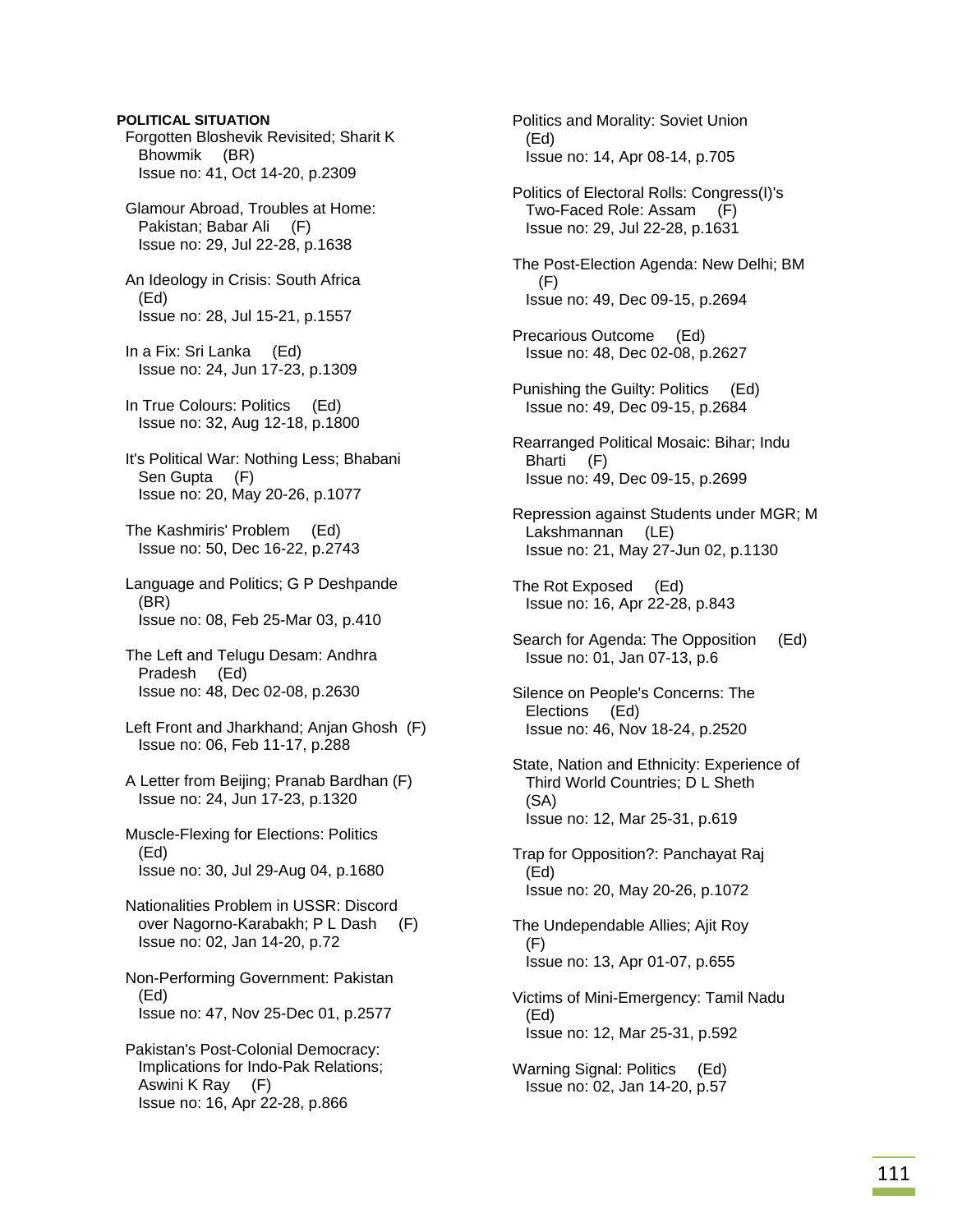**POLITICAL SITUATION**

Forgotten Bloshevik Revisited; Sharit K Bhowmik (BR)
Issue no: 41, Oct 14-20, p.2309

Glamour Abroad, Troubles at Home: Pakistan; Babar Ali (F)
Issue no: 29, Jul 22-28, p.1638

An Ideology in Crisis: South Africa (Ed)
Issue no: 28, Jul 15-21, p.1557

In a Fix: Sri Lanka (Ed)
Issue no: 24, Jun 17-23, p.1309

In True Colours: Politics (Ed)
Issue no: 32, Aug 12-18, p.1800

It's Political War: Nothing Less; Bhabani Sen Gupta (F)
Issue no: 20, May 20-26, p.1077

The Kashmiris' Problem (Ed)
Issue no: 50, Dec 16-22, p.2743

Language and Politics; G P Deshpande (BR)
Issue no: 08, Feb 25-Mar 03, p.410

The Left and Telugu Desam: Andhra Pradesh (Ed)
Issue no: 48, Dec 02-08, p.2630

Left Front and Jharkhand; Anjan Ghosh (F)
Issue no: 06, Feb 11-17, p.288

A Letter from Beijing; Pranab Bardhan (F)
Issue no: 24, Jun 17-23, p.1320

Muscle-Flexing for Elections: Politics (Ed)
Issue no: 30, Jul 29-Aug 04, p.1680

Nationalities Problem in USSR: Discord over Nagorno-Karabakh; P L Dash (F)
Issue no: 02, Jan 14-20, p.72

Non-Performing Government: Pakistan (Ed)
Issue no: 47, Nov 25-Dec 01, p.2577

Pakistan's Post-Colonial Democracy: Implications for Indo-Pak Relations; Aswini K Ray (F)
Issue no: 16, Apr 22-28, p.866

Politics and Morality: Soviet Union (Ed)
Issue no: 14, Apr 08-14, p.705

Politics of Electoral Rolls: Congress(I)'s Two-Faced Role: Assam (F)
Issue no: 29, Jul 22-28, p.1631

The Post-Election Agenda: New Delhi; BM (F)
Issue no: 49, Dec 09-15, p.2694

Precarious Outcome (Ed)
Issue no: 48, Dec 02-08, p.2627

Punishing the Guilty: Politics (Ed)
Issue no: 49, Dec 09-15, p.2684

Rearranged Political Mosaic: Bihar; Indu Bharti (F)
Issue no: 49, Dec 09-15, p.2699

Repression against Students under MGR; M Lakshmannan (LE)
Issue no: 21, May 27-Jun 02, p.1130

The Rot Exposed (Ed)
Issue no: 16, Apr 22-28, p.843

Search for Agenda: The Opposition (Ed)
Issue no: 01, Jan 07-13, p.6

Silence on People's Concerns: The Elections (Ed)
Issue no: 46, Nov 18-24, p.2520

State, Nation and Ethnicity: Experience of Third World Countries; D L Sheth (SA)
Issue no: 12, Mar 25-31, p.619

Trap for Opposition?: Panchayat Raj (Ed)
Issue no: 20, May 20-26, p.1072

The Undependable Allies; Ajit Roy (F)
Issue no: 13, Apr 01-07, p.655

Victims of Mini-Emergency: Tamil Nadu (Ed)
Issue no: 12, Mar 25-31, p.592

Warning Signal: Politics (Ed)
Issue no: 02, Jan 14-20, p.57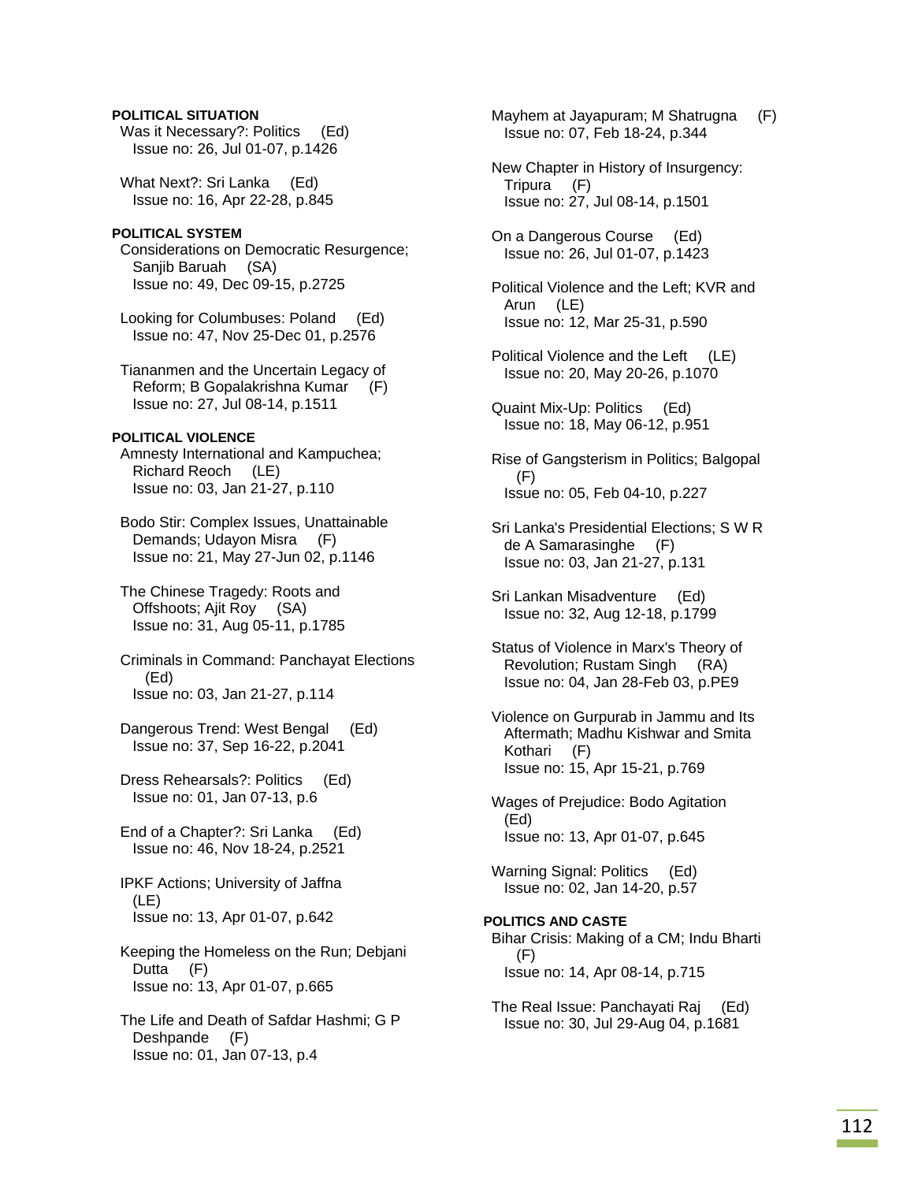**POLITICAL SITUATION**

Was it Necessary?: Politics (Ed)
Issue no: 26, Jul 01-07, p.1426

What Next?: Sri Lanka (Ed)
Issue no: 16, Apr 22-28, p.845

**POLITICAL SYSTEM**

Considerations on Democratic Resurgence; Sanjib Baruah (SA)
Issue no: 49, Dec 09-15, p.2725

Looking for Columbuses: Poland (Ed)
Issue no: 47, Nov 25-Dec 01, p.2576

Tiananmen and the Uncertain Legacy of Reform; B Gopalakrishna Kumar (F)
Issue no: 27, Jul 08-14, p.1511

**POLITICAL VIOLENCE**

Amnesty International and Kampuchea; Richard Reoch (LE)
Issue no: 03, Jan 21-27, p.110

Bodo Stir: Complex Issues, Unattainable Demands; Udayon Misra (F)
Issue no: 21, May 27-Jun 02, p.1146

The Chinese Tragedy: Roots and Offshoots; Ajit Roy (SA)
Issue no: 31, Aug 05-11, p.1785

Criminals in Command: Panchayat Elections (Ed)
Issue no: 03, Jan 21-27, p.114

Dangerous Trend: West Bengal (Ed)
Issue no: 37, Sep 16-22, p.2041

Dress Rehearsals?: Politics (Ed)
Issue no: 01, Jan 07-13, p.6

End of a Chapter?: Sri Lanka (Ed)
Issue no: 46, Nov 18-24, p.2521

IPKF Actions; University of Jaffna (LE)
Issue no: 13, Apr 01-07, p.642

Keeping the Homeless on the Run; Debjani Dutta (F)
Issue no: 13, Apr 01-07, p.665

The Life and Death of Safdar Hashmi; G P Deshpande (F)
Issue no: 01, Jan 07-13, p.4

Mayhem at Jayapuram; M Shatrugna (F)
Issue no: 07, Feb 18-24, p.344

New Chapter in History of Insurgency: Tripura (F)
Issue no: 27, Jul 08-14, p.1501

On a Dangerous Course (Ed)
Issue no: 26, Jul 01-07, p.1423

Political Violence and the Left; KVR and Arun (LE)
Issue no: 12, Mar 25-31, p.590

Political Violence and the Left (LE)
Issue no: 20, May 20-26, p.1070

Quaint Mix-Up: Politics (Ed)
Issue no: 18, May 06-12, p.951

Rise of Gangsterism in Politics; Balgopal (F)
Issue no: 05, Feb 04-10, p.227

Sri Lanka's Presidential Elections; S W R de A Samarasinghe (F)
Issue no: 03, Jan 21-27, p.131

Sri Lankan Misadventure (Ed)
Issue no: 32, Aug 12-18, p.1799

Status of Violence in Marx's Theory of Revolution; Rustam Singh (RA)
Issue no: 04, Jan 28-Feb 03, p.PE9

Violence on Gurpurab in Jammu and Its Aftermath; Madhu Kishwar and Smita Kothari (F)
Issue no: 15, Apr 15-21, p.769

Wages of Prejudice: Bodo Agitation (Ed)
Issue no: 13, Apr 01-07, p.645

Warning Signal: Politics (Ed)
Issue no: 02, Jan 14-20, p.57

**POLITICS AND CASTE**

Bihar Crisis: Making of a CM; Indu Bharti (F)
Issue no: 14, Apr 08-14, p.715

The Real Issue: Panchayati Raj (Ed)
Issue no: 30, Jul 29-Aug 04, p.1681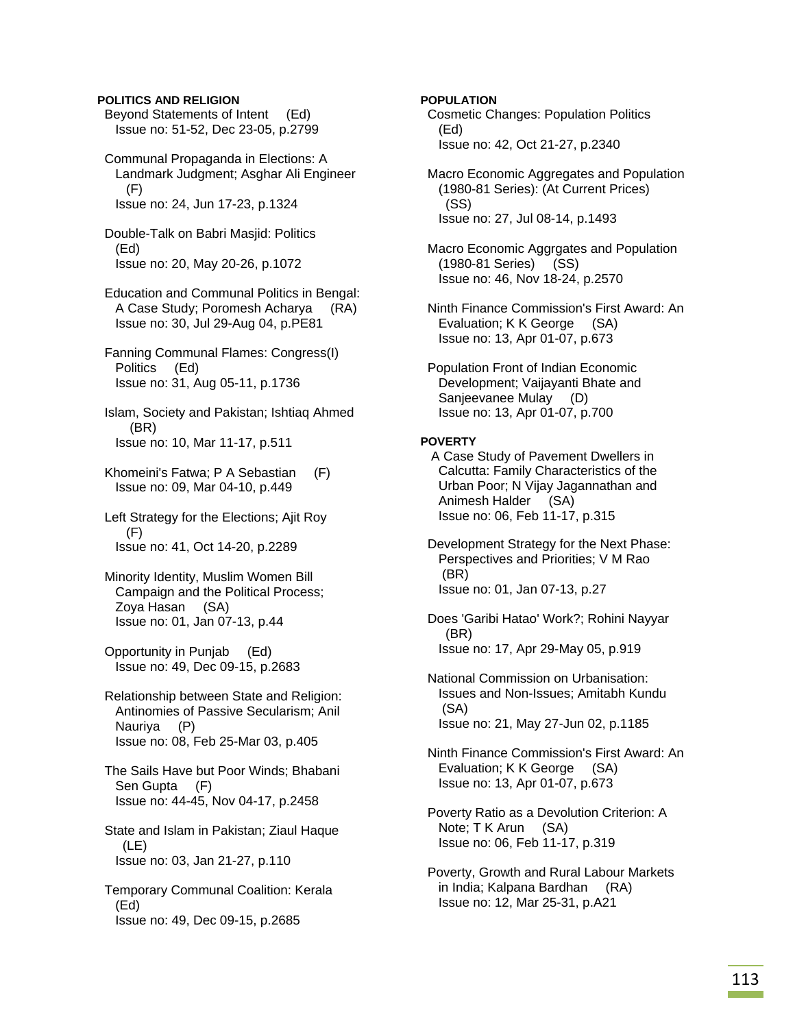**POLITICS AND RELIGION**

Beyond Statements of Intent (Ed)
Issue no: 51-52, Dec 23-05, p.2799

Communal Propaganda in Elections: A Landmark Judgment; Asghar Ali Engineer (F)
Issue no: 24, Jun 17-23, p.1324

Double-Talk on Babri Masjid: Politics (Ed)
Issue no: 20, May 20-26, p.1072

Education and Communal Politics in Bengal: A Case Study; Poromesh Acharya (RA)
Issue no: 30, Jul 29-Aug 04, p.PE81

Fanning Communal Flames: Congress(I) Politics (Ed)
Issue no: 31, Aug 05-11, p.1736

Islam, Society and Pakistan; Ishtiaq Ahmed (BR)
Issue no: 10, Mar 11-17, p.511

Khomeini's Fatwa; P A Sebastian (F)
Issue no: 09, Mar 04-10, p.449

Left Strategy for the Elections; Ajit Roy (F)
Issue no: 41, Oct 14-20, p.2289

Minority Identity, Muslim Women Bill Campaign and the Political Process; Zoya Hasan (SA)
Issue no: 01, Jan 07-13, p.44

Opportunity in Punjab (Ed)
Issue no: 49, Dec 09-15, p.2683

Relationship between State and Religion: Antinomies of Passive Secularism; Anil Nauriya (P)
Issue no: 08, Feb 25-Mar 03, p.405

The Sails Have but Poor Winds; Bhabani Sen Gupta (F)
Issue no: 44-45, Nov 04-17, p.2458

State and Islam in Pakistan; Ziaul Haque (LE)
Issue no: 03, Jan 21-27, p.110

Temporary Communal Coalition: Kerala (Ed)
Issue no: 49, Dec 09-15, p.2685

**POPULATION**

Cosmetic Changes: Population Politics (Ed)
Issue no: 42, Oct 21-27, p.2340

Macro Economic Aggregates and Population (1980-81 Series): (At Current Prices) (SS)
Issue no: 27, Jul 08-14, p.1493

Macro Economic Aggrgates and Population (1980-81 Series) (SS)
Issue no: 46, Nov 18-24, p.2570

Ninth Finance Commission's First Award: An Evaluation; K K George (SA)
Issue no: 13, Apr 01-07, p.673

Population Front of Indian Economic Development; Vaijayanti Bhate and Sanjeevanee Mulay (D)
Issue no: 13, Apr 01-07, p.700

**POVERTY**

A Case Study of Pavement Dwellers in Calcutta: Family Characteristics of the Urban Poor; N Vijay Jagannathan and Animesh Halder (SA)
Issue no: 06, Feb 11-17, p.315

Development Strategy for the Next Phase: Perspectives and Priorities; V M Rao (BR)
Issue no: 01, Jan 07-13, p.27

Does 'Garibi Hatao' Work?; Rohini Nayyar (BR)
Issue no: 17, Apr 29-May 05, p.919

National Commission on Urbanisation: Issues and Non-Issues; Amitabh Kundu (SA)
Issue no: 21, May 27-Jun 02, p.1185

Ninth Finance Commission's First Award: An Evaluation; K K George (SA)
Issue no: 13, Apr 01-07, p.673

Poverty Ratio as a Devolution Criterion: A Note; T K Arun (SA)
Issue no: 06, Feb 11-17, p.319

Poverty, Growth and Rural Labour Markets in India; Kalpana Bardhan (RA)
Issue no: 12, Mar 25-31, p.A21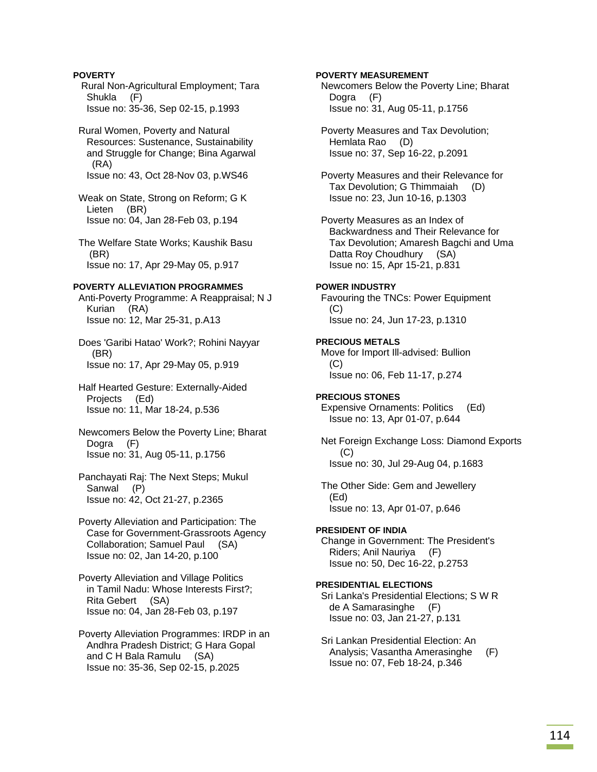**POVERTY**

Rural Non-Agricultural Employment; Tara Shukla (F)
Issue no: 35-36, Sep 02-15, p.1993

Rural Women, Poverty and Natural Resources: Sustenance, Sustainability and Struggle for Change; Bina Agarwal (RA)
Issue no: 43, Oct 28-Nov 03, p.WS46

Weak on State, Strong on Reform; G K Lieten (BR)
Issue no: 04, Jan 28-Feb 03, p.194

The Welfare State Works; Kaushik Basu (BR)
Issue no: 17, Apr 29-May 05, p.917

**POVERTY ALLEVIATION PROGRAMMES**

Anti-Poverty Programme: A Reappraisal; N J Kurian (RA)
Issue no: 12, Mar 25-31, p.A13

Does 'Garibi Hatao' Work?; Rohini Nayyar (BR)
Issue no: 17, Apr 29-May 05, p.919

Half Hearted Gesture: Externally-Aided Projects (Ed)
Issue no: 11, Mar 18-24, p.536

Newcomers Below the Poverty Line; Bharat Dogra (F)
Issue no: 31, Aug 05-11, p.1756

Panchayati Raj: The Next Steps; Mukul Sanwal (P)
Issue no: 42, Oct 21-27, p.2365

Poverty Alleviation and Participation: The Case for Government-Grassroots Agency Collaboration; Samuel Paul (SA)
Issue no: 02, Jan 14-20, p.100

Poverty Alleviation and Village Politics in Tamil Nadu: Whose Interests First?; Rita Gebert (SA)
Issue no: 04, Jan 28-Feb 03, p.197

Poverty Alleviation Programmes: IRDP in an Andhra Pradesh District; G Hara Gopal and C H Bala Ramulu (SA)
Issue no: 35-36, Sep 02-15, p.2025

**POVERTY MEASUREMENT**

Newcomers Below the Poverty Line; Bharat Dogra (F)
Issue no: 31, Aug 05-11, p.1756

Poverty Measures and Tax Devolution; Hemlata Rao (D)
Issue no: 37, Sep 16-22, p.2091

Poverty Measures and their Relevance for Tax Devolution; G Thimmaiah (D)
Issue no: 23, Jun 10-16, p.1303

Poverty Measures as an Index of Backwardness and Their Relevance for Tax Devolution; Amaresh Bagchi and Uma Datta Roy Choudhury (SA)
Issue no: 15, Apr 15-21, p.831

**POWER INDUSTRY**

Favouring the TNCs: Power Equipment (C)
Issue no: 24, Jun 17-23, p.1310

**PRECIOUS METALS**

Move for Import Ill-advised: Bullion (C)
Issue no: 06, Feb 11-17, p.274

**PRECIOUS STONES**

Expensive Ornaments: Politics (Ed)
Issue no: 13, Apr 01-07, p.644

Net Foreign Exchange Loss: Diamond Exports (C)
Issue no: 30, Jul 29-Aug 04, p.1683

The Other Side: Gem and Jewellery (Ed)
Issue no: 13, Apr 01-07, p.646

**PRESIDENT OF INDIA**

Change in Government: The President's Riders; Anil Nauriya (F)
Issue no: 50, Dec 16-22, p.2753

**PRESIDENTIAL ELECTIONS**

Sri Lanka's Presidential Elections; S W R de A Samarasinghe (F)
Issue no: 03, Jan 21-27, p.131

Sri Lankan Presidential Election: An Analysis; Vasantha Amerasinghe (F)
Issue no: 07, Feb 18-24, p.346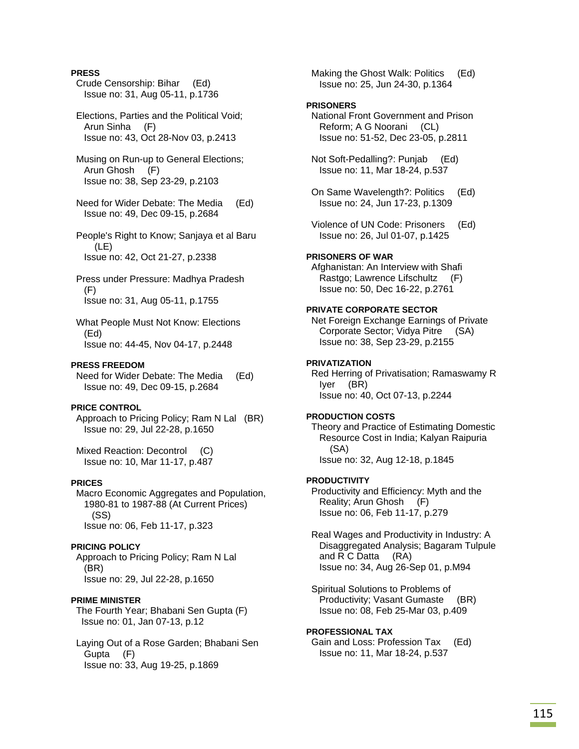**PRESS**

Crude Censorship: Bihar (Ed)
Issue no: 31, Aug 05-11, p.1736

Elections, Parties and the Political Void; Arun Sinha (F)
Issue no: 43, Oct 28-Nov 03, p.2413

Musing on Run-up to General Elections; Arun Ghosh (F)
Issue no: 38, Sep 23-29, p.2103

Need for Wider Debate: The Media (Ed)
Issue no: 49, Dec 09-15, p.2684

People's Right to Know; Sanjaya et al Baru (LE)
Issue no: 42, Oct 21-27, p.2338

Press under Pressure: Madhya Pradesh (F)
Issue no: 31, Aug 05-11, p.1755

What People Must Not Know: Elections (Ed)
Issue no: 44-45, Nov 04-17, p.2448

**PRESS FREEDOM**

Need for Wider Debate: The Media (Ed)
Issue no: 49, Dec 09-15, p.2684

**PRICE CONTROL**

Approach to Pricing Policy; Ram N Lal (BR)
Issue no: 29, Jul 22-28, p.1650

Mixed Reaction: Decontrol (C)
Issue no: 10, Mar 11-17, p.487

**PRICES**

Macro Economic Aggregates and Population, 1980-81 to 1987-88 (At Current Prices) (SS)
Issue no: 06, Feb 11-17, p.323

**PRICING POLICY**

Approach to Pricing Policy; Ram N Lal (BR)
Issue no: 29, Jul 22-28, p.1650

**PRIME MINISTER**

The Fourth Year; Bhabani Sen Gupta (F)
Issue no: 01, Jan 07-13, p.12

Laying Out of a Rose Garden; Bhabani Sen Gupta (F)
Issue no: 33, Aug 19-25, p.1869

Making the Ghost Walk: Politics (Ed)
Issue no: 25, Jun 24-30, p.1364

**PRISONERS**

National Front Government and Prison Reform; A G Noorani (CL)
Issue no: 51-52, Dec 23-05, p.2811

Not Soft-Pedalling?: Punjab (Ed)
Issue no: 11, Mar 18-24, p.537

On Same Wavelength?: Politics (Ed)
Issue no: 24, Jun 17-23, p.1309

Violence of UN Code: Prisoners (Ed)
Issue no: 26, Jul 01-07, p.1425

**PRISONERS OF WAR**

Afghanistan: An Interview with Shafi Rastgo; Lawrence Lifschultz (F)
Issue no: 50, Dec 16-22, p.2761

**PRIVATE CORPORATE SECTOR**

Net Foreign Exchange Earnings of Private Corporate Sector; Vidya Pitre (SA)
Issue no: 38, Sep 23-29, p.2155

**PRIVATIZATION**

Red Herring of Privatisation; Ramaswamy R Iyer (BR)
Issue no: 40, Oct 07-13, p.2244

**PRODUCTION COSTS**

Theory and Practice of Estimating Domestic Resource Cost in India; Kalyan Raipuria (SA)
Issue no: 32, Aug 12-18, p.1845

**PRODUCTIVITY**

Productivity and Efficiency: Myth and the Reality; Arun Ghosh (F)
Issue no: 06, Feb 11-17, p.279

Real Wages and Productivity in Industry: A Disaggregated Analysis; Bagaram Tulpule and R C Datta (RA)
Issue no: 34, Aug 26-Sep 01, p.M94

Spiritual Solutions to Problems of Productivity; Vasant Gumaste (BR)
Issue no: 08, Feb 25-Mar 03, p.409

**PROFESSIONAL TAX**

Gain and Loss: Profession Tax (Ed)
Issue no: 11, Mar 18-24, p.537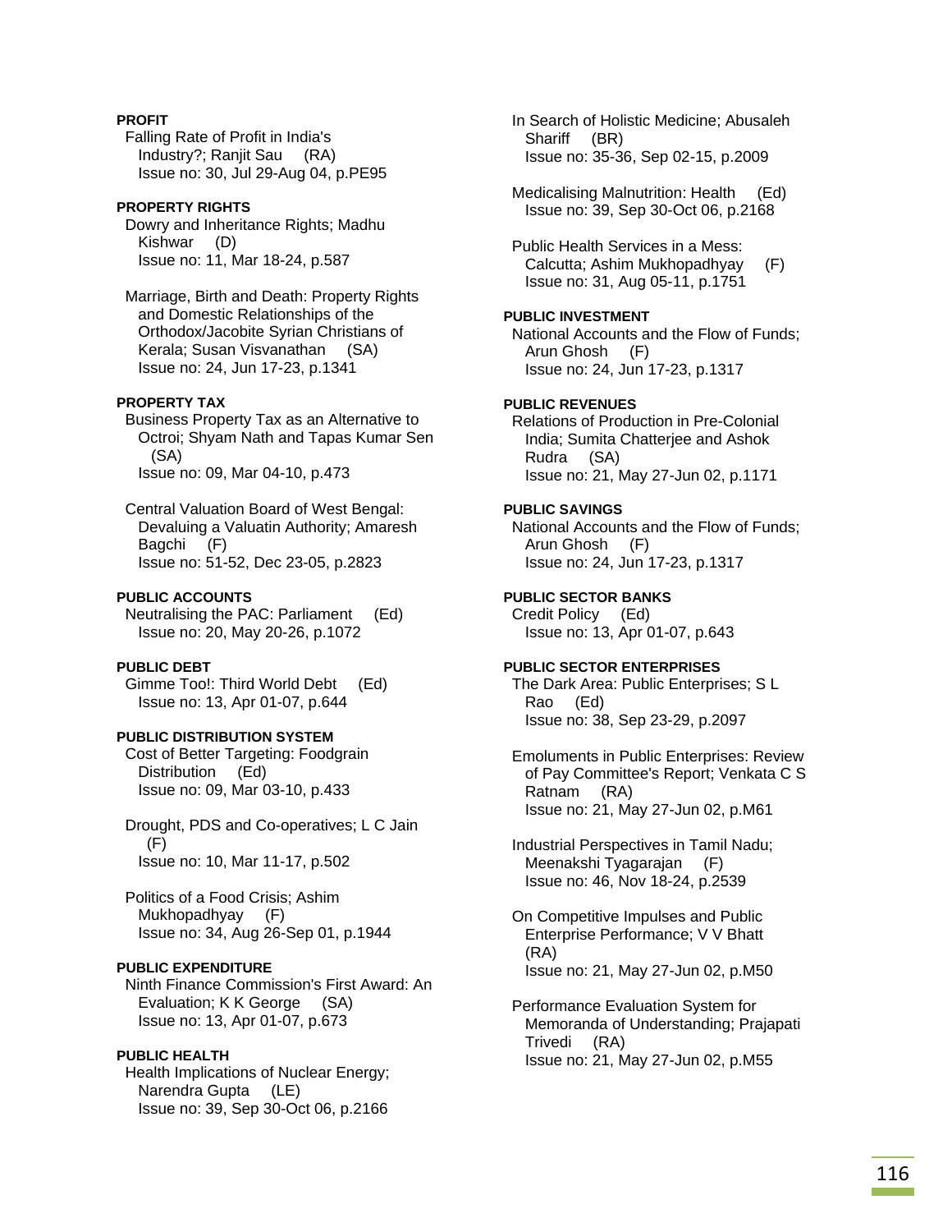**PROFIT**

Falling Rate of Profit in India's Industry?; Ranjit Sau (RA)
Issue no: 30, Jul 29-Aug 04, p.PE95

**PROPERTY RIGHTS**

Dowry and Inheritance Rights; Madhu Kishwar (D)
Issue no: 11, Mar 18-24, p.587

Marriage, Birth and Death: Property Rights and Domestic Relationships of the Orthodox/Jacobite Syrian Christians of Kerala; Susan Visvanathan (SA)
Issue no: 24, Jun 17-23, p.1341

**PROPERTY TAX**

Business Property Tax as an Alternative to Octroi; Shyam Nath and Tapas Kumar Sen (SA)
Issue no: 09, Mar 04-10, p.473

Central Valuation Board of West Bengal: Devaluing a Valuatin Authority; Amaresh Bagchi (F)
Issue no: 51-52, Dec 23-05, p.2823

**PUBLIC ACCOUNTS**

Neutralising the PAC: Parliament (Ed)
Issue no: 20, May 20-26, p.1072

**PUBLIC DEBT**

Gimme Too!: Third World Debt (Ed)
Issue no: 13, Apr 01-07, p.644

**PUBLIC DISTRIBUTION SYSTEM**

Cost of Better Targeting: Foodgrain Distribution (Ed)
Issue no: 09, Mar 03-10, p.433

Drought, PDS and Co-operatives; L C Jain (F)
Issue no: 10, Mar 11-17, p.502

Politics of a Food Crisis; Ashim Mukhopadhyay (F)
Issue no: 34, Aug 26-Sep 01, p.1944

**PUBLIC EXPENDITURE**

Ninth Finance Commission's First Award: An Evaluation; K K George (SA)
Issue no: 13, Apr 01-07, p.673

**PUBLIC HEALTH**

Health Implications of Nuclear Energy; Narendra Gupta (LE)
Issue no: 39, Sep 30-Oct 06, p.2166

In Search of Holistic Medicine; Abusaleh Shariff (BR)
Issue no: 35-36, Sep 02-15, p.2009

Medicalising Malnutrition: Health (Ed)
Issue no: 39, Sep 30-Oct 06, p.2168

Public Health Services in a Mess: Calcutta; Ashim Mukhopadhyay (F)
Issue no: 31, Aug 05-11, p.1751

**PUBLIC INVESTMENT**

National Accounts and the Flow of Funds; Arun Ghosh (F)
Issue no: 24, Jun 17-23, p.1317

**PUBLIC REVENUES**

Relations of Production in Pre-Colonial India; Sumita Chatterjee and Ashok Rudra (SA)
Issue no: 21, May 27-Jun 02, p.1171

**PUBLIC SAVINGS**

National Accounts and the Flow of Funds; Arun Ghosh (F)
Issue no: 24, Jun 17-23, p.1317

**PUBLIC SECTOR BANKS**

Credit Policy (Ed)
Issue no: 13, Apr 01-07, p.643

**PUBLIC SECTOR ENTERPRISES**

The Dark Area: Public Enterprises; S L Rao (Ed)
Issue no: 38, Sep 23-29, p.2097

Emoluments in Public Enterprises: Review of Pay Committee's Report; Venkata C S Ratnam (RA)
Issue no: 21, May 27-Jun 02, p.M61

Industrial Perspectives in Tamil Nadu; Meenakshi Tyagarajan (F)
Issue no: 46, Nov 18-24, p.2539

On Competitive Impulses and Public Enterprise Performance; V V Bhatt (RA)
Issue no: 21, May 27-Jun 02, p.M50

Performance Evaluation System for Memoranda of Understanding; Prajapati Trivedi (RA)
Issue no: 21, May 27-Jun 02, p.M55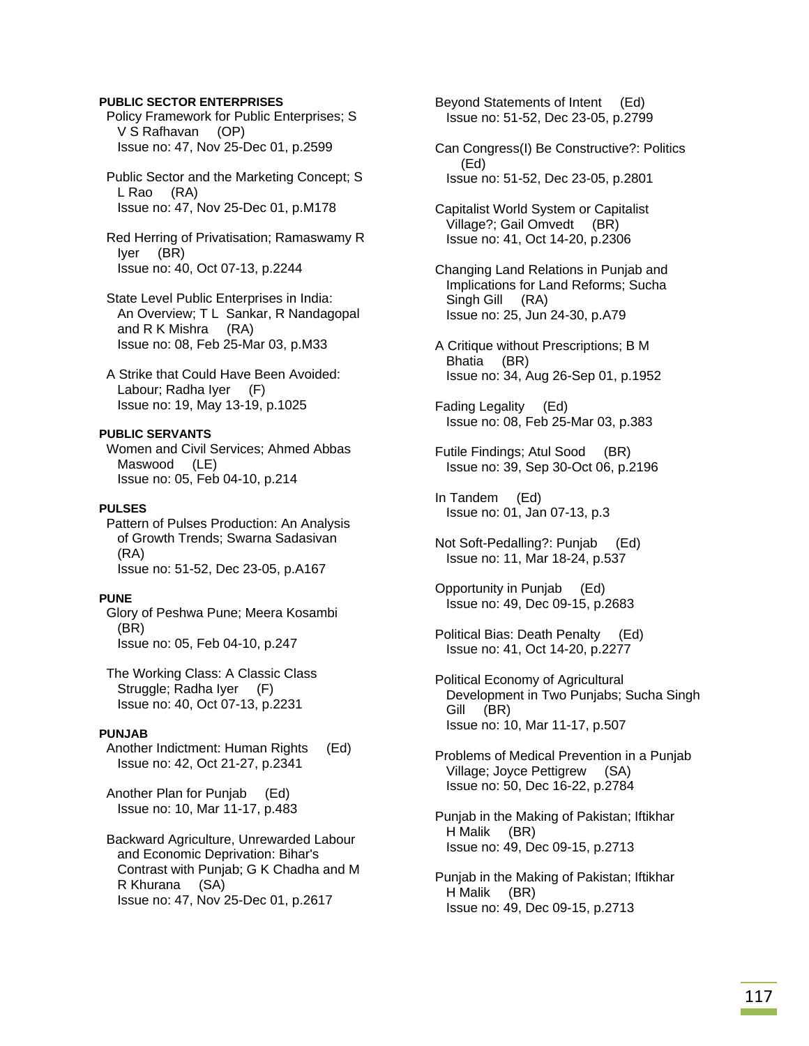**PUBLIC SECTOR ENTERPRISES**

Policy Framework for Public Enterprises; S V S Rafhavan (OP)
Issue no: 47, Nov 25-Dec 01, p.2599

Public Sector and the Marketing Concept; S L Rao (RA)
Issue no: 47, Nov 25-Dec 01, p.M178

Red Herring of Privatisation; Ramaswamy R Iyer (BR)
Issue no: 40, Oct 07-13, p.2244

State Level Public Enterprises in India: An Overview; T L Sankar, R Nandagopal and R K Mishra (RA)
Issue no: 08, Feb 25-Mar 03, p.M33

A Strike that Could Have Been Avoided: Labour; Radha Iyer (F)
Issue no: 19, May 13-19, p.1025

**PUBLIC SERVANTS**

Women and Civil Services; Ahmed Abbas Maswood (LE)
Issue no: 05, Feb 04-10, p.214

**PULSES**

Pattern of Pulses Production: An Analysis of Growth Trends; Swarna Sadasivan (RA)
Issue no: 51-52, Dec 23-05, p.A167

**PUNE**

Glory of Peshwa Pune; Meera Kosambi (BR)
Issue no: 05, Feb 04-10, p.247

The Working Class: A Classic Class Struggle; Radha Iyer (F)
Issue no: 40, Oct 07-13, p.2231

**PUNJAB**

Another Indictment: Human Rights (Ed)
Issue no: 42, Oct 21-27, p.2341

Another Plan for Punjab (Ed)
Issue no: 10, Mar 11-17, p.483

Backward Agriculture, Unrewarded Labour and Economic Deprivation: Bihar's Contrast with Punjab; G K Chadha and M R Khurana (SA)
Issue no: 47, Nov 25-Dec 01, p.2617

Beyond Statements of Intent (Ed)
Issue no: 51-52, Dec 23-05, p.2799

Can Congress(I) Be Constructive?: Politics (Ed)
Issue no: 51-52, Dec 23-05, p.2801

Capitalist World System or Capitalist Village?; Gail Omvedt (BR)
Issue no: 41, Oct 14-20, p.2306

Changing Land Relations in Punjab and Implications for Land Reforms; Sucha Singh Gill (RA)
Issue no: 25, Jun 24-30, p.A79

A Critique without Prescriptions; B M Bhatia (BR)
Issue no: 34, Aug 26-Sep 01, p.1952

Fading Legality (Ed)
Issue no: 08, Feb 25-Mar 03, p.383

Futile Findings; Atul Sood (BR)
Issue no: 39, Sep 30-Oct 06, p.2196

In Tandem (Ed)
Issue no: 01, Jan 07-13, p.3

Not Soft-Pedalling?: Punjab (Ed)
Issue no: 11, Mar 18-24, p.537

Opportunity in Punjab (Ed)
Issue no: 49, Dec 09-15, p.2683

Political Bias: Death Penalty (Ed)
Issue no: 41, Oct 14-20, p.2277

Political Economy of Agricultural Development in Two Punjabs; Sucha Singh Gill (BR)
Issue no: 10, Mar 11-17, p.507

Problems of Medical Prevention in a Punjab Village; Joyce Pettigrew (SA)
Issue no: 50, Dec 16-22, p.2784

Punjab in the Making of Pakistan; Iftikhar H Malik (BR)
Issue no: 49, Dec 09-15, p.2713

Punjab in the Making of Pakistan; Iftikhar H Malik (BR)
Issue no: 49, Dec 09-15, p.2713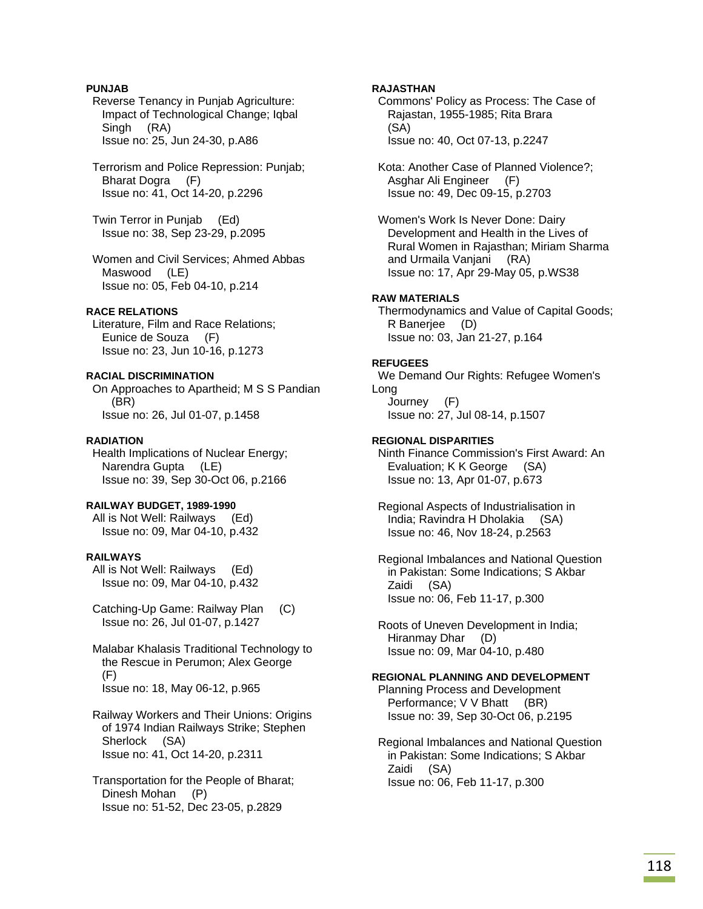**PUNJAB**

Reverse Tenancy in Punjab Agriculture: Impact of Technological Change; Iqbal Singh (RA)
Issue no: 25, Jun 24-30, p.A86

Terrorism and Police Repression: Punjab; Bharat Dogra (F)
Issue no: 41, Oct 14-20, p.2296

Twin Terror in Punjab (Ed)
Issue no: 38, Sep 23-29, p.2095

Women and Civil Services; Ahmed Abbas Maswood (LE)
Issue no: 05, Feb 04-10, p.214

**RACE RELATIONS**

Literature, Film and Race Relations; Eunice de Souza (F)
Issue no: 23, Jun 10-16, p.1273

**RACIAL DISCRIMINATION**

On Approaches to Apartheid; M S S Pandian (BR)
Issue no: 26, Jul 01-07, p.1458

**RADIATION**

Health Implications of Nuclear Energy; Narendra Gupta (LE)
Issue no: 39, Sep 30-Oct 06, p.2166

**RAILWAY BUDGET, 1989-1990**

All is Not Well: Railways (Ed)
Issue no: 09, Mar 04-10, p.432

**RAILWAYS**

All is Not Well: Railways (Ed)
Issue no: 09, Mar 04-10, p.432

Catching-Up Game: Railway Plan (C)
Issue no: 26, Jul 01-07, p.1427

Malabar Khalasis Traditional Technology to the Rescue in Perumon; Alex George (F)
Issue no: 18, May 06-12, p.965

Railway Workers and Their Unions: Origins of 1974 Indian Railways Strike; Stephen Sherlock (SA)
Issue no: 41, Oct 14-20, p.2311

Transportation for the People of Bharat; Dinesh Mohan (P)
Issue no: 51-52, Dec 23-05, p.2829

**RAJASTHAN**

Commons' Policy as Process: The Case of Rajastan, 1955-1985; Rita Brara (SA)
Issue no: 40, Oct 07-13, p.2247

Kota: Another Case of Planned Violence?; Asghar Ali Engineer (F)
Issue no: 49, Dec 09-15, p.2703

Women's Work Is Never Done: Dairy Development and Health in the Lives of Rural Women in Rajasthan; Miriam Sharma and Urmaila Vanjani (RA)
Issue no: 17, Apr 29-May 05, p.WS38

**RAW MATERIALS**

Thermodynamics and Value of Capital Goods; R Banerjee (D)
Issue no: 03, Jan 21-27, p.164

**REFUGEES**

We Demand Our Rights: Refugee Women's Long Journey (F)
Issue no: 27, Jul 08-14, p.1507

**REGIONAL DISPARITIES**

Ninth Finance Commission's First Award: An Evaluation; K K George (SA)
Issue no: 13, Apr 01-07, p.673

Regional Aspects of Industrialisation in India; Ravindra H Dholakia (SA)
Issue no: 46, Nov 18-24, p.2563

Regional Imbalances and National Question in Pakistan: Some Indications; S Akbar Zaidi (SA)
Issue no: 06, Feb 11-17, p.300

Roots of Uneven Development in India; Hiranmay Dhar (D)
Issue no: 09, Mar 04-10, p.480

**REGIONAL PLANNING AND DEVELOPMENT**

Planning Process and Development Performance; V V Bhatt (BR)
Issue no: 39, Sep 30-Oct 06, p.2195

Regional Imbalances and National Question in Pakistan: Some Indications; S Akbar Zaidi (SA)
Issue no: 06, Feb 11-17, p.300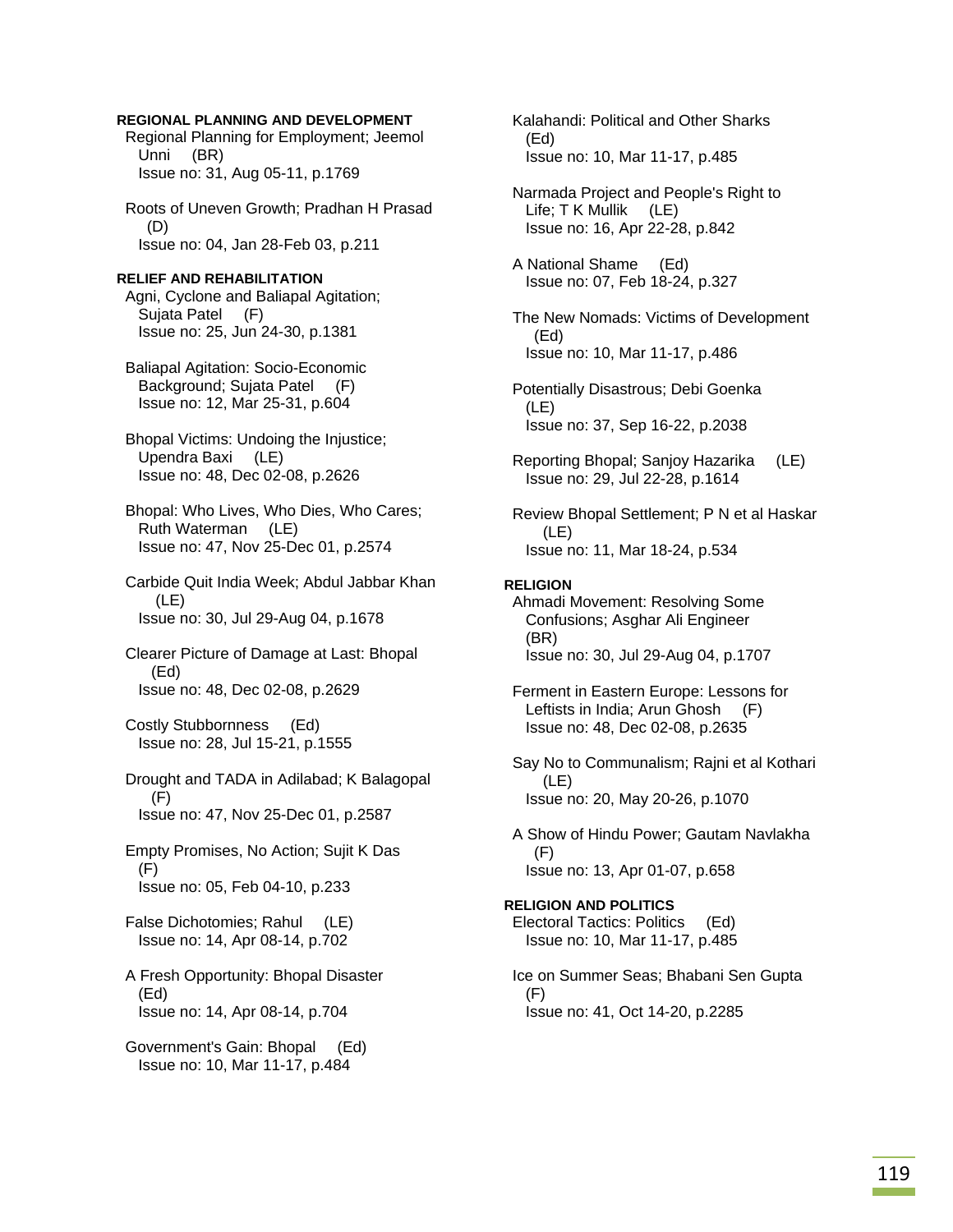**REGIONAL PLANNING AND DEVELOPMENT**

Regional Planning for Employment; Jeemol Unni (BR)
Issue no: 31, Aug 05-11, p.1769

Roots of Uneven Growth; Pradhan H Prasad (D)
Issue no: 04, Jan 28-Feb 03, p.211

**RELIEF AND REHABILITATION**

Agni, Cyclone and Baliapal Agitation; Sujata Patel (F)
Issue no: 25, Jun 24-30, p.1381

Baliapal Agitation: Socio-Economic Background; Sujata Patel (F)
Issue no: 12, Mar 25-31, p.604

Bhopal Victims: Undoing the Injustice; Upendra Baxi (LE)
Issue no: 48, Dec 02-08, p.2626

Bhopal: Who Lives, Who Dies, Who Cares; Ruth Waterman (LE)
Issue no: 47, Nov 25-Dec 01, p.2574

Carbide Quit India Week; Abdul Jabbar Khan (LE)
Issue no: 30, Jul 29-Aug 04, p.1678

Clearer Picture of Damage at Last: Bhopal (Ed)
Issue no: 48, Dec 02-08, p.2629

Costly Stubbornness (Ed)
Issue no: 28, Jul 15-21, p.1555

Drought and TADA in Adilabad; K Balagopal (F)
Issue no: 47, Nov 25-Dec 01, p.2587

Empty Promises, No Action; Sujit K Das (F)
Issue no: 05, Feb 04-10, p.233

False Dichotomies; Rahul (LE)
Issue no: 14, Apr 08-14, p.702

A Fresh Opportunity: Bhopal Disaster (Ed)
Issue no: 14, Apr 08-14, p.704

Government's Gain: Bhopal (Ed)
Issue no: 10, Mar 11-17, p.484

Kalahandi: Political and Other Sharks (Ed)
Issue no: 10, Mar 11-17, p.485

Narmada Project and People's Right to Life; T K Mullik (LE)
Issue no: 16, Apr 22-28, p.842

A National Shame (Ed)
Issue no: 07, Feb 18-24, p.327

The New Nomads: Victims of Development (Ed)
Issue no: 10, Mar 11-17, p.486

Potentially Disastrous; Debi Goenka (LE)
Issue no: 37, Sep 16-22, p.2038

Reporting Bhopal; Sanjoy Hazarika (LE)
Issue no: 29, Jul 22-28, p.1614

Review Bhopal Settlement; P N et al Haskar (LE)
Issue no: 11, Mar 18-24, p.534

**RELIGION**

Ahmadi Movement: Resolving Some Confusions; Asghar Ali Engineer (BR)
Issue no: 30, Jul 29-Aug 04, p.1707

Ferment in Eastern Europe: Lessons for Leftists in India; Arun Ghosh (F)
Issue no: 48, Dec 02-08, p.2635

Say No to Communalism; Rajni et al Kothari (LE)
Issue no: 20, May 20-26, p.1070

A Show of Hindu Power; Gautam Navlakha (F)
Issue no: 13, Apr 01-07, p.658

**RELIGION AND POLITICS**

Electoral Tactics: Politics (Ed)
Issue no: 10, Mar 11-17, p.485

Ice on Summer Seas; Bhabani Sen Gupta (F)
Issue no: 41, Oct 14-20, p.2285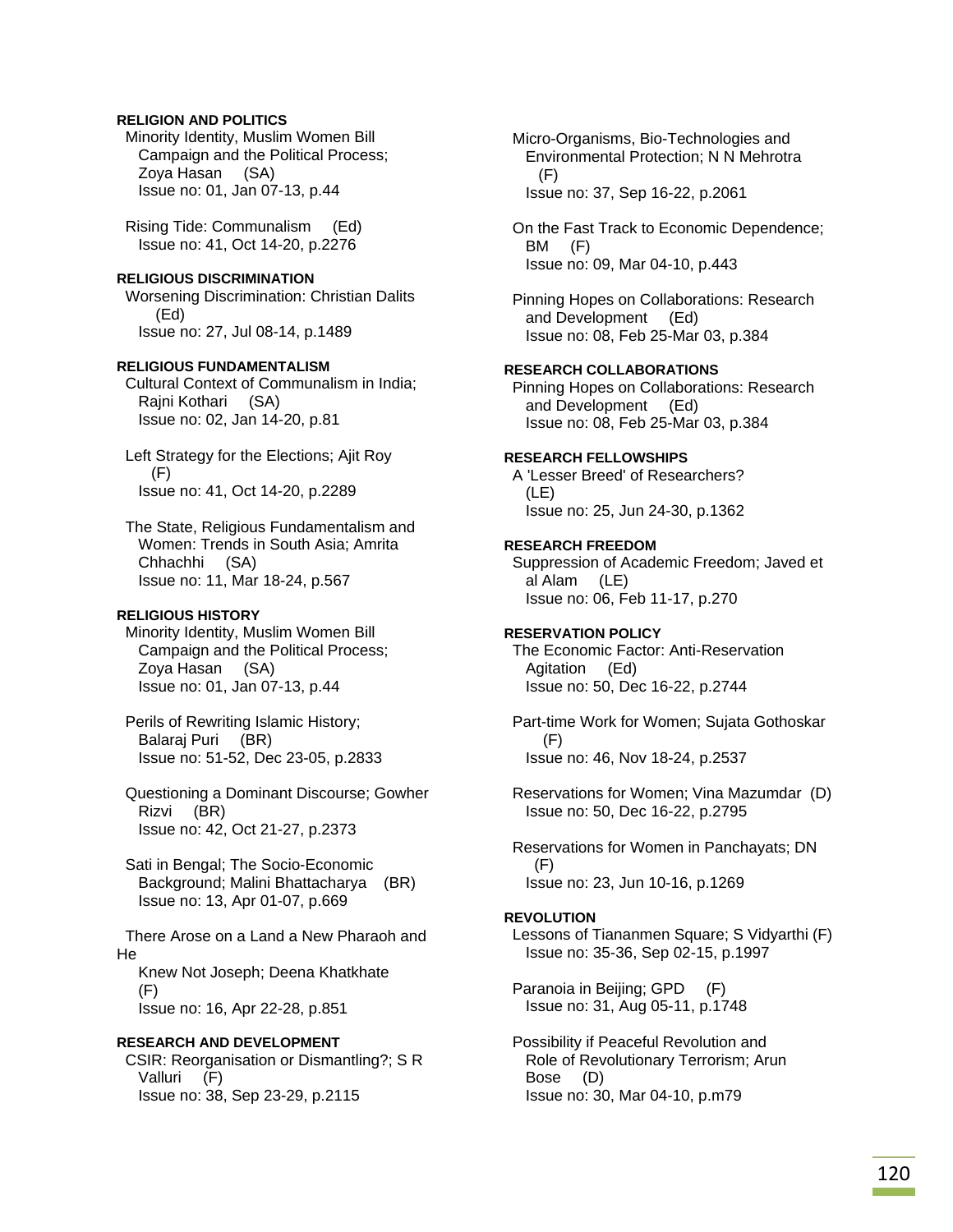**RELIGION AND POLITICS**

Minority Identity, Muslim Women Bill Campaign and the Political Process; Zoya Hasan (SA)
Issue no: 01, Jan 07-13, p.44

Rising Tide: Communalism (Ed)
Issue no: 41, Oct 14-20, p.2276

**RELIGIOUS DISCRIMINATION**

Worsening Discrimination: Christian Dalits (Ed)
Issue no: 27, Jul 08-14, p.1489

**RELIGIOUS FUNDAMENTALISM**

Cultural Context of Communalism in India; Rajni Kothari (SA)
Issue no: 02, Jan 14-20, p.81

Left Strategy for the Elections; Ajit Roy (F)
Issue no: 41, Oct 14-20, p.2289

The State, Religious Fundamentalism and Women: Trends in South Asia; Amrita Chhachhi (SA)
Issue no: 11, Mar 18-24, p.567

**RELIGIOUS HISTORY**

Minority Identity, Muslim Women Bill Campaign and the Political Process; Zoya Hasan (SA)
Issue no: 01, Jan 07-13, p.44

Perils of Rewriting Islamic History; Balaraj Puri (BR)
Issue no: 51-52, Dec 23-05, p.2833

Questioning a Dominant Discourse; Gowher Rizvi (BR)
Issue no: 42, Oct 21-27, p.2373

Sati in Bengal; The Socio-Economic Background; Malini Bhattacharya (BR)
Issue no: 13, Apr 01-07, p.669

There Arose on a Land a New Pharaoh and He Knew Not Joseph; Deena Khatkhate (F)
Issue no: 16, Apr 22-28, p.851

**RESEARCH AND DEVELOPMENT**

CSIR: Reorganisation or Dismantling?; S R Valluri (F)
Issue no: 38, Sep 23-29, p.2115

Micro-Organisms, Bio-Technologies and Environmental Protection; N N Mehrotra (F)
Issue no: 37, Sep 16-22, p.2061

On the Fast Track to Economic Dependence; BM (F)
Issue no: 09, Mar 04-10, p.443

Pinning Hopes on Collaborations: Research and Development (Ed)
Issue no: 08, Feb 25-Mar 03, p.384

**RESEARCH COLLABORATIONS**

Pinning Hopes on Collaborations: Research and Development (Ed)
Issue no: 08, Feb 25-Mar 03, p.384

**RESEARCH FELLOWSHIPS**

A 'Lesser Breed' of Researchers? (LE)
Issue no: 25, Jun 24-30, p.1362

**RESEARCH FREEDOM**

Suppression of Academic Freedom; Javed et al Alam (LE)
Issue no: 06, Feb 11-17, p.270

**RESERVATION POLICY**

The Economic Factor: Anti-Reservation Agitation (Ed)
Issue no: 50, Dec 16-22, p.2744

Part-time Work for Women; Sujata Gothoskar (F)
Issue no: 46, Nov 18-24, p.2537

Reservations for Women; Vina Mazumdar (D)
Issue no: 50, Dec 16-22, p.2795

Reservations for Women in Panchayats; DN (F)
Issue no: 23, Jun 10-16, p.1269

**REVOLUTION**

Lessons of Tiananmen Square; S Vidyarthi (F)
Issue no: 35-36, Sep 02-15, p.1997

Paranoia in Beijing; GPD (F)
Issue no: 31, Aug 05-11, p.1748

Possibility if Peaceful Revolution and Role of Revolutionary Terrorism; Arun Bose (D)
Issue no: 30, Mar 04-10, p.m79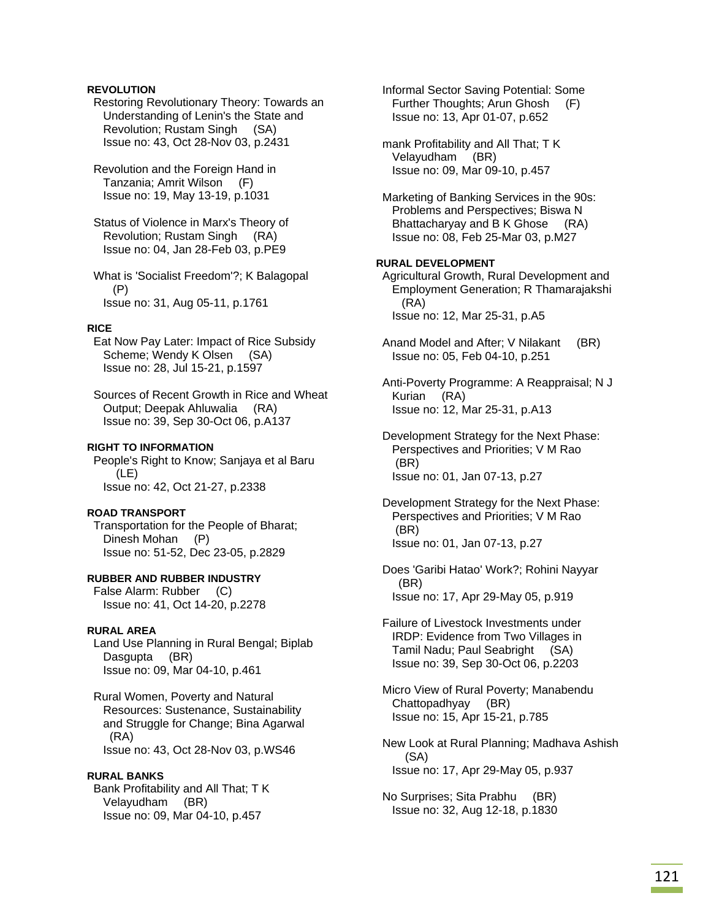**REVOLUTION**

Restoring Revolutionary Theory: Towards an Understanding of Lenin's the State and Revolution; Rustam Singh (SA)
Issue no: 43, Oct 28-Nov 03, p.2431

Revolution and the Foreign Hand in Tanzania; Amrit Wilson (F)
Issue no: 19, May 13-19, p.1031

Status of Violence in Marx's Theory of Revolution; Rustam Singh (RA)
Issue no: 04, Jan 28-Feb 03, p.PE9

What is 'Socialist Freedom'?; K Balagopal (P)
Issue no: 31, Aug 05-11, p.1761

**RICE**

Eat Now Pay Later: Impact of Rice Subsidy Scheme; Wendy K Olsen (SA)
Issue no: 28, Jul 15-21, p.1597

Sources of Recent Growth in Rice and Wheat Output; Deepak Ahluwalia (RA)
Issue no: 39, Sep 30-Oct 06, p.A137

**RIGHT TO INFORMATION**

People's Right to Know; Sanjaya et al Baru (LE)
Issue no: 42, Oct 21-27, p.2338

**ROAD TRANSPORT**

Transportation for the People of Bharat; Dinesh Mohan (P)
Issue no: 51-52, Dec 23-05, p.2829

**RUBBER AND RUBBER INDUSTRY**

False Alarm: Rubber (C)
Issue no: 41, Oct 14-20, p.2278

**RURAL AREA**

Land Use Planning in Rural Bengal; Biplab Dasgupta (BR)
Issue no: 09, Mar 04-10, p.461

Rural Women, Poverty and Natural Resources: Sustenance, Sustainability and Struggle for Change; Bina Agarwal (RA)
Issue no: 43, Oct 28-Nov 03, p.WS46

**RURAL BANKS**

Bank Profitability and All That; T K Velayudham (BR)
Issue no: 09, Mar 04-10, p.457

Informal Sector Saving Potential: Some Further Thoughts; Arun Ghosh (F)
Issue no: 13, Apr 01-07, p.652

mank Profitability and All That; T K Velayudham (BR)
Issue no: 09, Mar 09-10, p.457

Marketing of Banking Services in the 90s: Problems and Perspectives; Biswa N Bhattacharyay and B K Ghose (RA)
Issue no: 08, Feb 25-Mar 03, p.M27

**RURAL DEVELOPMENT**

Agricultural Growth, Rural Development and Employment Generation; R Thamarajakshi (RA)
Issue no: 12, Mar 25-31, p.A5

Anand Model and After; V Nilakant (BR)
Issue no: 05, Feb 04-10, p.251

Anti-Poverty Programme: A Reappraisal; N J Kurian (RA)
Issue no: 12, Mar 25-31, p.A13

Development Strategy for the Next Phase: Perspectives and Priorities; V M Rao (BR)
Issue no: 01, Jan 07-13, p.27

Development Strategy for the Next Phase: Perspectives and Priorities; V M Rao (BR)
Issue no: 01, Jan 07-13, p.27

Does 'Garibi Hatao' Work?; Rohini Nayyar (BR)
Issue no: 17, Apr 29-May 05, p.919

Failure of Livestock Investments under IRDP: Evidence from Two Villages in Tamil Nadu; Paul Seabright (SA)
Issue no: 39, Sep 30-Oct 06, p.2203

Micro View of Rural Poverty; Manabendu Chattopadhyay (BR)
Issue no: 15, Apr 15-21, p.785

New Look at Rural Planning; Madhava Ashish (SA)
Issue no: 17, Apr 29-May 05, p.937

No Surprises; Sita Prabhu (BR)
Issue no: 32, Aug 12-18, p.1830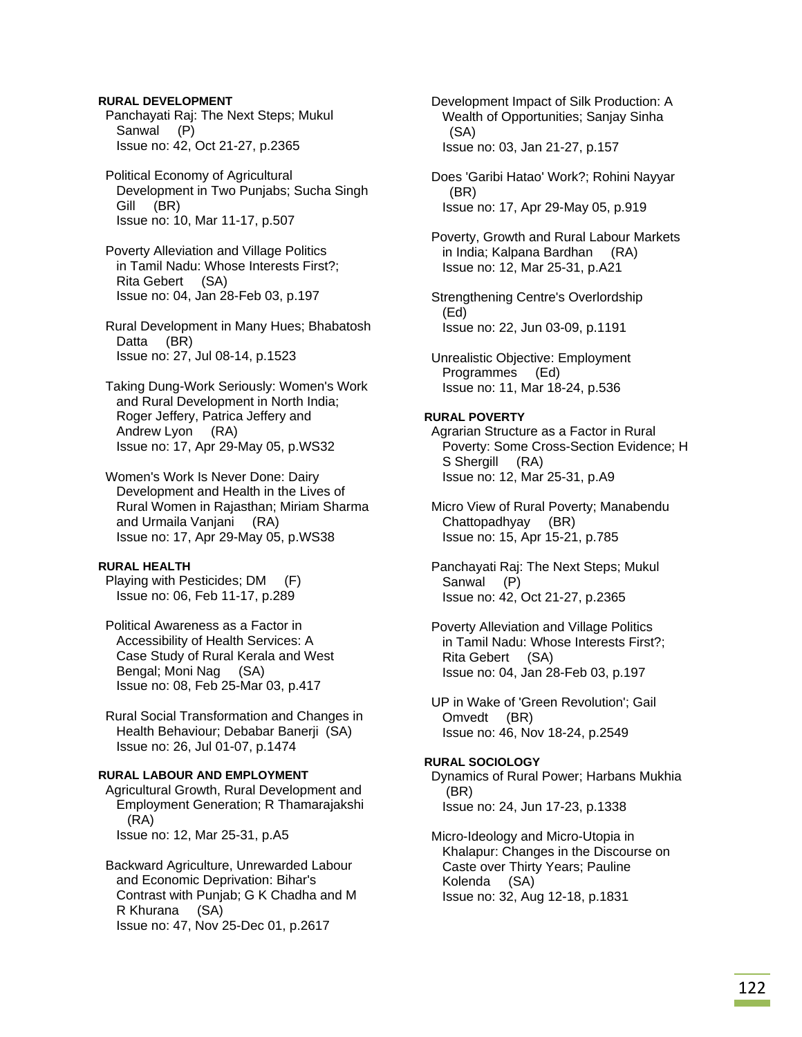**RURAL DEVELOPMENT**

Panchayati Raj: The Next Steps; Mukul Sanwal (P)
Issue no: 42, Oct 21-27, p.2365

Political Economy of Agricultural Development in Two Punjabs; Sucha Singh Gill (BR)
Issue no: 10, Mar 11-17, p.507

Poverty Alleviation and Village Politics in Tamil Nadu: Whose Interests First?; Rita Gebert (SA)
Issue no: 04, Jan 28-Feb 03, p.197

Rural Development in Many Hues; Bhabatosh Datta (BR)
Issue no: 27, Jul 08-14, p.1523

Taking Dung-Work Seriously: Women's Work and Rural Development in North India; Roger Jeffery, Patrica Jeffery and Andrew Lyon (RA)
Issue no: 17, Apr 29-May 05, p.WS32

Women's Work Is Never Done: Dairy Development and Health in the Lives of Rural Women in Rajasthan; Miriam Sharma and Urmaila Vanjani (RA)
Issue no: 17, Apr 29-May 05, p.WS38

**RURAL HEALTH**

Playing with Pesticides; DM (F)
Issue no: 06, Feb 11-17, p.289

Political Awareness as a Factor in Accessibility of Health Services: A Case Study of Rural Kerala and West Bengal; Moni Nag (SA)
Issue no: 08, Feb 25-Mar 03, p.417

Rural Social Transformation and Changes in Health Behaviour; Debabar Banerji (SA)
Issue no: 26, Jul 01-07, p.1474

**RURAL LABOUR AND EMPLOYMENT**

Agricultural Growth, Rural Development and Employment Generation; R Thamarajakshi (RA)
Issue no: 12, Mar 25-31, p.A5

Backward Agriculture, Unrewarded Labour and Economic Deprivation: Bihar's Contrast with Punjab; G K Chadha and M R Khurana (SA)
Issue no: 47, Nov 25-Dec 01, p.2617

Development Impact of Silk Production: A Wealth of Opportunities; Sanjay Sinha (SA)
Issue no: 03, Jan 21-27, p.157

Does 'Garibi Hatao' Work?; Rohini Nayyar (BR)
Issue no: 17, Apr 29-May 05, p.919

Poverty, Growth and Rural Labour Markets in India; Kalpana Bardhan (RA)
Issue no: 12, Mar 25-31, p.A21

Strengthening Centre's Overlordship (Ed)
Issue no: 22, Jun 03-09, p.1191

Unrealistic Objective: Employment Programmes (Ed)
Issue no: 11, Mar 18-24, p.536

**RURAL POVERTY**

Agrarian Structure as a Factor in Rural Poverty: Some Cross-Section Evidence; H S Shergill (RA)
Issue no: 12, Mar 25-31, p.A9

Micro View of Rural Poverty; Manabendu Chattopadhyay (BR)
Issue no: 15, Apr 15-21, p.785

Panchayati Raj: The Next Steps; Mukul Sanwal (P)
Issue no: 42, Oct 21-27, p.2365

Poverty Alleviation and Village Politics in Tamil Nadu: Whose Interests First?; Rita Gebert (SA)
Issue no: 04, Jan 28-Feb 03, p.197

UP in Wake of 'Green Revolution'; Gail Omvedt (BR)
Issue no: 46, Nov 18-24, p.2549

**RURAL SOCIOLOGY**

Dynamics of Rural Power; Harbans Mukhia (BR)
Issue no: 24, Jun 17-23, p.1338

Micro-Ideology and Micro-Utopia in Khalapur: Changes in the Discourse on Caste over Thirty Years; Pauline Kolenda (SA)
Issue no: 32, Aug 12-18, p.1831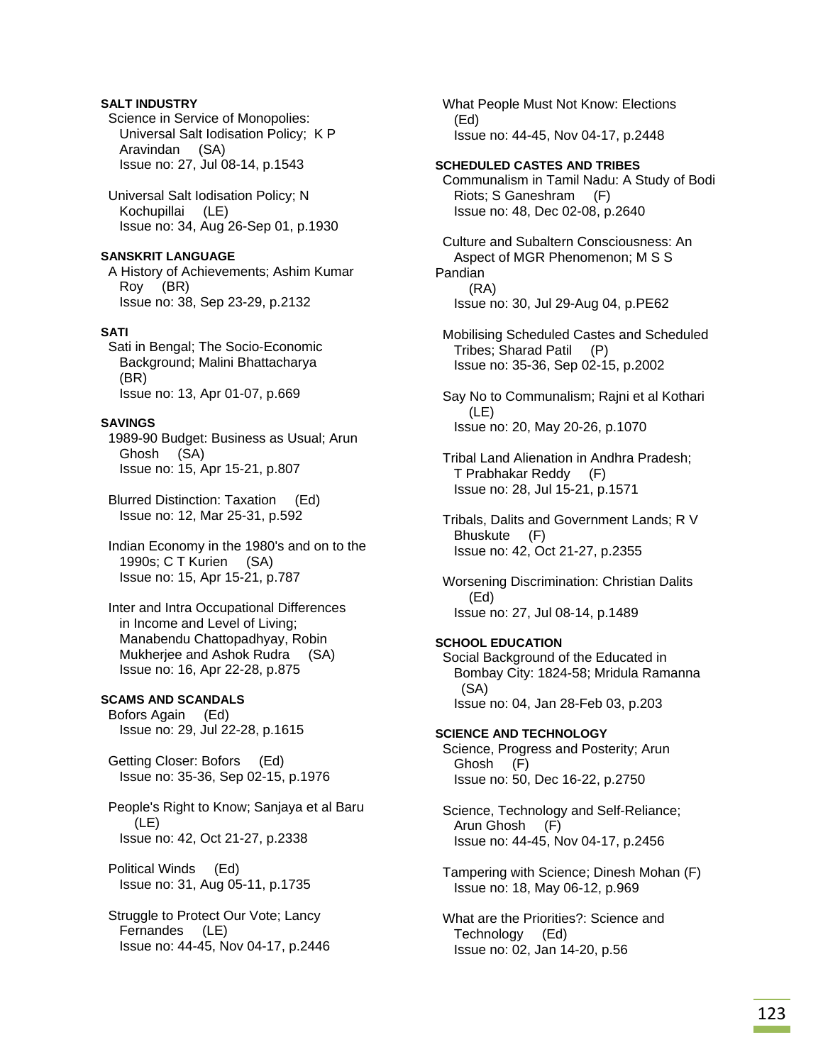**SALT INDUSTRY**

Science in Service of Monopolies: Universal Salt Iodisation Policy; K P Aravindan (SA)
Issue no: 27, Jul 08-14, p.1543

Universal Salt Iodisation Policy; N Kochupillai (LE)
Issue no: 34, Aug 26-Sep 01, p.1930

**SANSKRIT LANGUAGE**

A History of Achievements; Ashim Kumar Roy (BR)
Issue no: 38, Sep 23-29, p.2132

**SATI**

Sati in Bengal; The Socio-Economic Background; Malini Bhattacharya (BR)
Issue no: 13, Apr 01-07, p.669

**SAVINGS**

1989-90 Budget: Business as Usual; Arun Ghosh (SA)
Issue no: 15, Apr 15-21, p.807

Blurred Distinction: Taxation (Ed)
Issue no: 12, Mar 25-31, p.592

Indian Economy in the 1980's and on to the 1990s; C T Kurien (SA)
Issue no: 15, Apr 15-21, p.787

Inter and Intra Occupational Differences in Income and Level of Living; Manabendu Chattopadhyay, Robin Mukherjee and Ashok Rudra (SA)
Issue no: 16, Apr 22-28, p.875

**SCAMS AND SCANDALS**

Bofors Again (Ed)
Issue no: 29, Jul 22-28, p.1615

Getting Closer: Bofors (Ed)
Issue no: 35-36, Sep 02-15, p.1976

People's Right to Know; Sanjaya et al Baru (LE)
Issue no: 42, Oct 21-27, p.2338

Political Winds (Ed)
Issue no: 31, Aug 05-11, p.1735

Struggle to Protect Our Vote; Lancy Fernandes (LE)
Issue no: 44-45, Nov 04-17, p.2446

What People Must Not Know: Elections (Ed)
Issue no: 44-45, Nov 04-17, p.2448

**SCHEDULED CASTES AND TRIBES**

Communalism in Tamil Nadu: A Study of Bodi Riots; S Ganeshram (F)
Issue no: 48, Dec 02-08, p.2640

Culture and Subaltern Consciousness: An Aspect of MGR Phenomenon; M S S Pandian (RA)
Issue no: 30, Jul 29-Aug 04, p.PE62

Mobilising Scheduled Castes and Scheduled Tribes; Sharad Patil (P)
Issue no: 35-36, Sep 02-15, p.2002

Say No to Communalism; Rajni et al Kothari (LE)
Issue no: 20, May 20-26, p.1070

Tribal Land Alienation in Andhra Pradesh; T Prabhakar Reddy (F)
Issue no: 28, Jul 15-21, p.1571

Tribals, Dalits and Government Lands; R V Bhuskute (F)
Issue no: 42, Oct 21-27, p.2355

Worsening Discrimination: Christian Dalits (Ed)
Issue no: 27, Jul 08-14, p.1489

**SCHOOL EDUCATION**

Social Background of the Educated in Bombay City: 1824-58; Mridula Ramanna (SA)
Issue no: 04, Jan 28-Feb 03, p.203

**SCIENCE AND TECHNOLOGY**

Science, Progress and Posterity; Arun Ghosh (F)
Issue no: 50, Dec 16-22, p.2750

Science, Technology and Self-Reliance; Arun Ghosh (F)
Issue no: 44-45, Nov 04-17, p.2456

Tampering with Science; Dinesh Mohan (F)
Issue no: 18, May 06-12, p.969

What are the Priorities?: Science and Technology (Ed)
Issue no: 02, Jan 14-20, p.56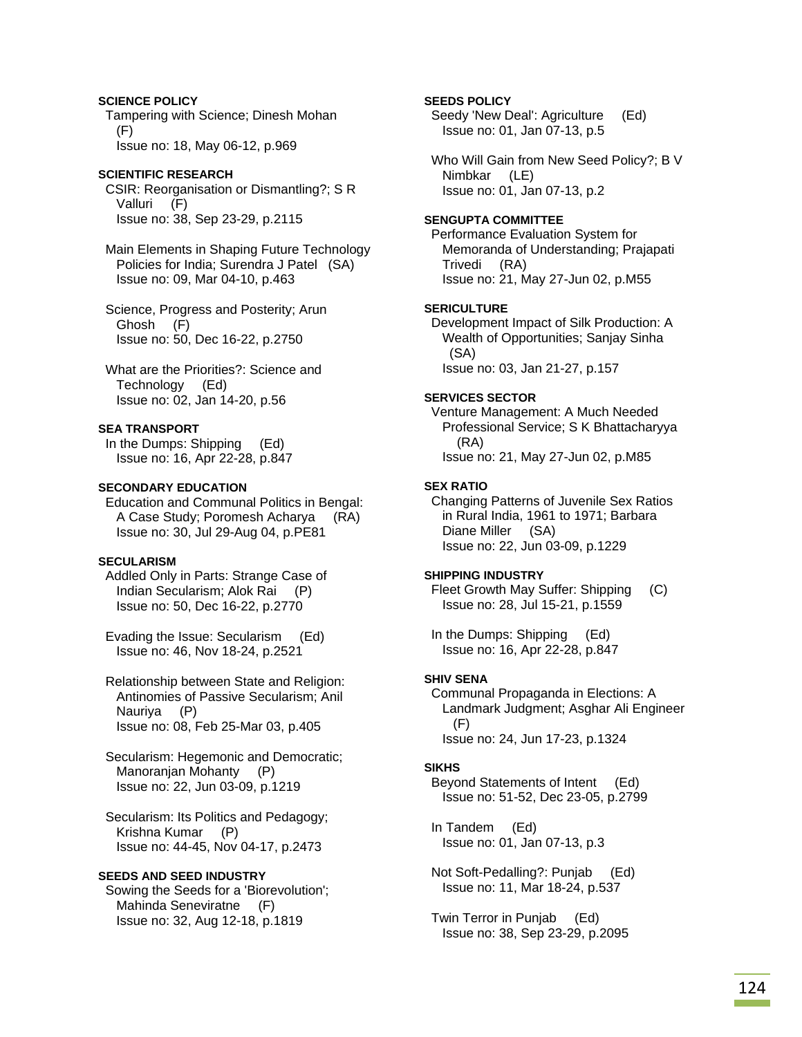**SCIENCE POLICY**

Tampering with Science; Dinesh Mohan (F)
Issue no: 18, May 06-12, p.969

**SCIENTIFIC RESEARCH**

CSIR: Reorganisation or Dismantling?; S R Valluri (F)
Issue no: 38, Sep 23-29, p.2115

Main Elements in Shaping Future Technology Policies for India; Surendra J Patel (SA)
Issue no: 09, Mar 04-10, p.463

Science, Progress and Posterity; Arun Ghosh (F)
Issue no: 50, Dec 16-22, p.2750

What are the Priorities?: Science and Technology (Ed)
Issue no: 02, Jan 14-20, p.56

**SEA TRANSPORT**

In the Dumps: Shipping (Ed)
Issue no: 16, Apr 22-28, p.847

**SECONDARY EDUCATION**

Education and Communal Politics in Bengal: A Case Study; Poromesh Acharya (RA)
Issue no: 30, Jul 29-Aug 04, p.PE81

**SECULARISM**

Addled Only in Parts: Strange Case of Indian Secularism; Alok Rai (P)
Issue no: 50, Dec 16-22, p.2770

Evading the Issue: Secularism (Ed)
Issue no: 46, Nov 18-24, p.2521

Relationship between State and Religion: Antinomies of Passive Secularism; Anil Nauriya (P)
Issue no: 08, Feb 25-Mar 03, p.405

Secularism: Hegemonic and Democratic; Manoranjan Mohanty (P)
Issue no: 22, Jun 03-09, p.1219

Secularism: Its Politics and Pedagogy; Krishna Kumar (P)
Issue no: 44-45, Nov 04-17, p.2473

**SEEDS AND SEED INDUSTRY**

Sowing the Seeds for a 'Biorevolution'; Mahinda Seneviratne (F)
Issue no: 32, Aug 12-18, p.1819

**SEEDS POLICY**

Seedy 'New Deal': Agriculture (Ed)
Issue no: 01, Jan 07-13, p.5

Who Will Gain from New Seed Policy?; B V Nimbkar (LE)
Issue no: 01, Jan 07-13, p.2

**SENGUPTA COMMITTEE**

Performance Evaluation System for Memoranda of Understanding; Prajapati Trivedi (RA)
Issue no: 21, May 27-Jun 02, p.M55

**SERICULTURE**

Development Impact of Silk Production: A Wealth of Opportunities; Sanjay Sinha (SA)
Issue no: 03, Jan 21-27, p.157

**SERVICES SECTOR**

Venture Management: A Much Needed Professional Service; S K Bhattacharyya (RA)
Issue no: 21, May 27-Jun 02, p.M85

**SEX RATIO**

Changing Patterns of Juvenile Sex Ratios in Rural India, 1961 to 1971; Barbara Diane Miller (SA)
Issue no: 22, Jun 03-09, p.1229

**SHIPPING INDUSTRY**

Fleet Growth May Suffer: Shipping (C)
Issue no: 28, Jul 15-21, p.1559

In the Dumps: Shipping (Ed)
Issue no: 16, Apr 22-28, p.847

**SHIV SENA**

Communal Propaganda in Elections: A Landmark Judgment; Asghar Ali Engineer (F)
Issue no: 24, Jun 17-23, p.1324

**SIKHS**

Beyond Statements of Intent (Ed)
Issue no: 51-52, Dec 23-05, p.2799

In Tandem (Ed)
Issue no: 01, Jan 07-13, p.3

Not Soft-Pedalling?: Punjab (Ed)
Issue no: 11, Mar 18-24, p.537

Twin Terror in Punjab (Ed)
Issue no: 38, Sep 23-29, p.2095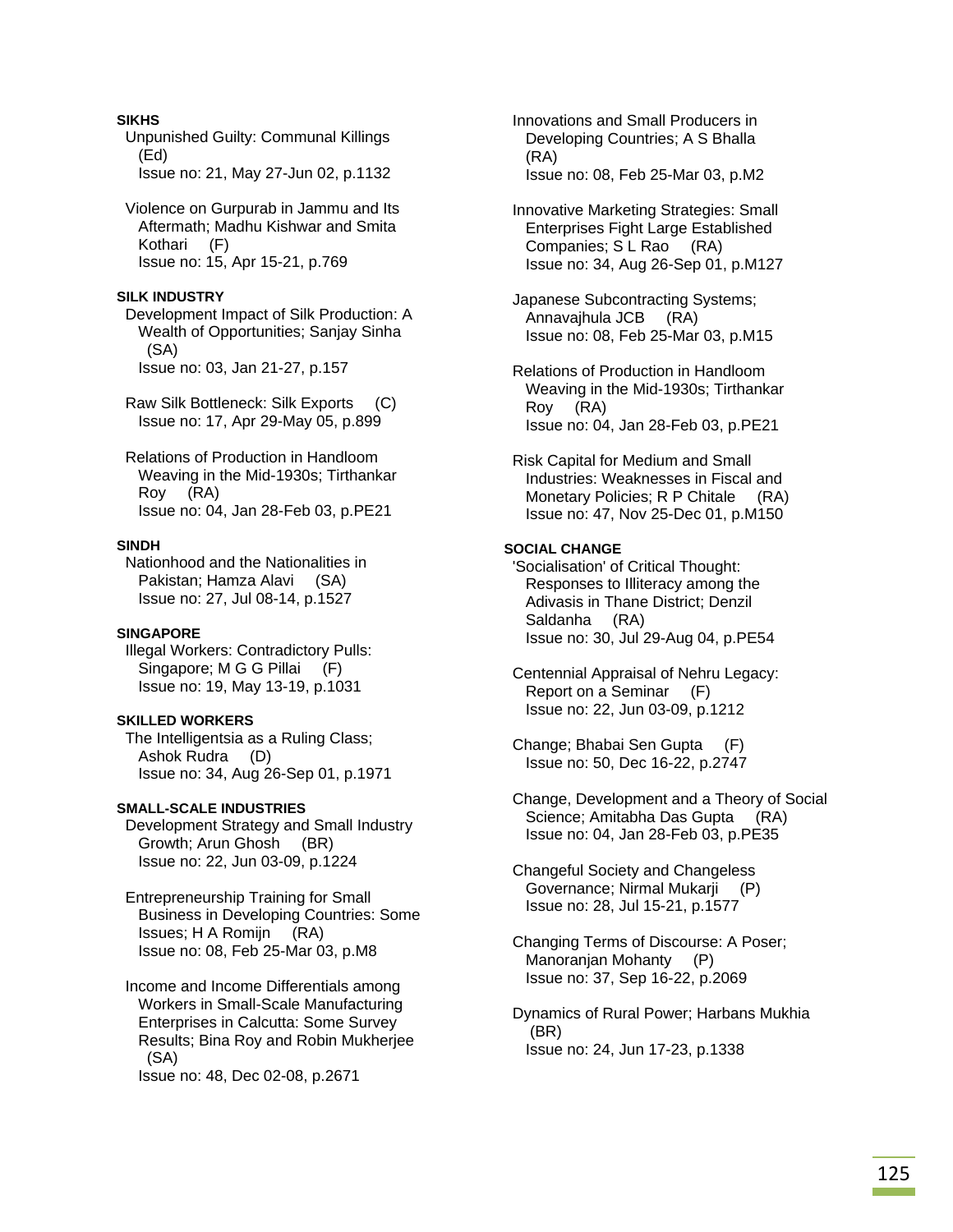**SIKHS**

Unpunished Guilty: Communal Killings (Ed)
Issue no: 21, May 27-Jun 02, p.1132

Violence on Gurpurab in Jammu and Its Aftermath; Madhu Kishwar and Smita Kothari (F)
Issue no: 15, Apr 15-21, p.769

**SILK INDUSTRY**

Development Impact of Silk Production: A Wealth of Opportunities; Sanjay Sinha (SA)
Issue no: 03, Jan 21-27, p.157

Raw Silk Bottleneck: Silk Exports (C)
Issue no: 17, Apr 29-May 05, p.899

Relations of Production in Handloom Weaving in the Mid-1930s; Tirthankar Roy (RA)
Issue no: 04, Jan 28-Feb 03, p.PE21

**SINDH**

Nationhood and the Nationalities in Pakistan; Hamza Alavi (SA)
Issue no: 27, Jul 08-14, p.1527

**SINGAPORE**

Illegal Workers: Contradictory Pulls: Singapore; M G G Pillai (F)
Issue no: 19, May 13-19, p.1031

**SKILLED WORKERS**

The Intelligentsia as a Ruling Class; Ashok Rudra (D)
Issue no: 34, Aug 26-Sep 01, p.1971

**SMALL-SCALE INDUSTRIES**

Development Strategy and Small Industry Growth; Arun Ghosh (BR)
Issue no: 22, Jun 03-09, p.1224

Entrepreneurship Training for Small Business in Developing Countries: Some Issues; H A Romijn (RA)
Issue no: 08, Feb 25-Mar 03, p.M8

Income and Income Differentials among Workers in Small-Scale Manufacturing Enterprises in Calcutta: Some Survey Results; Bina Roy and Robin Mukherjee (SA)
Issue no: 48, Dec 02-08, p.2671

Innovations and Small Producers in Developing Countries; A S Bhalla (RA)
Issue no: 08, Feb 25-Mar 03, p.M2

Innovative Marketing Strategies: Small Enterprises Fight Large Established Companies; S L Rao (RA)
Issue no: 34, Aug 26-Sep 01, p.M127

Japanese Subcontracting Systems; Annavajhula JCB (RA)
Issue no: 08, Feb 25-Mar 03, p.M15

Relations of Production in Handloom Weaving in the Mid-1930s; Tirthankar Roy (RA)
Issue no: 04, Jan 28-Feb 03, p.PE21

Risk Capital for Medium and Small Industries: Weaknesses in Fiscal and Monetary Policies; R P Chitale (RA)
Issue no: 47, Nov 25-Dec 01, p.M150

**SOCIAL CHANGE**

'Socialisation' of Critical Thought: Responses to Illiteracy among the Adivasis in Thane District; Denzil Saldanha (RA)
Issue no: 30, Jul 29-Aug 04, p.PE54

Centennial Appraisal of Nehru Legacy: Report on a Seminar (F)
Issue no: 22, Jun 03-09, p.1212

Change; Bhabai Sen Gupta (F)
Issue no: 50, Dec 16-22, p.2747

Change, Development and a Theory of Social Science; Amitabha Das Gupta (RA)
Issue no: 04, Jan 28-Feb 03, p.PE35

Changeful Society and Changeless Governance; Nirmal Mukarji (P)
Issue no: 28, Jul 15-21, p.1577

Changing Terms of Discourse: A Poser; Manoranjan Mohanty (P)
Issue no: 37, Sep 16-22, p.2069

Dynamics of Rural Power; Harbans Mukhia (BR)
Issue no: 24, Jun 17-23, p.1338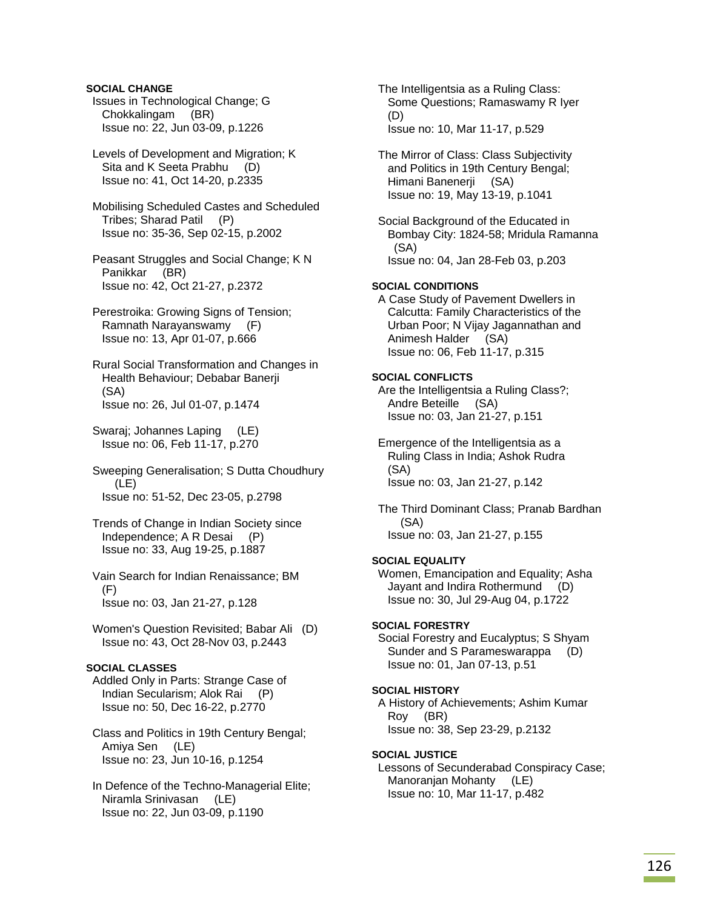**SOCIAL CHANGE**

Issues in Technological Change; G Chokkalingam (BR)
Issue no: 22, Jun 03-09, p.1226

Levels of Development and Migration; K Sita and K Seeta Prabhu (D)
Issue no: 41, Oct 14-20, p.2335

Mobilising Scheduled Castes and Scheduled Tribes; Sharad Patil (P)
Issue no: 35-36, Sep 02-15, p.2002

Peasant Struggles and Social Change; K N Panikkar (BR)
Issue no: 42, Oct 21-27, p.2372

Perestroika: Growing Signs of Tension; Ramnath Narayanswamy (F)
Issue no: 13, Apr 01-07, p.666

Rural Social Transformation and Changes in Health Behaviour; Debabar Banerji (SA)
Issue no: 26, Jul 01-07, p.1474

Swaraj; Johannes Laping (LE)
Issue no: 06, Feb 11-17, p.270

Sweeping Generalisation; S Dutta Choudhury (LE)
Issue no: 51-52, Dec 23-05, p.2798

Trends of Change in Indian Society since Independence; A R Desai (P)
Issue no: 33, Aug 19-25, p.1887

Vain Search for Indian Renaissance; BM (F)
Issue no: 03, Jan 21-27, p.128

Women's Question Revisited; Babar Ali (D)
Issue no: 43, Oct 28-Nov 03, p.2443

**SOCIAL CLASSES**

Addled Only in Parts: Strange Case of Indian Secularism; Alok Rai (P)
Issue no: 50, Dec 16-22, p.2770

Class and Politics in 19th Century Bengal; Amiya Sen (LE)
Issue no: 23, Jun 10-16, p.1254

In Defence of the Techno-Managerial Elite; Niramla Srinivasan (LE)
Issue no: 22, Jun 03-09, p.1190

The Intelligentsia as a Ruling Class: Some Questions; Ramaswamy R Iyer (D)
Issue no: 10, Mar 11-17, p.529

The Mirror of Class: Class Subjectivity and Politics in 19th Century Bengal; Himani Banenerji (SA)
Issue no: 19, May 13-19, p.1041

Social Background of the Educated in Bombay City: 1824-58; Mridula Ramanna (SA)
Issue no: 04, Jan 28-Feb 03, p.203

**SOCIAL CONDITIONS**

A Case Study of Pavement Dwellers in Calcutta: Family Characteristics of the Urban Poor; N Vijay Jagannathan and Animesh Halder (SA)
Issue no: 06, Feb 11-17, p.315

**SOCIAL CONFLICTS**

Are the Intelligentsia a Ruling Class?; Andre Beteille (SA)
Issue no: 03, Jan 21-27, p.151

Emergence of the Intelligentsia as a Ruling Class in India; Ashok Rudra (SA)
Issue no: 03, Jan 21-27, p.142

The Third Dominant Class; Pranab Bardhan (SA)
Issue no: 03, Jan 21-27, p.155

**SOCIAL EQUALITY**

Women, Emancipation and Equality; Asha Jayant and Indira Rothermund (D)
Issue no: 30, Jul 29-Aug 04, p.1722

**SOCIAL FORESTRY**

Social Forestry and Eucalyptus; S Shyam Sunder and S Parameswarappa (D)
Issue no: 01, Jan 07-13, p.51

**SOCIAL HISTORY**

A History of Achievements; Ashim Kumar Roy (BR)
Issue no: 38, Sep 23-29, p.2132

**SOCIAL JUSTICE**

Lessons of Secunderabad Conspiracy Case; Manoranjan Mohanty (LE)
Issue no: 10, Mar 11-17, p.482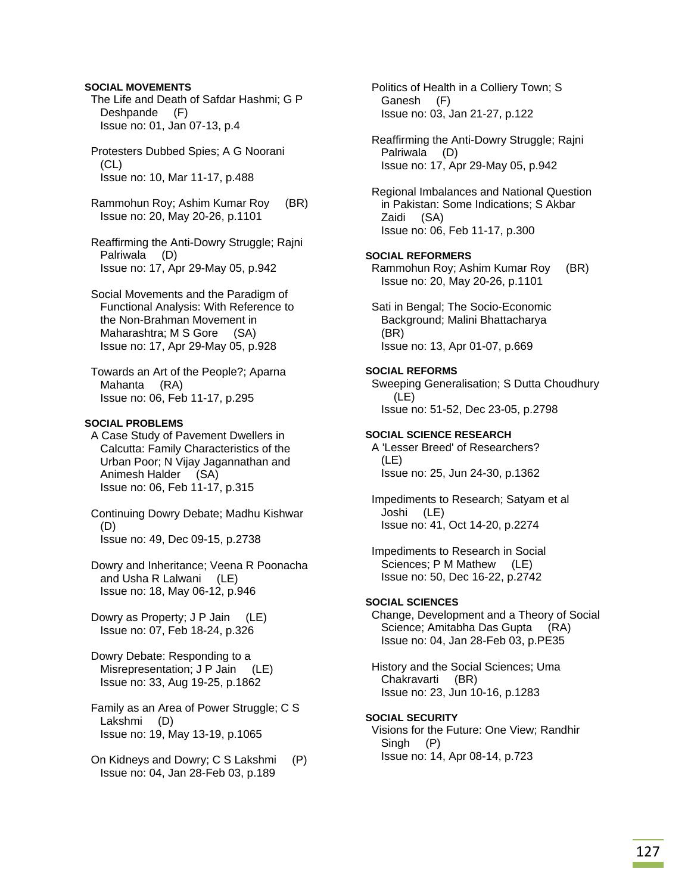**SOCIAL MOVEMENTS**

The Life and Death of Safdar Hashmi; G P Deshpande (F)
Issue no: 01, Jan 07-13, p.4

Protesters Dubbed Spies; A G Noorani (CL)
Issue no: 10, Mar 11-17, p.488

Rammohun Roy; Ashim Kumar Roy (BR)
Issue no: 20, May 20-26, p.1101

Reaffirming the Anti-Dowry Struggle; Rajni Palriwala (D)
Issue no: 17, Apr 29-May 05, p.942

Social Movements and the Paradigm of Functional Analysis: With Reference to the Non-Brahman Movement in Maharashtra; M S Gore (SA)
Issue no: 17, Apr 29-May 05, p.928

Towards an Art of the People?; Aparna Mahanta (RA)
Issue no: 06, Feb 11-17, p.295

**SOCIAL PROBLEMS**

A Case Study of Pavement Dwellers in Calcutta: Family Characteristics of the Urban Poor; N Vijay Jagannathan and Animesh Halder (SA)
Issue no: 06, Feb 11-17, p.315

Continuing Dowry Debate; Madhu Kishwar (D)
Issue no: 49, Dec 09-15, p.2738

Dowry and Inheritance; Veena R Poonacha and Usha R Lalwani (LE)
Issue no: 18, May 06-12, p.946

Dowry as Property; J P Jain (LE)
Issue no: 07, Feb 18-24, p.326

Dowry Debate: Responding to a Misrepresentation; J P Jain (LE)
Issue no: 33, Aug 19-25, p.1862

Family as an Area of Power Struggle; C S Lakshmi (D)
Issue no: 19, May 13-19, p.1065

On Kidneys and Dowry; C S Lakshmi (P)
Issue no: 04, Jan 28-Feb 03, p.189

Politics of Health in a Colliery Town; S Ganesh (F)
Issue no: 03, Jan 21-27, p.122

Reaffirming the Anti-Dowry Struggle; Rajni Palriwala (D)
Issue no: 17, Apr 29-May 05, p.942

Regional Imbalances and National Question in Pakistan: Some Indications; S Akbar Zaidi (SA)
Issue no: 06, Feb 11-17, p.300

**SOCIAL REFORMERS**

Rammohun Roy; Ashim Kumar Roy (BR)
Issue no: 20, May 20-26, p.1101

Sati in Bengal; The Socio-Economic Background; Malini Bhattacharya (BR)
Issue no: 13, Apr 01-07, p.669

**SOCIAL REFORMS**

Sweeping Generalisation; S Dutta Choudhury (LE)
Issue no: 51-52, Dec 23-05, p.2798

**SOCIAL SCIENCE RESEARCH**

A 'Lesser Breed' of Researchers? (LE)
Issue no: 25, Jun 24-30, p.1362

Impediments to Research; Satyam et al Joshi (LE)
Issue no: 41, Oct 14-20, p.2274

Impediments to Research in Social Sciences; P M Mathew (LE)
Issue no: 50, Dec 16-22, p.2742

**SOCIAL SCIENCES**

Change, Development and a Theory of Social Science; Amitabha Das Gupta (RA)
Issue no: 04, Jan 28-Feb 03, p.PE35

History and the Social Sciences; Uma Chakravarti (BR)
Issue no: 23, Jun 10-16, p.1283

**SOCIAL SECURITY**

Visions for the Future: One View; Randhir Singh (P)
Issue no: 14, Apr 08-14, p.723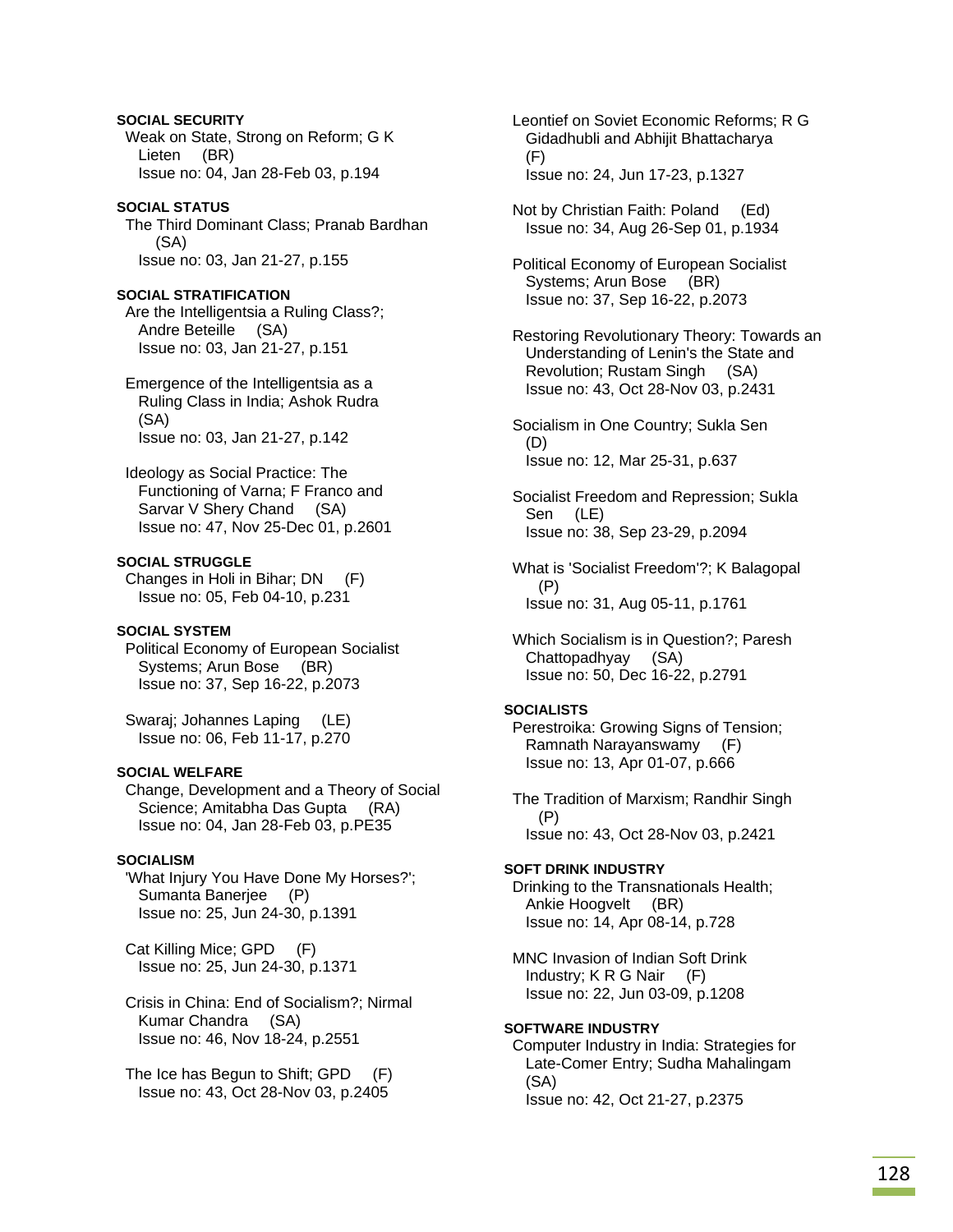**SOCIAL SECURITY**

Weak on State, Strong on Reform; G K Lieten (BR)
Issue no: 04, Jan 28-Feb 03, p.194

**SOCIAL STATUS**

The Third Dominant Class; Pranab Bardhan (SA)
Issue no: 03, Jan 21-27, p.155

**SOCIAL STRATIFICATION**

Are the Intelligentsia a Ruling Class?; Andre Beteille (SA)
Issue no: 03, Jan 21-27, p.151

Emergence of the Intelligentsia as a Ruling Class in India; Ashok Rudra (SA)
Issue no: 03, Jan 21-27, p.142

Ideology as Social Practice: The Functioning of Varna; F Franco and Sarvar V Shery Chand (SA)
Issue no: 47, Nov 25-Dec 01, p.2601

**SOCIAL STRUGGLE**

Changes in Holi in Bihar; DN (F)
Issue no: 05, Feb 04-10, p.231

**SOCIAL SYSTEM**

Political Economy of European Socialist Systems; Arun Bose (BR)
Issue no: 37, Sep 16-22, p.2073

Swaraj; Johannes Laping (LE)
Issue no: 06, Feb 11-17, p.270

**SOCIAL WELFARE**

Change, Development and a Theory of Social Science; Amitabha Das Gupta (RA)
Issue no: 04, Jan 28-Feb 03, p.PE35

**SOCIALISM**

'What Injury You Have Done My Horses?'; Sumanta Banerjee (P)
Issue no: 25, Jun 24-30, p.1391

Cat Killing Mice; GPD (F)
Issue no: 25, Jun 24-30, p.1371

Crisis in China: End of Socialism?; Nirmal Kumar Chandra (SA)
Issue no: 46, Nov 18-24, p.2551

The Ice has Begun to Shift; GPD (F)
Issue no: 43, Oct 28-Nov 03, p.2405

Leontief on Soviet Economic Reforms; R G Gidadhubli and Abhijit Bhattacharya (F)
Issue no: 24, Jun 17-23, p.1327

Not by Christian Faith: Poland (Ed)
Issue no: 34, Aug 26-Sep 01, p.1934

Political Economy of European Socialist Systems; Arun Bose (BR)
Issue no: 37, Sep 16-22, p.2073

Restoring Revolutionary Theory: Towards an Understanding of Lenin's the State and Revolution; Rustam Singh (SA)
Issue no: 43, Oct 28-Nov 03, p.2431

Socialism in One Country; Sukla Sen (D)
Issue no: 12, Mar 25-31, p.637

Socialist Freedom and Repression; Sukla Sen (LE)
Issue no: 38, Sep 23-29, p.2094

What is 'Socialist Freedom'?; K Balagopal (P)
Issue no: 31, Aug 05-11, p.1761

Which Socialism is in Question?; Paresh Chattopadhyay (SA)
Issue no: 50, Dec 16-22, p.2791

**SOCIALISTS**

Perestroika: Growing Signs of Tension; Ramnath Narayanswamy (F)
Issue no: 13, Apr 01-07, p.666

The Tradition of Marxism; Randhir Singh (P)
Issue no: 43, Oct 28-Nov 03, p.2421

**SOFT DRINK INDUSTRY**

Drinking to the Transnationals Health; Ankie Hoogvelt (BR)
Issue no: 14, Apr 08-14, p.728

MNC Invasion of Indian Soft Drink Industry; K R G Nair (F)
Issue no: 22, Jun 03-09, p.1208

**SOFTWARE INDUSTRY**

Computer Industry in India: Strategies for Late-Comer Entry; Sudha Mahalingam (SA)
Issue no: 42, Oct 21-27, p.2375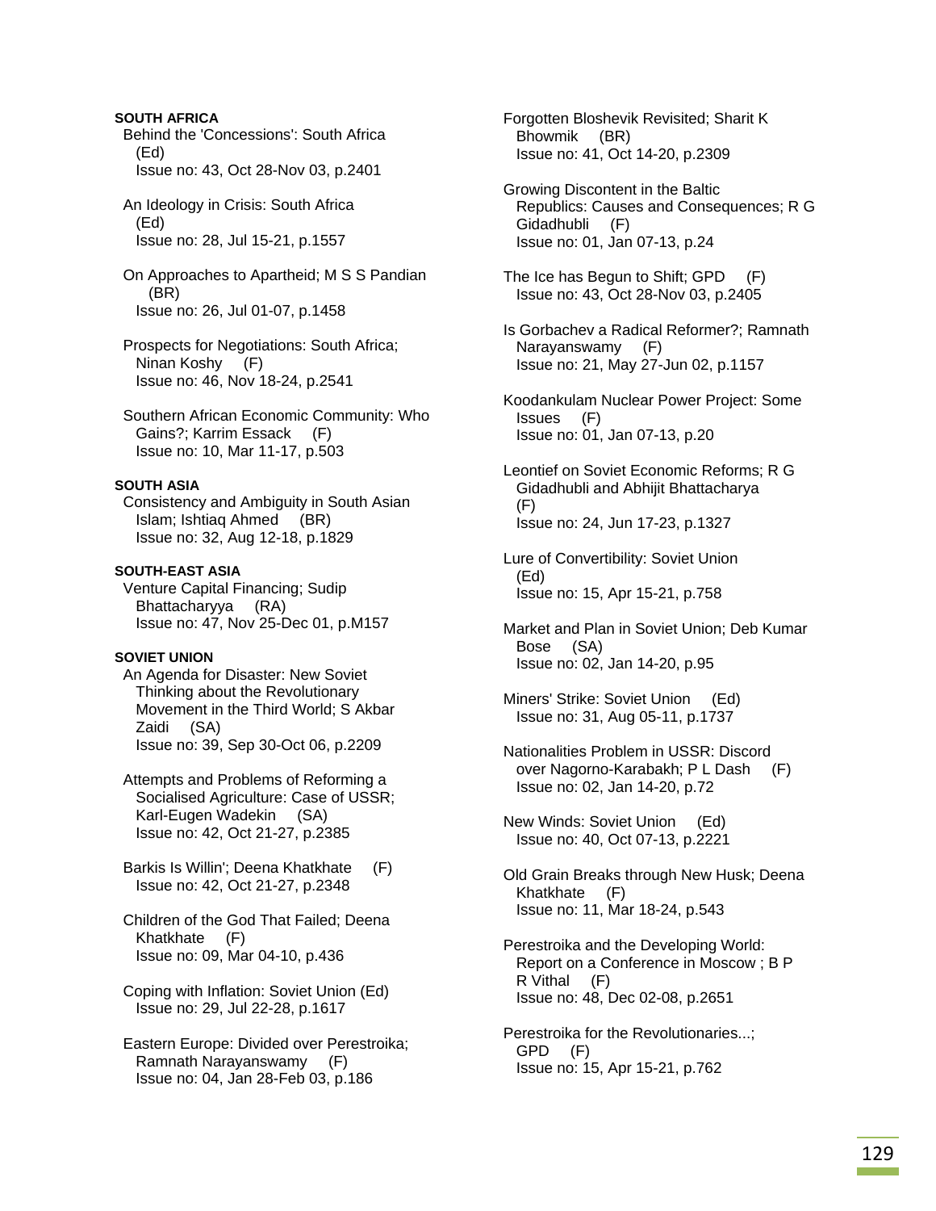**SOUTH AFRICA**

Behind the 'Concessions': South Africa (Ed)
Issue no: 43, Oct 28-Nov 03, p.2401

An Ideology in Crisis: South Africa (Ed)
Issue no: 28, Jul 15-21, p.1557

On Approaches to Apartheid; M S S Pandian (BR)
Issue no: 26, Jul 01-07, p.1458

Prospects for Negotiations: South Africa; Ninan Koshy (F)
Issue no: 46, Nov 18-24, p.2541

Southern African Economic Community: Who Gains?; Karrim Essack (F)
Issue no: 10, Mar 11-17, p.503

**SOUTH ASIA**

Consistency and Ambiguity in South Asian Islam; Ishtiaq Ahmed (BR)
Issue no: 32, Aug 12-18, p.1829

**SOUTH-EAST ASIA**

Venture Capital Financing; Sudip Bhattacharyya (RA)
Issue no: 47, Nov 25-Dec 01, p.M157

**SOVIET UNION**

An Agenda for Disaster: New Soviet Thinking about the Revolutionary Movement in the Third World; S Akbar Zaidi (SA)
Issue no: 39, Sep 30-Oct 06, p.2209

Attempts and Problems of Reforming a Socialised Agriculture: Case of USSR; Karl-Eugen Wadekin (SA)
Issue no: 42, Oct 21-27, p.2385

Barkis Is Willin'; Deena Khatkhate (F)
Issue no: 42, Oct 21-27, p.2348

Children of the God That Failed; Deena Khatkhate (F)
Issue no: 09, Mar 04-10, p.436

Coping with Inflation: Soviet Union (Ed)
Issue no: 29, Jul 22-28, p.1617

Eastern Europe: Divided over Perestroika; Ramnath Narayanswamy (F)
Issue no: 04, Jan 28-Feb 03, p.186

Forgotten Bloshevik Revisited; Sharit K Bhowmik (BR)
Issue no: 41, Oct 14-20, p.2309

Growing Discontent in the Baltic Republics: Causes and Consequences; R G Gidadhubli (F)
Issue no: 01, Jan 07-13, p.24

The Ice has Begun to Shift; GPD (F)
Issue no: 43, Oct 28-Nov 03, p.2405

Is Gorbachev a Radical Reformer?; Ramnath Narayanswamy (F)
Issue no: 21, May 27-Jun 02, p.1157

Koodankulam Nuclear Power Project: Some Issues (F)
Issue no: 01, Jan 07-13, p.20

Leontief on Soviet Economic Reforms; R G Gidadhubli and Abhijit Bhattacharya (F)
Issue no: 24, Jun 17-23, p.1327

Lure of Convertibility: Soviet Union (Ed)
Issue no: 15, Apr 15-21, p.758

Market and Plan in Soviet Union; Deb Kumar Bose (SA)
Issue no: 02, Jan 14-20, p.95

Miners' Strike: Soviet Union (Ed)
Issue no: 31, Aug 05-11, p.1737

Nationalities Problem in USSR: Discord over Nagorno-Karabakh; P L Dash (F)
Issue no: 02, Jan 14-20, p.72

New Winds: Soviet Union (Ed)
Issue no: 40, Oct 07-13, p.2221

Old Grain Breaks through New Husk; Deena Khatkhate (F)
Issue no: 11, Mar 18-24, p.543

Perestroika and the Developing World: Report on a Conference in Moscow ; B P R Vithal (F)
Issue no: 48, Dec 02-08, p.2651

Perestroika for the Revolutionaries...; GPD (F)
Issue no: 15, Apr 15-21, p.762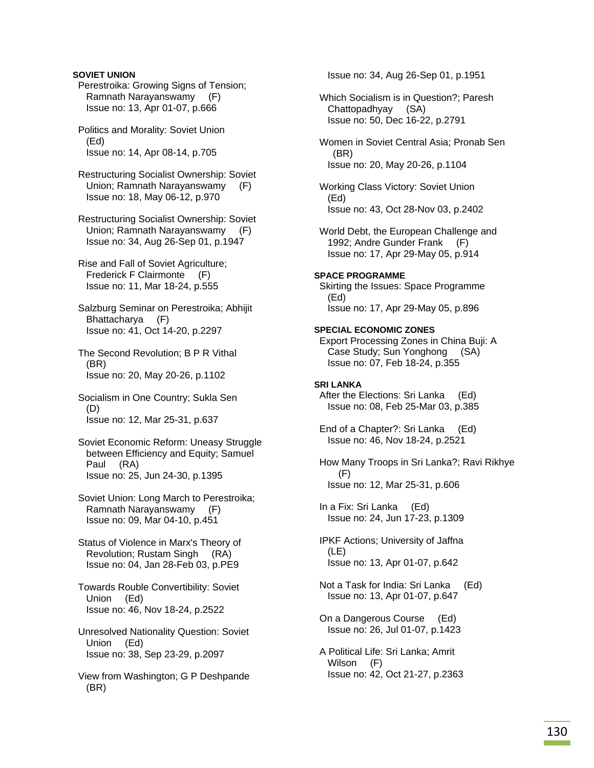**SOVIET UNION**

Perestroika: Growing Signs of Tension; Ramnath Narayanswamy (F)
Issue no: 13, Apr 01-07, p.666

Politics and Morality: Soviet Union (Ed)
Issue no: 14, Apr 08-14, p.705

Restructuring Socialist Ownership: Soviet Union; Ramnath Narayanswamy (F)
Issue no: 18, May 06-12, p.970

Restructuring Socialist Ownership: Soviet Union; Ramnath Narayanswamy (F)
Issue no: 34, Aug 26-Sep 01, p.1947

Rise and Fall of Soviet Agriculture; Frederick F Clairmonte (F)
Issue no: 11, Mar 18-24, p.555

Salzburg Seminar on Perestroika; Abhijit Bhattacharya (F)
Issue no: 41, Oct 14-20, p.2297

The Second Revolution; B P R Vithal (BR)
Issue no: 20, May 20-26, p.1102

Socialism in One Country; Sukla Sen (D)
Issue no: 12, Mar 25-31, p.637

Soviet Economic Reform: Uneasy Struggle between Efficiency and Equity; Samuel Paul (RA)
Issue no: 25, Jun 24-30, p.1395

Soviet Union: Long March to Perestroika; Ramnath Narayanswamy (F)
Issue no: 09, Mar 04-10, p.451

Status of Violence in Marx's Theory of Revolution; Rustam Singh (RA)
Issue no: 04, Jan 28-Feb 03, p.PE9

Towards Rouble Convertibility: Soviet Union (Ed)
Issue no: 46, Nov 18-24, p.2522

Unresolved Nationality Question: Soviet Union (Ed)
Issue no: 38, Sep 23-29, p.2097

View from Washington; G P Deshpande (BR)
Issue no: 34, Aug 26-Sep 01, p.1951

Which Socialism is in Question?; Paresh Chattopadhyay (SA)
Issue no: 50, Dec 16-22, p.2791

Women in Soviet Central Asia; Pronab Sen (BR)
Issue no: 20, May 20-26, p.1104

Working Class Victory: Soviet Union (Ed)
Issue no: 43, Oct 28-Nov 03, p.2402

World Debt, the European Challenge and 1992; Andre Gunder Frank (F)
Issue no: 17, Apr 29-May 05, p.914

**SPACE PROGRAMME**

Skirting the Issues: Space Programme (Ed)
Issue no: 17, Apr 29-May 05, p.896

**SPECIAL ECONOMIC ZONES**

Export Processing Zones in China Buji: A Case Study; Sun Yonghong (SA)
Issue no: 07, Feb 18-24, p.355

**SRI LANKA**

After the Elections: Sri Lanka (Ed)
Issue no: 08, Feb 25-Mar 03, p.385

End of a Chapter?: Sri Lanka (Ed)
Issue no: 46, Nov 18-24, p.2521

How Many Troops in Sri Lanka?; Ravi Rikhye (F)
Issue no: 12, Mar 25-31, p.606

In a Fix: Sri Lanka (Ed)
Issue no: 24, Jun 17-23, p.1309

IPKF Actions; University of Jaffna (LE)
Issue no: 13, Apr 01-07, p.642

Not a Task for India: Sri Lanka (Ed)
Issue no: 13, Apr 01-07, p.647

On a Dangerous Course (Ed)
Issue no: 26, Jul 01-07, p.1423

A Political Life: Sri Lanka; Amrit Wilson (F)
Issue no: 42, Oct 21-27, p.2363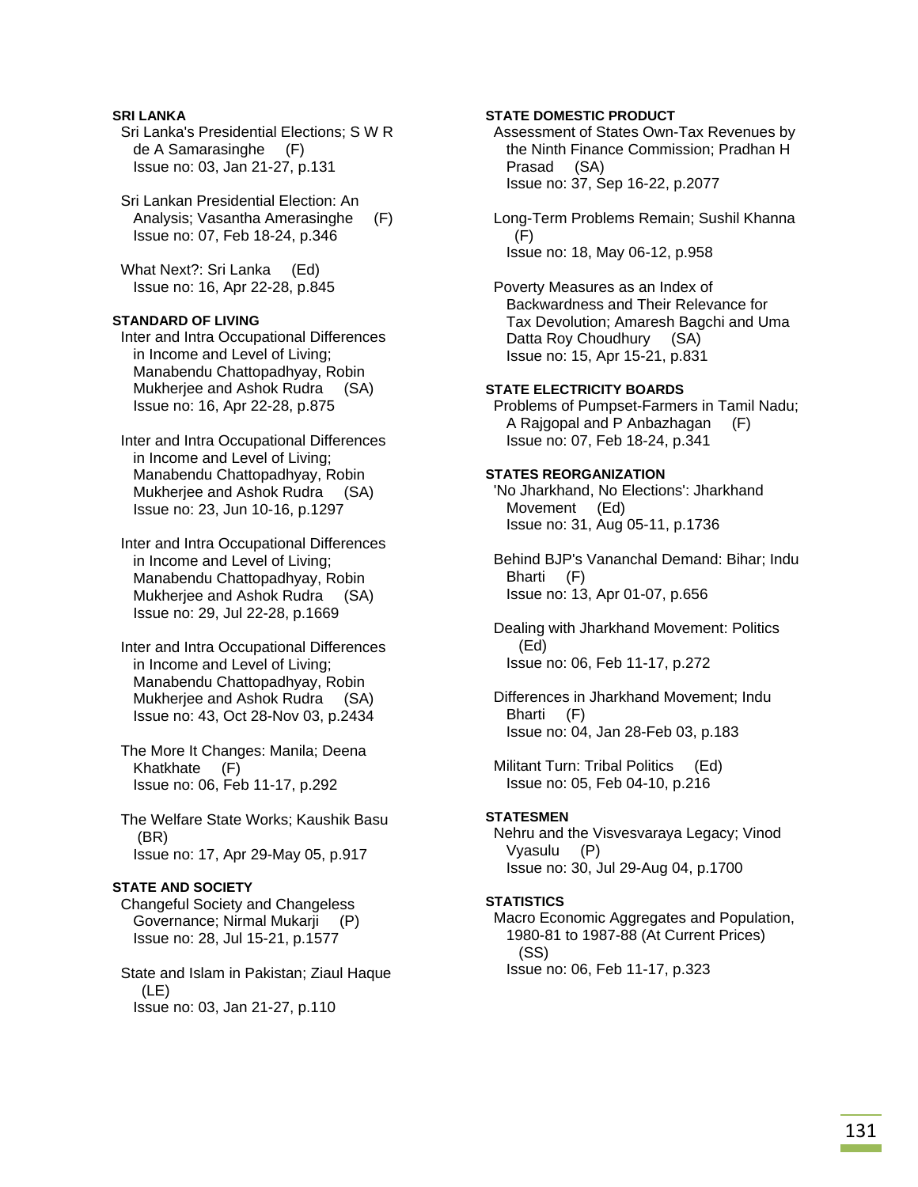**SRI LANKA**

Sri Lanka's Presidential Elections; S W R de A Samarasinghe (F)
Issue no: 03, Jan 21-27, p.131

Sri Lankan Presidential Election: An Analysis; Vasantha Amerasinghe (F)
Issue no: 07, Feb 18-24, p.346

What Next?: Sri Lanka (Ed)
Issue no: 16, Apr 22-28, p.845

**STANDARD OF LIVING**

Inter and Intra Occupational Differences in Income and Level of Living; Manabendu Chattopadhyay, Robin Mukherjee and Ashok Rudra (SA)
Issue no: 16, Apr 22-28, p.875

Inter and Intra Occupational Differences in Income and Level of Living; Manabendu Chattopadhyay, Robin Mukherjee and Ashok Rudra (SA)
Issue no: 23, Jun 10-16, p.1297

Inter and Intra Occupational Differences in Income and Level of Living; Manabendu Chattopadhyay, Robin Mukherjee and Ashok Rudra (SA)
Issue no: 29, Jul 22-28, p.1669

Inter and Intra Occupational Differences in Income and Level of Living; Manabendu Chattopadhyay, Robin Mukherjee and Ashok Rudra (SA)
Issue no: 43, Oct 28-Nov 03, p.2434

The More It Changes: Manila; Deena Khatkhate (F)
Issue no: 06, Feb 11-17, p.292

The Welfare State Works; Kaushik Basu (BR)
Issue no: 17, Apr 29-May 05, p.917

**STATE AND SOCIETY**

Changeful Society and Changeless Governance; Nirmal Mukarji (P)
Issue no: 28, Jul 15-21, p.1577

State and Islam in Pakistan; Ziaul Haque (LE)
Issue no: 03, Jan 21-27, p.110

**STATE DOMESTIC PRODUCT**

Assessment of States Own-Tax Revenues by the Ninth Finance Commission; Pradhan H Prasad (SA)
Issue no: 37, Sep 16-22, p.2077

Long-Term Problems Remain; Sushil Khanna (F)
Issue no: 18, May 06-12, p.958

Poverty Measures as an Index of Backwardness and Their Relevance for Tax Devolution; Amaresh Bagchi and Uma Datta Roy Choudhury (SA)
Issue no: 15, Apr 15-21, p.831

**STATE ELECTRICITY BOARDS**

Problems of Pumpset-Farmers in Tamil Nadu; A Rajgopal and P Anbazhagan (F)
Issue no: 07, Feb 18-24, p.341

**STATES REORGANIZATION**

'No Jharkhand, No Elections': Jharkhand Movement (Ed)
Issue no: 31, Aug 05-11, p.1736

Behind BJP's Vananchal Demand: Bihar; Indu Bharti (F)
Issue no: 13, Apr 01-07, p.656

Dealing with Jharkhand Movement: Politics (Ed)
Issue no: 06, Feb 11-17, p.272

Differences in Jharkhand Movement; Indu Bharti (F)
Issue no: 04, Jan 28-Feb 03, p.183

Militant Turn: Tribal Politics (Ed)
Issue no: 05, Feb 04-10, p.216

**STATESMEN**

Nehru and the Visvesvaraya Legacy; Vinod Vyasulu (P)
Issue no: 30, Jul 29-Aug 04, p.1700

**STATISTICS**

Macro Economic Aggregates and Population, 1980-81 to 1987-88 (At Current Prices) (SS)
Issue no: 06, Feb 11-17, p.323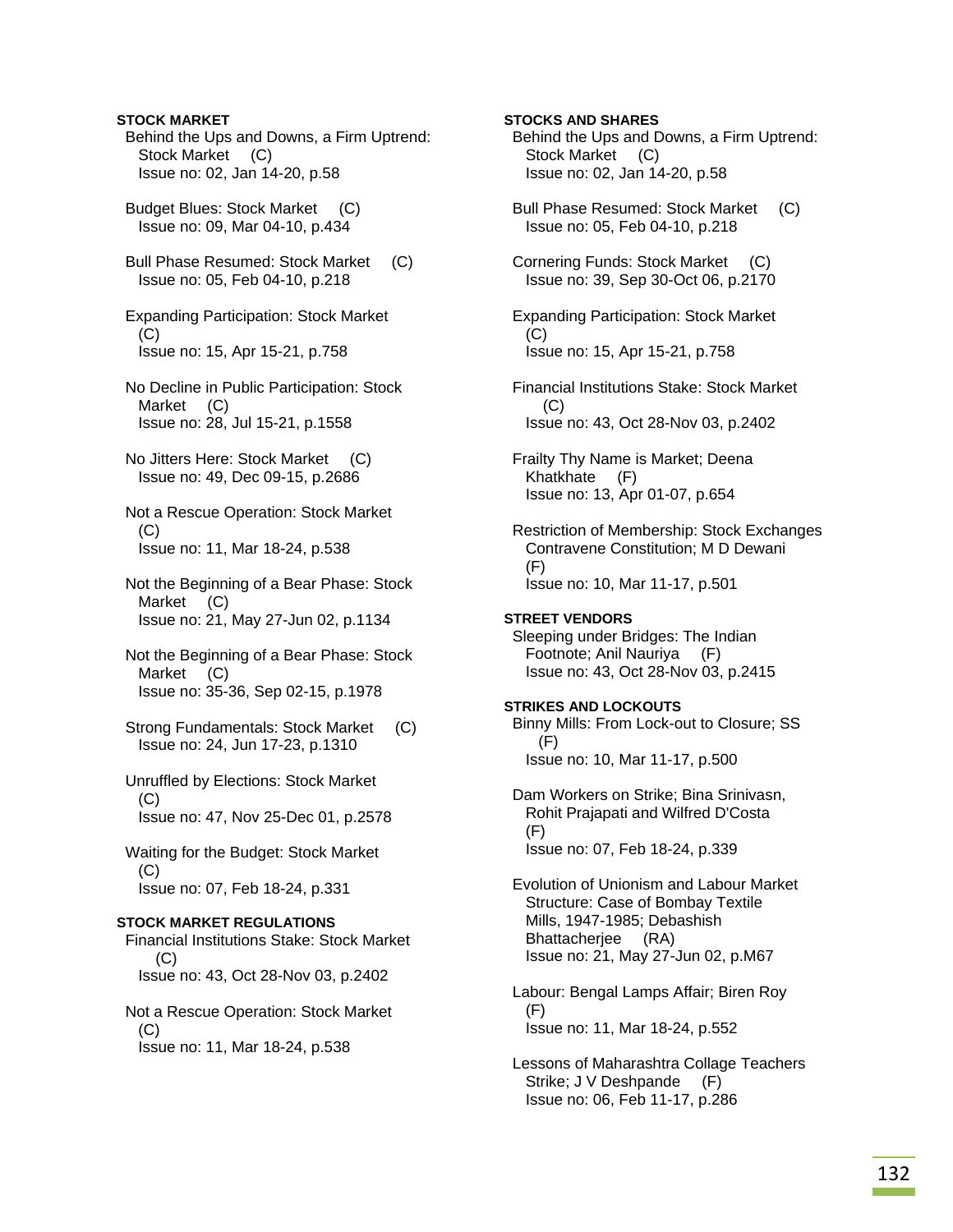**STOCK MARKET**

Behind the Ups and Downs, a Firm Uptrend: Stock Market (C)
Issue no: 02, Jan 14-20, p.58

Budget Blues: Stock Market (C)
Issue no: 09, Mar 04-10, p.434

Bull Phase Resumed: Stock Market (C)
Issue no: 05, Feb 04-10, p.218

Expanding Participation: Stock Market (C)
Issue no: 15, Apr 15-21, p.758

No Decline in Public Participation: Stock Market (C)
Issue no: 28, Jul 15-21, p.1558

No Jitters Here: Stock Market (C)
Issue no: 49, Dec 09-15, p.2686

Not a Rescue Operation: Stock Market (C)
Issue no: 11, Mar 18-24, p.538

Not the Beginning of a Bear Phase: Stock Market (C)
Issue no: 21, May 27-Jun 02, p.1134

Not the Beginning of a Bear Phase: Stock Market (C)
Issue no: 35-36, Sep 02-15, p.1978

Strong Fundamentals: Stock Market (C)
Issue no: 24, Jun 17-23, p.1310

Unruffled by Elections: Stock Market (C)
Issue no: 47, Nov 25-Dec 01, p.2578

Waiting for the Budget: Stock Market (C)
Issue no: 07, Feb 18-24, p.331

**STOCK MARKET REGULATIONS**

Financial Institutions Stake: Stock Market (C)
Issue no: 43, Oct 28-Nov 03, p.2402

Not a Rescue Operation: Stock Market (C)
Issue no: 11, Mar 18-24, p.538

**STOCKS AND SHARES**

Behind the Ups and Downs, a Firm Uptrend: Stock Market (C)
Issue no: 02, Jan 14-20, p.58

Bull Phase Resumed: Stock Market (C)
Issue no: 05, Feb 04-10, p.218

Cornering Funds: Stock Market (C)
Issue no: 39, Sep 30-Oct 06, p.2170

Expanding Participation: Stock Market (C)
Issue no: 15, Apr 15-21, p.758

Financial Institutions Stake: Stock Market (C)
Issue no: 43, Oct 28-Nov 03, p.2402

Frailty Thy Name is Market; Deena Khatkhate (F)
Issue no: 13, Apr 01-07, p.654

Restriction of Membership: Stock Exchanges Contravene Constitution; M D Dewani (F)
Issue no: 10, Mar 11-17, p.501

**STREET VENDORS**

Sleeping under Bridges: The Indian Footnote; Anil Nauriya (F)
Issue no: 43, Oct 28-Nov 03, p.2415

**STRIKES AND LOCKOUTS**

Binny Mills: From Lock-out to Closure; SS (F)
Issue no: 10, Mar 11-17, p.500

Dam Workers on Strike; Bina Srinivasn, Rohit Prajapati and Wilfred D'Costa (F)
Issue no: 07, Feb 18-24, p.339

Evolution of Unionism and Labour Market Structure: Case of Bombay Textile Mills, 1947-1985; Debashish Bhattacherjee (RA)
Issue no: 21, May 27-Jun 02, p.M67

Labour: Bengal Lamps Affair; Biren Roy (F)
Issue no: 11, Mar 18-24, p.552

Lessons of Maharashtra Collage Teachers Strike; J V Deshpande (F)
Issue no: 06, Feb 11-17, p.286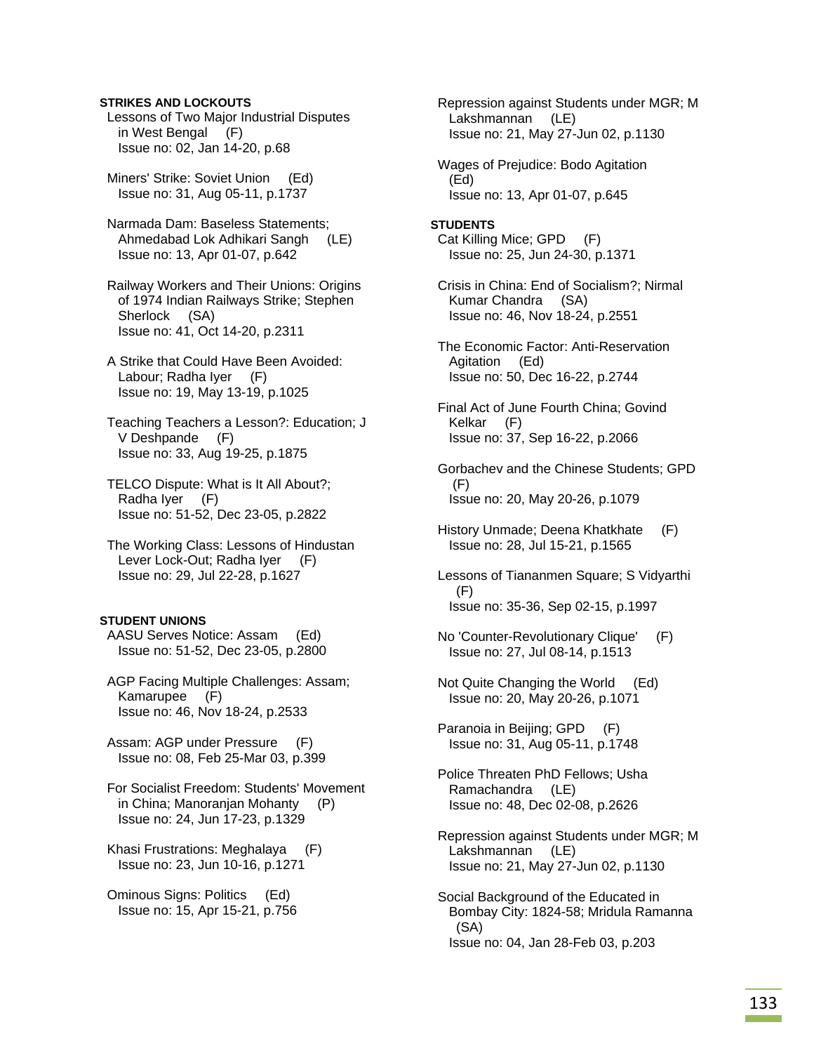**STRIKES AND LOCKOUTS**

Lessons of Two Major Industrial Disputes in West Bengal (F)
Issue no: 02, Jan 14-20, p.68

Miners' Strike: Soviet Union (Ed)
Issue no: 31, Aug 05-11, p.1737

Narmada Dam: Baseless Statements; Ahmedabad Lok Adhikari Sangh (LE)
Issue no: 13, Apr 01-07, p.642

Railway Workers and Their Unions: Origins of 1974 Indian Railways Strike; Stephen Sherlock (SA)
Issue no: 41, Oct 14-20, p.2311

A Strike that Could Have Been Avoided: Labour; Radha Iyer (F)
Issue no: 19, May 13-19, p.1025

Teaching Teachers a Lesson?: Education; J V Deshpande (F)
Issue no: 33, Aug 19-25, p.1875

TELCO Dispute: What is It All About?; Radha Iyer (F)
Issue no: 51-52, Dec 23-05, p.2822

The Working Class: Lessons of Hindustan Lever Lock-Out; Radha Iyer (F)
Issue no: 29, Jul 22-28, p.1627

**STUDENT UNIONS**

AASU Serves Notice: Assam (Ed)
Issue no: 51-52, Dec 23-05, p.2800

AGP Facing Multiple Challenges: Assam; Kamarupee (F)
Issue no: 46, Nov 18-24, p.2533

Assam: AGP under Pressure (F)
Issue no: 08, Feb 25-Mar 03, p.399

For Socialist Freedom: Students' Movement in China; Manoranjan Mohanty (P)
Issue no: 24, Jun 17-23, p.1329

Khasi Frustrations: Meghalaya (F)
Issue no: 23, Jun 10-16, p.1271

Ominous Signs: Politics (Ed)
Issue no: 15, Apr 15-21, p.756

Repression against Students under MGR; M Lakshmannan (LE)
Issue no: 21, May 27-Jun 02, p.1130

Wages of Prejudice: Bodo Agitation (Ed)
Issue no: 13, Apr 01-07, p.645

**STUDENTS**

Cat Killing Mice; GPD (F)
Issue no: 25, Jun 24-30, p.1371

Crisis in China: End of Socialism?; Nirmal Kumar Chandra (SA)
Issue no: 46, Nov 18-24, p.2551

The Economic Factor: Anti-Reservation Agitation (Ed)
Issue no: 50, Dec 16-22, p.2744

Final Act of June Fourth China; Govind Kelkar (F)
Issue no: 37, Sep 16-22, p.2066

Gorbachev and the Chinese Students; GPD (F)
Issue no: 20, May 20-26, p.1079

History Unmade; Deena Khatkhate (F)
Issue no: 28, Jul 15-21, p.1565

Lessons of Tiananmen Square; S Vidyarthi (F)
Issue no: 35-36, Sep 02-15, p.1997

No 'Counter-Revolutionary Clique' (F)
Issue no: 27, Jul 08-14, p.1513

Not Quite Changing the World (Ed)
Issue no: 20, May 20-26, p.1071

Paranoia in Beijing; GPD (F)
Issue no: 31, Aug 05-11, p.1748

Police Threaten PhD Fellows; Usha Ramachandra (LE)
Issue no: 48, Dec 02-08, p.2626

Repression against Students under MGR; M Lakshmannan (LE)
Issue no: 21, May 27-Jun 02, p.1130

Social Background of the Educated in Bombay City: 1824-58; Mridula Ramanna (SA)
Issue no: 04, Jan 28-Feb 03, p.203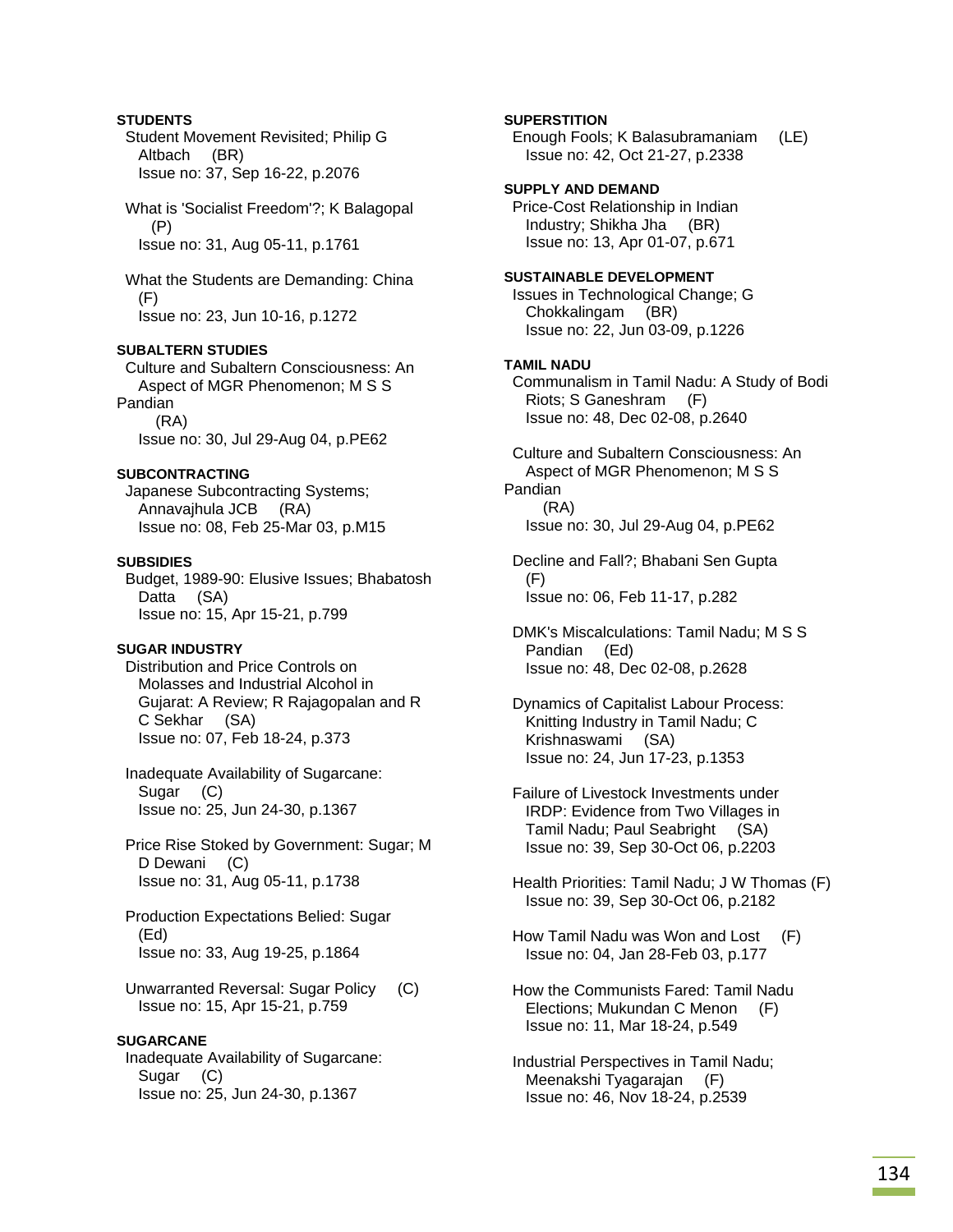**STUDENTS**

Student Movement Revisited; Philip G Altbach (BR)
Issue no: 37, Sep 16-22, p.2076

What is 'Socialist Freedom'?; K Balagopal (P)
Issue no: 31, Aug 05-11, p.1761

What the Students are Demanding: China (F)
Issue no: 23, Jun 10-16, p.1272

**SUBALTERN STUDIES**

Culture and Subaltern Consciousness: An Aspect of MGR Phenomenon; M S S Pandian (RA)
Issue no: 30, Jul 29-Aug 04, p.PE62

**SUBCONTRACTING**

Japanese Subcontracting Systems; Annavajhula JCB (RA)
Issue no: 08, Feb 25-Mar 03, p.M15

**SUBSIDIES**

Budget, 1989-90: Elusive Issues; Bhabatosh Datta (SA)
Issue no: 15, Apr 15-21, p.799

**SUGAR INDUSTRY**

Distribution and Price Controls on Molasses and Industrial Alcohol in Gujarat: A Review; R Rajagopalan and R C Sekhar (SA)
Issue no: 07, Feb 18-24, p.373

Inadequate Availability of Sugarcane: Sugar (C)
Issue no: 25, Jun 24-30, p.1367

Price Rise Stoked by Government: Sugar; M D Dewani (C)
Issue no: 31, Aug 05-11, p.1738

Production Expectations Belied: Sugar (Ed)
Issue no: 33, Aug 19-25, p.1864

Unwarranted Reversal: Sugar Policy (C)
Issue no: 15, Apr 15-21, p.759

**SUGARCANE**

Inadequate Availability of Sugarcane: Sugar (C)
Issue no: 25, Jun 24-30, p.1367

**SUPERSTITION**

Enough Fools; K Balasubramaniam (LE)
Issue no: 42, Oct 21-27, p.2338

**SUPPLY AND DEMAND**

Price-Cost Relationship in Indian Industry; Shikha Jha (BR)
Issue no: 13, Apr 01-07, p.671

**SUSTAINABLE DEVELOPMENT**

Issues in Technological Change; G Chokkalingam (BR)
Issue no: 22, Jun 03-09, p.1226

**TAMIL NADU**

Communalism in Tamil Nadu: A Study of Bodi Riots; S Ganeshram (F)
Issue no: 48, Dec 02-08, p.2640

Culture and Subaltern Consciousness: An Aspect of MGR Phenomenon; M S S Pandian (RA)
Issue no: 30, Jul 29-Aug 04, p.PE62

Decline and Fall?; Bhabani Sen Gupta (F)
Issue no: 06, Feb 11-17, p.282

DMK's Miscalculations: Tamil Nadu; M S S Pandian (Ed)
Issue no: 48, Dec 02-08, p.2628

Dynamics of Capitalist Labour Process: Knitting Industry in Tamil Nadu; C Krishnaswami (SA)
Issue no: 24, Jun 17-23, p.1353

Failure of Livestock Investments under IRDP: Evidence from Two Villages in Tamil Nadu; Paul Seabright (SA)
Issue no: 39, Sep 30-Oct 06, p.2203

Health Priorities: Tamil Nadu; J W Thomas (F)
Issue no: 39, Sep 30-Oct 06, p.2182

How Tamil Nadu was Won and Lost (F)
Issue no: 04, Jan 28-Feb 03, p.177

How the Communists Fared: Tamil Nadu Elections; Mukundan C Menon (F)
Issue no: 11, Mar 18-24, p.549

Industrial Perspectives in Tamil Nadu; Meenakshi Tyagarajan (F)
Issue no: 46, Nov 18-24, p.2539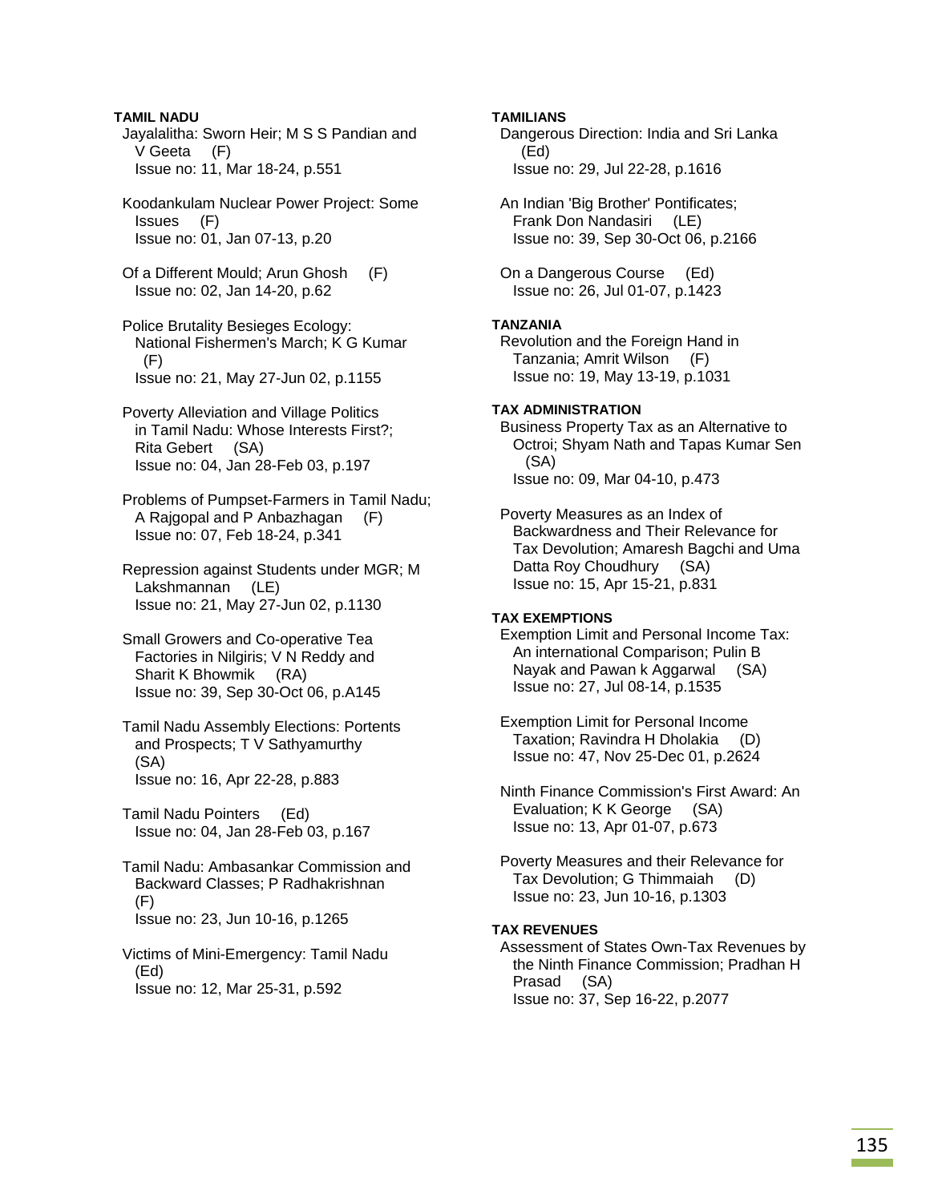**TAMIL NADU**

Jayalalitha: Sworn Heir; M S S Pandian and V Geeta (F)
Issue no: 11, Mar 18-24, p.551

Koodankulam Nuclear Power Project: Some Issues (F)
Issue no: 01, Jan 07-13, p.20

Of a Different Mould; Arun Ghosh (F)
Issue no: 02, Jan 14-20, p.62

Police Brutality Besieges Ecology: National Fishermen's March; K G Kumar (F)
Issue no: 21, May 27-Jun 02, p.1155

Poverty Alleviation and Village Politics in Tamil Nadu: Whose Interests First?; Rita Gebert (SA)
Issue no: 04, Jan 28-Feb 03, p.197

Problems of Pumpset-Farmers in Tamil Nadu; A Rajgopal and P Anbazhagan (F)
Issue no: 07, Feb 18-24, p.341

Repression against Students under MGR; M Lakshmannan (LE)
Issue no: 21, May 27-Jun 02, p.1130

Small Growers and Co-operative Tea Factories in Nilgiris; V N Reddy and Sharit K Bhowmik (RA)
Issue no: 39, Sep 30-Oct 06, p.A145

Tamil Nadu Assembly Elections: Portents and Prospects; T V Sathyamurthy (SA)
Issue no: 16, Apr 22-28, p.883

Tamil Nadu Pointers (Ed)
Issue no: 04, Jan 28-Feb 03, p.167

Tamil Nadu: Ambasankar Commission and Backward Classes; P Radhakrishnan (F)
Issue no: 23, Jun 10-16, p.1265

Victims of Mini-Emergency: Tamil Nadu (Ed)
Issue no: 12, Mar 25-31, p.592

**TAMILIANS**

Dangerous Direction: India and Sri Lanka (Ed)
Issue no: 29, Jul 22-28, p.1616

An Indian 'Big Brother' Pontificates; Frank Don Nandasiri (LE)
Issue no: 39, Sep 30-Oct 06, p.2166

On a Dangerous Course (Ed)
Issue no: 26, Jul 01-07, p.1423

**TANZANIA**

Revolution and the Foreign Hand in Tanzania; Amrit Wilson (F)
Issue no: 19, May 13-19, p.1031

**TAX ADMINISTRATION**

Business Property Tax as an Alternative to Octroi; Shyam Nath and Tapas Kumar Sen (SA)
Issue no: 09, Mar 04-10, p.473

Poverty Measures as an Index of Backwardness and Their Relevance for Tax Devolution; Amaresh Bagchi and Uma Datta Roy Choudhury (SA)
Issue no: 15, Apr 15-21, p.831

**TAX EXEMPTIONS**

Exemption Limit and Personal Income Tax: An international Comparison; Pulin B Nayak and Pawan k Aggarwal (SA)
Issue no: 27, Jul 08-14, p.1535

Exemption Limit for Personal Income Taxation; Ravindra H Dholakia (D)
Issue no: 47, Nov 25-Dec 01, p.2624

Ninth Finance Commission's First Award: An Evaluation; K K George (SA)
Issue no: 13, Apr 01-07, p.673

Poverty Measures and their Relevance for Tax Devolution; G Thimmaiah (D)
Issue no: 23, Jun 10-16, p.1303

**TAX REVENUES**

Assessment of States Own-Tax Revenues by the Ninth Finance Commission; Pradhan H Prasad (SA)
Issue no: 37, Sep 16-22, p.2077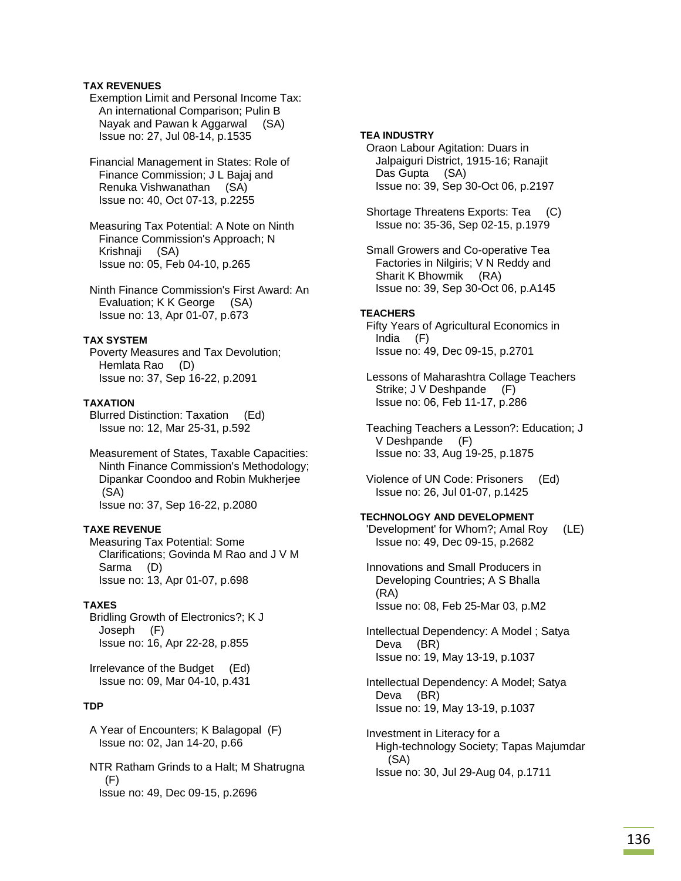**TAX REVENUES**

Exemption Limit and Personal Income Tax: An international Comparison; Pulin B Nayak and Pawan k Aggarwal (SA)
Issue no: 27, Jul 08-14, p.1535

Financial Management in States: Role of Finance Commission; J L Bajaj and Renuka Vishwanathan (SA)
Issue no: 40, Oct 07-13, p.2255

Measuring Tax Potential: A Note on Ninth Finance Commission's Approach; N Krishnaji (SA)
Issue no: 05, Feb 04-10, p.265

Ninth Finance Commission's First Award: An Evaluation; K K George (SA)
Issue no: 13, Apr 01-07, p.673

**TAX SYSTEM**

Poverty Measures and Tax Devolution; Hemlata Rao (D)
Issue no: 37, Sep 16-22, p.2091

**TAXATION**

Blurred Distinction: Taxation (Ed)
Issue no: 12, Mar 25-31, p.592

Measurement of States, Taxable Capacities: Ninth Finance Commission's Methodology; Dipankar Coondoo and Robin Mukherjee (SA)
Issue no: 37, Sep 16-22, p.2080

**TAXE REVENUE**

Measuring Tax Potential: Some Clarifications; Govinda M Rao and J V M Sarma (D)
Issue no: 13, Apr 01-07, p.698

**TAXES**

Bridling Growth of Electronics?; K J Joseph (F)
Issue no: 16, Apr 22-28, p.855

Irrelevance of the Budget (Ed)
Issue no: 09, Mar 04-10, p.431

**TDP**

A Year of Encounters; K Balagopal (F)
Issue no: 02, Jan 14-20, p.66

NTR Ratham Grinds to a Halt; M Shatrugna (F)
Issue no: 49, Dec 09-15, p.2696

**TEA INDUSTRY**

Oraon Labour Agitation: Duars in Jalpaiguri District, 1915-16; Ranajit Das Gupta (SA)
Issue no: 39, Sep 30-Oct 06, p.2197

Shortage Threatens Exports: Tea (C)
Issue no: 35-36, Sep 02-15, p.1979

Small Growers and Co-operative Tea Factories in Nilgiris; V N Reddy and Sharit K Bhowmik (RA)
Issue no: 39, Sep 30-Oct 06, p.A145

**TEACHERS**

Fifty Years of Agricultural Economics in India (F)
Issue no: 49, Dec 09-15, p.2701

Lessons of Maharashtra Collage Teachers Strike; J V Deshpande (F)
Issue no: 06, Feb 11-17, p.286

Teaching Teachers a Lesson?: Education; J V Deshpande (F)
Issue no: 33, Aug 19-25, p.1875

Violence of UN Code: Prisoners (Ed)
Issue no: 26, Jul 01-07, p.1425

**TECHNOLOGY AND DEVELOPMENT**

'Development' for Whom?; Amal Roy (LE)
Issue no: 49, Dec 09-15, p.2682

Innovations and Small Producers in Developing Countries; A S Bhalla (RA)
Issue no: 08, Feb 25-Mar 03, p.M2

Intellectual Dependency: A Model ; Satya Deva (BR)
Issue no: 19, May 13-19, p.1037

Intellectual Dependency: A Model; Satya Deva (BR)
Issue no: 19, May 13-19, p.1037

Investment in Literacy for a High-technology Society; Tapas Majumdar (SA)
Issue no: 30, Jul 29-Aug 04, p.1711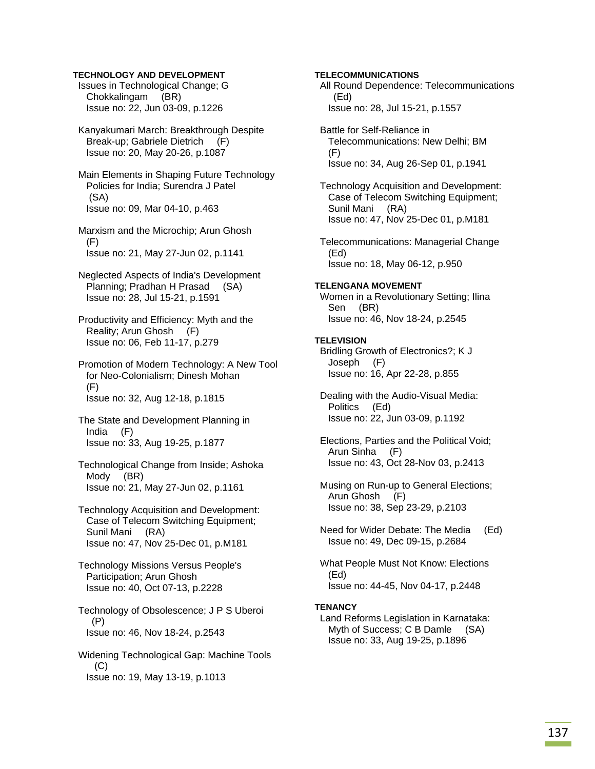**TECHNOLOGY AND DEVELOPMENT**

Issues in Technological Change; G Chokkalingam (BR)
Issue no: 22, Jun 03-09, p.1226

Kanyakumari March: Breakthrough Despite Break-up; Gabriele Dietrich (F)
Issue no: 20, May 20-26, p.1087

Main Elements in Shaping Future Technology Policies for India; Surendra J Patel (SA)
Issue no: 09, Mar 04-10, p.463

Marxism and the Microchip; Arun Ghosh (F)
Issue no: 21, May 27-Jun 02, p.1141

Neglected Aspects of India's Development Planning; Pradhan H Prasad (SA)
Issue no: 28, Jul 15-21, p.1591

Productivity and Efficiency: Myth and the Reality; Arun Ghosh (F)
Issue no: 06, Feb 11-17, p.279

Promotion of Modern Technology: A New Tool for Neo-Colonialism; Dinesh Mohan (F)
Issue no: 32, Aug 12-18, p.1815

The State and Development Planning in India (F)
Issue no: 33, Aug 19-25, p.1877

Technological Change from Inside; Ashoka Mody (BR)
Issue no: 21, May 27-Jun 02, p.1161

Technology Acquisition and Development: Case of Telecom Switching Equipment; Sunil Mani (RA)
Issue no: 47, Nov 25-Dec 01, p.M181

Technology Missions Versus People's Participation; Arun Ghosh
Issue no: 40, Oct 07-13, p.2228

Technology of Obsolescence; J P S Uberoi (P)
Issue no: 46, Nov 18-24, p.2543

Widening Technological Gap: Machine Tools (C)
Issue no: 19, May 13-19, p.1013

**TELECOMMUNICATIONS**

All Round Dependence: Telecommunications (Ed)
Issue no: 28, Jul 15-21, p.1557

Battle for Self-Reliance in Telecommunications: New Delhi; BM (F)
Issue no: 34, Aug 26-Sep 01, p.1941

Technology Acquisition and Development: Case of Telecom Switching Equipment; Sunil Mani (RA)
Issue no: 47, Nov 25-Dec 01, p.M181

Telecommunications: Managerial Change (Ed)
Issue no: 18, May 06-12, p.950

**TELENGANA MOVEMENT**

Women in a Revolutionary Setting; Ilina Sen (BR)
Issue no: 46, Nov 18-24, p.2545

**TELEVISION**

Bridling Growth of Electronics?; K J Joseph (F)
Issue no: 16, Apr 22-28, p.855

Dealing with the Audio-Visual Media: Politics (Ed)
Issue no: 22, Jun 03-09, p.1192

Elections, Parties and the Political Void; Arun Sinha (F)
Issue no: 43, Oct 28-Nov 03, p.2413

Musing on Run-up to General Elections; Arun Ghosh (F)
Issue no: 38, Sep 23-29, p.2103

Need for Wider Debate: The Media (Ed)
Issue no: 49, Dec 09-15, p.2684

What People Must Not Know: Elections (Ed)
Issue no: 44-45, Nov 04-17, p.2448

**TENANCY**

Land Reforms Legislation in Karnataka: Myth of Success; C B Damle (SA)
Issue no: 33, Aug 19-25, p.1896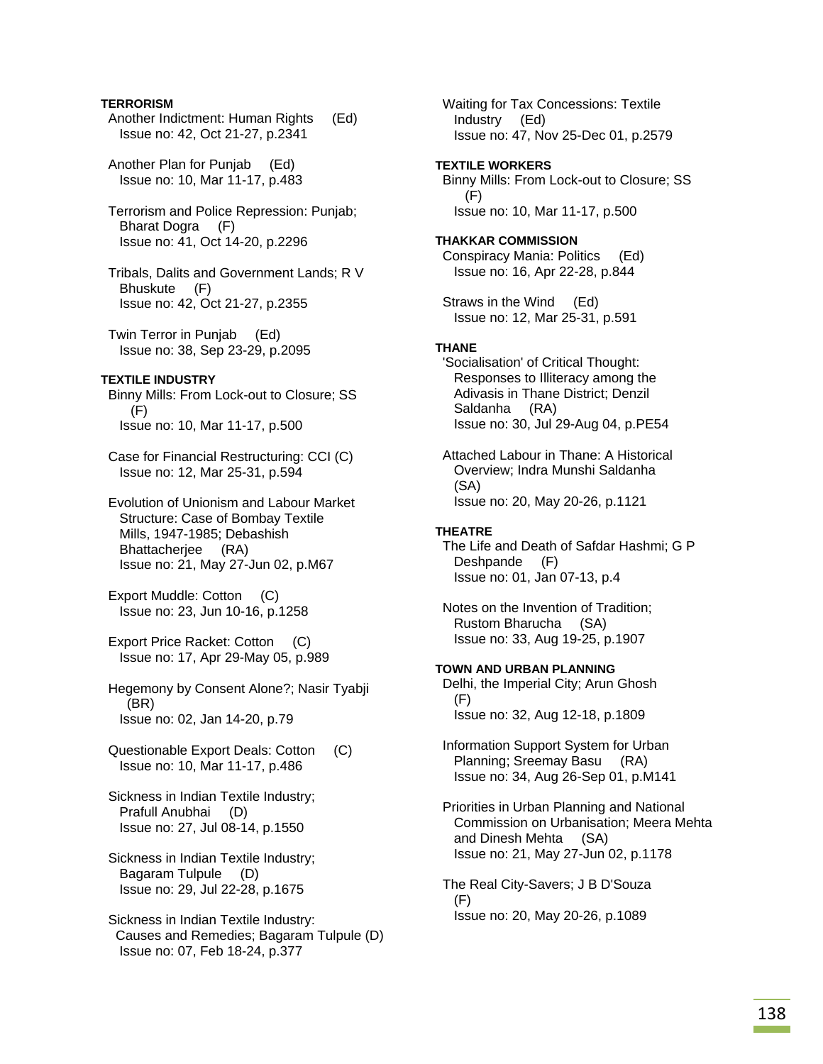**TERRORISM**

Another Indictment: Human Rights (Ed)
Issue no: 42, Oct 21-27, p.2341

Another Plan for Punjab (Ed)
Issue no: 10, Mar 11-17, p.483

Terrorism and Police Repression: Punjab; Bharat Dogra (F)
Issue no: 41, Oct 14-20, p.2296

Tribals, Dalits and Government Lands; R V Bhuskute (F)
Issue no: 42, Oct 21-27, p.2355

Twin Terror in Punjab (Ed)
Issue no: 38, Sep 23-29, p.2095

**TEXTILE INDUSTRY**

Binny Mills: From Lock-out to Closure; SS (F)
Issue no: 10, Mar 11-17, p.500

Case for Financial Restructuring: CCI (C)
Issue no: 12, Mar 25-31, p.594

Evolution of Unionism and Labour Market Structure: Case of Bombay Textile Mills, 1947-1985; Debashish Bhattacherjee (RA)
Issue no: 21, May 27-Jun 02, p.M67

Export Muddle: Cotton (C)
Issue no: 23, Jun 10-16, p.1258

Export Price Racket: Cotton (C)
Issue no: 17, Apr 29-May 05, p.989

Hegemony by Consent Alone?; Nasir Tyabji (BR)
Issue no: 02, Jan 14-20, p.79

Questionable Export Deals: Cotton (C)
Issue no: 10, Mar 11-17, p.486

Sickness in Indian Textile Industry; Prafull Anubhai (D)
Issue no: 27, Jul 08-14, p.1550

Sickness in Indian Textile Industry; Bagaram Tulpule (D)
Issue no: 29, Jul 22-28, p.1675

Sickness in Indian Textile Industry: Causes and Remedies; Bagaram Tulpule (D)
Issue no: 07, Feb 18-24, p.377

Waiting for Tax Concessions: Textile Industry (Ed)
Issue no: 47, Nov 25-Dec 01, p.2579

**TEXTILE WORKERS**

Binny Mills: From Lock-out to Closure; SS (F)
Issue no: 10, Mar 11-17, p.500

**THAKKAR COMMISSION**

Conspiracy Mania: Politics (Ed)
Issue no: 16, Apr 22-28, p.844

Straws in the Wind (Ed)
Issue no: 12, Mar 25-31, p.591

**THANE**

'Socialisation' of Critical Thought: Responses to Illiteracy among the Adivasis in Thane District; Denzil Saldanha (RA)
Issue no: 30, Jul 29-Aug 04, p.PE54

Attached Labour in Thane: A Historical Overview; Indra Munshi Saldanha (SA)
Issue no: 20, May 20-26, p.1121

**THEATRE**

The Life and Death of Safdar Hashmi; G P Deshpande (F)
Issue no: 01, Jan 07-13, p.4

Notes on the Invention of Tradition; Rustom Bharucha (SA)
Issue no: 33, Aug 19-25, p.1907

**TOWN AND URBAN PLANNING**

Delhi, the Imperial City; Arun Ghosh (F)
Issue no: 32, Aug 12-18, p.1809

Information Support System for Urban Planning; Sreemay Basu (RA)
Issue no: 34, Aug 26-Sep 01, p.M141

Priorities in Urban Planning and National Commission on Urbanisation; Meera Mehta and Dinesh Mehta (SA)
Issue no: 21, May 27-Jun 02, p.1178

The Real City-Savers; J B D'Souza (F)
Issue no: 20, May 20-26, p.1089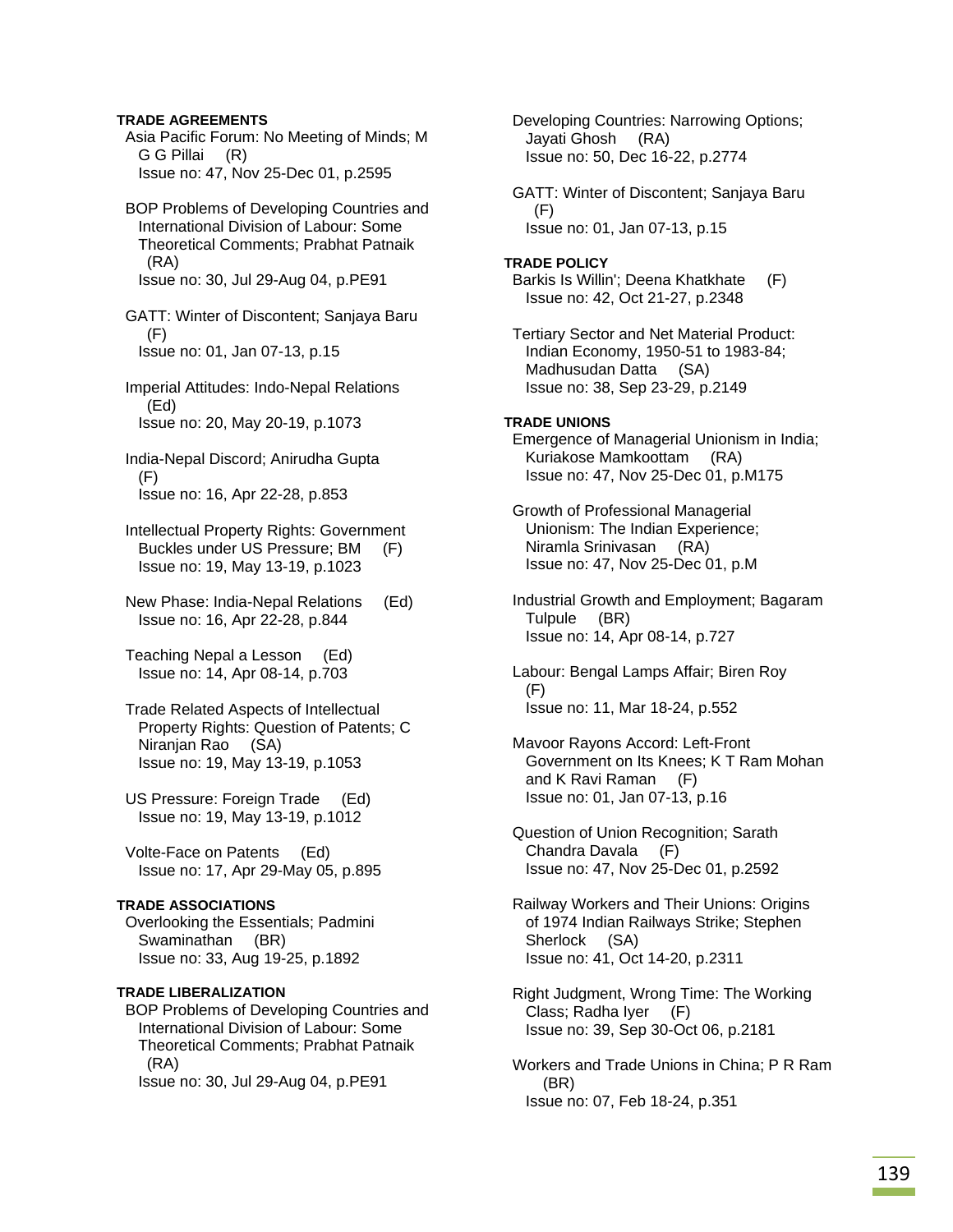**TRADE AGREEMENTS**

Asia Pacific Forum: No Meeting of Minds; M G G Pillai (R)
Issue no: 47, Nov 25-Dec 01, p.2595

BOP Problems of Developing Countries and International Division of Labour: Some Theoretical Comments; Prabhat Patnaik (RA)
Issue no: 30, Jul 29-Aug 04, p.PE91

GATT: Winter of Discontent; Sanjaya Baru (F)
Issue no: 01, Jan 07-13, p.15

Imperial Attitudes: Indo-Nepal Relations (Ed)
Issue no: 20, May 20-19, p.1073

India-Nepal Discord; Anirudha Gupta (F)
Issue no: 16, Apr 22-28, p.853

Intellectual Property Rights: Government Buckles under US Pressure; BM (F)
Issue no: 19, May 13-19, p.1023

New Phase: India-Nepal Relations (Ed)
Issue no: 16, Apr 22-28, p.844

Teaching Nepal a Lesson (Ed)
Issue no: 14, Apr 08-14, p.703

Trade Related Aspects of Intellectual Property Rights: Question of Patents; C Niranjan Rao (SA)
Issue no: 19, May 13-19, p.1053

US Pressure: Foreign Trade (Ed)
Issue no: 19, May 13-19, p.1012

Volte-Face on Patents (Ed)
Issue no: 17, Apr 29-May 05, p.895

**TRADE ASSOCIATIONS**

Overlooking the Essentials; Padmini Swaminathan (BR)
Issue no: 33, Aug 19-25, p.1892

**TRADE LIBERALIZATION**

BOP Problems of Developing Countries and International Division of Labour: Some Theoretical Comments; Prabhat Patnaik (RA)
Issue no: 30, Jul 29-Aug 04, p.PE91

Developing Countries: Narrowing Options; Jayati Ghosh (RA)
Issue no: 50, Dec 16-22, p.2774

GATT: Winter of Discontent; Sanjaya Baru (F)
Issue no: 01, Jan 07-13, p.15

**TRADE POLICY**

Barkis Is Willin'; Deena Khatkhate (F)
Issue no: 42, Oct 21-27, p.2348

Tertiary Sector and Net Material Product: Indian Economy, 1950-51 to 1983-84; Madhusudan Datta (SA)
Issue no: 38, Sep 23-29, p.2149

**TRADE UNIONS**

Emergence of Managerial Unionism in India; Kuriakose Mamkoottam (RA)
Issue no: 47, Nov 25-Dec 01, p.M175

Growth of Professional Managerial Unionism: The Indian Experience; Niramla Srinivasan (RA)
Issue no: 47, Nov 25-Dec 01, p.M

Industrial Growth and Employment; Bagaram Tulpule (BR)
Issue no: 14, Apr 08-14, p.727

Labour: Bengal Lamps Affair; Biren Roy (F)
Issue no: 11, Mar 18-24, p.552

Mavoor Rayons Accord: Left-Front Government on Its Knees; K T Ram Mohan and K Ravi Raman (F)
Issue no: 01, Jan 07-13, p.16

Question of Union Recognition; Sarath Chandra Davala (F)
Issue no: 47, Nov 25-Dec 01, p.2592

Railway Workers and Their Unions: Origins of 1974 Indian Railways Strike; Stephen Sherlock (SA)
Issue no: 41, Oct 14-20, p.2311

Right Judgment, Wrong Time: The Working Class; Radha Iyer (F)
Issue no: 39, Sep 30-Oct 06, p.2181

Workers and Trade Unions in China; P R Ram (BR)
Issue no: 07, Feb 18-24, p.351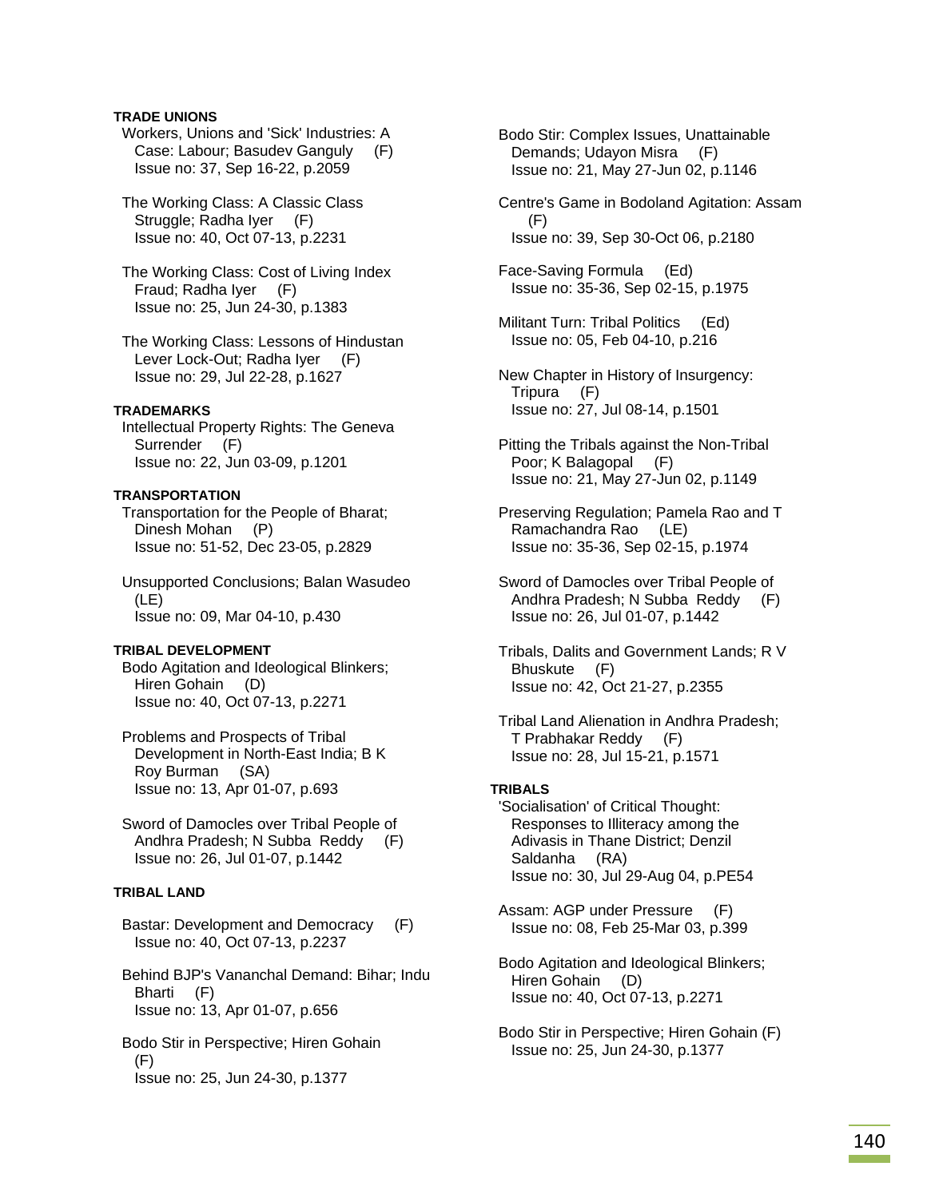**TRADE UNIONS**

Workers, Unions and 'Sick' Industries: A Case: Labour; Basudev Ganguly (F)
Issue no: 37, Sep 16-22, p.2059

The Working Class: A Classic Class Struggle; Radha Iyer (F)
Issue no: 40, Oct 07-13, p.2231

The Working Class: Cost of Living Index Fraud; Radha Iyer (F)
Issue no: 25, Jun 24-30, p.1383

The Working Class: Lessons of Hindustan Lever Lock-Out; Radha Iyer (F)
Issue no: 29, Jul 22-28, p.1627

**TRADEMARKS**

Intellectual Property Rights: The Geneva Surrender (F)
Issue no: 22, Jun 03-09, p.1201

**TRANSPORTATION**

Transportation for the People of Bharat; Dinesh Mohan (P)
Issue no: 51-52, Dec 23-05, p.2829

Unsupported Conclusions; Balan Wasudeo (LE)
Issue no: 09, Mar 04-10, p.430

**TRIBAL DEVELOPMENT**

Bodo Agitation and Ideological Blinkers; Hiren Gohain (D)
Issue no: 40, Oct 07-13, p.2271

Problems and Prospects of Tribal Development in North-East India; B K Roy Burman (SA)
Issue no: 13, Apr 01-07, p.693

Sword of Damocles over Tribal People of Andhra Pradesh; N Subba Reddy (F)
Issue no: 26, Jul 01-07, p.1442

**TRIBAL LAND**

Bastar: Development and Democracy (F)
Issue no: 40, Oct 07-13, p.2237

Behind BJP's Vananchal Demand: Bihar; Indu Bharti (F)
Issue no: 13, Apr 01-07, p.656

Bodo Stir in Perspective; Hiren Gohain (F)
Issue no: 25, Jun 24-30, p.1377

Bodo Stir: Complex Issues, Unattainable Demands; Udayon Misra (F)
Issue no: 21, May 27-Jun 02, p.1146

Centre's Game in Bodoland Agitation: Assam (F)
Issue no: 39, Sep 30-Oct 06, p.2180

Face-Saving Formula (Ed)
Issue no: 35-36, Sep 02-15, p.1975

Militant Turn: Tribal Politics (Ed)
Issue no: 05, Feb 04-10, p.216

New Chapter in History of Insurgency: Tripura (F)
Issue no: 27, Jul 08-14, p.1501

Pitting the Tribals against the Non-Tribal Poor; K Balagopal (F)
Issue no: 21, May 27-Jun 02, p.1149

Preserving Regulation; Pamela Rao and T Ramachandra Rao (LE)
Issue no: 35-36, Sep 02-15, p.1974

Sword of Damocles over Tribal People of Andhra Pradesh; N Subba Reddy (F)
Issue no: 26, Jul 01-07, p.1442

Tribals, Dalits and Government Lands; R V Bhuskute (F)
Issue no: 42, Oct 21-27, p.2355

Tribal Land Alienation in Andhra Pradesh; T Prabhakar Reddy (F)
Issue no: 28, Jul 15-21, p.1571

**TRIBALS**

'Socialisation' of Critical Thought: Responses to Illiteracy among the Adivasis in Thane District; Denzil Saldanha (RA)
Issue no: 30, Jul 29-Aug 04, p.PE54

Assam: AGP under Pressure (F)
Issue no: 08, Feb 25-Mar 03, p.399

Bodo Agitation and Ideological Blinkers; Hiren Gohain (D)
Issue no: 40, Oct 07-13, p.2271

Bodo Stir in Perspective; Hiren Gohain (F)
Issue no: 25, Jun 24-30, p.1377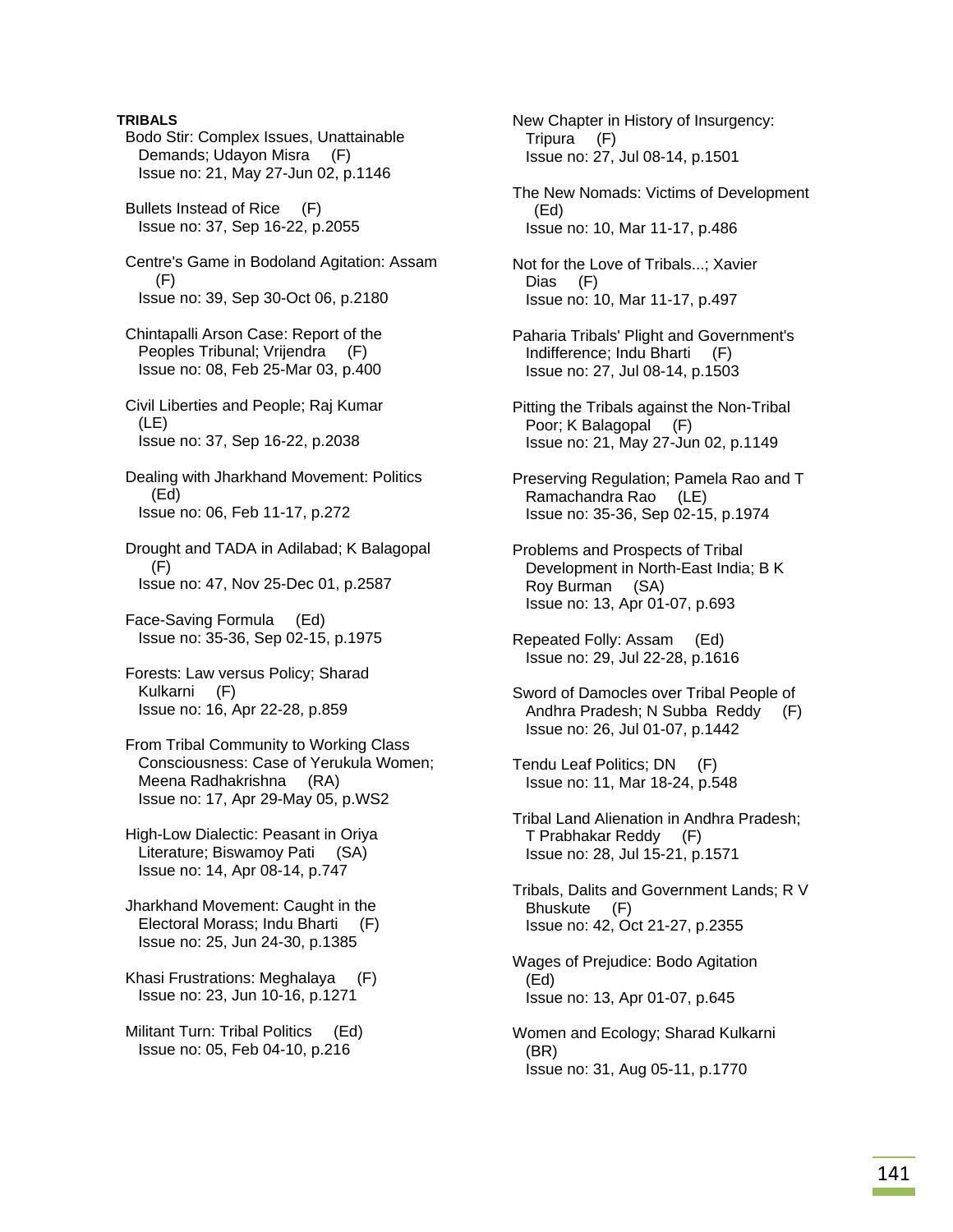**TRIBALS**

Bodo Stir: Complex Issues, Unattainable Demands; Udayon Misra (F)
Issue no: 21, May 27-Jun 02, p.1146

Bullets Instead of Rice (F)
Issue no: 37, Sep 16-22, p.2055

Centre's Game in Bodoland Agitation: Assam (F)
Issue no: 39, Sep 30-Oct 06, p.2180

Chintapalli Arson Case: Report of the Peoples Tribunal; Vrijendra (F)
Issue no: 08, Feb 25-Mar 03, p.400

Civil Liberties and People; Raj Kumar (LE)
Issue no: 37, Sep 16-22, p.2038

Dealing with Jharkhand Movement: Politics (Ed)
Issue no: 06, Feb 11-17, p.272

Drought and TADA in Adilabad; K Balagopal (F)
Issue no: 47, Nov 25-Dec 01, p.2587

Face-Saving Formula (Ed)
Issue no: 35-36, Sep 02-15, p.1975

Forests: Law versus Policy; Sharad Kulkarni (F)
Issue no: 16, Apr 22-28, p.859

From Tribal Community to Working Class Consciousness: Case of Yerukula Women; Meena Radhakrishna (RA)
Issue no: 17, Apr 29-May 05, p.WS2

High-Low Dialectic: Peasant in Oriya Literature; Biswamoy Pati (SA)
Issue no: 14, Apr 08-14, p.747

Jharkhand Movement: Caught in the Electoral Morass; Indu Bharti (F)
Issue no: 25, Jun 24-30, p.1385

Khasi Frustrations: Meghalaya (F)
Issue no: 23, Jun 10-16, p.1271

Militant Turn: Tribal Politics (Ed)
Issue no: 05, Feb 04-10, p.216

New Chapter in History of Insurgency: Tripura (F)
Issue no: 27, Jul 08-14, p.1501

The New Nomads: Victims of Development (Ed)
Issue no: 10, Mar 11-17, p.486

Not for the Love of Tribals...; Xavier Dias (F)
Issue no: 10, Mar 11-17, p.497

Paharia Tribals' Plight and Government's Indifference; Indu Bharti (F)
Issue no: 27, Jul 08-14, p.1503

Pitting the Tribals against the Non-Tribal Poor; K Balagopal (F)
Issue no: 21, May 27-Jun 02, p.1149

Preserving Regulation; Pamela Rao and T Ramachandra Rao (LE)
Issue no: 35-36, Sep 02-15, p.1974

Problems and Prospects of Tribal Development in North-East India; B K Roy Burman (SA)
Issue no: 13, Apr 01-07, p.693

Repeated Folly: Assam (Ed)
Issue no: 29, Jul 22-28, p.1616

Sword of Damocles over Tribal People of Andhra Pradesh; N Subba Reddy (F)
Issue no: 26, Jul 01-07, p.1442

Tendu Leaf Politics; DN (F)
Issue no: 11, Mar 18-24, p.548

Tribal Land Alienation in Andhra Pradesh; T Prabhakar Reddy (F)
Issue no: 28, Jul 15-21, p.1571

Tribals, Dalits and Government Lands; R V Bhuskute (F)
Issue no: 42, Oct 21-27, p.2355

Wages of Prejudice: Bodo Agitation (Ed)
Issue no: 13, Apr 01-07, p.645

Women and Ecology; Sharad Kulkarni (BR)
Issue no: 31, Aug 05-11, p.1770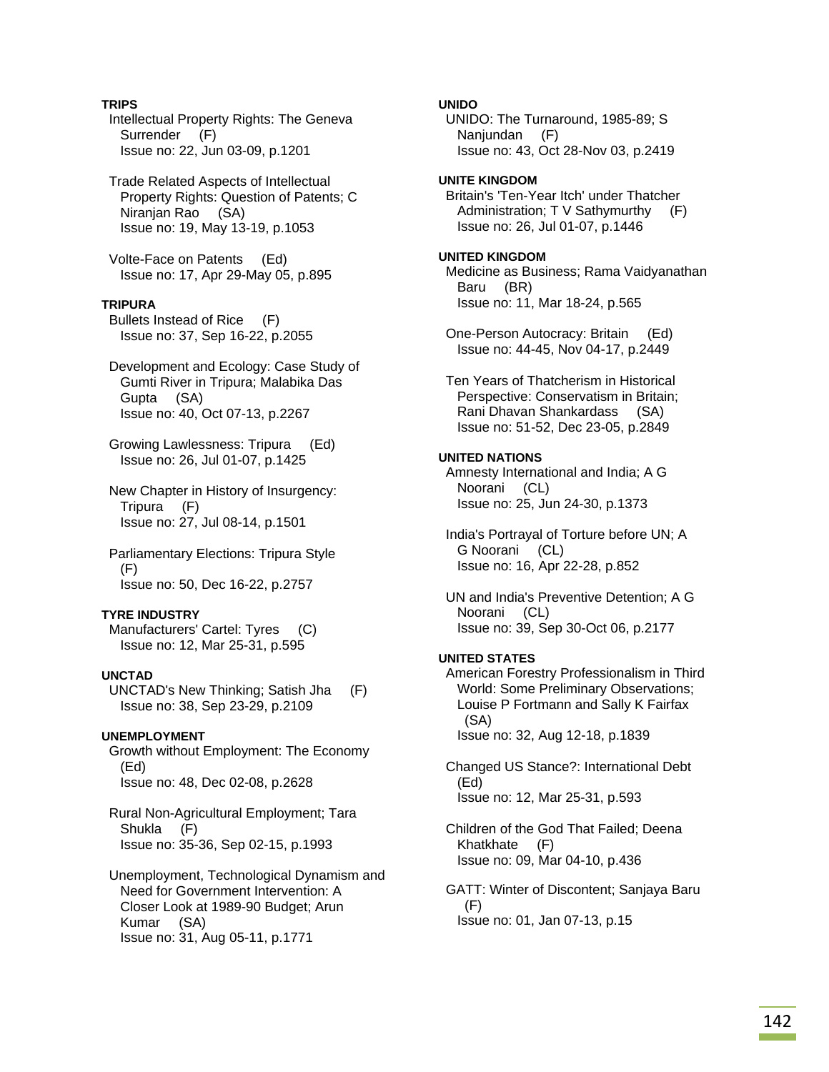**TRIPS**

Intellectual Property Rights: The Geneva Surrender (F)
Issue no: 22, Jun 03-09, p.1201

Trade Related Aspects of Intellectual Property Rights: Question of Patents; C Niranjan Rao (SA)
Issue no: 19, May 13-19, p.1053

Volte-Face on Patents (Ed)
Issue no: 17, Apr 29-May 05, p.895

**TRIPURA**

Bullets Instead of Rice (F)
Issue no: 37, Sep 16-22, p.2055

Development and Ecology: Case Study of Gumti River in Tripura; Malabika Das Gupta (SA)
Issue no: 40, Oct 07-13, p.2267

Growing Lawlessness: Tripura (Ed)
Issue no: 26, Jul 01-07, p.1425

New Chapter in History of Insurgency: Tripura (F)
Issue no: 27, Jul 08-14, p.1501

Parliamentary Elections: Tripura Style (F)
Issue no: 50, Dec 16-22, p.2757

**TYRE INDUSTRY**

Manufacturers' Cartel: Tyres (C)
Issue no: 12, Mar 25-31, p.595

**UNCTAD**

UNCTAD's New Thinking; Satish Jha (F)
Issue no: 38, Sep 23-29, p.2109

**UNEMPLOYMENT**

Growth without Employment: The Economy (Ed)
Issue no: 48, Dec 02-08, p.2628

Rural Non-Agricultural Employment; Tara Shukla (F)
Issue no: 35-36, Sep 02-15, p.1993

Unemployment, Technological Dynamism and Need for Government Intervention: A Closer Look at 1989-90 Budget; Arun Kumar (SA)
Issue no: 31, Aug 05-11, p.1771

**UNIDO**

UNIDO: The Turnaround, 1985-89; S Nanjundan (F)
Issue no: 43, Oct 28-Nov 03, p.2419

**UNITE KINGDOM**

Britain's 'Ten-Year Itch' under Thatcher Administration; T V Sathymurthy (F)
Issue no: 26, Jul 01-07, p.1446

**UNITED KINGDOM**

Medicine as Business; Rama Vaidyanathan Baru (BR)
Issue no: 11, Mar 18-24, p.565

One-Person Autocracy: Britain (Ed)
Issue no: 44-45, Nov 04-17, p.2449

Ten Years of Thatcherism in Historical Perspective: Conservatism in Britain; Rani Dhavan Shankardass (SA)
Issue no: 51-52, Dec 23-05, p.2849

**UNITED NATIONS**

Amnesty International and India; A G Noorani (CL)
Issue no: 25, Jun 24-30, p.1373

India's Portrayal of Torture before UN; A G Noorani (CL)
Issue no: 16, Apr 22-28, p.852

UN and India's Preventive Detention; A G Noorani (CL)
Issue no: 39, Sep 30-Oct 06, p.2177

**UNITED STATES**

American Forestry Professionalism in Third World: Some Preliminary Observations; Louise P Fortmann and Sally K Fairfax (SA)
Issue no: 32, Aug 12-18, p.1839

Changed US Stance?: International Debt (Ed)
Issue no: 12, Mar 25-31, p.593

Children of the God That Failed; Deena Khatkhate (F)
Issue no: 09, Mar 04-10, p.436

GATT: Winter of Discontent; Sanjaya Baru (F)
Issue no: 01, Jan 07-13, p.15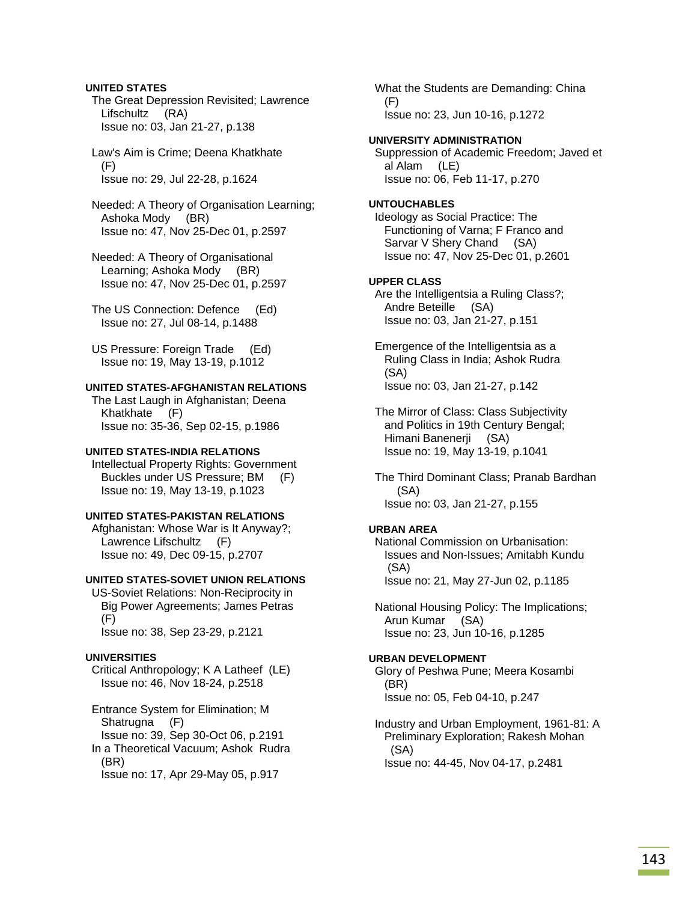**UNITED STATES**

The Great Depression Revisited; Lawrence Lifschultz (RA)
Issue no: 03, Jan 21-27, p.138

Law's Aim is Crime; Deena Khatkhate (F)
Issue no: 29, Jul 22-28, p.1624

Needed: A Theory of Organisation Learning; Ashoka Mody (BR)
Issue no: 47, Nov 25-Dec 01, p.2597

Needed: A Theory of Organisational Learning; Ashoka Mody (BR)
Issue no: 47, Nov 25-Dec 01, p.2597

The US Connection: Defence (Ed)
Issue no: 27, Jul 08-14, p.1488

US Pressure: Foreign Trade (Ed)
Issue no: 19, May 13-19, p.1012

**UNITED STATES-AFGHANISTAN RELATIONS**

The Last Laugh in Afghanistan; Deena Khatkhate (F)
Issue no: 35-36, Sep 02-15, p.1986

**UNITED STATES-INDIA RELATIONS**

Intellectual Property Rights: Government Buckles under US Pressure; BM (F)
Issue no: 19, May 13-19, p.1023

**UNITED STATES-PAKISTAN RELATIONS**

Afghanistan: Whose War is It Anyway?; Lawrence Lifschultz (F)
Issue no: 49, Dec 09-15, p.2707

**UNITED STATES-SOVIET UNION RELATIONS**

US-Soviet Relations: Non-Reciprocity in Big Power Agreements; James Petras (F)
Issue no: 38, Sep 23-29, p.2121

**UNIVERSITIES**

Critical Anthropology; K A Latheef (LE)
Issue no: 46, Nov 18-24, p.2518

Entrance System for Elimination; M Shatrugna (F)
Issue no: 39, Sep 30-Oct 06, p.2191

In a Theoretical Vacuum; Ashok Rudra (BR)
Issue no: 17, Apr 29-May 05, p.917

What the Students are Demanding: China (F)
Issue no: 23, Jun 10-16, p.1272

**UNIVERSITY ADMINISTRATION**

Suppression of Academic Freedom; Javed et al Alam (LE)
Issue no: 06, Feb 11-17, p.270

**UNTOUCHABLES**

Ideology as Social Practice: The Functioning of Varna; F Franco and Sarvar V Shery Chand (SA)
Issue no: 47, Nov 25-Dec 01, p.2601

**UPPER CLASS**

Are the Intelligentsia a Ruling Class?; Andre Beteille (SA)
Issue no: 03, Jan 21-27, p.151

Emergence of the Intelligentsia as a Ruling Class in India; Ashok Rudra (SA)
Issue no: 03, Jan 21-27, p.142

The Mirror of Class: Class Subjectivity and Politics in 19th Century Bengal; Himani Banenerji (SA)
Issue no: 19, May 13-19, p.1041

The Third Dominant Class; Pranab Bardhan (SA)
Issue no: 03, Jan 21-27, p.155

**URBAN AREA**

National Commission on Urbanisation: Issues and Non-Issues; Amitabh Kundu (SA)
Issue no: 21, May 27-Jun 02, p.1185

National Housing Policy: The Implications; Arun Kumar (SA)
Issue no: 23, Jun 10-16, p.1285

**URBAN DEVELOPMENT**

Glory of Peshwa Pune; Meera Kosambi (BR)
Issue no: 05, Feb 04-10, p.247

Industry and Urban Employment, 1961-81: A Preliminary Exploration; Rakesh Mohan (SA)
Issue no: 44-45, Nov 04-17, p.2481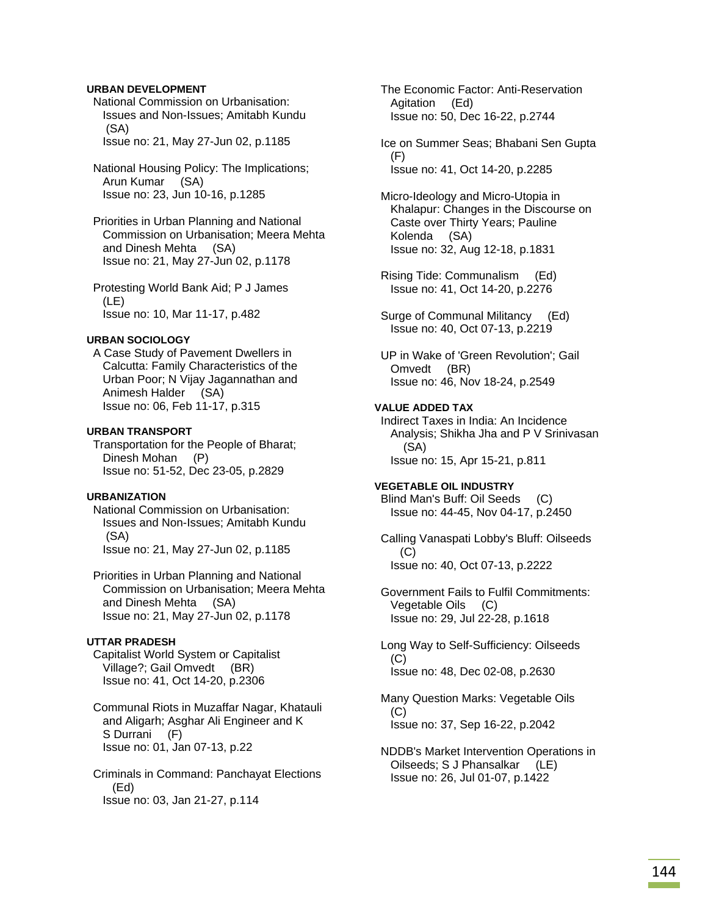#### URBAN DEVELOPMENT

National Commission on Urbanisation: Issues and Non-Issues; Amitabh Kundu (SA)
Issue no: 21, May 27-Jun 02, p.1185

National Housing Policy: The Implications; Arun Kumar (SA)
Issue no: 23, Jun 10-16, p.1285

Priorities in Urban Planning and National Commission on Urbanisation; Meera Mehta and Dinesh Mehta (SA)
Issue no: 21, May 27-Jun 02, p.1178

Protesting World Bank Aid; P J James (LE)
Issue no: 10, Mar 11-17, p.482

#### URBAN SOCIOLOGY

A Case Study of Pavement Dwellers in Calcutta: Family Characteristics of the Urban Poor; N Vijay Jagannathan and Animesh Halder (SA)
Issue no: 06, Feb 11-17, p.315

#### URBAN TRANSPORT

Transportation for the People of Bharat; Dinesh Mohan (P)
Issue no: 51-52, Dec 23-05, p.2829

#### URBANIZATION

National Commission on Urbanisation: Issues and Non-Issues; Amitabh Kundu (SA)
Issue no: 21, May 27-Jun 02, p.1185

Priorities in Urban Planning and National Commission on Urbanisation; Meera Mehta and Dinesh Mehta (SA)
Issue no: 21, May 27-Jun 02, p.1178

#### UTTAR PRADESH

Capitalist World System or Capitalist Village?; Gail Omvedt (BR)
Issue no: 41, Oct 14-20, p.2306

Communal Riots in Muzaffar Nagar, Khatauli and Aligarh; Asghar Ali Engineer and K S Durrani (F)
Issue no: 01, Jan 07-13, p.22

Criminals in Command: Panchayat Elections (Ed)
Issue no: 03, Jan 21-27, p.114

The Economic Factor: Anti-Reservation Agitation (Ed)
Issue no: 50, Dec 16-22, p.2744

Ice on Summer Seas; Bhabani Sen Gupta (F)
Issue no: 41, Oct 14-20, p.2285

Micro-Ideology and Micro-Utopia in Khalapur: Changes in the Discourse on Caste over Thirty Years; Pauline Kolenda (SA)
Issue no: 32, Aug 12-18, p.1831

Rising Tide: Communalism (Ed)
Issue no: 41, Oct 14-20, p.2276

Surge of Communal Militancy (Ed)
Issue no: 40, Oct 07-13, p.2219

UP in Wake of 'Green Revolution'; Gail Omvedt (BR)
Issue no: 46, Nov 18-24, p.2549

#### VALUE ADDED TAX

Indirect Taxes in India: An Incidence Analysis; Shikha Jha and P V Srinivasan (SA)
Issue no: 15, Apr 15-21, p.811

#### VEGETABLE OIL INDUSTRY

Blind Man's Buff: Oil Seeds (C)
Issue no: 44-45, Nov 04-17, p.2450

Calling Vanaspati Lobby's Bluff: Oilseeds (C)
Issue no: 40, Oct 07-13, p.2222

Government Fails to Fulfil Commitments: Vegetable Oils (C)
Issue no: 29, Jul 22-28, p.1618

Long Way to Self-Sufficiency: Oilseeds (C)
Issue no: 48, Dec 02-08, p.2630

Many Question Marks: Vegetable Oils (C)
Issue no: 37, Sep 16-22, p.2042

NDDB's Market Intervention Operations in Oilseeds; S J Phansalkar (LE)
Issue no: 26, Jul 01-07, p.1422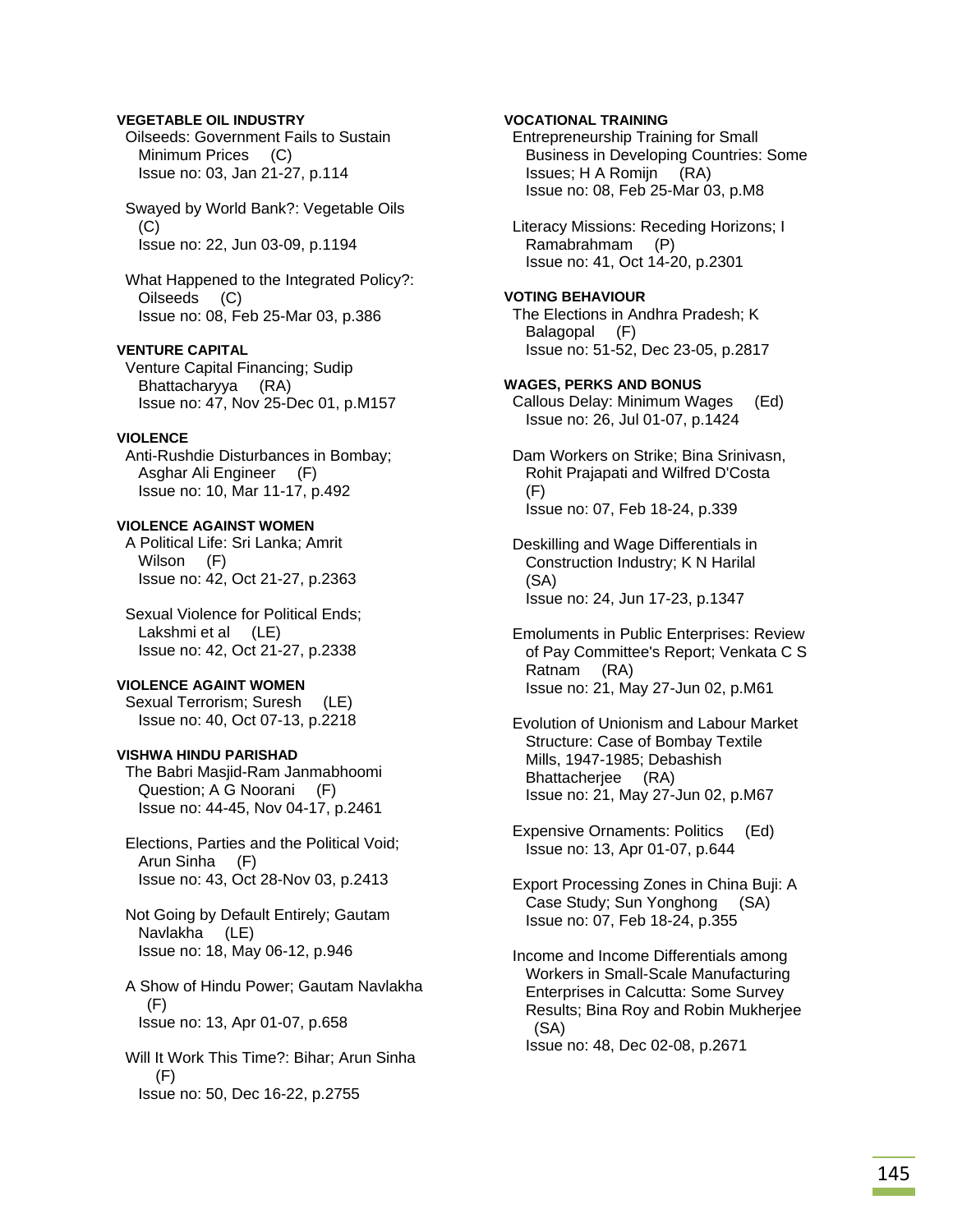**VEGETABLE OIL INDUSTRY**

Oilseeds: Government Fails to Sustain Minimum Prices (C)
Issue no: 03, Jan 21-27, p.114

Swayed by World Bank?: Vegetable Oils (C)
Issue no: 22, Jun 03-09, p.1194

What Happened to the Integrated Policy?: Oilseeds (C)
Issue no: 08, Feb 25-Mar 03, p.386

**VENTURE CAPITAL**

Venture Capital Financing; Sudip Bhattacharyya (RA)
Issue no: 47, Nov 25-Dec 01, p.M157

**VIOLENCE**

Anti-Rushdie Disturbances in Bombay; Asghar Ali Engineer (F)
Issue no: 10, Mar 11-17, p.492

**VIOLENCE AGAINST WOMEN**

A Political Life: Sri Lanka; Amrit Wilson (F)
Issue no: 42, Oct 21-27, p.2363

Sexual Violence for Political Ends; Lakshmi et al (LE)
Issue no: 42, Oct 21-27, p.2338

**VIOLENCE AGAINT WOMEN**

Sexual Terrorism; Suresh (LE)
Issue no: 40, Oct 07-13, p.2218

**VISHWA HINDU PARISHAD**

The Babri Masjid-Ram Janmabhoomi Question; A G Noorani (F)
Issue no: 44-45, Nov 04-17, p.2461

Elections, Parties and the Political Void; Arun Sinha (F)
Issue no: 43, Oct 28-Nov 03, p.2413

Not Going by Default Entirely; Gautam Navlakha (LE)
Issue no: 18, May 06-12, p.946

A Show of Hindu Power; Gautam Navlakha (F)
Issue no: 13, Apr 01-07, p.658

Will It Work This Time?: Bihar; Arun Sinha (F)
Issue no: 50, Dec 16-22, p.2755

**VOCATIONAL TRAINING**

Entrepreneurship Training for Small Business in Developing Countries: Some Issues; H A Romijn (RA)
Issue no: 08, Feb 25-Mar 03, p.M8

Literacy Missions: Receding Horizons; I Ramabrahmam (P)
Issue no: 41, Oct 14-20, p.2301

**VOTING BEHAVIOUR**

The Elections in Andhra Pradesh; K Balagopal (F)
Issue no: 51-52, Dec 23-05, p.2817

**WAGES, PERKS AND BONUS**

Callous Delay: Minimum Wages (Ed)
Issue no: 26, Jul 01-07, p.1424

Dam Workers on Strike; Bina Srinivasn, Rohit Prajapati and Wilfred D'Costa (F)
Issue no: 07, Feb 18-24, p.339

Deskilling and Wage Differentials in Construction Industry; K N Harilal (SA)
Issue no: 24, Jun 17-23, p.1347

Emoluments in Public Enterprises: Review of Pay Committee's Report; Venkata C S Ratnam (RA)
Issue no: 21, May 27-Jun 02, p.M61

Evolution of Unionism and Labour Market Structure: Case of Bombay Textile Mills, 1947-1985; Debashish Bhattacherjee (RA)
Issue no: 21, May 27-Jun 02, p.M67

Expensive Ornaments: Politics (Ed)
Issue no: 13, Apr 01-07, p.644

Export Processing Zones in China Buji: A Case Study; Sun Yonghong (SA)
Issue no: 07, Feb 18-24, p.355

Income and Income Differentials among Workers in Small-Scale Manufacturing Enterprises in Calcutta: Some Survey Results; Bina Roy and Robin Mukherjee (SA)
Issue no: 48, Dec 02-08, p.2671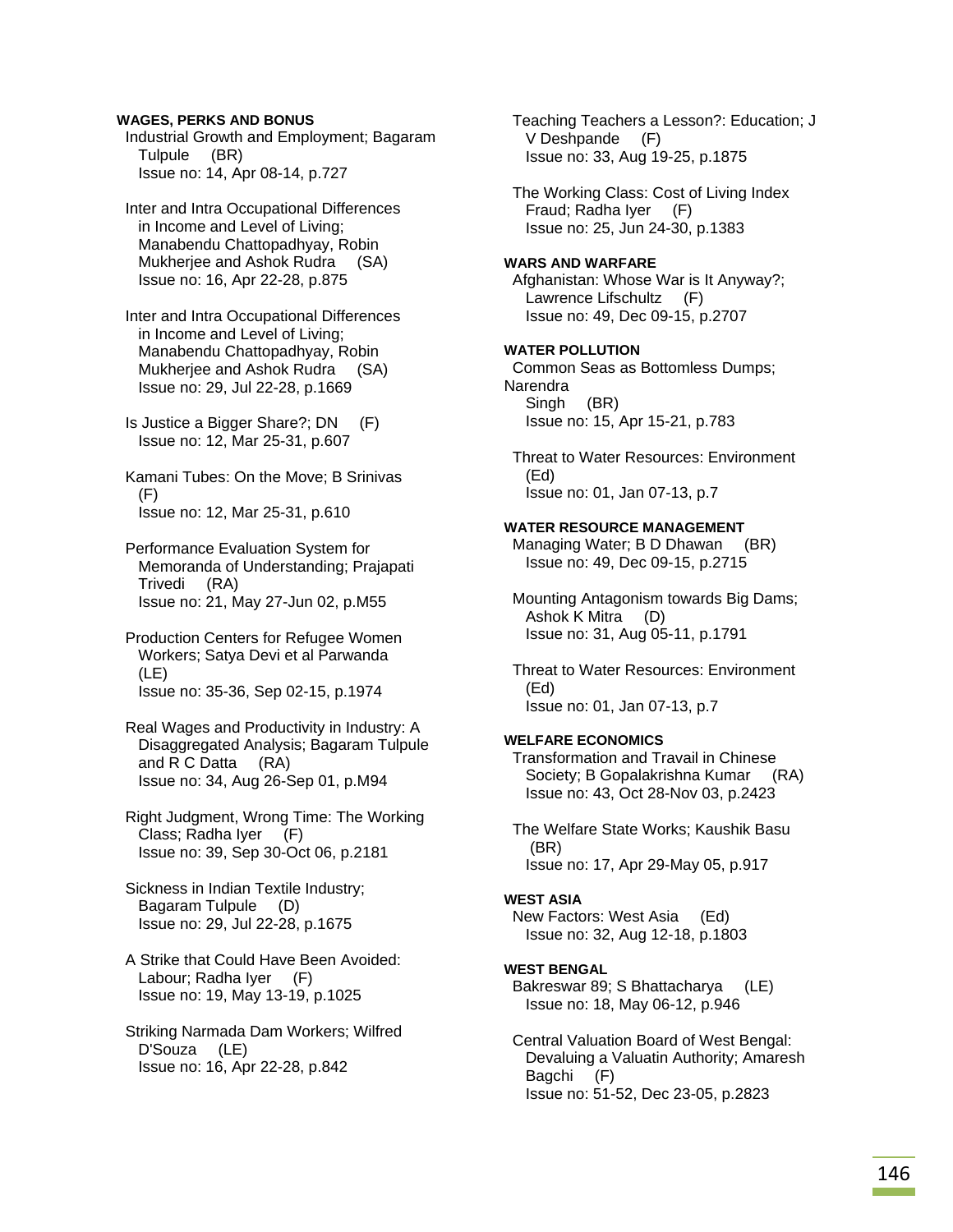**WAGES, PERKS AND BONUS**

Industrial Growth and Employment; Bagaram Tulpule (BR)
Issue no: 14, Apr 08-14, p.727

Inter and Intra Occupational Differences in Income and Level of Living; Manabendu Chattopadhyay, Robin Mukherjee and Ashok Rudra (SA)
Issue no: 16, Apr 22-28, p.875

Inter and Intra Occupational Differences in Income and Level of Living; Manabendu Chattopadhyay, Robin Mukherjee and Ashok Rudra (SA)
Issue no: 29, Jul 22-28, p.1669

Is Justice a Bigger Share?; DN (F)
Issue no: 12, Mar 25-31, p.607

Kamani Tubes: On the Move; B Srinivas (F)
Issue no: 12, Mar 25-31, p.610

Performance Evaluation System for Memoranda of Understanding; Prajapati Trivedi (RA)
Issue no: 21, May 27-Jun 02, p.M55

Production Centers for Refugee Women Workers; Satya Devi et al Parwanda (LE)
Issue no: 35-36, Sep 02-15, p.1974

Real Wages and Productivity in Industry: A Disaggregated Analysis; Bagaram Tulpule and R C Datta (RA)
Issue no: 34, Aug 26-Sep 01, p.M94

Right Judgment, Wrong Time: The Working Class; Radha Iyer (F)
Issue no: 39, Sep 30-Oct 06, p.2181

Sickness in Indian Textile Industry; Bagaram Tulpule (D)
Issue no: 29, Jul 22-28, p.1675

A Strike that Could Have Been Avoided: Labour; Radha Iyer (F)
Issue no: 19, May 13-19, p.1025

Striking Narmada Dam Workers; Wilfred D'Souza (LE)
Issue no: 16, Apr 22-28, p.842

Teaching Teachers a Lesson?: Education; J V Deshpande (F)
Issue no: 33, Aug 19-25, p.1875

The Working Class: Cost of Living Index Fraud; Radha Iyer (F)
Issue no: 25, Jun 24-30, p.1383

**WARS AND WARFARE**

Afghanistan: Whose War is It Anyway?; Lawrence Lifschultz (F)
Issue no: 49, Dec 09-15, p.2707

**WATER POLLUTION**

Common Seas as Bottomless Dumps; Narendra Singh (BR)
Issue no: 15, Apr 15-21, p.783

Threat to Water Resources: Environment (Ed)
Issue no: 01, Jan 07-13, p.7

**WATER RESOURCE MANAGEMENT**

Managing Water; B D Dhawan (BR)
Issue no: 49, Dec 09-15, p.2715

Mounting Antagonism towards Big Dams; Ashok K Mitra (D)
Issue no: 31, Aug 05-11, p.1791

Threat to Water Resources: Environment (Ed)
Issue no: 01, Jan 07-13, p.7

**WELFARE ECONOMICS**

Transformation and Travail in Chinese Society; B Gopalakrishna Kumar (RA)
Issue no: 43, Oct 28-Nov 03, p.2423

The Welfare State Works; Kaushik Basu (BR)
Issue no: 17, Apr 29-May 05, p.917

**WEST ASIA**

New Factors: West Asia (Ed)
Issue no: 32, Aug 12-18, p.1803

**WEST BENGAL**

Bakreswar 89; S Bhattacharya (LE)
Issue no: 18, May 06-12, p.946

Central Valuation Board of West Bengal: Devaluing a Valuatin Authority; Amaresh Bagchi (F)
Issue no: 51-52, Dec 23-05, p.2823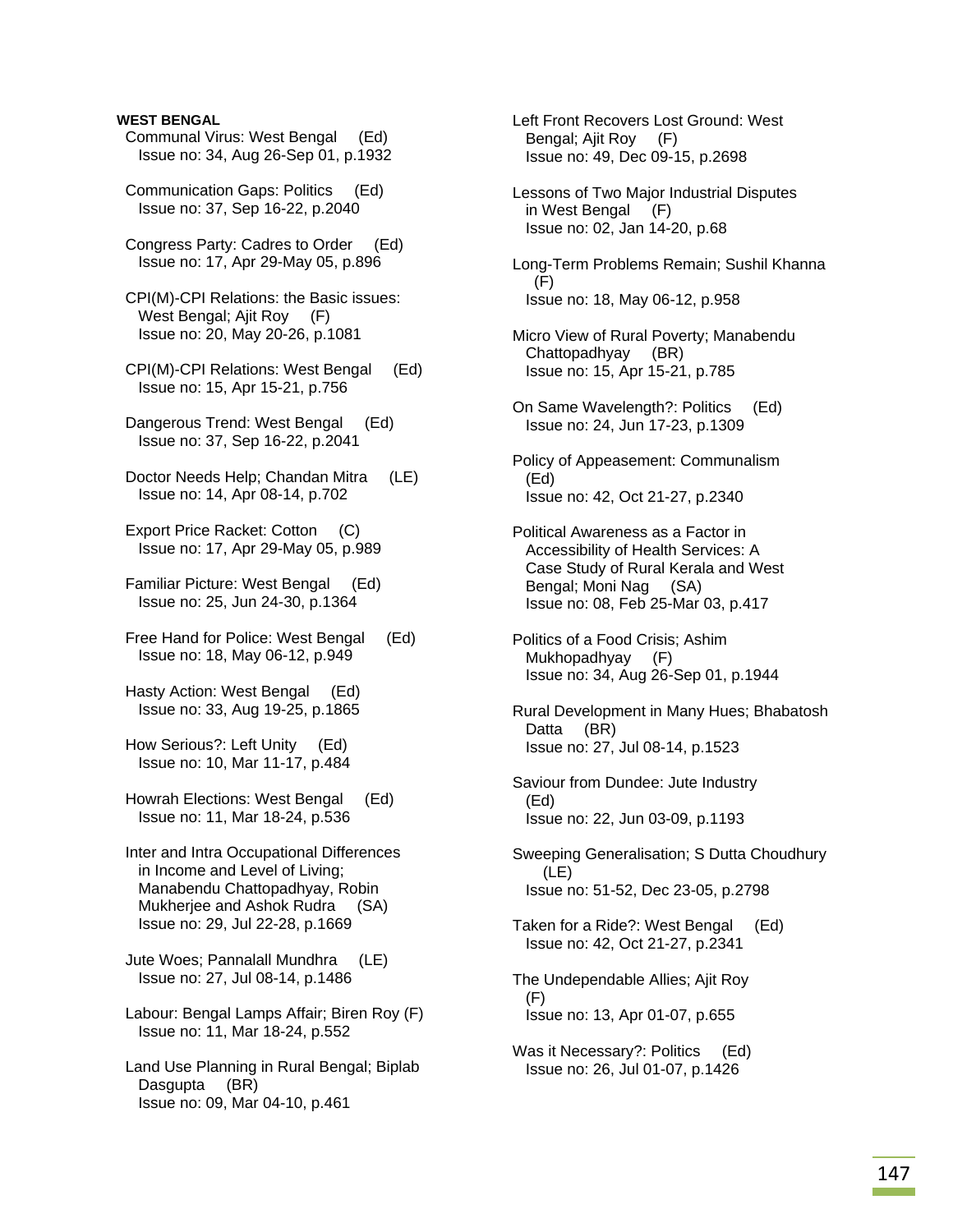**WEST BENGAL**

Communal Virus: West Bengal (Ed)
Issue no: 34, Aug 26-Sep 01, p.1932

Communication Gaps: Politics (Ed)
Issue no: 37, Sep 16-22, p.2040

Congress Party: Cadres to Order (Ed)
Issue no: 17, Apr 29-May 05, p.896

CPI(M)-CPI Relations: the Basic issues: West Bengal; Ajit Roy (F)
Issue no: 20, May 20-26, p.1081

CPI(M)-CPI Relations: West Bengal (Ed)
Issue no: 15, Apr 15-21, p.756

Dangerous Trend: West Bengal (Ed)
Issue no: 37, Sep 16-22, p.2041

Doctor Needs Help; Chandan Mitra (LE)
Issue no: 14, Apr 08-14, p.702

Export Price Racket: Cotton (C)
Issue no: 17, Apr 29-May 05, p.989

Familiar Picture: West Bengal (Ed)
Issue no: 25, Jun 24-30, p.1364

Free Hand for Police: West Bengal (Ed)
Issue no: 18, May 06-12, p.949

Hasty Action: West Bengal (Ed)
Issue no: 33, Aug 19-25, p.1865

How Serious?: Left Unity (Ed)
Issue no: 10, Mar 11-17, p.484

Howrah Elections: West Bengal (Ed)
Issue no: 11, Mar 18-24, p.536

Inter and Intra Occupational Differences in Income and Level of Living; Manabendu Chattopadhyay, Robin Mukherjee and Ashok Rudra (SA)
Issue no: 29, Jul 22-28, p.1669

Jute Woes; Pannalall Mundhra (LE)
Issue no: 27, Jul 08-14, p.1486

Labour: Bengal Lamps Affair; Biren Roy (F)
Issue no: 11, Mar 18-24, p.552

Land Use Planning in Rural Bengal; Biplab Dasgupta (BR)
Issue no: 09, Mar 04-10, p.461

Left Front Recovers Lost Ground: West Bengal; Ajit Roy (F)
Issue no: 49, Dec 09-15, p.2698

Lessons of Two Major Industrial Disputes in West Bengal (F)
Issue no: 02, Jan 14-20, p.68

Long-Term Problems Remain; Sushil Khanna (F)
Issue no: 18, May 06-12, p.958

Micro View of Rural Poverty; Manabendu Chattopadhyay (BR)
Issue no: 15, Apr 15-21, p.785

On Same Wavelength?: Politics (Ed)
Issue no: 24, Jun 17-23, p.1309

Policy of Appeasement: Communalism (Ed)
Issue no: 42, Oct 21-27, p.2340

Political Awareness as a Factor in Accessibility of Health Services: A Case Study of Rural Kerala and West Bengal; Moni Nag (SA)
Issue no: 08, Feb 25-Mar 03, p.417

Politics of a Food Crisis; Ashim Mukhopadhyay (F)
Issue no: 34, Aug 26-Sep 01, p.1944

Rural Development in Many Hues; Bhabatosh Datta (BR)
Issue no: 27, Jul 08-14, p.1523

Saviour from Dundee: Jute Industry (Ed)
Issue no: 22, Jun 03-09, p.1193

Sweeping Generalisation; S Dutta Choudhury (LE)
Issue no: 51-52, Dec 23-05, p.2798

Taken for a Ride?: West Bengal (Ed)
Issue no: 42, Oct 21-27, p.2341

The Undependable Allies; Ajit Roy (F)
Issue no: 13, Apr 01-07, p.655

Was it Necessary?: Politics (Ed)
Issue no: 26, Jul 01-07, p.1426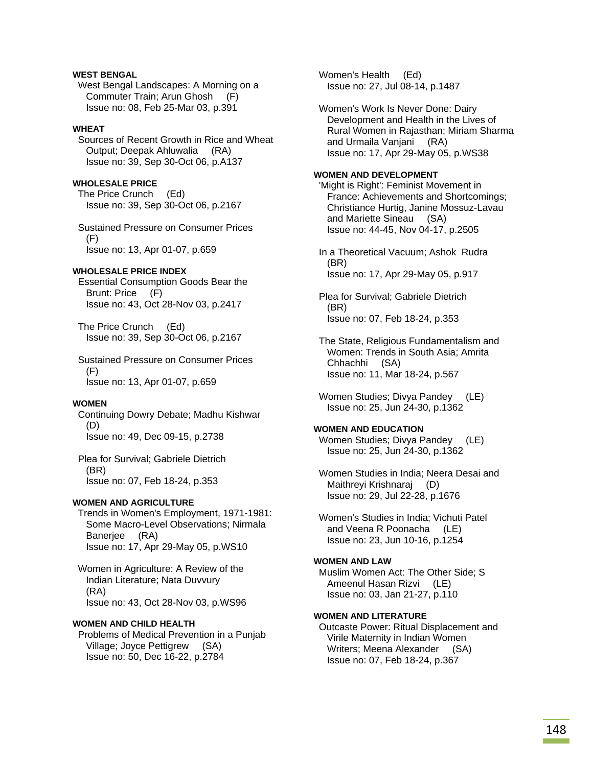**WEST BENGAL**

West Bengal Landscapes: A Morning on a Commuter Train; Arun Ghosh (F)
Issue no: 08, Feb 25-Mar 03, p.391

**WHEAT**

Sources of Recent Growth in Rice and Wheat Output; Deepak Ahluwalia (RA)
Issue no: 39, Sep 30-Oct 06, p.A137

**WHOLESALE PRICE**

The Price Crunch (Ed)
Issue no: 39, Sep 30-Oct 06, p.2167

Sustained Pressure on Consumer Prices (F)
Issue no: 13, Apr 01-07, p.659

**WHOLESALE PRICE INDEX**

Essential Consumption Goods Bear the Brunt: Price (F)
Issue no: 43, Oct 28-Nov 03, p.2417

The Price Crunch (Ed)
Issue no: 39, Sep 30-Oct 06, p.2167

Sustained Pressure on Consumer Prices (F)
Issue no: 13, Apr 01-07, p.659

**WOMEN**

Continuing Dowry Debate; Madhu Kishwar (D)
Issue no: 49, Dec 09-15, p.2738

Plea for Survival; Gabriele Dietrich (BR)
Issue no: 07, Feb 18-24, p.353

**WOMEN AND AGRICULTURE**

Trends in Women's Employment, 1971-1981: Some Macro-Level Observations; Nirmala Banerjee (RA)
Issue no: 17, Apr 29-May 05, p.WS10

Women in Agriculture: A Review of the Indian Literature; Nata Duvvury (RA)
Issue no: 43, Oct 28-Nov 03, p.WS96

**WOMEN AND CHILD HEALTH**

Problems of Medical Prevention in a Punjab Village; Joyce Pettigrew (SA)
Issue no: 50, Dec 16-22, p.2784

Women's Health (Ed)
Issue no: 27, Jul 08-14, p.1487

Women's Work Is Never Done: Dairy Development and Health in the Lives of Rural Women in Rajasthan; Miriam Sharma and Urmaila Vanjani (RA)
Issue no: 17, Apr 29-May 05, p.WS38

**WOMEN AND DEVELOPMENT**

'Might is Right': Feminist Movement in France: Achievements and Shortcomings; Christiance Hurtig, Janine Mossuz-Lavau and Mariette Sineau (SA)
Issue no: 44-45, Nov 04-17, p.2505

In a Theoretical Vacuum; Ashok Rudra (BR)
Issue no: 17, Apr 29-May 05, p.917

Plea for Survival; Gabriele Dietrich (BR)
Issue no: 07, Feb 18-24, p.353

The State, Religious Fundamentalism and Women: Trends in South Asia; Amrita Chhachhi (SA)
Issue no: 11, Mar 18-24, p.567

Women Studies; Divya Pandey (LE)
Issue no: 25, Jun 24-30, p.1362

**WOMEN AND EDUCATION**

Women Studies; Divya Pandey (LE)
Issue no: 25, Jun 24-30, p.1362

Women Studies in India; Neera Desai and Maithreyi Krishnaraj (D)
Issue no: 29, Jul 22-28, p.1676

Women's Studies in India; Vichuti Patel and Veena R Poonacha (LE)
Issue no: 23, Jun 10-16, p.1254

**WOMEN AND LAW**

Muslim Women Act: The Other Side; S Ameenul Hasan Rizvi (LE)
Issue no: 03, Jan 21-27, p.110

**WOMEN AND LITERATURE**

Outcaste Power: Ritual Displacement and Virile Maternity in Indian Women Writers; Meena Alexander (SA)
Issue no: 07, Feb 18-24, p.367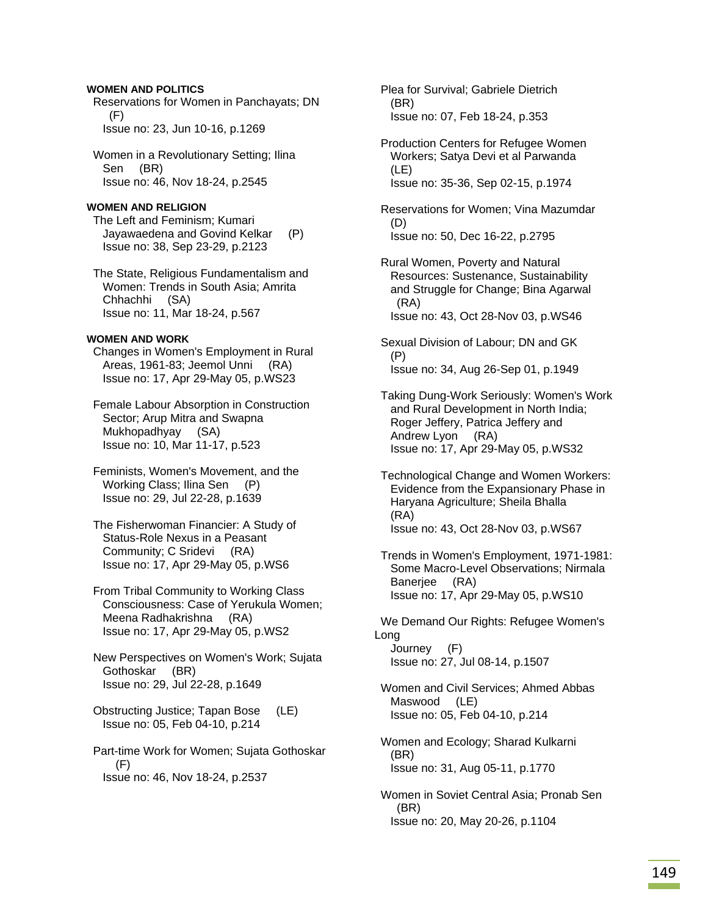**WOMEN AND POLITICS**

Reservations for Women in Panchayats; DN (F)
Issue no: 23, Jun 10-16, p.1269

Women in a Revolutionary Setting; Ilina Sen (BR)
Issue no: 46, Nov 18-24, p.2545

**WOMEN AND RELIGION**

The Left and Feminism; Kumari Jayawaedena and Govind Kelkar (P)
Issue no: 38, Sep 23-29, p.2123

The State, Religious Fundamentalism and Women: Trends in South Asia; Amrita Chhachhi (SA)
Issue no: 11, Mar 18-24, p.567

**WOMEN AND WORK**

Changes in Women's Employment in Rural Areas, 1961-83; Jeemol Unni (RA)
Issue no: 17, Apr 29-May 05, p.WS23

Female Labour Absorption in Construction Sector; Arup Mitra and Swapna Mukhopadhyay (SA)
Issue no: 10, Mar 11-17, p.523

Feminists, Women's Movement, and the Working Class; Ilina Sen (P)
Issue no: 29, Jul 22-28, p.1639

The Fisherwoman Financier: A Study of Status-Role Nexus in a Peasant Community; C Sridevi (RA)
Issue no: 17, Apr 29-May 05, p.WS6

From Tribal Community to Working Class Consciousness: Case of Yerukula Women; Meena Radhakrishna (RA)
Issue no: 17, Apr 29-May 05, p.WS2

New Perspectives on Women's Work; Sujata Gothoskar (BR)
Issue no: 29, Jul 22-28, p.1649

Obstructing Justice; Tapan Bose (LE)
Issue no: 05, Feb 04-10, p.214

Part-time Work for Women; Sujata Gothoskar (F)
Issue no: 46, Nov 18-24, p.2537

Plea for Survival; Gabriele Dietrich (BR)
Issue no: 07, Feb 18-24, p.353

Production Centers for Refugee Women Workers; Satya Devi et al Parwanda (LE)
Issue no: 35-36, Sep 02-15, p.1974

Reservations for Women; Vina Mazumdar (D)
Issue no: 50, Dec 16-22, p.2795

Rural Women, Poverty and Natural Resources: Sustenance, Sustainability and Struggle for Change; Bina Agarwal (RA)
Issue no: 43, Oct 28-Nov 03, p.WS46

Sexual Division of Labour; DN and GK (P)
Issue no: 34, Aug 26-Sep 01, p.1949

Taking Dung-Work Seriously: Women's Work and Rural Development in North India; Roger Jeffery, Patrica Jeffery and Andrew Lyon (RA)
Issue no: 17, Apr 29-May 05, p.WS32

Technological Change and Women Workers: Evidence from the Expansionary Phase in Haryana Agriculture; Sheila Bhalla (RA)
Issue no: 43, Oct 28-Nov 03, p.WS67

Trends in Women's Employment, 1971-1981: Some Macro-Level Observations; Nirmala Banerjee (RA)
Issue no: 17, Apr 29-May 05, p.WS10

We Demand Our Rights: Refugee Women's Long Journey (F)
Issue no: 27, Jul 08-14, p.1507

Women and Civil Services; Ahmed Abbas Maswood (LE)
Issue no: 05, Feb 04-10, p.214

Women and Ecology; Sharad Kulkarni (BR)
Issue no: 31, Aug 05-11, p.1770

Women in Soviet Central Asia; Pronab Sen (BR)
Issue no: 20, May 20-26, p.1104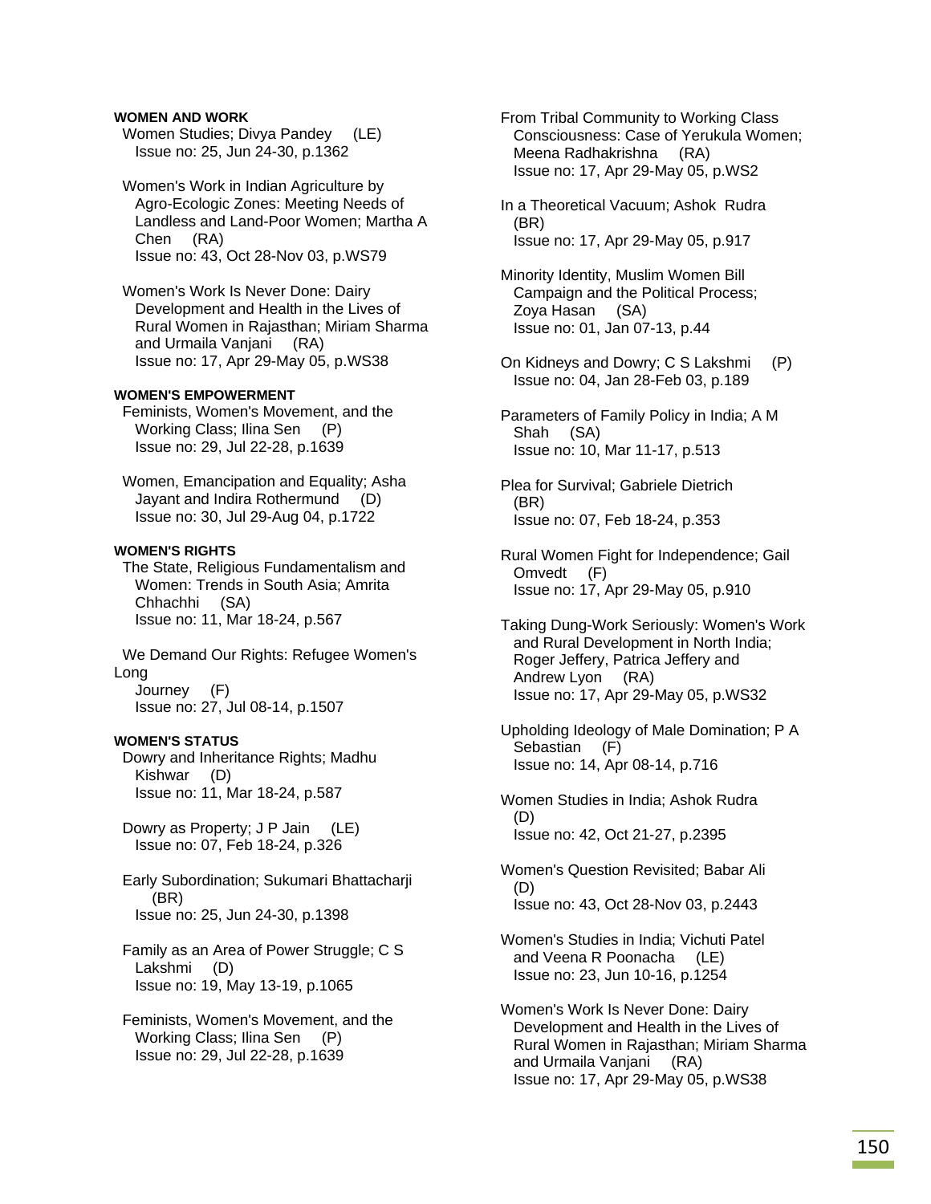**WOMEN AND WORK**

Women Studies; Divya Pandey (LE)
Issue no: 25, Jun 24-30, p.1362

Women's Work in Indian Agriculture by Agro-Ecologic Zones: Meeting Needs of Landless and Land-Poor Women; Martha A Chen (RA)
Issue no: 43, Oct 28-Nov 03, p.WS79

Women's Work Is Never Done: Dairy Development and Health in the Lives of Rural Women in Rajasthan; Miriam Sharma and Urmaila Vanjani (RA)
Issue no: 17, Apr 29-May 05, p.WS38

**WOMEN'S EMPOWERMENT**

Feminists, Women's Movement, and the Working Class; Ilina Sen (P)
Issue no: 29, Jul 22-28, p.1639

Women, Emancipation and Equality; Asha Jayant and Indira Rothermund (D)
Issue no: 30, Jul 29-Aug 04, p.1722

**WOMEN'S RIGHTS**

The State, Religious Fundamentalism and Women: Trends in South Asia; Amrita Chhachhi (SA)
Issue no: 11, Mar 18-24, p.567

We Demand Our Rights: Refugee Women's Long Journey (F)
Issue no: 27, Jul 08-14, p.1507

**WOMEN'S STATUS**

Dowry and Inheritance Rights; Madhu Kishwar (D)
Issue no: 11, Mar 18-24, p.587

Dowry as Property; J P Jain (LE)
Issue no: 07, Feb 18-24, p.326

Early Subordination; Sukumari Bhattacharji (BR)
Issue no: 25, Jun 24-30, p.1398

Family as an Area of Power Struggle; C S Lakshmi (D)
Issue no: 19, May 13-19, p.1065

Feminists, Women's Movement, and the Working Class; Ilina Sen (P)
Issue no: 29, Jul 22-28, p.1639

From Tribal Community to Working Class Consciousness: Case of Yerukula Women; Meena Radhakrishna (RA)
Issue no: 17, Apr 29-May 05, p.WS2

In a Theoretical Vacuum; Ashok Rudra (BR)
Issue no: 17, Apr 29-May 05, p.917

Minority Identity, Muslim Women Bill Campaign and the Political Process; Zoya Hasan (SA)
Issue no: 01, Jan 07-13, p.44

On Kidneys and Dowry; C S Lakshmi (P)
Issue no: 04, Jan 28-Feb 03, p.189

Parameters of Family Policy in India; A M Shah (SA)
Issue no: 10, Mar 11-17, p.513

Plea for Survival; Gabriele Dietrich (BR)
Issue no: 07, Feb 18-24, p.353

Rural Women Fight for Independence; Gail Omvedt (F)
Issue no: 17, Apr 29-May 05, p.910

Taking Dung-Work Seriously: Women's Work and Rural Development in North India; Roger Jeffery, Patrica Jeffery and Andrew Lyon (RA)
Issue no: 17, Apr 29-May 05, p.WS32

Upholding Ideology of Male Domination; P A Sebastian (F)
Issue no: 14, Apr 08-14, p.716

Women Studies in India; Ashok Rudra (D)
Issue no: 42, Oct 21-27, p.2395

Women's Question Revisited; Babar Ali (D)
Issue no: 43, Oct 28-Nov 03, p.2443

Women's Studies in India; Vichuti Patel and Veena R Poonacha (LE)
Issue no: 23, Jun 10-16, p.1254

Women's Work Is Never Done: Dairy Development and Health in the Lives of Rural Women in Rajasthan; Miriam Sharma and Urmaila Vanjani (RA)
Issue no: 17, Apr 29-May 05, p.WS38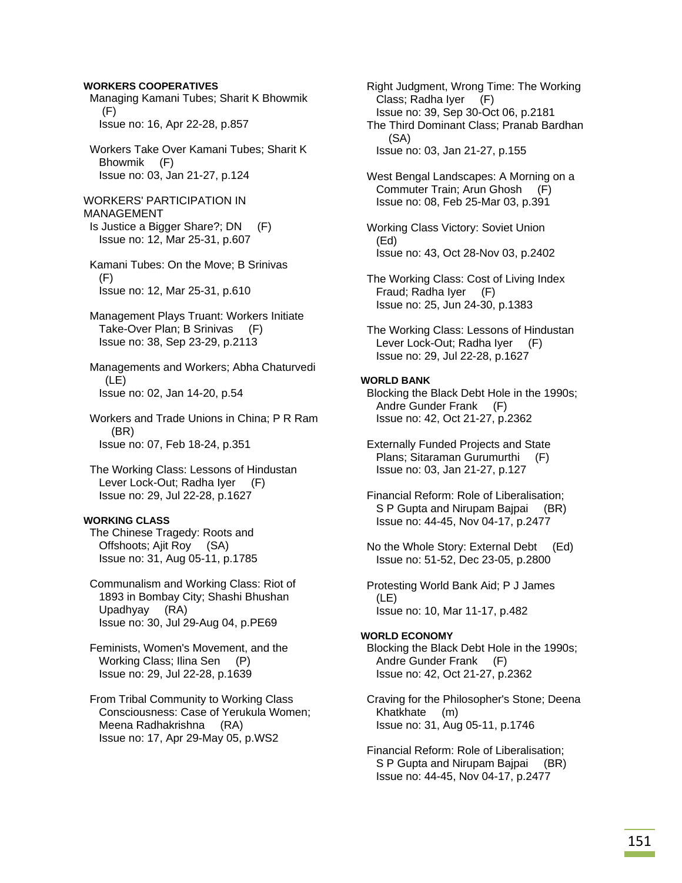**WORKERS COOPERATIVES**

Managing Kamani Tubes; Sharit K Bhowmik (F)
Issue no: 16, Apr 22-28, p.857

Workers Take Over Kamani Tubes; Sharit K Bhowmik (F)
Issue no: 03, Jan 21-27, p.124

WORKERS' PARTICIPATION IN MANAGEMENT

Is Justice a Bigger Share?; DN (F)
Issue no: 12, Mar 25-31, p.607

Kamani Tubes: On the Move; B Srinivas (F)
Issue no: 12, Mar 25-31, p.610

Management Plays Truant: Workers Initiate Take-Over Plan; B Srinivas (F)
Issue no: 38, Sep 23-29, p.2113

Managements and Workers; Abha Chaturvedi (LE)
Issue no: 02, Jan 14-20, p.54

Workers and Trade Unions in China; P R Ram (BR)
Issue no: 07, Feb 18-24, p.351

The Working Class: Lessons of Hindustan Lever Lock-Out; Radha Iyer (F)
Issue no: 29, Jul 22-28, p.1627

**WORKING CLASS**

The Chinese Tragedy: Roots and Offshoots; Ajit Roy (SA)
Issue no: 31, Aug 05-11, p.1785

Communalism and Working Class: Riot of 1893 in Bombay City; Shashi Bhushan Upadhyay (RA)
Issue no: 30, Jul 29-Aug 04, p.PE69

Feminists, Women's Movement, and the Working Class; Ilina Sen (P)
Issue no: 29, Jul 22-28, p.1639

From Tribal Community to Working Class Consciousness: Case of Yerukula Women; Meena Radhakrishna (RA)
Issue no: 17, Apr 29-May 05, p.WS2

Right Judgment, Wrong Time: The Working Class; Radha Iyer (F)
Issue no: 39, Sep 30-Oct 06, p.2181

The Third Dominant Class; Pranab Bardhan (SA)
Issue no: 03, Jan 21-27, p.155

West Bengal Landscapes: A Morning on a Commuter Train; Arun Ghosh (F)
Issue no: 08, Feb 25-Mar 03, p.391

Working Class Victory: Soviet Union (Ed)
Issue no: 43, Oct 28-Nov 03, p.2402

The Working Class: Cost of Living Index Fraud; Radha Iyer (F)
Issue no: 25, Jun 24-30, p.1383

The Working Class: Lessons of Hindustan Lever Lock-Out; Radha Iyer (F)
Issue no: 29, Jul 22-28, p.1627

**WORLD BANK**

Blocking the Black Debt Hole in the 1990s; Andre Gunder Frank (F)
Issue no: 42, Oct 21-27, p.2362

Externally Funded Projects and State Plans; Sitaraman Gurumurthi (F)
Issue no: 03, Jan 21-27, p.127

Financial Reform: Role of Liberalisation; S P Gupta and Nirupam Bajpai (BR)
Issue no: 44-45, Nov 04-17, p.2477

No the Whole Story: External Debt (Ed)
Issue no: 51-52, Dec 23-05, p.2800

Protesting World Bank Aid; P J James (LE)
Issue no: 10, Mar 11-17, p.482

**WORLD ECONOMY**

Blocking the Black Debt Hole in the 1990s; Andre Gunder Frank (F)
Issue no: 42, Oct 21-27, p.2362

Craving for the Philosopher's Stone; Deena Khatkhate (m)
Issue no: 31, Aug 05-11, p.1746

Financial Reform: Role of Liberalisation; S P Gupta and Nirupam Bajpai (BR)
Issue no: 44-45, Nov 04-17, p.2477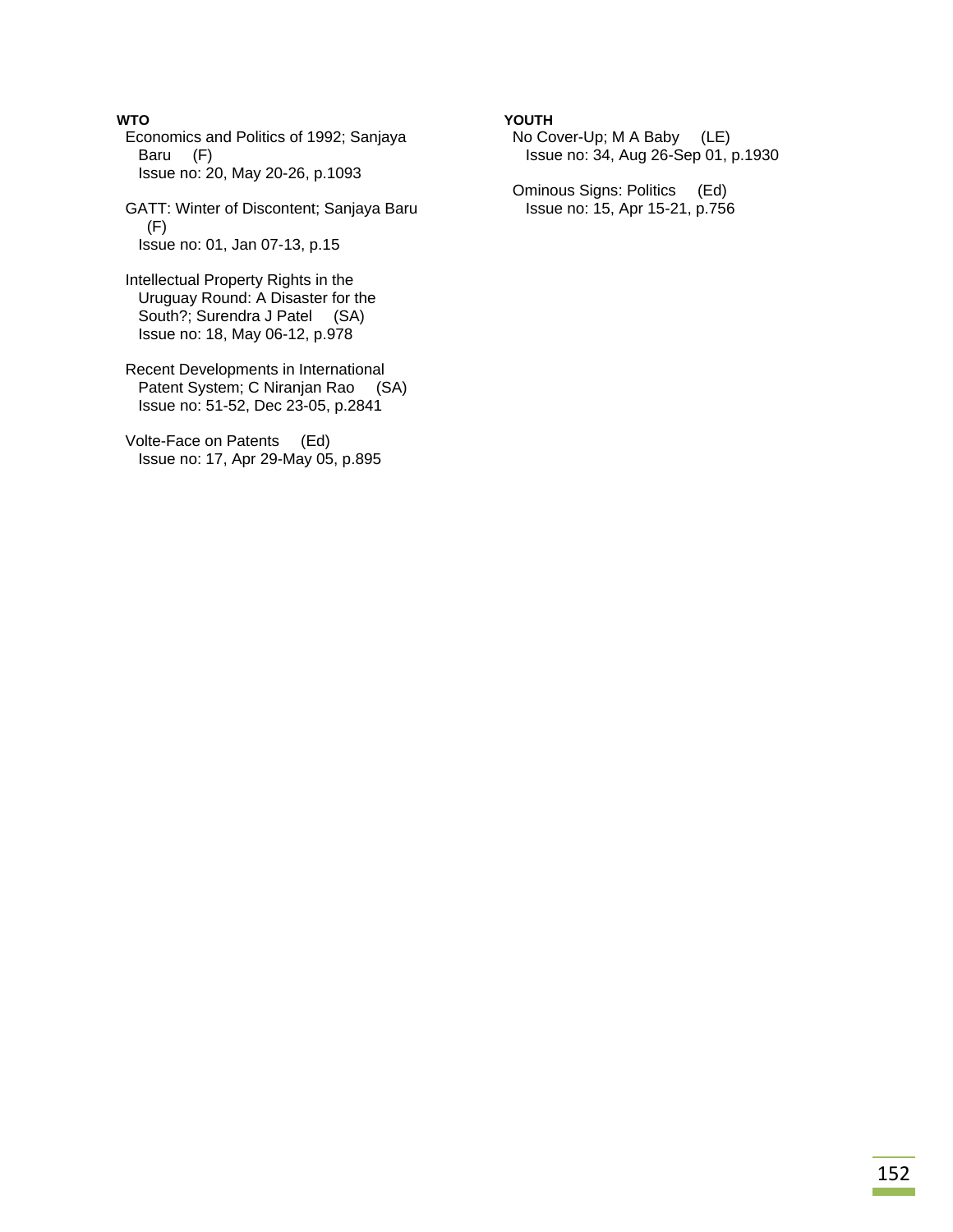**WTO**

Economics and Politics of 1992; Sanjaya Baru (F)
Issue no: 20, May 20-26, p.1093

GATT: Winter of Discontent; Sanjaya Baru (F)
Issue no: 01, Jan 07-13, p.15

Intellectual Property Rights in the Uruguay Round: A Disaster for the South?; Surendra J Patel (SA)
Issue no: 18, May 06-12, p.978

Recent Developments in International Patent System; C Niranjan Rao (SA)
Issue no: 51-52, Dec 23-05, p.2841

Volte-Face on Patents (Ed)
Issue no: 17, Apr 29-May 05, p.895

**YOUTH**

No Cover-Up; M A Baby (LE)
Issue no: 34, Aug 26-Sep 01, p.1930

Ominous Signs: Politics (Ed)
Issue no: 15, Apr 15-21, p.756